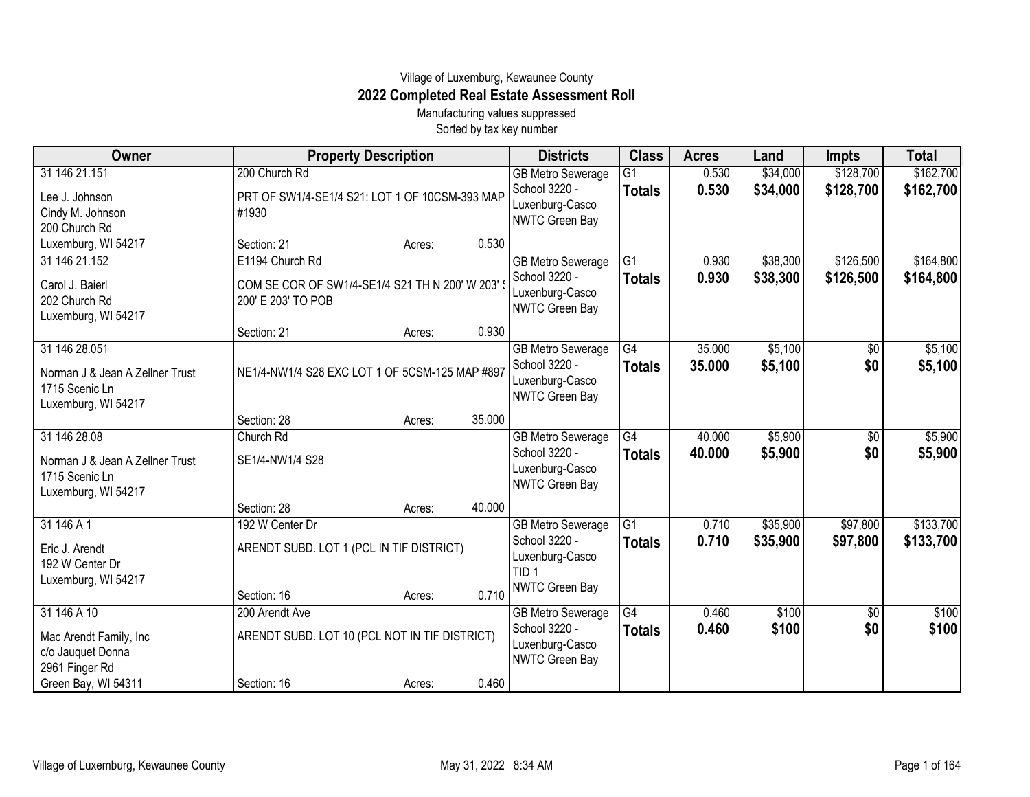Village of Luxemburg, Kewaunee County

# 2022 Completed Real Estate Assessment Roll

Manufacturing values suppressed

Sorted by tax key number

| Owner | Property Description | Districts | Class | Acres | Land | Impts | Total |
|---|---|---|---|---|---|---|---|
| 31 146 21.151<br>Lee J. Johnson<br>Cindy M. Johnson<br>200 Church Rd<br>Luxemburg, WI 54217 | 200 Church Rd<br>PRT OF SW1/4-SE1/4 S21: LOT 1 OF 10CSM-393 MAP #1930<br>Section: 21 Acres: 0.530 | GB Metro Sewerage<br>School 3220 - Luxenburg-Casco<br>NWTC Green Bay | G1<br>**Totals** | 0.530<br>**0.530** | $34,000<br>**$34,000** | $128,700<br>**$128,700** | $162,700<br>**$162,700** |
| 31 146 21.152<br>Carol J. Baierl<br>202 Church Rd<br>Luxemburg, WI 54217 | E1194 Church Rd<br>COM SE COR OF SW1/4-SE1/4 S21 TH N 200' W 203' S 200' E 203' TO POB<br>Section: 21 Acres: 0.930 | GB Metro Sewerage<br>School 3220 - Luxenburg-Casco<br>NWTC Green Bay | G1<br>**Totals** | 0.930<br>**0.930** | $38,300<br>**$38,300** | $126,500<br>**$126,500** | $164,800<br>**$164,800** |
| 31 146 28.051<br>Norman J & Jean A Zellner Trust<br>1715 Scenic Ln<br>Luxemburg, WI 54217 | NE1/4-NW1/4 S28 EXC LOT 1 OF 5CSM-125 MAP #897<br>Section: 28 Acres: 35.000 | GB Metro Sewerage<br>School 3220 - Luxenburg-Casco<br>NWTC Green Bay | G4<br>**Totals** | 35.000<br>**35.000** | $5,100<br>**$5,100** | $0<br>**$0** | $5,100<br>**$5,100** |
| 31 146 28.08<br>Norman J & Jean A Zellner Trust<br>1715 Scenic Ln<br>Luxemburg, WI 54217 | Church Rd<br>SE1/4-NW1/4 S28<br>Section: 28 Acres: 40.000 | GB Metro Sewerage<br>School 3220 - Luxenburg-Casco<br>NWTC Green Bay | G4<br>**Totals** | 40.000<br>**40.000** | $5,900<br>**$5,900** | $0<br>**$0** | $5,900<br>**$5,900** |
| 31 146 A 1<br>Eric J. Arendt<br>192 W Center Dr<br>Luxemburg, WI 54217 | 192 W Center Dr<br>ARENDT SUBD. LOT 1 (PCL IN TIF DISTRICT)<br>Section: 16 Acres: 0.710 | GB Metro Sewerage<br>School 3220 - Luxenburg-Casco<br>TID 1<br>NWTC Green Bay | G1<br>**Totals** | 0.710<br>**0.710** | $35,900<br>**$35,900** | $97,800<br>**$97,800** | $133,700<br>**$133,700** |
| 31 146 A 10<br>Mac Arendt Family, Inc<br>c/o Jauquet Donna<br>2961 Finger Rd<br>Green Bay, WI 54311 | 200 Arendt Ave<br>ARENDT SUBD. LOT 10 (PCL NOT IN TIF DISTRICT)<br>Section: 16 Acres: 0.460 | GB Metro Sewerage<br>School 3220 - Luxenburg-Casco<br>NWTC Green Bay | G4<br>**Totals** | 0.460<br>**0.460** | $100<br>**$100** | $0<br>**$0** | $100<br>**$100** |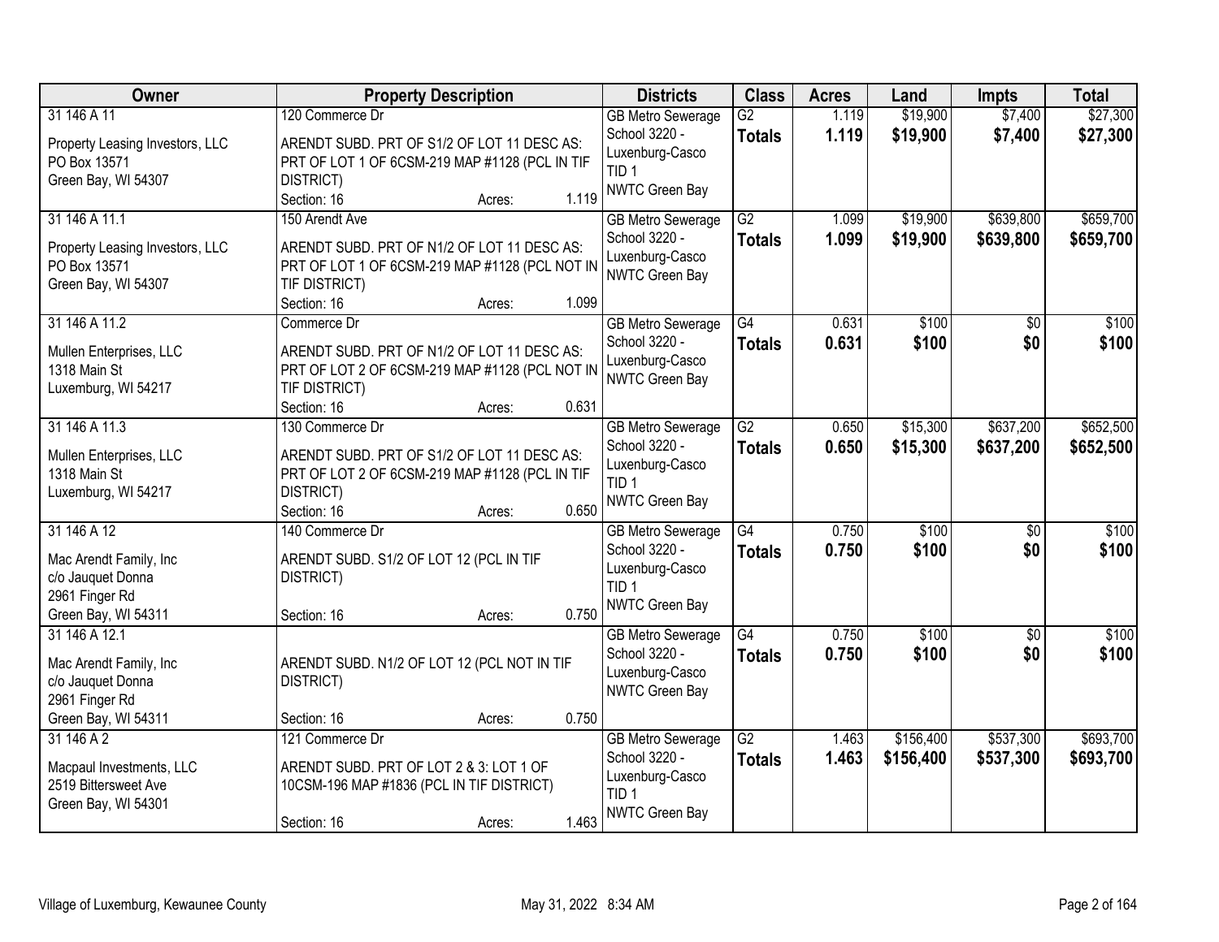| Owner | Property Description | Districts | Class | Acres | Land | Impts | Total |
|---|---|---|---|---|---|---|---|
| 31 146 A 11<br>Property Leasing Investors, LLC<br>PO Box 13571<br>Green Bay, WI 54307 | 120 Commerce Dr<br>ARENDT SUBD. PRT OF S1/2 OF LOT 11 DESC AS: PRT OF LOT 1 OF 6CSM-219 MAP #1128 (PCL IN TIF DISTRICT)<br>Section: 16 Acres: 1.119 | GB Metro Sewerage<br>School 3220 - Luxenburg-Casco<br>TID 1<br>NWTC Green Bay | G2<br>**Totals** | 1.119<br>**1.119** | $19,900<br>**$19,900** | $7,400<br>**$7,400** | $27,300<br>**$27,300** |
| 31 146 A 11.1<br>Property Leasing Investors, LLC<br>PO Box 13571<br>Green Bay, WI 54307 | 150 Arendt Ave<br>ARENDT SUBD. PRT OF N1/2 OF LOT 11 DESC AS: PRT OF LOT 1 OF 6CSM-219 MAP #1128 (PCL NOT IN TIF DISTRICT)<br>Section: 16 Acres: 1.099 | GB Metro Sewerage<br>School 3220 - Luxenburg-Casco<br>NWTC Green Bay | G2<br>**Totals** | 1.099<br>**1.099** | $19,900<br>**$19,900** | $639,800<br>**$639,800** | $659,700<br>**$659,700** |
| 31 146 A 11.2<br>Mullen Enterprises, LLC<br>1318 Main St<br>Luxemburg, WI 54217 | Commerce Dr<br>ARENDT SUBD. PRT OF N1/2 OF LOT 11 DESC AS: PRT OF LOT 2 OF 6CSM-219 MAP #1128 (PCL NOT IN TIF DISTRICT)<br>Section: 16 Acres: 0.631 | GB Metro Sewerage<br>School 3220 - Luxenburg-Casco<br>NWTC Green Bay | G4<br>**Totals** | 0.631<br>**0.631** | $100<br>**$100** | $0<br>**$0** | $100<br>**$100** |
| 31 146 A 11.3<br>Mullen Enterprises, LLC<br>1318 Main St<br>Luxemburg, WI 54217 | 130 Commerce Dr<br>ARENDT SUBD. PRT OF S1/2 OF LOT 11 DESC AS: PRT OF LOT 2 OF 6CSM-219 MAP #1128 (PCL IN TIF DISTRICT)<br>Section: 16 Acres: 0.650 | GB Metro Sewerage<br>School 3220 - Luxenburg-Casco<br>TID 1<br>NWTC Green Bay | G2<br>**Totals** | 0.650<br>**0.650** | $15,300<br>**$15,300** | $637,200<br>**$637,200** | $652,500<br>**$652,500** |
| 31 146 A 12<br>Mac Arendt Family, Inc<br>c/o Jauquet Donna<br>2961 Finger Rd<br>Green Bay, WI 54311 | 140 Commerce Dr<br>ARENDT SUBD. S1/2 OF LOT 12 (PCL IN TIF DISTRICT)<br>Section: 16 Acres: 0.750 | GB Metro Sewerage<br>School 3220 - Luxenburg-Casco<br>TID 1<br>NWTC Green Bay | G4<br>**Totals** | 0.750<br>**0.750** | $100<br>**$100** | $0<br>**$0** | $100<br>**$100** |
| 31 146 A 12.1<br>Mac Arendt Family, Inc<br>c/o Jauquet Donna<br>2961 Finger Rd<br>Green Bay, WI 54311 | ARENDT SUBD. N1/2 OF LOT 12 (PCL NOT IN TIF DISTRICT)<br>Section: 16 Acres: 0.750 | GB Metro Sewerage<br>School 3220 - Luxenburg-Casco<br>NWTC Green Bay | G4<br>**Totals** | 0.750<br>**0.750** | $100<br>**$100** | $0<br>**$0** | $100<br>**$100** |
| 31 146 A 2<br>Macpaul Investments, LLC<br>2519 Bittersweet Ave<br>Green Bay, WI 54301 | 121 Commerce Dr<br>ARENDT SUBD. PRT OF LOT 2 & 3: LOT 1 OF 10CSM-196 MAP #1836 (PCL IN TIF DISTRICT)<br>Section: 16 Acres: 1.463 | GB Metro Sewerage<br>School 3220 - Luxenburg-Casco<br>TID 1<br>NWTC Green Bay | G2<br>**Totals** | 1.463<br>**1.463** | $156,400<br>**$156,400** | $537,300<br>**$537,300** | $693,700<br>**$693,700** |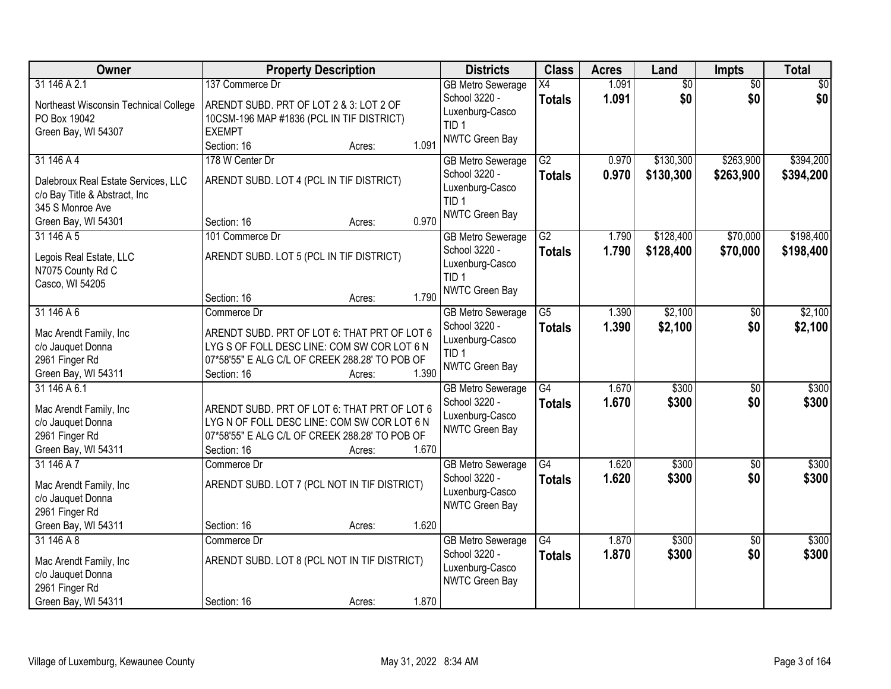| Owner | Property Description | Districts | Class | Acres | Land | Impts | Total |
|---|---|---|---|---|---|---|---|
| 31 146 A 2.1<br>Northeast Wisconsin Technical College<br>PO Box 19042<br>Green Bay, WI 54307 | 137 Commerce Dr<br>ARENDT SUBD. PRT OF LOT 2 & 3: LOT 2 OF 10CSM-196 MAP #1836 (PCL IN TIF DISTRICT) EXEMPT<br>Section: 16 Acres: 1.091 | GB Metro Sewerage<br>School 3220 - Luxenburg-Casco<br>TID 1<br>NWTC Green Bay | X4<br>**Totals** | 1.091<br>**1.091** | $0<br>**$0** | $0<br>**$0** | $0<br>**$0** |
| 31 146 A 4<br>Dalebroux Real Estate Services, LLC<br>c/o Bay Title & Abstract, Inc<br>345 S Monroe Ave<br>Green Bay, WI 54301 | 178 W Center Dr<br>ARENDT SUBD. LOT 4 (PCL IN TIF DISTRICT)<br>Section: 16 Acres: 0.970 | GB Metro Sewerage<br>School 3220 - Luxenburg-Casco<br>TID 1<br>NWTC Green Bay | G2<br>**Totals** | 0.970<br>**0.970** | $130,300<br>**$130,300** | $263,900<br>**$263,900** | $394,200<br>**$394,200** |
| 31 146 A 5<br>Legois Real Estate, LLC<br>N7075 County Rd C<br>Casco, WI 54205 | 101 Commerce Dr<br>ARENDT SUBD. LOT 5 (PCL IN TIF DISTRICT)<br>Section: 16 Acres: 1.790 | GB Metro Sewerage<br>School 3220 - Luxenburg-Casco<br>TID 1<br>NWTC Green Bay | G2<br>**Totals** | 1.790<br>**1.790** | $128,400<br>**$128,400** | $70,000<br>**$70,000** | $198,400<br>**$198,400** |
| 31 146 A 6<br>Mac Arendt Family, Inc<br>c/o Jauquet Donna<br>2961 Finger Rd<br>Green Bay, WI 54311 | Commerce Dr<br>ARENDT SUBD. PRT OF LOT 6: THAT PRT OF LOT 6 LYG S OF FOLL DESC LINE: COM SW COR LOT 6 N 07*58'55" E ALG C/L OF CREEK 288.28' TO POB OF<br>Section: 16 Acres: 1.390 | GB Metro Sewerage<br>School 3220 - Luxenburg-Casco<br>TID 1<br>NWTC Green Bay | G5<br>**Totals** | 1.390<br>**1.390** | $2,100<br>**$2,100** | $0<br>**$0** | $2,100<br>**$2,100** |
| 31 146 A 6.1<br>Mac Arendt Family, Inc<br>c/o Jauquet Donna<br>2961 Finger Rd<br>Green Bay, WI 54311 | ARENDT SUBD. PRT OF LOT 6: THAT PRT OF LOT 6 LYG N OF FOLL DESC LINE: COM SW COR LOT 6 N 07*58'55" E ALG C/L OF CREEK 288.28' TO POB OF<br>Section: 16 Acres: 1.670 | GB Metro Sewerage<br>School 3220 - Luxenburg-Casco<br>NWTC Green Bay | G4<br>**Totals** | 1.670<br>**1.670** | $300<br>**$300** | $0<br>**$0** | $300<br>**$300** |
| 31 146 A 7<br>Mac Arendt Family, Inc<br>c/o Jauquet Donna<br>2961 Finger Rd<br>Green Bay, WI 54311 | Commerce Dr<br>ARENDT SUBD. LOT 7 (PCL NOT IN TIF DISTRICT)<br>Section: 16 Acres: 1.620 | GB Metro Sewerage<br>School 3220 - Luxenburg-Casco<br>NWTC Green Bay | G4<br>**Totals** | 1.620<br>**1.620** | $300<br>**$300** | $0<br>**$0** | $300<br>**$300** |
| 31 146 A 8<br>Mac Arendt Family, Inc<br>c/o Jauquet Donna<br>2961 Finger Rd<br>Green Bay, WI 54311 | Commerce Dr<br>ARENDT SUBD. LOT 8 (PCL NOT IN TIF DISTRICT)<br>Section: 16 Acres: 1.870 | GB Metro Sewerage<br>School 3220 - Luxenburg-Casco<br>NWTC Green Bay | G4<br>**Totals** | 1.870<br>**1.870** | $300<br>**$300** | $0<br>**$0** | $300<br>**$300** |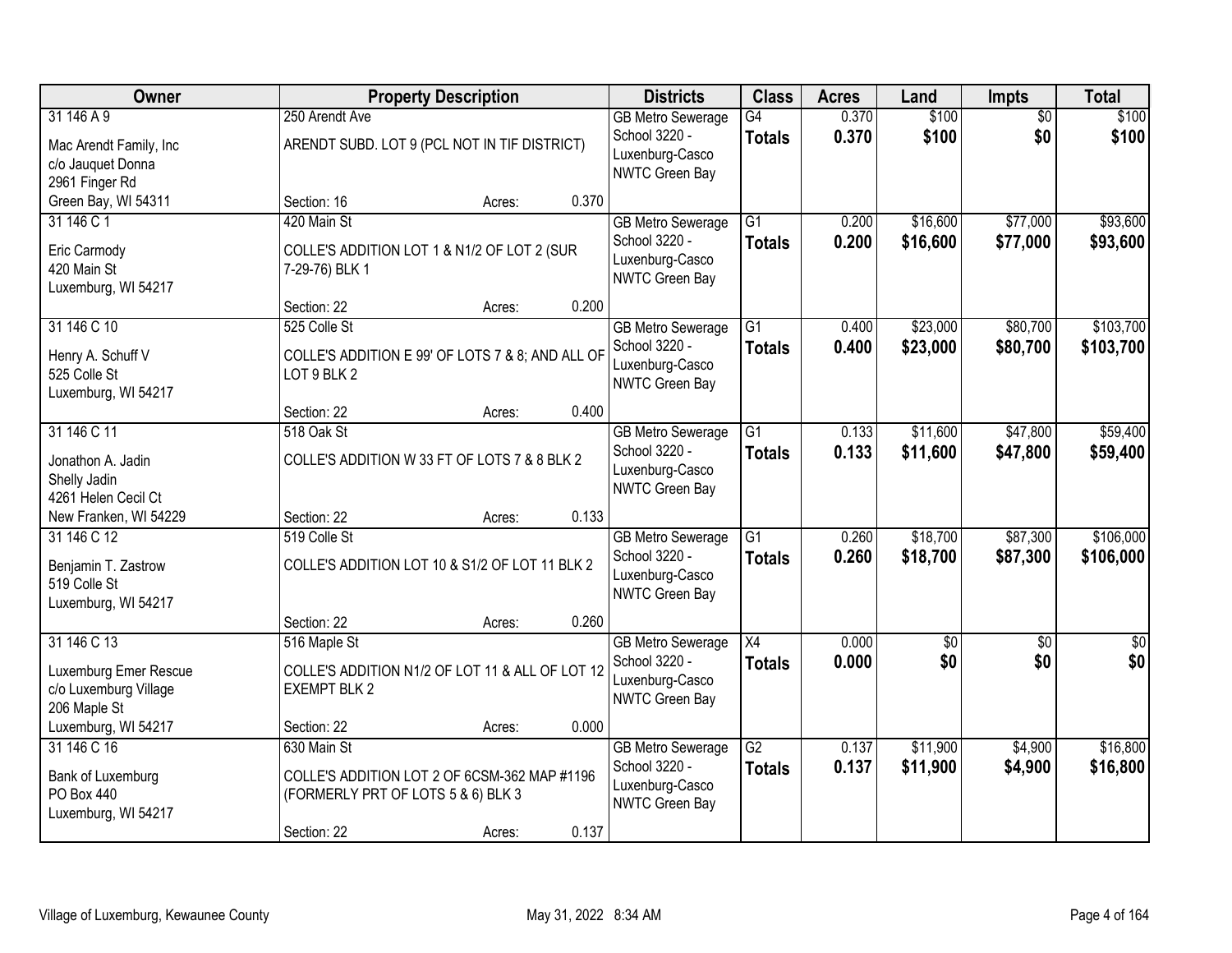| Owner | Property Description | Districts | Class | Acres | Land | Impts | Total |
|---|---|---|---|---|---|---|---|
| 31 146 A 9<br>Mac Arendt Family, Inc<br>c/o Jauquet Donna<br>2961 Finger Rd<br>Green Bay, WI 54311 | 250 Arendt Ave<br>ARENDT SUBD. LOT 9 (PCL NOT IN TIF DISTRICT)<br>Section: 16 Acres: 0.370 | GB Metro Sewerage<br>School 3220 - Luxenburg-Casco<br>NWTC Green Bay | G4<br>**Totals** | 0.370<br>**0.370** | $100<br>**$100** | $0<br>**$0** | $100<br>**$100** |
| 31 146 C 1<br>Eric Carmody<br>420 Main St<br>Luxemburg, WI 54217 | 420 Main St<br>COLLE'S ADDITION LOT 1 & N1/2 OF LOT 2 (SUR 7-29-76) BLK 1<br>Section: 22 Acres: 0.200 | GB Metro Sewerage<br>School 3220 - Luxenburg-Casco<br>NWTC Green Bay | G1<br>**Totals** | 0.200<br>**0.200** | $16,600<br>**$16,600** | $77,000<br>**$77,000** | $93,600<br>**$93,600** |
| 31 146 C 10<br>Henry A. Schuff V<br>525 Colle St<br>Luxemburg, WI 54217 | 525 Colle St<br>COLLE'S ADDITION E 99' OF LOTS 7 & 8; AND ALL OF LOT 9 BLK 2<br>Section: 22 Acres: 0.400 | GB Metro Sewerage<br>School 3220 - Luxenburg-Casco<br>NWTC Green Bay | G1<br>**Totals** | 0.400<br>**0.400** | $23,000<br>**$23,000** | $80,700<br>**$80,700** | $103,700<br>**$103,700** |
| 31 146 C 11<br>Jonathon A. Jadin<br>Shelly Jadin<br>4261 Helen Cecil Ct<br>New Franken, WI 54229 | 518 Oak St<br>COLLE'S ADDITION W 33 FT OF LOTS 7 & 8 BLK 2<br>Section: 22 Acres: 0.133 | GB Metro Sewerage<br>School 3220 - Luxenburg-Casco<br>NWTC Green Bay | G1<br>**Totals** | 0.133<br>**0.133** | $11,600<br>**$11,600** | $47,800<br>**$47,800** | $59,400<br>**$59,400** |
| 31 146 C 12<br>Benjamin T. Zastrow<br>519 Colle St<br>Luxemburg, WI 54217 | 519 Colle St<br>COLLE'S ADDITION LOT 10 & S1/2 OF LOT 11 BLK 2<br>Section: 22 Acres: 0.260 | GB Metro Sewerage<br>School 3220 - Luxenburg-Casco<br>NWTC Green Bay | G1<br>**Totals** | 0.260<br>**0.260** | $18,700<br>**$18,700** | $87,300<br>**$87,300** | $106,000<br>**$106,000** |
| 31 146 C 13<br>Luxemburg Emer Rescue<br>c/o Luxemburg Village<br>206 Maple St<br>Luxemburg, WI 54217 | 516 Maple St<br>COLLE'S ADDITION N1/2 OF LOT 11 & ALL OF LOT 12 EXEMPT BLK 2<br>Section: 22 Acres: 0.000 | GB Metro Sewerage<br>School 3220 - Luxenburg-Casco<br>NWTC Green Bay | X4<br>**Totals** | 0.000<br>**0.000** | $0<br>**$0** | $0<br>**$0** | $0<br>**$0** |
| 31 146 C 16<br>Bank of Luxemburg<br>PO Box 440<br>Luxemburg, WI 54217 | 630 Main St<br>COLLE'S ADDITION LOT 2 OF 6CSM-362 MAP #1196 (FORMERLY PRT OF LOTS 5 & 6) BLK 3<br>Section: 22 Acres: 0.137 | GB Metro Sewerage<br>School 3220 - Luxenburg-Casco<br>NWTC Green Bay | G2<br>**Totals** | 0.137<br>**0.137** | $11,900<br>**$11,900** | $4,900<br>**$4,900** | $16,800<br>**$16,800** |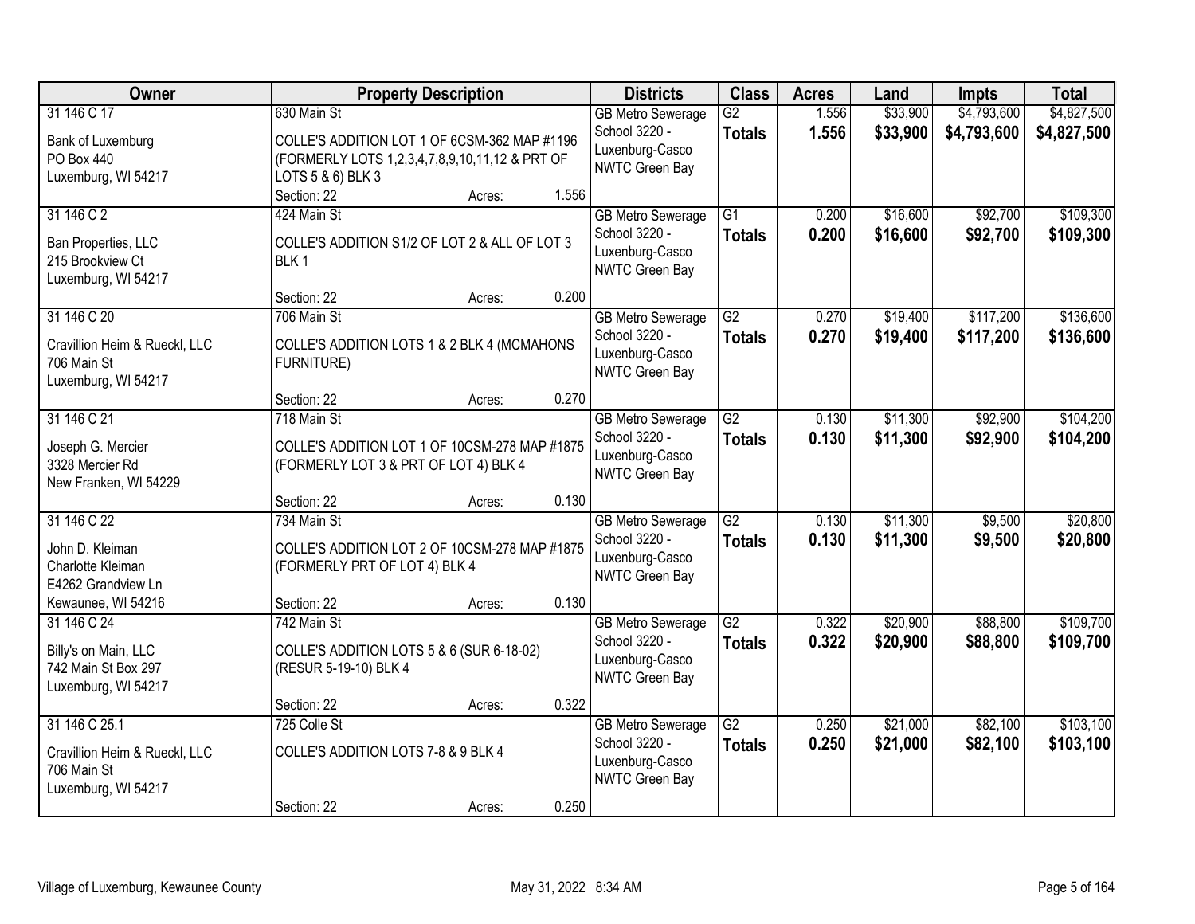| Owner | Property Description | Districts | Class | Acres | Land | Impts | Total |
|---|---|---|---|---|---|---|---|
| 31 146 C 17<br>Bank of Luxemburg<br>PO Box 440<br>Luxemburg, WI 54217 | 630 Main St<br>COLLE'S ADDITION LOT 1 OF 6CSM-362 MAP #1196 (FORMERLY LOTS 1,2,3,4,7,8,9,10,11,12 & PRT OF LOTS 5 & 6) BLK 3<br>Section: 22 Acres: 1.556 | GB Metro Sewerage<br>School 3220 - Luxenburg-Casco<br>NWTC Green Bay | G2<br>**Totals** | 1.556<br>**1.556** | $33,900<br>**$33,900** | $4,793,600<br>**$4,793,600** | $4,827,500<br>**$4,827,500** |
| 31 146 C 2<br>Ban Properties, LLC<br>215 Brookview Ct<br>Luxemburg, WI 54217 | 424 Main St<br>COLLE'S ADDITION S1/2 OF LOT 2 & ALL OF LOT 3 BLK 1<br>Section: 22 Acres: 0.200 | GB Metro Sewerage<br>School 3220 - Luxenburg-Casco<br>NWTC Green Bay | G1<br>**Totals** | 0.200<br>**0.200** | $16,600<br>**$16,600** | $92,700<br>**$92,700** | $109,300<br>**$109,300** |
| 31 146 C 20<br>Cravillion Heim & Rueckl, LLC<br>706 Main St<br>Luxemburg, WI 54217 | 706 Main St<br>COLLE'S ADDITION LOTS 1 & 2 BLK 4 (MCMAHONS FURNITURE)<br>Section: 22 Acres: 0.270 | GB Metro Sewerage<br>School 3220 - Luxenburg-Casco<br>NWTC Green Bay | G2<br>**Totals** | 0.270<br>**0.270** | $19,400<br>**$19,400** | $117,200<br>**$117,200** | $136,600<br>**$136,600** |
| 31 146 C 21<br>Joseph G. Mercier<br>3328 Mercier Rd<br>New Franken, WI 54229 | 718 Main St<br>COLLE'S ADDITION LOT 1 OF 10CSM-278 MAP #1875 (FORMERLY LOT 3 & PRT OF LOT 4) BLK 4<br>Section: 22 Acres: 0.130 | GB Metro Sewerage<br>School 3220 - Luxenburg-Casco<br>NWTC Green Bay | G2<br>**Totals** | 0.130<br>**0.130** | $11,300<br>**$11,300** | $92,900<br>**$92,900** | $104,200<br>**$104,200** |
| 31 146 C 22<br>John D. Kleiman<br>Charlotte Kleiman<br>E4262 Grandview Ln<br>Kewaunee, WI 54216 | 734 Main St<br>COLLE'S ADDITION LOT 2 OF 10CSM-278 MAP #1875 (FORMERLY PRT OF LOT 4) BLK 4<br>Section: 22 Acres: 0.130 | GB Metro Sewerage<br>School 3220 - Luxenburg-Casco<br>NWTC Green Bay | G2<br>**Totals** | 0.130<br>**0.130** | $11,300<br>**$11,300** | $9,500<br>**$9,500** | $20,800<br>**$20,800** |
| 31 146 C 24<br>Billy's on Main, LLC<br>742 Main St Box 297<br>Luxemburg, WI 54217 | 742 Main St<br>COLLE'S ADDITION LOTS 5 & 6 (SUR 6-18-02) (RESUR 5-19-10) BLK 4<br>Section: 22 Acres: 0.322 | GB Metro Sewerage<br>School 3220 - Luxenburg-Casco<br>NWTC Green Bay | G2<br>**Totals** | 0.322<br>**0.322** | $20,900<br>**$20,900** | $88,800<br>**$88,800** | $109,700<br>**$109,700** |
| 31 146 C 25.1<br>Cravillion Heim & Rueckl, LLC<br>706 Main St<br>Luxemburg, WI 54217 | 725 Colle St<br>COLLE'S ADDITION LOTS 7-8 & 9 BLK 4<br>Section: 22 Acres: 0.250 | GB Metro Sewerage<br>School 3220 - Luxenburg-Casco<br>NWTC Green Bay | G2<br>**Totals** | 0.250<br>**0.250** | $21,000<br>**$21,000** | $82,100<br>**$82,100** | $103,100<br>**$103,100** |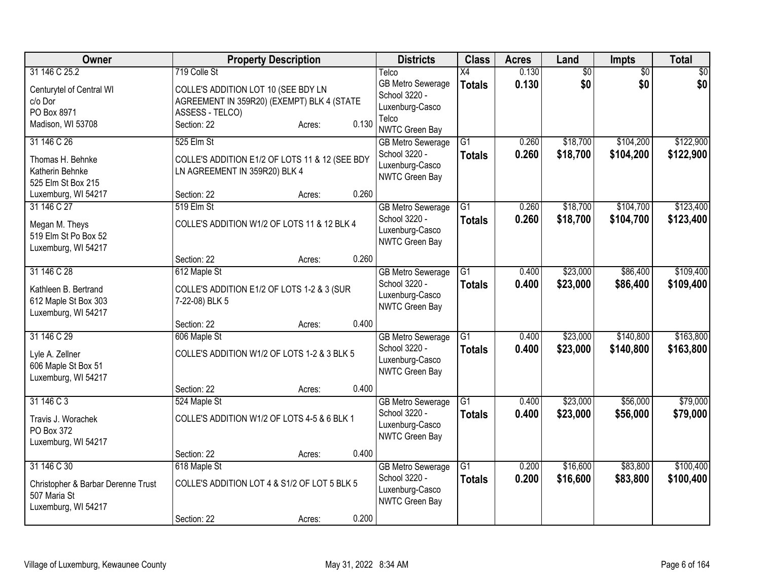| Owner | Property Description | Districts | Class | Acres | Land | Impts | Total |
|---|---|---|---|---|---|---|---|
| 31 146 C 25.2<br>Centurytel of Central WI<br>c/o Dor<br>PO Box 8971<br>Madison, WI 53708 | 719 Colle St<br>COLLE'S ADDITION LOT 10 (SEE BDY LN AGREEMENT IN 359R20) (EXEMPT) BLK 4 (STATE ASSESS - TELCO)<br>Section: 22 Acres: 0.130 | Telco<br>GB Metro Sewerage<br>School 3220 - Luxenburg-Casco<br>Telco<br>NWTC Green Bay | X4<br>**Totals** | 0.130<br>**0.130** | $0<br>**$0** | $0<br>**$0** | $0<br>**$0** |
| 31 146 C 26<br>Thomas H. Behnke<br>Katherin Behnke<br>525 Elm St Box 215<br>Luxemburg, WI 54217 | 525 Elm St<br>COLLE'S ADDITION E1/2 OF LOTS 11 & 12 (SEE BDY LN AGREEMENT IN 359R20) BLK 4<br>Section: 22 Acres: 0.260 | GB Metro Sewerage<br>School 3220 - Luxenburg-Casco<br>NWTC Green Bay | G1<br>**Totals** | 0.260<br>**0.260** | $18,700<br>**$18,700** | $104,200<br>**$104,200** | $122,900<br>**$122,900** |
| 31 146 C 27<br>Megan M. Theys<br>519 Elm St Po Box 52<br>Luxemburg, WI 54217 | 519 Elm St<br>COLLE'S ADDITION W1/2 OF LOTS 11 & 12 BLK 4<br>Section: 22 Acres: 0.260 | GB Metro Sewerage<br>School 3220 - Luxenburg-Casco<br>NWTC Green Bay | G1<br>**Totals** | 0.260<br>**0.260** | $18,700<br>**$18,700** | $104,700<br>**$104,700** | $123,400<br>**$123,400** |
| 31 146 C 28<br>Kathleen B. Bertrand<br>612 Maple St Box 303<br>Luxemburg, WI 54217 | 612 Maple St<br>COLLE'S ADDITION E1/2 OF LOTS 1-2 & 3 (SUR 7-22-08) BLK 5<br>Section: 22 Acres: 0.400 | GB Metro Sewerage<br>School 3220 - Luxenburg-Casco<br>NWTC Green Bay | G1<br>**Totals** | 0.400<br>**0.400** | $23,000<br>**$23,000** | $86,400<br>**$86,400** | $109,400<br>**$109,400** |
| 31 146 C 29<br>Lyle A. Zellner<br>606 Maple St Box 51<br>Luxemburg, WI 54217 | 606 Maple St<br>COLLE'S ADDITION W1/2 OF LOTS 1-2 & 3 BLK 5<br>Section: 22 Acres: 0.400 | GB Metro Sewerage<br>School 3220 - Luxenburg-Casco<br>NWTC Green Bay | G1<br>**Totals** | 0.400<br>**0.400** | $23,000<br>**$23,000** | $140,800<br>**$140,800** | $163,800<br>**$163,800** |
| 31 146 C 3<br>Travis J. Worachek<br>PO Box 372<br>Luxemburg, WI 54217 | 524 Maple St<br>COLLE'S ADDITION W1/2 OF LOTS 4-5 & 6 BLK 1<br>Section: 22 Acres: 0.400 | GB Metro Sewerage<br>School 3220 - Luxenburg-Casco<br>NWTC Green Bay | G1<br>**Totals** | 0.400<br>**0.400** | $23,000<br>**$23,000** | $56,000<br>**$56,000** | $79,000<br>**$79,000** |
| 31 146 C 30<br>Christopher & Barbar Derenne Trust<br>507 Maria St<br>Luxemburg, WI 54217 | 618 Maple St<br>COLLE'S ADDITION LOT 4 & S1/2 OF LOT 5 BLK 5<br>Section: 22 Acres: 0.200 | GB Metro Sewerage<br>School 3220 - Luxenburg-Casco<br>NWTC Green Bay | G1<br>**Totals** | 0.200<br>**0.200** | $16,600<br>**$16,600** | $83,800<br>**$83,800** | $100,400<br>**$100,400** |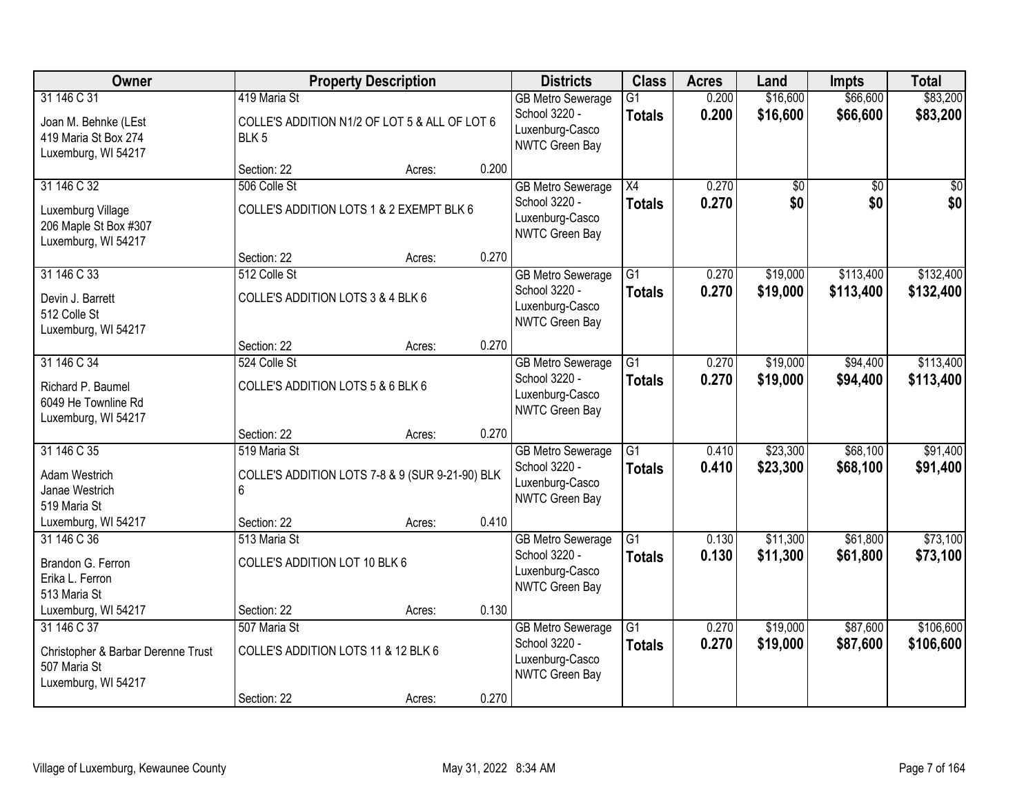| Owner | Property Description | | | Districts | Class | Acres | Land | Impts | Total |
|---|---|---|---|---|---|---|---|---|---|
| 31 146 C 31<br><br>Joan M. Behnke (LEst<br>419 Maria St Box 274<br>Luxemburg, WI 54217 | 419 Maria St<br><br>COLLE'S ADDITION N1/2 OF LOT 5 & ALL OF LOT 6 BLK 5<br><br>Section: 22 | Acres: | 0.200 | GB Metro Sewerage<br>School 3220 - Luxenburg-Casco<br>NWTC Green Bay | G1<br>**Totals** | 0.200<br>**0.200** | $16,600<br>**$16,600** | $66,600<br>**$66,600** | $83,200<br>**$83,200** |
| 31 146 C 32<br><br>Luxemburg Village<br>206 Maple St Box #307<br>Luxemburg, WI 54217 | 506 Colle St<br><br>COLLE'S ADDITION LOTS 1 & 2 EXEMPT BLK 6<br><br>Section: 22 | Acres: | 0.270 | GB Metro Sewerage<br>School 3220 - Luxenburg-Casco<br>NWTC Green Bay | X4<br>**Totals** | 0.270<br>**0.270** | $0<br>**$0** | $0<br>**$0** | $0<br>**$0** |
| 31 146 C 33<br><br>Devin J. Barrett<br>512 Colle St<br>Luxemburg, WI 54217 | 512 Colle St<br><br>COLLE'S ADDITION LOTS 3 & 4 BLK 6<br><br>Section: 22 | Acres: | 0.270 | GB Metro Sewerage<br>School 3220 - Luxenburg-Casco<br>NWTC Green Bay | G1<br>**Totals** | 0.270<br>**0.270** | $19,000<br>**$19,000** | $113,400<br>**$113,400** | $132,400<br>**$132,400** |
| 31 146 C 34<br><br>Richard P. Baumel<br>6049 He Townline Rd<br>Luxemburg, WI 54217 | 524 Colle St<br><br>COLLE'S ADDITION LOTS 5 & 6 BLK 6<br><br>Section: 22 | Acres: | 0.270 | GB Metro Sewerage<br>School 3220 - Luxenburg-Casco<br>NWTC Green Bay | G1<br>**Totals** | 0.270<br>**0.270** | $19,000<br>**$19,000** | $94,400<br>**$94,400** | $113,400<br>**$113,400** |
| 31 146 C 35<br><br>Adam Westrich<br>Janae Westrich<br>519 Maria St<br>Luxemburg, WI 54217 | 519 Maria St<br><br>COLLE'S ADDITION LOTS 7-8 & 9 (SUR 9-21-90) BLK 6<br><br>Section: 22 | Acres: | 0.410 | GB Metro Sewerage<br>School 3220 - Luxenburg-Casco<br>NWTC Green Bay | G1<br>**Totals** | 0.410<br>**0.410** | $23,300<br>**$23,300** | $68,100<br>**$68,100** | $91,400<br>**$91,400** |
| 31 146 C 36<br><br>Brandon G. Ferron<br>Erika L. Ferron<br>513 Maria St<br>Luxemburg, WI 54217 | 513 Maria St<br><br>COLLE'S ADDITION LOT 10 BLK 6<br><br>Section: 22 | Acres: | 0.130 | GB Metro Sewerage<br>School 3220 - Luxenburg-Casco<br>NWTC Green Bay | G1<br>**Totals** | 0.130<br>**0.130** | $11,300<br>**$11,300** | $61,800<br>**$61,800** | $73,100<br>**$73,100** |
| 31 146 C 37<br><br>Christopher & Barbar Derenne Trust<br>507 Maria St<br>Luxemburg, WI 54217 | 507 Maria St<br><br>COLLE'S ADDITION LOTS 11 & 12 BLK 6<br><br>Section: 22 | Acres: | 0.270 | GB Metro Sewerage<br>School 3220 - Luxenburg-Casco<br>NWTC Green Bay | G1<br>**Totals** | 0.270<br>**0.270** | $19,000<br>**$19,000** | $87,600<br>**$87,600** | $106,600<br>**$106,600** |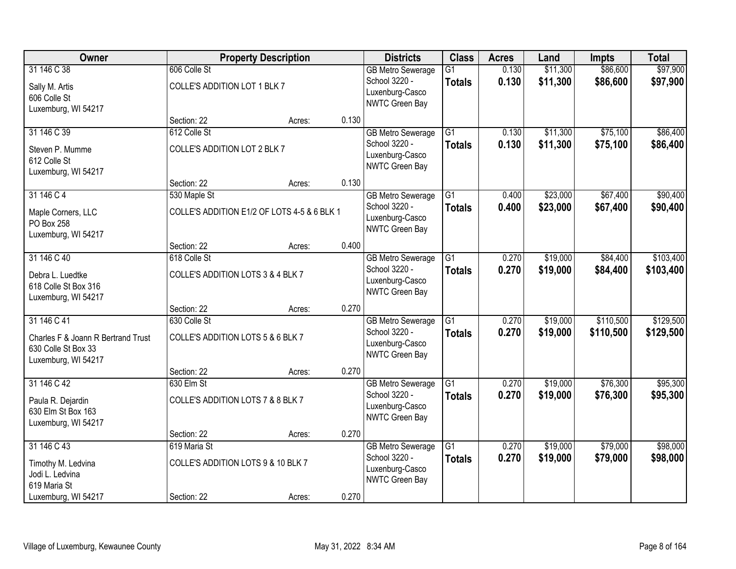| Owner | Property Description | | | Districts | Class | Acres | Land | Impts | Total |
|---|---|---|---|---|---|---|---|---|---|
| 31 146 C 38<br>Sally M. Artis<br>606 Colle St<br>Luxemburg, WI 54217 | 606 Colle St<br>COLLE'S ADDITION LOT 1 BLK 7<br>Section: 22 | Acres: | 0.130 | GB Metro Sewerage<br>School 3220 - Luxenburg-Casco<br>NWTC Green Bay | G1<br>**Totals** | 0.130<br>**0.130** | $11,300<br>**$11,300** | $86,600<br>**$86,600** | $97,900<br>**$97,900** |
| 31 146 C 39<br>Steven P. Mumme<br>612 Colle St<br>Luxemburg, WI 54217 | 612 Colle St<br>COLLE'S ADDITION LOT 2 BLK 7<br>Section: 22 | Acres: | 0.130 | GB Metro Sewerage<br>School 3220 - Luxenburg-Casco<br>NWTC Green Bay | G1<br>**Totals** | 0.130<br>**0.130** | $11,300<br>**$11,300** | $75,100<br>**$75,100** | $86,400<br>**$86,400** |
| 31 146 C 4<br>Maple Corners, LLC<br>PO Box 258<br>Luxemburg, WI 54217 | 530 Maple St<br>COLLE'S ADDITION E1/2 OF LOTS 4-5 & 6 BLK 1<br>Section: 22 | Acres: | 0.400 | GB Metro Sewerage<br>School 3220 - Luxenburg-Casco<br>NWTC Green Bay | G1<br>**Totals** | 0.400<br>**0.400** | $23,000<br>**$23,000** | $67,400<br>**$67,400** | $90,400<br>**$90,400** |
| 31 146 C 40<br>Debra L. Luedtke<br>618 Colle St Box 316<br>Luxemburg, WI 54217 | 618 Colle St<br>COLLE'S ADDITION LOTS 3 & 4 BLK 7<br>Section: 22 | Acres: | 0.270 | GB Metro Sewerage<br>School 3220 - Luxenburg-Casco<br>NWTC Green Bay | G1<br>**Totals** | 0.270<br>**0.270** | $19,000<br>**$19,000** | $84,400<br>**$84,400** | $103,400<br>**$103,400** |
| 31 146 C 41<br>Charles F & Joann R Bertrand Trust<br>630 Colle St Box 33<br>Luxemburg, WI 54217 | 630 Colle St<br>COLLE'S ADDITION LOTS 5 & 6 BLK 7<br>Section: 22 | Acres: | 0.270 | GB Metro Sewerage<br>School 3220 - Luxenburg-Casco<br>NWTC Green Bay | G1<br>**Totals** | 0.270<br>**0.270** | $19,000<br>**$19,000** | $110,500<br>**$110,500** | $129,500<br>**$129,500** |
| 31 146 C 42<br>Paula R. Dejardin<br>630 Elm St Box 163<br>Luxemburg, WI 54217 | 630 Elm St<br>COLLE'S ADDITION LOTS 7 & 8 BLK 7<br>Section: 22 | Acres: | 0.270 | GB Metro Sewerage<br>School 3220 - Luxenburg-Casco<br>NWTC Green Bay | G1<br>**Totals** | 0.270<br>**0.270** | $19,000<br>**$19,000** | $76,300<br>**$76,300** | $95,300<br>**$95,300** |
| 31 146 C 43<br>Timothy M. Ledvina<br>Jodi L. Ledvina<br>619 Maria St<br>Luxemburg, WI 54217 | 619 Maria St<br>COLLE'S ADDITION LOTS 9 & 10 BLK 7<br>Section: 22 | Acres: | 0.270 | GB Metro Sewerage<br>School 3220 - Luxenburg-Casco<br>NWTC Green Bay | G1<br>**Totals** | 0.270<br>**0.270** | $19,000<br>**$19,000** | $79,000<br>**$79,000** | $98,000<br>**$98,000** |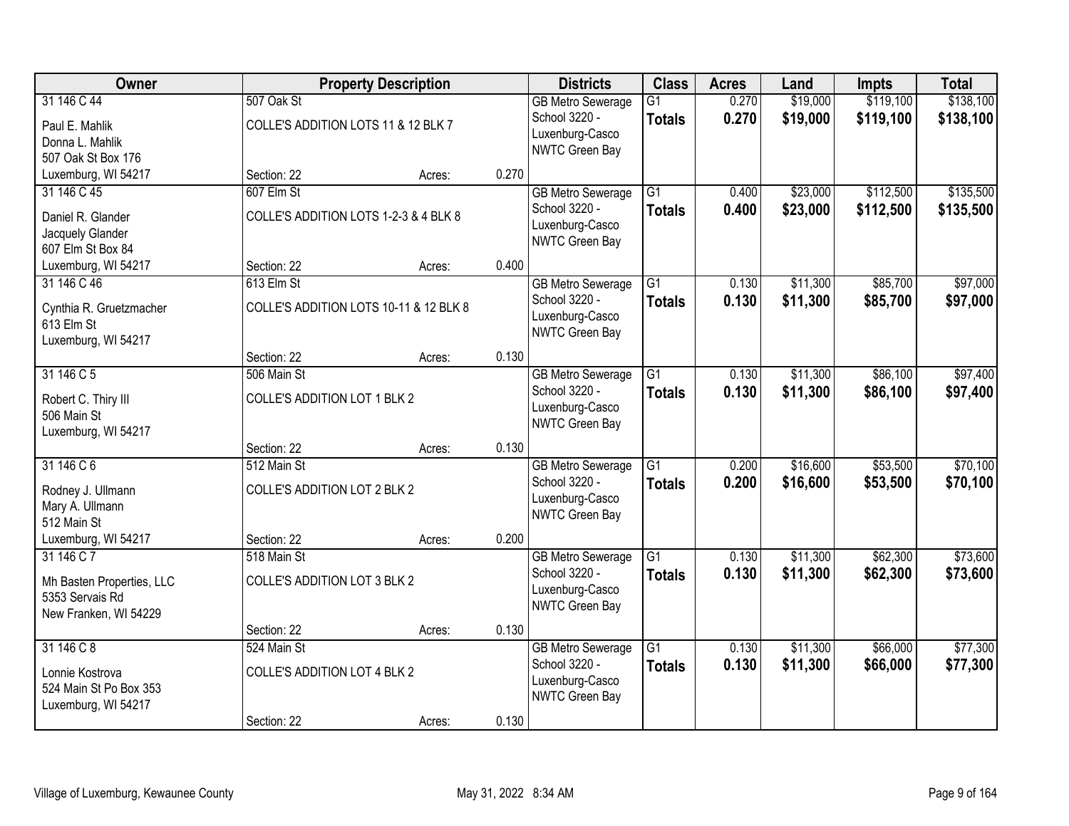| Owner | Property Description | | | Districts | Class | Acres | Land | Impts | Total |
|---|---|---|---|---|---|---|---|---|---|
| 31 146 C 44 | 507 Oak St | | | GB Metro Sewerage | G1 | 0.270 | $19,000 | $119,100 | $138,100 |
| Paul E. Mahlik<br>Donna L. Mahlik<br>507 Oak St Box 176<br>Luxemburg, WI 54217 | COLLE'S ADDITION LOTS 11 & 12 BLK 7 | | | School 3220 - Luxenburg-Casco<br>NWTC Green Bay | **Totals** | **0.270** | **$19,000** | **$119,100** | **$138,100** |
| | Section: 22 | Acres: | 0.270 | | | | | | |
| 31 146 C 45 | 607 Elm St | | | GB Metro Sewerage | G1 | 0.400 | $23,000 | $112,500 | $135,500 |
| Daniel R. Glander<br>Jacquely Glander<br>607 Elm St Box 84<br>Luxemburg, WI 54217 | COLLE'S ADDITION LOTS 1-2-3 & 4 BLK 8 | | | School 3220 - Luxenburg-Casco<br>NWTC Green Bay | **Totals** | **0.400** | **$23,000** | **$112,500** | **$135,500** |
| | Section: 22 | Acres: | 0.400 | | | | | | |
| 31 146 C 46 | 613 Elm St | | | GB Metro Sewerage | G1 | 0.130 | $11,300 | $85,700 | $97,000 |
| Cynthia R. Gruetzmacher<br>613 Elm St<br>Luxemburg, WI 54217 | COLLE'S ADDITION LOTS 10-11 & 12 BLK 8 | | | School 3220 - Luxenburg-Casco<br>NWTC Green Bay | **Totals** | **0.130** | **$11,300** | **$85,700** | **$97,000** |
| | Section: 22 | Acres: | 0.130 | | | | | | |
| 31 146 C 5 | 506 Main St | | | GB Metro Sewerage | G1 | 0.130 | $11,300 | $86,100 | $97,400 |
| Robert C. Thiry III<br>506 Main St<br>Luxemburg, WI 54217 | COLLE'S ADDITION LOT 1 BLK 2 | | | School 3220 - Luxenburg-Casco<br>NWTC Green Bay | **Totals** | **0.130** | **$11,300** | **$86,100** | **$97,400** |
| | Section: 22 | Acres: | 0.130 | | | | | | |
| 31 146 C 6 | 512 Main St | | | GB Metro Sewerage | G1 | 0.200 | $16,600 | $53,500 | $70,100 |
| Rodney J. Ullmann<br>Mary A. Ullmann<br>512 Main St<br>Luxemburg, WI 54217 | COLLE'S ADDITION LOT 2 BLK 2 | | | School 3220 - Luxenburg-Casco<br>NWTC Green Bay | **Totals** | **0.200** | **$16,600** | **$53,500** | **$70,100** |
| | Section: 22 | Acres: | 0.200 | | | | | | |
| 31 146 C 7 | 518 Main St | | | GB Metro Sewerage | G1 | 0.130 | $11,300 | $62,300 | $73,600 |
| Mh Basten Properties, LLC<br>5353 Servais Rd<br>New Franken, WI 54229 | COLLE'S ADDITION LOT 3 BLK 2 | | | School 3220 - Luxenburg-Casco<br>NWTC Green Bay | **Totals** | **0.130** | **$11,300** | **$62,300** | **$73,600** |
| | Section: 22 | Acres: | 0.130 | | | | | | |
| 31 146 C 8 | 524 Main St | | | GB Metro Sewerage | G1 | 0.130 | $11,300 | $66,000 | $77,300 |
| Lonnie Kostrova<br>524 Main St Po Box 353<br>Luxemburg, WI 54217 | COLLE'S ADDITION LOT 4 BLK 2 | | | School 3220 - Luxenburg-Casco<br>NWTC Green Bay | **Totals** | **0.130** | **$11,300** | **$66,000** | **$77,300** |
| | Section: 22 | Acres: | 0.130 | | | | | | |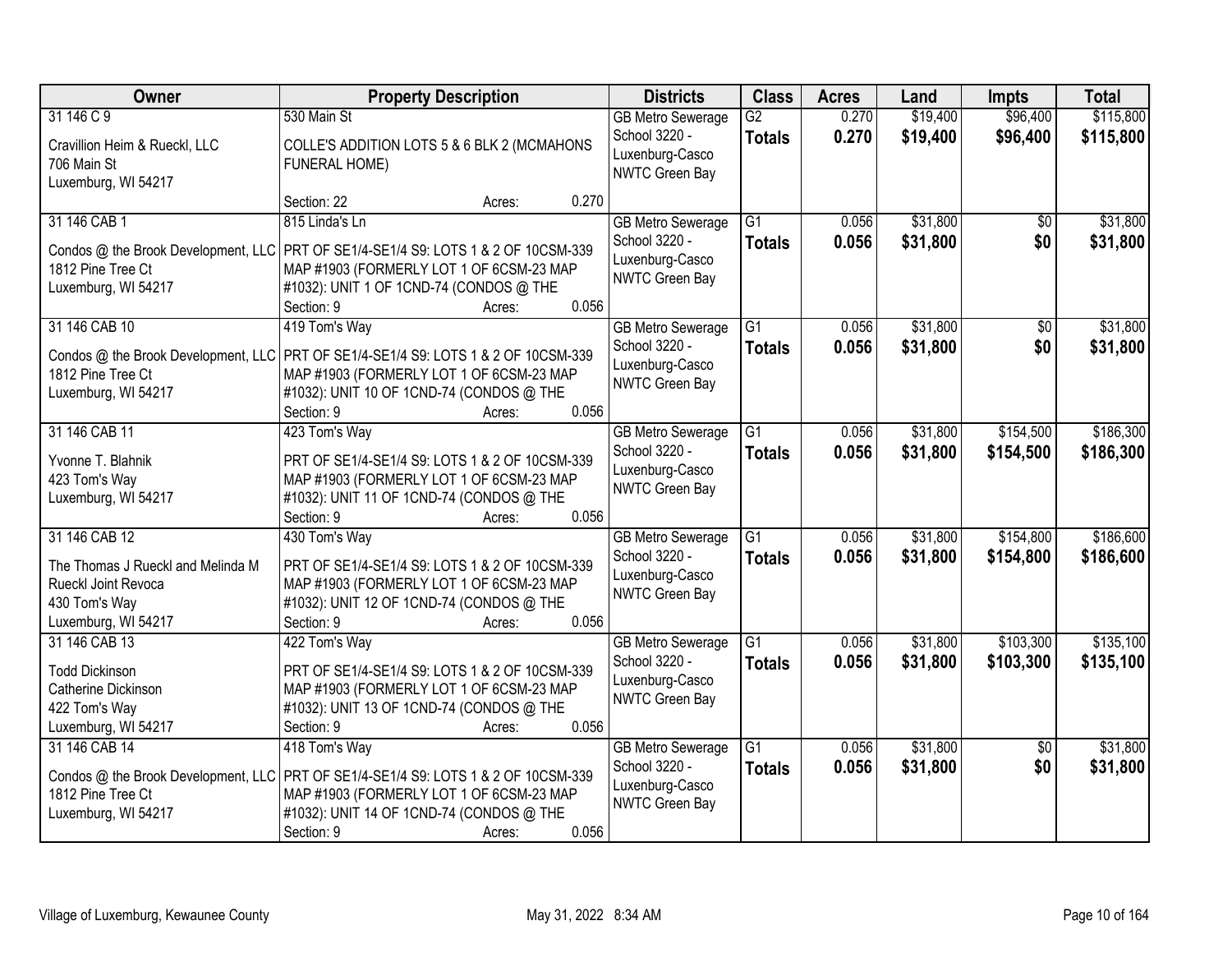| Owner | Property Description | Districts | Class | Acres | Land | Impts | Total |
|---|---|---|---|---|---|---|---|
| 31 146 C 9<br>Cravillion Heim & Rueckl, LLC<br>706 Main St<br>Luxemburg, WI 54217 | 530 Main St<br>COLLE'S ADDITION LOTS 5 & 6 BLK 2 (MCMAHONS FUNERAL HOME)<br>Section: 22 Acres: 0.270 | GB Metro Sewerage<br>School 3220 - Luxenburg-Casco<br>NWTC Green Bay | G2<br>**Totals** | 0.270<br>**0.270** | $19,400<br>**$19,400** | $96,400<br>**$96,400** | $115,800<br>**$115,800** |
| 31 146 CAB 1<br>Condos @ the Brook Development, LLC<br>1812 Pine Tree Ct<br>Luxemburg, WI 54217 | 815 Linda's Ln<br>PRT OF SE1/4-SE1/4 S9: LOTS 1 & 2 OF 10CSM-339 MAP #1903 (FORMERLY LOT 1 OF 6CSM-23 MAP #1032): UNIT 1 OF 1CND-74 (CONDOS @ THE<br>Section: 9 Acres: 0.056 | GB Metro Sewerage<br>School 3220 - Luxenburg-Casco<br>NWTC Green Bay | G1<br>**Totals** | 0.056<br>**0.056** | $31,800<br>**$31,800** | $0<br>**$0** | $31,800<br>**$31,800** |
| 31 146 CAB 10<br>Condos @ the Brook Development, LLC<br>1812 Pine Tree Ct<br>Luxemburg, WI 54217 | 419 Tom's Way<br>PRT OF SE1/4-SE1/4 S9: LOTS 1 & 2 OF 10CSM-339 MAP #1903 (FORMERLY LOT 1 OF 6CSM-23 MAP #1032): UNIT 10 OF 1CND-74 (CONDOS @ THE<br>Section: 9 Acres: 0.056 | GB Metro Sewerage<br>School 3220 - Luxenburg-Casco<br>NWTC Green Bay | G1<br>**Totals** | 0.056<br>**0.056** | $31,800<br>**$31,800** | $0<br>**$0** | $31,800<br>**$31,800** |
| 31 146 CAB 11<br>Yvonne T. Blahnik<br>423 Tom's Way<br>Luxemburg, WI 54217 | 423 Tom's Way<br>PRT OF SE1/4-SE1/4 S9: LOTS 1 & 2 OF 10CSM-339 MAP #1903 (FORMERLY LOT 1 OF 6CSM-23 MAP #1032): UNIT 11 OF 1CND-74 (CONDOS @ THE<br>Section: 9 Acres: 0.056 | GB Metro Sewerage<br>School 3220 - Luxenburg-Casco<br>NWTC Green Bay | G1<br>**Totals** | 0.056<br>**0.056** | $31,800<br>**$31,800** | $154,500<br>**$154,500** | $186,300<br>**$186,300** |
| 31 146 CAB 12<br>The Thomas J Rueckl and Melinda M Rueckl Joint Revoca<br>430 Tom's Way<br>Luxemburg, WI 54217 | 430 Tom's Way<br>PRT OF SE1/4-SE1/4 S9: LOTS 1 & 2 OF 10CSM-339 MAP #1903 (FORMERLY LOT 1 OF 6CSM-23 MAP #1032): UNIT 12 OF 1CND-74 (CONDOS @ THE<br>Section: 9 Acres: 0.056 | GB Metro Sewerage<br>School 3220 - Luxenburg-Casco<br>NWTC Green Bay | G1<br>**Totals** | 0.056<br>**0.056** | $31,800<br>**$31,800** | $154,800<br>**$154,800** | $186,600<br>**$186,600** |
| 31 146 CAB 13<br>Todd Dickinson<br>Catherine Dickinson<br>422 Tom's Way<br>Luxemburg, WI 54217 | 422 Tom's Way<br>PRT OF SE1/4-SE1/4 S9: LOTS 1 & 2 OF 10CSM-339 MAP #1903 (FORMERLY LOT 1 OF 6CSM-23 MAP #1032): UNIT 13 OF 1CND-74 (CONDOS @ THE<br>Section: 9 Acres: 0.056 | GB Metro Sewerage<br>School 3220 - Luxenburg-Casco<br>NWTC Green Bay | G1<br>**Totals** | 0.056<br>**0.056** | $31,800<br>**$31,800** | $103,300<br>**$103,300** | $135,100<br>**$135,100** |
| 31 146 CAB 14<br>Condos @ the Brook Development, LLC<br>1812 Pine Tree Ct<br>Luxemburg, WI 54217 | 418 Tom's Way<br>PRT OF SE1/4-SE1/4 S9: LOTS 1 & 2 OF 10CSM-339 MAP #1903 (FORMERLY LOT 1 OF 6CSM-23 MAP #1032): UNIT 14 OF 1CND-74 (CONDOS @ THE<br>Section: 9 Acres: 0.056 | GB Metro Sewerage<br>School 3220 - Luxenburg-Casco<br>NWTC Green Bay | G1<br>**Totals** | 0.056<br>**0.056** | $31,800<br>**$31,800** | $0<br>**$0** | $31,800<br>**$31,800** |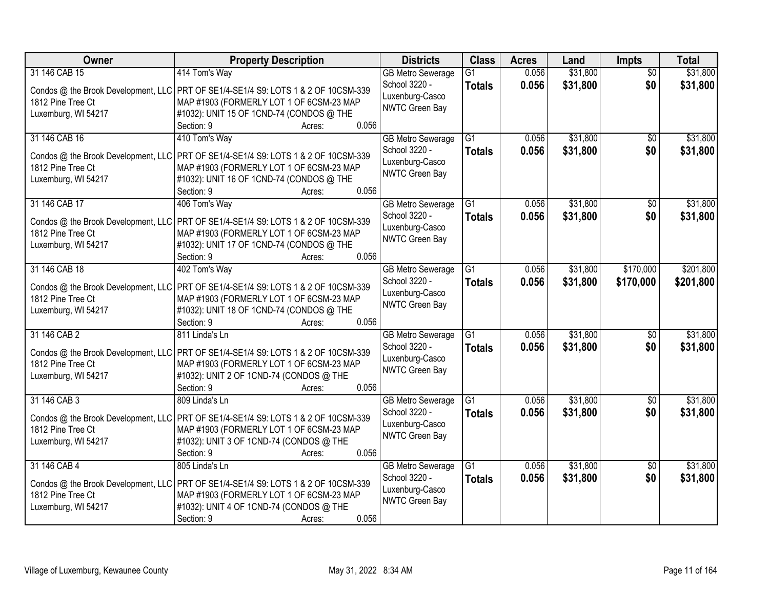| Owner | Property Description | Districts | Class | Acres | Land | Impts | Total |
|---|---|---|---|---|---|---|---|
| 31 146 CAB 15<br>Condos @ the Brook Development, LLC<br>1812 Pine Tree Ct<br>Luxemburg, WI 54217 | 414 Tom's Way<br>PRT OF SE1/4-SE1/4 S9: LOTS 1 & 2 OF 10CSM-339 MAP #1903 (FORMERLY LOT 1 OF 6CSM-23 MAP #1032): UNIT 15 OF 1CND-74 (CONDOS @ THE<br>Section: 9 Acres: 0.056 | GB Metro Sewerage<br>School 3220 - Luxenburg-Casco<br>NWTC Green Bay | G1<br>**Totals** | 0.056<br>**0.056** | $31,800<br>**$31,800** | $0<br>**$0** | $31,800<br>**$31,800** |
| 31 146 CAB 16<br>Condos @ the Brook Development, LLC<br>1812 Pine Tree Ct<br>Luxemburg, WI 54217 | 410 Tom's Way<br>PRT OF SE1/4-SE1/4 S9: LOTS 1 & 2 OF 10CSM-339 MAP #1903 (FORMERLY LOT 1 OF 6CSM-23 MAP #1032): UNIT 16 OF 1CND-74 (CONDOS @ THE<br>Section: 9 Acres: 0.056 | GB Metro Sewerage<br>School 3220 - Luxenburg-Casco<br>NWTC Green Bay | G1<br>**Totals** | 0.056<br>**0.056** | $31,800<br>**$31,800** | $0<br>**$0** | $31,800<br>**$31,800** |
| 31 146 CAB 17<br>Condos @ the Brook Development, LLC<br>1812 Pine Tree Ct<br>Luxemburg, WI 54217 | 406 Tom's Way<br>PRT OF SE1/4-SE1/4 S9: LOTS 1 & 2 OF 10CSM-339 MAP #1903 (FORMERLY LOT 1 OF 6CSM-23 MAP #1032): UNIT 17 OF 1CND-74 (CONDOS @ THE<br>Section: 9 Acres: 0.056 | GB Metro Sewerage<br>School 3220 - Luxenburg-Casco<br>NWTC Green Bay | G1<br>**Totals** | 0.056<br>**0.056** | $31,800<br>**$31,800** | $0<br>**$0** | $31,800<br>**$31,800** |
| 31 146 CAB 18<br>Condos @ the Brook Development, LLC<br>1812 Pine Tree Ct<br>Luxemburg, WI 54217 | 402 Tom's Way<br>PRT OF SE1/4-SE1/4 S9: LOTS 1 & 2 OF 10CSM-339 MAP #1903 (FORMERLY LOT 1 OF 6CSM-23 MAP #1032): UNIT 18 OF 1CND-74 (CONDOS @ THE<br>Section: 9 Acres: 0.056 | GB Metro Sewerage<br>School 3220 - Luxenburg-Casco<br>NWTC Green Bay | G1<br>**Totals** | 0.056<br>**0.056** | $31,800<br>**$31,800** | $170,000<br>**$170,000** | $201,800<br>**$201,800** |
| 31 146 CAB 2<br>Condos @ the Brook Development, LLC<br>1812 Pine Tree Ct<br>Luxemburg, WI 54217 | 811 Linda's Ln<br>PRT OF SE1/4-SE1/4 S9: LOTS 1 & 2 OF 10CSM-339 MAP #1903 (FORMERLY LOT 1 OF 6CSM-23 MAP #1032): UNIT 2 OF 1CND-74 (CONDOS @ THE<br>Section: 9 Acres: 0.056 | GB Metro Sewerage<br>School 3220 - Luxenburg-Casco<br>NWTC Green Bay | G1<br>**Totals** | 0.056<br>**0.056** | $31,800<br>**$31,800** | $0<br>**$0** | $31,800<br>**$31,800** |
| 31 146 CAB 3<br>Condos @ the Brook Development, LLC<br>1812 Pine Tree Ct<br>Luxemburg, WI 54217 | 809 Linda's Ln<br>PRT OF SE1/4-SE1/4 S9: LOTS 1 & 2 OF 10CSM-339 MAP #1903 (FORMERLY LOT 1 OF 6CSM-23 MAP #1032): UNIT 3 OF 1CND-74 (CONDOS @ THE<br>Section: 9 Acres: 0.056 | GB Metro Sewerage<br>School 3220 - Luxenburg-Casco<br>NWTC Green Bay | G1<br>**Totals** | 0.056<br>**0.056** | $31,800<br>**$31,800** | $0<br>**$0** | $31,800<br>**$31,800** |
| 31 146 CAB 4<br>Condos @ the Brook Development, LLC<br>1812 Pine Tree Ct<br>Luxemburg, WI 54217 | 805 Linda's Ln<br>PRT OF SE1/4-SE1/4 S9: LOTS 1 & 2 OF 10CSM-339 MAP #1903 (FORMERLY LOT 1 OF 6CSM-23 MAP #1032): UNIT 4 OF 1CND-74 (CONDOS @ THE<br>Section: 9 Acres: 0.056 | GB Metro Sewerage<br>School 3220 - Luxenburg-Casco<br>NWTC Green Bay | G1<br>**Totals** | 0.056<br>**0.056** | $31,800<br>**$31,800** | $0<br>**$0** | $31,800<br>**$31,800** |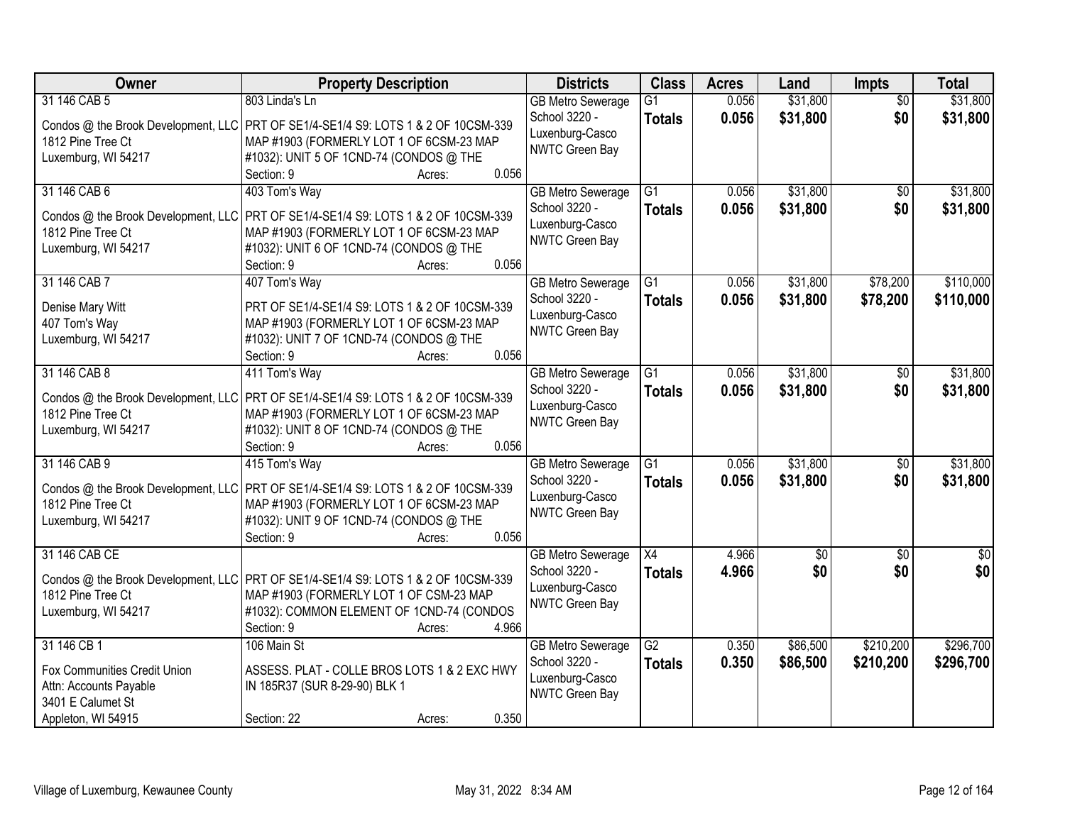| Owner | Property Description | Districts | Class | Acres | Land | Impts | Total |
|---|---|---|---|---|---|---|---|
| 31 146 CAB 5<br>Condos @ the Brook Development, LLC<br>1812 Pine Tree Ct<br>Luxemburg, WI 54217 | 803 Linda's Ln<br>PRT OF SE1/4-SE1/4 S9: LOTS 1 & 2 OF 10CSM-339 MAP #1903 (FORMERLY LOT 1 OF 6CSM-23 MAP #1032): UNIT 5 OF 1CND-74 (CONDOS @ THE<br>Section: 9 Acres: 0.056 | GB Metro Sewerage<br>School 3220 - Luxenburg-Casco<br>NWTC Green Bay | G1<br>**Totals** | 0.056<br>**0.056** | $31,800<br>**$31,800** | $0<br>**$0** | $31,800<br>**$31,800** |
| 31 146 CAB 6<br>Condos @ the Brook Development, LLC<br>1812 Pine Tree Ct<br>Luxemburg, WI 54217 | 403 Tom's Way<br>PRT OF SE1/4-SE1/4 S9: LOTS 1 & 2 OF 10CSM-339 MAP #1903 (FORMERLY LOT 1 OF 6CSM-23 MAP #1032): UNIT 6 OF 1CND-74 (CONDOS @ THE<br>Section: 9 Acres: 0.056 | GB Metro Sewerage<br>School 3220 - Luxenburg-Casco<br>NWTC Green Bay | G1<br>**Totals** | 0.056<br>**0.056** | $31,800<br>**$31,800** | $0<br>**$0** | $31,800<br>**$31,800** |
| 31 146 CAB 7<br>Denise Mary Witt<br>407 Tom's Way<br>Luxemburg, WI 54217 | 407 Tom's Way<br>PRT OF SE1/4-SE1/4 S9: LOTS 1 & 2 OF 10CSM-339 MAP #1903 (FORMERLY LOT 1 OF 6CSM-23 MAP #1032): UNIT 7 OF 1CND-74 (CONDOS @ THE<br>Section: 9 Acres: 0.056 | GB Metro Sewerage<br>School 3220 - Luxenburg-Casco<br>NWTC Green Bay | G1<br>**Totals** | 0.056<br>**0.056** | $31,800<br>**$31,800** | $78,200<br>**$78,200** | $110,000<br>**$110,000** |
| 31 146 CAB 8<br>Condos @ the Brook Development, LLC<br>1812 Pine Tree Ct<br>Luxemburg, WI 54217 | 411 Tom's Way<br>PRT OF SE1/4-SE1/4 S9: LOTS 1 & 2 OF 10CSM-339 MAP #1903 (FORMERLY LOT 1 OF 6CSM-23 MAP #1032): UNIT 8 OF 1CND-74 (CONDOS @ THE<br>Section: 9 Acres: 0.056 | GB Metro Sewerage<br>School 3220 - Luxenburg-Casco<br>NWTC Green Bay | G1<br>**Totals** | 0.056<br>**0.056** | $31,800<br>**$31,800** | $0<br>**$0** | $31,800<br>**$31,800** |
| 31 146 CAB 9<br>Condos @ the Brook Development, LLC<br>1812 Pine Tree Ct<br>Luxemburg, WI 54217 | 415 Tom's Way<br>PRT OF SE1/4-SE1/4 S9: LOTS 1 & 2 OF 10CSM-339 MAP #1903 (FORMERLY LOT 1 OF 6CSM-23 MAP #1032): UNIT 9 OF 1CND-74 (CONDOS @ THE<br>Section: 9 Acres: 0.056 | GB Metro Sewerage<br>School 3220 - Luxenburg-Casco<br>NWTC Green Bay | G1<br>**Totals** | 0.056<br>**0.056** | $31,800<br>**$31,800** | $0<br>**$0** | $31,800<br>**$31,800** |
| 31 146 CAB CE<br>Condos @ the Brook Development, LLC<br>1812 Pine Tree Ct<br>Luxemburg, WI 54217 | PRT OF SE1/4-SE1/4 S9: LOTS 1 & 2 OF 10CSM-339 MAP #1903 (FORMERLY LOT 1 OF CSM-23 MAP #1032): COMMON ELEMENT OF 1CND-74 (CONDOS<br>Section: 9 Acres: 4.966 | GB Metro Sewerage<br>School 3220 - Luxenburg-Casco<br>NWTC Green Bay | X4<br>**Totals** | 4.966<br>**4.966** | $0<br>**$0** | $0<br>**$0** | $0<br>**$0** |
| 31 146 CB 1<br>Fox Communities Credit Union<br>Attn: Accounts Payable<br>3401 E Calumet St<br>Appleton, WI 54915 | 106 Main St<br>ASSESS. PLAT - COLLE BROS LOTS 1 & 2 EXC HWY IN 185R37 (SUR 8-29-90) BLK 1<br>Section: 22 Acres: 0.350 | GB Metro Sewerage<br>School 3220 - Luxenburg-Casco<br>NWTC Green Bay | G2<br>**Totals** | 0.350<br>**0.350** | $86,500<br>**$86,500** | $210,200<br>**$210,200** | $296,700<br>**$296,700** |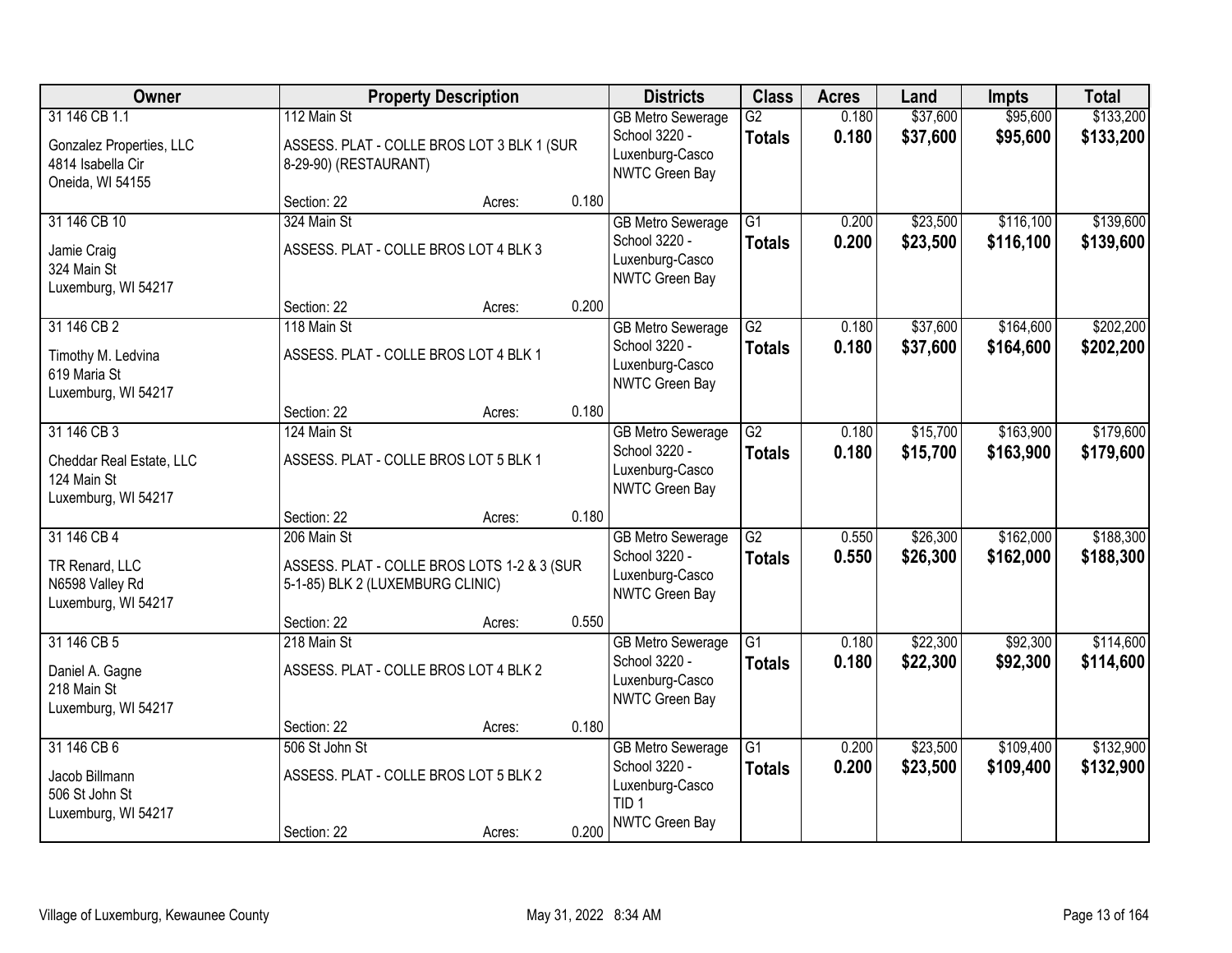| Owner | Property Description | | | Districts | Class | Acres | Land | Impts | Total |
|---|---|---|---|---|---|---|---|---|---|
| 31 146 CB 1.1<br>Gonzalez Properties, LLC<br>4814 Isabella Cir<br>Oneida, WI 54155 | 112 Main St<br>ASSESS. PLAT - COLLE BROS LOT 3 BLK 1 (SUR 8-29-90) (RESTAURANT)<br>Section: 22 | Acres: | 0.180 | GB Metro Sewerage<br>School 3220 - Luxenburg-Casco<br>NWTC Green Bay | G2<br>**Totals** | 0.180<br>**0.180** | $37,600<br>**$37,600** | $95,600<br>**$95,600** | $133,200<br>**$133,200** |
| 31 146 CB 10<br>Jamie Craig<br>324 Main St<br>Luxemburg, WI 54217 | 324 Main St<br>ASSESS. PLAT - COLLE BROS LOT 4 BLK 3<br>Section: 22 | Acres: | 0.200 | GB Metro Sewerage<br>School 3220 - Luxenburg-Casco<br>NWTC Green Bay | G1<br>**Totals** | 0.200<br>**0.200** | $23,500<br>**$23,500** | $116,100<br>**$116,100** | $139,600<br>**$139,600** |
| 31 146 CB 2<br>Timothy M. Ledvina<br>619 Maria St<br>Luxemburg, WI 54217 | 118 Main St<br>ASSESS. PLAT - COLLE BROS LOT 4 BLK 1<br>Section: 22 | Acres: | 0.180 | GB Metro Sewerage<br>School 3220 - Luxenburg-Casco<br>NWTC Green Bay | G2<br>**Totals** | 0.180<br>**0.180** | $37,600<br>**$37,600** | $164,600<br>**$164,600** | $202,200<br>**$202,200** |
| 31 146 CB 3<br>Cheddar Real Estate, LLC<br>124 Main St<br>Luxemburg, WI 54217 | 124 Main St<br>ASSESS. PLAT - COLLE BROS LOT 5 BLK 1<br>Section: 22 | Acres: | 0.180 | GB Metro Sewerage<br>School 3220 - Luxenburg-Casco<br>NWTC Green Bay | G2<br>**Totals** | 0.180<br>**0.180** | $15,700<br>**$15,700** | $163,900<br>**$163,900** | $179,600<br>**$179,600** |
| 31 146 CB 4<br>TR Renard, LLC<br>N6598 Valley Rd<br>Luxemburg, WI 54217 | 206 Main St<br>ASSESS. PLAT - COLLE BROS LOTS 1-2 & 3 (SUR 5-1-85) BLK 2 (LUXEMBURG CLINIC)<br>Section: 22 | Acres: | 0.550 | GB Metro Sewerage<br>School 3220 - Luxenburg-Casco<br>NWTC Green Bay | G2<br>**Totals** | 0.550<br>**0.550** | $26,300<br>**$26,300** | $162,000<br>**$162,000** | $188,300<br>**$188,300** |
| 31 146 CB 5<br>Daniel A. Gagne<br>218 Main St<br>Luxemburg, WI 54217 | 218 Main St<br>ASSESS. PLAT - COLLE BROS LOT 4 BLK 2<br>Section: 22 | Acres: | 0.180 | GB Metro Sewerage<br>School 3220 - Luxenburg-Casco<br>NWTC Green Bay | G1<br>**Totals** | 0.180<br>**0.180** | $22,300<br>**$22,300** | $92,300<br>**$92,300** | $114,600<br>**$114,600** |
| 31 146 CB 6<br>Jacob Billmann<br>506 St John St<br>Luxemburg, WI 54217 | 506 St John St<br>ASSESS. PLAT - COLLE BROS LOT 5 BLK 2<br>Section: 22 | Acres: | 0.200 | GB Metro Sewerage<br>School 3220 - Luxenburg-Casco<br>TID 1<br>NWTC Green Bay | G1<br>**Totals** | 0.200<br>**0.200** | $23,500<br>**$23,500** | $109,400<br>**$109,400** | $132,900<br>**$132,900** |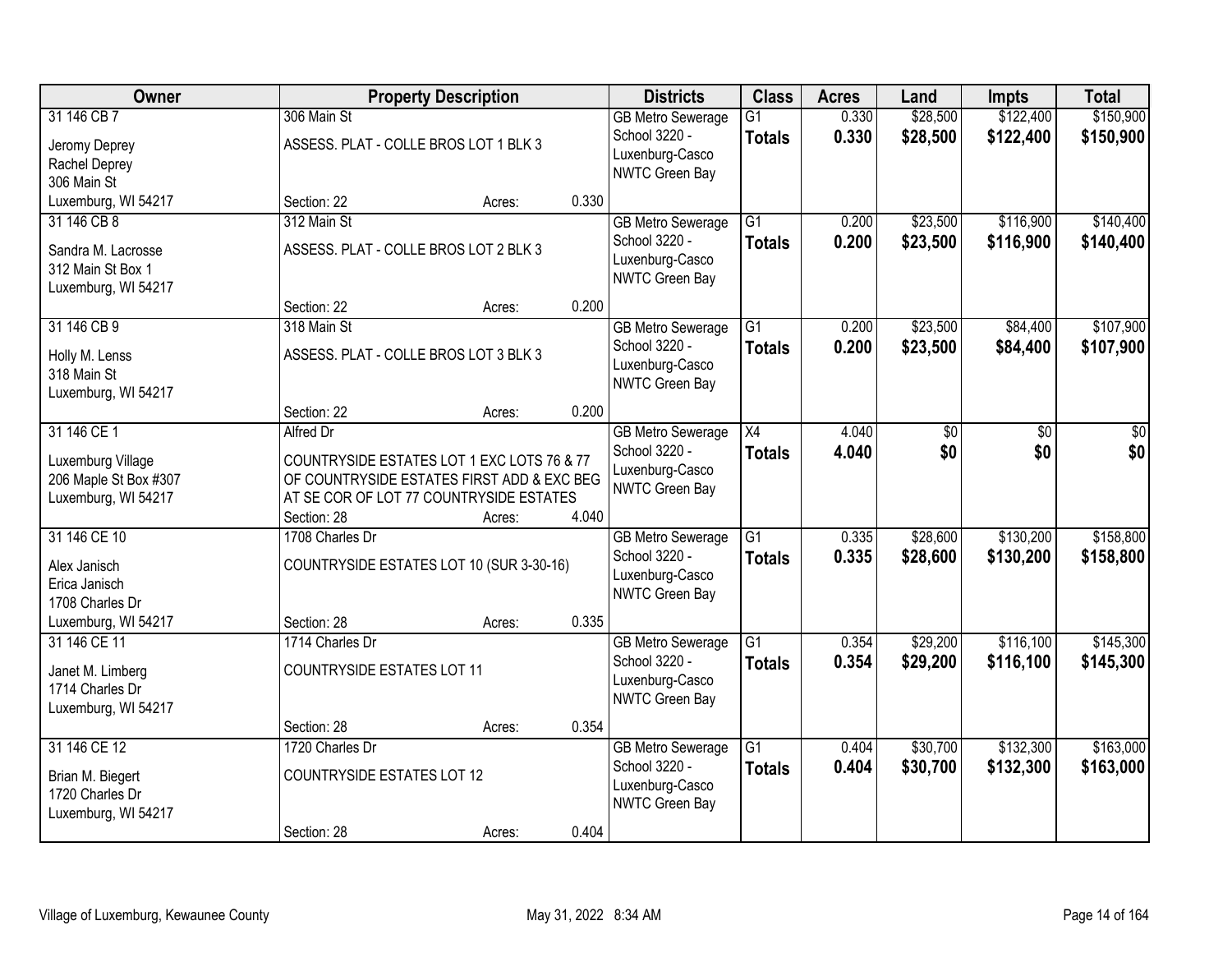| Owner | Property Description | Districts | Class | Acres | Land | Impts | Total |
|---|---|---|---|---|---|---|---|
| 31 146 CB 7<br><br>Jeromy Deprey<br>Rachel Deprey<br>306 Main St<br>Luxemburg, WI 54217 | 306 Main St<br><br>ASSESS. PLAT - COLLE BROS LOT 1 BLK 3<br><br>Section: 22 Acres: 0.330 | GB Metro Sewerage<br>School 3220 - Luxenburg-Casco<br>NWTC Green Bay | G1<br>**Totals** | 0.330<br>**0.330** | $28,500<br>**$28,500** | $122,400<br>**$122,400** | $150,900<br>**$150,900** |
| 31 146 CB 8<br><br>Sandra M. Lacrosse<br>312 Main St Box 1<br>Luxemburg, WI 54217 | 312 Main St<br><br>ASSESS. PLAT - COLLE BROS LOT 2 BLK 3<br><br>Section: 22 Acres: 0.200 | GB Metro Sewerage<br>School 3220 - Luxenburg-Casco<br>NWTC Green Bay | G1<br>**Totals** | 0.200<br>**0.200** | $23,500<br>**$23,500** | $116,900<br>**$116,900** | $140,400<br>**$140,400** |
| 31 146 CB 9<br><br>Holly M. Lenss<br>318 Main St<br>Luxemburg, WI 54217 | 318 Main St<br><br>ASSESS. PLAT - COLLE BROS LOT 3 BLK 3<br><br>Section: 22 Acres: 0.200 | GB Metro Sewerage<br>School 3220 - Luxenburg-Casco<br>NWTC Green Bay | G1<br>**Totals** | 0.200<br>**0.200** | $23,500<br>**$23,500** | $84,400<br>**$84,400** | $107,900<br>**$107,900** |
| 31 146 CE 1<br><br>Luxemburg Village<br>206 Maple St Box #307<br>Luxemburg, WI 54217 | Alfred Dr<br><br>COUNTRYSIDE ESTATES LOT 1 EXC LOTS 76 & 77 OF COUNTRYSIDE ESTATES FIRST ADD & EXC BEG AT SE COR OF LOT 77 COUNTRYSIDE ESTATES<br>Section: 28 Acres: 4.040 | GB Metro Sewerage<br>School 3220 - Luxenburg-Casco<br>NWTC Green Bay | X4<br>**Totals** | 4.040<br>**4.040** | $0<br>**$0** | $0<br>**$0** | $0<br>**$0** |
| 31 146 CE 10<br><br>Alex Janisch<br>Erica Janisch<br>1708 Charles Dr<br>Luxemburg, WI 54217 | 1708 Charles Dr<br><br>COUNTRYSIDE ESTATES LOT 10 (SUR 3-30-16)<br><br>Section: 28 Acres: 0.335 | GB Metro Sewerage<br>School 3220 - Luxenburg-Casco<br>NWTC Green Bay | G1<br>**Totals** | 0.335<br>**0.335** | $28,600<br>**$28,600** | $130,200<br>**$130,200** | $158,800<br>**$158,800** |
| 31 146 CE 11<br><br>Janet M. Limberg<br>1714 Charles Dr<br>Luxemburg, WI 54217 | 1714 Charles Dr<br><br>COUNTRYSIDE ESTATES LOT 11<br><br>Section: 28 Acres: 0.354 | GB Metro Sewerage<br>School 3220 - Luxenburg-Casco<br>NWTC Green Bay | G1<br>**Totals** | 0.354<br>**0.354** | $29,200<br>**$29,200** | $116,100<br>**$116,100** | $145,300<br>**$145,300** |
| 31 146 CE 12<br><br>Brian M. Biegert<br>1720 Charles Dr<br>Luxemburg, WI 54217 | 1720 Charles Dr<br><br>COUNTRYSIDE ESTATES LOT 12<br><br>Section: 28 Acres: 0.404 | GB Metro Sewerage<br>School 3220 - Luxenburg-Casco<br>NWTC Green Bay | G1<br>**Totals** | 0.404<br>**0.404** | $30,700<br>**$30,700** | $132,300<br>**$132,300** | $163,000<br>**$163,000** |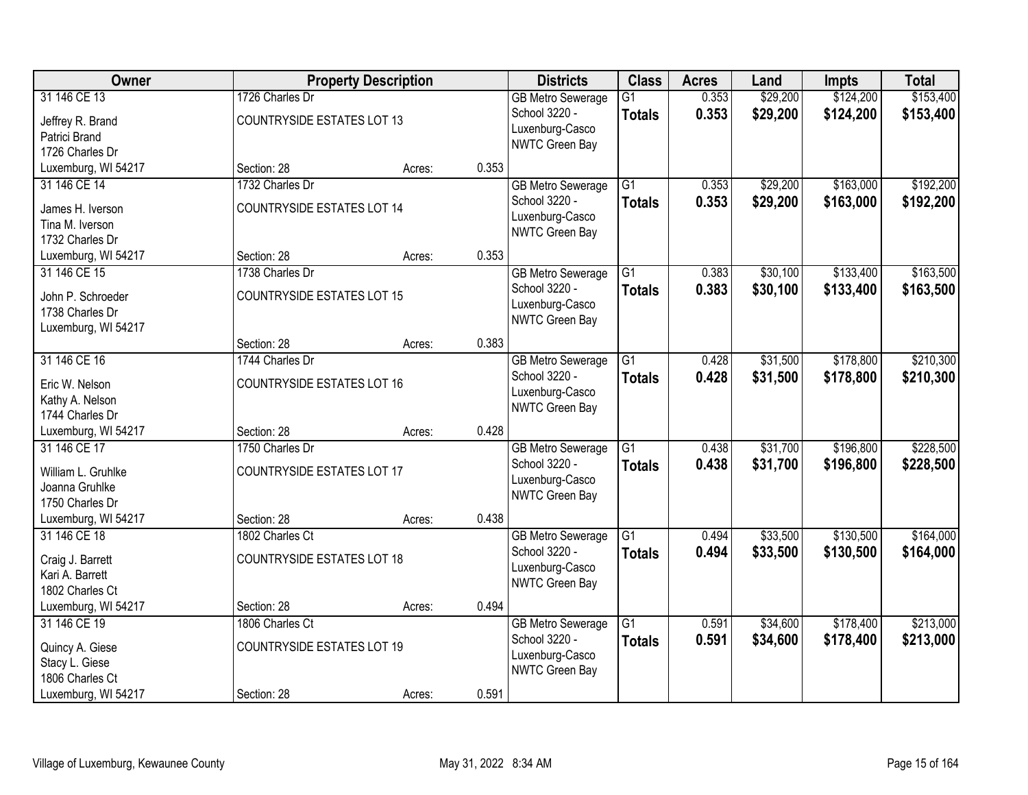| Owner | Property Description | | | Districts | Class | Acres | Land | Impts | Total |
|---|---|---|---|---|---|---|---|---|---|
| 31 146 CE 13 | 1726 Charles Dr | | | GB Metro Sewerage | G1 | 0.353 | $29,200 | $124,200 | $153,400 |
| Jeffrey R. Brand<br>Patrici Brand<br>1726 Charles Dr<br>Luxemburg, WI 54217 | COUNTRYSIDE ESTATES LOT 13 | | | School 3220 - Luxenburg-Casco<br>NWTC Green Bay | **Totals** | **0.353** | **$29,200** | **$124,200** | **$153,400** |
| | Section: 28 | Acres: | 0.353 | | | | | | |
| 31 146 CE 14 | 1732 Charles Dr | | | GB Metro Sewerage | G1 | 0.353 | $29,200 | $163,000 | $192,200 |
| James H. Iverson<br>Tina M. Iverson<br>1732 Charles Dr<br>Luxemburg, WI 54217 | COUNTRYSIDE ESTATES LOT 14 | | | School 3220 - Luxenburg-Casco<br>NWTC Green Bay | **Totals** | **0.353** | **$29,200** | **$163,000** | **$192,200** |
| | Section: 28 | Acres: | 0.353 | | | | | | |
| 31 146 CE 15 | 1738 Charles Dr | | | GB Metro Sewerage | G1 | 0.383 | $30,100 | $133,400 | $163,500 |
| John P. Schroeder<br>1738 Charles Dr<br>Luxemburg, WI 54217 | COUNTRYSIDE ESTATES LOT 15 | | | School 3220 - Luxenburg-Casco<br>NWTC Green Bay | **Totals** | **0.383** | **$30,100** | **$133,400** | **$163,500** |
| | Section: 28 | Acres: | 0.383 | | | | | | |
| 31 146 CE 16 | 1744 Charles Dr | | | GB Metro Sewerage | G1 | 0.428 | $31,500 | $178,800 | $210,300 |
| Eric W. Nelson<br>Kathy A. Nelson<br>1744 Charles Dr<br>Luxemburg, WI 54217 | COUNTRYSIDE ESTATES LOT 16 | | | School 3220 - Luxenburg-Casco<br>NWTC Green Bay | **Totals** | **0.428** | **$31,500** | **$178,800** | **$210,300** |
| | Section: 28 | Acres: | 0.428 | | | | | | |
| 31 146 CE 17 | 1750 Charles Dr | | | GB Metro Sewerage | G1 | 0.438 | $31,700 | $196,800 | $228,500 |
| William L. Gruhlke<br>Joanna Gruhlke<br>1750 Charles Dr<br>Luxemburg, WI 54217 | COUNTRYSIDE ESTATES LOT 17 | | | School 3220 - Luxenburg-Casco<br>NWTC Green Bay | **Totals** | **0.438** | **$31,700** | **$196,800** | **$228,500** |
| | Section: 28 | Acres: | 0.438 | | | | | | |
| 31 146 CE 18 | 1802 Charles Ct | | | GB Metro Sewerage | G1 | 0.494 | $33,500 | $130,500 | $164,000 |
| Craig J. Barrett<br>Kari A. Barrett<br>1802 Charles Ct<br>Luxemburg, WI 54217 | COUNTRYSIDE ESTATES LOT 18 | | | School 3220 - Luxenburg-Casco<br>NWTC Green Bay | **Totals** | **0.494** | **$33,500** | **$130,500** | **$164,000** |
| | Section: 28 | Acres: | 0.494 | | | | | | |
| 31 146 CE 19 | 1806 Charles Ct | | | GB Metro Sewerage | G1 | 0.591 | $34,600 | $178,400 | $213,000 |
| Quincy A. Giese<br>Stacy L. Giese<br>1806 Charles Ct<br>Luxemburg, WI 54217 | COUNTRYSIDE ESTATES LOT 19 | | | School 3220 - Luxenburg-Casco<br>NWTC Green Bay | **Totals** | **0.591** | **$34,600** | **$178,400** | **$213,000** |
| | Section: 28 | Acres: | 0.591 | | | | | | |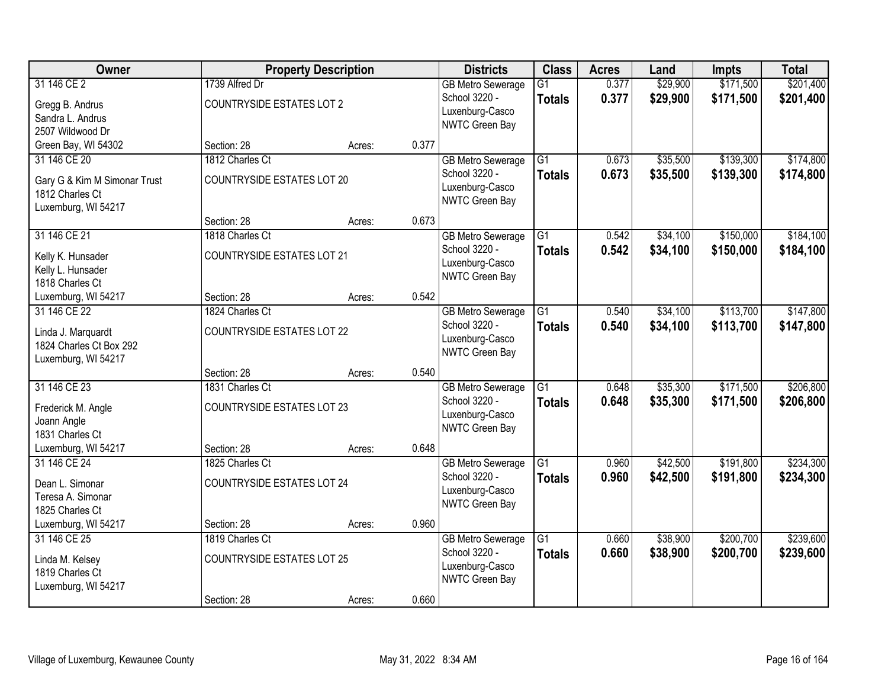| Owner | Property Description | | | Districts | Class | Acres | Land | Impts | Total |
|---|---|---|---|---|---|---|---|---|---|
| 31 146 CE 2<br>Gregg B. Andrus<br>Sandra L. Andrus<br>2507 Wildwood Dr<br>Green Bay, WI 54302 | 1739 Alfred Dr<br>COUNTRYSIDE ESTATES LOT 2<br>Section: 28 | Acres: | 0.377 | GB Metro Sewerage<br>School 3220 - Luxenburg-Casco<br>NWTC Green Bay | G1<br>**Totals** | 0.377<br>**0.377** | $29,900<br>**$29,900** | $171,500<br>**$171,500** | $201,400<br>**$201,400** |
| 31 146 CE 20<br>Gary G & Kim M Simonar Trust<br>1812 Charles Ct<br>Luxemburg, WI 54217 | 1812 Charles Ct<br>COUNTRYSIDE ESTATES LOT 20<br>Section: 28 | Acres: | 0.673 | GB Metro Sewerage<br>School 3220 - Luxenburg-Casco<br>NWTC Green Bay | G1<br>**Totals** | 0.673<br>**0.673** | $35,500<br>**$35,500** | $139,300<br>**$139,300** | $174,800<br>**$174,800** |
| 31 146 CE 21<br>Kelly K. Hunsader<br>Kelly L. Hunsader<br>1818 Charles Ct<br>Luxemburg, WI 54217 | 1818 Charles Ct<br>COUNTRYSIDE ESTATES LOT 21<br>Section: 28 | Acres: | 0.542 | GB Metro Sewerage<br>School 3220 - Luxenburg-Casco<br>NWTC Green Bay | G1<br>**Totals** | 0.542<br>**0.542** | $34,100<br>**$34,100** | $150,000<br>**$150,000** | $184,100<br>**$184,100** |
| 31 146 CE 22<br>Linda J. Marquardt<br>1824 Charles Ct Box 292<br>Luxemburg, WI 54217 | 1824 Charles Ct<br>COUNTRYSIDE ESTATES LOT 22<br>Section: 28 | Acres: | 0.540 | GB Metro Sewerage<br>School 3220 - Luxenburg-Casco<br>NWTC Green Bay | G1<br>**Totals** | 0.540<br>**0.540** | $34,100<br>**$34,100** | $113,700<br>**$113,700** | $147,800<br>**$147,800** |
| 31 146 CE 23<br>Frederick M. Angle<br>Joann Angle<br>1831 Charles Ct<br>Luxemburg, WI 54217 | 1831 Charles Ct<br>COUNTRYSIDE ESTATES LOT 23<br>Section: 28 | Acres: | 0.648 | GB Metro Sewerage<br>School 3220 - Luxenburg-Casco<br>NWTC Green Bay | G1<br>**Totals** | 0.648<br>**0.648** | $35,300<br>**$35,300** | $171,500<br>**$171,500** | $206,800<br>**$206,800** |
| 31 146 CE 24<br>Dean L. Simonar<br>Teresa A. Simonar<br>1825 Charles Ct<br>Luxemburg, WI 54217 | 1825 Charles Ct<br>COUNTRYSIDE ESTATES LOT 24<br>Section: 28 | Acres: | 0.960 | GB Metro Sewerage<br>School 3220 - Luxenburg-Casco<br>NWTC Green Bay | G1<br>**Totals** | 0.960<br>**0.960** | $42,500<br>**$42,500** | $191,800<br>**$191,800** | $234,300<br>**$234,300** |
| 31 146 CE 25<br>Linda M. Kelsey<br>1819 Charles Ct<br>Luxemburg, WI 54217 | 1819 Charles Ct<br>COUNTRYSIDE ESTATES LOT 25<br>Section: 28 | Acres: | 0.660 | GB Metro Sewerage<br>School 3220 - Luxenburg-Casco<br>NWTC Green Bay | G1<br>**Totals** | 0.660<br>**0.660** | $38,900<br>**$38,900** | $200,700<br>**$200,700** | $239,600<br>**$239,600** |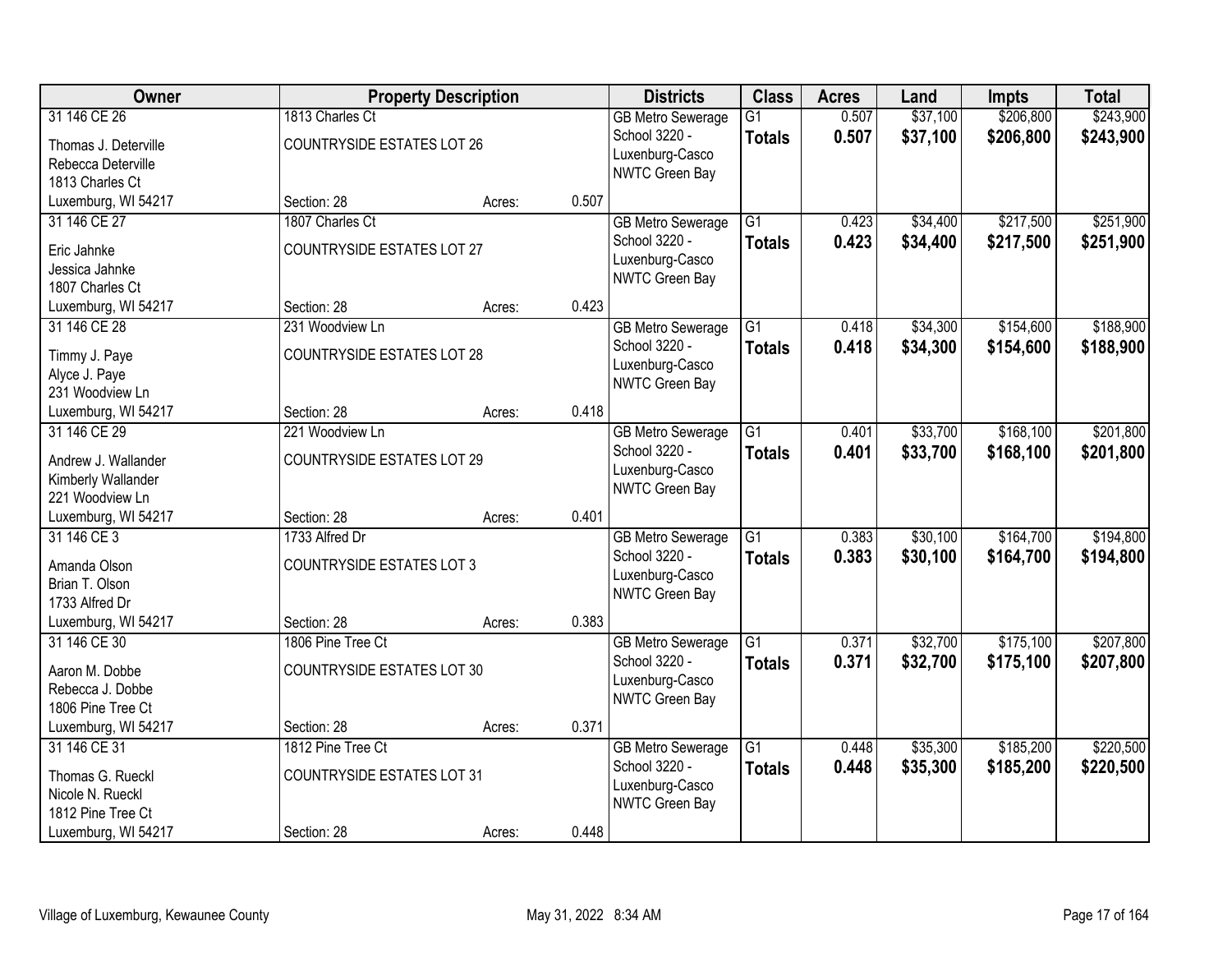| Owner | Property Description | | | Districts | Class | Acres | Land | Impts | Total |
|---|---|---|---|---|---|---|---|---|---|
| 31 146 CE 26<br>Thomas J. Deterville<br>Rebecca Deterville<br>1813 Charles Ct<br>Luxemburg, WI 54217 | 1813 Charles Ct<br>COUNTRYSIDE ESTATES LOT 26<br>Section: 28 | Acres: | 0.507 | GB Metro Sewerage<br>School 3220 - Luxenburg-Casco<br>NWTC Green Bay | G1<br>**Totals** | 0.507<br>**0.507** | $37,100<br>**$37,100** | $206,800<br>**$206,800** | $243,900<br>**$243,900** |
| 31 146 CE 27<br>Eric Jahnke<br>Jessica Jahnke<br>1807 Charles Ct<br>Luxemburg, WI 54217 | 1807 Charles Ct<br>COUNTRYSIDE ESTATES LOT 27<br>Section: 28 | Acres: | 0.423 | GB Metro Sewerage<br>School 3220 - Luxenburg-Casco<br>NWTC Green Bay | G1<br>**Totals** | 0.423<br>**0.423** | $34,400<br>**$34,400** | $217,500<br>**$217,500** | $251,900<br>**$251,900** |
| 31 146 CE 28<br>Timmy J. Paye<br>Alyce J. Paye<br>231 Woodview Ln<br>Luxemburg, WI 54217 | 231 Woodview Ln<br>COUNTRYSIDE ESTATES LOT 28<br>Section: 28 | Acres: | 0.418 | GB Metro Sewerage<br>School 3220 - Luxenburg-Casco<br>NWTC Green Bay | G1<br>**Totals** | 0.418<br>**0.418** | $34,300<br>**$34,300** | $154,600<br>**$154,600** | $188,900<br>**$188,900** |
| 31 146 CE 29<br>Andrew J. Wallander<br>Kimberly Wallander<br>221 Woodview Ln<br>Luxemburg, WI 54217 | 221 Woodview Ln<br>COUNTRYSIDE ESTATES LOT 29<br>Section: 28 | Acres: | 0.401 | GB Metro Sewerage<br>School 3220 - Luxenburg-Casco<br>NWTC Green Bay | G1<br>**Totals** | 0.401<br>**0.401** | $33,700<br>**$33,700** | $168,100<br>**$168,100** | $201,800<br>**$201,800** |
| 31 146 CE 3<br>Amanda Olson<br>Brian T. Olson<br>1733 Alfred Dr<br>Luxemburg, WI 54217 | 1733 Alfred Dr<br>COUNTRYSIDE ESTATES LOT 3<br>Section: 28 | Acres: | 0.383 | GB Metro Sewerage<br>School 3220 - Luxenburg-Casco<br>NWTC Green Bay | G1<br>**Totals** | 0.383<br>**0.383** | $30,100<br>**$30,100** | $164,700<br>**$164,700** | $194,800<br>**$194,800** |
| 31 146 CE 30<br>Aaron M. Dobbe<br>Rebecca J. Dobbe<br>1806 Pine Tree Ct<br>Luxemburg, WI 54217 | 1806 Pine Tree Ct<br>COUNTRYSIDE ESTATES LOT 30<br>Section: 28 | Acres: | 0.371 | GB Metro Sewerage<br>School 3220 - Luxenburg-Casco<br>NWTC Green Bay | G1<br>**Totals** | 0.371<br>**0.371** | $32,700<br>**$32,700** | $175,100<br>**$175,100** | $207,800<br>**$207,800** |
| 31 146 CE 31<br>Thomas G. Rueckl<br>Nicole N. Rueckl<br>1812 Pine Tree Ct<br>Luxemburg, WI 54217 | 1812 Pine Tree Ct<br>COUNTRYSIDE ESTATES LOT 31<br>Section: 28 | Acres: | 0.448 | GB Metro Sewerage<br>School 3220 - Luxenburg-Casco<br>NWTC Green Bay | G1<br>**Totals** | 0.448<br>**0.448** | $35,300<br>**$35,300** | $185,200<br>**$185,200** | $220,500<br>**$220,500** |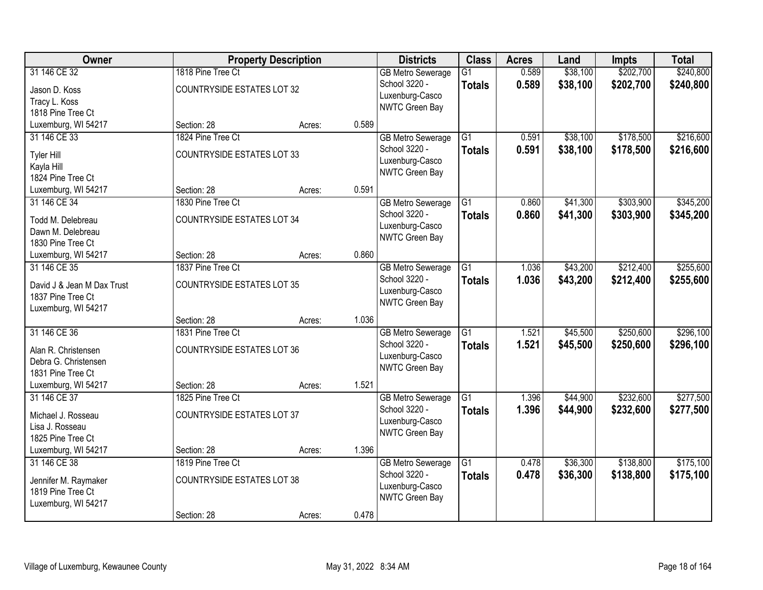| Owner | Property Description | | | Districts | Class | Acres | Land | Impts | Total |
|---|---|---|---|---|---|---|---|---|---|
| 31 146 CE 32<br>Jason D. Koss<br>Tracy L. Koss<br>1818 Pine Tree Ct<br>Luxemburg, WI 54217 | 1818 Pine Tree Ct<br>COUNTRYSIDE ESTATES LOT 32<br>Section: 28 | Acres: | 0.589 | GB Metro Sewerage<br>School 3220 - Luxenburg-Casco<br>NWTC Green Bay | G1<br>**Totals** | 0.589<br>**0.589** | $38,100<br>**$38,100** | $202,700<br>**$202,700** | $240,800<br>**$240,800** |
| 31 146 CE 33<br>Tyler Hill<br>Kayla Hill<br>1824 Pine Tree Ct<br>Luxemburg, WI 54217 | 1824 Pine Tree Ct<br>COUNTRYSIDE ESTATES LOT 33<br>Section: 28 | Acres: | 0.591 | GB Metro Sewerage<br>School 3220 - Luxenburg-Casco<br>NWTC Green Bay | G1<br>**Totals** | 0.591<br>**0.591** | $38,100<br>**$38,100** | $178,500<br>**$178,500** | $216,600<br>**$216,600** |
| 31 146 CE 34<br>Todd M. Delebreau<br>Dawn M. Delebreau<br>1830 Pine Tree Ct<br>Luxemburg, WI 54217 | 1830 Pine Tree Ct<br>COUNTRYSIDE ESTATES LOT 34<br>Section: 28 | Acres: | 0.860 | GB Metro Sewerage<br>School 3220 - Luxenburg-Casco<br>NWTC Green Bay | G1<br>**Totals** | 0.860<br>**0.860** | $41,300<br>**$41,300** | $303,900<br>**$303,900** | $345,200<br>**$345,200** |
| 31 146 CE 35<br>David J & Jean M Dax Trust<br>1837 Pine Tree Ct<br>Luxemburg, WI 54217 | 1837 Pine Tree Ct<br>COUNTRYSIDE ESTATES LOT 35<br>Section: 28 | Acres: | 1.036 | GB Metro Sewerage<br>School 3220 - Luxenburg-Casco<br>NWTC Green Bay | G1<br>**Totals** | 1.036<br>**1.036** | $43,200<br>**$43,200** | $212,400<br>**$212,400** | $255,600<br>**$255,600** |
| 31 146 CE 36<br>Alan R. Christensen<br>Debra G. Christensen<br>1831 Pine Tree Ct<br>Luxemburg, WI 54217 | 1831 Pine Tree Ct<br>COUNTRYSIDE ESTATES LOT 36<br>Section: 28 | Acres: | 1.521 | GB Metro Sewerage<br>School 3220 - Luxenburg-Casco<br>NWTC Green Bay | G1<br>**Totals** | 1.521<br>**1.521** | $45,500<br>**$45,500** | $250,600<br>**$250,600** | $296,100<br>**$296,100** |
| 31 146 CE 37<br>Michael J. Rosseau<br>Lisa J. Rosseau<br>1825 Pine Tree Ct<br>Luxemburg, WI 54217 | 1825 Pine Tree Ct<br>COUNTRYSIDE ESTATES LOT 37<br>Section: 28 | Acres: | 1.396 | GB Metro Sewerage<br>School 3220 - Luxenburg-Casco<br>NWTC Green Bay | G1<br>**Totals** | 1.396<br>**1.396** | $44,900<br>**$44,900** | $232,600<br>**$232,600** | $277,500<br>**$277,500** |
| 31 146 CE 38<br>Jennifer M. Raymaker<br>1819 Pine Tree Ct<br>Luxemburg, WI 54217 | 1819 Pine Tree Ct<br>COUNTRYSIDE ESTATES LOT 38<br>Section: 28 | Acres: | 0.478 | GB Metro Sewerage<br>School 3220 - Luxenburg-Casco<br>NWTC Green Bay | G1<br>**Totals** | 0.478<br>**0.478** | $36,300<br>**$36,300** | $138,800<br>**$138,800** | $175,100<br>**$175,100** |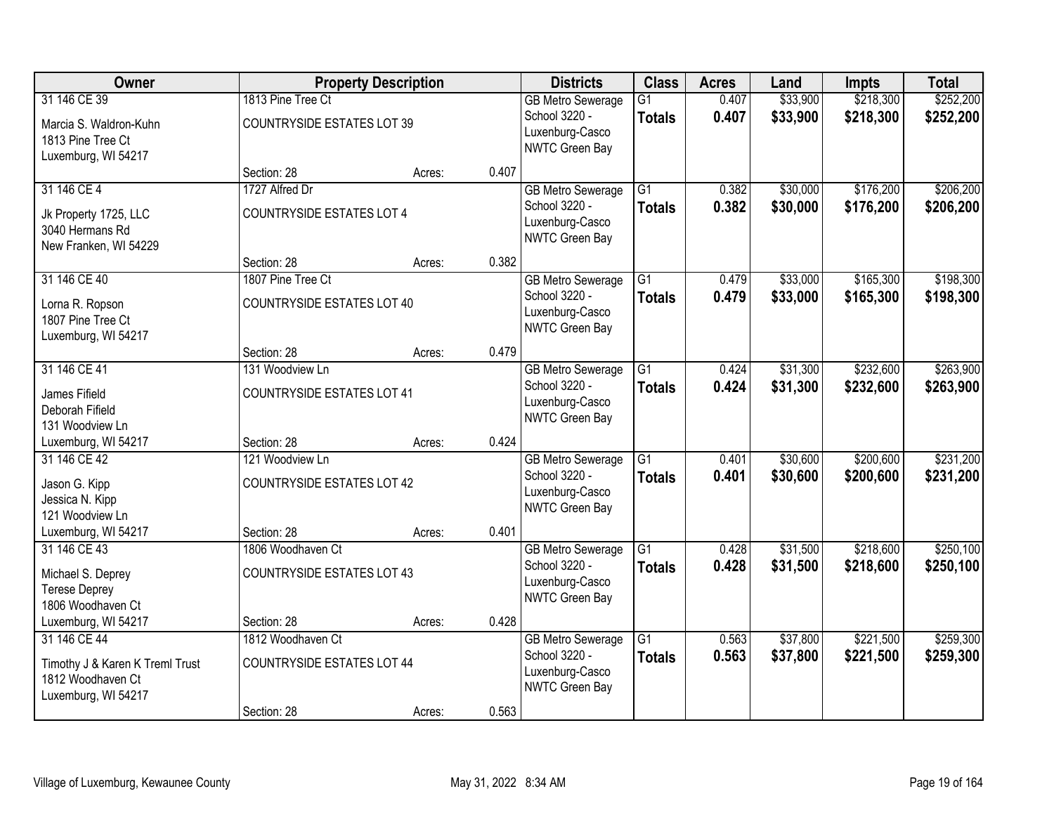| Owner | Property Description | | | Districts | Class | Acres | Land | Impts | Total |
|---|---|---|---|---|---|---|---|---|---|
| 31 146 CE 39<br>Marcia S. Waldron-Kuhn<br>1813 Pine Tree Ct<br>Luxemburg, WI 54217 | 1813 Pine Tree Ct<br>COUNTRYSIDE ESTATES LOT 39<br>Section: 28 | Acres: | 0.407 | GB Metro Sewerage<br>School 3220 - Luxenburg-Casco<br>NWTC Green Bay | G1<br>**Totals** | 0.407<br>**0.407** | $33,900<br>**$33,900** | $218,300<br>**$218,300** | $252,200<br>**$252,200** |
| 31 146 CE 4<br>Jk Property 1725, LLC<br>3040 Hermans Rd<br>New Franken, WI 54229 | 1727 Alfred Dr<br>COUNTRYSIDE ESTATES LOT 4<br>Section: 28 | Acres: | 0.382 | GB Metro Sewerage<br>School 3220 - Luxenburg-Casco<br>NWTC Green Bay | G1<br>**Totals** | 0.382<br>**0.382** | $30,000<br>**$30,000** | $176,200<br>**$176,200** | $206,200<br>**$206,200** |
| 31 146 CE 40<br>Lorna R. Ropson<br>1807 Pine Tree Ct<br>Luxemburg, WI 54217 | 1807 Pine Tree Ct<br>COUNTRYSIDE ESTATES LOT 40<br>Section: 28 | Acres: | 0.479 | GB Metro Sewerage<br>School 3220 - Luxenburg-Casco<br>NWTC Green Bay | G1<br>**Totals** | 0.479<br>**0.479** | $33,000<br>**$33,000** | $165,300<br>**$165,300** | $198,300<br>**$198,300** |
| 31 146 CE 41<br>James Fifield<br>Deborah Fifield<br>131 Woodview Ln<br>Luxemburg, WI 54217 | 131 Woodview Ln<br>COUNTRYSIDE ESTATES LOT 41<br>Section: 28 | Acres: | 0.424 | GB Metro Sewerage<br>School 3220 - Luxenburg-Casco<br>NWTC Green Bay | G1<br>**Totals** | 0.424<br>**0.424** | $31,300<br>**$31,300** | $232,600<br>**$232,600** | $263,900<br>**$263,900** |
| 31 146 CE 42<br>Jason G. Kipp<br>Jessica N. Kipp<br>121 Woodview Ln<br>Luxemburg, WI 54217 | 121 Woodview Ln<br>COUNTRYSIDE ESTATES LOT 42<br>Section: 28 | Acres: | 0.401 | GB Metro Sewerage<br>School 3220 - Luxenburg-Casco<br>NWTC Green Bay | G1<br>**Totals** | 0.401<br>**0.401** | $30,600<br>**$30,600** | $200,600<br>**$200,600** | $231,200<br>**$231,200** |
| 31 146 CE 43<br>Michael S. Deprey<br>Terese Deprey<br>1806 Woodhaven Ct<br>Luxemburg, WI 54217 | 1806 Woodhaven Ct<br>COUNTRYSIDE ESTATES LOT 43<br>Section: 28 | Acres: | 0.428 | GB Metro Sewerage<br>School 3220 - Luxenburg-Casco<br>NWTC Green Bay | G1<br>**Totals** | 0.428<br>**0.428** | $31,500<br>**$31,500** | $218,600<br>**$218,600** | $250,100<br>**$250,100** |
| 31 146 CE 44<br>Timothy J & Karen K Treml Trust<br>1812 Woodhaven Ct<br>Luxemburg, WI 54217 | 1812 Woodhaven Ct<br>COUNTRYSIDE ESTATES LOT 44<br>Section: 28 | Acres: | 0.563 | GB Metro Sewerage<br>School 3220 - Luxenburg-Casco<br>NWTC Green Bay | G1<br>**Totals** | 0.563<br>**0.563** | $37,800<br>**$37,800** | $221,500<br>**$221,500** | $259,300<br>**$259,300** |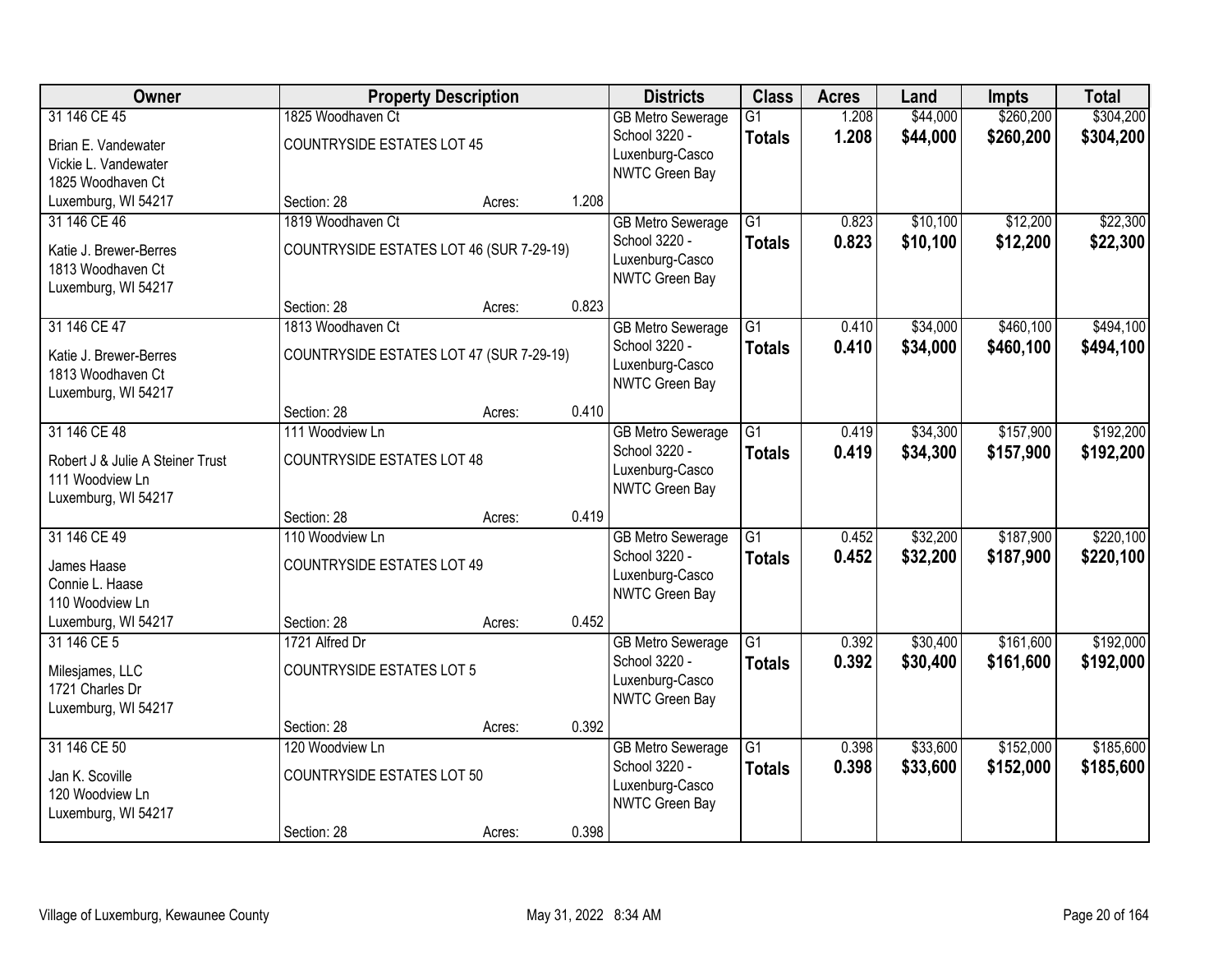| Owner | Property Description | | | Districts | Class | Acres | Land | Impts | Total |
|---|---|---|---|---|---|---|---|---|---|
| 31 146 CE 45<br>Brian E. Vandewater<br>Vickie L. Vandewater<br>1825 Woodhaven Ct<br>Luxemburg, WI 54217 | 1825 Woodhaven Ct<br>COUNTRYSIDE ESTATES LOT 45<br>Section: 28 | Acres: | 1.208 | GB Metro Sewerage<br>School 3220 - Luxenburg-Casco<br>NWTC Green Bay | G1<br>**Totals** | 1.208<br>**1.208** | $44,000<br>**$44,000** | $260,200<br>**$260,200** | $304,200<br>**$304,200** |
| 31 146 CE 46<br>Katie J. Brewer-Berres<br>1813 Woodhaven Ct<br>Luxemburg, WI 54217 | 1819 Woodhaven Ct<br>COUNTRYSIDE ESTATES LOT 46 (SUR 7-29-19)<br>Section: 28 | Acres: | 0.823 | GB Metro Sewerage<br>School 3220 - Luxenburg-Casco<br>NWTC Green Bay | G1<br>**Totals** | 0.823<br>**0.823** | $10,100<br>**$10,100** | $12,200<br>**$12,200** | $22,300<br>**$22,300** |
| 31 146 CE 47<br>Katie J. Brewer-Berres<br>1813 Woodhaven Ct<br>Luxemburg, WI 54217 | 1813 Woodhaven Ct<br>COUNTRYSIDE ESTATES LOT 47 (SUR 7-29-19)<br>Section: 28 | Acres: | 0.410 | GB Metro Sewerage<br>School 3220 - Luxenburg-Casco<br>NWTC Green Bay | G1<br>**Totals** | 0.410<br>**0.410** | $34,000<br>**$34,000** | $460,100<br>**$460,100** | $494,100<br>**$494,100** |
| 31 146 CE 48<br>Robert J & Julie A Steiner Trust<br>111 Woodview Ln<br>Luxemburg, WI 54217 | 111 Woodview Ln<br>COUNTRYSIDE ESTATES LOT 48<br>Section: 28 | Acres: | 0.419 | GB Metro Sewerage<br>School 3220 - Luxenburg-Casco<br>NWTC Green Bay | G1<br>**Totals** | 0.419<br>**0.419** | $34,300<br>**$34,300** | $157,900<br>**$157,900** | $192,200<br>**$192,200** |
| 31 146 CE 49<br>James Haase<br>Connie L. Haase<br>110 Woodview Ln<br>Luxemburg, WI 54217 | 110 Woodview Ln<br>COUNTRYSIDE ESTATES LOT 49<br>Section: 28 | Acres: | 0.452 | GB Metro Sewerage<br>School 3220 - Luxenburg-Casco<br>NWTC Green Bay | G1<br>**Totals** | 0.452<br>**0.452** | $32,200<br>**$32,200** | $187,900<br>**$187,900** | $220,100<br>**$220,100** |
| 31 146 CE 5<br>Milesjames, LLC<br>1721 Charles Dr<br>Luxemburg, WI 54217 | 1721 Alfred Dr<br>COUNTRYSIDE ESTATES LOT 5<br>Section: 28 | Acres: | 0.392 | GB Metro Sewerage<br>School 3220 - Luxenburg-Casco<br>NWTC Green Bay | G1<br>**Totals** | 0.392<br>**0.392** | $30,400<br>**$30,400** | $161,600<br>**$161,600** | $192,000<br>**$192,000** |
| 31 146 CE 50<br>Jan K. Scoville<br>120 Woodview Ln<br>Luxemburg, WI 54217 | 120 Woodview Ln<br>COUNTRYSIDE ESTATES LOT 50<br>Section: 28 | Acres: | 0.398 | GB Metro Sewerage<br>School 3220 - Luxenburg-Casco<br>NWTC Green Bay | G1<br>**Totals** | 0.398<br>**0.398** | $33,600<br>**$33,600** | $152,000<br>**$152,000** | $185,600<br>**$185,600** |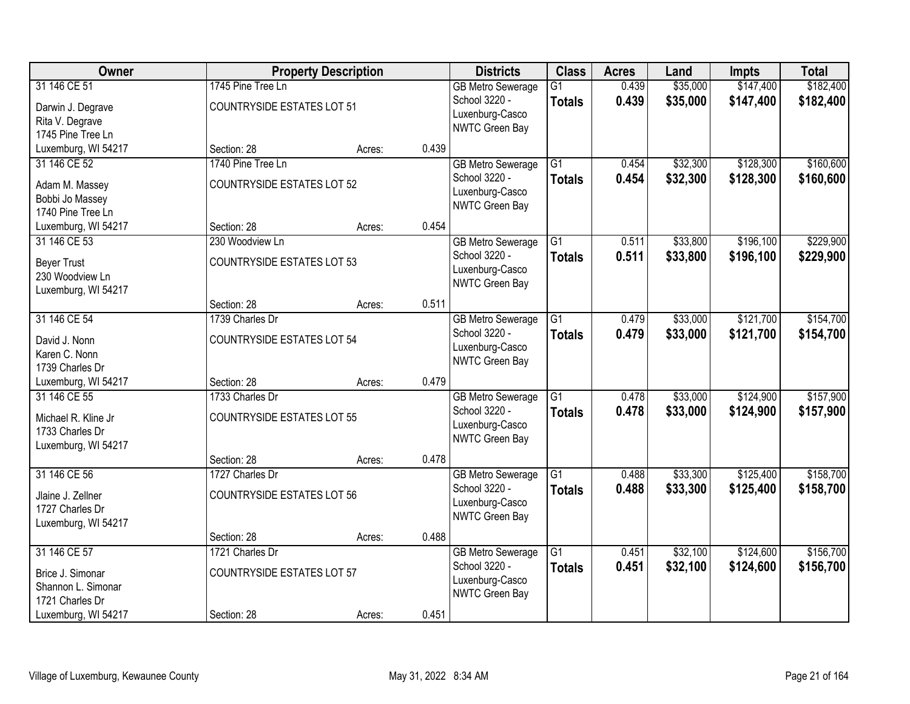| Owner | Property Description | | | Districts | Class | Acres | Land | Impts | Total |
|---|---|---|---|---|---|---|---|---|---|
| 31 146 CE 51 | 1745 Pine Tree Ln | | | GB Metro Sewerage | G1 | 0.439 | $35,000 | $147,400 | $182,400 |
| Darwin J. Degrave | COUNTRYSIDE ESTATES LOT 51 | | | School 3220 - | **Totals** | **0.439** | **$35,000** | **$147,400** | **$182,400** |
| Rita V. Degrave | | | | Luxenburg-Casco | | | | | |
| 1745 Pine Tree Ln | | | | NWTC Green Bay | | | | | |
| Luxemburg, WI 54217 | Section: 28 | Acres: | 0.439 | | | | | | |
| 31 146 CE 52 | 1740 Pine Tree Ln | | | GB Metro Sewerage | G1 | 0.454 | $32,300 | $128,300 | $160,600 |
| Adam M. Massey | COUNTRYSIDE ESTATES LOT 52 | | | School 3220 - | **Totals** | **0.454** | **$32,300** | **$128,300** | **$160,600** |
| Bobbi Jo Massey | | | | Luxenburg-Casco | | | | | |
| 1740 Pine Tree Ln | | | | NWTC Green Bay | | | | | |
| Luxemburg, WI 54217 | Section: 28 | Acres: | 0.454 | | | | | | |
| 31 146 CE 53 | 230 Woodview Ln | | | GB Metro Sewerage | G1 | 0.511 | $33,800 | $196,100 | $229,900 |
| Beyer Trust | COUNTRYSIDE ESTATES LOT 53 | | | School 3220 - | **Totals** | **0.511** | **$33,800** | **$196,100** | **$229,900** |
| 230 Woodview Ln | | | | Luxenburg-Casco | | | | | |
| Luxemburg, WI 54217 | | | | NWTC Green Bay | | | | | |
| | Section: 28 | Acres: | 0.511 | | | | | | |
| 31 146 CE 54 | 1739 Charles Dr | | | GB Metro Sewerage | G1 | 0.479 | $33,000 | $121,700 | $154,700 |
| David J. Nonn | COUNTRYSIDE ESTATES LOT 54 | | | School 3220 - | **Totals** | **0.479** | **$33,000** | **$121,700** | **$154,700** |
| Karen C. Nonn | | | | Luxenburg-Casco | | | | | |
| 1739 Charles Dr | | | | NWTC Green Bay | | | | | |
| Luxemburg, WI 54217 | Section: 28 | Acres: | 0.479 | | | | | | |
| 31 146 CE 55 | 1733 Charles Dr | | | GB Metro Sewerage | G1 | 0.478 | $33,000 | $124,900 | $157,900 |
| Michael R. Kline Jr | COUNTRYSIDE ESTATES LOT 55 | | | School 3220 - | **Totals** | **0.478** | **$33,000** | **$124,900** | **$157,900** |
| 1733 Charles Dr | | | | Luxenburg-Casco | | | | | |
| Luxemburg, WI 54217 | | | | NWTC Green Bay | | | | | |
| | Section: 28 | Acres: | 0.478 | | | | | | |
| 31 146 CE 56 | 1727 Charles Dr | | | GB Metro Sewerage | G1 | 0.488 | $33,300 | $125,400 | $158,700 |
| Jlaine J. Zellner | COUNTRYSIDE ESTATES LOT 56 | | | School 3220 - | **Totals** | **0.488** | **$33,300** | **$125,400** | **$158,700** |
| 1727 Charles Dr | | | | Luxenburg-Casco | | | | | |
| Luxemburg, WI 54217 | | | | NWTC Green Bay | | | | | |
| | Section: 28 | Acres: | 0.488 | | | | | | |
| 31 146 CE 57 | 1721 Charles Dr | | | GB Metro Sewerage | G1 | 0.451 | $32,100 | $124,600 | $156,700 |
| Brice J. Simonar | COUNTRYSIDE ESTATES LOT 57 | | | School 3220 - | **Totals** | **0.451** | **$32,100** | **$124,600** | **$156,700** |
| Shannon L. Simonar | | | | Luxenburg-Casco | | | | | |
| 1721 Charles Dr | | | | NWTC Green Bay | | | | | |
| Luxemburg, WI 54217 | Section: 28 | Acres: | 0.451 | | | | | | |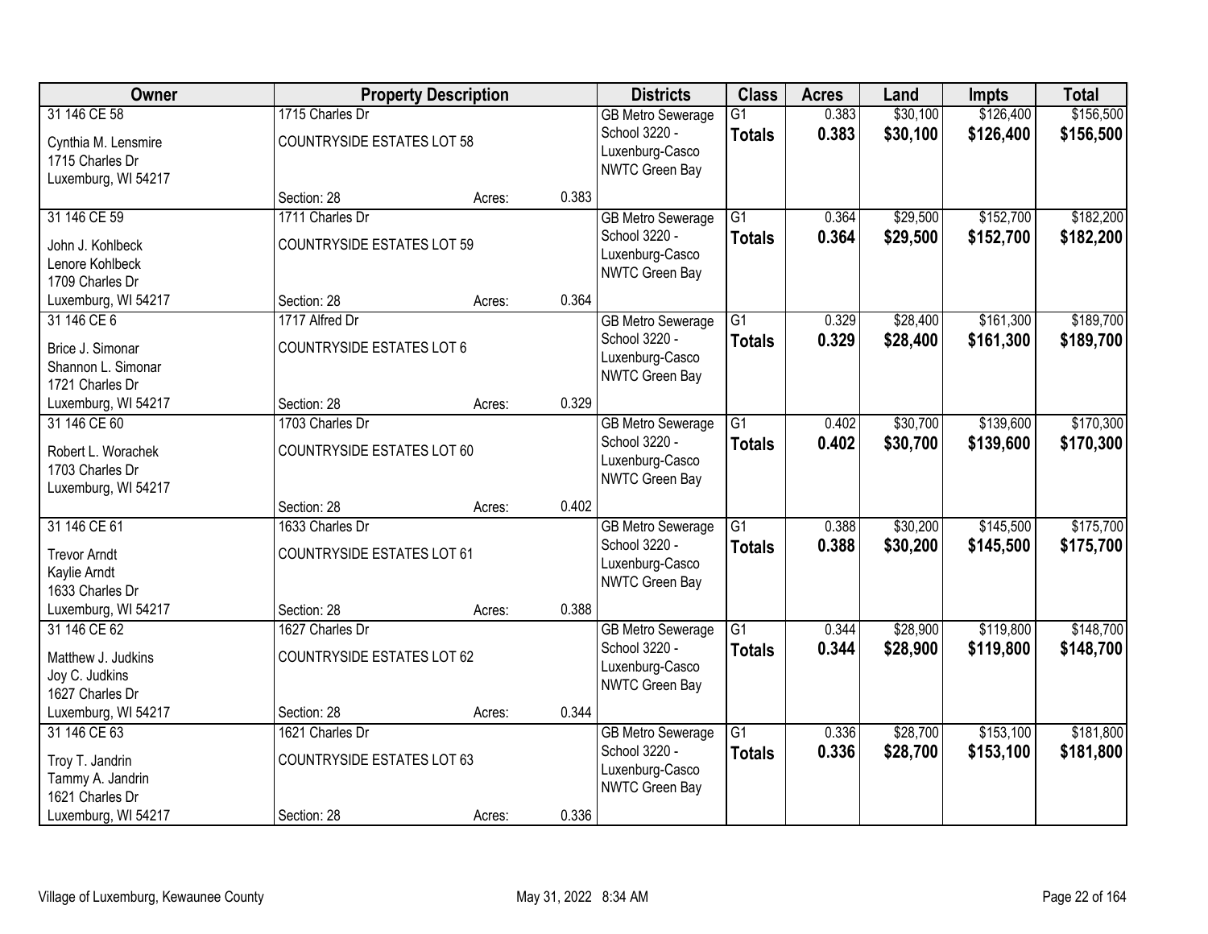| Owner | Property Description | | | Districts | Class | Acres | Land | Impts | Total |
|---|---|---|---|---|---|---|---|---|---|
| 31 146 CE 58 | 1715 Charles Dr | | | GB Metro Sewerage | G1 | 0.383 | $30,100 | $126,400 | $156,500 |
| Cynthia M. Lensmire<br>1715 Charles Dr<br>Luxemburg, WI 54217 | COUNTRYSIDE ESTATES LOT 58 | | | School 3220 - Luxenburg-Casco<br>NWTC Green Bay | **Totals** | **0.383** | **$30,100** | **$126,400** | **$156,500** |
| | Section: 28 | Acres: | 0.383 | | | | | | |
| 31 146 CE 59 | 1711 Charles Dr | | | GB Metro Sewerage | G1 | 0.364 | $29,500 | $152,700 | $182,200 |
| John J. Kohlbeck<br>Lenore Kohlbeck<br>1709 Charles Dr<br>Luxemburg, WI 54217 | COUNTRYSIDE ESTATES LOT 59 | | | School 3220 - Luxenburg-Casco<br>NWTC Green Bay | **Totals** | **0.364** | **$29,500** | **$152,700** | **$182,200** |
| | Section: 28 | Acres: | 0.364 | | | | | | |
| 31 146 CE 6 | 1717 Alfred Dr | | | GB Metro Sewerage | G1 | 0.329 | $28,400 | $161,300 | $189,700 |
| Brice J. Simonar<br>Shannon L. Simonar<br>1721 Charles Dr<br>Luxemburg, WI 54217 | COUNTRYSIDE ESTATES LOT 6 | | | School 3220 - Luxenburg-Casco<br>NWTC Green Bay | **Totals** | **0.329** | **$28,400** | **$161,300** | **$189,700** |
| | Section: 28 | Acres: | 0.329 | | | | | | |
| 31 146 CE 60 | 1703 Charles Dr | | | GB Metro Sewerage | G1 | 0.402 | $30,700 | $139,600 | $170,300 |
| Robert L. Worachek<br>1703 Charles Dr<br>Luxemburg, WI 54217 | COUNTRYSIDE ESTATES LOT 60 | | | School 3220 - Luxenburg-Casco<br>NWTC Green Bay | **Totals** | **0.402** | **$30,700** | **$139,600** | **$170,300** |
| | Section: 28 | Acres: | 0.402 | | | | | | |
| 31 146 CE 61 | 1633 Charles Dr | | | GB Metro Sewerage | G1 | 0.388 | $30,200 | $145,500 | $175,700 |
| Trevor Arndt<br>Kaylie Arndt<br>1633 Charles Dr<br>Luxemburg, WI 54217 | COUNTRYSIDE ESTATES LOT 61 | | | School 3220 - Luxenburg-Casco<br>NWTC Green Bay | **Totals** | **0.388** | **$30,200** | **$145,500** | **$175,700** |
| | Section: 28 | Acres: | 0.388 | | | | | | |
| 31 146 CE 62 | 1627 Charles Dr | | | GB Metro Sewerage | G1 | 0.344 | $28,900 | $119,800 | $148,700 |
| Matthew J. Judkins<br>Joy C. Judkins<br>1627 Charles Dr<br>Luxemburg, WI 54217 | COUNTRYSIDE ESTATES LOT 62 | | | School 3220 - Luxenburg-Casco<br>NWTC Green Bay | **Totals** | **0.344** | **$28,900** | **$119,800** | **$148,700** |
| | Section: 28 | Acres: | 0.344 | | | | | | |
| 31 146 CE 63 | 1621 Charles Dr | | | GB Metro Sewerage | G1 | 0.336 | $28,700 | $153,100 | $181,800 |
| Troy T. Jandrin<br>Tammy A. Jandrin<br>1621 Charles Dr<br>Luxemburg, WI 54217 | COUNTRYSIDE ESTATES LOT 63 | | | School 3220 - Luxenburg-Casco<br>NWTC Green Bay | **Totals** | **0.336** | **$28,700** | **$153,100** | **$181,800** |
| | Section: 28 | Acres: | 0.336 | | | | | | |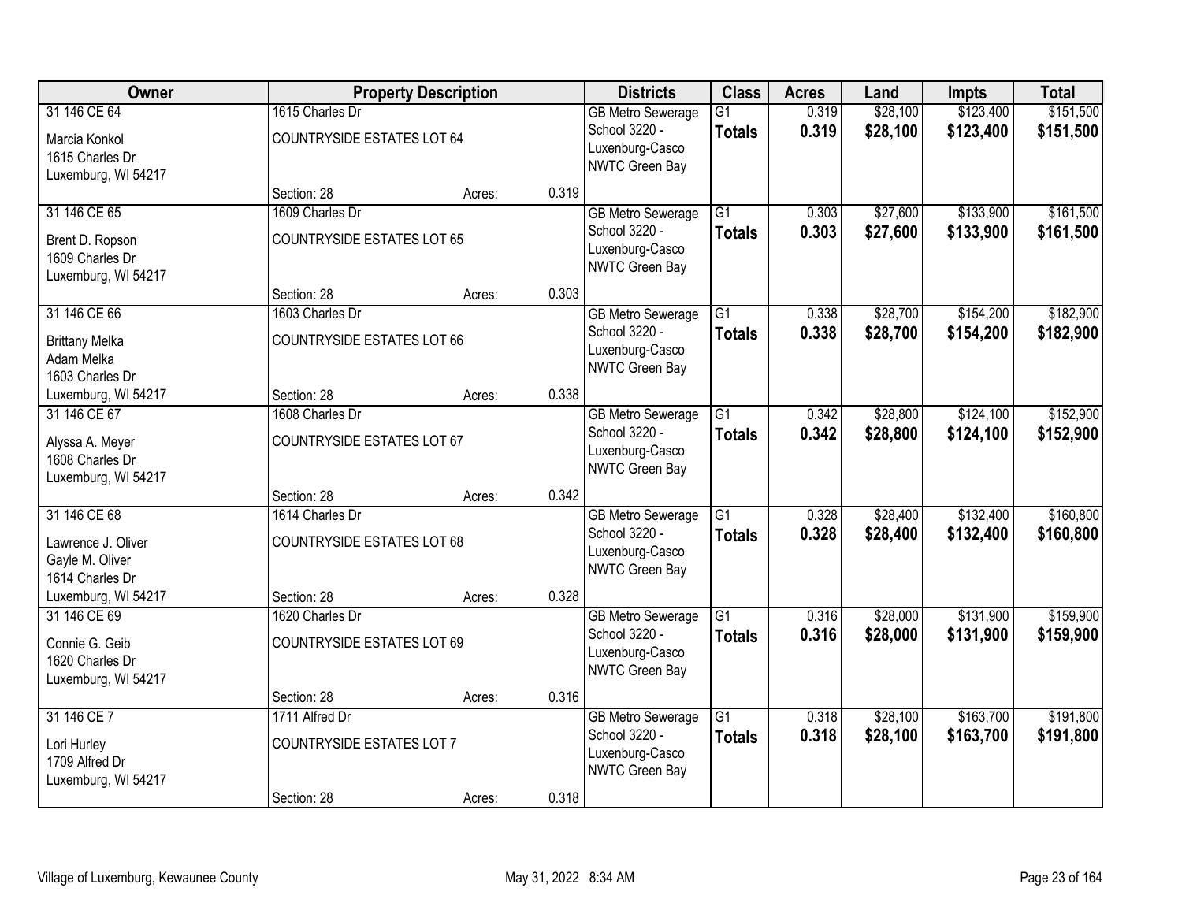| Owner | Property Description | | | Districts | Class | Acres | Land | Impts | Total |
|---|---|---|---|---|---|---|---|---|---|
| 31 146 CE 64<br>Marcia Konkol<br>1615 Charles Dr<br>Luxemburg, WI 54217 | 1615 Charles Dr<br>COUNTRYSIDE ESTATES LOT 64<br>Section: 28 | Acres: | 0.319 | GB Metro Sewerage<br>School 3220 - Luxenburg-Casco<br>NWTC Green Bay | G1<br>**Totals** | 0.319<br>**0.319** | $28,100<br>**$28,100** | $123,400<br>**$123,400** | $151,500<br>**$151,500** |
| 31 146 CE 65<br>Brent D. Ropson<br>1609 Charles Dr<br>Luxemburg, WI 54217 | 1609 Charles Dr<br>COUNTRYSIDE ESTATES LOT 65<br>Section: 28 | Acres: | 0.303 | GB Metro Sewerage<br>School 3220 - Luxenburg-Casco<br>NWTC Green Bay | G1<br>**Totals** | 0.303<br>**0.303** | $27,600<br>**$27,600** | $133,900<br>**$133,900** | $161,500<br>**$161,500** |
| 31 146 CE 66<br>Brittany Melka<br>Adam Melka<br>1603 Charles Dr<br>Luxemburg, WI 54217 | 1603 Charles Dr<br>COUNTRYSIDE ESTATES LOT 66<br>Section: 28 | Acres: | 0.338 | GB Metro Sewerage<br>School 3220 - Luxenburg-Casco<br>NWTC Green Bay | G1<br>**Totals** | 0.338<br>**0.338** | $28,700<br>**$28,700** | $154,200<br>**$154,200** | $182,900<br>**$182,900** |
| 31 146 CE 67<br>Alyssa A. Meyer<br>1608 Charles Dr<br>Luxemburg, WI 54217 | 1608 Charles Dr<br>COUNTRYSIDE ESTATES LOT 67<br>Section: 28 | Acres: | 0.342 | GB Metro Sewerage<br>School 3220 - Luxenburg-Casco<br>NWTC Green Bay | G1<br>**Totals** | 0.342<br>**0.342** | $28,800<br>**$28,800** | $124,100<br>**$124,100** | $152,900<br>**$152,900** |
| 31 146 CE 68<br>Lawrence J. Oliver<br>Gayle M. Oliver<br>1614 Charles Dr<br>Luxemburg, WI 54217 | 1614 Charles Dr<br>COUNTRYSIDE ESTATES LOT 68<br>Section: 28 | Acres: | 0.328 | GB Metro Sewerage<br>School 3220 - Luxenburg-Casco<br>NWTC Green Bay | G1<br>**Totals** | 0.328<br>**0.328** | $28,400<br>**$28,400** | $132,400<br>**$132,400** | $160,800<br>**$160,800** |
| 31 146 CE 69<br>Connie G. Geib<br>1620 Charles Dr<br>Luxemburg, WI 54217 | 1620 Charles Dr<br>COUNTRYSIDE ESTATES LOT 69<br>Section: 28 | Acres: | 0.316 | GB Metro Sewerage<br>School 3220 - Luxenburg-Casco<br>NWTC Green Bay | G1<br>**Totals** | 0.316<br>**0.316** | $28,000<br>**$28,000** | $131,900<br>**$131,900** | $159,900<br>**$159,900** |
| 31 146 CE 7<br>Lori Hurley<br>1709 Alfred Dr<br>Luxemburg, WI 54217 | 1711 Alfred Dr<br>COUNTRYSIDE ESTATES LOT 7<br>Section: 28 | Acres: | 0.318 | GB Metro Sewerage<br>School 3220 - Luxenburg-Casco<br>NWTC Green Bay | G1<br>**Totals** | 0.318<br>**0.318** | $28,100<br>**$28,100** | $163,700<br>**$163,700** | $191,800<br>**$191,800** |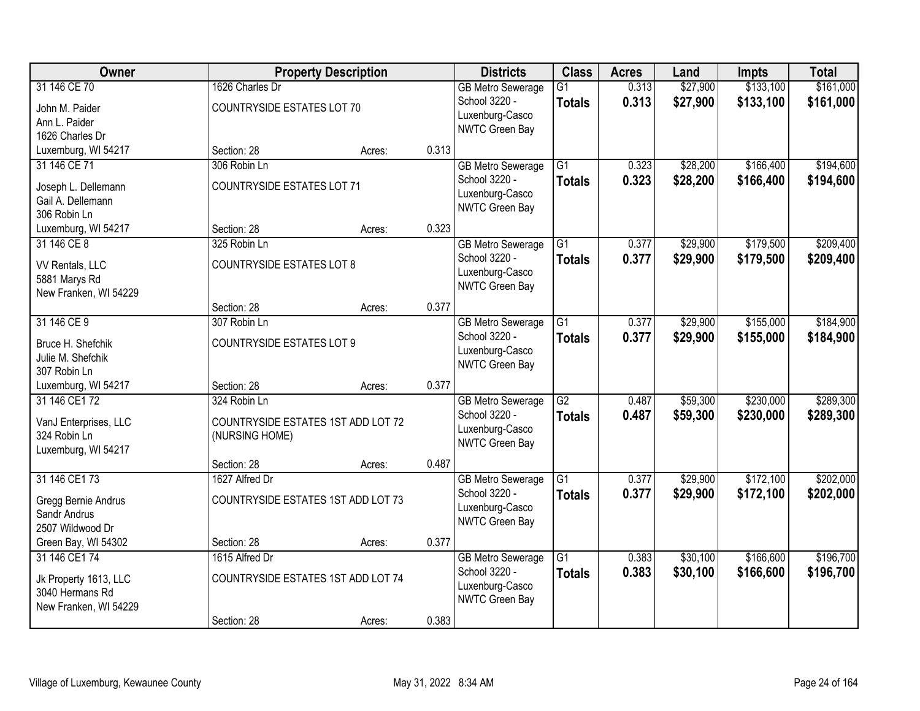| Owner | Property Description | | | Districts | Class | Acres | Land | Impts | Total |
|---|---|---|---|---|---|---|---|---|---|
| 31 146 CE 70 | 1626 Charles Dr | | | GB Metro Sewerage | G1 | 0.313 | $27,900 | $133,100 | $161,000 |
| John M. Paider<br>Ann L. Paider<br>1626 Charles Dr<br>Luxemburg, WI 54217 | COUNTRYSIDE ESTATES LOT 70 | | | School 3220 - Luxenburg-Casco<br>NWTC Green Bay | **Totals** | **0.313** | **$27,900** | **$133,100** | **$161,000** |
| | Section: 28 | Acres: | 0.313 | | | | | | |
| 31 146 CE 71 | 306 Robin Ln | | | GB Metro Sewerage | G1 | 0.323 | $28,200 | $166,400 | $194,600 |
| Joseph L. Dellemann<br>Gail A. Dellemann<br>306 Robin Ln<br>Luxemburg, WI 54217 | COUNTRYSIDE ESTATES LOT 71 | | | School 3220 - Luxenburg-Casco<br>NWTC Green Bay | **Totals** | **0.323** | **$28,200** | **$166,400** | **$194,600** |
| | Section: 28 | Acres: | 0.323 | | | | | | |
| 31 146 CE 8 | 325 Robin Ln | | | GB Metro Sewerage | G1 | 0.377 | $29,900 | $179,500 | $209,400 |
| VV Rentals, LLC<br>5881 Marys Rd<br>New Franken, WI 54229 | COUNTRYSIDE ESTATES LOT 8 | | | School 3220 - Luxenburg-Casco<br>NWTC Green Bay | **Totals** | **0.377** | **$29,900** | **$179,500** | **$209,400** |
| | Section: 28 | Acres: | 0.377 | | | | | | |
| 31 146 CE 9 | 307 Robin Ln | | | GB Metro Sewerage | G1 | 0.377 | $29,900 | $155,000 | $184,900 |
| Bruce H. Shefchik<br>Julie M. Shefchik<br>307 Robin Ln<br>Luxemburg, WI 54217 | COUNTRYSIDE ESTATES LOT 9 | | | School 3220 - Luxenburg-Casco<br>NWTC Green Bay | **Totals** | **0.377** | **$29,900** | **$155,000** | **$184,900** |
| | Section: 28 | Acres: | 0.377 | | | | | | |
| 31 146 CE1 72 | 324 Robin Ln | | | GB Metro Sewerage | G2 | 0.487 | $59,300 | $230,000 | $289,300 |
| VanJ Enterprises, LLC<br>324 Robin Ln<br>Luxemburg, WI 54217 | COUNTRYSIDE ESTATES 1ST ADD LOT 72 (NURSING HOME) | | | School 3220 - Luxenburg-Casco<br>NWTC Green Bay | **Totals** | **0.487** | **$59,300** | **$230,000** | **$289,300** |
| | Section: 28 | Acres: | 0.487 | | | | | | |
| 31 146 CE1 73 | 1627 Alfred Dr | | | GB Metro Sewerage | G1 | 0.377 | $29,900 | $172,100 | $202,000 |
| Gregg Bernie Andrus<br>Sandr Andrus<br>2507 Wildwood Dr<br>Green Bay, WI 54302 | COUNTRYSIDE ESTATES 1ST ADD LOT 73 | | | School 3220 - Luxenburg-Casco<br>NWTC Green Bay | **Totals** | **0.377** | **$29,900** | **$172,100** | **$202,000** |
| | Section: 28 | Acres: | 0.377 | | | | | | |
| 31 146 CE1 74 | 1615 Alfred Dr | | | GB Metro Sewerage | G1 | 0.383 | $30,100 | $166,600 | $196,700 |
| Jk Property 1613, LLC<br>3040 Hermans Rd<br>New Franken, WI 54229 | COUNTRYSIDE ESTATES 1ST ADD LOT 74 | | | School 3220 - Luxenburg-Casco<br>NWTC Green Bay | **Totals** | **0.383** | **$30,100** | **$166,600** | **$196,700** |
| | Section: 28 | Acres: | 0.383 | | | | | | |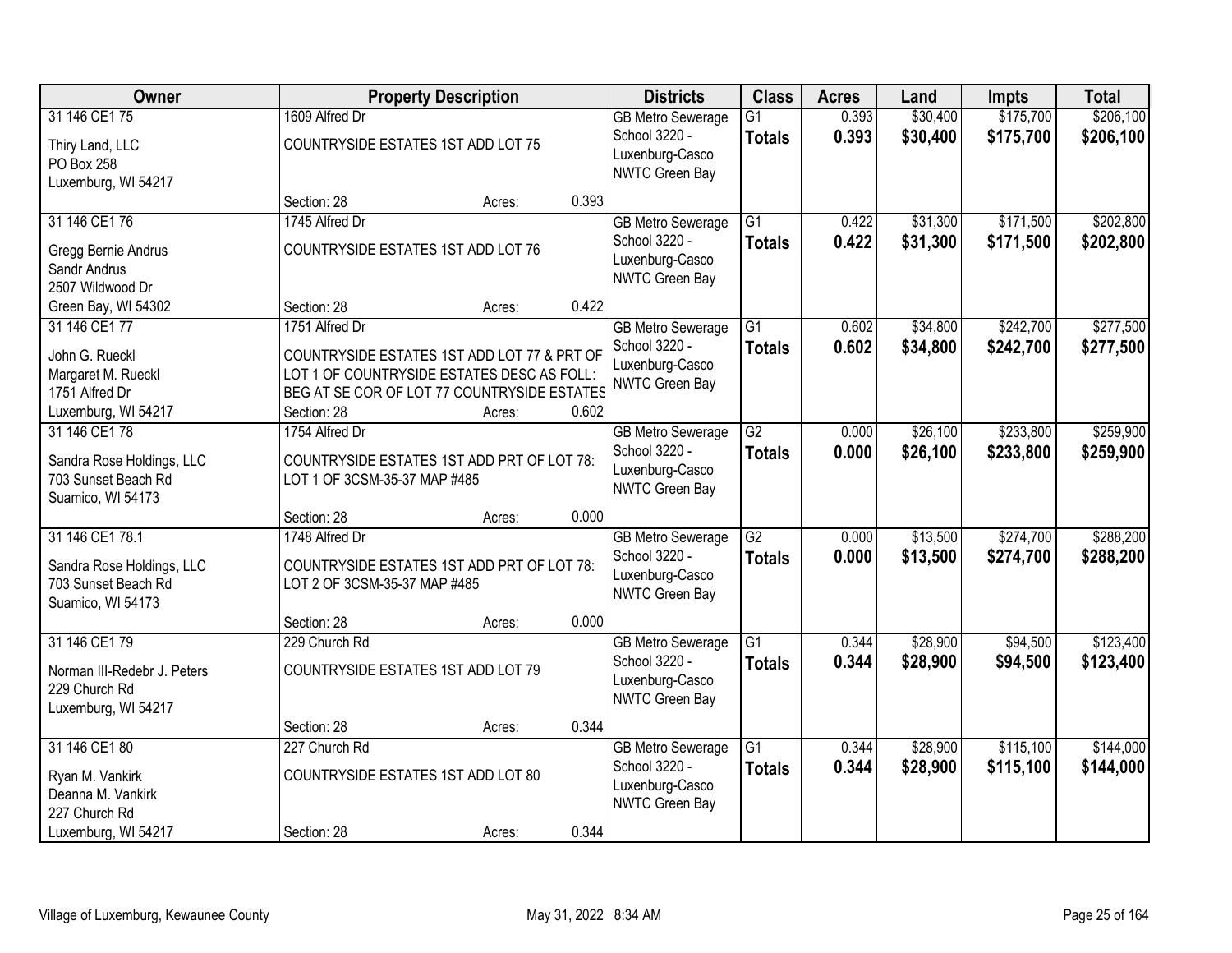| Owner | Property Description | | | Districts | Class | Acres | Land | Impts | Total |
|---|---|---|---|---|---|---|---|---|---|
| 31 146 CE1 75<br><br>Thiry Land, LLC<br>PO Box 258<br>Luxemburg, WI 54217 | 1609 Alfred Dr<br><br>COUNTRYSIDE ESTATES 1ST ADD LOT 75<br><br>Section: 28 | Acres: | 0.393 | GB Metro Sewerage<br>School 3220 - Luxenburg-Casco<br>NWTC Green Bay | G1<br>**Totals** | 0.393<br>**0.393** | $30,400<br>**$30,400** | $175,700<br>**$175,700** | $206,100<br>**$206,100** |
| 31 146 CE1 76<br><br>Gregg Bernie Andrus<br>Sandr Andrus<br>2507 Wildwood Dr<br>Green Bay, WI 54302 | 1745 Alfred Dr<br><br>COUNTRYSIDE ESTATES 1ST ADD LOT 76<br><br>Section: 28 | Acres: | 0.422 | GB Metro Sewerage<br>School 3220 - Luxenburg-Casco<br>NWTC Green Bay | G1<br>**Totals** | 0.422<br>**0.422** | $31,300<br>**$31,300** | $171,500<br>**$171,500** | $202,800<br>**$202,800** |
| 31 146 CE1 77<br><br>John G. Rueckl<br>Margaret M. Rueckl<br>1751 Alfred Dr<br>Luxemburg, WI 54217 | 1751 Alfred Dr<br><br>COUNTRYSIDE ESTATES 1ST ADD LOT 77 & PRT OF LOT 1 OF COUNTRYSIDE ESTATES DESC AS FOLL: BEG AT SE COR OF LOT 77 COUNTRYSIDE ESTATES<br>Section: 28 | Acres: | 0.602 | GB Metro Sewerage<br>School 3220 - Luxenburg-Casco<br>NWTC Green Bay | G1<br>**Totals** | 0.602<br>**0.602** | $34,800<br>**$34,800** | $242,700<br>**$242,700** | $277,500<br>**$277,500** |
| 31 146 CE1 78<br><br>Sandra Rose Holdings, LLC<br>703 Sunset Beach Rd<br>Suamico, WI 54173 | 1754 Alfred Dr<br><br>COUNTRYSIDE ESTATES 1ST ADD PRT OF LOT 78: LOT 1 OF 3CSM-35-37 MAP #485<br><br>Section: 28 | Acres: | 0.000 | GB Metro Sewerage<br>School 3220 - Luxenburg-Casco<br>NWTC Green Bay | G2<br>**Totals** | 0.000<br>**0.000** | $26,100<br>**$26,100** | $233,800<br>**$233,800** | $259,900<br>**$259,900** |
| 31 146 CE1 78.1<br><br>Sandra Rose Holdings, LLC<br>703 Sunset Beach Rd<br>Suamico, WI 54173 | 1748 Alfred Dr<br><br>COUNTRYSIDE ESTATES 1ST ADD PRT OF LOT 78: LOT 2 OF 3CSM-35-37 MAP #485<br><br>Section: 28 | Acres: | 0.000 | GB Metro Sewerage<br>School 3220 - Luxenburg-Casco<br>NWTC Green Bay | G2<br>**Totals** | 0.000<br>**0.000** | $13,500<br>**$13,500** | $274,700<br>**$274,700** | $288,200<br>**$288,200** |
| 31 146 CE1 79<br><br>Norman III-Redebr J. Peters<br>229 Church Rd<br>Luxemburg, WI 54217 | 229 Church Rd<br><br>COUNTRYSIDE ESTATES 1ST ADD LOT 79<br><br>Section: 28 | Acres: | 0.344 | GB Metro Sewerage<br>School 3220 - Luxenburg-Casco<br>NWTC Green Bay | G1<br>**Totals** | 0.344<br>**0.344** | $28,900<br>**$28,900** | $94,500<br>**$94,500** | $123,400<br>**$123,400** |
| 31 146 CE1 80<br><br>Ryan M. Vankirk<br>Deanna M. Vankirk<br>227 Church Rd<br>Luxemburg, WI 54217 | 227 Church Rd<br><br>COUNTRYSIDE ESTATES 1ST ADD LOT 80<br><br>Section: 28 | Acres: | 0.344 | GB Metro Sewerage<br>School 3220 - Luxenburg-Casco<br>NWTC Green Bay | G1<br>**Totals** | 0.344<br>**0.344** | $28,900<br>**$28,900** | $115,100<br>**$115,100** | $144,000<br>**$144,000** |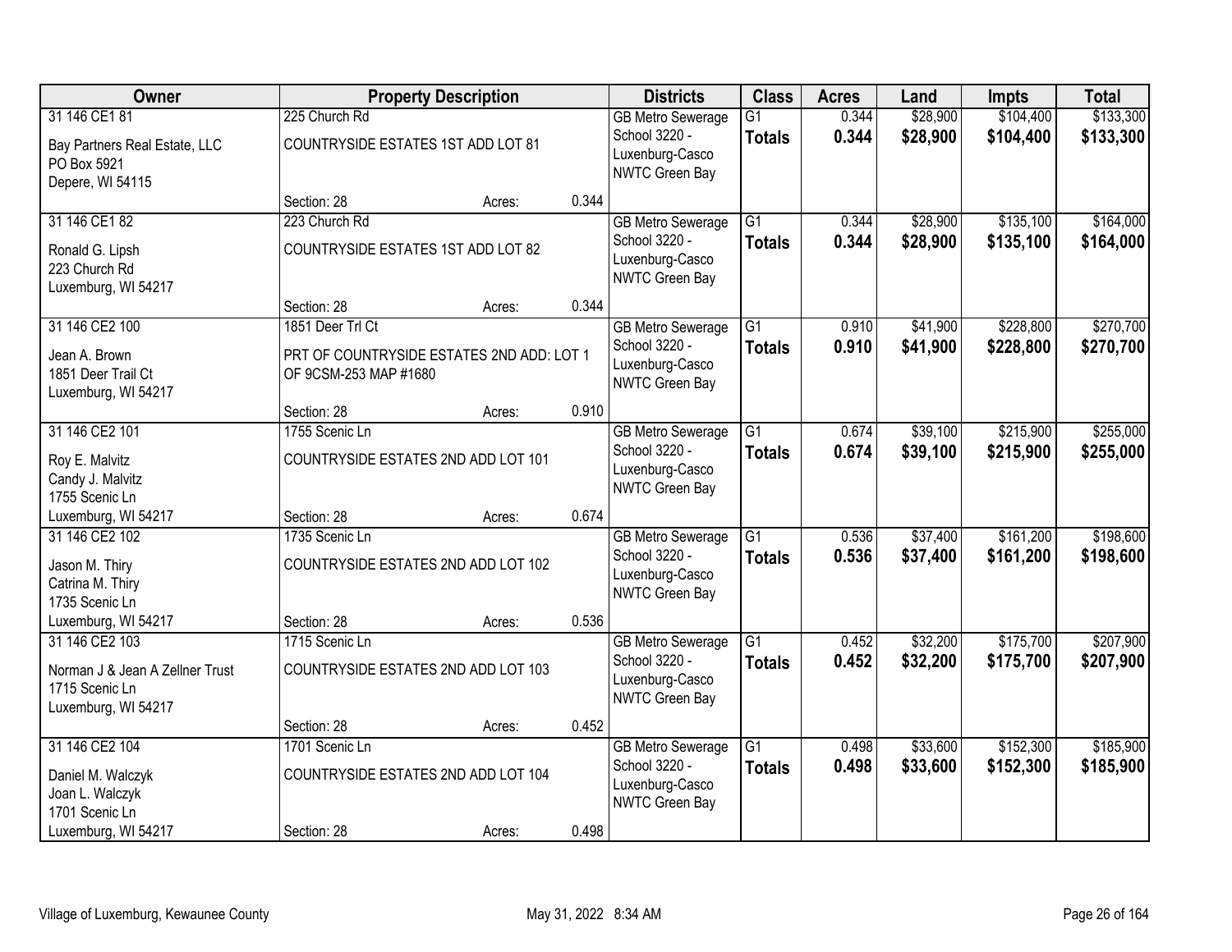| Owner | Property Description | | | Districts | Class | Acres | Land | Impts | Total |
|---|---|---|---|---|---|---|---|---|---|
| 31 146 CE1 81<br>Bay Partners Real Estate, LLC<br>PO Box 5921<br>Depere, WI 54115 | 225 Church Rd<br>COUNTRYSIDE ESTATES 1ST ADD LOT 81<br>Section: 28 | Acres: | 0.344 | GB Metro Sewerage<br>School 3220 - Luxenburg-Casco<br>NWTC Green Bay | G1<br>**Totals** | 0.344<br>**0.344** | \$28,900<br>**\$28,900** | \$104,400<br>**\$104,400** | \$133,300<br>**\$133,300** |
| 31 146 CE1 82<br>Ronald G. Lipsh<br>223 Church Rd<br>Luxemburg, WI 54217 | 223 Church Rd<br>COUNTRYSIDE ESTATES 1ST ADD LOT 82<br>Section: 28 | Acres: | 0.344 | GB Metro Sewerage<br>School 3220 - Luxenburg-Casco<br>NWTC Green Bay | G1<br>**Totals** | 0.344<br>**0.344** | \$28,900<br>**\$28,900** | \$135,100<br>**\$135,100** | \$164,000<br>**\$164,000** |
| 31 146 CE2 100<br>Jean A. Brown<br>1851 Deer Trail Ct<br>Luxemburg, WI 54217 | 1851 Deer Trl Ct<br>PRT OF COUNTRYSIDE ESTATES 2ND ADD: LOT 1 OF 9CSM-253 MAP #1680<br>Section: 28 | Acres: | 0.910 | GB Metro Sewerage<br>School 3220 - Luxenburg-Casco<br>NWTC Green Bay | G1<br>**Totals** | 0.910<br>**0.910** | \$41,900<br>**\$41,900** | \$228,800<br>**\$228,800** | \$270,700<br>**\$270,700** |
| 31 146 CE2 101<br>Roy E. Malvitz<br>Candy J. Malvitz<br>1755 Scenic Ln<br>Luxemburg, WI 54217 | 1755 Scenic Ln<br>COUNTRYSIDE ESTATES 2ND ADD LOT 101<br>Section: 28 | Acres: | 0.674 | GB Metro Sewerage<br>School 3220 - Luxenburg-Casco<br>NWTC Green Bay | G1<br>**Totals** | 0.674<br>**0.674** | \$39,100<br>**\$39,100** | \$215,900<br>**\$215,900** | \$255,000<br>**\$255,000** |
| 31 146 CE2 102<br>Jason M. Thiry<br>Catrina M. Thiry<br>1735 Scenic Ln<br>Luxemburg, WI 54217 | 1735 Scenic Ln<br>COUNTRYSIDE ESTATES 2ND ADD LOT 102<br>Section: 28 | Acres: | 0.536 | GB Metro Sewerage<br>School 3220 - Luxenburg-Casco<br>NWTC Green Bay | G1<br>**Totals** | 0.536<br>**0.536** | \$37,400<br>**\$37,400** | \$161,200<br>**\$161,200** | \$198,600<br>**\$198,600** |
| 31 146 CE2 103<br>Norman J & Jean A Zellner Trust<br>1715 Scenic Ln<br>Luxemburg, WI 54217 | 1715 Scenic Ln<br>COUNTRYSIDE ESTATES 2ND ADD LOT 103<br>Section: 28 | Acres: | 0.452 | GB Metro Sewerage<br>School 3220 - Luxenburg-Casco<br>NWTC Green Bay | G1<br>**Totals** | 0.452<br>**0.452** | \$32,200<br>**\$32,200** | \$175,700<br>**\$175,700** | \$207,900<br>**\$207,900** |
| 31 146 CE2 104<br>Daniel M. Walczyk<br>Joan L. Walczyk<br>1701 Scenic Ln<br>Luxemburg, WI 54217 | 1701 Scenic Ln<br>COUNTRYSIDE ESTATES 2ND ADD LOT 104<br>Section: 28 | Acres: | 0.498 | GB Metro Sewerage<br>School 3220 - Luxenburg-Casco<br>NWTC Green Bay | G1<br>**Totals** | 0.498<br>**0.498** | \$33,600<br>**\$33,600** | \$152,300<br>**\$152,300** | \$185,900<br>**\$185,900** |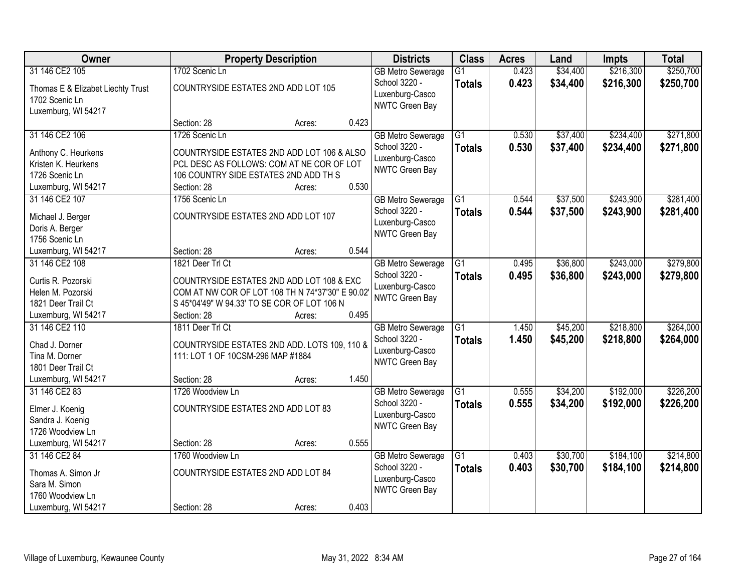| Owner | Property Description | | | Districts | Class | Acres | Land | Impts | Total |
|---|---|---|---|---|---|---|---|---|---|
| 31 146 CE2 105<br>Thomas E & Elizabet Liechty Trust<br>1702 Scenic Ln<br>Luxemburg, WI 54217 | 1702 Scenic Ln<br>COUNTRYSIDE ESTATES 2ND ADD LOT 105<br>Section: 28 | Acres: | 0.423 | GB Metro Sewerage<br>School 3220 - Luxenburg-Casco<br>NWTC Green Bay | G1<br>**Totals** | 0.423<br>**0.423** | $34,400<br>**$34,400** | $216,300<br>**$216,300** | $250,700<br>**$250,700** |
| 31 146 CE2 106<br>Anthony C. Heurkens<br>Kristen K. Heurkens<br>1726 Scenic Ln<br>Luxemburg, WI 54217 | 1726 Scenic Ln<br>COUNTRYSIDE ESTATES 2ND ADD LOT 106 & ALSO PCL DESC AS FOLLOWS: COM AT NE COR OF LOT 106 COUNTRY SIDE ESTATES 2ND ADD TH S<br>Section: 28 | Acres: | 0.530 | GB Metro Sewerage<br>School 3220 - Luxenburg-Casco<br>NWTC Green Bay | G1<br>**Totals** | 0.530<br>**0.530** | $37,400<br>**$37,400** | $234,400<br>**$234,400** | $271,800<br>**$271,800** |
| 31 146 CE2 107<br>Michael J. Berger<br>Doris A. Berger<br>1756 Scenic Ln<br>Luxemburg, WI 54217 | 1756 Scenic Ln<br>COUNTRYSIDE ESTATES 2ND ADD LOT 107<br>Section: 28 | Acres: | 0.544 | GB Metro Sewerage<br>School 3220 - Luxenburg-Casco<br>NWTC Green Bay | G1<br>**Totals** | 0.544<br>**0.544** | $37,500<br>**$37,500** | $243,900<br>**$243,900** | $281,400<br>**$281,400** |
| 31 146 CE2 108<br>Curtis R. Pozorski<br>Helen M. Pozorski<br>1821 Deer Trail Ct<br>Luxemburg, WI 54217 | 1821 Deer Trl Ct<br>COUNTRYSIDE ESTATES 2ND ADD LOT 108 & EXC COM AT NW COR OF LOT 108 TH N 74*37'30" E 90.02' S 45*04'49" W 94.33' TO SE COR OF LOT 106 N<br>Section: 28 | Acres: | 0.495 | GB Metro Sewerage<br>School 3220 - Luxenburg-Casco<br>NWTC Green Bay | G1<br>**Totals** | 0.495<br>**0.495** | $36,800<br>**$36,800** | $243,000<br>**$243,000** | $279,800<br>**$279,800** |
| 31 146 CE2 110<br>Chad J. Dorner<br>Tina M. Dorner<br>1801 Deer Trail Ct<br>Luxemburg, WI 54217 | 1811 Deer Trl Ct<br>COUNTRYSIDE ESTATES 2ND ADD. LOTS 109, 110 & 111: LOT 1 OF 10CSM-296 MAP #1884<br>Section: 28 | Acres: | 1.450 | GB Metro Sewerage<br>School 3220 - Luxenburg-Casco<br>NWTC Green Bay | G1<br>**Totals** | 1.450<br>**1.450** | $45,200<br>**$45,200** | $218,800<br>**$218,800** | $264,000<br>**$264,000** |
| 31 146 CE2 83<br>Elmer J. Koenig<br>Sandra J. Koenig<br>1726 Woodview Ln<br>Luxemburg, WI 54217 | 1726 Woodview Ln<br>COUNTRYSIDE ESTATES 2ND ADD LOT 83<br>Section: 28 | Acres: | 0.555 | GB Metro Sewerage<br>School 3220 - Luxenburg-Casco<br>NWTC Green Bay | G1<br>**Totals** | 0.555<br>**0.555** | $34,200<br>**$34,200** | $192,000<br>**$192,000** | $226,200<br>**$226,200** |
| 31 146 CE2 84<br>Thomas A. Simon Jr<br>Sara M. Simon<br>1760 Woodview Ln<br>Luxemburg, WI 54217 | 1760 Woodview Ln<br>COUNTRYSIDE ESTATES 2ND ADD LOT 84<br>Section: 28 | Acres: | 0.403 | GB Metro Sewerage<br>School 3220 - Luxenburg-Casco<br>NWTC Green Bay | G1<br>**Totals** | 0.403<br>**0.403** | $30,700<br>**$30,700** | $184,100<br>**$184,100** | $214,800<br>**$214,800** |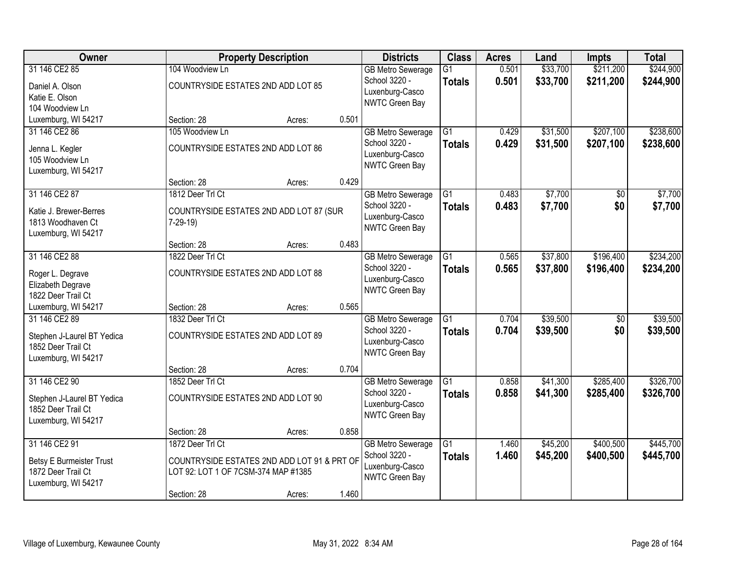| Owner | Property Description | Districts | Class | Acres | Land | Impts | Total |
|---|---|---|---|---|---|---|---|
| 31 146 CE2 85<br>Daniel A. Olson<br>Katie E. Olson<br>104 Woodview Ln<br>Luxemburg, WI 54217 | 104 Woodview Ln<br>COUNTRYSIDE ESTATES 2ND ADD LOT 85<br>Section: 28 Acres: 0.501 | GB Metro Sewerage<br>School 3220 - Luxenburg-Casco<br>NWTC Green Bay | G1<br>**Totals** | 0.501<br>**0.501** | $33,700<br>**$33,700** | $211,200<br>**$211,200** | $244,900<br>**$244,900** |
| 31 146 CE2 86<br>Jenna L. Kegler<br>105 Woodview Ln<br>Luxemburg, WI 54217 | 105 Woodview Ln<br>COUNTRYSIDE ESTATES 2ND ADD LOT 86<br>Section: 28 Acres: 0.429 | GB Metro Sewerage<br>School 3220 - Luxenburg-Casco<br>NWTC Green Bay | G1<br>**Totals** | 0.429<br>**0.429** | $31,500<br>**$31,500** | $207,100<br>**$207,100** | $238,600<br>**$238,600** |
| 31 146 CE2 87<br>Katie J. Brewer-Berres<br>1813 Woodhaven Ct<br>Luxemburg, WI 54217 | 1812 Deer Trl Ct<br>COUNTRYSIDE ESTATES 2ND ADD LOT 87 (SUR 7-29-19)<br>Section: 28 Acres: 0.483 | GB Metro Sewerage<br>School 3220 - Luxenburg-Casco<br>NWTC Green Bay | G1<br>**Totals** | 0.483<br>**0.483** | $7,700<br>**$7,700** | $0<br>**$0** | $7,700<br>**$7,700** |
| 31 146 CE2 88<br>Roger L. Degrave<br>Elizabeth Degrave<br>1822 Deer Trail Ct<br>Luxemburg, WI 54217 | 1822 Deer Trl Ct<br>COUNTRYSIDE ESTATES 2ND ADD LOT 88<br>Section: 28 Acres: 0.565 | GB Metro Sewerage<br>School 3220 - Luxenburg-Casco<br>NWTC Green Bay | G1<br>**Totals** | 0.565<br>**0.565** | $37,800<br>**$37,800** | $196,400<br>**$196,400** | $234,200<br>**$234,200** |
| 31 146 CE2 89<br>Stephen J-Laurel BT Yedica<br>1852 Deer Trail Ct<br>Luxemburg, WI 54217 | 1832 Deer Trl Ct<br>COUNTRYSIDE ESTATES 2ND ADD LOT 89<br>Section: 28 Acres: 0.704 | GB Metro Sewerage<br>School 3220 - Luxenburg-Casco<br>NWTC Green Bay | G1<br>**Totals** | 0.704<br>**0.704** | $39,500<br>**$39,500** | $0<br>**$0** | $39,500<br>**$39,500** |
| 31 146 CE2 90<br>Stephen J-Laurel BT Yedica<br>1852 Deer Trail Ct<br>Luxemburg, WI 54217 | 1852 Deer Trl Ct<br>COUNTRYSIDE ESTATES 2ND ADD LOT 90<br>Section: 28 Acres: 0.858 | GB Metro Sewerage<br>School 3220 - Luxenburg-Casco<br>NWTC Green Bay | G1<br>**Totals** | 0.858<br>**0.858** | $41,300<br>**$41,300** | $285,400<br>**$285,400** | $326,700<br>**$326,700** |
| 31 146 CE2 91<br>Betsy E Burmeister Trust<br>1872 Deer Trail Ct<br>Luxemburg, WI 54217 | 1872 Deer Trl Ct<br>COUNTRYSIDE ESTATES 2ND ADD LOT 91 & PRT OF LOT 92: LOT 1 OF 7CSM-374 MAP #1385<br>Section: 28 Acres: 1.460 | GB Metro Sewerage<br>School 3220 - Luxenburg-Casco<br>NWTC Green Bay | G1<br>**Totals** | 1.460<br>**1.460** | $45,200<br>**$45,200** | $400,500<br>**$400,500** | $445,700<br>**$445,700** |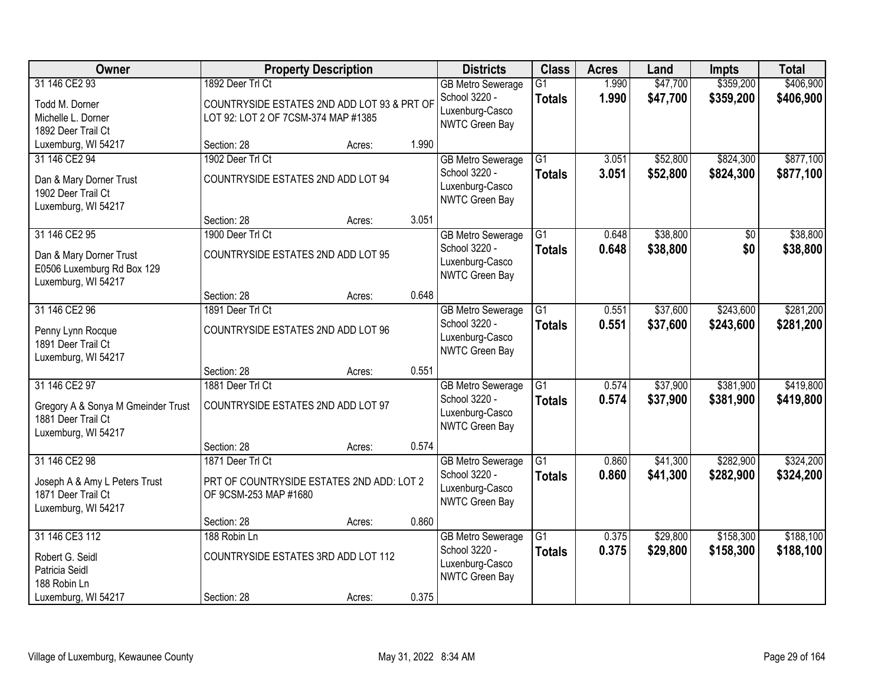| Owner | Property Description | Districts | Class | Acres | Land | Impts | Total |
|---|---|---|---|---|---|---|---|
| 31 146 CE2 93<br>Todd M. Dorner<br>Michelle L. Dorner<br>1892 Deer Trail Ct<br>Luxemburg, WI 54217 | 1892 Deer Trl Ct<br>COUNTRYSIDE ESTATES 2ND ADD LOT 93 & PRT OF LOT 92: LOT 2 OF 7CSM-374 MAP #1385<br>Section: 28 Acres: 1.990 | GB Metro Sewerage<br>School 3220 - Luxenburg-Casco<br>NWTC Green Bay | G1<br>**Totals** | 1.990<br>**1.990** | $47,700<br>**$47,700** | $359,200<br>**$359,200** | $406,900<br>**$406,900** |
| 31 146 CE2 94<br>Dan & Mary Dorner Trust<br>1902 Deer Trail Ct<br>Luxemburg, WI 54217 | 1902 Deer Trl Ct<br>COUNTRYSIDE ESTATES 2ND ADD LOT 94<br>Section: 28 Acres: 3.051 | GB Metro Sewerage<br>School 3220 - Luxenburg-Casco<br>NWTC Green Bay | G1<br>**Totals** | 3.051<br>**3.051** | $52,800<br>**$52,800** | $824,300<br>**$824,300** | $877,100<br>**$877,100** |
| 31 146 CE2 95<br>Dan & Mary Dorner Trust<br>E0506 Luxemburg Rd Box 129<br>Luxemburg, WI 54217 | 1900 Deer Trl Ct<br>COUNTRYSIDE ESTATES 2ND ADD LOT 95<br>Section: 28 Acres: 0.648 | GB Metro Sewerage<br>School 3220 - Luxenburg-Casco<br>NWTC Green Bay | G1<br>**Totals** | 0.648<br>**0.648** | $38,800<br>**$38,800** | $0<br>**$0** | $38,800<br>**$38,800** |
| 31 146 CE2 96<br>Penny Lynn Rocque<br>1891 Deer Trail Ct<br>Luxemburg, WI 54217 | 1891 Deer Trl Ct<br>COUNTRYSIDE ESTATES 2ND ADD LOT 96<br>Section: 28 Acres: 0.551 | GB Metro Sewerage<br>School 3220 - Luxenburg-Casco<br>NWTC Green Bay | G1<br>**Totals** | 0.551<br>**0.551** | $37,600<br>**$37,600** | $243,600<br>**$243,600** | $281,200<br>**$281,200** |
| 31 146 CE2 97<br>Gregory A & Sonya M Gmeinder Trust<br>1881 Deer Trail Ct<br>Luxemburg, WI 54217 | 1881 Deer Trl Ct<br>COUNTRYSIDE ESTATES 2ND ADD LOT 97<br>Section: 28 Acres: 0.574 | GB Metro Sewerage<br>School 3220 - Luxenburg-Casco<br>NWTC Green Bay | G1<br>**Totals** | 0.574<br>**0.574** | $37,900<br>**$37,900** | $381,900<br>**$381,900** | $419,800<br>**$419,800** |
| 31 146 CE2 98<br>Joseph A & Amy L Peters Trust<br>1871 Deer Trail Ct<br>Luxemburg, WI 54217 | 1871 Deer Trl Ct<br>PRT OF COUNTRYSIDE ESTATES 2ND ADD: LOT 2 OF 9CSM-253 MAP #1680<br>Section: 28 Acres: 0.860 | GB Metro Sewerage<br>School 3220 - Luxenburg-Casco<br>NWTC Green Bay | G1<br>**Totals** | 0.860<br>**0.860** | $41,300<br>**$41,300** | $282,900<br>**$282,900** | $324,200<br>**$324,200** |
| 31 146 CE3 112<br>Robert G. Seidl<br>Patricia Seidl<br>188 Robin Ln<br>Luxemburg, WI 54217 | 188 Robin Ln<br>COUNTRYSIDE ESTATES 3RD ADD LOT 112<br>Section: 28 Acres: 0.375 | GB Metro Sewerage<br>School 3220 - Luxenburg-Casco<br>NWTC Green Bay | G1<br>**Totals** | 0.375<br>**0.375** | $29,800<br>**$29,800** | $158,300<br>**$158,300** | $188,100<br>**$188,100** |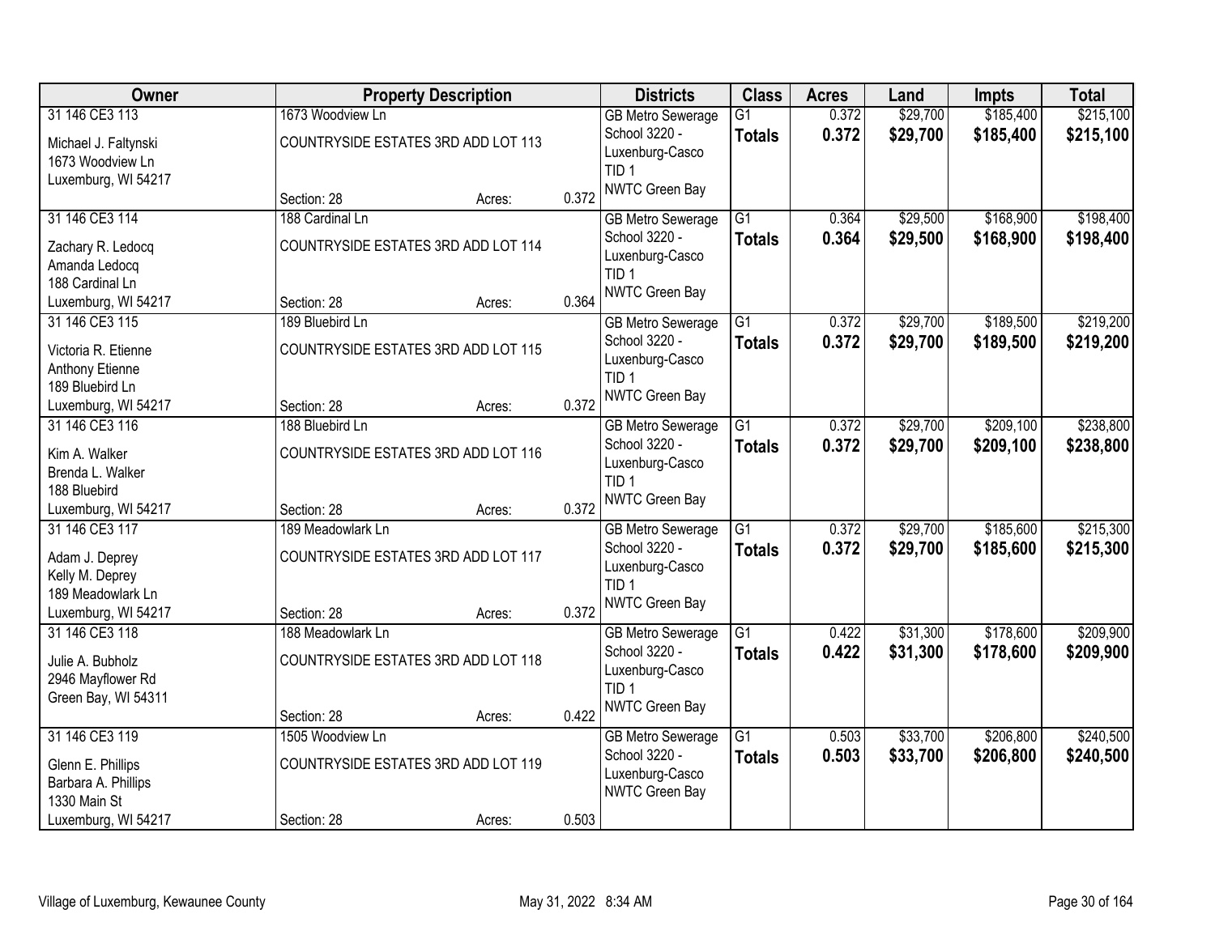| Owner | Property Description | | | Districts | Class | Acres | Land | Impts | Total |
|---|---|---|---|---|---|---|---|---|---|
| 31 146 CE3 113<br>Michael J. Faltynski<br>1673 Woodview Ln<br>Luxemburg, WI 54217 | 1673 Woodview Ln<br>COUNTRYSIDE ESTATES 3RD ADD LOT 113<br>Section: 28 | Acres: | 0.372 | GB Metro Sewerage<br>School 3220 - Luxenburg-Casco<br>TID 1<br>NWTC Green Bay | G1<br>**Totals** | 0.372<br>**0.372** | $29,700<br>**$29,700** | $185,400<br>**$185,400** | $215,100<br>**$215,100** |
| 31 146 CE3 114<br>Zachary R. Ledocq<br>Amanda Ledocq<br>188 Cardinal Ln<br>Luxemburg, WI 54217 | 188 Cardinal Ln<br>COUNTRYSIDE ESTATES 3RD ADD LOT 114<br>Section: 28 | Acres: | 0.364 | GB Metro Sewerage<br>School 3220 - Luxenburg-Casco<br>TID 1<br>NWTC Green Bay | G1<br>**Totals** | 0.364<br>**0.364** | $29,500<br>**$29,500** | $168,900<br>**$168,900** | $198,400<br>**$198,400** |
| 31 146 CE3 115<br>Victoria R. Etienne<br>Anthony Etienne<br>189 Bluebird Ln<br>Luxemburg, WI 54217 | 189 Bluebird Ln<br>COUNTRYSIDE ESTATES 3RD ADD LOT 115<br>Section: 28 | Acres: | 0.372 | GB Metro Sewerage<br>School 3220 - Luxenburg-Casco<br>TID 1<br>NWTC Green Bay | G1<br>**Totals** | 0.372<br>**0.372** | $29,700<br>**$29,700** | $189,500<br>**$189,500** | $219,200<br>**$219,200** |
| 31 146 CE3 116<br>Kim A. Walker<br>Brenda L. Walker<br>188 Bluebird<br>Luxemburg, WI 54217 | 188 Bluebird Ln<br>COUNTRYSIDE ESTATES 3RD ADD LOT 116<br>Section: 28 | Acres: | 0.372 | GB Metro Sewerage<br>School 3220 - Luxenburg-Casco<br>TID 1<br>NWTC Green Bay | G1<br>**Totals** | 0.372<br>**0.372** | $29,700<br>**$29,700** | $209,100<br>**$209,100** | $238,800<br>**$238,800** |
| 31 146 CE3 117<br>Adam J. Deprey<br>Kelly M. Deprey<br>189 Meadowlark Ln<br>Luxemburg, WI 54217 | 189 Meadowlark Ln<br>COUNTRYSIDE ESTATES 3RD ADD LOT 117<br>Section: 28 | Acres: | 0.372 | GB Metro Sewerage<br>School 3220 - Luxenburg-Casco<br>TID 1<br>NWTC Green Bay | G1<br>**Totals** | 0.372<br>**0.372** | $29,700<br>**$29,700** | $185,600<br>**$185,600** | $215,300<br>**$215,300** |
| 31 146 CE3 118<br>Julie A. Bubholz<br>2946 Mayflower Rd<br>Green Bay, WI 54311 | 188 Meadowlark Ln<br>COUNTRYSIDE ESTATES 3RD ADD LOT 118<br>Section: 28 | Acres: | 0.422 | GB Metro Sewerage<br>School 3220 - Luxenburg-Casco<br>TID 1<br>NWTC Green Bay | G1<br>**Totals** | 0.422<br>**0.422** | $31,300<br>**$31,300** | $178,600<br>**$178,600** | $209,900<br>**$209,900** |
| 31 146 CE3 119<br>Glenn E. Phillips<br>Barbara A. Phillips<br>1330 Main St<br>Luxemburg, WI 54217 | 1505 Woodview Ln<br>COUNTRYSIDE ESTATES 3RD ADD LOT 119<br>Section: 28 | Acres: | 0.503 | GB Metro Sewerage<br>School 3220 - Luxenburg-Casco<br>NWTC Green Bay | G1<br>**Totals** | 0.503<br>**0.503** | $33,700<br>**$33,700** | $206,800<br>**$206,800** | $240,500<br>**$240,500** |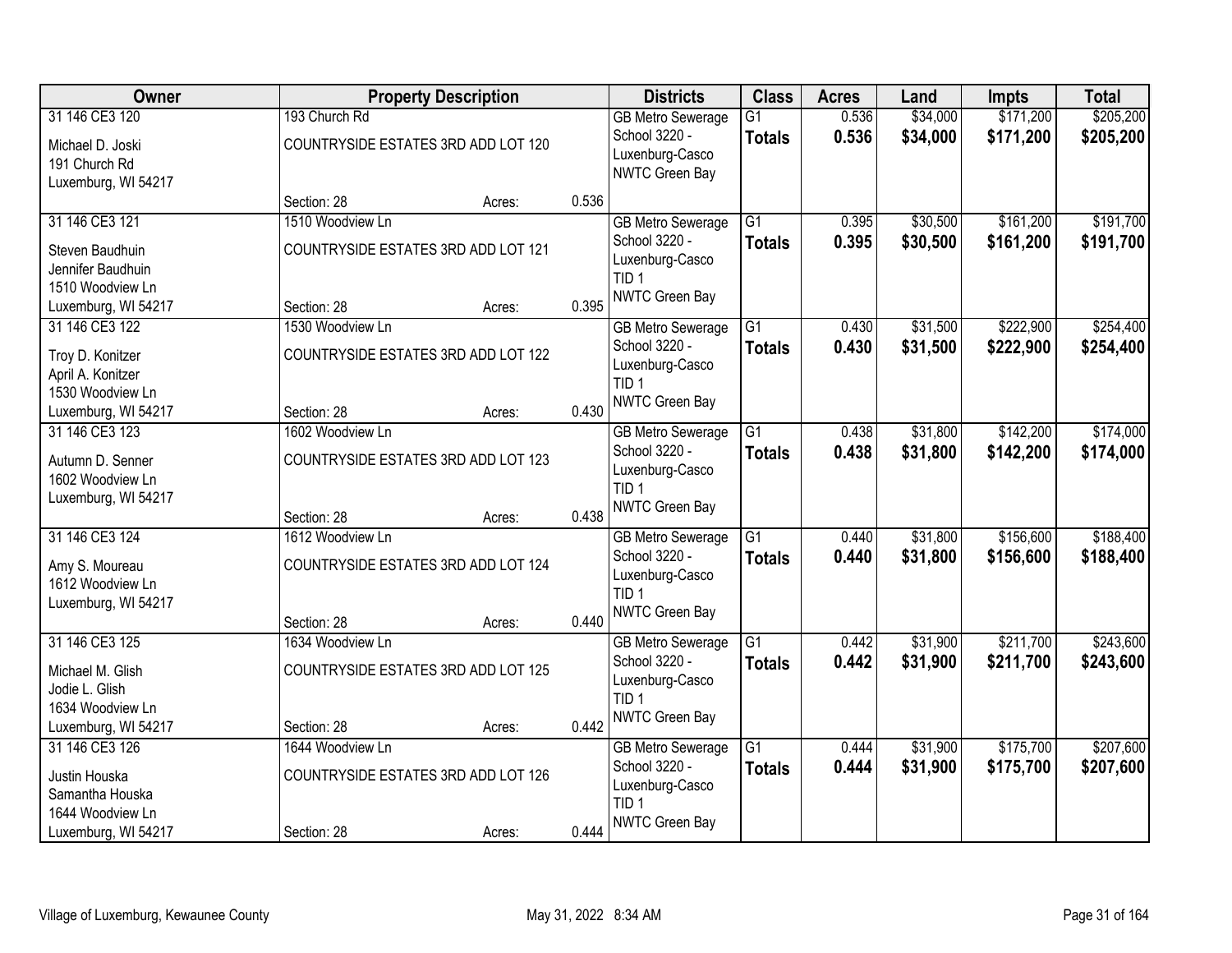| Owner | Property Description | | | Districts | Class | Acres | Land | Impts | Total |
|---|---|---|---|---|---|---|---|---|---|
| 31 146 CE3 120<br>Michael D. Joski<br>191 Church Rd<br>Luxemburg, WI 54217 | 193 Church Rd<br>COUNTRYSIDE ESTATES 3RD ADD LOT 120<br>Section: 28 | Acres: | 0.536 | GB Metro Sewerage<br>School 3220 - Luxenburg-Casco<br>NWTC Green Bay | G1<br>**Totals** | 0.536<br>**0.536** | $34,000<br>**$34,000** | $171,200<br>**$171,200** | $205,200<br>**$205,200** |
| 31 146 CE3 121<br>Steven Baudhuin<br>Jennifer Baudhuin<br>1510 Woodview Ln<br>Luxemburg, WI 54217 | 1510 Woodview Ln<br>COUNTRYSIDE ESTATES 3RD ADD LOT 121<br>Section: 28 | Acres: | 0.395 | GB Metro Sewerage<br>School 3220 - Luxenburg-Casco<br>TID 1<br>NWTC Green Bay | G1<br>**Totals** | 0.395<br>**0.395** | $30,500<br>**$30,500** | $161,200<br>**$161,200** | $191,700<br>**$191,700** |
| 31 146 CE3 122<br>Troy D. Konitzer<br>April A. Konitzer<br>1530 Woodview Ln<br>Luxemburg, WI 54217 | 1530 Woodview Ln<br>COUNTRYSIDE ESTATES 3RD ADD LOT 122<br>Section: 28 | Acres: | 0.430 | GB Metro Sewerage<br>School 3220 - Luxenburg-Casco<br>TID 1<br>NWTC Green Bay | G1<br>**Totals** | 0.430<br>**0.430** | $31,500<br>**$31,500** | $222,900<br>**$222,900** | $254,400<br>**$254,400** |
| 31 146 CE3 123<br>Autumn D. Senner<br>1602 Woodview Ln<br>Luxemburg, WI 54217 | 1602 Woodview Ln<br>COUNTRYSIDE ESTATES 3RD ADD LOT 123<br>Section: 28 | Acres: | 0.438 | GB Metro Sewerage<br>School 3220 - Luxenburg-Casco<br>TID 1<br>NWTC Green Bay | G1<br>**Totals** | 0.438<br>**0.438** | $31,800<br>**$31,800** | $142,200<br>**$142,200** | $174,000<br>**$174,000** |
| 31 146 CE3 124<br>Amy S. Moureau<br>1612 Woodview Ln<br>Luxemburg, WI 54217 | 1612 Woodview Ln<br>COUNTRYSIDE ESTATES 3RD ADD LOT 124<br>Section: 28 | Acres: | 0.440 | GB Metro Sewerage<br>School 3220 - Luxenburg-Casco<br>TID 1<br>NWTC Green Bay | G1<br>**Totals** | 0.440<br>**0.440** | $31,800<br>**$31,800** | $156,600<br>**$156,600** | $188,400<br>**$188,400** |
| 31 146 CE3 125<br>Michael M. Glish<br>Jodie L. Glish<br>1634 Woodview Ln<br>Luxemburg, WI 54217 | 1634 Woodview Ln<br>COUNTRYSIDE ESTATES 3RD ADD LOT 125<br>Section: 28 | Acres: | 0.442 | GB Metro Sewerage<br>School 3220 - Luxenburg-Casco<br>TID 1<br>NWTC Green Bay | G1<br>**Totals** | 0.442<br>**0.442** | $31,900<br>**$31,900** | $211,700<br>**$211,700** | $243,600<br>**$243,600** |
| 31 146 CE3 126<br>Justin Houska<br>Samantha Houska<br>1644 Woodview Ln<br>Luxemburg, WI 54217 | 1644 Woodview Ln<br>COUNTRYSIDE ESTATES 3RD ADD LOT 126<br>Section: 28 | Acres: | 0.444 | GB Metro Sewerage<br>School 3220 - Luxenburg-Casco<br>TID 1<br>NWTC Green Bay | G1<br>**Totals** | 0.444<br>**0.444** | $31,900<br>**$31,900** | $175,700<br>**$175,700** | $207,600<br>**$207,600** |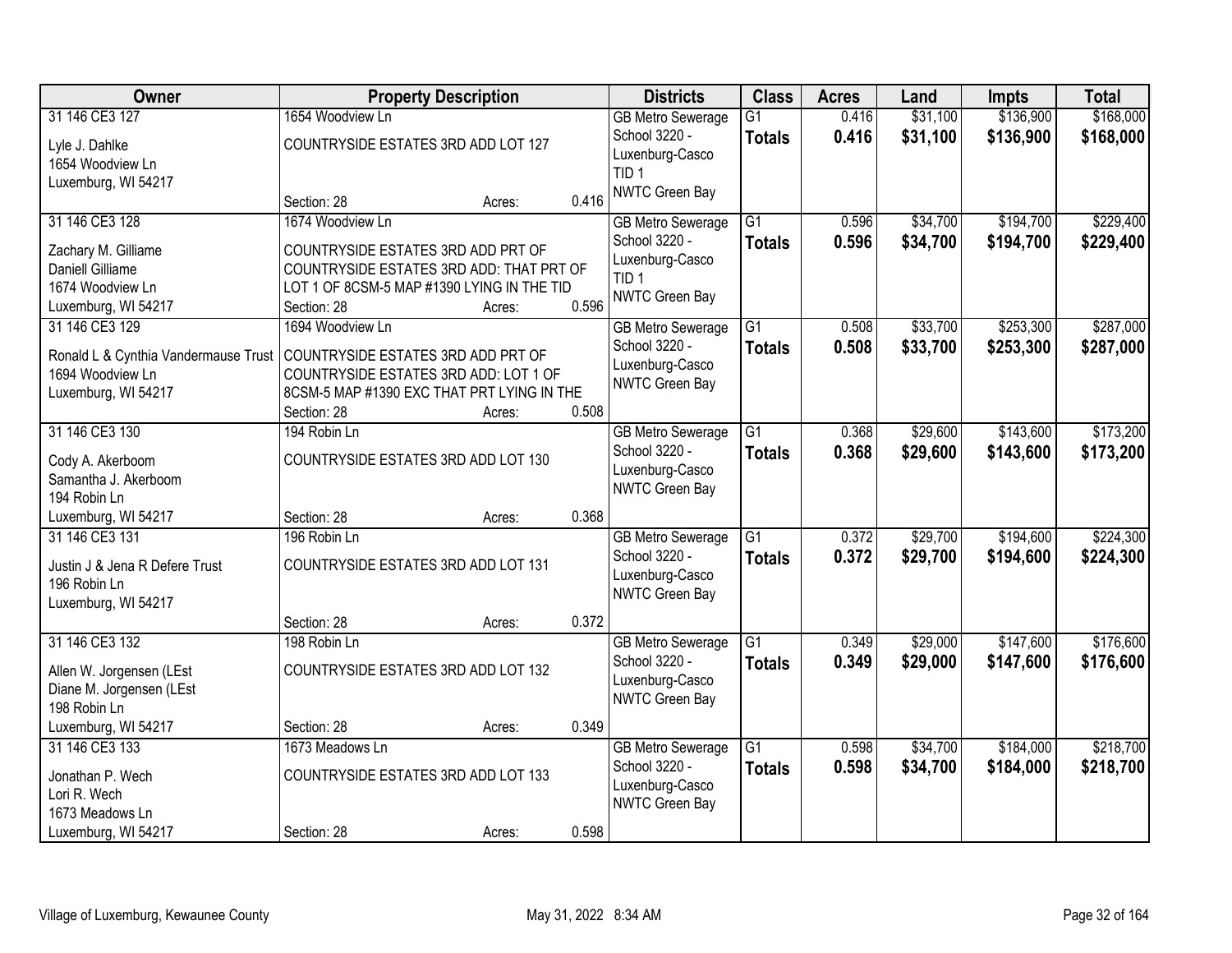| Owner | Property Description | Districts | Class | Acres | Land | Impts | Total |
|---|---|---|---|---|---|---|---|
| 31 146 CE3 127<br>Lyle J. Dahlke<br>1654 Woodview Ln<br>Luxemburg, WI 54217 | 1654 Woodview Ln<br>COUNTRYSIDE ESTATES 3RD ADD LOT 127<br>Section: 28 Acres: 0.416 | GB Metro Sewerage<br>School 3220 - Luxenburg-Casco<br>TID 1<br>NWTC Green Bay | G1<br>**Totals** | 0.416<br>**0.416** | $31,100<br>**$31,100** | $136,900<br>**$136,900** | $168,000<br>**$168,000** |
| 31 146 CE3 128<br>Zachary M. Gilliame<br>Daniell Gilliame<br>1674 Woodview Ln<br>Luxemburg, WI 54217 | 1674 Woodview Ln<br>COUNTRYSIDE ESTATES 3RD ADD PRT OF COUNTRYSIDE ESTATES 3RD ADD: THAT PRT OF LOT 1 OF 8CSM-5 MAP #1390 LYING IN THE TID<br>Section: 28 Acres: 0.596 | GB Metro Sewerage<br>School 3220 - Luxenburg-Casco<br>TID 1<br>NWTC Green Bay | G1<br>**Totals** | 0.596<br>**0.596** | $34,700<br>**$34,700** | $194,700<br>**$194,700** | $229,400<br>**$229,400** |
| 31 146 CE3 129<br>Ronald L & Cynthia Vandermause Trust<br>1694 Woodview Ln<br>Luxemburg, WI 54217 | 1694 Woodview Ln<br>COUNTRYSIDE ESTATES 3RD ADD PRT OF COUNTRYSIDE ESTATES 3RD ADD: LOT 1 OF 8CSM-5 MAP #1390 EXC THAT PRT LYING IN THE<br>Section: 28 Acres: 0.508 | GB Metro Sewerage<br>School 3220 - Luxenburg-Casco<br>NWTC Green Bay | G1<br>**Totals** | 0.508<br>**0.508** | $33,700<br>**$33,700** | $253,300<br>**$253,300** | $287,000<br>**$287,000** |
| 31 146 CE3 130<br>Cody A. Akerboom<br>Samantha J. Akerboom<br>194 Robin Ln<br>Luxemburg, WI 54217 | 194 Robin Ln<br>COUNTRYSIDE ESTATES 3RD ADD LOT 130<br>Section: 28 Acres: 0.368 | GB Metro Sewerage<br>School 3220 - Luxenburg-Casco<br>NWTC Green Bay | G1<br>**Totals** | 0.368<br>**0.368** | $29,600<br>**$29,600** | $143,600<br>**$143,600** | $173,200<br>**$173,200** |
| 31 146 CE3 131<br>Justin J & Jena R Defere Trust<br>196 Robin Ln<br>Luxemburg, WI 54217 | 196 Robin Ln<br>COUNTRYSIDE ESTATES 3RD ADD LOT 131<br>Section: 28 Acres: 0.372 | GB Metro Sewerage<br>School 3220 - Luxenburg-Casco<br>NWTC Green Bay | G1<br>**Totals** | 0.372<br>**0.372** | $29,700<br>**$29,700** | $194,600<br>**$194,600** | $224,300<br>**$224,300** |
| 31 146 CE3 132<br>Allen W. Jorgensen (LEst<br>Diane M. Jorgensen (LEst<br>198 Robin Ln<br>Luxemburg, WI 54217 | 198 Robin Ln<br>COUNTRYSIDE ESTATES 3RD ADD LOT 132<br>Section: 28 Acres: 0.349 | GB Metro Sewerage<br>School 3220 - Luxenburg-Casco<br>NWTC Green Bay | G1<br>**Totals** | 0.349<br>**0.349** | $29,000<br>**$29,000** | $147,600<br>**$147,600** | $176,600<br>**$176,600** |
| 31 146 CE3 133<br>Jonathan P. Wech<br>Lori R. Wech<br>1673 Meadows Ln<br>Luxemburg, WI 54217 | 1673 Meadows Ln<br>COUNTRYSIDE ESTATES 3RD ADD LOT 133<br>Section: 28 Acres: 0.598 | GB Metro Sewerage<br>School 3220 - Luxenburg-Casco<br>NWTC Green Bay | G1<br>**Totals** | 0.598<br>**0.598** | $34,700<br>**$34,700** | $184,000<br>**$184,000** | $218,700<br>**$218,700** |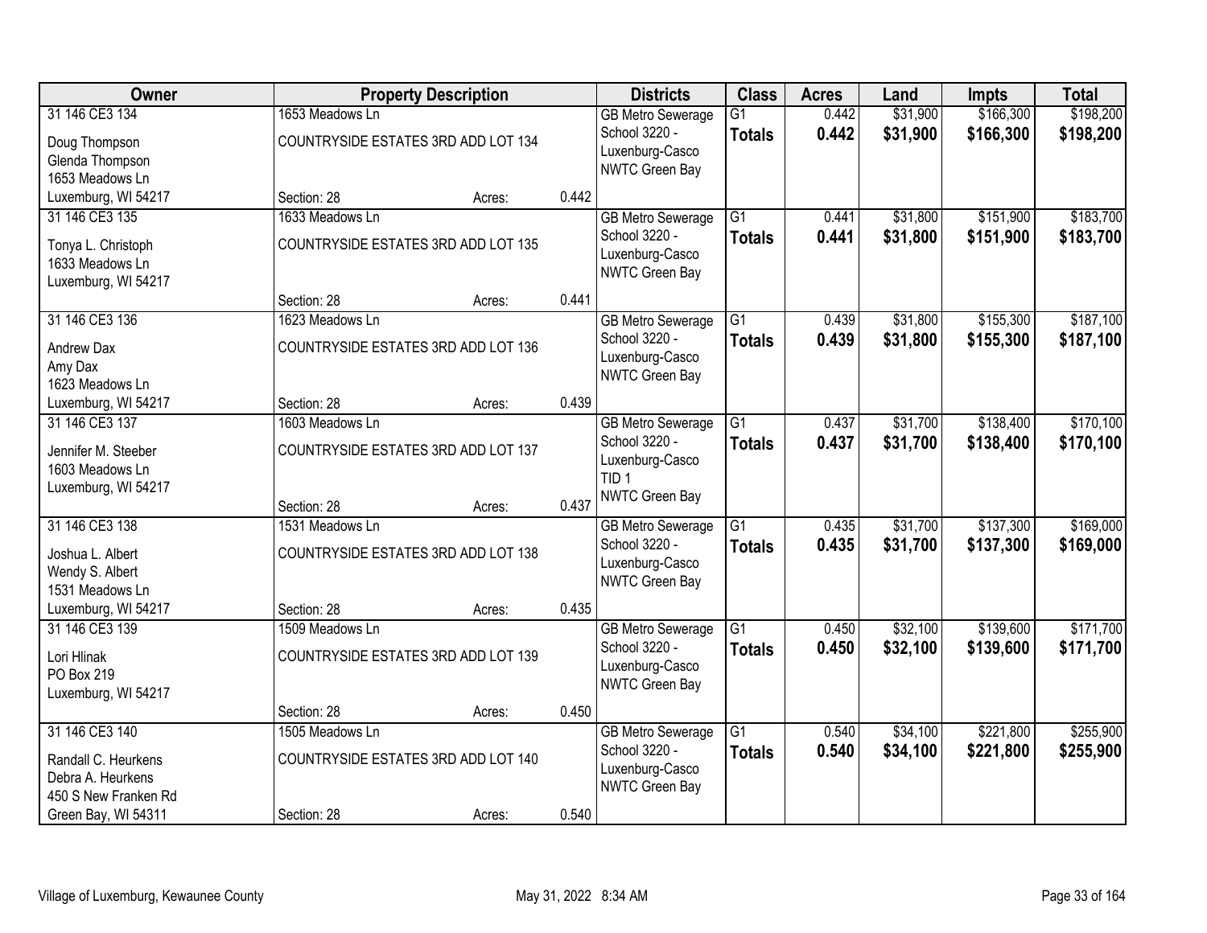| Owner | Property Description | | | Districts | Class | Acres | Land | Impts | Total |
|---|---|---|---|---|---|---|---|---|---|
| 31 146 CE3 134<br>Doug Thompson<br>Glenda Thompson<br>1653 Meadows Ln<br>Luxemburg, WI 54217 | 1653 Meadows Ln<br>COUNTRYSIDE ESTATES 3RD ADD LOT 134<br>Section: 28 | Acres: | 0.442 | GB Metro Sewerage<br>School 3220 - Luxenburg-Casco<br>NWTC Green Bay | G1<br>**Totals** | 0.442<br>**0.442** | $31,900<br>**$31,900** | $166,300<br>**$166,300** | $198,200<br>**$198,200** |
| 31 146 CE3 135<br>Tonya L. Christoph<br>1633 Meadows Ln<br>Luxemburg, WI 54217 | 1633 Meadows Ln<br>COUNTRYSIDE ESTATES 3RD ADD LOT 135<br>Section: 28 | Acres: | 0.441 | GB Metro Sewerage<br>School 3220 - Luxenburg-Casco<br>NWTC Green Bay | G1<br>**Totals** | 0.441<br>**0.441** | $31,800<br>**$31,800** | $151,900<br>**$151,900** | $183,700<br>**$183,700** |
| 31 146 CE3 136<br>Andrew Dax<br>Amy Dax<br>1623 Meadows Ln<br>Luxemburg, WI 54217 | 1623 Meadows Ln<br>COUNTRYSIDE ESTATES 3RD ADD LOT 136<br>Section: 28 | Acres: | 0.439 | GB Metro Sewerage<br>School 3220 - Luxenburg-Casco<br>NWTC Green Bay | G1<br>**Totals** | 0.439<br>**0.439** | $31,800<br>**$31,800** | $155,300<br>**$155,300** | $187,100<br>**$187,100** |
| 31 146 CE3 137<br>Jennifer M. Steeber<br>1603 Meadows Ln<br>Luxemburg, WI 54217 | 1603 Meadows Ln<br>COUNTRYSIDE ESTATES 3RD ADD LOT 137<br>Section: 28 | Acres: | 0.437 | GB Metro Sewerage<br>School 3220 - Luxenburg-Casco<br>TID 1<br>NWTC Green Bay | G1<br>**Totals** | 0.437<br>**0.437** | $31,700<br>**$31,700** | $138,400<br>**$138,400** | $170,100<br>**$170,100** |
| 31 146 CE3 138<br>Joshua L. Albert<br>Wendy S. Albert<br>1531 Meadows Ln<br>Luxemburg, WI 54217 | 1531 Meadows Ln<br>COUNTRYSIDE ESTATES 3RD ADD LOT 138<br>Section: 28 | Acres: | 0.435 | GB Metro Sewerage<br>School 3220 - Luxenburg-Casco<br>NWTC Green Bay | G1<br>**Totals** | 0.435<br>**0.435** | $31,700<br>**$31,700** | $137,300<br>**$137,300** | $169,000<br>**$169,000** |
| 31 146 CE3 139<br>Lori Hlinak<br>PO Box 219<br>Luxemburg, WI 54217 | 1509 Meadows Ln<br>COUNTRYSIDE ESTATES 3RD ADD LOT 139<br>Section: 28 | Acres: | 0.450 | GB Metro Sewerage<br>School 3220 - Luxenburg-Casco<br>NWTC Green Bay | G1<br>**Totals** | 0.450<br>**0.450** | $32,100<br>**$32,100** | $139,600<br>**$139,600** | $171,700<br>**$171,700** |
| 31 146 CE3 140<br>Randall C. Heurkens<br>Debra A. Heurkens<br>450 S New Franken Rd<br>Green Bay, WI 54311 | 1505 Meadows Ln<br>COUNTRYSIDE ESTATES 3RD ADD LOT 140<br>Section: 28 | Acres: | 0.540 | GB Metro Sewerage<br>School 3220 - Luxenburg-Casco<br>NWTC Green Bay | G1<br>**Totals** | 0.540<br>**0.540** | $34,100<br>**$34,100** | $221,800<br>**$221,800** | $255,900<br>**$255,900** |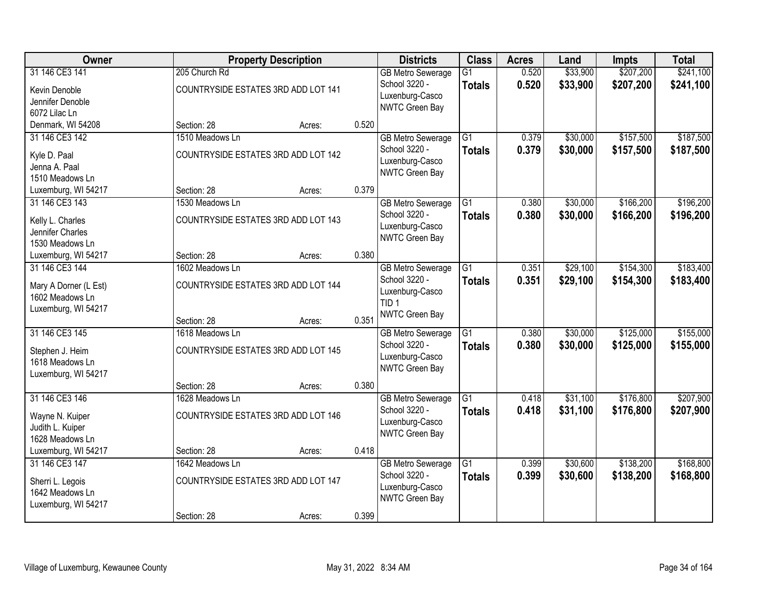| Owner | Property Description | | | Districts | Class | Acres | Land | Impts | Total |
|---|---|---|---|---|---|---|---|---|---|
| 31 146 CE3 141<br>Kevin Denoble<br>Jennifer Denoble<br>6072 Lilac Ln<br>Denmark, WI 54208 | 205 Church Rd<br>COUNTRYSIDE ESTATES 3RD ADD LOT 141<br>Section: 28 | Acres: | 0.520 | GB Metro Sewerage<br>School 3220 - Luxenburg-Casco<br>NWTC Green Bay | G1<br>**Totals** | 0.520<br>**0.520** | $33,900<br>**$33,900** | $207,200<br>**$207,200** | $241,100<br>**$241,100** |
| 31 146 CE3 142<br>Kyle D. Paal<br>Jenna A. Paal<br>1510 Meadows Ln<br>Luxemburg, WI 54217 | 1510 Meadows Ln<br>COUNTRYSIDE ESTATES 3RD ADD LOT 142<br>Section: 28 | Acres: | 0.379 | GB Metro Sewerage<br>School 3220 - Luxenburg-Casco<br>NWTC Green Bay | G1<br>**Totals** | 0.379<br>**0.379** | $30,000<br>**$30,000** | $157,500<br>**$157,500** | $187,500<br>**$187,500** |
| 31 146 CE3 143<br>Kelly L. Charles<br>Jennifer Charles<br>1530 Meadows Ln<br>Luxemburg, WI 54217 | 1530 Meadows Ln<br>COUNTRYSIDE ESTATES 3RD ADD LOT 143<br>Section: 28 | Acres: | 0.380 | GB Metro Sewerage<br>School 3220 - Luxenburg-Casco<br>NWTC Green Bay | G1<br>**Totals** | 0.380<br>**0.380** | $30,000<br>**$30,000** | $166,200<br>**$166,200** | $196,200<br>**$196,200** |
| 31 146 CE3 144<br>Mary A Dorner (L Est)<br>1602 Meadows Ln<br>Luxemburg, WI 54217 | 1602 Meadows Ln<br>COUNTRYSIDE ESTATES 3RD ADD LOT 144<br>Section: 28 | Acres: | 0.351 | GB Metro Sewerage<br>School 3220 - Luxenburg-Casco<br>TID 1<br>NWTC Green Bay | G1<br>**Totals** | 0.351<br>**0.351** | $29,100<br>**$29,100** | $154,300<br>**$154,300** | $183,400<br>**$183,400** |
| 31 146 CE3 145<br>Stephen J. Heim<br>1618 Meadows Ln<br>Luxemburg, WI 54217 | 1618 Meadows Ln<br>COUNTRYSIDE ESTATES 3RD ADD LOT 145<br>Section: 28 | Acres: | 0.380 | GB Metro Sewerage<br>School 3220 - Luxenburg-Casco<br>NWTC Green Bay | G1<br>**Totals** | 0.380<br>**0.380** | $30,000<br>**$30,000** | $125,000<br>**$125,000** | $155,000<br>**$155,000** |
| 31 146 CE3 146<br>Wayne N. Kuiper<br>Judith L. Kuiper<br>1628 Meadows Ln<br>Luxemburg, WI 54217 | 1628 Meadows Ln<br>COUNTRYSIDE ESTATES 3RD ADD LOT 146<br>Section: 28 | Acres: | 0.418 | GB Metro Sewerage<br>School 3220 - Luxenburg-Casco<br>NWTC Green Bay | G1<br>**Totals** | 0.418<br>**0.418** | $31,100<br>**$31,100** | $176,800<br>**$176,800** | $207,900<br>**$207,900** |
| 31 146 CE3 147<br>Sherri L. Legois<br>1642 Meadows Ln<br>Luxemburg, WI 54217 | 1642 Meadows Ln<br>COUNTRYSIDE ESTATES 3RD ADD LOT 147<br>Section: 28 | Acres: | 0.399 | GB Metro Sewerage<br>School 3220 - Luxenburg-Casco<br>NWTC Green Bay | G1<br>**Totals** | 0.399<br>**0.399** | $30,600<br>**$30,600** | $138,200<br>**$138,200** | $168,800<br>**$168,800** |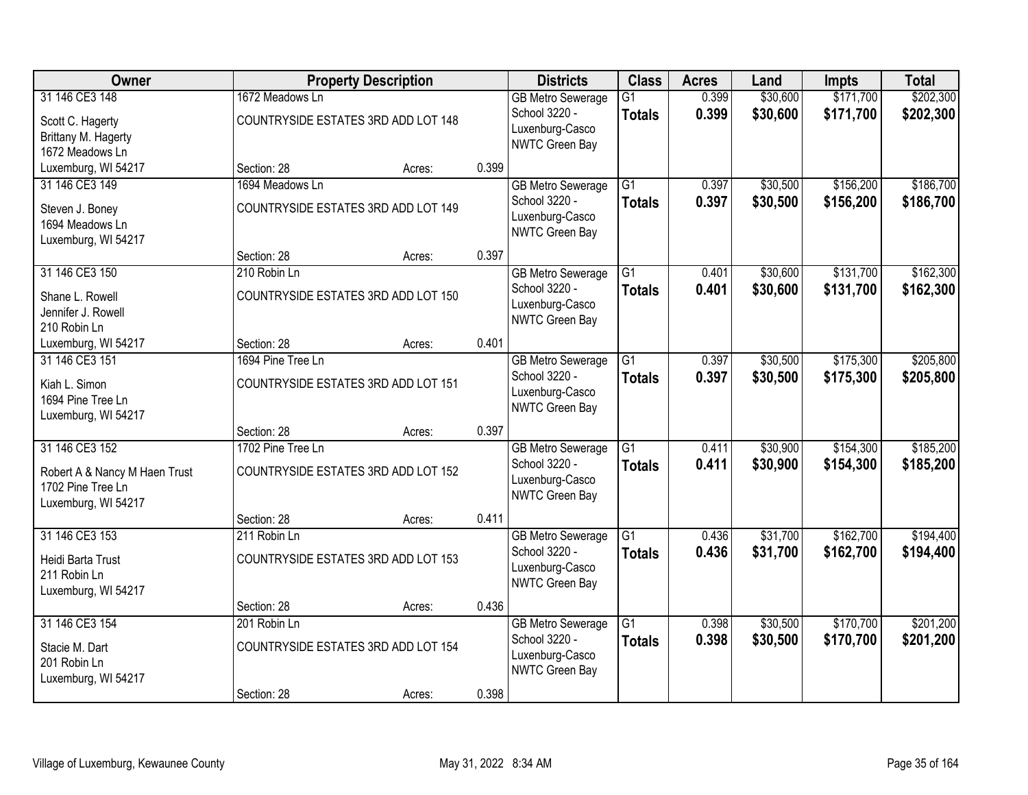| Owner | Property Description | | | Districts | Class | Acres | Land | Impts | Total |
|---|---|---|---|---|---|---|---|---|---|
| 31 146 CE3 148<br>Scott C. Hagerty<br>Brittany M. Hagerty<br>1672 Meadows Ln<br>Luxemburg, WI 54217 | 1672 Meadows Ln<br>COUNTRYSIDE ESTATES 3RD ADD LOT 148<br>Section: 28 | Acres: | 0.399 | GB Metro Sewerage<br>School 3220 - Luxenburg-Casco<br>NWTC Green Bay | G1<br>**Totals** | 0.399<br>**0.399** | $30,600<br>**$30,600** | $171,700<br>**$171,700** | $202,300<br>**$202,300** |
| 31 146 CE3 149<br>Steven J. Boney<br>1694 Meadows Ln<br>Luxemburg, WI 54217 | 1694 Meadows Ln<br>COUNTRYSIDE ESTATES 3RD ADD LOT 149<br>Section: 28 | Acres: | 0.397 | GB Metro Sewerage<br>School 3220 - Luxenburg-Casco<br>NWTC Green Bay | G1<br>**Totals** | 0.397<br>**0.397** | $30,500<br>**$30,500** | $156,200<br>**$156,200** | $186,700<br>**$186,700** |
| 31 146 CE3 150<br>Shane L. Rowell<br>Jennifer J. Rowell<br>210 Robin Ln<br>Luxemburg, WI 54217 | 210 Robin Ln<br>COUNTRYSIDE ESTATES 3RD ADD LOT 150<br>Section: 28 | Acres: | 0.401 | GB Metro Sewerage<br>School 3220 - Luxenburg-Casco<br>NWTC Green Bay | G1<br>**Totals** | 0.401<br>**0.401** | $30,600<br>**$30,600** | $131,700<br>**$131,700** | $162,300<br>**$162,300** |
| 31 146 CE3 151<br>Kiah L. Simon<br>1694 Pine Tree Ln<br>Luxemburg, WI 54217 | 1694 Pine Tree Ln<br>COUNTRYSIDE ESTATES 3RD ADD LOT 151<br>Section: 28 | Acres: | 0.397 | GB Metro Sewerage<br>School 3220 - Luxenburg-Casco<br>NWTC Green Bay | G1<br>**Totals** | 0.397<br>**0.397** | $30,500<br>**$30,500** | $175,300<br>**$175,300** | $205,800<br>**$205,800** |
| 31 146 CE3 152<br>Robert A & Nancy M Haen Trust<br>1702 Pine Tree Ln<br>Luxemburg, WI 54217 | 1702 Pine Tree Ln<br>COUNTRYSIDE ESTATES 3RD ADD LOT 152<br>Section: 28 | Acres: | 0.411 | GB Metro Sewerage<br>School 3220 - Luxenburg-Casco<br>NWTC Green Bay | G1<br>**Totals** | 0.411<br>**0.411** | $30,900<br>**$30,900** | $154,300<br>**$154,300** | $185,200<br>**$185,200** |
| 31 146 CE3 153<br>Heidi Barta Trust<br>211 Robin Ln<br>Luxemburg, WI 54217 | 211 Robin Ln<br>COUNTRYSIDE ESTATES 3RD ADD LOT 153<br>Section: 28 | Acres: | 0.436 | GB Metro Sewerage<br>School 3220 - Luxenburg-Casco<br>NWTC Green Bay | G1<br>**Totals** | 0.436<br>**0.436** | $31,700<br>**$31,700** | $162,700<br>**$162,700** | $194,400<br>**$194,400** |
| 31 146 CE3 154<br>Stacie M. Dart<br>201 Robin Ln<br>Luxemburg, WI 54217 | 201 Robin Ln<br>COUNTRYSIDE ESTATES 3RD ADD LOT 154<br>Section: 28 | Acres: | 0.398 | GB Metro Sewerage<br>School 3220 - Luxenburg-Casco<br>NWTC Green Bay | G1<br>**Totals** | 0.398<br>**0.398** | $30,500<br>**$30,500** | $170,700<br>**$170,700** | $201,200<br>**$201,200** |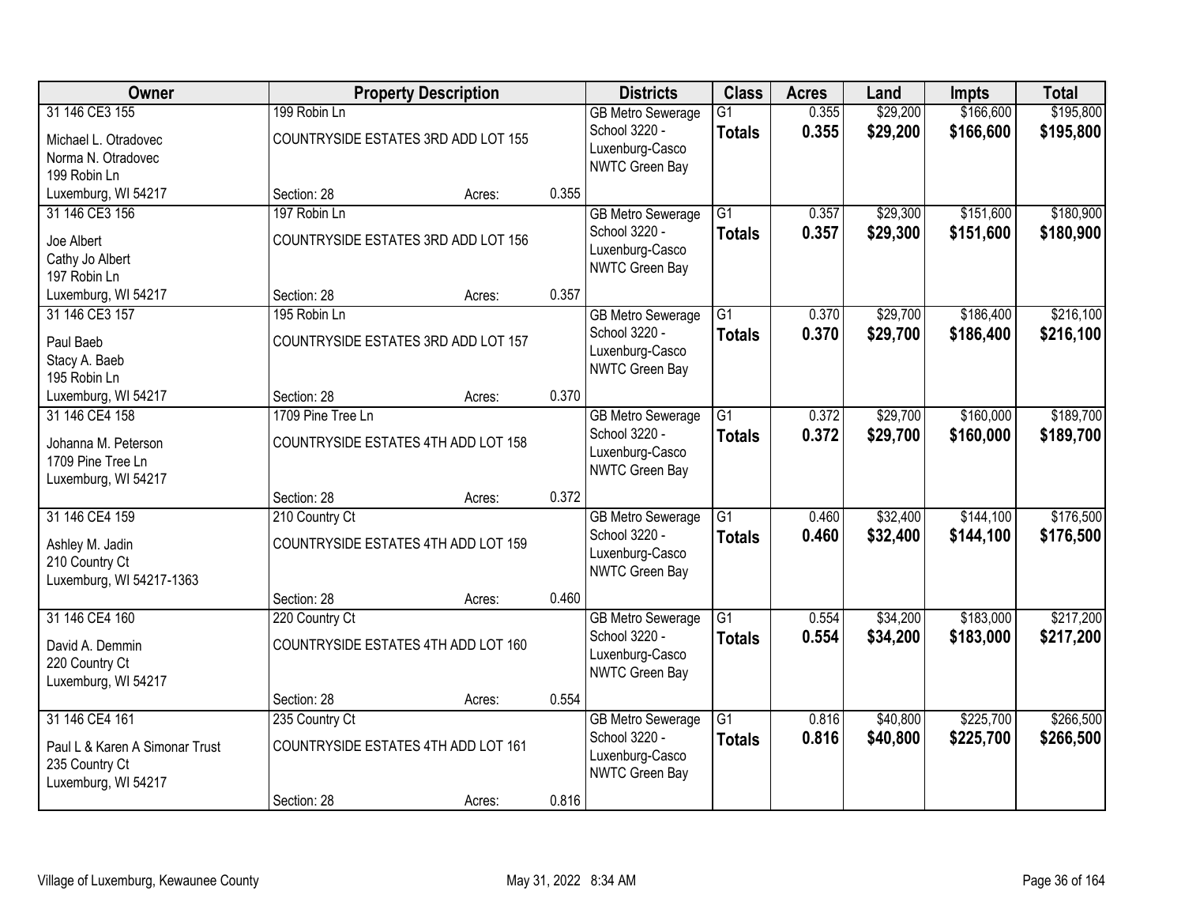| Owner | Property Description | | | Districts | Class | Acres | Land | Impts | Total |
|---|---|---|---|---|---|---|---|---|---|
| 31 146 CE3 155<br>Michael L. Otradovec<br>Norma N. Otradovec<br>199 Robin Ln<br>Luxemburg, WI 54217 | 199 Robin Ln<br>COUNTRYSIDE ESTATES 3RD ADD LOT 155<br>Section: 28 | Acres: | 0.355 | GB Metro Sewerage<br>School 3220 - Luxenburg-Casco<br>NWTC Green Bay | G1<br>**Totals** | 0.355<br>**0.355** | $29,200<br>**$29,200** | $166,600<br>**$166,600** | $195,800<br>**$195,800** |
| 31 146 CE3 156<br>Joe Albert<br>Cathy Jo Albert<br>197 Robin Ln<br>Luxemburg, WI 54217 | 197 Robin Ln<br>COUNTRYSIDE ESTATES 3RD ADD LOT 156<br>Section: 28 | Acres: | 0.357 | GB Metro Sewerage<br>School 3220 - Luxenburg-Casco<br>NWTC Green Bay | G1<br>**Totals** | 0.357<br>**0.357** | $29,300<br>**$29,300** | $151,600<br>**$151,600** | $180,900<br>**$180,900** |
| 31 146 CE3 157<br>Paul Baeb<br>Stacy A. Baeb<br>195 Robin Ln<br>Luxemburg, WI 54217 | 195 Robin Ln<br>COUNTRYSIDE ESTATES 3RD ADD LOT 157<br>Section: 28 | Acres: | 0.370 | GB Metro Sewerage<br>School 3220 - Luxenburg-Casco<br>NWTC Green Bay | G1<br>**Totals** | 0.370<br>**0.370** | $29,700<br>**$29,700** | $186,400<br>**$186,400** | $216,100<br>**$216,100** |
| 31 146 CE4 158<br>Johanna M. Peterson<br>1709 Pine Tree Ln<br>Luxemburg, WI 54217 | 1709 Pine Tree Ln<br>COUNTRYSIDE ESTATES 4TH ADD LOT 158<br>Section: 28 | Acres: | 0.372 | GB Metro Sewerage<br>School 3220 - Luxenburg-Casco<br>NWTC Green Bay | G1<br>**Totals** | 0.372<br>**0.372** | $29,700<br>**$29,700** | $160,000<br>**$160,000** | $189,700<br>**$189,700** |
| 31 146 CE4 159<br>Ashley M. Jadin<br>210 Country Ct<br>Luxemburg, WI 54217-1363 | 210 Country Ct<br>COUNTRYSIDE ESTATES 4TH ADD LOT 159<br>Section: 28 | Acres: | 0.460 | GB Metro Sewerage<br>School 3220 - Luxenburg-Casco<br>NWTC Green Bay | G1<br>**Totals** | 0.460<br>**0.460** | $32,400<br>**$32,400** | $144,100<br>**$144,100** | $176,500<br>**$176,500** |
| 31 146 CE4 160<br>David A. Demmin<br>220 Country Ct<br>Luxemburg, WI 54217 | 220 Country Ct<br>COUNTRYSIDE ESTATES 4TH ADD LOT 160<br>Section: 28 | Acres: | 0.554 | GB Metro Sewerage<br>School 3220 - Luxenburg-Casco<br>NWTC Green Bay | G1<br>**Totals** | 0.554<br>**0.554** | $34,200<br>**$34,200** | $183,000<br>**$183,000** | $217,200<br>**$217,200** |
| 31 146 CE4 161<br>Paul L & Karen A Simonar Trust<br>235 Country Ct<br>Luxemburg, WI 54217 | 235 Country Ct<br>COUNTRYSIDE ESTATES 4TH ADD LOT 161<br>Section: 28 | Acres: | 0.816 | GB Metro Sewerage<br>School 3220 - Luxenburg-Casco<br>NWTC Green Bay | G1<br>**Totals** | 0.816<br>**0.816** | $40,800<br>**$40,800** | $225,700<br>**$225,700** | $266,500<br>**$266,500** |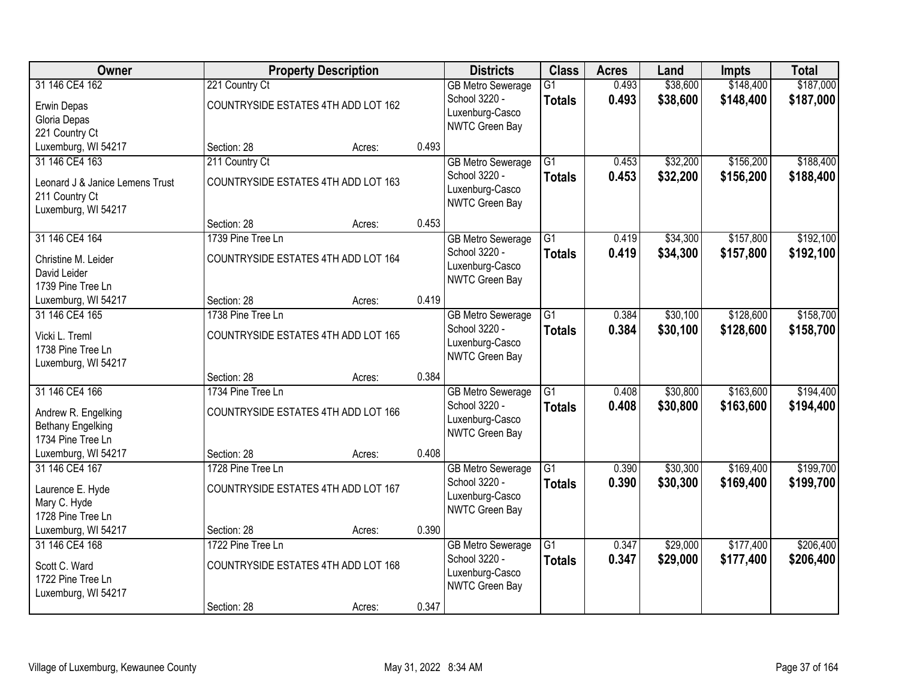| Owner | Property Description | | | Districts | Class | Acres | Land | Impts | Total |
|---|---|---|---|---|---|---|---|---|---|
| 31 146 CE4 162 | 221 Country Ct | | | GB Metro Sewerage | G1 | 0.493 | $38,600 | $148,400 | $187,000 |
| Erwin Depas<br>Gloria Depas<br>221 Country Ct<br>Luxemburg, WI 54217 | COUNTRYSIDE ESTATES 4TH ADD LOT 162 | | | School 3220 - Luxenburg-Casco<br>NWTC Green Bay | **Totals** | **0.493** | **$38,600** | **$148,400** | **$187,000** |
| | Section: 28 | Acres: | 0.493 | | | | | | |
| 31 146 CE4 163 | 211 Country Ct | | | GB Metro Sewerage | G1 | 0.453 | $32,200 | $156,200 | $188,400 |
| Leonard J & Janice Lemens Trust<br>211 Country Ct<br>Luxemburg, WI 54217 | COUNTRYSIDE ESTATES 4TH ADD LOT 163 | | | School 3220 - Luxenburg-Casco<br>NWTC Green Bay | **Totals** | **0.453** | **$32,200** | **$156,200** | **$188,400** |
| | Section: 28 | Acres: | 0.453 | | | | | | |
| 31 146 CE4 164 | 1739 Pine Tree Ln | | | GB Metro Sewerage | G1 | 0.419 | $34,300 | $157,800 | $192,100 |
| Christine M. Leider<br>David Leider<br>1739 Pine Tree Ln<br>Luxemburg, WI 54217 | COUNTRYSIDE ESTATES 4TH ADD LOT 164 | | | School 3220 - Luxenburg-Casco<br>NWTC Green Bay | **Totals** | **0.419** | **$34,300** | **$157,800** | **$192,100** |
| | Section: 28 | Acres: | 0.419 | | | | | | |
| 31 146 CE4 165 | 1738 Pine Tree Ln | | | GB Metro Sewerage | G1 | 0.384 | $30,100 | $128,600 | $158,700 |
| Vicki L. Treml<br>1738 Pine Tree Ln<br>Luxemburg, WI 54217 | COUNTRYSIDE ESTATES 4TH ADD LOT 165 | | | School 3220 - Luxenburg-Casco<br>NWTC Green Bay | **Totals** | **0.384** | **$30,100** | **$128,600** | **$158,700** |
| | Section: 28 | Acres: | 0.384 | | | | | | |
| 31 146 CE4 166 | 1734 Pine Tree Ln | | | GB Metro Sewerage | G1 | 0.408 | $30,800 | $163,600 | $194,400 |
| Andrew R. Engelking<br>Bethany Engelking<br>1734 Pine Tree Ln<br>Luxemburg, WI 54217 | COUNTRYSIDE ESTATES 4TH ADD LOT 166 | | | School 3220 - Luxenburg-Casco<br>NWTC Green Bay | **Totals** | **0.408** | **$30,800** | **$163,600** | **$194,400** |
| | Section: 28 | Acres: | 0.408 | | | | | | |
| 31 146 CE4 167 | 1728 Pine Tree Ln | | | GB Metro Sewerage | G1 | 0.390 | $30,300 | $169,400 | $199,700 |
| Laurence E. Hyde<br>Mary C. Hyde<br>1728 Pine Tree Ln<br>Luxemburg, WI 54217 | COUNTRYSIDE ESTATES 4TH ADD LOT 167 | | | School 3220 - Luxenburg-Casco<br>NWTC Green Bay | **Totals** | **0.390** | **$30,300** | **$169,400** | **$199,700** |
| | Section: 28 | Acres: | 0.390 | | | | | | |
| 31 146 CE4 168 | 1722 Pine Tree Ln | | | GB Metro Sewerage | G1 | 0.347 | $29,000 | $177,400 | $206,400 |
| Scott C. Ward<br>1722 Pine Tree Ln<br>Luxemburg, WI 54217 | COUNTRYSIDE ESTATES 4TH ADD LOT 168 | | | School 3220 - Luxenburg-Casco<br>NWTC Green Bay | **Totals** | **0.347** | **$29,000** | **$177,400** | **$206,400** |
| | Section: 28 | Acres: | 0.347 | | | | | | |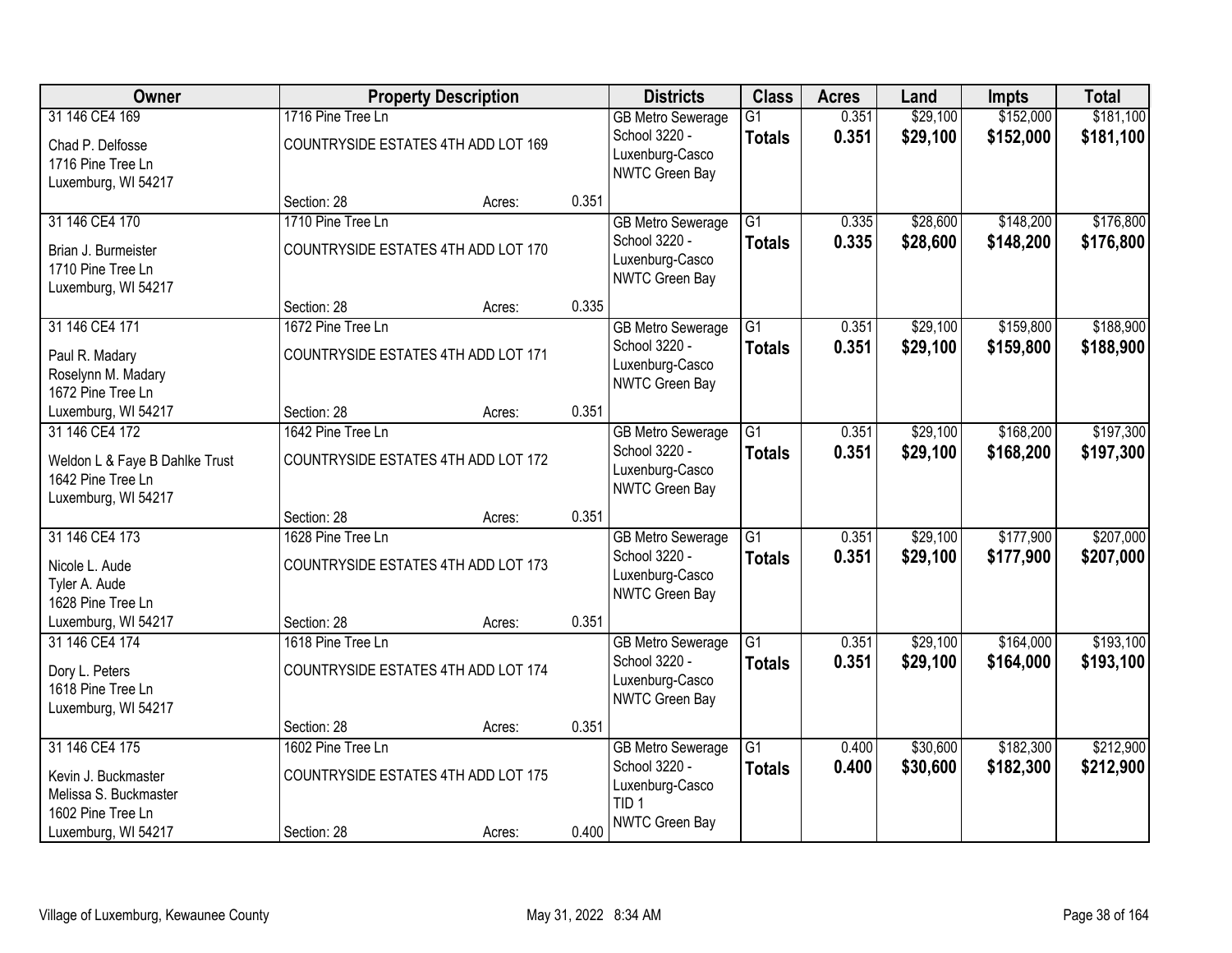| Owner | Property Description | | | Districts | Class | Acres | Land | Impts | Total |
|---|---|---|---|---|---|---|---|---|---|
| 31 146 CE4 169<br>Chad P. Delfosse<br>1716 Pine Tree Ln<br>Luxemburg, WI 54217 | 1716 Pine Tree Ln<br>COUNTRYSIDE ESTATES 4TH ADD LOT 169<br>Section: 28 | Acres: | 0.351 | GB Metro Sewerage<br>School 3220 - Luxenburg-Casco<br>NWTC Green Bay | G1<br>**Totals** | 0.351<br>**0.351** | $29,100<br>**$29,100** | $152,000<br>**$152,000** | $181,100<br>**$181,100** |
| 31 146 CE4 170<br>Brian J. Burmeister<br>1710 Pine Tree Ln<br>Luxemburg, WI 54217 | 1710 Pine Tree Ln<br>COUNTRYSIDE ESTATES 4TH ADD LOT 170<br>Section: 28 | Acres: | 0.335 | GB Metro Sewerage<br>School 3220 - Luxenburg-Casco<br>NWTC Green Bay | G1<br>**Totals** | 0.335<br>**0.335** | $28,600<br>**$28,600** | $148,200<br>**$148,200** | $176,800<br>**$176,800** |
| 31 146 CE4 171<br>Paul R. Madary<br>Roselynn M. Madary<br>1672 Pine Tree Ln<br>Luxemburg, WI 54217 | 1672 Pine Tree Ln<br>COUNTRYSIDE ESTATES 4TH ADD LOT 171<br>Section: 28 | Acres: | 0.351 | GB Metro Sewerage<br>School 3220 - Luxenburg-Casco<br>NWTC Green Bay | G1<br>**Totals** | 0.351<br>**0.351** | $29,100<br>**$29,100** | $159,800<br>**$159,800** | $188,900<br>**$188,900** |
| 31 146 CE4 172<br>Weldon L & Faye B Dahlke Trust<br>1642 Pine Tree Ln<br>Luxemburg, WI 54217 | 1642 Pine Tree Ln<br>COUNTRYSIDE ESTATES 4TH ADD LOT 172<br>Section: 28 | Acres: | 0.351 | GB Metro Sewerage<br>School 3220 - Luxenburg-Casco<br>NWTC Green Bay | G1<br>**Totals** | 0.351<br>**0.351** | $29,100<br>**$29,100** | $168,200<br>**$168,200** | $197,300<br>**$197,300** |
| 31 146 CE4 173<br>Nicole L. Aude<br>Tyler A. Aude<br>1628 Pine Tree Ln<br>Luxemburg, WI 54217 | 1628 Pine Tree Ln<br>COUNTRYSIDE ESTATES 4TH ADD LOT 173<br>Section: 28 | Acres: | 0.351 | GB Metro Sewerage<br>School 3220 - Luxenburg-Casco<br>NWTC Green Bay | G1<br>**Totals** | 0.351<br>**0.351** | $29,100<br>**$29,100** | $177,900<br>**$177,900** | $207,000<br>**$207,000** |
| 31 146 CE4 174<br>Dory L. Peters<br>1618 Pine Tree Ln<br>Luxemburg, WI 54217 | 1618 Pine Tree Ln<br>COUNTRYSIDE ESTATES 4TH ADD LOT 174<br>Section: 28 | Acres: | 0.351 | GB Metro Sewerage<br>School 3220 - Luxenburg-Casco<br>NWTC Green Bay | G1<br>**Totals** | 0.351<br>**0.351** | $29,100<br>**$29,100** | $164,000<br>**$164,000** | $193,100<br>**$193,100** |
| 31 146 CE4 175<br>Kevin J. Buckmaster<br>Melissa S. Buckmaster<br>1602 Pine Tree Ln<br>Luxemburg, WI 54217 | 1602 Pine Tree Ln<br>COUNTRYSIDE ESTATES 4TH ADD LOT 175<br>Section: 28 | Acres: | 0.400 | GB Metro Sewerage<br>School 3220 - Luxenburg-Casco<br>TID 1<br>NWTC Green Bay | G1<br>**Totals** | 0.400<br>**0.400** | $30,600<br>**$30,600** | $182,300<br>**$182,300** | $212,900<br>**$212,900** |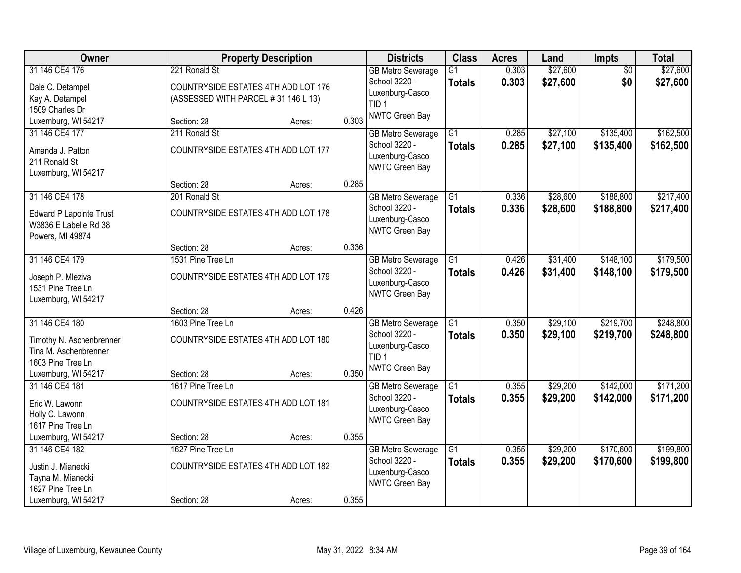| Owner | Property Description | | | Districts | Class | Acres | Land | Impts | Total |
|---|---|---|---|---|---|---|---|---|---|
| 31 146 CE4 176<br>Dale C. Detampel<br>Kay A. Detampel<br>1509 Charles Dr<br>Luxemburg, WI 54217 | 221 Ronald St<br>COUNTRYSIDE ESTATES 4TH ADD LOT 176<br>(ASSESSED WITH PARCEL # 31 146 L 13)<br>Section: 28 | Acres: | 0.303 | GB Metro Sewerage<br>School 3220 - Luxenburg-Casco<br>TID 1<br>NWTC Green Bay | G1<br>**Totals** | 0.303<br>**0.303** | $27,600<br>**$27,600** | $0<br>**$0** | $27,600<br>**$27,600** |
| 31 146 CE4 177<br>Amanda J. Patton<br>211 Ronald St<br>Luxemburg, WI 54217 | 211 Ronald St<br>COUNTRYSIDE ESTATES 4TH ADD LOT 177<br>Section: 28 | Acres: | 0.285 | GB Metro Sewerage<br>School 3220 - Luxenburg-Casco<br>NWTC Green Bay | G1<br>**Totals** | 0.285<br>**0.285** | $27,100<br>**$27,100** | $135,400<br>**$135,400** | $162,500<br>**$162,500** |
| 31 146 CE4 178<br>Edward P Lapointe Trust<br>W3836 E Labelle Rd 38<br>Powers, MI 49874 | 201 Ronald St<br>COUNTRYSIDE ESTATES 4TH ADD LOT 178<br>Section: 28 | Acres: | 0.336 | GB Metro Sewerage<br>School 3220 - Luxenburg-Casco<br>NWTC Green Bay | G1<br>**Totals** | 0.336<br>**0.336** | $28,600<br>**$28,600** | $188,800<br>**$188,800** | $217,400<br>**$217,400** |
| 31 146 CE4 179<br>Joseph P. Mleziva<br>1531 Pine Tree Ln<br>Luxemburg, WI 54217 | 1531 Pine Tree Ln<br>COUNTRYSIDE ESTATES 4TH ADD LOT 179<br>Section: 28 | Acres: | 0.426 | GB Metro Sewerage<br>School 3220 - Luxenburg-Casco<br>NWTC Green Bay | G1<br>**Totals** | 0.426<br>**0.426** | $31,400<br>**$31,400** | $148,100<br>**$148,100** | $179,500<br>**$179,500** |
| 31 146 CE4 180<br>Timothy N. Aschenbrenner<br>Tina M. Aschenbrenner<br>1603 Pine Tree Ln<br>Luxemburg, WI 54217 | 1603 Pine Tree Ln<br>COUNTRYSIDE ESTATES 4TH ADD LOT 180<br>Section: 28 | Acres: | 0.350 | GB Metro Sewerage<br>School 3220 - Luxenburg-Casco<br>TID 1<br>NWTC Green Bay | G1<br>**Totals** | 0.350<br>**0.350** | $29,100<br>**$29,100** | $219,700<br>**$219,700** | $248,800<br>**$248,800** |
| 31 146 CE4 181<br>Eric W. Lawonn<br>Holly C. Lawonn<br>1617 Pine Tree Ln<br>Luxemburg, WI 54217 | 1617 Pine Tree Ln<br>COUNTRYSIDE ESTATES 4TH ADD LOT 181<br>Section: 28 | Acres: | 0.355 | GB Metro Sewerage<br>School 3220 - Luxenburg-Casco<br>NWTC Green Bay | G1<br>**Totals** | 0.355<br>**0.355** | $29,200<br>**$29,200** | $142,000<br>**$142,000** | $171,200<br>**$171,200** |
| 31 146 CE4 182<br>Justin J. Mianecki<br>Tayna M. Mianecki<br>1627 Pine Tree Ln<br>Luxemburg, WI 54217 | 1627 Pine Tree Ln<br>COUNTRYSIDE ESTATES 4TH ADD LOT 182<br>Section: 28 | Acres: | 0.355 | GB Metro Sewerage<br>School 3220 - Luxenburg-Casco<br>NWTC Green Bay | G1<br>**Totals** | 0.355<br>**0.355** | $29,200<br>**$29,200** | $170,600<br>**$170,600** | $199,800<br>**$199,800** |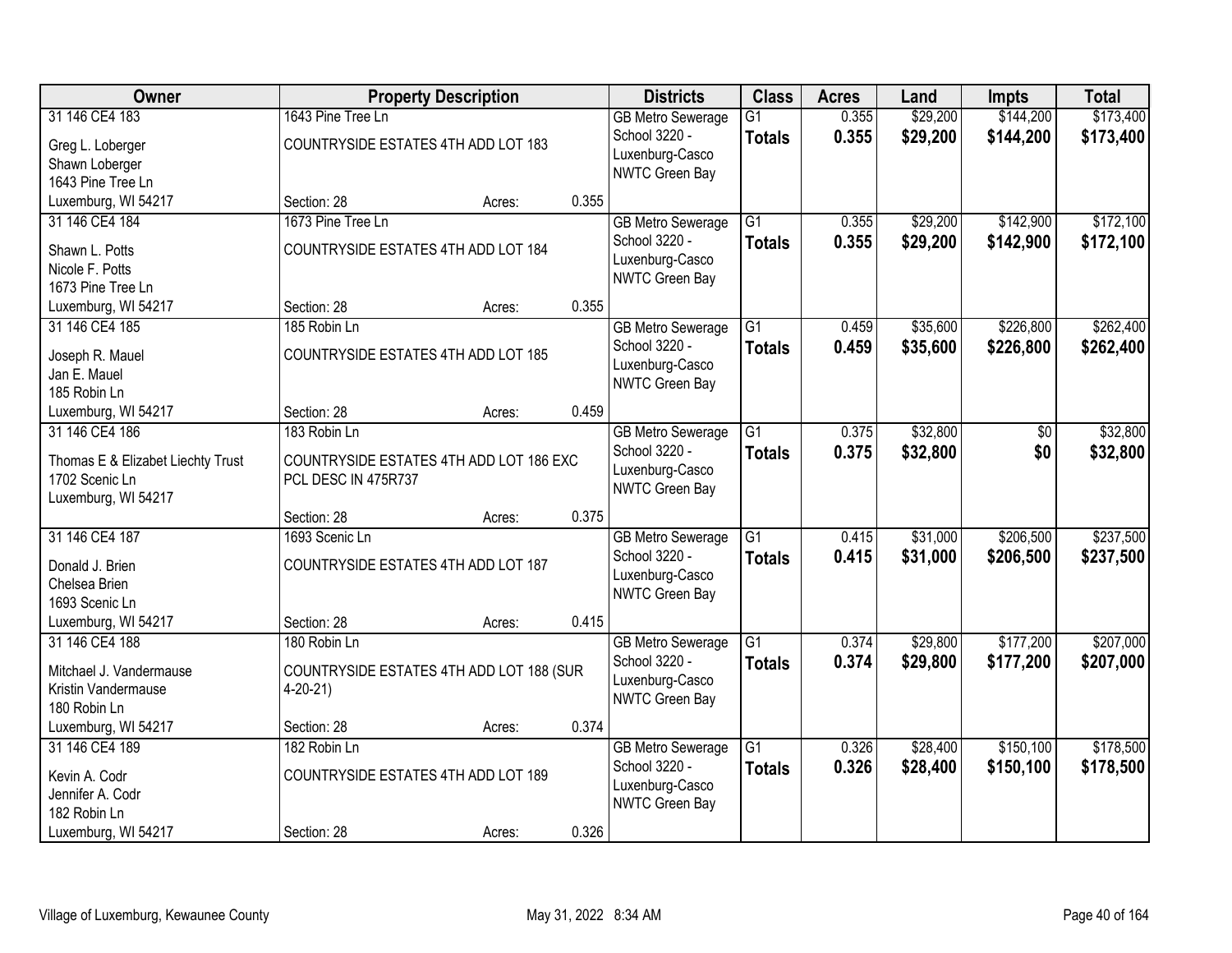| Owner | Property Description | Districts | Class | Acres | Land | Impts | Total |
|---|---|---|---|---|---|---|---|
| 31 146 CE4 183<br>Greg L. Loberger<br>Shawn Loberger<br>1643 Pine Tree Ln<br>Luxemburg, WI 54217 | 1643 Pine Tree Ln<br>COUNTRYSIDE ESTATES 4TH ADD LOT 183<br>Section: 28 Acres: 0.355 | GB Metro Sewerage<br>School 3220 - Luxenburg-Casco<br>NWTC Green Bay | G1<br>**Totals** | 0.355<br>**0.355** | $29,200<br>**$29,200** | $144,200<br>**$144,200** | $173,400<br>**$173,400** |
| 31 146 CE4 184<br>Shawn L. Potts<br>Nicole F. Potts<br>1673 Pine Tree Ln<br>Luxemburg, WI 54217 | 1673 Pine Tree Ln<br>COUNTRYSIDE ESTATES 4TH ADD LOT 184<br>Section: 28 Acres: 0.355 | GB Metro Sewerage<br>School 3220 - Luxenburg-Casco<br>NWTC Green Bay | G1<br>**Totals** | 0.355<br>**0.355** | $29,200<br>**$29,200** | $142,900<br>**$142,900** | $172,100<br>**$172,100** |
| 31 146 CE4 185<br>Joseph R. Mauel<br>Jan E. Mauel<br>185 Robin Ln<br>Luxemburg, WI 54217 | 185 Robin Ln<br>COUNTRYSIDE ESTATES 4TH ADD LOT 185<br>Section: 28 Acres: 0.459 | GB Metro Sewerage<br>School 3220 - Luxenburg-Casco<br>NWTC Green Bay | G1<br>**Totals** | 0.459<br>**0.459** | $35,600<br>**$35,600** | $226,800<br>**$226,800** | $262,400<br>**$262,400** |
| 31 146 CE4 186<br>Thomas E & Elizabet Liechty Trust<br>1702 Scenic Ln<br>Luxemburg, WI 54217 | 183 Robin Ln<br>COUNTRYSIDE ESTATES 4TH ADD LOT 186 EXC PCL DESC IN 475R737<br>Section: 28 Acres: 0.375 | GB Metro Sewerage<br>School 3220 - Luxenburg-Casco<br>NWTC Green Bay | G1<br>**Totals** | 0.375<br>**0.375** | $32,800<br>**$32,800** | $0<br>**$0** | $32,800<br>**$32,800** |
| 31 146 CE4 187<br>Donald J. Brien<br>Chelsea Brien<br>1693 Scenic Ln<br>Luxemburg, WI 54217 | 1693 Scenic Ln<br>COUNTRYSIDE ESTATES 4TH ADD LOT 187<br>Section: 28 Acres: 0.415 | GB Metro Sewerage<br>School 3220 - Luxenburg-Casco<br>NWTC Green Bay | G1<br>**Totals** | 0.415<br>**0.415** | $31,000<br>**$31,000** | $206,500<br>**$206,500** | $237,500<br>**$237,500** |
| 31 146 CE4 188<br>Mitchael J. Vandermause<br>Kristin Vandermause<br>180 Robin Ln<br>Luxemburg, WI 54217 | 180 Robin Ln<br>COUNTRYSIDE ESTATES 4TH ADD LOT 188 (SUR 4-20-21)<br>Section: 28 Acres: 0.374 | GB Metro Sewerage<br>School 3220 - Luxenburg-Casco<br>NWTC Green Bay | G1<br>**Totals** | 0.374<br>**0.374** | $29,800<br>**$29,800** | $177,200<br>**$177,200** | $207,000<br>**$207,000** |
| 31 146 CE4 189<br>Kevin A. Codr<br>Jennifer A. Codr<br>182 Robin Ln<br>Luxemburg, WI 54217 | 182 Robin Ln<br>COUNTRYSIDE ESTATES 4TH ADD LOT 189<br>Section: 28 Acres: 0.326 | GB Metro Sewerage<br>School 3220 - Luxenburg-Casco<br>NWTC Green Bay | G1<br>**Totals** | 0.326<br>**0.326** | $28,400<br>**$28,400** | $150,100<br>**$150,100** | $178,500<br>**$178,500** |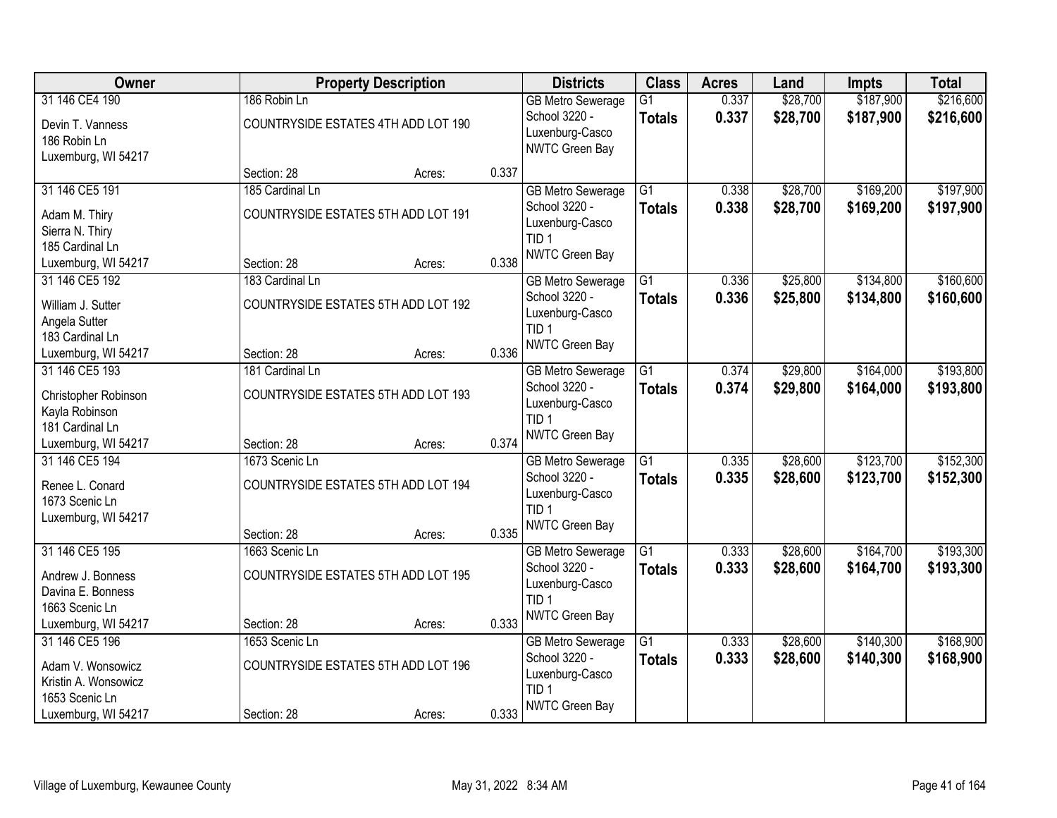| Owner | Property Description | | | Districts | Class | Acres | Land | Impts | Total |
|---|---|---|---|---|---|---|---|---|---|
| 31 146 CE4 190<br>Devin T. Vanness<br>186 Robin Ln<br>Luxemburg, WI 54217 | 186 Robin Ln<br>COUNTRYSIDE ESTATES 4TH ADD LOT 190<br>Section: 28 | Acres: | 0.337 | GB Metro Sewerage<br>School 3220 - Luxenburg-Casco<br>NWTC Green Bay | G1<br>**Totals** | 0.337<br>**0.337** | $28,700<br>**$28,700** | $187,900<br>**$187,900** | $216,600<br>**$216,600** |
| 31 146 CE5 191<br>Adam M. Thiry<br>Sierra N. Thiry<br>185 Cardinal Ln<br>Luxemburg, WI 54217 | 185 Cardinal Ln<br>COUNTRYSIDE ESTATES 5TH ADD LOT 191<br>Section: 28 | Acres: | 0.338 | GB Metro Sewerage<br>School 3220 - Luxenburg-Casco<br>TID 1<br>NWTC Green Bay | G1<br>**Totals** | 0.338<br>**0.338** | $28,700<br>**$28,700** | $169,200<br>**$169,200** | $197,900<br>**$197,900** |
| 31 146 CE5 192<br>William J. Sutter<br>Angela Sutter<br>183 Cardinal Ln<br>Luxemburg, WI 54217 | 183 Cardinal Ln<br>COUNTRYSIDE ESTATES 5TH ADD LOT 192<br>Section: 28 | Acres: | 0.336 | GB Metro Sewerage<br>School 3220 - Luxenburg-Casco<br>TID 1<br>NWTC Green Bay | G1<br>**Totals** | 0.336<br>**0.336** | $25,800<br>**$25,800** | $134,800<br>**$134,800** | $160,600<br>**$160,600** |
| 31 146 CE5 193<br>Christopher Robinson<br>Kayla Robinson<br>181 Cardinal Ln<br>Luxemburg, WI 54217 | 181 Cardinal Ln<br>COUNTRYSIDE ESTATES 5TH ADD LOT 193<br>Section: 28 | Acres: | 0.374 | GB Metro Sewerage<br>School 3220 - Luxenburg-Casco<br>TID 1<br>NWTC Green Bay | G1<br>**Totals** | 0.374<br>**0.374** | $29,800<br>**$29,800** | $164,000<br>**$164,000** | $193,800<br>**$193,800** |
| 31 146 CE5 194<br>Renee L. Conard<br>1673 Scenic Ln<br>Luxemburg, WI 54217 | 1673 Scenic Ln<br>COUNTRYSIDE ESTATES 5TH ADD LOT 194<br>Section: 28 | Acres: | 0.335 | GB Metro Sewerage<br>School 3220 - Luxenburg-Casco<br>TID 1<br>NWTC Green Bay | G1<br>**Totals** | 0.335<br>**0.335** | $28,600<br>**$28,600** | $123,700<br>**$123,700** | $152,300<br>**$152,300** |
| 31 146 CE5 195<br>Andrew J. Bonness<br>Davina E. Bonness<br>1663 Scenic Ln<br>Luxemburg, WI 54217 | 1663 Scenic Ln<br>COUNTRYSIDE ESTATES 5TH ADD LOT 195<br>Section: 28 | Acres: | 0.333 | GB Metro Sewerage<br>School 3220 - Luxenburg-Casco<br>TID 1<br>NWTC Green Bay | G1<br>**Totals** | 0.333<br>**0.333** | $28,600<br>**$28,600** | $164,700<br>**$164,700** | $193,300<br>**$193,300** |
| 31 146 CE5 196<br>Adam V. Wonsowicz<br>Kristin A. Wonsowicz<br>1653 Scenic Ln<br>Luxemburg, WI 54217 | 1653 Scenic Ln<br>COUNTRYSIDE ESTATES 5TH ADD LOT 196<br>Section: 28 | Acres: | 0.333 | GB Metro Sewerage<br>School 3220 - Luxenburg-Casco<br>TID 1<br>NWTC Green Bay | G1<br>**Totals** | 0.333<br>**0.333** | $28,600<br>**$28,600** | $140,300<br>**$140,300** | $168,900<br>**$168,900** |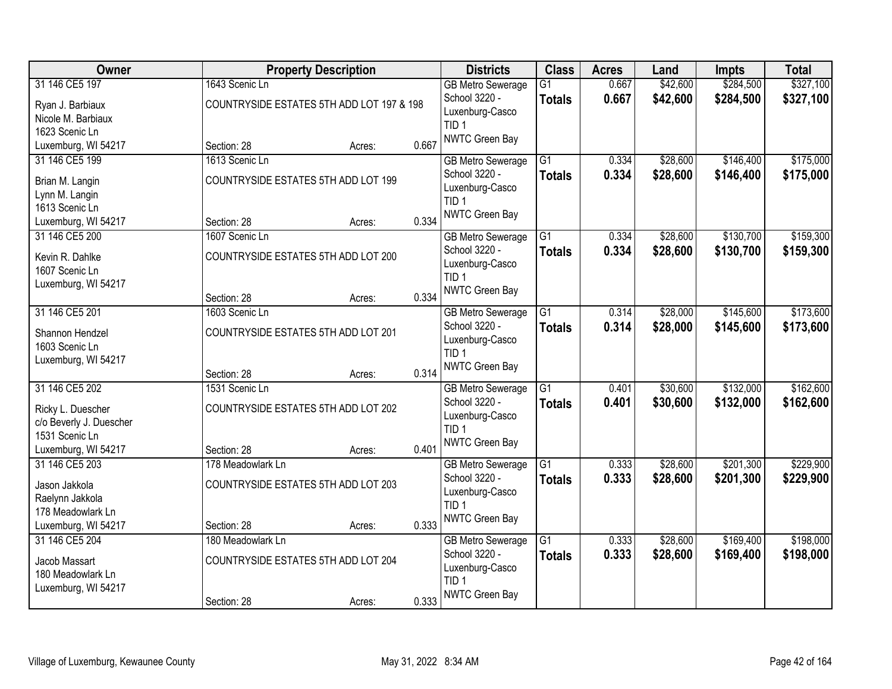| Owner | Property Description | | | Districts | Class | Acres | Land | Impts | Total |
|---|---|---|---|---|---|---|---|---|---|
| 31 146 CE5 197 | 1643 Scenic Ln | | | GB Metro Sewerage | G1 | 0.667 | $42,600 | $284,500 | $327,100 |
| Ryan J. Barbiaux<br>Nicole M. Barbiaux<br>1623 Scenic Ln<br>Luxemburg, WI 54217 | COUNTRYSIDE ESTATES 5TH ADD LOT 197 & 198<br><br>Section: 28 | Acres: | 0.667 | School 3220 - Luxenburg-Casco<br>TID 1<br>NWTC Green Bay | **Totals** | **0.667** | **$42,600** | **$284,500** | **$327,100** |
| 31 146 CE5 199 | 1613 Scenic Ln | | | GB Metro Sewerage | G1 | 0.334 | $28,600 | $146,400 | $175,000 |
| Brian M. Langin<br>Lynn M. Langin<br>1613 Scenic Ln<br>Luxemburg, WI 54217 | COUNTRYSIDE ESTATES 5TH ADD LOT 199<br><br>Section: 28 | Acres: | 0.334 | School 3220 - Luxenburg-Casco<br>TID 1<br>NWTC Green Bay | **Totals** | **0.334** | **$28,600** | **$146,400** | **$175,000** |
| 31 146 CE5 200 | 1607 Scenic Ln | | | GB Metro Sewerage | G1 | 0.334 | $28,600 | $130,700 | $159,300 |
| Kevin R. Dahlke<br>1607 Scenic Ln<br>Luxemburg, WI 54217 | COUNTRYSIDE ESTATES 5TH ADD LOT 200<br><br>Section: 28 | Acres: | 0.334 | School 3220 - Luxenburg-Casco<br>TID 1<br>NWTC Green Bay | **Totals** | **0.334** | **$28,600** | **$130,700** | **$159,300** |
| 31 146 CE5 201 | 1603 Scenic Ln | | | GB Metro Sewerage | G1 | 0.314 | $28,000 | $145,600 | $173,600 |
| Shannon Hendzel<br>1603 Scenic Ln<br>Luxemburg, WI 54217 | COUNTRYSIDE ESTATES 5TH ADD LOT 201<br><br>Section: 28 | Acres: | 0.314 | School 3220 - Luxenburg-Casco<br>TID 1<br>NWTC Green Bay | **Totals** | **0.314** | **$28,000** | **$145,600** | **$173,600** |
| 31 146 CE5 202 | 1531 Scenic Ln | | | GB Metro Sewerage | G1 | 0.401 | $30,600 | $132,000 | $162,600 |
| Ricky L. Duescher<br>c/o Beverly J. Duescher<br>1531 Scenic Ln<br>Luxemburg, WI 54217 | COUNTRYSIDE ESTATES 5TH ADD LOT 202<br><br>Section: 28 | Acres: | 0.401 | School 3220 - Luxenburg-Casco<br>TID 1<br>NWTC Green Bay | **Totals** | **0.401** | **$30,600** | **$132,000** | **$162,600** |
| 31 146 CE5 203 | 178 Meadowlark Ln | | | GB Metro Sewerage | G1 | 0.333 | $28,600 | $201,300 | $229,900 |
| Jason Jakkola<br>Raelynn Jakkola<br>178 Meadowlark Ln<br>Luxemburg, WI 54217 | COUNTRYSIDE ESTATES 5TH ADD LOT 203<br><br>Section: 28 | Acres: | 0.333 | School 3220 - Luxenburg-Casco<br>TID 1<br>NWTC Green Bay | **Totals** | **0.333** | **$28,600** | **$201,300** | **$229,900** |
| 31 146 CE5 204 | 180 Meadowlark Ln | | | GB Metro Sewerage | G1 | 0.333 | $28,600 | $169,400 | $198,000 |
| Jacob Massart<br>180 Meadowlark Ln<br>Luxemburg, WI 54217 | COUNTRYSIDE ESTATES 5TH ADD LOT 204<br><br>Section: 28 | Acres: | 0.333 | School 3220 - Luxenburg-Casco<br>TID 1<br>NWTC Green Bay | **Totals** | **0.333** | **$28,600** | **$169,400** | **$198,000** |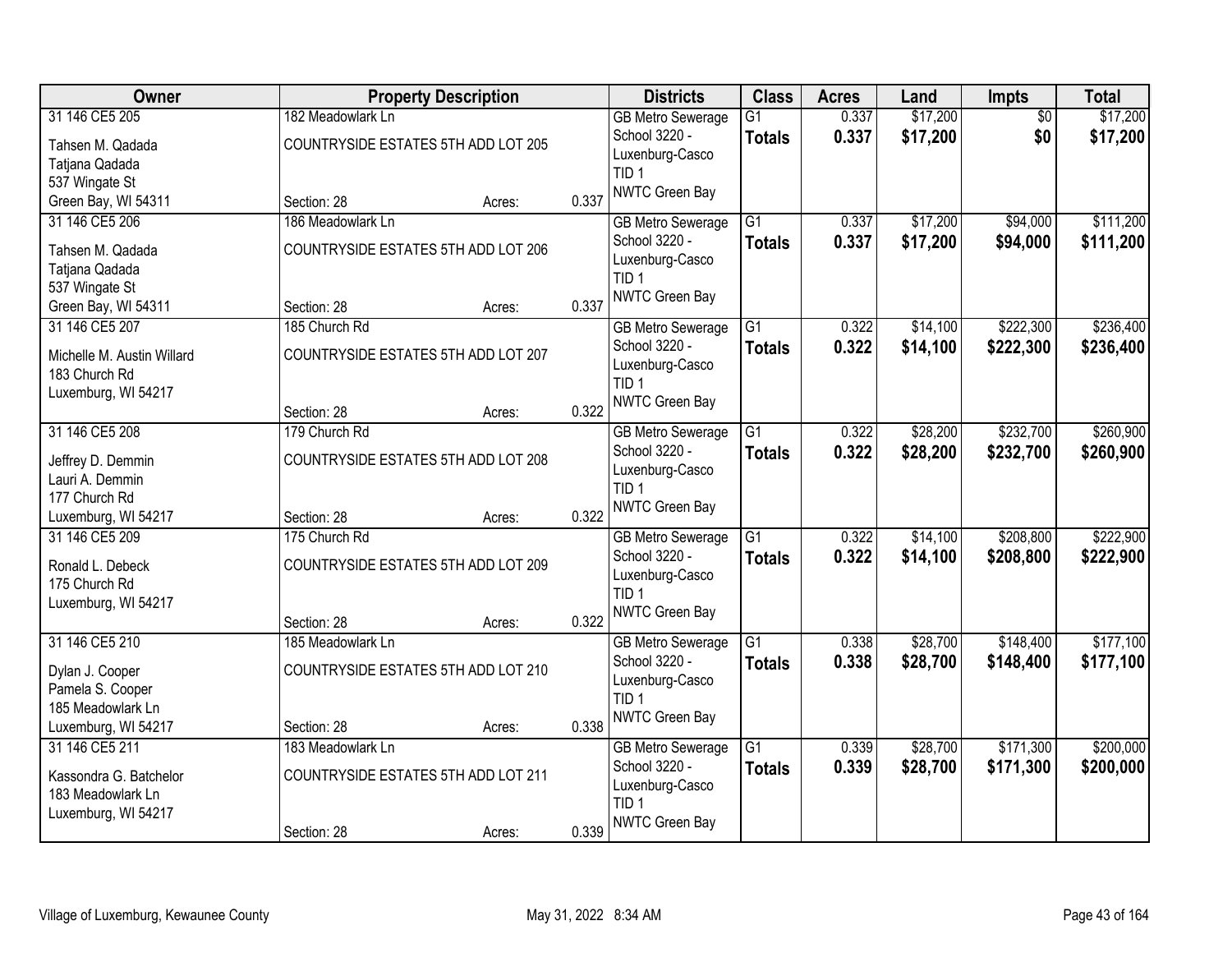| Owner | Property Description | | | Districts | Class | Acres | Land | Impts | Total |
|---|---|---|---|---|---|---|---|---|---|
| 31 146 CE5 205 | 182 Meadowlark Ln | | | GB Metro Sewerage | G1 | 0.337 | $17,200 | $0 | $17,200 |
| Tahsen M. Qadada<br>Tatjana Qadada<br>537 Wingate St<br>Green Bay, WI 54311 | COUNTRYSIDE ESTATES 5TH ADD LOT 205 | | | School 3220 - Luxenburg-Casco<br>TID 1<br>NWTC Green Bay | **Totals** | **0.337** | **$17,200** | **$0** | **$17,200** |
| | Section: 28 | Acres: | 0.337 | | | | | | |
| 31 146 CE5 206 | 186 Meadowlark Ln | | | GB Metro Sewerage | G1 | 0.337 | $17,200 | $94,000 | $111,200 |
| Tahsen M. Qadada<br>Tatjana Qadada<br>537 Wingate St<br>Green Bay, WI 54311 | COUNTRYSIDE ESTATES 5TH ADD LOT 206 | | | School 3220 - Luxenburg-Casco<br>TID 1<br>NWTC Green Bay | **Totals** | **0.337** | **$17,200** | **$94,000** | **$111,200** |
| | Section: 28 | Acres: | 0.337 | | | | | | |
| 31 146 CE5 207 | 185 Church Rd | | | GB Metro Sewerage | G1 | 0.322 | $14,100 | $222,300 | $236,400 |
| Michelle M. Austin Willard<br>183 Church Rd<br>Luxemburg, WI 54217 | COUNTRYSIDE ESTATES 5TH ADD LOT 207 | | | School 3220 - Luxenburg-Casco<br>TID 1<br>NWTC Green Bay | **Totals** | **0.322** | **$14,100** | **$222,300** | **$236,400** |
| | Section: 28 | Acres: | 0.322 | | | | | | |
| 31 146 CE5 208 | 179 Church Rd | | | GB Metro Sewerage | G1 | 0.322 | $28,200 | $232,700 | $260,900 |
| Jeffrey D. Demmin<br>Lauri A. Demmin<br>177 Church Rd<br>Luxemburg, WI 54217 | COUNTRYSIDE ESTATES 5TH ADD LOT 208 | | | School 3220 - Luxenburg-Casco<br>TID 1<br>NWTC Green Bay | **Totals** | **0.322** | **$28,200** | **$232,700** | **$260,900** |
| | Section: 28 | Acres: | 0.322 | | | | | | |
| 31 146 CE5 209 | 175 Church Rd | | | GB Metro Sewerage | G1 | 0.322 | $14,100 | $208,800 | $222,900 |
| Ronald L. Debeck<br>175 Church Rd<br>Luxemburg, WI 54217 | COUNTRYSIDE ESTATES 5TH ADD LOT 209 | | | School 3220 - Luxenburg-Casco<br>TID 1<br>NWTC Green Bay | **Totals** | **0.322** | **$14,100** | **$208,800** | **$222,900** |
| | Section: 28 | Acres: | 0.322 | | | | | | |
| 31 146 CE5 210 | 185 Meadowlark Ln | | | GB Metro Sewerage | G1 | 0.338 | $28,700 | $148,400 | $177,100 |
| Dylan J. Cooper<br>Pamela S. Cooper<br>185 Meadowlark Ln<br>Luxemburg, WI 54217 | COUNTRYSIDE ESTATES 5TH ADD LOT 210 | | | School 3220 - Luxenburg-Casco<br>TID 1<br>NWTC Green Bay | **Totals** | **0.338** | **$28,700** | **$148,400** | **$177,100** |
| | Section: 28 | Acres: | 0.338 | | | | | | |
| 31 146 CE5 211 | 183 Meadowlark Ln | | | GB Metro Sewerage | G1 | 0.339 | $28,700 | $171,300 | $200,000 |
| Kassondra G. Batchelor<br>183 Meadowlark Ln<br>Luxemburg, WI 54217 | COUNTRYSIDE ESTATES 5TH ADD LOT 211 | | | School 3220 - Luxenburg-Casco<br>TID 1<br>NWTC Green Bay | **Totals** | **0.339** | **$28,700** | **$171,300** | **$200,000** |
| | Section: 28 | Acres: | 0.339 | | | | | | |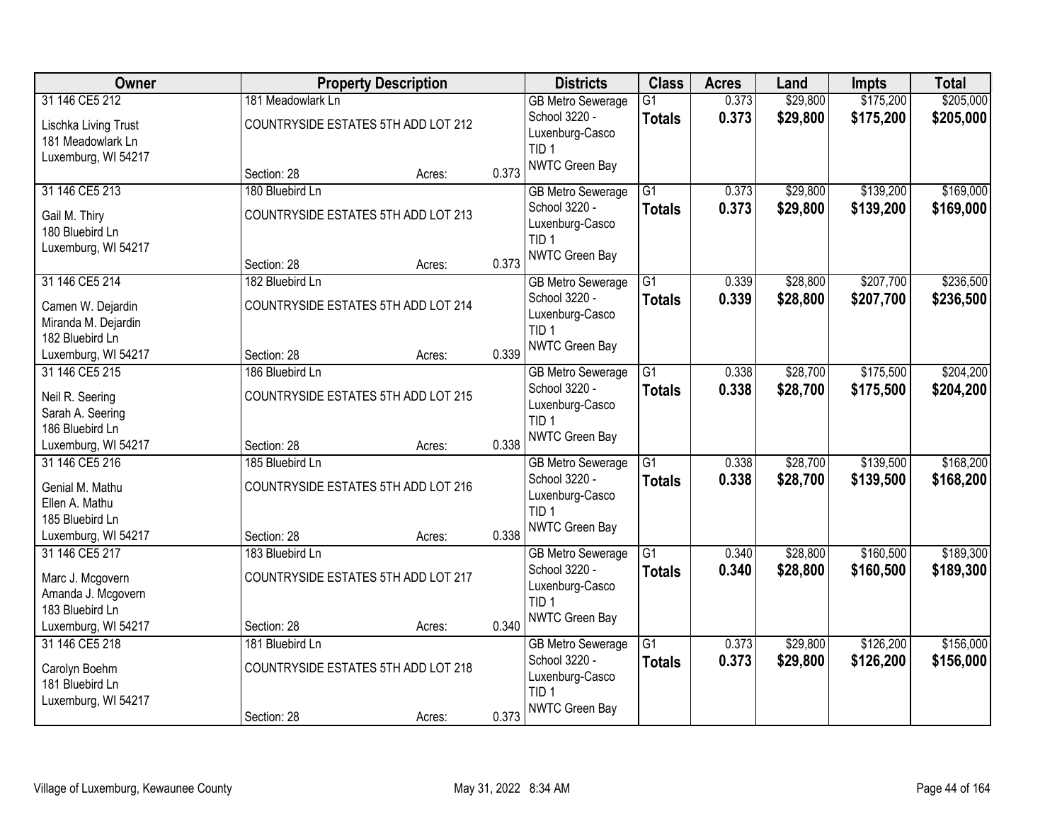| Owner | Property Description | | | Districts | Class | Acres | Land | Impts | Total |
|---|---|---|---|---|---|---|---|---|---|
| 31 146 CE5 212<br>Lischka Living Trust<br>181 Meadowlark Ln<br>Luxemburg, WI 54217 | 181 Meadowlark Ln<br>COUNTRYSIDE ESTATES 5TH ADD LOT 212<br>Section: 28 | Acres: | 0.373 | GB Metro Sewerage<br>School 3220 - Luxenburg-Casco<br>TID 1<br>NWTC Green Bay | G1<br>**Totals** | 0.373<br>**0.373** | $29,800<br>**$29,800** | $175,200<br>**$175,200** | $205,000<br>**$205,000** |
| 31 146 CE5 213<br>Gail M. Thiry<br>180 Bluebird Ln<br>Luxemburg, WI 54217 | 180 Bluebird Ln<br>COUNTRYSIDE ESTATES 5TH ADD LOT 213<br>Section: 28 | Acres: | 0.373 | GB Metro Sewerage<br>School 3220 - Luxenburg-Casco<br>TID 1<br>NWTC Green Bay | G1<br>**Totals** | 0.373<br>**0.373** | $29,800<br>**$29,800** | $139,200<br>**$139,200** | $169,000<br>**$169,000** |
| 31 146 CE5 214<br>Camen W. Dejardin<br>Miranda M. Dejardin<br>182 Bluebird Ln<br>Luxemburg, WI 54217 | 182 Bluebird Ln<br>COUNTRYSIDE ESTATES 5TH ADD LOT 214<br>Section: 28 | Acres: | 0.339 | GB Metro Sewerage<br>School 3220 - Luxenburg-Casco<br>TID 1<br>NWTC Green Bay | G1<br>**Totals** | 0.339<br>**0.339** | $28,800<br>**$28,800** | $207,700<br>**$207,700** | $236,500<br>**$236,500** |
| 31 146 CE5 215<br>Neil R. Seering<br>Sarah A. Seering<br>186 Bluebird Ln<br>Luxemburg, WI 54217 | 186 Bluebird Ln<br>COUNTRYSIDE ESTATES 5TH ADD LOT 215<br>Section: 28 | Acres: | 0.338 | GB Metro Sewerage<br>School 3220 - Luxenburg-Casco<br>TID 1<br>NWTC Green Bay | G1<br>**Totals** | 0.338<br>**0.338** | $28,700<br>**$28,700** | $175,500<br>**$175,500** | $204,200<br>**$204,200** |
| 31 146 CE5 216<br>Genial M. Mathu<br>Ellen A. Mathu<br>185 Bluebird Ln<br>Luxemburg, WI 54217 | 185 Bluebird Ln<br>COUNTRYSIDE ESTATES 5TH ADD LOT 216<br>Section: 28 | Acres: | 0.338 | GB Metro Sewerage<br>School 3220 - Luxenburg-Casco<br>TID 1<br>NWTC Green Bay | G1<br>**Totals** | 0.338<br>**0.338** | $28,700<br>**$28,700** | $139,500<br>**$139,500** | $168,200<br>**$168,200** |
| 31 146 CE5 217<br>Marc J. Mcgovern<br>Amanda J. Mcgovern<br>183 Bluebird Ln<br>Luxemburg, WI 54217 | 183 Bluebird Ln<br>COUNTRYSIDE ESTATES 5TH ADD LOT 217<br>Section: 28 | Acres: | 0.340 | GB Metro Sewerage<br>School 3220 - Luxenburg-Casco<br>TID 1<br>NWTC Green Bay | G1<br>**Totals** | 0.340<br>**0.340** | $28,800<br>**$28,800** | $160,500<br>**$160,500** | $189,300<br>**$189,300** |
| 31 146 CE5 218<br>Carolyn Boehm<br>181 Bluebird Ln<br>Luxemburg, WI 54217 | 181 Bluebird Ln<br>COUNTRYSIDE ESTATES 5TH ADD LOT 218<br>Section: 28 | Acres: | 0.373 | GB Metro Sewerage<br>School 3220 - Luxenburg-Casco<br>TID 1<br>NWTC Green Bay | G1<br>**Totals** | 0.373<br>**0.373** | $29,800<br>**$29,800** | $126,200<br>**$126,200** | $156,000<br>**$156,000** |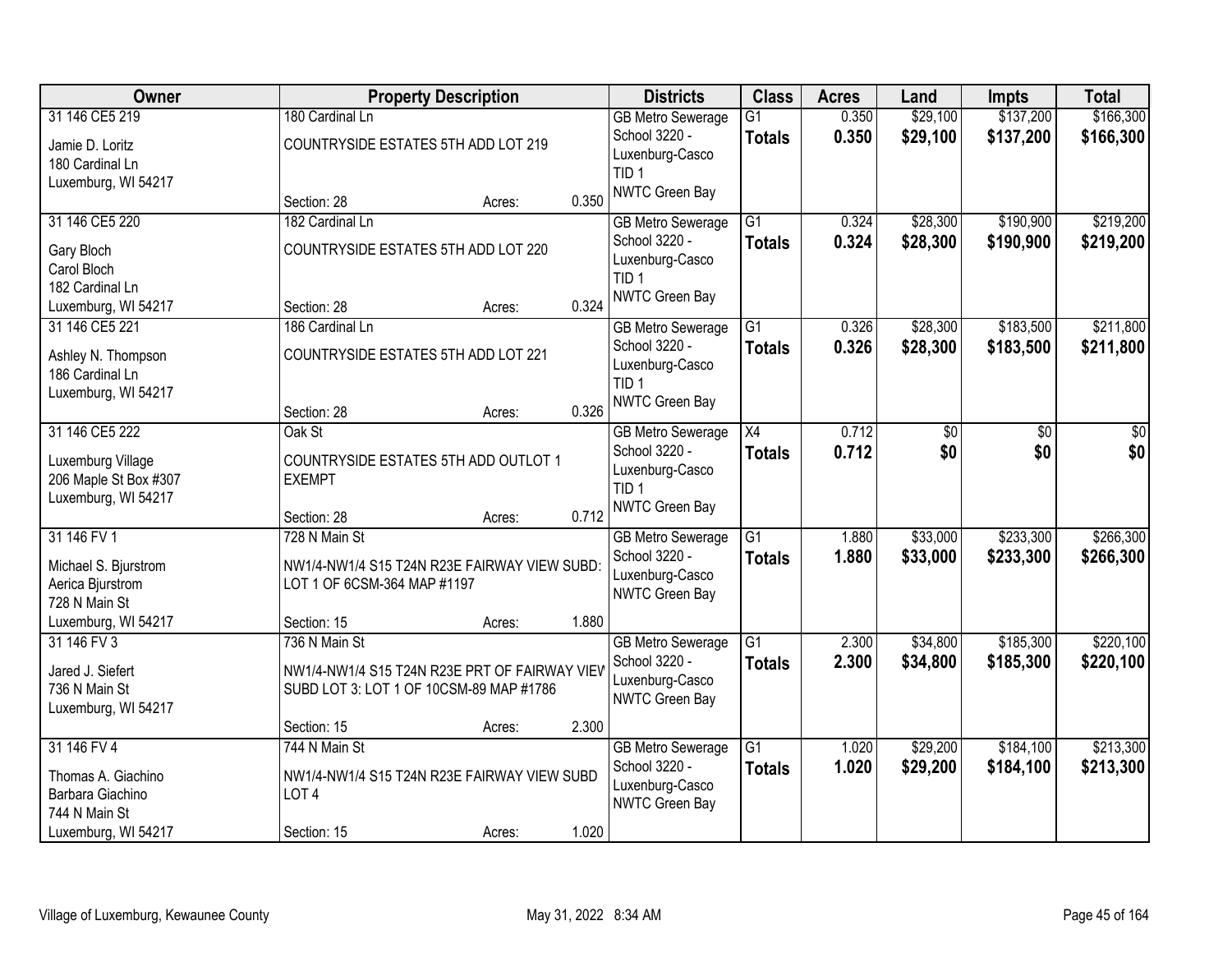| Owner | Property Description | | | Districts | Class | Acres | Land | Impts | Total |
|---|---|---|---|---|---|---|---|---|---|
| 31 146 CE5 219<br>Jamie D. Loritz<br>180 Cardinal Ln<br>Luxemburg, WI 54217 | 180 Cardinal Ln<br>COUNTRYSIDE ESTATES 5TH ADD LOT 219<br>Section: 28 | Acres: | 0.350 | GB Metro Sewerage<br>School 3220 - Luxenburg-Casco<br>TID 1<br>NWTC Green Bay | G1<br>**Totals** | 0.350<br>**0.350** | $29,100<br>**$29,100** | $137,200<br>**$137,200** | $166,300<br>**$166,300** |
| 31 146 CE5 220<br>Gary Bloch<br>Carol Bloch<br>182 Cardinal Ln<br>Luxemburg, WI 54217 | 182 Cardinal Ln<br>COUNTRYSIDE ESTATES 5TH ADD LOT 220<br>Section: 28 | Acres: | 0.324 | GB Metro Sewerage<br>School 3220 - Luxenburg-Casco<br>TID 1<br>NWTC Green Bay | G1<br>**Totals** | 0.324<br>**0.324** | $28,300<br>**$28,300** | $190,900<br>**$190,900** | $219,200<br>**$219,200** |
| 31 146 CE5 221<br>Ashley N. Thompson<br>186 Cardinal Ln<br>Luxemburg, WI 54217 | 186 Cardinal Ln<br>COUNTRYSIDE ESTATES 5TH ADD LOT 221<br>Section: 28 | Acres: | 0.326 | GB Metro Sewerage<br>School 3220 - Luxenburg-Casco<br>TID 1<br>NWTC Green Bay | G1<br>**Totals** | 0.326<br>**0.326** | $28,300<br>**$28,300** | $183,500<br>**$183,500** | $211,800<br>**$211,800** |
| 31 146 CE5 222<br>Luxemburg Village<br>206 Maple St Box #307<br>Luxemburg, WI 54217 | Oak St<br>COUNTRYSIDE ESTATES 5TH ADD OUTLOT 1<br>EXEMPT<br>Section: 28 | Acres: | 0.712 | GB Metro Sewerage<br>School 3220 - Luxenburg-Casco<br>TID 1<br>NWTC Green Bay | X4<br>**Totals** | 0.712<br>**0.712** | $0<br>**$0** | $0<br>**$0** | $0<br>**$0** |
| 31 146 FV 1<br>Michael S. Bjurstrom<br>Aerica Bjurstrom<br>728 N Main St<br>Luxemburg, WI 54217 | 728 N Main St<br>NW1/4-NW1/4 S15 T24N R23E FAIRWAY VIEW SUBD: LOT 1 OF 6CSM-364 MAP #1197<br>Section: 15 | Acres: | 1.880 | GB Metro Sewerage<br>School 3220 - Luxenburg-Casco<br>NWTC Green Bay | G1<br>**Totals** | 1.880<br>**1.880** | $33,000<br>**$33,000** | $233,300<br>**$233,300** | $266,300<br>**$266,300** |
| 31 146 FV 3<br>Jared J. Siefert<br>736 N Main St<br>Luxemburg, WI 54217 | 736 N Main St<br>NW1/4-NW1/4 S15 T24N R23E PRT OF FAIRWAY VIEW SUBD LOT 3: LOT 1 OF 10CSM-89 MAP #1786<br>Section: 15 | Acres: | 2.300 | GB Metro Sewerage<br>School 3220 - Luxenburg-Casco<br>NWTC Green Bay | G1<br>**Totals** | 2.300<br>**2.300** | $34,800<br>**$34,800** | $185,300<br>**$185,300** | $220,100<br>**$220,100** |
| 31 146 FV 4<br>Thomas A. Giachino<br>Barbara Giachino<br>744 N Main St<br>Luxemburg, WI 54217 | 744 N Main St<br>NW1/4-NW1/4 S15 T24N R23E FAIRWAY VIEW SUBD LOT 4<br>Section: 15 | Acres: | 1.020 | GB Metro Sewerage<br>School 3220 - Luxenburg-Casco<br>NWTC Green Bay | G1<br>**Totals** | 1.020<br>**1.020** | $29,200<br>**$29,200** | $184,100<br>**$184,100** | $213,300<br>**$213,300** |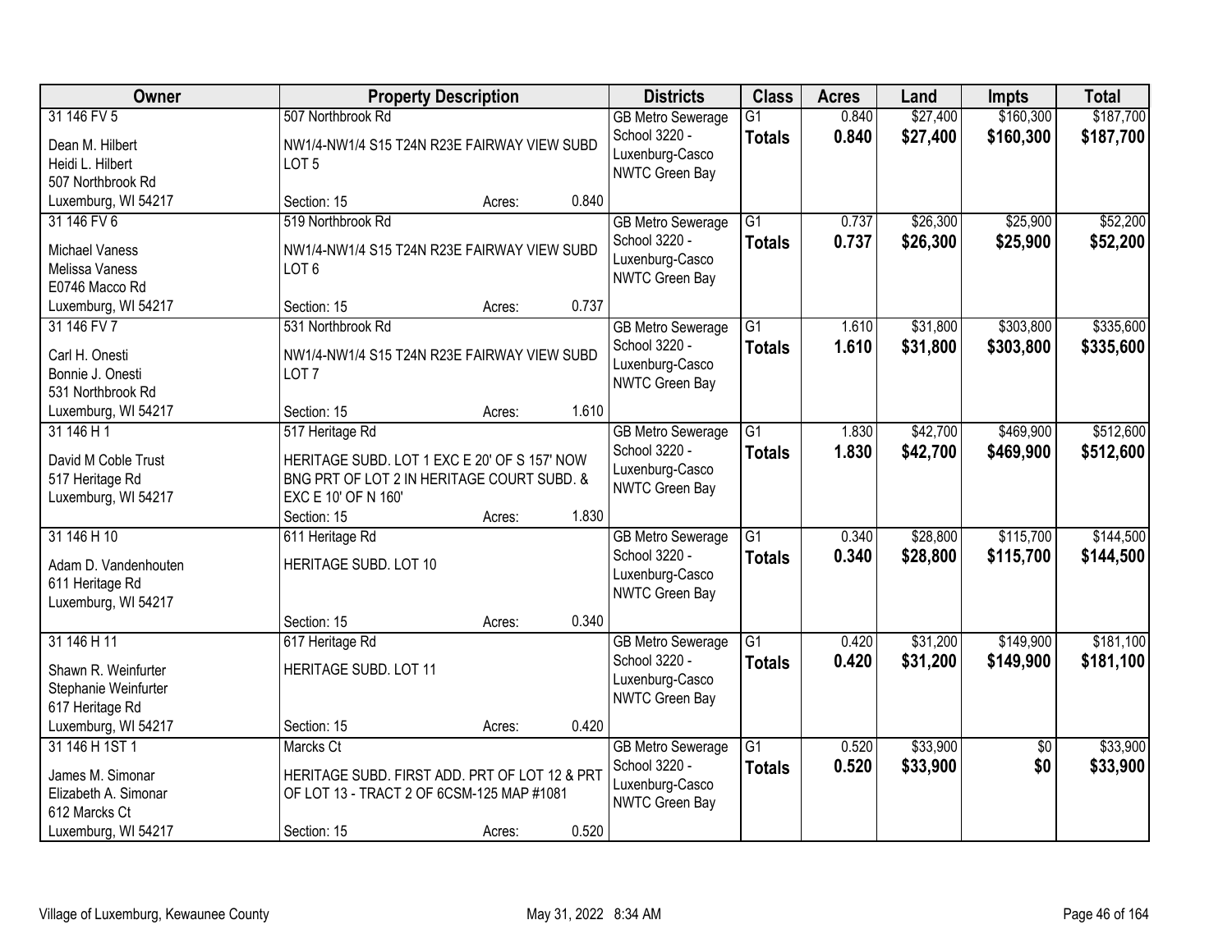| Owner | Property Description | | | Districts | Class | Acres | Land | Impts | Total |
|---|---|---|---|---|---|---|---|---|---|
| 31 146 FV 5<br>Dean M. Hilbert<br>Heidi L. Hilbert<br>507 Northbrook Rd<br>Luxemburg, WI 54217 | 507 Northbrook Rd<br>NW1/4-NW1/4 S15 T24N R23E FAIRWAY VIEW SUBD LOT 5<br>Section: 15 | Acres: | 0.840 | GB Metro Sewerage<br>School 3220 - Luxenburg-Casco<br>NWTC Green Bay | G1<br>**Totals** | 0.840<br>**0.840** | $27,400<br>**$27,400** | $160,300<br>**$160,300** | $187,700<br>**$187,700** |
| 31 146 FV 6<br>Michael Vaness<br>Melissa Vaness<br>E0746 Macco Rd<br>Luxemburg, WI 54217 | 519 Northbrook Rd<br>NW1/4-NW1/4 S15 T24N R23E FAIRWAY VIEW SUBD LOT 6<br>Section: 15 | Acres: | 0.737 | GB Metro Sewerage<br>School 3220 - Luxenburg-Casco<br>NWTC Green Bay | G1<br>**Totals** | 0.737<br>**0.737** | $26,300<br>**$26,300** | $25,900<br>**$25,900** | $52,200<br>**$52,200** |
| 31 146 FV 7<br>Carl H. Onesti<br>Bonnie J. Onesti<br>531 Northbrook Rd<br>Luxemburg, WI 54217 | 531 Northbrook Rd<br>NW1/4-NW1/4 S15 T24N R23E FAIRWAY VIEW SUBD LOT 7<br>Section: 15 | Acres: | 1.610 | GB Metro Sewerage<br>School 3220 - Luxenburg-Casco<br>NWTC Green Bay | G1<br>**Totals** | 1.610<br>**1.610** | $31,800<br>**$31,800** | $303,800<br>**$303,800** | $335,600<br>**$335,600** |
| 31 146 H 1<br>David M Coble Trust<br>517 Heritage Rd<br>Luxemburg, WI 54217 | 517 Heritage Rd<br>HERITAGE SUBD. LOT 1 EXC E 20' OF S 157' NOW BNG PRT OF LOT 2 IN HERITAGE COURT SUBD. & EXC E 10' OF N 160'<br>Section: 15 | Acres: | 1.830 | GB Metro Sewerage<br>School 3220 - Luxenburg-Casco<br>NWTC Green Bay | G1<br>**Totals** | 1.830<br>**1.830** | $42,700<br>**$42,700** | $469,900<br>**$469,900** | $512,600<br>**$512,600** |
| 31 146 H 10<br>Adam D. Vandenhouten<br>611 Heritage Rd<br>Luxemburg, WI 54217 | 611 Heritage Rd<br>HERITAGE SUBD. LOT 10<br>Section: 15 | Acres: | 0.340 | GB Metro Sewerage<br>School 3220 - Luxenburg-Casco<br>NWTC Green Bay | G1<br>**Totals** | 0.340<br>**0.340** | $28,800<br>**$28,800** | $115,700<br>**$115,700** | $144,500<br>**$144,500** |
| 31 146 H 11<br>Shawn R. Weinfurter<br>Stephanie Weinfurter<br>617 Heritage Rd<br>Luxemburg, WI 54217 | 617 Heritage Rd<br>HERITAGE SUBD. LOT 11<br>Section: 15 | Acres: | 0.420 | GB Metro Sewerage<br>School 3220 - Luxenburg-Casco<br>NWTC Green Bay | G1<br>**Totals** | 0.420<br>**0.420** | $31,200<br>**$31,200** | $149,900<br>**$149,900** | $181,100<br>**$181,100** |
| 31 146 H 1ST 1<br>James M. Simonar<br>Elizabeth A. Simonar<br>612 Marcks Ct<br>Luxemburg, WI 54217 | Marcks Ct<br>HERITAGE SUBD. FIRST ADD. PRT OF LOT 12 & PRT OF LOT 13 - TRACT 2 OF 6CSM-125 MAP #1081<br>Section: 15 | Acres: | 0.520 | GB Metro Sewerage<br>School 3220 - Luxenburg-Casco<br>NWTC Green Bay | G1<br>**Totals** | 0.520<br>**0.520** | $33,900<br>**$33,900** | $0<br>**$0** | $33,900<br>**$33,900** |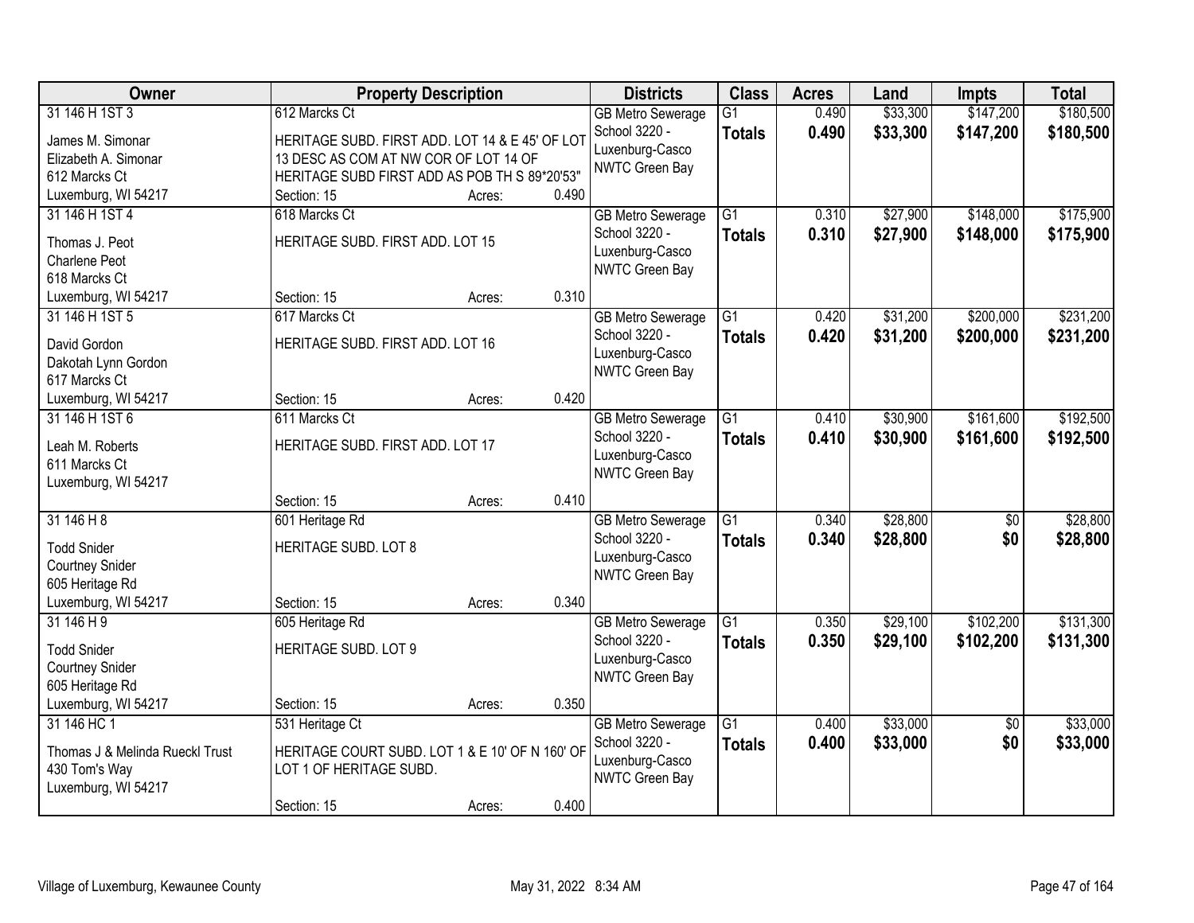| Owner | Property Description | | | Districts | Class | Acres | Land | Impts | Total |
|---|---|---|---|---|---|---|---|---|---|
| 31 146 H 1ST 3<br>James M. Simonar<br>Elizabeth A. Simonar<br>612 Marcks Ct<br>Luxemburg, WI 54217 | 612 Marcks Ct<br>HERITAGE SUBD. FIRST ADD. LOT 14 & E 45' OF LOT 13 DESC AS COM AT NW COR OF LOT 14 OF HERITAGE SUBD FIRST ADD AS POB TH S 89*20'53"<br>Section: 15 | Acres: | 0.490 | GB Metro Sewerage<br>School 3220 - Luxenburg-Casco<br>NWTC Green Bay | G1<br>**Totals** | 0.490<br>**0.490** | $33,300<br>**$33,300** | $147,200<br>**$147,200** | $180,500<br>**$180,500** |
| 31 146 H 1ST 4<br>Thomas J. Peot<br>Charlene Peot<br>618 Marcks Ct<br>Luxemburg, WI 54217 | 618 Marcks Ct<br>HERITAGE SUBD. FIRST ADD. LOT 15<br>Section: 15 | Acres: | 0.310 | GB Metro Sewerage<br>School 3220 - Luxenburg-Casco<br>NWTC Green Bay | G1<br>**Totals** | 0.310<br>**0.310** | $27,900<br>**$27,900** | $148,000<br>**$148,000** | $175,900<br>**$175,900** |
| 31 146 H 1ST 5<br>David Gordon<br>Dakotah Lynn Gordon<br>617 Marcks Ct<br>Luxemburg, WI 54217 | 617 Marcks Ct<br>HERITAGE SUBD. FIRST ADD. LOT 16<br>Section: 15 | Acres: | 0.420 | GB Metro Sewerage<br>School 3220 - Luxenburg-Casco<br>NWTC Green Bay | G1<br>**Totals** | 0.420<br>**0.420** | $31,200<br>**$31,200** | $200,000<br>**$200,000** | $231,200<br>**$231,200** |
| 31 146 H 1ST 6<br>Leah M. Roberts<br>611 Marcks Ct<br>Luxemburg, WI 54217 | 611 Marcks Ct<br>HERITAGE SUBD. FIRST ADD. LOT 17<br>Section: 15 | Acres: | 0.410 | GB Metro Sewerage<br>School 3220 - Luxenburg-Casco<br>NWTC Green Bay | G1<br>**Totals** | 0.410<br>**0.410** | $30,900<br>**$30,900** | $161,600<br>**$161,600** | $192,500<br>**$192,500** |
| 31 146 H 8<br>Todd Snider<br>Courtney Snider<br>605 Heritage Rd<br>Luxemburg, WI 54217 | 601 Heritage Rd<br>HERITAGE SUBD. LOT 8<br>Section: 15 | Acres: | 0.340 | GB Metro Sewerage<br>School 3220 - Luxenburg-Casco<br>NWTC Green Bay | G1<br>**Totals** | 0.340<br>**0.340** | $28,800<br>**$28,800** | $0<br>**$0** | $28,800<br>**$28,800** |
| 31 146 H 9<br>Todd Snider<br>Courtney Snider<br>605 Heritage Rd<br>Luxemburg, WI 54217 | 605 Heritage Rd<br>HERITAGE SUBD. LOT 9<br>Section: 15 | Acres: | 0.350 | GB Metro Sewerage<br>School 3220 - Luxenburg-Casco<br>NWTC Green Bay | G1<br>**Totals** | 0.350<br>**0.350** | $29,100<br>**$29,100** | $102,200<br>**$102,200** | $131,300<br>**$131,300** |
| 31 146 HC 1<br>Thomas J & Melinda Rueckl Trust<br>430 Tom's Way<br>Luxemburg, WI 54217 | 531 Heritage Ct<br>HERITAGE COURT SUBD. LOT 1 & E 10' OF N 160' OF LOT 1 OF HERITAGE SUBD.<br>Section: 15 | Acres: | 0.400 | GB Metro Sewerage<br>School 3220 - Luxenburg-Casco<br>NWTC Green Bay | G1<br>**Totals** | 0.400<br>**0.400** | $33,000<br>**$33,000** | $0<br>**$0** | $33,000<br>**$33,000** |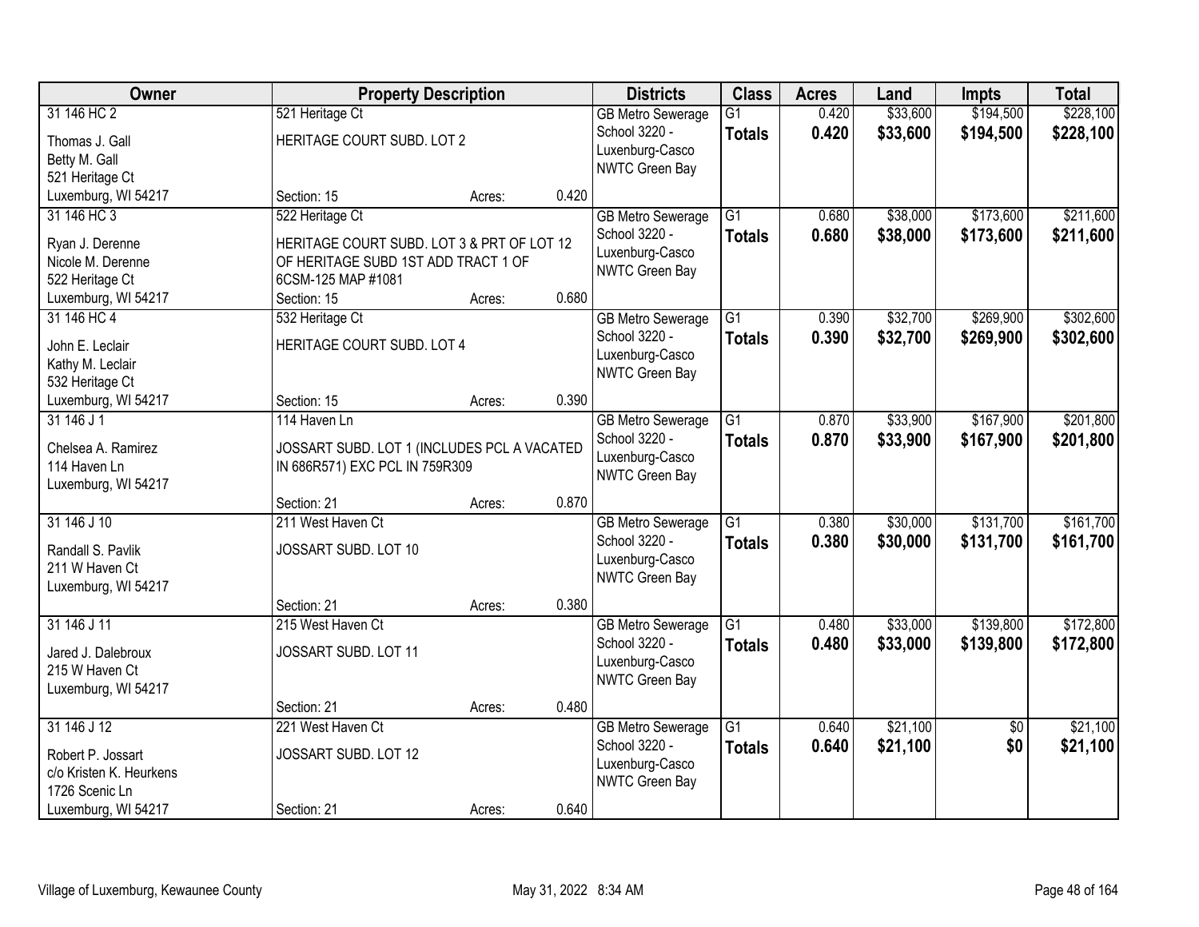| Owner | Property Description | | | Districts | Class | Acres | Land | Impts | Total |
|---|---|---|---|---|---|---|---|---|---|
| 31 146 HC 2<br>Thomas J. Gall<br>Betty M. Gall<br>521 Heritage Ct<br>Luxemburg, WI 54217 | 521 Heritage Ct<br>HERITAGE COURT SUBD. LOT 2<br>Section: 15 | Acres: | 0.420 | GB Metro Sewerage<br>School 3220 - Luxenburg-Casco<br>NWTC Green Bay | G1<br>**Totals** | 0.420<br>**0.420** | $33,600<br>**$33,600** | $194,500<br>**$194,500** | $228,100<br>**$228,100** |
| 31 146 HC 3<br>Ryan J. Derenne<br>Nicole M. Derenne<br>522 Heritage Ct<br>Luxemburg, WI 54217 | 522 Heritage Ct<br>HERITAGE COURT SUBD. LOT 3 & PRT OF LOT 12 OF HERITAGE SUBD 1ST ADD TRACT 1 OF 6CSM-125 MAP #1081<br>Section: 15 | Acres: | 0.680 | GB Metro Sewerage<br>School 3220 - Luxenburg-Casco<br>NWTC Green Bay | G1<br>**Totals** | 0.680<br>**0.680** | $38,000<br>**$38,000** | $173,600<br>**$173,600** | $211,600<br>**$211,600** |
| 31 146 HC 4<br>John E. Leclair<br>Kathy M. Leclair<br>532 Heritage Ct<br>Luxemburg, WI 54217 | 532 Heritage Ct<br>HERITAGE COURT SUBD. LOT 4<br>Section: 15 | Acres: | 0.390 | GB Metro Sewerage<br>School 3220 - Luxenburg-Casco<br>NWTC Green Bay | G1<br>**Totals** | 0.390<br>**0.390** | $32,700<br>**$32,700** | $269,900<br>**$269,900** | $302,600<br>**$302,600** |
| 31 146 J 1<br>Chelsea A. Ramirez<br>114 Haven Ln<br>Luxemburg, WI 54217 | 114 Haven Ln<br>JOSSART SUBD. LOT 1 (INCLUDES PCL A VACATED IN 686R571) EXC PCL IN 759R309<br>Section: 21 | Acres: | 0.870 | GB Metro Sewerage<br>School 3220 - Luxenburg-Casco<br>NWTC Green Bay | G1<br>**Totals** | 0.870<br>**0.870** | $33,900<br>**$33,900** | $167,900<br>**$167,900** | $201,800<br>**$201,800** |
| 31 146 J 10<br>Randall S. Pavlik<br>211 W Haven Ct<br>Luxemburg, WI 54217 | 211 West Haven Ct<br>JOSSART SUBD. LOT 10<br>Section: 21 | Acres: | 0.380 | GB Metro Sewerage<br>School 3220 - Luxenburg-Casco<br>NWTC Green Bay | G1<br>**Totals** | 0.380<br>**0.380** | $30,000<br>**$30,000** | $131,700<br>**$131,700** | $161,700<br>**$161,700** |
| 31 146 J 11<br>Jared J. Dalebroux<br>215 W Haven Ct<br>Luxemburg, WI 54217 | 215 West Haven Ct<br>JOSSART SUBD. LOT 11<br>Section: 21 | Acres: | 0.480 | GB Metro Sewerage<br>School 3220 - Luxenburg-Casco<br>NWTC Green Bay | G1<br>**Totals** | 0.480<br>**0.480** | $33,000<br>**$33,000** | $139,800<br>**$139,800** | $172,800<br>**$172,800** |
| 31 146 J 12<br>Robert P. Jossart<br>c/o Kristen K. Heurkens<br>1726 Scenic Ln<br>Luxemburg, WI 54217 | 221 West Haven Ct<br>JOSSART SUBD. LOT 12<br>Section: 21 | Acres: | 0.640 | GB Metro Sewerage<br>School 3220 - Luxenburg-Casco<br>NWTC Green Bay | G1<br>**Totals** | 0.640<br>**0.640** | $21,100<br>**$21,100** | $0<br>**$0** | $21,100<br>**$21,100** |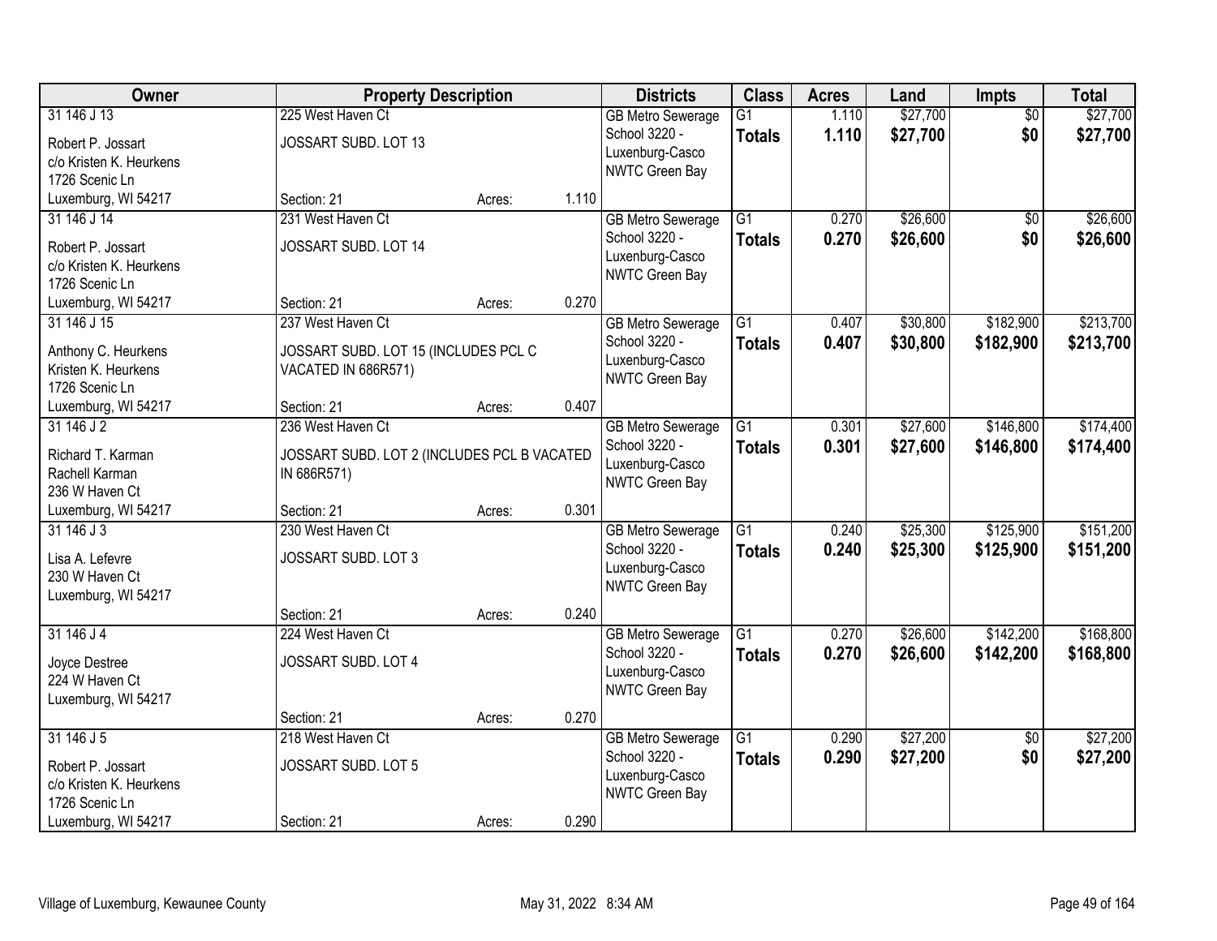| Owner | Property Description | | | Districts | Class | Acres | Land | Impts | Total |
|---|---|---|---|---|---|---|---|---|---|
| 31 146 J 13<br>Robert P. Jossart<br>c/o Kristen K. Heurkens<br>1726 Scenic Ln<br>Luxemburg, WI 54217 | 225 West Haven Ct<br>JOSSART SUBD. LOT 13<br>Section: 21 | Acres: | 1.110 | GB Metro Sewerage<br>School 3220 - Luxenburg-Casco<br>NWTC Green Bay | G1<br>**Totals** | 1.110<br>**1.110** | $27,700<br>**$27,700** | $0<br>**$0** | $27,700<br>**$27,700** |
| 31 146 J 14<br>Robert P. Jossart<br>c/o Kristen K. Heurkens<br>1726 Scenic Ln<br>Luxemburg, WI 54217 | 231 West Haven Ct<br>JOSSART SUBD. LOT 14<br>Section: 21 | Acres: | 0.270 | GB Metro Sewerage<br>School 3220 - Luxenburg-Casco<br>NWTC Green Bay | G1<br>**Totals** | 0.270<br>**0.270** | $26,600<br>**$26,600** | $0<br>**$0** | $26,600<br>**$26,600** |
| 31 146 J 15<br>Anthony C. Heurkens<br>Kristen K. Heurkens<br>1726 Scenic Ln<br>Luxemburg, WI 54217 | 237 West Haven Ct<br>JOSSART SUBD. LOT 15 (INCLUDES PCL C VACATED IN 686R571)<br>Section: 21 | Acres: | 0.407 | GB Metro Sewerage<br>School 3220 - Luxenburg-Casco<br>NWTC Green Bay | G1<br>**Totals** | 0.407<br>**0.407** | $30,800<br>**$30,800** | $182,900<br>**$182,900** | $213,700<br>**$213,700** |
| 31 146 J 2<br>Richard T. Karman<br>Rachell Karman<br>236 W Haven Ct<br>Luxemburg, WI 54217 | 236 West Haven Ct<br>JOSSART SUBD. LOT 2 (INCLUDES PCL B VACATED IN 686R571)<br>Section: 21 | Acres: | 0.301 | GB Metro Sewerage<br>School 3220 - Luxenburg-Casco<br>NWTC Green Bay | G1<br>**Totals** | 0.301<br>**0.301** | $27,600<br>**$27,600** | $146,800<br>**$146,800** | $174,400<br>**$174,400** |
| 31 146 J 3<br>Lisa A. Lefevre<br>230 W Haven Ct<br>Luxemburg, WI 54217 | 230 West Haven Ct<br>JOSSART SUBD. LOT 3<br>Section: 21 | Acres: | 0.240 | GB Metro Sewerage<br>School 3220 - Luxenburg-Casco<br>NWTC Green Bay | G1<br>**Totals** | 0.240<br>**0.240** | $25,300<br>**$25,300** | $125,900<br>**$125,900** | $151,200<br>**$151,200** |
| 31 146 J 4<br>Joyce Destree<br>224 W Haven Ct<br>Luxemburg, WI 54217 | 224 West Haven Ct<br>JOSSART SUBD. LOT 4<br>Section: 21 | Acres: | 0.270 | GB Metro Sewerage<br>School 3220 - Luxenburg-Casco<br>NWTC Green Bay | G1<br>**Totals** | 0.270<br>**0.270** | $26,600<br>**$26,600** | $142,200<br>**$142,200** | $168,800<br>**$168,800** |
| 31 146 J 5<br>Robert P. Jossart<br>c/o Kristen K. Heurkens<br>1726 Scenic Ln<br>Luxemburg, WI 54217 | 218 West Haven Ct<br>JOSSART SUBD. LOT 5<br>Section: 21 | Acres: | 0.290 | GB Metro Sewerage<br>School 3220 - Luxenburg-Casco<br>NWTC Green Bay | G1<br>**Totals** | 0.290<br>**0.290** | $27,200<br>**$27,200** | $0<br>**$0** | $27,200<br>**$27,200** |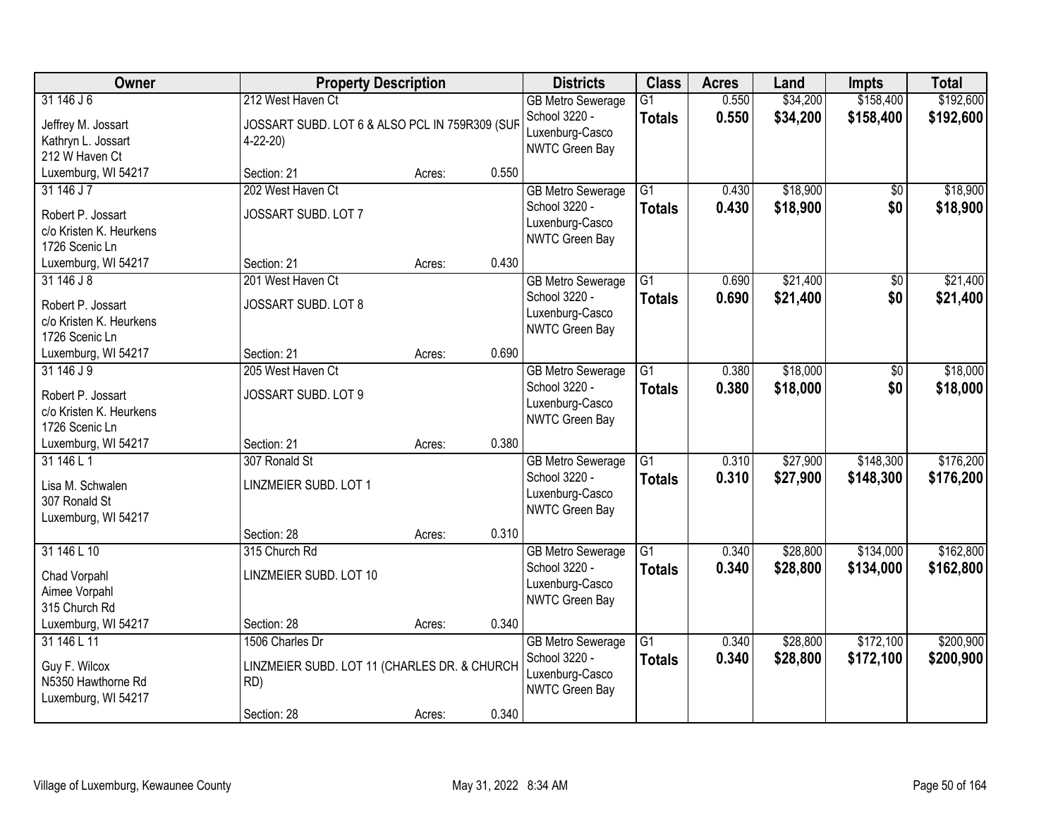| Owner | Property Description | | | Districts | Class | Acres | Land | Impts | Total |
|---|---|---|---|---|---|---|---|---|---|
| 31 146 J 6<br>Jeffrey M. Jossart<br>Kathryn L. Jossart<br>212 W Haven Ct<br>Luxemburg, WI 54217 | 212 West Haven Ct<br>JOSSART SUBD. LOT 6 & ALSO PCL IN 759R309 (SUR 4-22-20)<br>Section: 21 | Acres: | 0.550 | GB Metro Sewerage<br>School 3220 - Luxenburg-Casco<br>NWTC Green Bay | G1<br>**Totals** | 0.550<br>**0.550** | $34,200<br>**$34,200** | $158,400<br>**$158,400** | $192,600<br>**$192,600** |
| 31 146 J 7<br>Robert P. Jossart<br>c/o Kristen K. Heurkens<br>1726 Scenic Ln<br>Luxemburg, WI 54217 | 202 West Haven Ct<br>JOSSART SUBD. LOT 7<br>Section: 21 | Acres: | 0.430 | GB Metro Sewerage<br>School 3220 - Luxenburg-Casco<br>NWTC Green Bay | G1<br>**Totals** | 0.430<br>**0.430** | $18,900<br>**$18,900** | $0<br>**$0** | $18,900<br>**$18,900** |
| 31 146 J 8<br>Robert P. Jossart<br>c/o Kristen K. Heurkens<br>1726 Scenic Ln<br>Luxemburg, WI 54217 | 201 West Haven Ct<br>JOSSART SUBD. LOT 8<br>Section: 21 | Acres: | 0.690 | GB Metro Sewerage<br>School 3220 - Luxenburg-Casco<br>NWTC Green Bay | G1<br>**Totals** | 0.690<br>**0.690** | $21,400<br>**$21,400** | $0<br>**$0** | $21,400<br>**$21,400** |
| 31 146 J 9<br>Robert P. Jossart<br>c/o Kristen K. Heurkens<br>1726 Scenic Ln<br>Luxemburg, WI 54217 | 205 West Haven Ct<br>JOSSART SUBD. LOT 9<br>Section: 21 | Acres: | 0.380 | GB Metro Sewerage<br>School 3220 - Luxenburg-Casco<br>NWTC Green Bay | G1<br>**Totals** | 0.380<br>**0.380** | $18,000<br>**$18,000** | $0<br>**$0** | $18,000<br>**$18,000** |
| 31 146 L 1<br>Lisa M. Schwalen<br>307 Ronald St<br>Luxemburg, WI 54217 | 307 Ronald St<br>LINZMEIER SUBD. LOT 1<br>Section: 28 | Acres: | 0.310 | GB Metro Sewerage<br>School 3220 - Luxenburg-Casco<br>NWTC Green Bay | G1<br>**Totals** | 0.310<br>**0.310** | $27,900<br>**$27,900** | $148,300<br>**$148,300** | $176,200<br>**$176,200** |
| 31 146 L 10<br>Chad Vorpahl<br>Aimee Vorpahl<br>315 Church Rd<br>Luxemburg, WI 54217 | 315 Church Rd<br>LINZMEIER SUBD. LOT 10<br>Section: 28 | Acres: | 0.340 | GB Metro Sewerage<br>School 3220 - Luxenburg-Casco<br>NWTC Green Bay | G1<br>**Totals** | 0.340<br>**0.340** | $28,800<br>**$28,800** | $134,000<br>**$134,000** | $162,800<br>**$162,800** |
| 31 146 L 11<br>Guy F. Wilcox<br>N5350 Hawthorne Rd<br>Luxemburg, WI 54217 | 1506 Charles Dr<br>LINZMEIER SUBD. LOT 11 (CHARLES DR. & CHURCH RD)<br>Section: 28 | Acres: | 0.340 | GB Metro Sewerage<br>School 3220 - Luxenburg-Casco<br>NWTC Green Bay | G1<br>**Totals** | 0.340<br>**0.340** | $28,800<br>**$28,800** | $172,100<br>**$172,100** | $200,900<br>**$200,900** |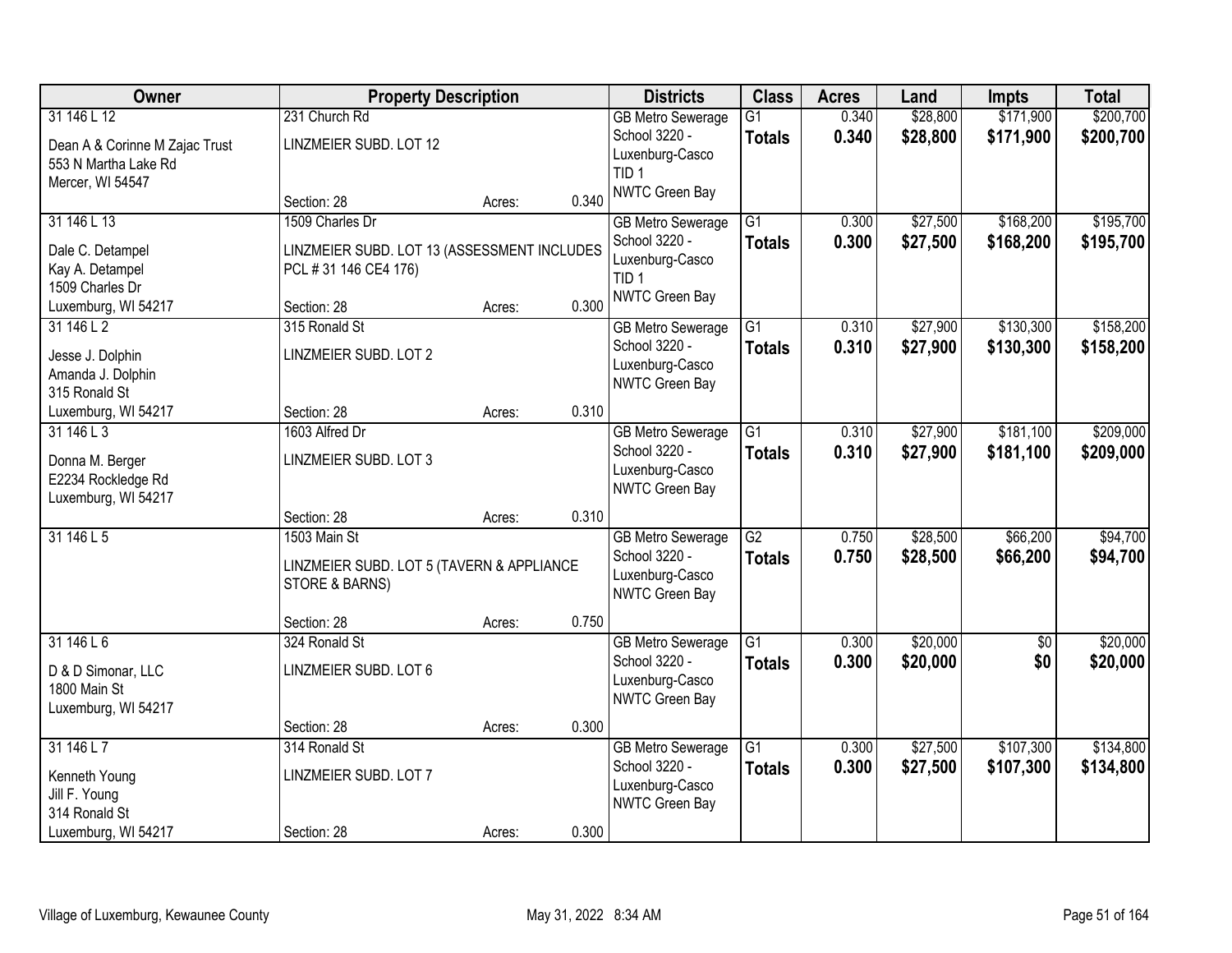| Owner | Property Description | Districts | Class | Acres | Land | Impts | Total |
|---|---|---|---|---|---|---|---|
| 31 146 L 12<br>Dean A & Corinne M Zajac Trust<br>553 N Martha Lake Rd<br>Mercer, WI 54547 | 231 Church Rd<br>LINZMEIER SUBD. LOT 12<br>Section: 28 Acres: 0.340 | GB Metro Sewerage<br>School 3220 - Luxenburg-Casco<br>TID 1<br>NWTC Green Bay | G1<br>**Totals** | 0.340<br>**0.340** | $28,800<br>**$28,800** | $171,900<br>**$171,900** | $200,700<br>**$200,700** |
| 31 146 L 13<br>Dale C. Detampel<br>Kay A. Detampel<br>1509 Charles Dr<br>Luxemburg, WI 54217 | 1509 Charles Dr<br>LINZMEIER SUBD. LOT 13 (ASSESSMENT INCLUDES PCL # 31 146 CE4 176)<br>Section: 28 Acres: 0.300 | GB Metro Sewerage<br>School 3220 - Luxenburg-Casco<br>TID 1<br>NWTC Green Bay | G1<br>**Totals** | 0.300<br>**0.300** | $27,500<br>**$27,500** | $168,200<br>**$168,200** | $195,700<br>**$195,700** |
| 31 146 L 2<br>Jesse J. Dolphin<br>Amanda J. Dolphin<br>315 Ronald St<br>Luxemburg, WI 54217 | 315 Ronald St<br>LINZMEIER SUBD. LOT 2<br>Section: 28 Acres: 0.310 | GB Metro Sewerage<br>School 3220 - Luxenburg-Casco<br>NWTC Green Bay | G1<br>**Totals** | 0.310<br>**0.310** | $27,900<br>**$27,900** | $130,300<br>**$130,300** | $158,200<br>**$158,200** |
| 31 146 L 3<br>Donna M. Berger<br>E2234 Rockledge Rd<br>Luxemburg, WI 54217 | 1603 Alfred Dr<br>LINZMEIER SUBD. LOT 3<br>Section: 28 Acres: 0.310 | GB Metro Sewerage<br>School 3220 - Luxenburg-Casco<br>NWTC Green Bay | G1<br>**Totals** | 0.310<br>**0.310** | $27,900<br>**$27,900** | $181,100<br>**$181,100** | $209,000<br>**$209,000** |
| 31 146 L 5 | 1503 Main St<br>LINZMEIER SUBD. LOT 5 (TAVERN & APPLIANCE STORE & BARNS)<br>Section: 28 Acres: 0.750 | GB Metro Sewerage<br>School 3220 - Luxenburg-Casco<br>NWTC Green Bay | G2<br>**Totals** | 0.750<br>**0.750** | $28,500<br>**$28,500** | $66,200<br>**$66,200** | $94,700<br>**$94,700** |
| 31 146 L 6<br>D & D Simonar, LLC<br>1800 Main St<br>Luxemburg, WI 54217 | 324 Ronald St<br>LINZMEIER SUBD. LOT 6<br>Section: 28 Acres: 0.300 | GB Metro Sewerage<br>School 3220 - Luxenburg-Casco<br>NWTC Green Bay | G1<br>**Totals** | 0.300<br>**0.300** | $20,000<br>**$20,000** | $0<br>**$0** | $20,000<br>**$20,000** |
| 31 146 L 7<br>Kenneth Young<br>Jill F. Young<br>314 Ronald St<br>Luxemburg, WI 54217 | 314 Ronald St<br>LINZMEIER SUBD. LOT 7<br>Section: 28 Acres: 0.300 | GB Metro Sewerage<br>School 3220 - Luxenburg-Casco<br>NWTC Green Bay | G1<br>**Totals** | 0.300<br>**0.300** | $27,500<br>**$27,500** | $107,300<br>**$107,300** | $134,800<br>**$134,800** |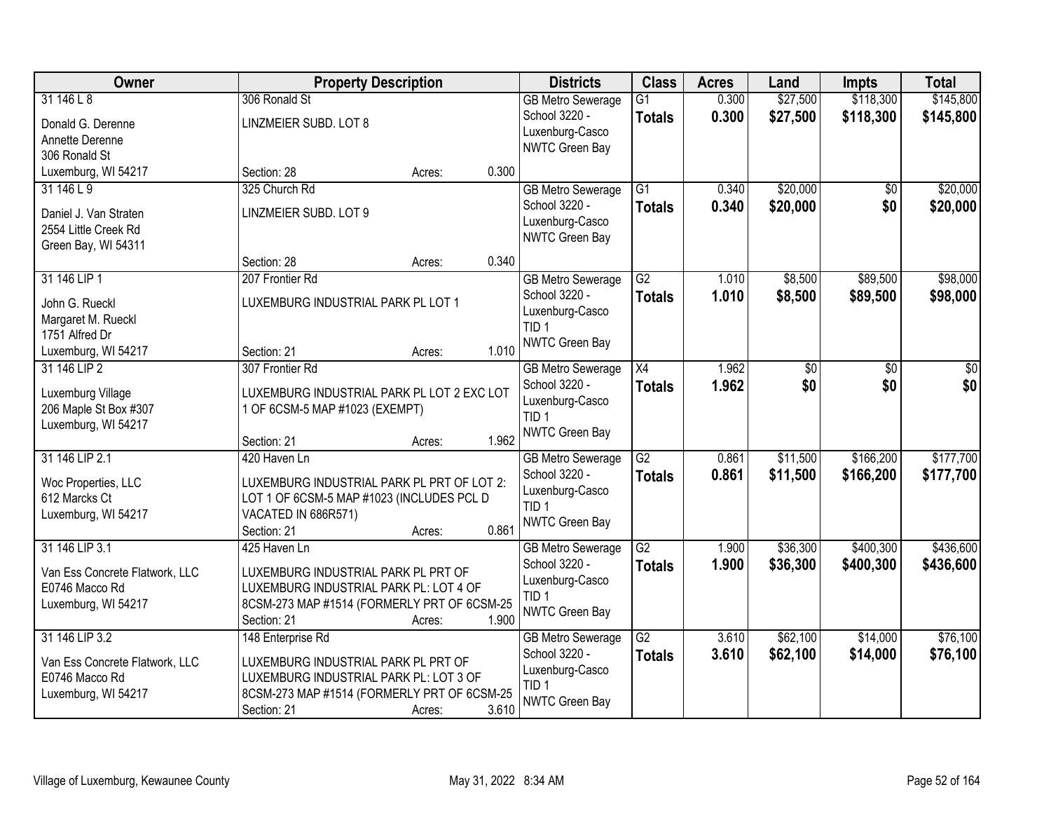| Owner | Property Description | Districts | Class | Acres | Land | Impts | Total |
|---|---|---|---|---|---|---|---|
| 31 146 L 8<br>Donald G. Derenne<br>Annette Derenne<br>306 Ronald St<br>Luxemburg, WI 54217 | 306 Ronald St<br>LINZMEIER SUBD. LOT 8<br>Section: 28 Acres: 0.300 | GB Metro Sewerage<br>School 3220 - Luxenburg-Casco<br>NWTC Green Bay | G1<br>**Totals** | 0.300<br>**0.300** | $27,500<br>**$27,500** | $118,300<br>**$118,300** | $145,800<br>**$145,800** |
| 31 146 L 9<br>Daniel J. Van Straten<br>2554 Little Creek Rd<br>Green Bay, WI 54311 | 325 Church Rd<br>LINZMEIER SUBD. LOT 9<br>Section: 28 Acres: 0.340 | GB Metro Sewerage<br>School 3220 - Luxenburg-Casco<br>NWTC Green Bay | G1<br>**Totals** | 0.340<br>**0.340** | $20,000<br>**$20,000** | $0<br>**$0** | $20,000<br>**$20,000** |
| 31 146 LIP 1<br>John G. Rueckl<br>Margaret M. Rueckl<br>1751 Alfred Dr<br>Luxemburg, WI 54217 | 207 Frontier Rd<br>LUXEMBURG INDUSTRIAL PARK PL LOT 1<br>Section: 21 Acres: 1.010 | GB Metro Sewerage<br>School 3220 - Luxenburg-Casco<br>TID 1<br>NWTC Green Bay | G2<br>**Totals** | 1.010<br>**1.010** | $8,500<br>**$8,500** | $89,500<br>**$89,500** | $98,000<br>**$98,000** |
| 31 146 LIP 2<br>Luxemburg Village<br>206 Maple St Box #307<br>Luxemburg, WI 54217 | 307 Frontier Rd<br>LUXEMBURG INDUSTRIAL PARK PL LOT 2 EXC LOT 1 OF 6CSM-5 MAP #1023 (EXEMPT)<br>Section: 21 Acres: 1.962 | GB Metro Sewerage<br>School 3220 - Luxenburg-Casco<br>TID 1<br>NWTC Green Bay | X4<br>**Totals** | 1.962<br>**1.962** | $0<br>**$0** | $0<br>**$0** | $0<br>**$0** |
| 31 146 LIP 2.1<br>Woc Properties, LLC<br>612 Marcks Ct<br>Luxemburg, WI 54217 | 420 Haven Ln<br>LUXEMBURG INDUSTRIAL PARK PL PRT OF LOT 2: LOT 1 OF 6CSM-5 MAP #1023 (INCLUDES PCL D VACATED IN 686R571)<br>Section: 21 Acres: 0.861 | GB Metro Sewerage<br>School 3220 - Luxenburg-Casco<br>TID 1<br>NWTC Green Bay | G2<br>**Totals** | 0.861<br>**0.861** | $11,500<br>**$11,500** | $166,200<br>**$166,200** | $177,700<br>**$177,700** |
| 31 146 LIP 3.1<br>Van Ess Concrete Flatwork, LLC<br>E0746 Macco Rd<br>Luxemburg, WI 54217 | 425 Haven Ln<br>LUXEMBURG INDUSTRIAL PARK PL PRT OF LUXEMBURG INDUSTRIAL PARK PL: LOT 4 OF 8CSM-273 MAP #1514 (FORMERLY PRT OF 6CSM-25<br>Section: 21 Acres: 1.900 | GB Metro Sewerage<br>School 3220 - Luxenburg-Casco<br>TID 1<br>NWTC Green Bay | G2<br>**Totals** | 1.900<br>**1.900** | $36,300<br>**$36,300** | $400,300<br>**$400,300** | $436,600<br>**$436,600** |
| 31 146 LIP 3.2<br>Van Ess Concrete Flatwork, LLC<br>E0746 Macco Rd<br>Luxemburg, WI 54217 | 148 Enterprise Rd<br>LUXEMBURG INDUSTRIAL PARK PL PRT OF LUXEMBURG INDUSTRIAL PARK PL: LOT 3 OF 8CSM-273 MAP #1514 (FORMERLY PRT OF 6CSM-25<br>Section: 21 Acres: 3.610 | GB Metro Sewerage<br>School 3220 - Luxenburg-Casco<br>TID 1<br>NWTC Green Bay | G2<br>**Totals** | 3.610<br>**3.610** | $62,100<br>**$62,100** | $14,000<br>**$14,000** | $76,100<br>**$76,100** |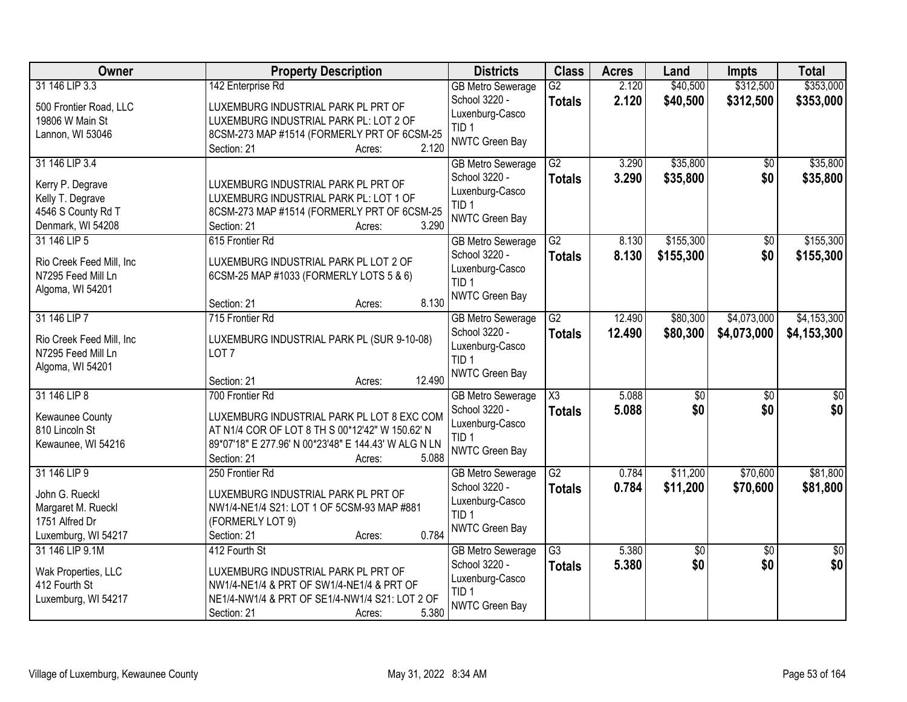| Owner | Property Description | Districts | Class | Acres | Land | Impts | Total |
|---|---|---|---|---|---|---|---|
| 31 146 LIP 3.3<br><br>500 Frontier Road, LLC<br>19806 W Main St<br>Lannon, WI 53046 | 142 Enterprise Rd<br><br>LUXEMBURG INDUSTRIAL PARK PL PRT OF LUXEMBURG INDUSTRIAL PARK PL: LOT 2 OF 8CSM-273 MAP #1514 (FORMERLY PRT OF 6CSM-25<br>Section: 21 Acres: 2.120 | GB Metro Sewerage<br>School 3220 - Luxenburg-Casco<br>TID 1<br>NWTC Green Bay | G2<br>**Totals** | 2.120<br>**2.120** | $40,500<br>**$40,500** | $312,500<br>**$312,500** | $353,000<br>**$353,000** |
| 31 146 LIP 3.4<br><br>Kerry P. Degrave<br>Kelly T. Degrave<br>4546 S County Rd T<br>Denmark, WI 54208 | LUXEMBURG INDUSTRIAL PARK PL PRT OF LUXEMBURG INDUSTRIAL PARK PL: LOT 1 OF 8CSM-273 MAP #1514 (FORMERLY PRT OF 6CSM-25<br>Section: 21 Acres: 3.290 | GB Metro Sewerage<br>School 3220 - Luxenburg-Casco<br>TID 1<br>NWTC Green Bay | G2<br>**Totals** | 3.290<br>**3.290** | $35,800<br>**$35,800** | $0<br>**$0** | $35,800<br>**$35,800** |
| 31 146 LIP 5<br><br>Rio Creek Feed Mill, Inc<br>N7295 Feed Mill Ln<br>Algoma, WI 54201 | 615 Frontier Rd<br><br>LUXEMBURG INDUSTRIAL PARK PL LOT 2 OF 6CSM-25 MAP #1033 (FORMERLY LOTS 5 & 6)<br>Section: 21 Acres: 8.130 | GB Metro Sewerage<br>School 3220 - Luxenburg-Casco<br>TID 1<br>NWTC Green Bay | G2<br>**Totals** | 8.130<br>**8.130** | $155,300<br>**$155,300** | $0<br>**$0** | $155,300<br>**$155,300** |
| 31 146 LIP 7<br><br>Rio Creek Feed Mill, Inc<br>N7295 Feed Mill Ln<br>Algoma, WI 54201 | 715 Frontier Rd<br><br>LUXEMBURG INDUSTRIAL PARK PL (SUR 9-10-08) LOT 7<br>Section: 21 Acres: 12.490 | GB Metro Sewerage<br>School 3220 - Luxenburg-Casco<br>TID 1<br>NWTC Green Bay | G2<br>**Totals** | 12.490<br>**12.490** | $80,300<br>**$80,300** | $4,073,000<br>**$4,073,000** | $4,153,300<br>**$4,153,300** |
| 31 146 LIP 8<br><br>Kewaunee County<br>810 Lincoln St<br>Kewaunee, WI 54216 | 700 Frontier Rd<br><br>LUXEMBURG INDUSTRIAL PARK PL LOT 8 EXC COM AT N1/4 COR OF LOT 8 TH S 00*12'42" W 150.62' N 89*07'18" E 277.96' N 00*23'48" E 144.43' W ALG N LN<br>Section: 21 Acres: 5.088 | GB Metro Sewerage<br>School 3220 - Luxenburg-Casco<br>TID 1<br>NWTC Green Bay | X3<br>**Totals** | 5.088<br>**5.088** | $0<br>**$0** | $0<br>**$0** | $0<br>**$0** |
| 31 146 LIP 9<br><br>John G. Rueckl<br>Margaret M. Rueckl<br>1751 Alfred Dr<br>Luxemburg, WI 54217 | 250 Frontier Rd<br><br>LUXEMBURG INDUSTRIAL PARK PL PRT OF NW1/4-NE1/4 S21: LOT 1 OF 5CSM-93 MAP #881 (FORMERLY LOT 9)<br>Section: 21 Acres: 0.784 | GB Metro Sewerage<br>School 3220 - Luxenburg-Casco<br>TID 1<br>NWTC Green Bay | G2<br>**Totals** | 0.784<br>**0.784** | $11,200<br>**$11,200** | $70,600<br>**$70,600** | $81,800<br>**$81,800** |
| 31 146 LIP 9.1M<br><br>Wak Properties, LLC<br>412 Fourth St<br>Luxemburg, WI 54217 | 412 Fourth St<br><br>LUXEMBURG INDUSTRIAL PARK PL PRT OF NW1/4-NE1/4 & PRT OF SW1/4-NE1/4 & PRT OF NE1/4-NW1/4 & PRT OF SE1/4-NW1/4 S21: LOT 2 OF<br>Section: 21 Acres: 5.380 | GB Metro Sewerage<br>School 3220 - Luxenburg-Casco<br>TID 1<br>NWTC Green Bay | G3<br>**Totals** | 5.380<br>**5.380** | $0<br>**$0** | $0<br>**$0** | $0<br>**$0** |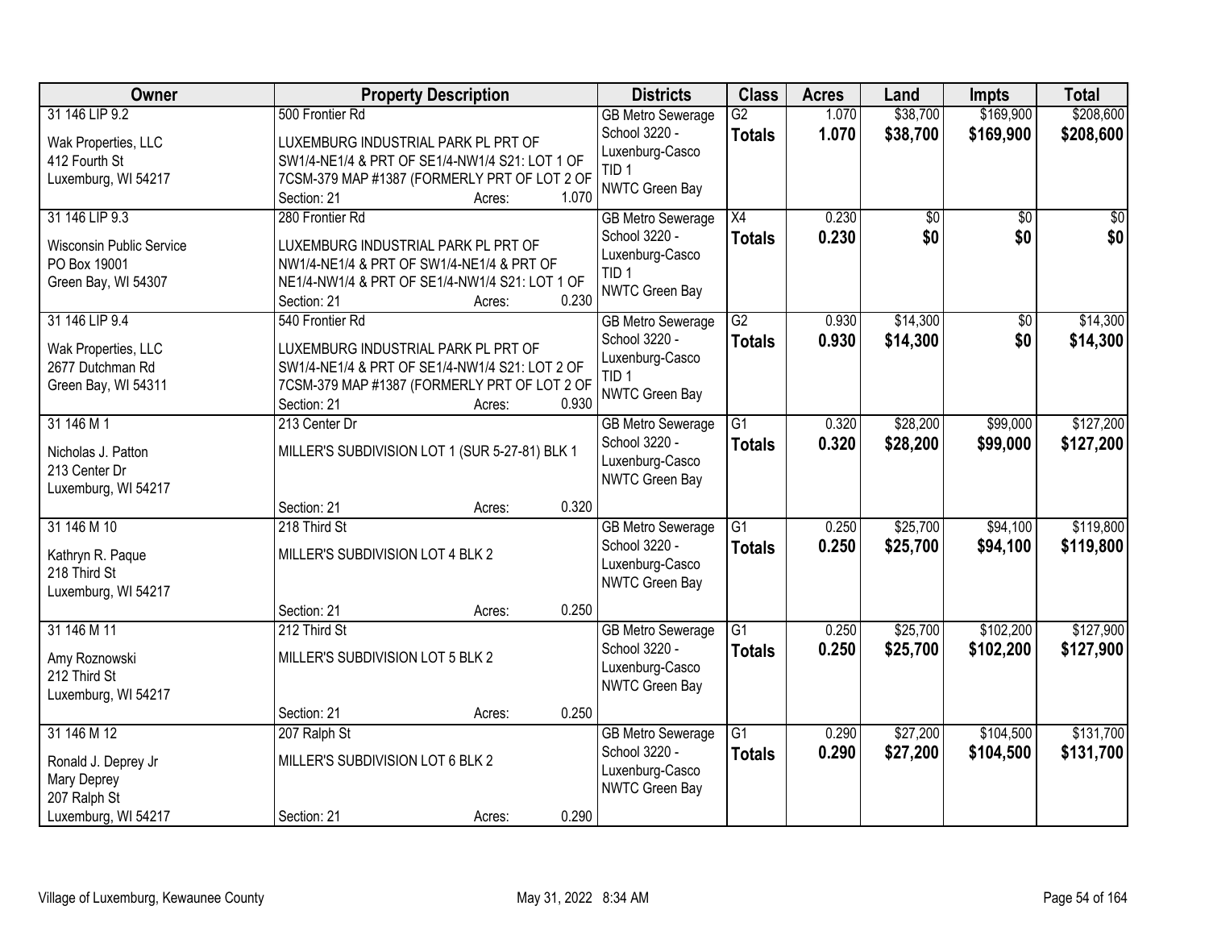| Owner | Property Description | Districts | Class | Acres | Land | Impts | Total |
|---|---|---|---|---|---|---|---|
| 31 146 LIP 9.2<br>Wak Properties, LLC<br>412 Fourth St<br>Luxemburg, WI 54217 | 500 Frontier Rd<br>LUXEMBURG INDUSTRIAL PARK PL PRT OF SW1/4-NE1/4 & PRT OF SE1/4-NW1/4 S21: LOT 1 OF 7CSM-379 MAP #1387 (FORMERLY PRT OF LOT 2 OF<br>Section: 21 Acres: 1.070 | GB Metro Sewerage<br>School 3220 - Luxenburg-Casco<br>TID 1<br>NWTC Green Bay | G2<br>**Totals** | 1.070<br>**1.070** | \$38,700<br>**\$38,700** | \$169,900<br>**\$169,900** | \$208,600<br>**\$208,600** |
| 31 146 LIP 9.3<br>Wisconsin Public Service<br>PO Box 19001<br>Green Bay, WI 54307 | 280 Frontier Rd<br>LUXEMBURG INDUSTRIAL PARK PL PRT OF NW1/4-NE1/4 & PRT OF SW1/4-NE1/4 & PRT OF NE1/4-NW1/4 & PRT OF SE1/4-NW1/4 S21: LOT 1 OF<br>Section: 21 Acres: 0.230 | GB Metro Sewerage<br>School 3220 - Luxenburg-Casco<br>TID 1<br>NWTC Green Bay | X4<br>**Totals** | 0.230<br>**0.230** | \$0<br>**\$0** | \$0<br>**\$0** | \$0<br>**\$0** |
| 31 146 LIP 9.4<br>Wak Properties, LLC<br>2677 Dutchman Rd<br>Green Bay, WI 54311 | 540 Frontier Rd<br>LUXEMBURG INDUSTRIAL PARK PL PRT OF SW1/4-NE1/4 & PRT OF SE1/4-NW1/4 S21: LOT 2 OF 7CSM-379 MAP #1387 (FORMERLY PRT OF LOT 2 OF<br>Section: 21 Acres: 0.930 | GB Metro Sewerage<br>School 3220 - Luxenburg-Casco<br>TID 1<br>NWTC Green Bay | G2<br>**Totals** | 0.930<br>**0.930** | \$14,300<br>**\$14,300** | \$0<br>**\$0** | \$14,300<br>**\$14,300** |
| 31 146 M 1<br>Nicholas J. Patton<br>213 Center Dr<br>Luxemburg, WI 54217 | 213 Center Dr<br>MILLER'S SUBDIVISION LOT 1 (SUR 5-27-81) BLK 1<br>Section: 21 Acres: 0.320 | GB Metro Sewerage<br>School 3220 - Luxenburg-Casco<br>NWTC Green Bay | G1<br>**Totals** | 0.320<br>**0.320** | \$28,200<br>**\$28,200** | \$99,000<br>**\$99,000** | \$127,200<br>**\$127,200** |
| 31 146 M 10<br>Kathryn R. Paque<br>218 Third St<br>Luxemburg, WI 54217 | 218 Third St<br>MILLER'S SUBDIVISION LOT 4 BLK 2<br>Section: 21 Acres: 0.250 | GB Metro Sewerage<br>School 3220 - Luxenburg-Casco<br>NWTC Green Bay | G1<br>**Totals** | 0.250<br>**0.250** | \$25,700<br>**\$25,700** | \$94,100<br>**\$94,100** | \$119,800<br>**\$119,800** |
| 31 146 M 11<br>Amy Roznowski<br>212 Third St<br>Luxemburg, WI 54217 | 212 Third St<br>MILLER'S SUBDIVISION LOT 5 BLK 2<br>Section: 21 Acres: 0.250 | GB Metro Sewerage<br>School 3220 - Luxenburg-Casco<br>NWTC Green Bay | G1<br>**Totals** | 0.250<br>**0.250** | \$25,700<br>**\$25,700** | \$102,200<br>**\$102,200** | \$127,900<br>**\$127,900** |
| 31 146 M 12<br>Ronald J. Deprey Jr<br>Mary Deprey<br>207 Ralph St<br>Luxemburg, WI 54217 | 207 Ralph St<br>MILLER'S SUBDIVISION LOT 6 BLK 2<br>Section: 21 Acres: 0.290 | GB Metro Sewerage<br>School 3220 - Luxenburg-Casco<br>NWTC Green Bay | G1<br>**Totals** | 0.290<br>**0.290** | \$27,200<br>**\$27,200** | \$104,500<br>**\$104,500** | \$131,700<br>**\$131,700** |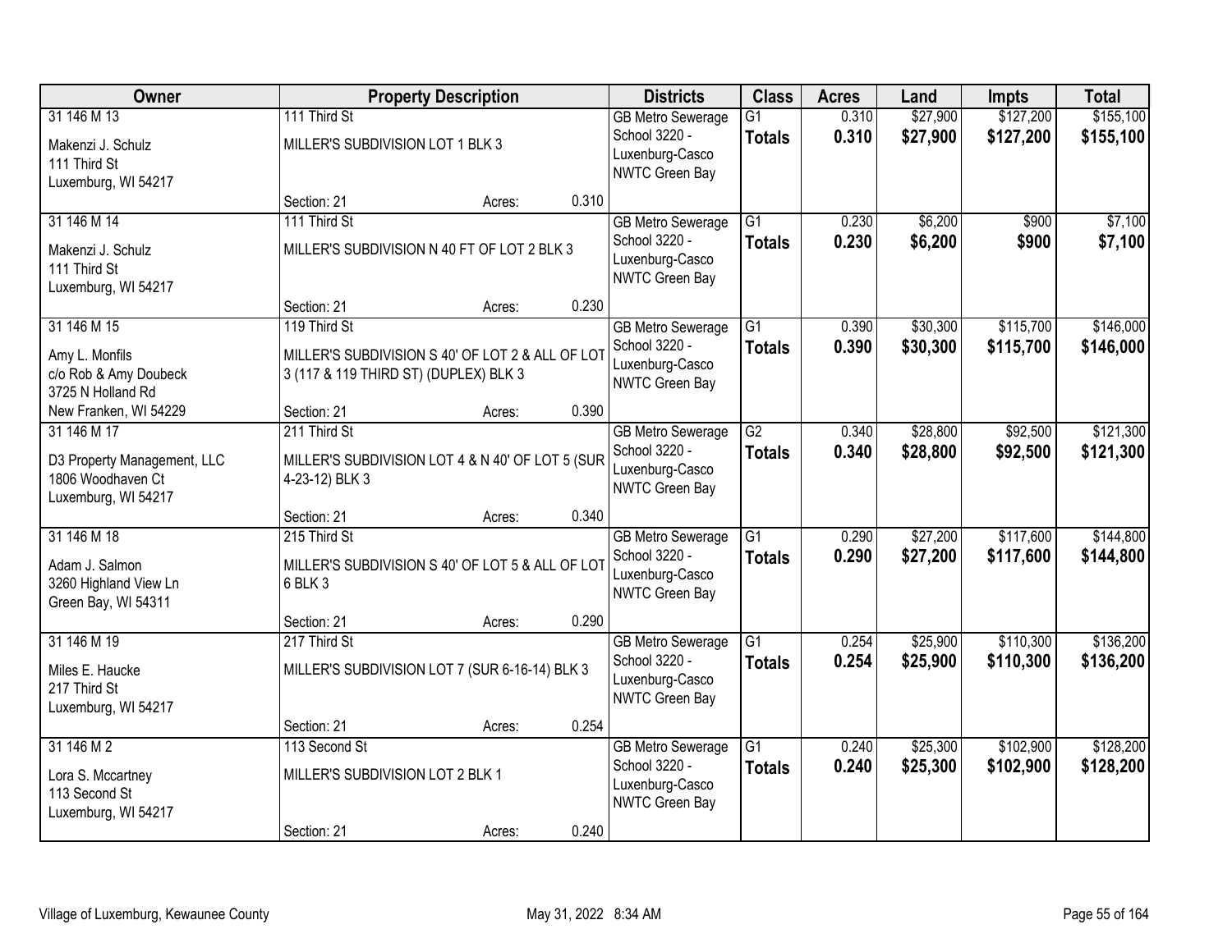| Owner | Property Description | | | Districts | Class | Acres | Land | Impts | Total |
|---|---|---|---|---|---|---|---|---|---|
| 31 146 M 13<br><br>Makenzi J. Schulz<br>111 Third St<br>Luxemburg, WI 54217 | 111 Third St<br><br>MILLER'S SUBDIVISION LOT 1 BLK 3<br><br>Section: 21 | Acres: | 0.310 | GB Metro Sewerage<br>School 3220 -<br>Luxenburg-Casco<br>NWTC Green Bay | G1<br>**Totals** | 0.310<br>**0.310** | $27,900<br>**$27,900** | $127,200<br>**$127,200** | $155,100<br>**$155,100** |
| 31 146 M 14<br><br>Makenzi J. Schulz<br>111 Third St<br>Luxemburg, WI 54217 | 111 Third St<br><br>MILLER'S SUBDIVISION N 40 FT OF LOT 2 BLK 3<br><br>Section: 21 | Acres: | 0.230 | GB Metro Sewerage<br>School 3220 -<br>Luxenburg-Casco<br>NWTC Green Bay | G1<br>**Totals** | 0.230<br>**0.230** | $6,200<br>**$6,200** | $900<br>**$900** | $7,100<br>**$7,100** |
| 31 146 M 15<br><br>Amy L. Monfils<br>c/o Rob & Amy Doubeck<br>3725 N Holland Rd<br>New Franken, WI 54229 | 119 Third St<br><br>MILLER'S SUBDIVISION S 40' OF LOT 2 & ALL OF LOT 3 (117 & 119 THIRD ST) (DUPLEX) BLK 3<br><br>Section: 21 | Acres: | 0.390 | GB Metro Sewerage<br>School 3220 -<br>Luxenburg-Casco<br>NWTC Green Bay | G1<br>**Totals** | 0.390<br>**0.390** | $30,300<br>**$30,300** | $115,700<br>**$115,700** | $146,000<br>**$146,000** |
| 31 146 M 17<br><br>D3 Property Management, LLC<br>1806 Woodhaven Ct<br>Luxemburg, WI 54217 | 211 Third St<br><br>MILLER'S SUBDIVISION LOT 4 & N 40' OF LOT 5 (SUR 4-23-12) BLK 3<br><br>Section: 21 | Acres: | 0.340 | GB Metro Sewerage<br>School 3220 -<br>Luxenburg-Casco<br>NWTC Green Bay | G2<br>**Totals** | 0.340<br>**0.340** | $28,800<br>**$28,800** | $92,500<br>**$92,500** | $121,300<br>**$121,300** |
| 31 146 M 18<br><br>Adam J. Salmon<br>3260 Highland View Ln<br>Green Bay, WI 54311 | 215 Third St<br><br>MILLER'S SUBDIVISION S 40' OF LOT 5 & ALL OF LOT 6 BLK 3<br><br>Section: 21 | Acres: | 0.290 | GB Metro Sewerage<br>School 3220 -<br>Luxenburg-Casco<br>NWTC Green Bay | G1<br>**Totals** | 0.290<br>**0.290** | $27,200<br>**$27,200** | $117,600<br>**$117,600** | $144,800<br>**$144,800** |
| 31 146 M 19<br><br>Miles E. Haucke<br>217 Third St<br>Luxemburg, WI 54217 | 217 Third St<br><br>MILLER'S SUBDIVISION LOT 7 (SUR 6-16-14) BLK 3<br><br>Section: 21 | Acres: | 0.254 | GB Metro Sewerage<br>School 3220 -<br>Luxenburg-Casco<br>NWTC Green Bay | G1<br>**Totals** | 0.254<br>**0.254** | $25,900<br>**$25,900** | $110,300<br>**$110,300** | $136,200<br>**$136,200** |
| 31 146 M 2<br><br>Lora S. Mccartney<br>113 Second St<br>Luxemburg, WI 54217 | 113 Second St<br><br>MILLER'S SUBDIVISION LOT 2 BLK 1<br><br>Section: 21 | Acres: | 0.240 | GB Metro Sewerage<br>School 3220 -<br>Luxenburg-Casco<br>NWTC Green Bay | G1<br>**Totals** | 0.240<br>**0.240** | $25,300<br>**$25,300** | $102,900<br>**$102,900** | $128,200<br>**$128,200** |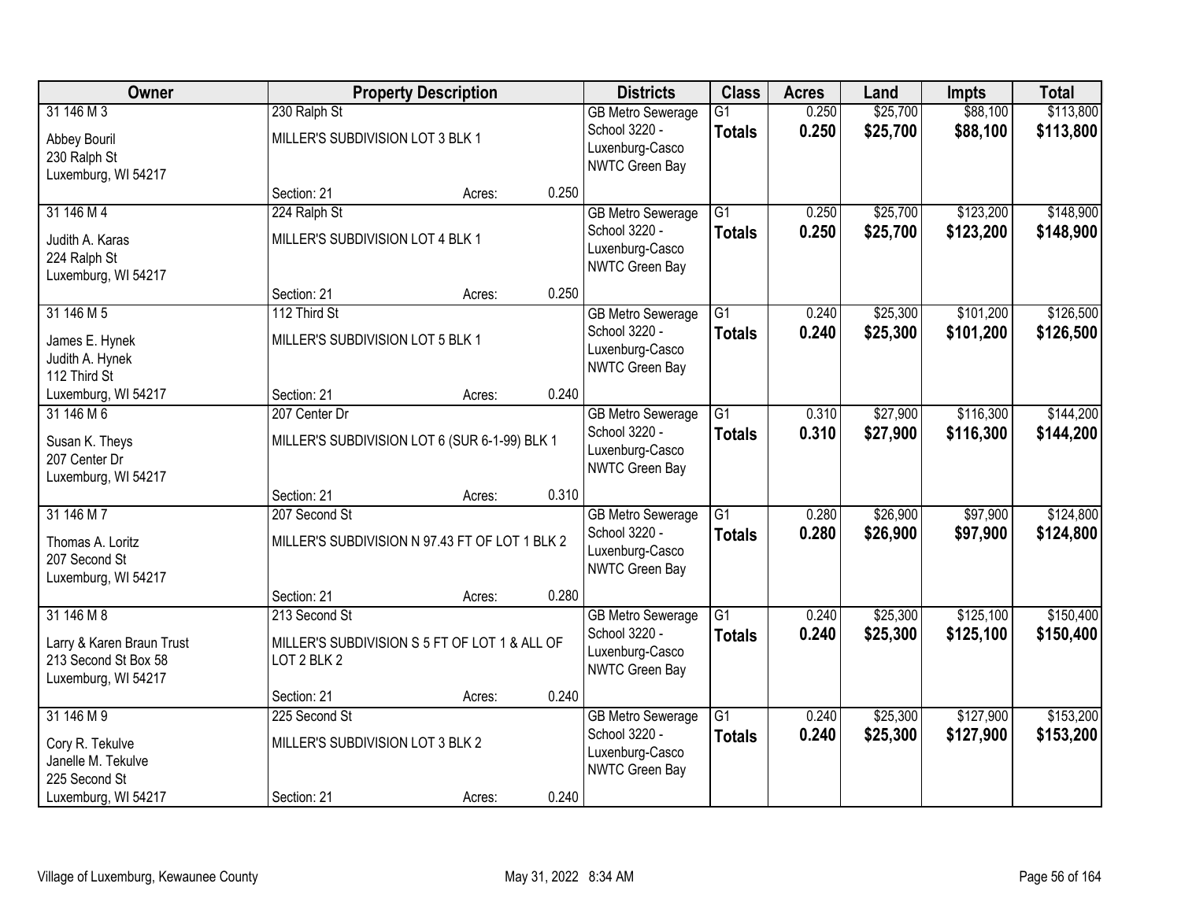| Owner | Property Description | | | Districts | Class | Acres | Land | Impts | Total |
|---|---|---|---|---|---|---|---|---|---|
| 31 146 M 3 | 230 Ralph St | | | GB Metro Sewerage | G1 | 0.250 | $25,700 | $88,100 | $113,800 |
| Abbey Bouril<br>230 Ralph St<br>Luxemburg, WI 54217 | MILLER'S SUBDIVISION LOT 3 BLK 1 | | | School 3220 - Luxenburg-Casco<br>NWTC Green Bay | **Totals** | **0.250** | **$25,700** | **$88,100** | **$113,800** |
| | Section: 21 | Acres: | 0.250 | | | | | | |
| 31 146 M 4 | 224 Ralph St | | | GB Metro Sewerage | G1 | 0.250 | $25,700 | $123,200 | $148,900 |
| Judith A. Karas<br>224 Ralph St<br>Luxemburg, WI 54217 | MILLER'S SUBDIVISION LOT 4 BLK 1 | | | School 3220 - Luxenburg-Casco<br>NWTC Green Bay | **Totals** | **0.250** | **$25,700** | **$123,200** | **$148,900** |
| | Section: 21 | Acres: | 0.250 | | | | | | |
| 31 146 M 5 | 112 Third St | | | GB Metro Sewerage | G1 | 0.240 | $25,300 | $101,200 | $126,500 |
| James E. Hynek<br>Judith A. Hynek<br>112 Third St<br>Luxemburg, WI 54217 | MILLER'S SUBDIVISION LOT 5 BLK 1 | | | School 3220 - Luxenburg-Casco<br>NWTC Green Bay | **Totals** | **0.240** | **$25,300** | **$101,200** | **$126,500** |
| | Section: 21 | Acres: | 0.240 | | | | | | |
| 31 146 M 6 | 207 Center Dr | | | GB Metro Sewerage | G1 | 0.310 | $27,900 | $116,300 | $144,200 |
| Susan K. Theys<br>207 Center Dr<br>Luxemburg, WI 54217 | MILLER'S SUBDIVISION LOT 6 (SUR 6-1-99) BLK 1 | | | School 3220 - Luxenburg-Casco<br>NWTC Green Bay | **Totals** | **0.310** | **$27,900** | **$116,300** | **$144,200** |
| | Section: 21 | Acres: | 0.310 | | | | | | |
| 31 146 M 7 | 207 Second St | | | GB Metro Sewerage | G1 | 0.280 | $26,900 | $97,900 | $124,800 |
| Thomas A. Loritz<br>207 Second St<br>Luxemburg, WI 54217 | MILLER'S SUBDIVISION N 97.43 FT OF LOT 1 BLK 2 | | | School 3220 - Luxenburg-Casco<br>NWTC Green Bay | **Totals** | **0.280** | **$26,900** | **$97,900** | **$124,800** |
| | Section: 21 | Acres: | 0.280 | | | | | | |
| 31 146 M 8 | 213 Second St | | | GB Metro Sewerage | G1 | 0.240 | $25,300 | $125,100 | $150,400 |
| Larry & Karen Braun Trust<br>213 Second St Box 58<br>Luxemburg, WI 54217 | MILLER'S SUBDIVISION S 5 FT OF LOT 1 & ALL OF LOT 2 BLK 2 | | | School 3220 - Luxenburg-Casco<br>NWTC Green Bay | **Totals** | **0.240** | **$25,300** | **$125,100** | **$150,400** |
| | Section: 21 | Acres: | 0.240 | | | | | | |
| 31 146 M 9 | 225 Second St | | | GB Metro Sewerage | G1 | 0.240 | $25,300 | $127,900 | $153,200 |
| Cory R. Tekulve<br>Janelle M. Tekulve<br>225 Second St<br>Luxemburg, WI 54217 | MILLER'S SUBDIVISION LOT 3 BLK 2 | | | School 3220 - Luxenburg-Casco<br>NWTC Green Bay | **Totals** | **0.240** | **$25,300** | **$127,900** | **$153,200** |
| | Section: 21 | Acres: | 0.240 | | | | | | |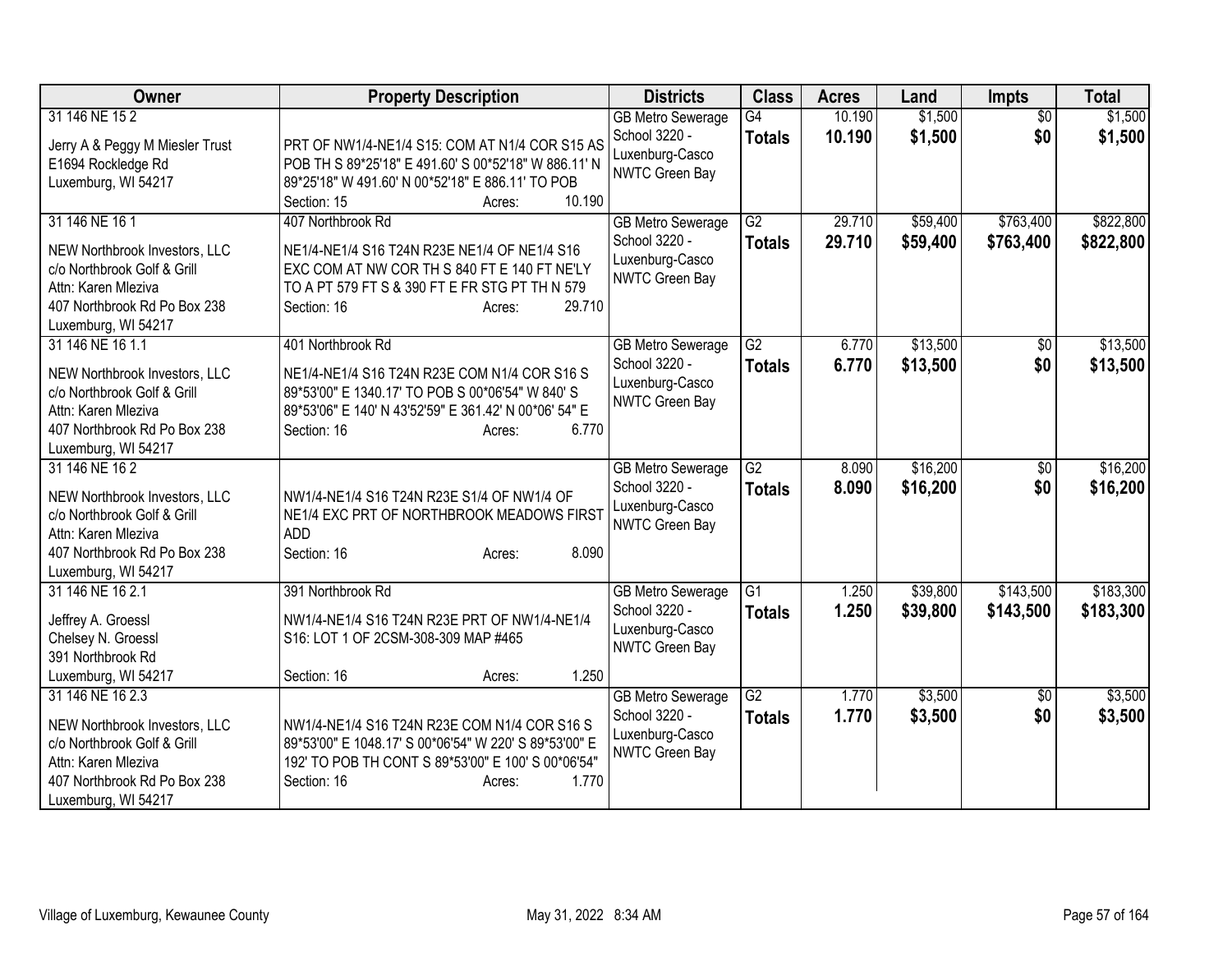| Owner | Property Description | Districts | Class | Acres | Land | Impts | Total |
|---|---|---|---|---|---|---|---|
| 31 146 NE 15 2<br>Jerry A & Peggy M Miesler Trust<br>E1694 Rockledge Rd<br>Luxemburg, WI 54217 | PRT OF NW1/4-NE1/4 S15: COM AT N1/4 COR S15 AS POB TH S 89*25'18" E 491.60' S 00*52'18" W 886.11' N 89*25'18" W 491.60' N 00*52'18" E 886.11' TO POB<br>Section: 15 Acres: 10.190 | GB Metro Sewerage<br>School 3220 - Luxenburg-Casco<br>NWTC Green Bay | G4<br>**Totals** | 10.190<br>**10.190** | $1,500<br>**$1,500** | $0<br>**$0** | $1,500<br>**$1,500** |
| 31 146 NE 16 1<br>NEW Northbrook Investors, LLC<br>c/o Northbrook Golf & Grill<br>Attn: Karen Mleziva<br>407 Northbrook Rd Po Box 238<br>Luxemburg, WI 54217 | 407 Northbrook Rd<br>NE1/4-NE1/4 S16 T24N R23E NE1/4 OF NE1/4 S16 EXC COM AT NW COR TH S 840 FT E 140 FT NE'LY TO A PT 579 FT S & 390 FT E FR STG PT TH N 579<br>Section: 16 Acres: 29.710 | GB Metro Sewerage<br>School 3220 - Luxenburg-Casco<br>NWTC Green Bay | G2<br>**Totals** | 29.710<br>**29.710** | $59,400<br>**$59,400** | $763,400<br>**$763,400** | $822,800<br>**$822,800** |
| 31 146 NE 16 1.1<br>NEW Northbrook Investors, LLC<br>c/o Northbrook Golf & Grill<br>Attn: Karen Mleziva<br>407 Northbrook Rd Po Box 238<br>Luxemburg, WI 54217 | 401 Northbrook Rd<br>NE1/4-NE1/4 S16 T24N R23E COM N1/4 COR S16 S 89*53'00" E 1340.17' TO POB S 00*06'54" W 840' S 89*53'06" E 140' N 43'52'59" E 361.42' N 00*06' 54" E<br>Section: 16 Acres: 6.770 | GB Metro Sewerage<br>School 3220 - Luxenburg-Casco<br>NWTC Green Bay | G2<br>**Totals** | 6.770<br>**6.770** | $13,500<br>**$13,500** | $0<br>**$0** | $13,500<br>**$13,500** |
| 31 146 NE 16 2<br>NEW Northbrook Investors, LLC<br>c/o Northbrook Golf & Grill<br>Attn: Karen Mleziva<br>407 Northbrook Rd Po Box 238<br>Luxemburg, WI 54217 | NW1/4-NE1/4 S16 T24N R23E S1/4 OF NW1/4 OF NE1/4 EXC PRT OF NORTHBROOK MEADOWS FIRST ADD<br>Section: 16 Acres: 8.090 | GB Metro Sewerage<br>School 3220 - Luxenburg-Casco<br>NWTC Green Bay | G2<br>**Totals** | 8.090<br>**8.090** | $16,200<br>**$16,200** | $0<br>**$0** | $16,200<br>**$16,200** |
| 31 146 NE 16 2.1<br>Jeffrey A. Groessl<br>Chelsey N. Groessl<br>391 Northbrook Rd<br>Luxemburg, WI 54217 | 391 Northbrook Rd<br>NW1/4-NE1/4 S16 T24N R23E PRT OF NW1/4-NE1/4 S16: LOT 1 OF 2CSM-308-309 MAP #465<br>Section: 16 Acres: 1.250 | GB Metro Sewerage<br>School 3220 - Luxenburg-Casco<br>NWTC Green Bay | G1<br>**Totals** | 1.250<br>**1.250** | $39,800<br>**$39,800** | $143,500<br>**$143,500** | $183,300<br>**$183,300** |
| 31 146 NE 16 2.3<br>NEW Northbrook Investors, LLC<br>c/o Northbrook Golf & Grill<br>Attn: Karen Mleziva<br>407 Northbrook Rd Po Box 238<br>Luxemburg, WI 54217 | NW1/4-NE1/4 S16 T24N R23E COM N1/4 COR S16 S 89*53'00" E 1048.17' S 00*06'54" W 220' S 89*53'00" E 192' TO POB TH CONT S 89*53'00" E 100' S 00*06'54"<br>Section: 16 Acres: 1.770 | GB Metro Sewerage<br>School 3220 - Luxenburg-Casco<br>NWTC Green Bay | G2<br>**Totals** | 1.770<br>**1.770** | $3,500<br>**$3,500** | $0<br>**$0** | $3,500<br>**$3,500** |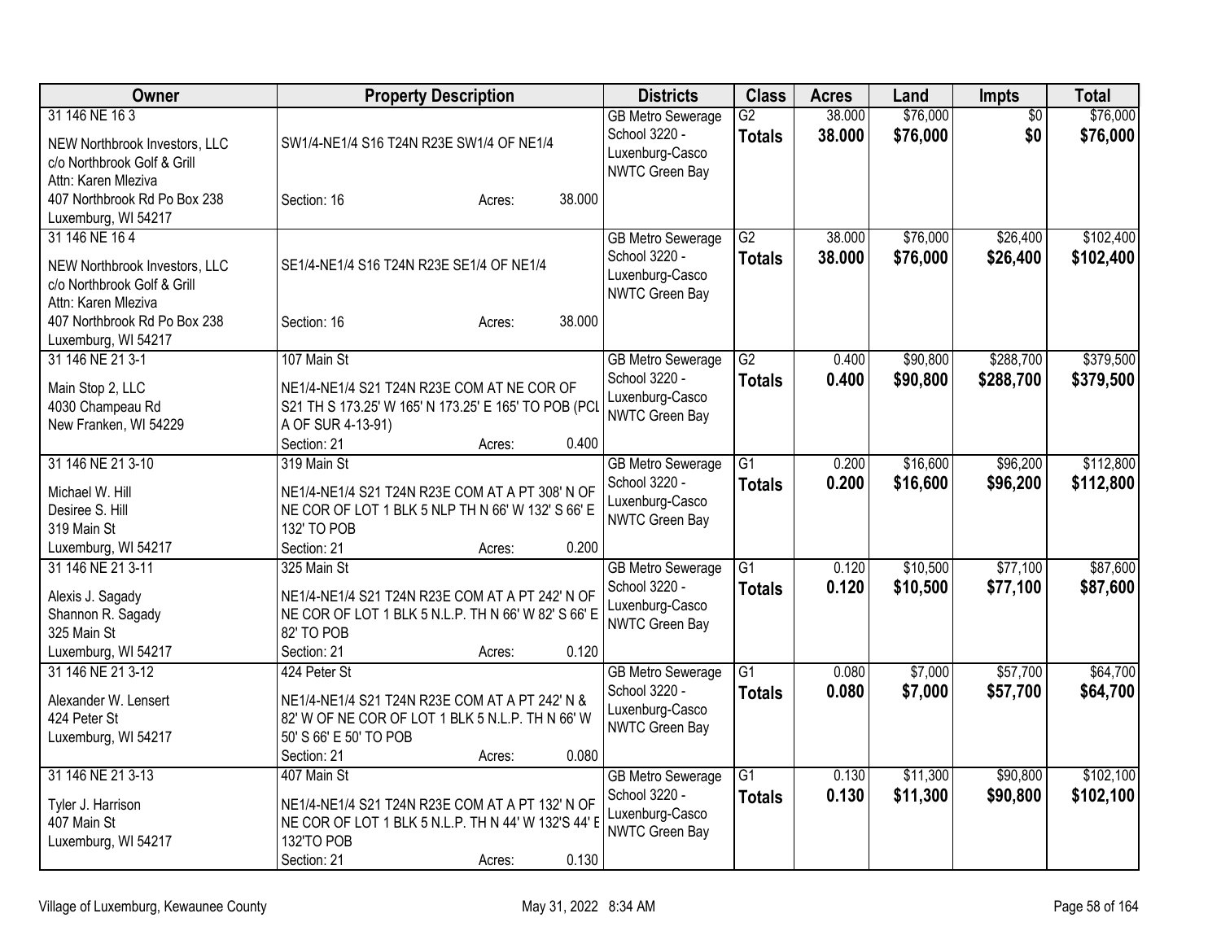| Owner | Property Description | Districts | Class | Acres | Land | Impts | Total |
|---|---|---|---|---|---|---|---|
| 31 146 NE 16 3<br>NEW Northbrook Investors, LLC<br>c/o Northbrook Golf & Grill<br>Attn: Karen Mleziva<br>407 Northbrook Rd Po Box 238<br>Luxemburg, WI 54217 | SW1/4-NE1/4 S16 T24N R23E SW1/4 OF NE1/4<br>Section: 16 Acres: 38.000 | GB Metro Sewerage<br>School 3220 - Luxenburg-Casco<br>NWTC Green Bay | G2<br>**Totals** | 38.000<br>**38.000** | $76,000<br>**$76,000** | $0<br>**$0** | $76,000<br>**$76,000** |
| 31 146 NE 16 4<br>NEW Northbrook Investors, LLC<br>c/o Northbrook Golf & Grill<br>Attn: Karen Mleziva<br>407 Northbrook Rd Po Box 238<br>Luxemburg, WI 54217 | SE1/4-NE1/4 S16 T24N R23E SE1/4 OF NE1/4<br>Section: 16 Acres: 38.000 | GB Metro Sewerage<br>School 3220 - Luxenburg-Casco<br>NWTC Green Bay | G2<br>**Totals** | 38.000<br>**38.000** | $76,000<br>**$76,000** | $26,400<br>**$26,400** | $102,400<br>**$102,400** |
| 31 146 NE 21 3-1<br>Main Stop 2, LLC<br>4030 Champeau Rd<br>New Franken, WI 54229 | 107 Main St<br>NE1/4-NE1/4 S21 T24N R23E COM AT NE COR OF S21 TH S 173.25' W 165' N 173.25' E 165' TO POB (PCL A OF SUR 4-13-91)<br>Section: 21 Acres: 0.400 | GB Metro Sewerage<br>School 3220 - Luxenburg-Casco<br>NWTC Green Bay | G2<br>**Totals** | 0.400<br>**0.400** | $90,800<br>**$90,800** | $288,700<br>**$288,700** | $379,500<br>**$379,500** |
| 31 146 NE 21 3-10<br>Michael W. Hill<br>Desiree S. Hill<br>319 Main St<br>Luxemburg, WI 54217 | 319 Main St<br>NE1/4-NE1/4 S21 T24N R23E COM AT A PT 308' N OF NE COR OF LOT 1 BLK 5 NLP TH N 66' W 132' S 66' E 132' TO POB<br>Section: 21 Acres: 0.200 | GB Metro Sewerage<br>School 3220 - Luxenburg-Casco<br>NWTC Green Bay | G1<br>**Totals** | 0.200<br>**0.200** | $16,600<br>**$16,600** | $96,200<br>**$96,200** | $112,800<br>**$112,800** |
| 31 146 NE 21 3-11<br>Alexis J. Sagady<br>Shannon R. Sagady<br>325 Main St<br>Luxemburg, WI 54217 | 325 Main St<br>NE1/4-NE1/4 S21 T24N R23E COM AT A PT 242' N OF NE COR OF LOT 1 BLK 5 N.L.P. TH N 66' W 82' S 66' E 82' TO POB<br>Section: 21 Acres: 0.120 | GB Metro Sewerage<br>School 3220 - Luxenburg-Casco<br>NWTC Green Bay | G1<br>**Totals** | 0.120<br>**0.120** | $10,500<br>**$10,500** | $77,100<br>**$77,100** | $87,600<br>**$87,600** |
| 31 146 NE 21 3-12<br>Alexander W. Lensert<br>424 Peter St<br>Luxemburg, WI 54217 | 424 Peter St<br>NE1/4-NE1/4 S21 T24N R23E COM AT A PT 242' N & 82' W OF NE COR OF LOT 1 BLK 5 N.L.P. TH N 66' W 50' S 66' E 50' TO POB<br>Section: 21 Acres: 0.080 | GB Metro Sewerage<br>School 3220 - Luxenburg-Casco<br>NWTC Green Bay | G1<br>**Totals** | 0.080<br>**0.080** | $7,000<br>**$7,000** | $57,700<br>**$57,700** | $64,700<br>**$64,700** |
| 31 146 NE 21 3-13<br>Tyler J. Harrison<br>407 Main St<br>Luxemburg, WI 54217 | 407 Main St<br>NE1/4-NE1/4 S21 T24N R23E COM AT A PT 132' N OF NE COR OF LOT 1 BLK 5 N.L.P. TH N 44' W 132'S 44' E 132'TO POB<br>Section: 21 Acres: 0.130 | GB Metro Sewerage<br>School 3220 - Luxenburg-Casco<br>NWTC Green Bay | G1<br>**Totals** | 0.130<br>**0.130** | $11,300<br>**$11,300** | $90,800<br>**$90,800** | $102,100<br>**$102,100** |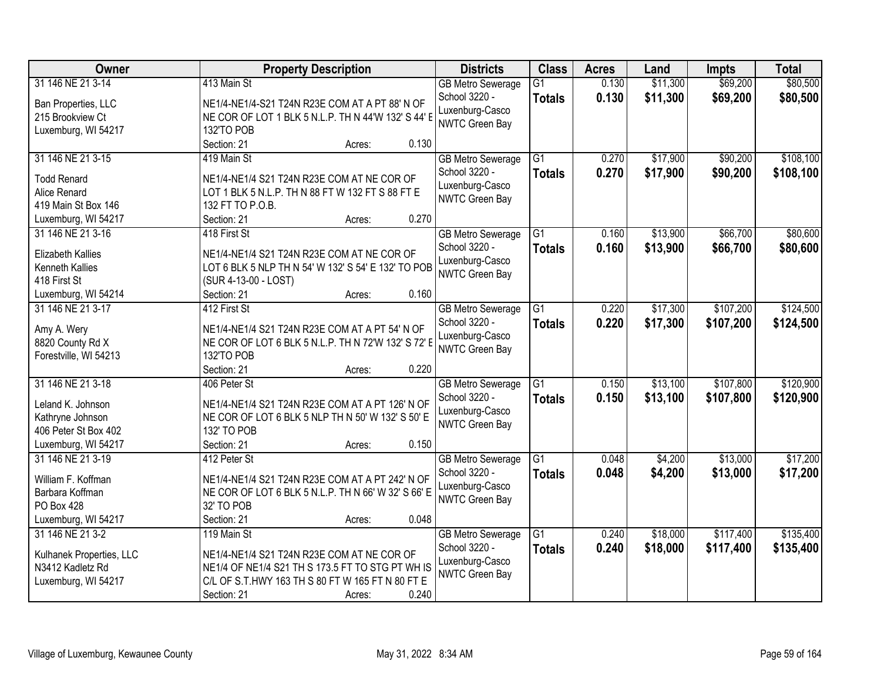| Owner | Property Description | Districts | Class | Acres | Land | Impts | Total |
|---|---|---|---|---|---|---|---|
| 31 146 NE 21 3-14<br><br>Ban Properties, LLC<br>215 Brookview Ct<br>Luxemburg, WI 54217 | 413 Main St<br><br>NE1/4-NE1/4-S21 T24N R23E COM AT A PT 88' N OF NE COR OF LOT 1 BLK 5 N.L.P. TH N 44'W 132' S 44' E 132'TO POB<br>Section: 21 Acres: 0.130 | GB Metro Sewerage<br>School 3220 - Luxenburg-Casco<br>NWTC Green Bay | G1<br>**Totals** | 0.130<br>**0.130** | $11,300<br>**$11,300** | $69,200<br>**$69,200** | $80,500<br>**$80,500** |
| 31 146 NE 21 3-15<br><br>Todd Renard<br>Alice Renard<br>419 Main St Box 146<br>Luxemburg, WI 54217 | 419 Main St<br><br>NE1/4-NE1/4 S21 T24N R23E COM AT NE COR OF LOT 1 BLK 5 N.L.P. TH N 88 FT W 132 FT S 88 FT E 132 FT TO P.O.B.<br>Section: 21 Acres: 0.270 | GB Metro Sewerage<br>School 3220 - Luxenburg-Casco<br>NWTC Green Bay | G1<br>**Totals** | 0.270<br>**0.270** | $17,900<br>**$17,900** | $90,200<br>**$90,200** | $108,100<br>**$108,100** |
| 31 146 NE 21 3-16<br><br>Elizabeth Kallies<br>Kenneth Kallies<br>418 First St<br>Luxemburg, WI 54214 | 418 First St<br><br>NE1/4-NE1/4 S21 T24N R23E COM AT NE COR OF LOT 6 BLK 5 NLP TH N 54' W 132' S 54' E 132' TO POB (SUR 4-13-00 - LOST)<br>Section: 21 Acres: 0.160 | GB Metro Sewerage<br>School 3220 - Luxenburg-Casco<br>NWTC Green Bay | G1<br>**Totals** | 0.160<br>**0.160** | $13,900<br>**$13,900** | $66,700<br>**$66,700** | $80,600<br>**$80,600** |
| 31 146 NE 21 3-17<br><br>Amy A. Wery<br>8820 County Rd X<br>Forestville, WI 54213 | 412 First St<br><br>NE1/4-NE1/4 S21 T24N R23E COM AT A PT 54' N OF NE COR OF LOT 6 BLK 5 N.L.P. TH N 72'W 132' S 72' E 132'TO POB<br>Section: 21 Acres: 0.220 | GB Metro Sewerage<br>School 3220 - Luxenburg-Casco<br>NWTC Green Bay | G1<br>**Totals** | 0.220<br>**0.220** | $17,300<br>**$17,300** | $107,200<br>**$107,200** | $124,500<br>**$124,500** |
| 31 146 NE 21 3-18<br><br>Leland K. Johnson<br>Kathryne Johnson<br>406 Peter St Box 402<br>Luxemburg, WI 54217 | 406 Peter St<br><br>NE1/4-NE1/4 S21 T24N R23E COM AT A PT 126' N OF NE COR OF LOT 6 BLK 5 NLP TH N 50' W 132' S 50' E 132' TO POB<br>Section: 21 Acres: 0.150 | GB Metro Sewerage<br>School 3220 - Luxenburg-Casco<br>NWTC Green Bay | G1<br>**Totals** | 0.150<br>**0.150** | $13,100<br>**$13,100** | $107,800<br>**$107,800** | $120,900<br>**$120,900** |
| 31 146 NE 21 3-19<br><br>William F. Koffman<br>Barbara Koffman<br>PO Box 428<br>Luxemburg, WI 54217 | 412 Peter St<br><br>NE1/4-NE1/4 S21 T24N R23E COM AT A PT 242' N OF NE COR OF LOT 6 BLK 5 N.L.P. TH N 66' W 32' S 66' E 32' TO POB<br>Section: 21 Acres: 0.048 | GB Metro Sewerage<br>School 3220 - Luxenburg-Casco<br>NWTC Green Bay | G1<br>**Totals** | 0.048<br>**0.048** | $4,200<br>**$4,200** | $13,000<br>**$13,000** | $17,200<br>**$17,200** |
| 31 146 NE 21 3-2<br><br>Kulhanek Properties, LLC<br>N3412 Kadletz Rd<br>Luxemburg, WI 54217 | 119 Main St<br><br>NE1/4-NE1/4 S21 T24N R23E COM AT NE COR OF NE1/4 OF NE1/4 S21 TH S 173.5 FT TO STG PT WH IS C/L OF S.T.HWY 163 TH S 80 FT W 165 FT N 80 FT E<br>Section: 21 Acres: 0.240 | GB Metro Sewerage<br>School 3220 - Luxenburg-Casco<br>NWTC Green Bay | G1<br>**Totals** | 0.240<br>**0.240** | $18,000<br>**$18,000** | $117,400<br>**$117,400** | $135,400<br>**$135,400** |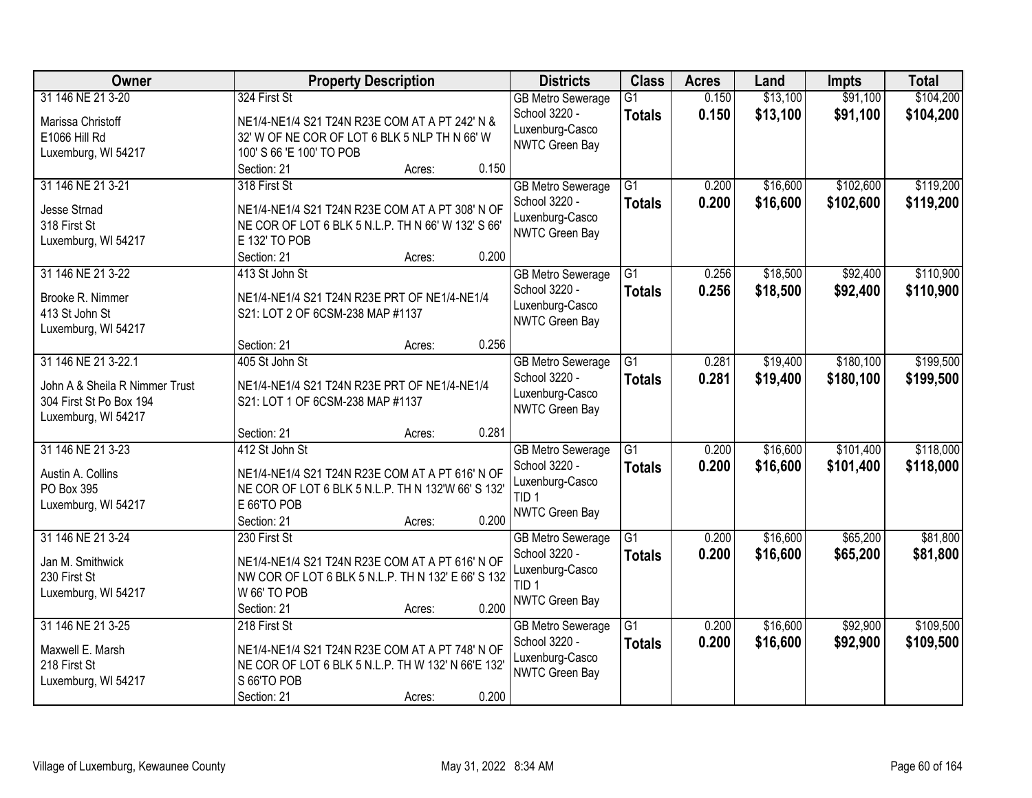| Owner | Property Description | Districts | Class | Acres | Land | Impts | Total |
|---|---|---|---|---|---|---|---|
| 31 146 NE 21 3-20<br>Marissa Christoff<br>E1066 Hill Rd<br>Luxemburg, WI 54217 | 324 First St<br>NE1/4-NE1/4 S21 T24N R23E COM AT A PT 242' N & 32' W OF NE COR OF LOT 6 BLK 5 NLP TH N 66' W 100' S 66 'E 100' TO POB<br>Section: 21 Acres: 0.150 | GB Metro Sewerage<br>School 3220 - Luxenburg-Casco<br>NWTC Green Bay | G1<br>**Totals** | 0.150<br>**0.150** | $13,100<br>**$13,100** | $91,100<br>**$91,100** | $104,200<br>**$104,200** |
| 31 146 NE 21 3-21<br>Jesse Strnad<br>318 First St<br>Luxemburg, WI 54217 | 318 First St<br>NE1/4-NE1/4 S21 T24N R23E COM AT A PT 308' N OF NE COR OF LOT 6 BLK 5 N.L.P. TH N 66' W 132' S 66' E 132' TO POB<br>Section: 21 Acres: 0.200 | GB Metro Sewerage<br>School 3220 - Luxenburg-Casco<br>NWTC Green Bay | G1<br>**Totals** | 0.200<br>**0.200** | $16,600<br>**$16,600** | $102,600<br>**$102,600** | $119,200<br>**$119,200** |
| 31 146 NE 21 3-22<br>Brooke R. Nimmer<br>413 St John St<br>Luxemburg, WI 54217 | 413 St John St<br>NE1/4-NE1/4 S21 T24N R23E PRT OF NE1/4-NE1/4 S21: LOT 2 OF 6CSM-238 MAP #1137<br>Section: 21 Acres: 0.256 | GB Metro Sewerage<br>School 3220 - Luxenburg-Casco<br>NWTC Green Bay | G1<br>**Totals** | 0.256<br>**0.256** | $18,500<br>**$18,500** | $92,400<br>**$92,400** | $110,900<br>**$110,900** |
| 31 146 NE 21 3-22.1<br>John A & Sheila R Nimmer Trust<br>304 First St Po Box 194<br>Luxemburg, WI 54217 | 405 St John St<br>NE1/4-NE1/4 S21 T24N R23E PRT OF NE1/4-NE1/4 S21: LOT 1 OF 6CSM-238 MAP #1137<br>Section: 21 Acres: 0.281 | GB Metro Sewerage<br>School 3220 - Luxenburg-Casco<br>NWTC Green Bay | G1<br>**Totals** | 0.281<br>**0.281** | $19,400<br>**$19,400** | $180,100<br>**$180,100** | $199,500<br>**$199,500** |
| 31 146 NE 21 3-23<br>Austin A. Collins<br>PO Box 395<br>Luxemburg, WI 54217 | 412 St John St<br>NE1/4-NE1/4 S21 T24N R23E COM AT A PT 616' N OF NE COR OF LOT 6 BLK 5 N.L.P. TH N 132'W 66' S 132' E 66'TO POB<br>Section: 21 Acres: 0.200 | GB Metro Sewerage<br>School 3220 - Luxenburg-Casco<br>TID 1<br>NWTC Green Bay | G1<br>**Totals** | 0.200<br>**0.200** | $16,600<br>**$16,600** | $101,400<br>**$101,400** | $118,000<br>**$118,000** |
| 31 146 NE 21 3-24<br>Jan M. Smithwick<br>230 First St<br>Luxemburg, WI 54217 | 230 First St<br>NE1/4-NE1/4 S21 T24N R23E COM AT A PT 616' N OF NW COR OF LOT 6 BLK 5 N.L.P. TH N 132' E 66' S 132 W 66' TO POB<br>Section: 21 Acres: 0.200 | GB Metro Sewerage<br>School 3220 - Luxenburg-Casco<br>TID 1<br>NWTC Green Bay | G1<br>**Totals** | 0.200<br>**0.200** | $16,600<br>**$16,600** | $65,200<br>**$65,200** | $81,800<br>**$81,800** |
| 31 146 NE 21 3-25<br>Maxwell E. Marsh<br>218 First St<br>Luxemburg, WI 54217 | 218 First St<br>NE1/4-NE1/4 S21 T24N R23E COM AT A PT 748' N OF NE COR OF LOT 6 BLK 5 N.L.P. TH W 132' N 66'E 132' S 66'TO POB<br>Section: 21 Acres: 0.200 | GB Metro Sewerage<br>School 3220 - Luxenburg-Casco<br>NWTC Green Bay | G1<br>**Totals** | 0.200<br>**0.200** | $16,600<br>**$16,600** | $92,900<br>**$92,900** | $109,500<br>**$109,500** |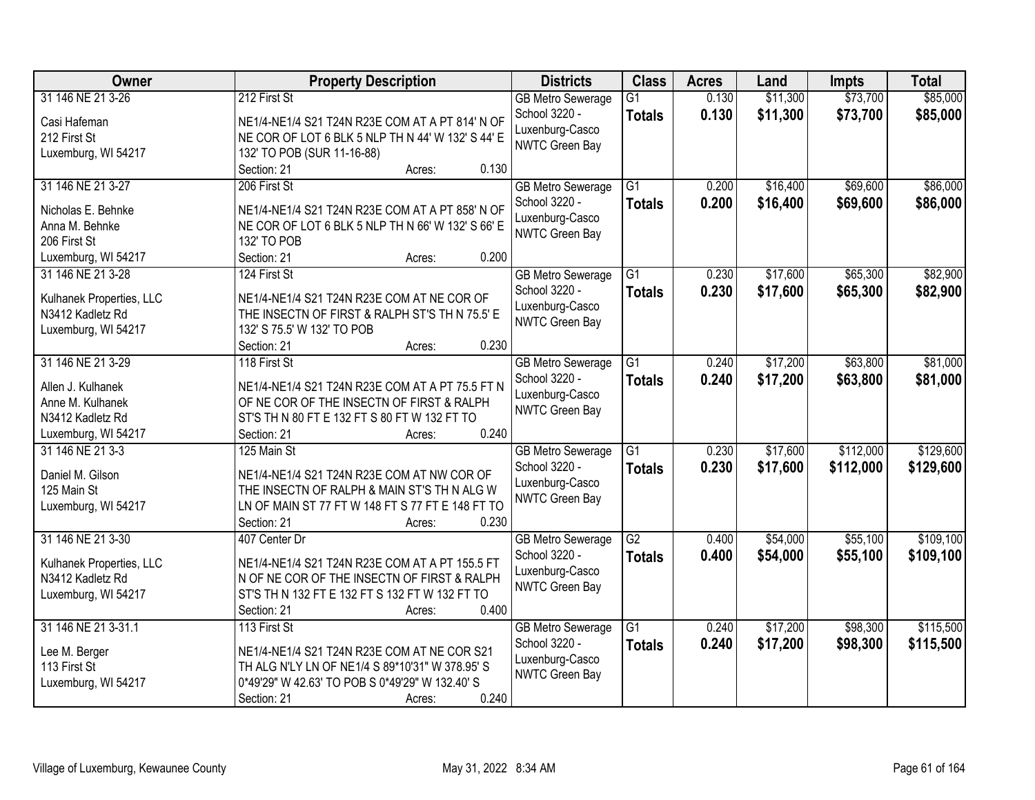| Owner | Property Description | Districts | Class | Acres | Land | Impts | Total |
|---|---|---|---|---|---|---|---|
| 31 146 NE 21 3-26<br><br>Casi Hafeman<br>212 First St<br>Luxemburg, WI 54217 | 212 First St<br><br>NE1/4-NE1/4 S21 T24N R23E COM AT A PT 814' N OF NE COR OF LOT 6 BLK 5 NLP TH N 44' W 132' S 44' E 132' TO POB (SUR 11-16-88)<br>Section: 21 Acres: 0.130 | GB Metro Sewerage<br>School 3220 - Luxenburg-Casco<br>NWTC Green Bay | G1<br>**Totals** | 0.130<br>**0.130** | $11,300<br>**$11,300** | $73,700<br>**$73,700** | $85,000<br>**$85,000** |
| 31 146 NE 21 3-27<br><br>Nicholas E. Behnke<br>Anna M. Behnke<br>206 First St<br>Luxemburg, WI 54217 | 206 First St<br><br>NE1/4-NE1/4 S21 T24N R23E COM AT A PT 858' N OF NE COR OF LOT 6 BLK 5 NLP TH N 66' W 132' S 66' E 132' TO POB<br>Section: 21 Acres: 0.200 | GB Metro Sewerage<br>School 3220 - Luxenburg-Casco<br>NWTC Green Bay | G1<br>**Totals** | 0.200<br>**0.200** | $16,400<br>**$16,400** | $69,600<br>**$69,600** | $86,000<br>**$86,000** |
| 31 146 NE 21 3-28<br><br>Kulhanek Properties, LLC<br>N3412 Kadletz Rd<br>Luxemburg, WI 54217 | 124 First St<br><br>NE1/4-NE1/4 S21 T24N R23E COM AT NE COR OF THE INSECTN OF FIRST & RALPH ST'S TH N 75.5' E 132' S 75.5' W 132' TO POB<br>Section: 21 Acres: 0.230 | GB Metro Sewerage<br>School 3220 - Luxenburg-Casco<br>NWTC Green Bay | G1<br>**Totals** | 0.230<br>**0.230** | $17,600<br>**$17,600** | $65,300<br>**$65,300** | $82,900<br>**$82,900** |
| 31 146 NE 21 3-29<br><br>Allen J. Kulhanek<br>Anne M. Kulhanek<br>N3412 Kadletz Rd<br>Luxemburg, WI 54217 | 118 First St<br><br>NE1/4-NE1/4 S21 T24N R23E COM AT A PT 75.5 FT N OF NE COR OF THE INSECTN OF FIRST & RALPH ST'S TH N 80 FT E 132 FT S 80 FT W 132 FT TO<br>Section: 21 Acres: 0.240 | GB Metro Sewerage<br>School 3220 - Luxenburg-Casco<br>NWTC Green Bay | G1<br>**Totals** | 0.240<br>**0.240** | $17,200<br>**$17,200** | $63,800<br>**$63,800** | $81,000<br>**$81,000** |
| 31 146 NE 21 3-3<br><br>Daniel M. Gilson<br>125 Main St<br>Luxemburg, WI 54217 | 125 Main St<br><br>NE1/4-NE1/4 S21 T24N R23E COM AT NW COR OF THE INSECTN OF RALPH & MAIN ST'S TH N ALG W LN OF MAIN ST 77 FT W 148 FT S 77 FT E 148 FT TO<br>Section: 21 Acres: 0.230 | GB Metro Sewerage<br>School 3220 - Luxenburg-Casco<br>NWTC Green Bay | G1<br>**Totals** | 0.230<br>**0.230** | $17,600<br>**$17,600** | $112,000<br>**$112,000** | $129,600<br>**$129,600** |
| 31 146 NE 21 3-30<br><br>Kulhanek Properties, LLC<br>N3412 Kadletz Rd<br>Luxemburg, WI 54217 | 407 Center Dr<br><br>NE1/4-NE1/4 S21 T24N R23E COM AT A PT 155.5 FT N OF NE COR OF THE INSECTN OF FIRST & RALPH ST'S TH N 132 FT E 132 FT S 132 FT W 132 FT TO<br>Section: 21 Acres: 0.400 | GB Metro Sewerage<br>School 3220 - Luxenburg-Casco<br>NWTC Green Bay | G2<br>**Totals** | 0.400<br>**0.400** | $54,000<br>**$54,000** | $55,100<br>**$55,100** | $109,100<br>**$109,100** |
| 31 146 NE 21 3-31.1<br><br>Lee M. Berger<br>113 First St<br>Luxemburg, WI 54217 | 113 First St<br><br>NE1/4-NE1/4 S21 T24N R23E COM AT NE COR S21 TH ALG N'LY LN OF NE1/4 S 89*10'31" W 378.95' S 0*49'29" W 42.63' TO POB S 0*49'29" W 132.40' S<br>Section: 21 Acres: 0.240 | GB Metro Sewerage<br>School 3220 - Luxenburg-Casco<br>NWTC Green Bay | G1<br>**Totals** | 0.240<br>**0.240** | $17,200<br>**$17,200** | $98,300<br>**$98,300** | $115,500<br>**$115,500** |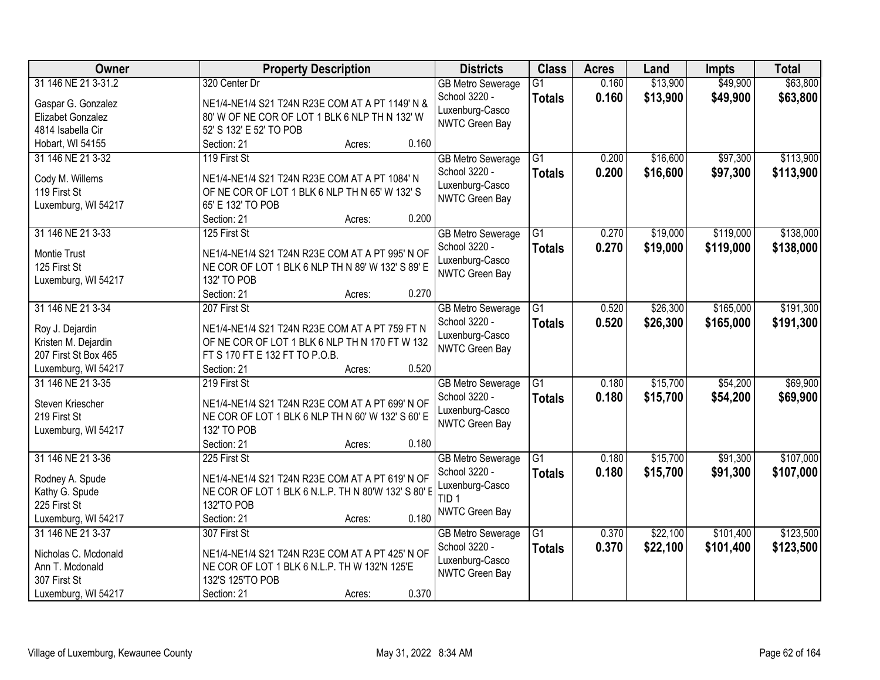| Owner | Property Description | Districts | Class | Acres | Land | Impts | Total |
|---|---|---|---|---|---|---|---|
| 31 146 NE 21 3-31.2<br><br>Gaspar G. Gonzalez<br>Elizabet Gonzalez<br>4814 Isabella Cir<br>Hobart, WI 54155 | 320 Center Dr<br><br>NE1/4-NE1/4 S21 T24N R23E COM AT A PT 1149' N & 80' W OF NE COR OF LOT 1 BLK 6 NLP TH N 132' W 52' S 132' E 52' TO POB<br>Section: 21 Acres: 0.160 | GB Metro Sewerage<br>School 3220 - Luxenburg-Casco<br>NWTC Green Bay | G1<br>**Totals** | 0.160<br>**0.160** | $13,900<br>**$13,900** | $49,900<br>**$49,900** | $63,800<br>**$63,800** |
| 31 146 NE 21 3-32<br><br>Cody M. Willems<br>119 First St<br>Luxemburg, WI 54217 | 119 First St<br><br>NE1/4-NE1/4 S21 T24N R23E COM AT A PT 1084' N OF NE COR OF LOT 1 BLK 6 NLP TH N 65' W 132' S 65' E 132' TO POB<br>Section: 21 Acres: 0.200 | GB Metro Sewerage<br>School 3220 - Luxenburg-Casco<br>NWTC Green Bay | G1<br>**Totals** | 0.200<br>**0.200** | $16,600<br>**$16,600** | $97,300<br>**$97,300** | $113,900<br>**$113,900** |
| 31 146 NE 21 3-33<br><br>Montie Trust<br>125 First St<br>Luxemburg, WI 54217 | 125 First St<br><br>NE1/4-NE1/4 S21 T24N R23E COM AT A PT 995' N OF NE COR OF LOT 1 BLK 6 NLP TH N 89' W 132' S 89' E 132' TO POB<br>Section: 21 Acres: 0.270 | GB Metro Sewerage<br>School 3220 - Luxenburg-Casco<br>NWTC Green Bay | G1<br>**Totals** | 0.270<br>**0.270** | $19,000<br>**$19,000** | $119,000<br>**$119,000** | $138,000<br>**$138,000** |
| 31 146 NE 21 3-34<br><br>Roy J. Dejardin<br>Kristen M. Dejardin<br>207 First St Box 465<br>Luxemburg, WI 54217 | 207 First St<br><br>NE1/4-NE1/4 S21 T24N R23E COM AT A PT 759 FT N OF NE COR OF LOT 1 BLK 6 NLP TH N 170 FT W 132 FT S 170 FT E 132 FT TO P.O.B.<br>Section: 21 Acres: 0.520 | GB Metro Sewerage<br>School 3220 - Luxenburg-Casco<br>NWTC Green Bay | G1<br>**Totals** | 0.520<br>**0.520** | $26,300<br>**$26,300** | $165,000<br>**$165,000** | $191,300<br>**$191,300** |
| 31 146 NE 21 3-35<br><br>Steven Kriescher<br>219 First St<br>Luxemburg, WI 54217 | 219 First St<br><br>NE1/4-NE1/4 S21 T24N R23E COM AT A PT 699' N OF NE COR OF LOT 1 BLK 6 NLP TH N 60' W 132' S 60' E 132' TO POB<br>Section: 21 Acres: 0.180 | GB Metro Sewerage<br>School 3220 - Luxenburg-Casco<br>NWTC Green Bay | G1<br>**Totals** | 0.180<br>**0.180** | $15,700<br>**$15,700** | $54,200<br>**$54,200** | $69,900<br>**$69,900** |
| 31 146 NE 21 3-36<br><br>Rodney A. Spude<br>Kathy G. Spude<br>225 First St<br>Luxemburg, WI 54217 | 225 First St<br><br>NE1/4-NE1/4 S21 T24N R23E COM AT A PT 619' N OF NE COR OF LOT 1 BLK 6 N.L.P. TH N 80'W 132' S 80' E 132'TO POB<br>Section: 21 Acres: 0.180 | GB Metro Sewerage<br>School 3220 - Luxenburg-Casco<br>TID 1<br>NWTC Green Bay | G1<br>**Totals** | 0.180<br>**0.180** | $15,700<br>**$15,700** | $91,300<br>**$91,300** | $107,000<br>**$107,000** |
| 31 146 NE 21 3-37<br><br>Nicholas C. Mcdonald<br>Ann T. Mcdonald<br>307 First St<br>Luxemburg, WI 54217 | 307 First St<br><br>NE1/4-NE1/4 S21 T24N R23E COM AT A PT 425' N OF NE COR OF LOT 1 BLK 6 N.L.P. TH W 132'N 125'E 132'S 125'TO POB<br>Section: 21 Acres: 0.370 | GB Metro Sewerage<br>School 3220 - Luxenburg-Casco<br>NWTC Green Bay | G1<br>**Totals** | 0.370<br>**0.370** | $22,100<br>**$22,100** | $101,400<br>**$101,400** | $123,500<br>**$123,500** |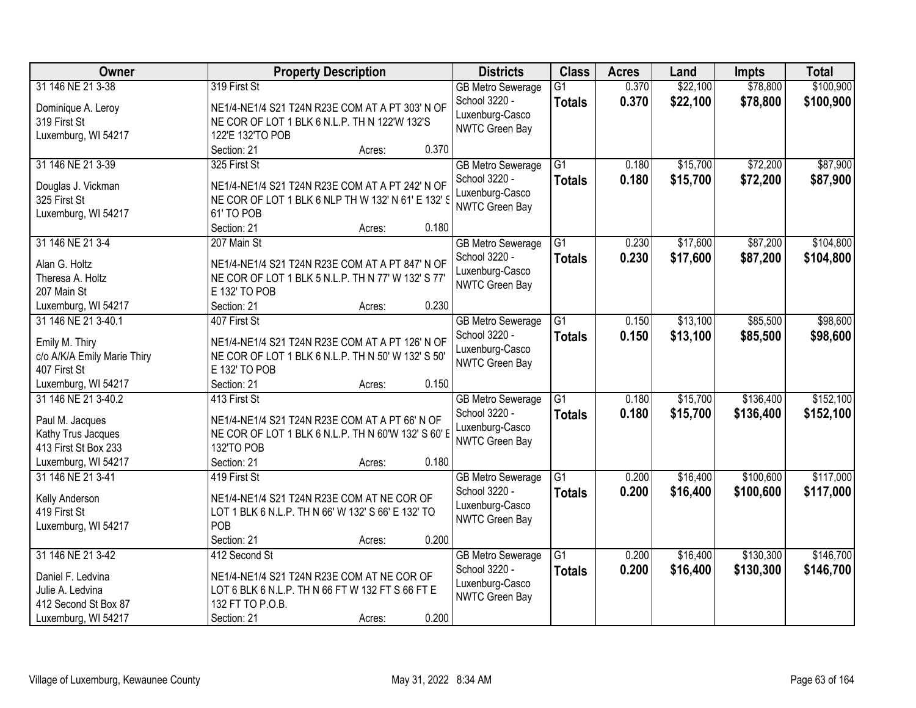| Owner | Property Description | Districts | Class | Acres | Land | Impts | Total |
|---|---|---|---|---|---|---|---|
| 31 146 NE 21 3-38<br><br>Dominique A. Leroy<br>319 First St<br>Luxemburg, WI 54217 | 319 First St<br><br>NE1/4-NE1/4 S21 T24N R23E COM AT A PT 303' N OF NE COR OF LOT 1 BLK 6 N.L.P. TH N 122'W 132'S 122'E 132'TO POB<br>Section: 21 Acres: 0.370 | GB Metro Sewerage<br>School 3220 - Luxenburg-Casco<br>NWTC Green Bay | G1<br>**Totals** | 0.370<br>**0.370** | \$22,100<br>**\$22,100** | \$78,800<br>**\$78,800** | \$100,900<br>**\$100,900** |
| 31 146 NE 21 3-39<br><br>Douglas J. Vickman<br>325 First St<br>Luxemburg, WI 54217 | 325 First St<br><br>NE1/4-NE1/4 S21 T24N R23E COM AT A PT 242' N OF NE COR OF LOT 1 BLK 6 NLP TH W 132' N 61' E 132' S 61' TO POB<br>Section: 21 Acres: 0.180 | GB Metro Sewerage<br>School 3220 - Luxenburg-Casco<br>NWTC Green Bay | G1<br>**Totals** | 0.180<br>**0.180** | \$15,700<br>**\$15,700** | \$72,200<br>**\$72,200** | \$87,900<br>**\$87,900** |
| 31 146 NE 21 3-4<br><br>Alan G. Holtz<br>Theresa A. Holtz<br>207 Main St<br>Luxemburg, WI 54217 | 207 Main St<br><br>NE1/4-NE1/4 S21 T24N R23E COM AT A PT 847' N OF NE COR OF LOT 1 BLK 5 N.L.P. TH N 77' W 132' S 77' E 132' TO POB<br>Section: 21 Acres: 0.230 | GB Metro Sewerage<br>School 3220 - Luxenburg-Casco<br>NWTC Green Bay | G1<br>**Totals** | 0.230<br>**0.230** | \$17,600<br>**\$17,600** | \$87,200<br>**\$87,200** | \$104,800<br>**\$104,800** |
| 31 146 NE 21 3-40.1<br><br>Emily M. Thiry<br>c/o A/K/A Emily Marie Thiry<br>407 First St<br>Luxemburg, WI 54217 | 407 First St<br><br>NE1/4-NE1/4 S21 T24N R23E COM AT A PT 126' N OF NE COR OF LOT 1 BLK 6 N.L.P. TH N 50' W 132' S 50' E 132' TO POB<br>Section: 21 Acres: 0.150 | GB Metro Sewerage<br>School 3220 - Luxenburg-Casco<br>NWTC Green Bay | G1<br>**Totals** | 0.150<br>**0.150** | \$13,100<br>**\$13,100** | \$85,500<br>**\$85,500** | \$98,600<br>**\$98,600** |
| 31 146 NE 21 3-40.2<br><br>Paul M. Jacques<br>Kathy Trus Jacques<br>413 First St Box 233<br>Luxemburg, WI 54217 | 413 First St<br><br>NE1/4-NE1/4 S21 T24N R23E COM AT A PT 66' N OF NE COR OF LOT 1 BLK 6 N.L.P. TH N 60'W 132' S 60' E 132'TO POB<br>Section: 21 Acres: 0.180 | GB Metro Sewerage<br>School 3220 - Luxenburg-Casco<br>NWTC Green Bay | G1<br>**Totals** | 0.180<br>**0.180** | \$15,700<br>**\$15,700** | \$136,400<br>**\$136,400** | \$152,100<br>**\$152,100** |
| 31 146 NE 21 3-41<br><br>Kelly Anderson<br>419 First St<br>Luxemburg, WI 54217 | 419 First St<br><br>NE1/4-NE1/4 S21 T24N R23E COM AT NE COR OF LOT 1 BLK 6 N.L.P. TH N 66' W 132' S 66' E 132' TO POB<br>Section: 21 Acres: 0.200 | GB Metro Sewerage<br>School 3220 - Luxenburg-Casco<br>NWTC Green Bay | G1<br>**Totals** | 0.200<br>**0.200** | \$16,400<br>**\$16,400** | \$100,600<br>**\$100,600** | \$117,000<br>**\$117,000** |
| 31 146 NE 21 3-42<br><br>Daniel F. Ledvina<br>Julie A. Ledvina<br>412 Second St Box 87<br>Luxemburg, WI 54217 | 412 Second St<br><br>NE1/4-NE1/4 S21 T24N R23E COM AT NE COR OF LOT 6 BLK 6 N.L.P. TH N 66 FT W 132 FT S 66 FT E 132 FT TO P.O.B.<br>Section: 21 Acres: 0.200 | GB Metro Sewerage<br>School 3220 - Luxenburg-Casco<br>NWTC Green Bay | G1<br>**Totals** | 0.200<br>**0.200** | \$16,400<br>**\$16,400** | \$130,300<br>**\$130,300** | \$146,700<br>**\$146,700** |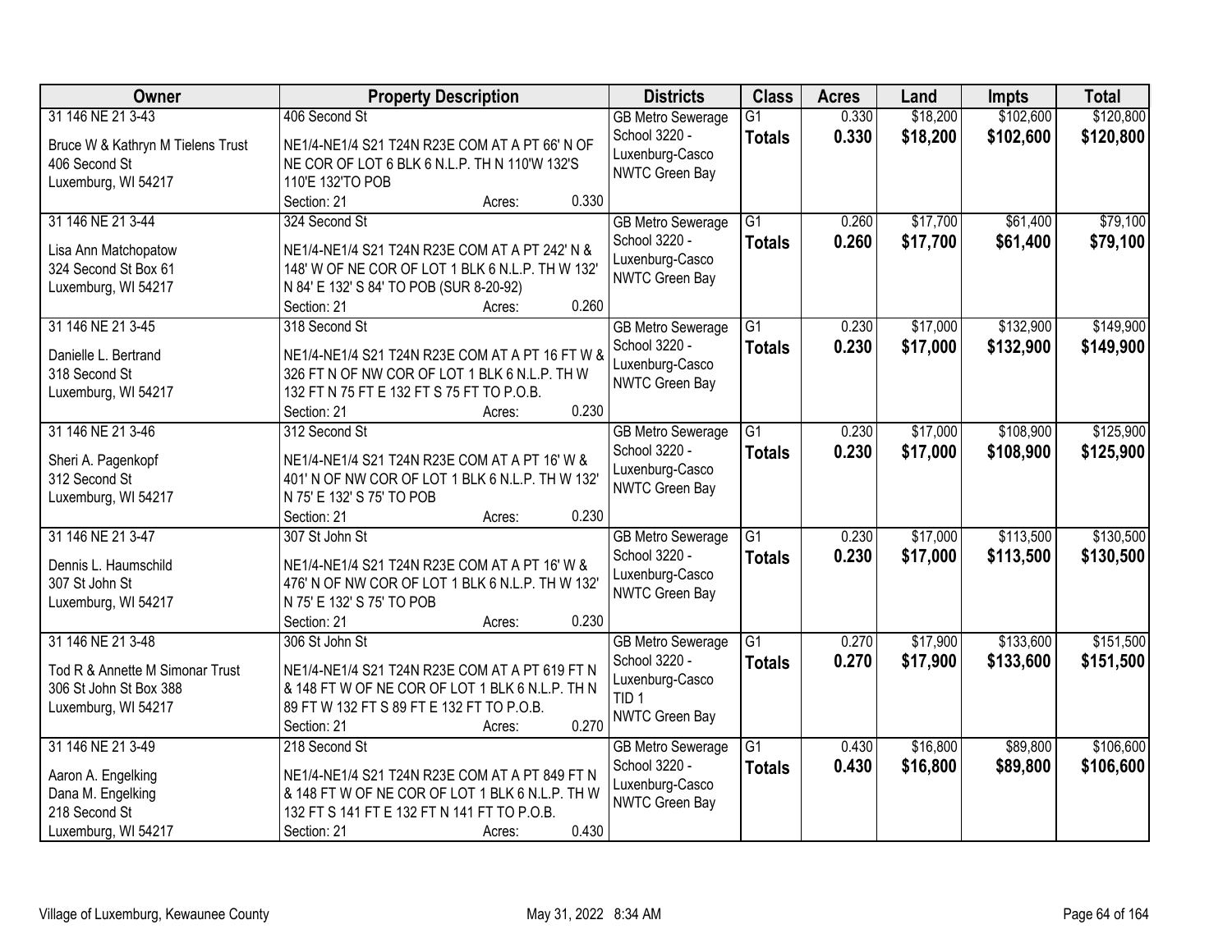| Owner | Property Description | Districts | Class | Acres | Land | Impts | Total |
|---|---|---|---|---|---|---|---|
| 31 146 NE 21 3-43<br>Bruce W & Kathryn M Tielens Trust<br>406 Second St<br>Luxemburg, WI 54217 | 406 Second St<br>NE1/4-NE1/4 S21 T24N R23E COM AT A PT 66' N OF NE COR OF LOT 6 BLK 6 N.L.P. TH N 110'W 132'S 110'E 132'TO POB<br>Section: 21 Acres: 0.330 | GB Metro Sewerage<br>School 3220 - Luxenburg-Casco<br>NWTC Green Bay | G1<br>**Totals** | 0.330<br>**0.330** | $18,200<br>**$18,200** | $102,600<br>**$102,600** | $120,800<br>**$120,800** |
| 31 146 NE 21 3-44<br>Lisa Ann Matchopatow<br>324 Second St Box 61<br>Luxemburg, WI 54217 | 324 Second St<br>NE1/4-NE1/4 S21 T24N R23E COM AT A PT 242' N & 148' W OF NE COR OF LOT 1 BLK 6 N.L.P. TH W 132' N 84' E 132' S 84' TO POB (SUR 8-20-92)<br>Section: 21 Acres: 0.260 | GB Metro Sewerage<br>School 3220 - Luxenburg-Casco<br>NWTC Green Bay | G1<br>**Totals** | 0.260<br>**0.260** | $17,700<br>**$17,700** | $61,400<br>**$61,400** | $79,100<br>**$79,100** |
| 31 146 NE 21 3-45<br>Danielle L. Bertrand<br>318 Second St<br>Luxemburg, WI 54217 | 318 Second St<br>NE1/4-NE1/4 S21 T24N R23E COM AT A PT 16 FT W & 326 FT N OF NW COR OF LOT 1 BLK 6 N.L.P. TH W 132 FT N 75 FT E 132 FT S 75 FT TO P.O.B.<br>Section: 21 Acres: 0.230 | GB Metro Sewerage<br>School 3220 - Luxenburg-Casco<br>NWTC Green Bay | G1<br>**Totals** | 0.230<br>**0.230** | $17,000<br>**$17,000** | $132,900<br>**$132,900** | $149,900<br>**$149,900** |
| 31 146 NE 21 3-46<br>Sheri A. Pagenkopf<br>312 Second St<br>Luxemburg, WI 54217 | 312 Second St<br>NE1/4-NE1/4 S21 T24N R23E COM AT A PT 16' W & 401' N OF NW COR OF LOT 1 BLK 6 N.L.P. TH W 132' N 75' E 132' S 75' TO POB<br>Section: 21 Acres: 0.230 | GB Metro Sewerage<br>School 3220 - Luxenburg-Casco<br>NWTC Green Bay | G1<br>**Totals** | 0.230<br>**0.230** | $17,000<br>**$17,000** | $108,900<br>**$108,900** | $125,900<br>**$125,900** |
| 31 146 NE 21 3-47<br>Dennis L. Haumschild<br>307 St John St<br>Luxemburg, WI 54217 | 307 St John St<br>NE1/4-NE1/4 S21 T24N R23E COM AT A PT 16' W & 476' N OF NW COR OF LOT 1 BLK 6 N.L.P. TH W 132' N 75' E 132' S 75' TO POB<br>Section: 21 Acres: 0.230 | GB Metro Sewerage<br>School 3220 - Luxenburg-Casco<br>NWTC Green Bay | G1<br>**Totals** | 0.230<br>**0.230** | $17,000<br>**$17,000** | $113,500<br>**$113,500** | $130,500<br>**$130,500** |
| 31 146 NE 21 3-48<br>Tod R & Annette M Simonar Trust<br>306 St John St Box 388<br>Luxemburg, WI 54217 | 306 St John St<br>NE1/4-NE1/4 S21 T24N R23E COM AT A PT 619 FT N & 148 FT W OF NE COR OF LOT 1 BLK 6 N.L.P. TH N 89 FT W 132 FT S 89 FT E 132 FT TO P.O.B.<br>Section: 21 Acres: 0.270 | GB Metro Sewerage<br>School 3220 - Luxenburg-Casco<br>TID 1<br>NWTC Green Bay | G1<br>**Totals** | 0.270<br>**0.270** | $17,900<br>**$17,900** | $133,600<br>**$133,600** | $151,500<br>**$151,500** |
| 31 146 NE 21 3-49<br>Aaron A. Engelking<br>Dana M. Engelking<br>218 Second St<br>Luxemburg, WI 54217 | 218 Second St<br>NE1/4-NE1/4 S21 T24N R23E COM AT A PT 849 FT N & 148 FT W OF NE COR OF LOT 1 BLK 6 N.L.P. TH W 132 FT S 141 FT E 132 FT N 141 FT TO P.O.B.<br>Section: 21 Acres: 0.430 | GB Metro Sewerage<br>School 3220 - Luxenburg-Casco<br>NWTC Green Bay | G1<br>**Totals** | 0.430<br>**0.430** | $16,800<br>**$16,800** | $89,800<br>**$89,800** | $106,600<br>**$106,600** |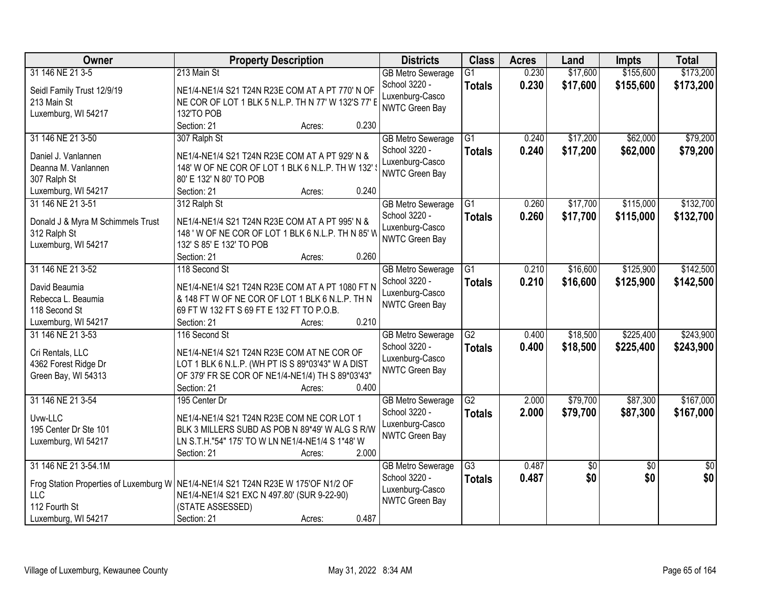| Owner | Property Description | Districts | Class | Acres | Land | Impts | Total |
|---|---|---|---|---|---|---|---|
| 31 146 NE 21 3-5<br><br>Seidl Family Trust 12/9/19<br>213 Main St<br>Luxemburg, WI 54217 | 213 Main St<br><br>NE1/4-NE1/4 S21 T24N R23E COM AT A PT 770' N OF NE COR OF LOT 1 BLK 5 N.L.P. TH N 77' W 132'S 77' E 132'TO POB<br>Section: 21 Acres: 0.230 | GB Metro Sewerage<br>School 3220 - Luxenburg-Casco<br>NWTC Green Bay | G1<br>**Totals** | 0.230<br>**0.230** | $17,600<br>**$17,600** | $155,600<br>**$155,600** | $173,200<br>**$173,200** |
| 31 146 NE 21 3-50<br><br>Daniel J. Vanlannen<br>Deanna M. Vanlannen<br>307 Ralph St<br>Luxemburg, WI 54217 | 307 Ralph St<br><br>NE1/4-NE1/4 S21 T24N R23E COM AT A PT 929' N & 148' W OF NE COR OF LOT 1 BLK 6 N.L.P. TH W 132' S 80' E 132' N 80' TO POB<br>Section: 21 Acres: 0.240 | GB Metro Sewerage<br>School 3220 - Luxenburg-Casco<br>NWTC Green Bay | G1<br>**Totals** | 0.240<br>**0.240** | $17,200<br>**$17,200** | $62,000<br>**$62,000** | $79,200<br>**$79,200** |
| 31 146 NE 21 3-51<br><br>Donald J & Myra M Schimmels Trust<br>312 Ralph St<br>Luxemburg, WI 54217 | 312 Ralph St<br><br>NE1/4-NE1/4 S21 T24N R23E COM AT A PT 995' N & 148 ' W OF NE COR OF LOT 1 BLK 6 N.L.P. TH N 85' W 132' S 85' E 132' TO POB<br>Section: 21 Acres: 0.260 | GB Metro Sewerage<br>School 3220 - Luxenburg-Casco<br>NWTC Green Bay | G1<br>**Totals** | 0.260<br>**0.260** | $17,700<br>**$17,700** | $115,000<br>**$115,000** | $132,700<br>**$132,700** |
| 31 146 NE 21 3-52<br><br>David Beaumia<br>Rebecca L. Beaumia<br>118 Second St<br>Luxemburg, WI 54217 | 118 Second St<br><br>NE1/4-NE1/4 S21 T24N R23E COM AT A PT 1080 FT N & 148 FT W OF NE COR OF LOT 1 BLK 6 N.L.P. TH N 69 FT W 132 FT S 69 FT E 132 FT TO P.O.B.<br>Section: 21 Acres: 0.210 | GB Metro Sewerage<br>School 3220 - Luxenburg-Casco<br>NWTC Green Bay | G1<br>**Totals** | 0.210<br>**0.210** | $16,600<br>**$16,600** | $125,900<br>**$125,900** | $142,500<br>**$142,500** |
| 31 146 NE 21 3-53<br><br>Cri Rentals, LLC<br>4362 Forest Ridge Dr<br>Green Bay, WI 54313 | 116 Second St<br><br>NE1/4-NE1/4 S21 T24N R23E COM AT NE COR OF LOT 1 BLK 6 N.L.P. (WH PT IS S 89*03'43" W A DIST OF 379' FR SE COR OF NE1/4-NE1/4) TH S 89*03'43"<br>Section: 21 Acres: 0.400 | GB Metro Sewerage<br>School 3220 - Luxenburg-Casco<br>NWTC Green Bay | G2<br>**Totals** | 0.400<br>**0.400** | $18,500<br>**$18,500** | $225,400<br>**$225,400** | $243,900<br>**$243,900** |
| 31 146 NE 21 3-54<br><br>Uvw-LLC<br>195 Center Dr Ste 101<br>Luxemburg, WI 54217 | 195 Center Dr<br><br>NE1/4-NE1/4 S21 T24N R23E COM NE COR LOT 1 BLK 3 MILLERS SUBD AS POB N 89*49' W ALG S R/W LN S.T.H."54" 175' TO W LN NE1/4-NE1/4 S 1*48' W<br>Section: 21 Acres: 2.000 | GB Metro Sewerage<br>School 3220 - Luxenburg-Casco<br>NWTC Green Bay | G2<br>**Totals** | 2.000<br>**2.000** | $79,700<br>**$79,700** | $87,300<br>**$87,300** | $167,000<br>**$167,000** |
| 31 146 NE 21 3-54.1M<br><br>Frog Station Properties of Luxemburg W LLC<br>112 Fourth St<br>Luxemburg, WI 54217 | NE1/4-NE1/4 S21 T24N R23E W 175'OF N1/2 OF NE1/4-NE1/4 S21 EXC N 497.80' (SUR 9-22-90) (STATE ASSESSED)<br>Section: 21 Acres: 0.487 | GB Metro Sewerage<br>School 3220 - Luxenburg-Casco<br>NWTC Green Bay | G3<br>**Totals** | 0.487<br>**0.487** | $0<br>**$0** | $0<br>**$0** | $0<br>**$0** |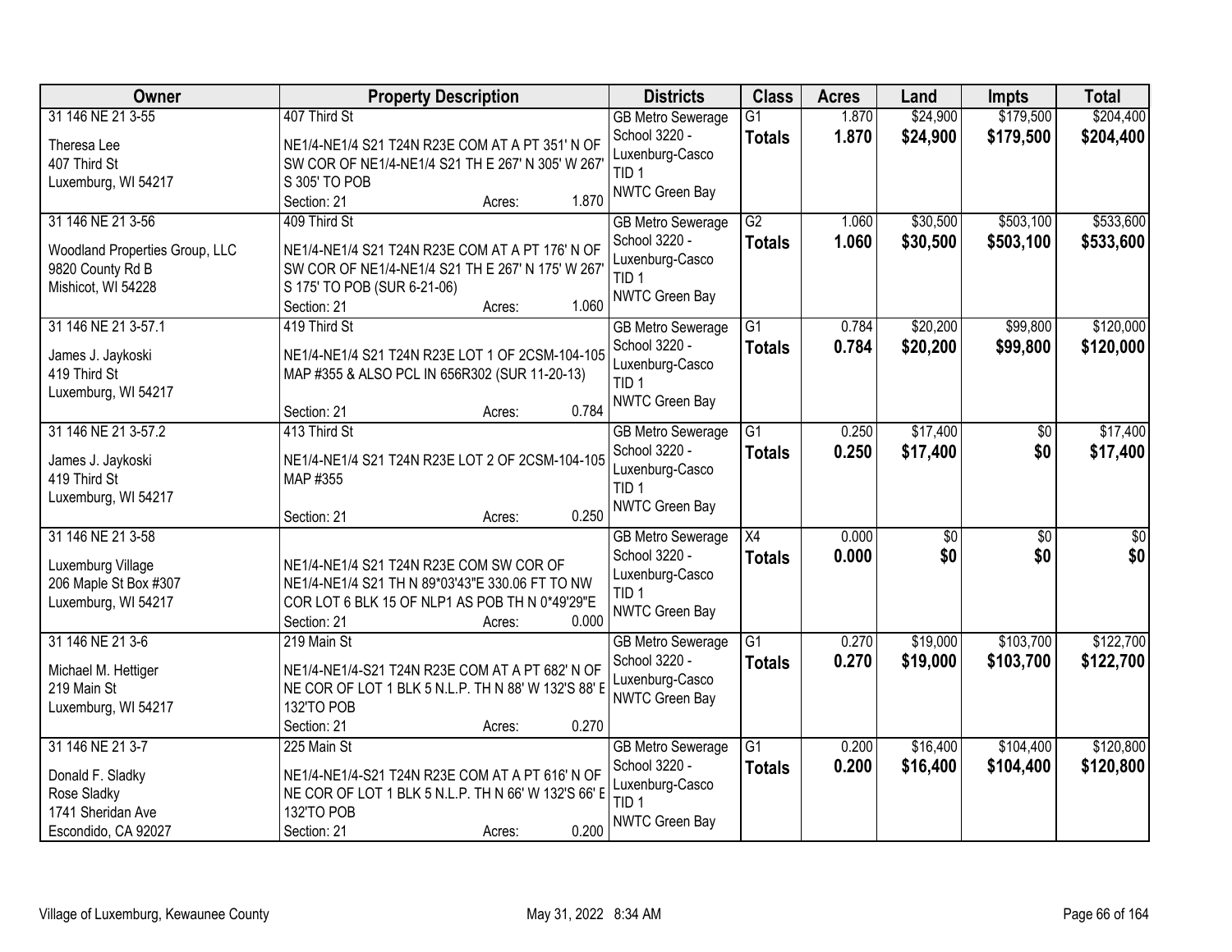| Owner | Property Description | Districts | Class | Acres | Land | Impts | Total |
|---|---|---|---|---|---|---|---|
| 31 146 NE 21 3-55<br><br>Theresa Lee<br>407 Third St<br>Luxemburg, WI 54217 | 407 Third St<br><br>NE1/4-NE1/4 S21 T24N R23E COM AT A PT 351' N OF SW COR OF NE1/4-NE1/4 S21 TH E 267' N 305' W 267' S 305' TO POB<br>Section: 21 Acres: 1.870 | GB Metro Sewerage<br>School 3220 - Luxenburg-Casco<br>TID 1<br>NWTC Green Bay | G1<br>**Totals** | 1.870<br>**1.870** | $24,900<br>**$24,900** | $179,500<br>**$179,500** | $204,400<br>**$204,400** |
| 31 146 NE 21 3-56<br><br>Woodland Properties Group, LLC<br>9820 County Rd B<br>Mishicot, WI 54228 | 409 Third St<br><br>NE1/4-NE1/4 S21 T24N R23E COM AT A PT 176' N OF SW COR OF NE1/4-NE1/4 S21 TH E 267' N 175' W 267' S 175' TO POB (SUR 6-21-06)<br>Section: 21 Acres: 1.060 | GB Metro Sewerage<br>School 3220 - Luxenburg-Casco<br>TID 1<br>NWTC Green Bay | G2<br>**Totals** | 1.060<br>**1.060** | $30,500<br>**$30,500** | $503,100<br>**$503,100** | $533,600<br>**$533,600** |
| 31 146 NE 21 3-57.1<br><br>James J. Jaykoski<br>419 Third St<br>Luxemburg, WI 54217 | 419 Third St<br><br>NE1/4-NE1/4 S21 T24N R23E LOT 1 OF 2CSM-104-105 MAP #355 & ALSO PCL IN 656R302 (SUR 11-20-13)<br>Section: 21 Acres: 0.784 | GB Metro Sewerage<br>School 3220 - Luxenburg-Casco<br>TID 1<br>NWTC Green Bay | G1<br>**Totals** | 0.784<br>**0.784** | $20,200<br>**$20,200** | $99,800<br>**$99,800** | $120,000<br>**$120,000** |
| 31 146 NE 21 3-57.2<br><br>James J. Jaykoski<br>419 Third St<br>Luxemburg, WI 54217 | 413 Third St<br><br>NE1/4-NE1/4 S21 T24N R23E LOT 2 OF 2CSM-104-105 MAP #355<br>Section: 21 Acres: 0.250 | GB Metro Sewerage<br>School 3220 - Luxenburg-Casco<br>TID 1<br>NWTC Green Bay | G1<br>**Totals** | 0.250<br>**0.250** | $17,400<br>**$17,400** | $0<br>**$0** | $17,400<br>**$17,400** |
| 31 146 NE 21 3-58<br><br>Luxemburg Village<br>206 Maple St Box #307<br>Luxemburg, WI 54217 | NE1/4-NE1/4 S21 T24N R23E COM SW COR OF NE1/4-NE1/4 S21 TH N 89*03'43"E 330.06 FT TO NW COR LOT 6 BLK 15 OF NLP1 AS POB TH N 0*49'29"E<br>Section: 21 Acres: 0.000 | GB Metro Sewerage<br>School 3220 - Luxenburg-Casco<br>TID 1<br>NWTC Green Bay | X4<br>**Totals** | 0.000<br>**0.000** | $0<br>**$0** | $0<br>**$0** | $0<br>**$0** |
| 31 146 NE 21 3-6<br><br>Michael M. Hettiger<br>219 Main St<br>Luxemburg, WI 54217 | 219 Main St<br><br>NE1/4-NE1/4-S21 T24N R23E COM AT A PT 682' N OF NE COR OF LOT 1 BLK 5 N.L.P. TH N 88' W 132'S 88' E 132'TO POB<br>Section: 21 Acres: 0.270 | GB Metro Sewerage<br>School 3220 - Luxenburg-Casco<br>NWTC Green Bay | G1<br>**Totals** | 0.270<br>**0.270** | $19,000<br>**$19,000** | $103,700<br>**$103,700** | $122,700<br>**$122,700** |
| 31 146 NE 21 3-7<br><br>Donald F. Sladky<br>Rose Sladky<br>1741 Sheridan Ave<br>Escondido, CA 92027 | 225 Main St<br><br>NE1/4-NE1/4-S21 T24N R23E COM AT A PT 616' N OF NE COR OF LOT 1 BLK 5 N.L.P. TH N 66' W 132'S 66' E 132'TO POB<br>Section: 21 Acres: 0.200 | GB Metro Sewerage<br>School 3220 - Luxenburg-Casco<br>TID 1<br>NWTC Green Bay | G1<br>**Totals** | 0.200<br>**0.200** | $16,400<br>**$16,400** | $104,400<br>**$104,400** | $120,800<br>**$120,800** |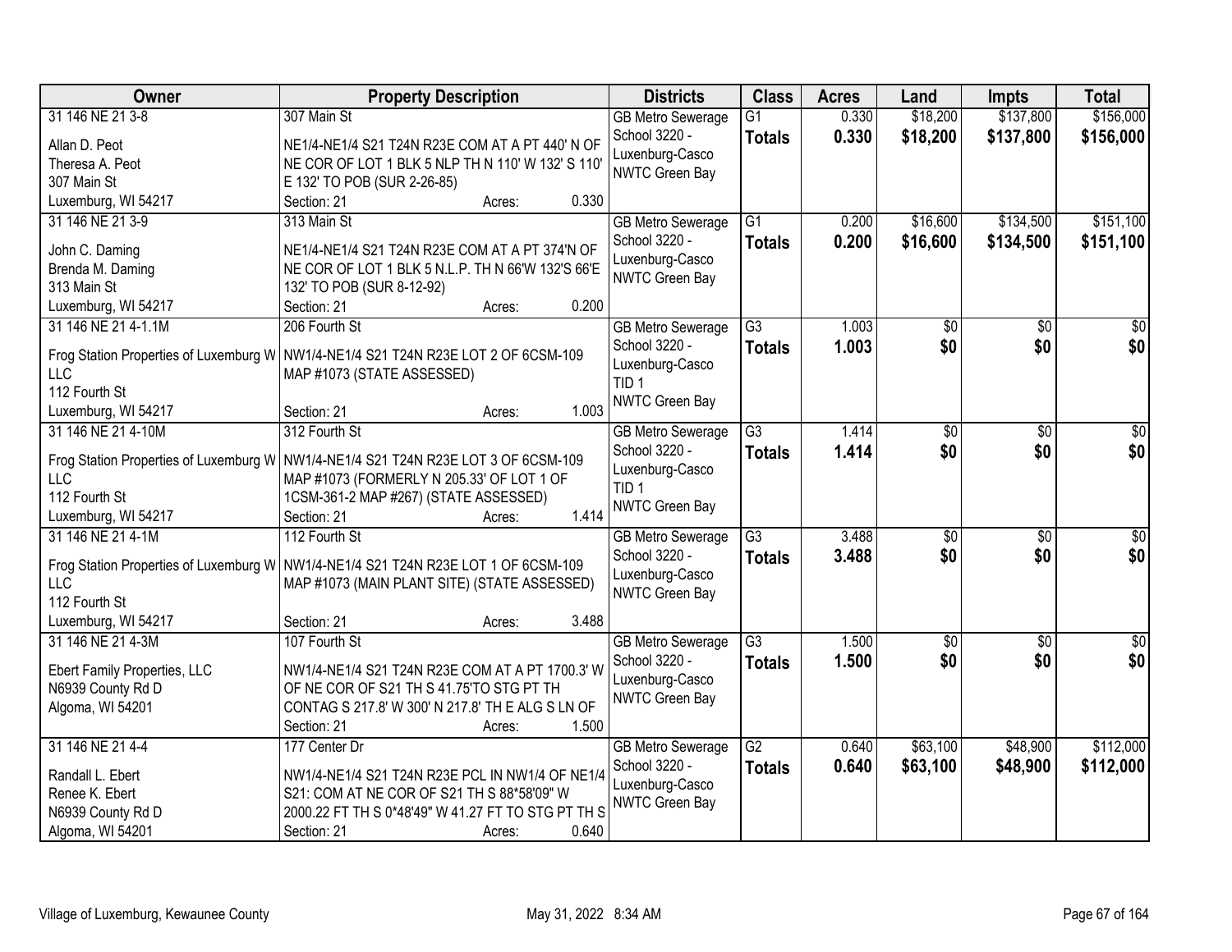| Owner | Property Description | Districts | Class | Acres | Land | Impts | Total |
|---|---|---|---|---|---|---|---|
| 31 146 NE 21 3-8<br><br>Allan D. Peot<br>Theresa A. Peot<br>307 Main St<br>Luxemburg, WI 54217 | 307 Main St<br><br>NE1/4-NE1/4 S21 T24N R23E COM AT A PT 440' N OF NE COR OF LOT 1 BLK 5 NLP TH N 110' W 132' S 110' E 132' TO POB (SUR 2-26-85)<br>Section: 21 Acres: 0.330 | GB Metro Sewerage<br>School 3220 - Luxenburg-Casco<br>NWTC Green Bay | G1<br>**Totals** | 0.330<br>**0.330** | $18,200<br>**$18,200** | $137,800<br>**$137,800** | $156,000<br>**$156,000** |
| 31 146 NE 21 3-9<br><br>John C. Daming<br>Brenda M. Daming<br>313 Main St<br>Luxemburg, WI 54217 | 313 Main St<br><br>NE1/4-NE1/4 S21 T24N R23E COM AT A PT 374'N OF NE COR OF LOT 1 BLK 5 N.L.P. TH N 66'W 132'S 66'E 132' TO POB (SUR 8-12-92)<br>Section: 21 Acres: 0.200 | GB Metro Sewerage<br>School 3220 - Luxenburg-Casco<br>NWTC Green Bay | G1<br>**Totals** | 0.200<br>**0.200** | $16,600<br>**$16,600** | $134,500<br>**$134,500** | $151,100<br>**$151,100** |
| 31 146 NE 21 4-1.1M<br><br>Frog Station Properties of Luxemburg W LLC<br>112 Fourth St<br>Luxemburg, WI 54217 | 206 Fourth St<br><br>NW1/4-NE1/4 S21 T24N R23E LOT 2 OF 6CSM-109 MAP #1073 (STATE ASSESSED)<br>Section: 21 Acres: 1.003 | GB Metro Sewerage<br>School 3220 - Luxenburg-Casco<br>TID 1<br>NWTC Green Bay | G3<br>**Totals** | 1.003<br>**1.003** | $0<br>**$0** | $0<br>**$0** | $0<br>**$0** |
| 31 146 NE 21 4-10M<br><br>Frog Station Properties of Luxemburg W LLC<br>112 Fourth St<br>Luxemburg, WI 54217 | 312 Fourth St<br><br>NW1/4-NE1/4 S21 T24N R23E LOT 3 OF 6CSM-109 MAP #1073 (FORMERLY N 205.33' OF LOT 1 OF 1CSM-361-2 MAP #267) (STATE ASSESSED)<br>Section: 21 Acres: 1.414 | GB Metro Sewerage<br>School 3220 - Luxenburg-Casco<br>TID 1<br>NWTC Green Bay | G3<br>**Totals** | 1.414<br>**1.414** | $0<br>**$0** | $0<br>**$0** | $0<br>**$0** |
| 31 146 NE 21 4-1M<br><br>Frog Station Properties of Luxemburg W LLC<br>112 Fourth St<br>Luxemburg, WI 54217 | 112 Fourth St<br><br>NW1/4-NE1/4 S21 T24N R23E LOT 1 OF 6CSM-109 MAP #1073 (MAIN PLANT SITE) (STATE ASSESSED)<br>Section: 21 Acres: 3.488 | GB Metro Sewerage<br>School 3220 - Luxenburg-Casco<br>NWTC Green Bay | G3<br>**Totals** | 3.488<br>**3.488** | $0<br>**$0** | $0<br>**$0** | $0<br>**$0** |
| 31 146 NE 21 4-3M<br><br>Ebert Family Properties, LLC<br>N6939 County Rd D<br>Algoma, WI 54201 | 107 Fourth St<br><br>NW1/4-NE1/4 S21 T24N R23E COM AT A PT 1700.3' W OF NE COR OF S21 TH S 41.75'TO STG PT TH CONTAG S 217.8' W 300' N 217.8' TH E ALG S LN OF<br>Section: 21 Acres: 1.500 | GB Metro Sewerage<br>School 3220 - Luxenburg-Casco<br>NWTC Green Bay | G3<br>**Totals** | 1.500<br>**1.500** | $0<br>**$0** | $0<br>**$0** | $0<br>**$0** |
| 31 146 NE 21 4-4<br><br>Randall L. Ebert<br>Renee K. Ebert<br>N6939 County Rd D<br>Algoma, WI 54201 | 177 Center Dr<br><br>NW1/4-NE1/4 S21 T24N R23E PCL IN NW1/4 OF NE1/4 S21: COM AT NE COR OF S21 TH S 88*58'09" W 2000.22 FT TH S 0*48'49" W 41.27 FT TO STG PT TH S<br>Section: 21 Acres: 0.640 | GB Metro Sewerage<br>School 3220 - Luxenburg-Casco<br>NWTC Green Bay | G2<br>**Totals** | 0.640<br>**0.640** | $63,100<br>**$63,100** | $48,900<br>**$48,900** | $112,000<br>**$112,000** |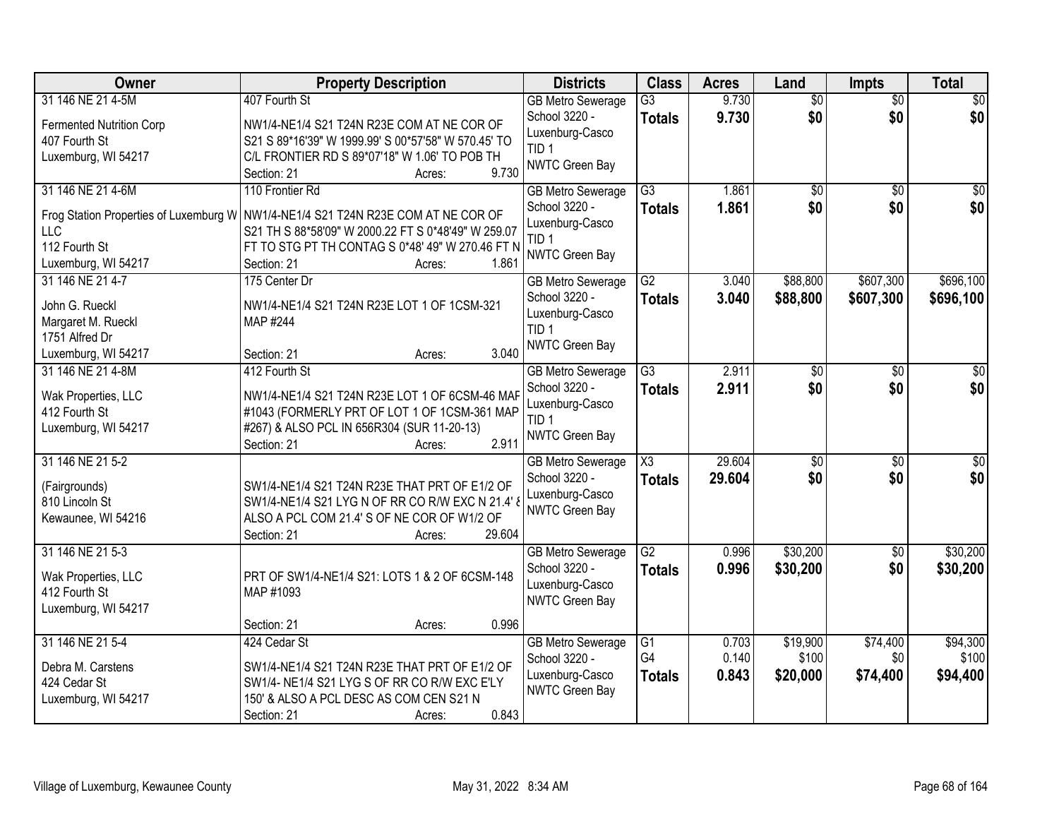| Owner | Property Description | Districts | Class | Acres | Land | Impts | Total |
|---|---|---|---|---|---|---|---|
| 31 146 NE 21 4-5M<br>Fermented Nutrition Corp<br>407 Fourth St<br>Luxemburg, WI 54217 | 407 Fourth St<br>NW1/4-NE1/4 S21 T24N R23E COM AT NE COR OF S21 S 89*16'39" W 1999.99' S 00*57'58" W 570.45' TO C/L FRONTIER RD S 89*07'18" W 1.06' TO POB TH<br>Section: 21 Acres: 9.730 | GB Metro Sewerage<br>School 3220 - Luxenburg-Casco<br>TID 1<br>NWTC Green Bay | G3<br>**Totals** | 9.730<br>**9.730** | $0<br>**$0** | $0<br>**$0** | $0<br>**$0** |
| 31 146 NE 21 4-6M<br>Frog Station Properties of Luxemburg W LLC<br>112 Fourth St<br>Luxemburg, WI 54217 | 110 Frontier Rd<br>NW1/4-NE1/4 S21 T24N R23E COM AT NE COR OF S21 TH S 88*58'09" W 2000.22 FT S 0*48'49" W 259.07 FT TO STG PT TH CONTAG S 0*48' 49" W 270.46 FT N<br>Section: 21 Acres: 1.861 | GB Metro Sewerage<br>School 3220 - Luxenburg-Casco<br>TID 1<br>NWTC Green Bay | G3<br>**Totals** | 1.861<br>**1.861** | $0<br>**$0** | $0<br>**$0** | $0<br>**$0** |
| 31 146 NE 21 4-7<br>John G. Rueckl<br>Margaret M. Rueckl<br>1751 Alfred Dr<br>Luxemburg, WI 54217 | 175 Center Dr<br>NW1/4-NE1/4 S21 T24N R23E LOT 1 OF 1CSM-321 MAP #244<br>Section: 21 Acres: 3.040 | GB Metro Sewerage<br>School 3220 - Luxenburg-Casco<br>TID 1<br>NWTC Green Bay | G2<br>**Totals** | 3.040<br>**3.040** | $88,800<br>**$88,800** | $607,300<br>**$607,300** | $696,100<br>**$696,100** |
| 31 146 NE 21 4-8M<br>Wak Properties, LLC<br>412 Fourth St<br>Luxemburg, WI 54217 | 412 Fourth St<br>NW1/4-NE1/4 S21 T24N R23E LOT 1 OF 6CSM-46 MAP #1043 (FORMERLY PRT OF LOT 1 OF 1CSM-361 MAP #267) & ALSO PCL IN 656R304 (SUR 11-20-13)<br>Section: 21 Acres: 2.911 | GB Metro Sewerage<br>School 3220 - Luxenburg-Casco<br>TID 1<br>NWTC Green Bay | G3<br>**Totals** | 2.911<br>**2.911** | $0<br>**$0** | $0<br>**$0** | $0<br>**$0** |
| 31 146 NE 21 5-2<br>(Fairgrounds)<br>810 Lincoln St<br>Kewaunee, WI 54216 | SW1/4-NE1/4 S21 T24N R23E THAT PRT OF E1/2 OF SW1/4-NE1/4 S21 LYG N OF RR CO R/W EXC N 21.4' & ALSO A PCL COM 21.4' S OF NE COR OF W1/2 OF<br>Section: 21 Acres: 29.604 | GB Metro Sewerage<br>School 3220 - Luxenburg-Casco<br>NWTC Green Bay | X3<br>**Totals** | 29.604<br>**29.604** | $0<br>**$0** | $0<br>**$0** | $0<br>**$0** |
| 31 146 NE 21 5-3<br>Wak Properties, LLC<br>412 Fourth St<br>Luxemburg, WI 54217 | PRT OF SW1/4-NE1/4 S21: LOTS 1 & 2 OF 6CSM-148 MAP #1093<br>Section: 21 Acres: 0.996 | GB Metro Sewerage<br>School 3220 - Luxenburg-Casco<br>NWTC Green Bay | G2<br>**Totals** | 0.996<br>**0.996** | $30,200<br>**$30,200** | $0<br>**$0** | $30,200<br>**$30,200** |
| 31 146 NE 21 5-4<br>Debra M. Carstens<br>424 Cedar St<br>Luxemburg, WI 54217 | 424 Cedar St<br>SW1/4-NE1/4 S21 T24N R23E THAT PRT OF E1/2 OF SW1/4- NE1/4 S21 LYG S OF RR CO R/W EXC E'LY 150' & ALSO A PCL DESC AS COM CEN S21 N<br>Section: 21 Acres: 0.843 | GB Metro Sewerage<br>School 3220 - Luxenburg-Casco<br>NWTC Green Bay | G1<br>G4<br>**Totals** | 0.703<br>0.140<br>**0.843** | $19,900<br>$100<br>**$20,000** | $74,400<br>$0<br>**$74,400** | $94,300<br>$100<br>**$94,400** |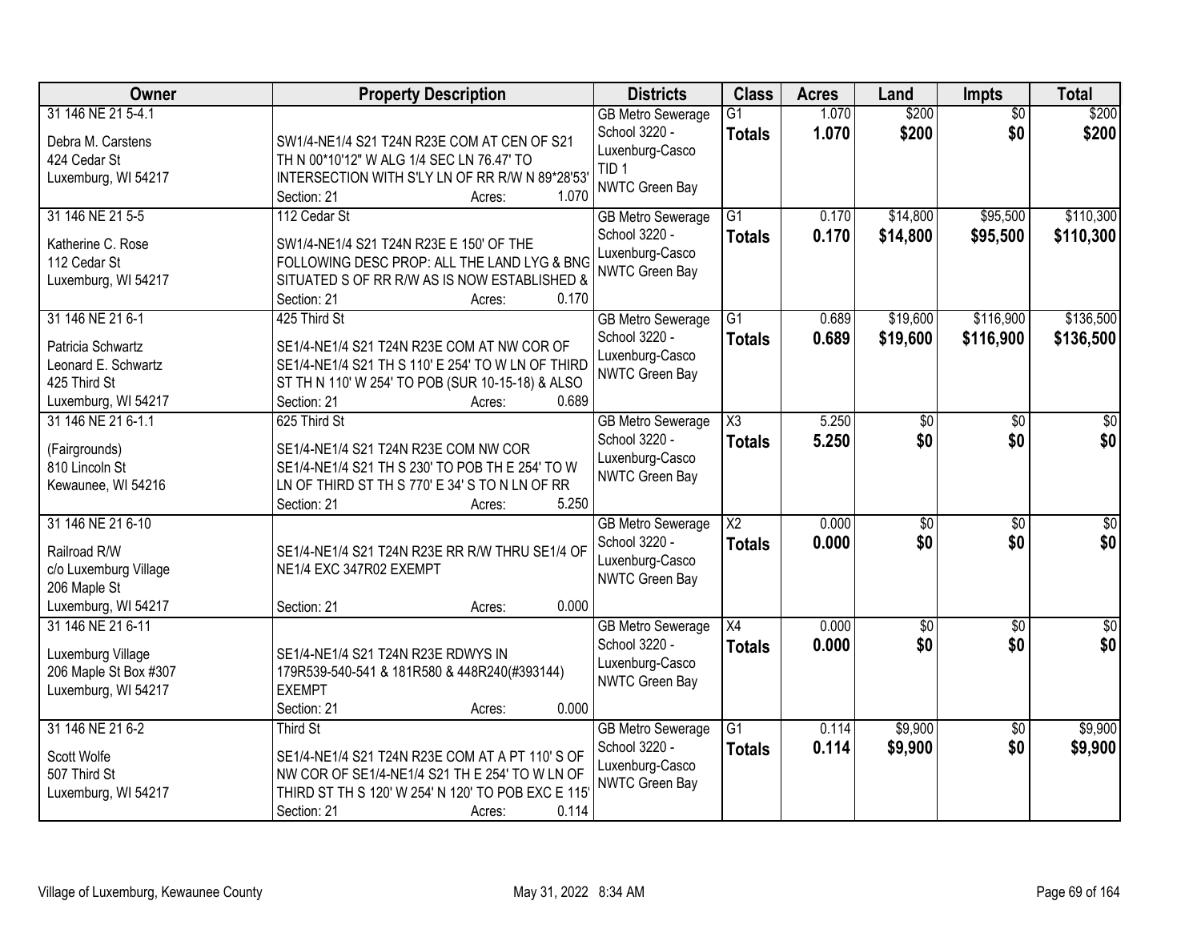| Owner | Property Description | Districts | Class | Acres | Land | Impts | Total |
|---|---|---|---|---|---|---|---|
| 31 146 NE 21 5-4.1<br><br>Debra M. Carstens<br>424 Cedar St<br>Luxenburg, WI 54217 | SW1/4-NE1/4 S21 T24N R23E COM AT CEN OF S21 TH N 00*10'12" W ALG 1/4 SEC LN 76.47' TO INTERSECTION WITH S'LY LN OF RR R/W N 89*28'53'<br>Section: 21 Acres: 1.070 | GB Metro Sewerage<br>School 3220 - Luxenburg-Casco<br>TID 1<br>NWTC Green Bay | G1<br>**Totals** | 1.070<br>**1.070** | $200<br>**$200** | $0<br>**$0** | $200<br>**$200** |
| 31 146 NE 21 5-5<br><br>Katherine C. Rose<br>112 Cedar St<br>Luxenburg, WI 54217 | 112 Cedar St<br>SW1/4-NE1/4 S21 T24N R23E E 150' OF THE FOLLOWING DESC PROP: ALL THE LAND LYG & BNG SITUATED S OF RR R/W AS IS NOW ESTABLISHED &<br>Section: 21 Acres: 0.170 | GB Metro Sewerage<br>School 3220 - Luxenburg-Casco<br>NWTC Green Bay | G1<br>**Totals** | 0.170<br>**0.170** | $14,800<br>**$14,800** | $95,500<br>**$95,500** | $110,300<br>**$110,300** |
| 31 146 NE 21 6-1<br><br>Patricia Schwartz<br>Leonard E. Schwartz<br>425 Third St<br>Luxenburg, WI 54217 | 425 Third St<br>SE1/4-NE1/4 S21 T24N R23E COM AT NW COR OF SE1/4-NE1/4 S21 TH S 110' E 254' TO W LN OF THIRD ST TH N 110' W 254' TO POB (SUR 10-15-18) & ALSO<br>Section: 21 Acres: 0.689 | GB Metro Sewerage<br>School 3220 - Luxenburg-Casco<br>NWTC Green Bay | G1<br>**Totals** | 0.689<br>**0.689** | $19,600<br>**$19,600** | $116,900<br>**$116,900** | $136,500<br>**$136,500** |
| 31 146 NE 21 6-1.1<br><br>(Fairgrounds)<br>810 Lincoln St<br>Kewaunee, WI 54216 | 625 Third St<br>SE1/4-NE1/4 S21 T24N R23E COM NW COR SE1/4-NE1/4 S21 TH S 230' TO POB TH E 254' TO W LN OF THIRD ST TH S 770' E 34' S TO N LN OF RR<br>Section: 21 Acres: 5.250 | GB Metro Sewerage<br>School 3220 - Luxenburg-Casco<br>NWTC Green Bay | X3<br>**Totals** | 5.250<br>**5.250** | $0<br>**$0** | $0<br>**$0** | $0<br>**$0** |
| 31 146 NE 21 6-10<br><br>Railroad R/W<br>c/o Luxemburg Village<br>206 Maple St<br>Luxenburg, WI 54217 | SE1/4-NE1/4 S21 T24N R23E RR R/W THRU SE1/4 OF NE1/4 EXC 347R02 EXEMPT<br>Section: 21 Acres: 0.000 | GB Metro Sewerage<br>School 3220 - Luxenburg-Casco<br>NWTC Green Bay | X2<br>**Totals** | 0.000<br>**0.000** | $0<br>**$0** | $0<br>**$0** | $0<br>**$0** |
| 31 146 NE 21 6-11<br><br>Luxemburg Village<br>206 Maple St Box #307<br>Luxenburg, WI 54217 | SE1/4-NE1/4 S21 T24N R23E RDWYS IN 179R539-540-541 & 181R580 & 448R240(#393144) EXEMPT<br>Section: 21 Acres: 0.000 | GB Metro Sewerage<br>School 3220 - Luxenburg-Casco<br>NWTC Green Bay | X4<br>**Totals** | 0.000<br>**0.000** | $0<br>**$0** | $0<br>**$0** | $0<br>**$0** |
| 31 146 NE 21 6-2<br><br>Scott Wolfe<br>507 Third St<br>Luxenburg, WI 54217 | Third St<br>SE1/4-NE1/4 S21 T24N R23E COM AT A PT 110' S OF NW COR OF SE1/4-NE1/4 S21 TH E 254' TO W LN OF THIRD ST TH S 120' W 254' N 120' TO POB EXC E 115'<br>Section: 21 Acres: 0.114 | GB Metro Sewerage<br>School 3220 - Luxenburg-Casco<br>NWTC Green Bay | G1<br>**Totals** | 0.114<br>**0.114** | $9,900<br>**$9,900** | $0<br>**$0** | $9,900<br>**$9,900** |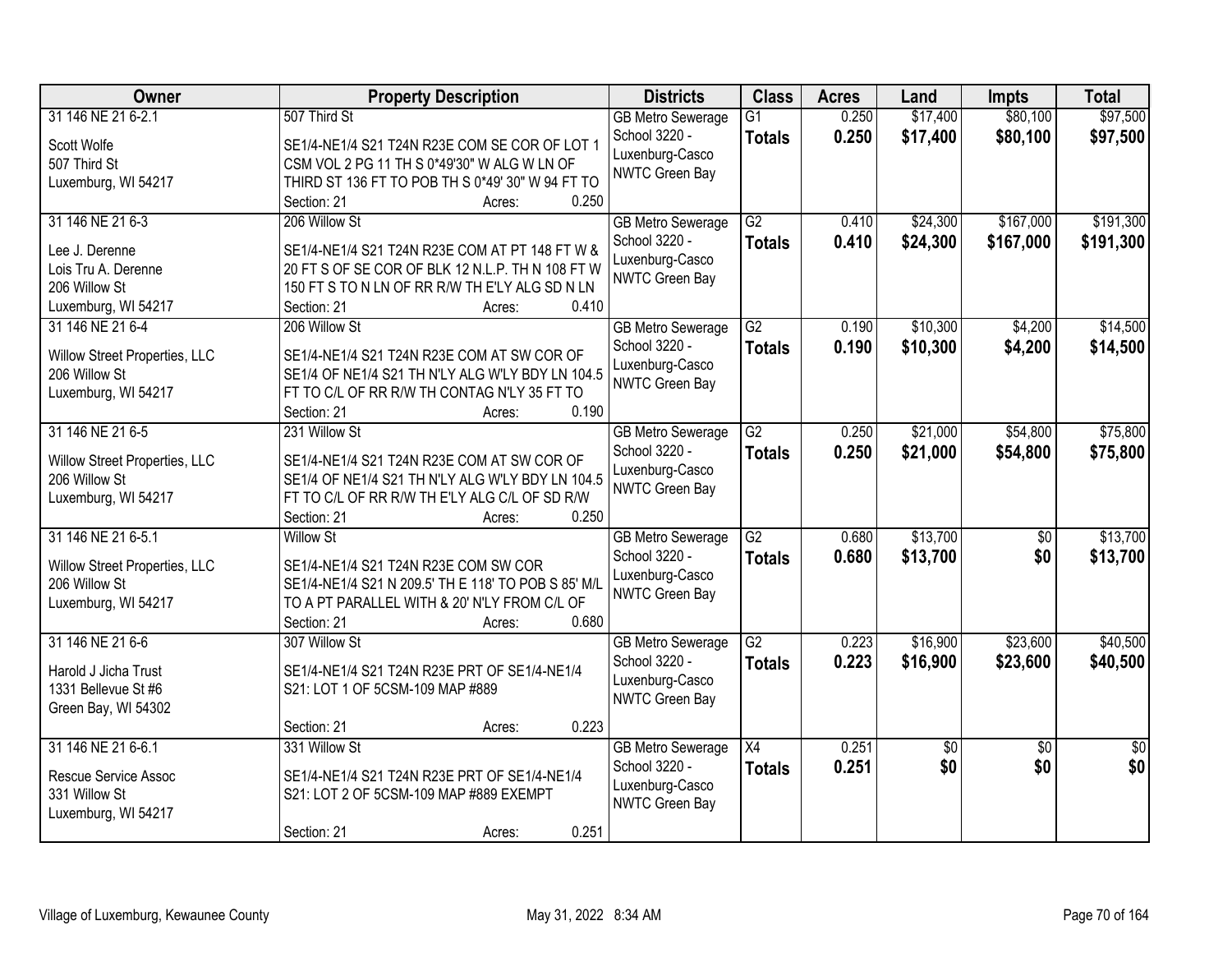| Owner | Property Description | Districts | Class | Acres | Land | Impts | Total |
|---|---|---|---|---|---|---|---|
| 31 146 NE 21 6-2.1<br><br>Scott Wolfe<br>507 Third St<br>Luxemburg, WI 54217 | 507 Third St<br><br>SE1/4-NE1/4 S21 T24N R23E COM SE COR OF LOT 1 CSM VOL 2 PG 11 TH S 0*49'30" W ALG W LN OF THIRD ST 136 FT TO POB TH S 0*49' 30" W 94 FT TO<br>Section: 21 Acres: 0.250 | GB Metro Sewerage<br>School 3220 - Luxenburg-Casco<br>NWTC Green Bay | G1<br>**Totals** | 0.250<br>**0.250** | $17,400<br>**$17,400** | $80,100<br>**$80,100** | $97,500<br>**$97,500** |
| 31 146 NE 21 6-3<br><br>Lee J. Derenne<br>Lois Tru A. Derenne<br>206 Willow St<br>Luxemburg, WI 54217 | 206 Willow St<br><br>SE1/4-NE1/4 S21 T24N R23E COM AT PT 148 FT W & 20 FT S OF SE COR OF BLK 12 N.L.P. TH N 108 FT W 150 FT S TO N LN OF RR R/W TH E'LY ALG SD N LN<br>Section: 21 Acres: 0.410 | GB Metro Sewerage<br>School 3220 - Luxenburg-Casco<br>NWTC Green Bay | G2<br>**Totals** | 0.410<br>**0.410** | $24,300<br>**$24,300** | $167,000<br>**$167,000** | $191,300<br>**$191,300** |
| 31 146 NE 21 6-4<br><br>Willow Street Properties, LLC<br>206 Willow St<br>Luxemburg, WI 54217 | 206 Willow St<br><br>SE1/4-NE1/4 S21 T24N R23E COM AT SW COR OF SE1/4 OF NE1/4 S21 TH N'LY ALG W'LY BDY LN 104.5 FT TO C/L OF RR R/W TH CONTAG N'LY 35 FT TO<br>Section: 21 Acres: 0.190 | GB Metro Sewerage<br>School 3220 - Luxenburg-Casco<br>NWTC Green Bay | G2<br>**Totals** | 0.190<br>**0.190** | $10,300<br>**$10,300** | $4,200<br>**$4,200** | $14,500<br>**$14,500** |
| 31 146 NE 21 6-5<br><br>Willow Street Properties, LLC<br>206 Willow St<br>Luxemburg, WI 54217 | 231 Willow St<br><br>SE1/4-NE1/4 S21 T24N R23E COM AT SW COR OF SE1/4 OF NE1/4 S21 TH N'LY ALG W'LY BDY LN 104.5 FT TO C/L OF RR R/W TH E'LY ALG C/L OF SD R/W<br>Section: 21 Acres: 0.250 | GB Metro Sewerage<br>School 3220 - Luxenburg-Casco<br>NWTC Green Bay | G2<br>**Totals** | 0.250<br>**0.250** | $21,000<br>**$21,000** | $54,800<br>**$54,800** | $75,800<br>**$75,800** |
| 31 146 NE 21 6-5.1<br><br>Willow Street Properties, LLC<br>206 Willow St<br>Luxemburg, WI 54217 | Willow St<br><br>SE1/4-NE1/4 S21 T24N R23E COM SW COR SE1/4-NE1/4 S21 N 209.5' TH E 118' TO POB S 85' M/L TO A PT PARALLEL WITH & 20' N'LY FROM C/L OF<br>Section: 21 Acres: 0.680 | GB Metro Sewerage<br>School 3220 - Luxenburg-Casco<br>NWTC Green Bay | G2<br>**Totals** | 0.680<br>**0.680** | $13,700<br>**$13,700** | $0<br>**$0** | $13,700<br>**$13,700** |
| 31 146 NE 21 6-6<br><br>Harold J Jicha Trust<br>1331 Bellevue St #6<br>Green Bay, WI 54302 | 307 Willow St<br><br>SE1/4-NE1/4 S21 T24N R23E PRT OF SE1/4-NE1/4 S21: LOT 1 OF 5CSM-109 MAP #889<br><br>Section: 21 Acres: 0.223 | GB Metro Sewerage<br>School 3220 - Luxenburg-Casco<br>NWTC Green Bay | G2<br>**Totals** | 0.223<br>**0.223** | $16,900<br>**$16,900** | $23,600<br>**$23,600** | $40,500<br>**$40,500** |
| 31 146 NE 21 6-6.1<br><br>Rescue Service Assoc<br>331 Willow St<br>Luxemburg, WI 54217 | 331 Willow St<br><br>SE1/4-NE1/4 S21 T24N R23E PRT OF SE1/4-NE1/4 S21: LOT 2 OF 5CSM-109 MAP #889 EXEMPT<br><br>Section: 21 Acres: 0.251 | GB Metro Sewerage<br>School 3220 - Luxenburg-Casco<br>NWTC Green Bay | X4<br>**Totals** | 0.251<br>**0.251** | $0<br>**$0** | $0<br>**$0** | $0<br>**$0** |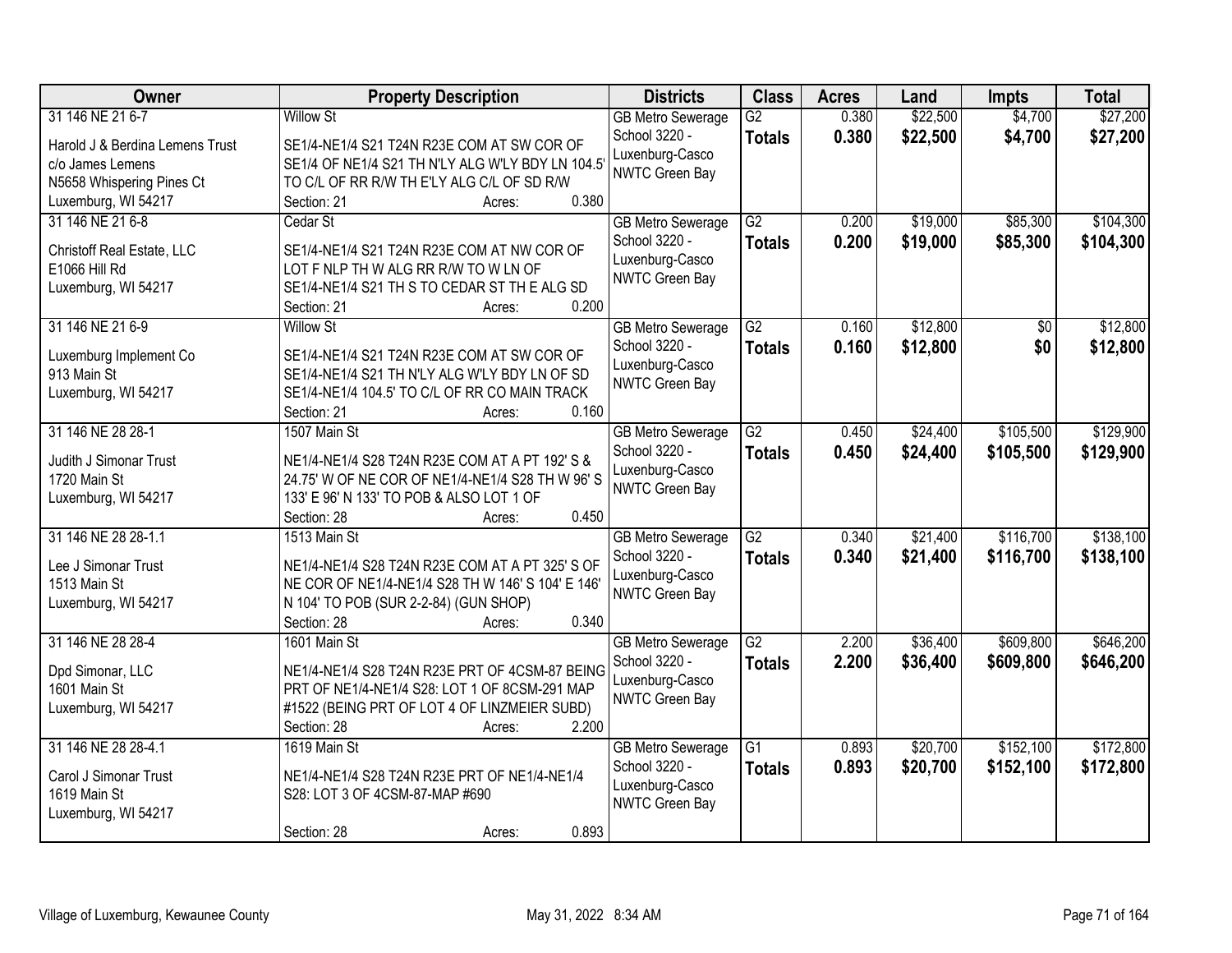| Owner | Property Description | Districts | Class | Acres | Land | Impts | Total |
|---|---|---|---|---|---|---|---|
| 31 146 NE 21 6-7<br><br>Harold J & Berdina Lemens Trust<br>c/o James Lemens<br>N5658 Whispering Pines Ct<br>Luxemburg, WI 54217 | Willow St<br><br>SE1/4-NE1/4 S21 T24N R23E COM AT SW COR OF SE1/4 OF NE1/4 S21 TH N'LY ALG W'LY BDY LN 104.5' TO C/L OF RR R/W TH E'LY ALG C/L OF SD R/W<br>Section: 21 Acres: 0.380 | GB Metro Sewerage<br>School 3220 - Luxenburg-Casco<br>NWTC Green Bay | G2<br>**Totals** | 0.380<br>**0.380** | $22,500<br>**$22,500** | $4,700<br>**$4,700** | $27,200<br>**$27,200** |
| 31 146 NE 21 6-8<br><br>Christoff Real Estate, LLC<br>E1066 Hill Rd<br>Luxemburg, WI 54217 | Cedar St<br><br>SE1/4-NE1/4 S21 T24N R23E COM AT NW COR OF LOT F NLP TH W ALG RR R/W TO W LN OF SE1/4-NE1/4 S21 TH S TO CEDAR ST TH E ALG SD<br>Section: 21 Acres: 0.200 | GB Metro Sewerage<br>School 3220 - Luxenburg-Casco<br>NWTC Green Bay | G2<br>**Totals** | 0.200<br>**0.200** | $19,000<br>**$19,000** | $85,300<br>**$85,300** | $104,300<br>**$104,300** |
| 31 146 NE 21 6-9<br><br>Luxemburg Implement Co<br>913 Main St<br>Luxemburg, WI 54217 | Willow St<br><br>SE1/4-NE1/4 S21 T24N R23E COM AT SW COR OF SE1/4-NE1/4 S21 TH N'LY ALG W'LY BDY LN OF SD SE1/4-NE1/4 104.5' TO C/L OF RR CO MAIN TRACK<br>Section: 21 Acres: 0.160 | GB Metro Sewerage<br>School 3220 - Luxenburg-Casco<br>NWTC Green Bay | G2<br>**Totals** | 0.160<br>**0.160** | $12,800<br>**$12,800** | $0<br>**$0** | $12,800<br>**$12,800** |
| 31 146 NE 28 28-1<br><br>Judith J Simonar Trust<br>1720 Main St<br>Luxemburg, WI 54217 | 1507 Main St<br><br>NE1/4-NE1/4 S28 T24N R23E COM AT A PT 192' S & 24.75' W OF NE COR OF NE1/4-NE1/4 S28 TH W 96' S 133' E 96' N 133' TO POB & ALSO LOT 1 OF<br>Section: 28 Acres: 0.450 | GB Metro Sewerage<br>School 3220 - Luxenburg-Casco<br>NWTC Green Bay | G2<br>**Totals** | 0.450<br>**0.450** | $24,400<br>**$24,400** | $105,500<br>**$105,500** | $129,900<br>**$129,900** |
| 31 146 NE 28 28-1.1<br><br>Lee J Simonar Trust<br>1513 Main St<br>Luxemburg, WI 54217 | 1513 Main St<br><br>NE1/4-NE1/4 S28 T24N R23E COM AT A PT 325' S OF NE COR OF NE1/4-NE1/4 S28 TH W 146' S 104' E 146' N 104' TO POB (SUR 2-2-84) (GUN SHOP)<br>Section: 28 Acres: 0.340 | GB Metro Sewerage<br>School 3220 - Luxenburg-Casco<br>NWTC Green Bay | G2<br>**Totals** | 0.340<br>**0.340** | $21,400<br>**$21,400** | $116,700<br>**$116,700** | $138,100<br>**$138,100** |
| 31 146 NE 28 28-4<br><br>Dpd Simonar, LLC<br>1601 Main St<br>Luxemburg, WI 54217 | 1601 Main St<br><br>NE1/4-NE1/4 S28 T24N R23E PRT OF 4CSM-87 BEING PRT OF NE1/4-NE1/4 S28: LOT 1 OF 8CSM-291 MAP #1522 (BEING PRT OF LOT 4 OF LINZMEIER SUBD)<br>Section: 28 Acres: 2.200 | GB Metro Sewerage<br>School 3220 - Luxenburg-Casco<br>NWTC Green Bay | G2<br>**Totals** | 2.200<br>**2.200** | $36,400<br>**$36,400** | $609,800<br>**$609,800** | $646,200<br>**$646,200** |
| 31 146 NE 28 28-4.1<br><br>Carol J Simonar Trust<br>1619 Main St<br>Luxemburg, WI 54217 | 1619 Main St<br><br>NE1/4-NE1/4 S28 T24N R23E PRT OF NE1/4-NE1/4 S28: LOT 3 OF 4CSM-87-MAP #690<br><br>Section: 28 Acres: 0.893 | GB Metro Sewerage<br>School 3220 - Luxenburg-Casco<br>NWTC Green Bay | G1<br>**Totals** | 0.893<br>**0.893** | $20,700<br>**$20,700** | $152,100<br>**$152,100** | $172,800<br>**$172,800** |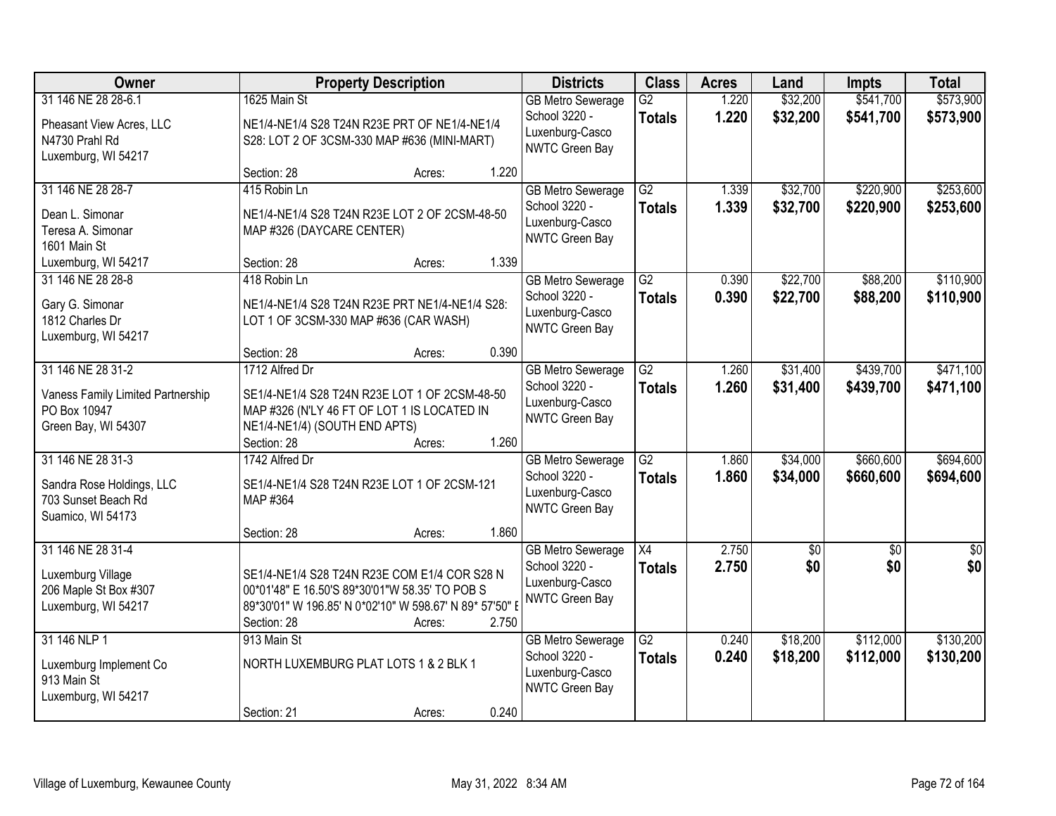| Owner | Property Description | Districts | Class | Acres | Land | Impts | Total |
|---|---|---|---|---|---|---|---|
| 31 146 NE 28 28-6.1<br><br>Pheasant View Acres, LLC<br>N4730 Prahl Rd<br>Luxemburg, WI 54217 | 1625 Main St<br><br>NE1/4-NE1/4 S28 T24N R23E PRT OF NE1/4-NE1/4 S28: LOT 2 OF 3CSM-330 MAP #636 (MINI-MART)<br><br>Section: 28 Acres: 1.220 | GB Metro Sewerage<br>School 3220 - Luxenburg-Casco<br>NWTC Green Bay | G2<br>**Totals** | 1.220<br>**1.220** | $32,200<br>**$32,200** | $541,700<br>**$541,700** | $573,900<br>**$573,900** |
| 31 146 NE 28 28-7<br><br>Dean L. Simonar<br>Teresa A. Simonar<br>1601 Main St<br>Luxemburg, WI 54217 | 415 Robin Ln<br><br>NE1/4-NE1/4 S28 T24N R23E LOT 2 OF 2CSM-48-50 MAP #326 (DAYCARE CENTER)<br><br>Section: 28 Acres: 1.339 | GB Metro Sewerage<br>School 3220 - Luxenburg-Casco<br>NWTC Green Bay | G2<br>**Totals** | 1.339<br>**1.339** | $32,700<br>**$32,700** | $220,900<br>**$220,900** | $253,600<br>**$253,600** |
| 31 146 NE 28 28-8<br><br>Gary G. Simonar<br>1812 Charles Dr<br>Luxemburg, WI 54217 | 418 Robin Ln<br><br>NE1/4-NE1/4 S28 T24N R23E PRT NE1/4-NE1/4 S28: LOT 1 OF 3CSM-330 MAP #636 (CAR WASH)<br><br>Section: 28 Acres: 0.390 | GB Metro Sewerage<br>School 3220 - Luxenburg-Casco<br>NWTC Green Bay | G2<br>**Totals** | 0.390<br>**0.390** | $22,700<br>**$22,700** | $88,200<br>**$88,200** | $110,900<br>**$110,900** |
| 31 146 NE 28 31-2<br><br>Vaness Family Limited Partnership<br>PO Box 10947<br>Green Bay, WI 54307 | 1712 Alfred Dr<br><br>SE1/4-NE1/4 S28 T24N R23E LOT 1 OF 2CSM-48-50 MAP #326 (N'LY 46 FT OF LOT 1 IS LOCATED IN NE1/4-NE1/4) (SOUTH END APTS)<br>Section: 28 Acres: 1.260 | GB Metro Sewerage<br>School 3220 - Luxenburg-Casco<br>NWTC Green Bay | G2<br>**Totals** | 1.260<br>**1.260** | $31,400<br>**$31,400** | $439,700<br>**$439,700** | $471,100<br>**$471,100** |
| 31 146 NE 28 31-3<br><br>Sandra Rose Holdings, LLC<br>703 Sunset Beach Rd<br>Suamico, WI 54173 | 1742 Alfred Dr<br><br>SE1/4-NE1/4 S28 T24N R23E LOT 1 OF 2CSM-121 MAP #364<br><br>Section: 28 Acres: 1.860 | GB Metro Sewerage<br>School 3220 - Luxenburg-Casco<br>NWTC Green Bay | G2<br>**Totals** | 1.860<br>**1.860** | $34,000<br>**$34,000** | $660,600<br>**$660,600** | $694,600<br>**$694,600** |
| 31 146 NE 28 31-4<br><br>Luxemburg Village<br>206 Maple St Box #307<br>Luxemburg, WI 54217 | SE1/4-NE1/4 S28 T24N R23E COM E1/4 COR S28 N 00*01'48" E 16.50'S 89*30'01"W 58.35' TO POB S 89*30'01" W 196.85' N 0*02'10" W 598.67' N 89* 57'50" E<br>Section: 28 Acres: 2.750 | GB Metro Sewerage<br>School 3220 - Luxenburg-Casco<br>NWTC Green Bay | X4<br>**Totals** | 2.750<br>**2.750** | $0<br>**$0** | $0<br>**$0** | $0<br>**$0** |
| 31 146 NLP 1<br><br>Luxemburg Implement Co<br>913 Main St<br>Luxemburg, WI 54217 | 913 Main St<br><br>NORTH LUXEMBURG PLAT LOTS 1 & 2 BLK 1<br><br>Section: 21 Acres: 0.240 | GB Metro Sewerage<br>School 3220 - Luxenburg-Casco<br>NWTC Green Bay | G2<br>**Totals** | 0.240<br>**0.240** | $18,200<br>**$18,200** | $112,000<br>**$112,000** | $130,200<br>**$130,200** |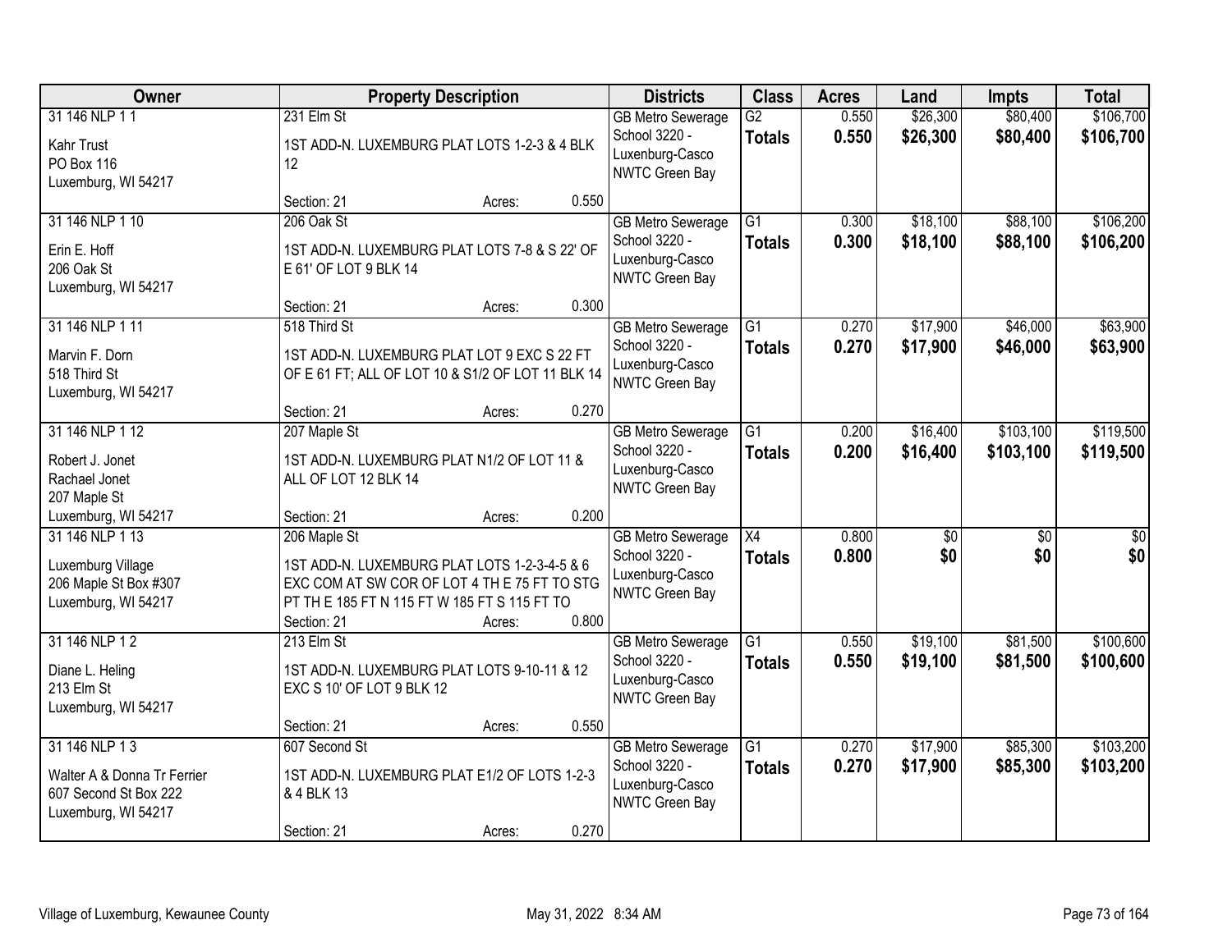| Owner | Property Description | Districts | Class | Acres | Land | Impts | Total |
|---|---|---|---|---|---|---|---|
| 31 146 NLP 1 1<br>Kahr Trust<br>PO Box 116<br>Luxemburg, WI 54217 | 231 Elm St<br>1ST ADD-N. LUXEMBURG PLAT LOTS 1-2-3 & 4 BLK 12<br>Section: 21 Acres: 0.550 | GB Metro Sewerage<br>School 3220 - Luxenburg-Casco<br>NWTC Green Bay | G2<br>**Totals** | 0.550<br>**0.550** | $26,300<br>**$26,300** | $80,400<br>**$80,400** | $106,700<br>**$106,700** |
| 31 146 NLP 1 10<br>Erin E. Hoff<br>206 Oak St<br>Luxemburg, WI 54217 | 206 Oak St<br>1ST ADD-N. LUXEMBURG PLAT LOTS 7-8 & S 22' OF E 61' OF LOT 9 BLK 14<br>Section: 21 Acres: 0.300 | GB Metro Sewerage<br>School 3220 - Luxenburg-Casco<br>NWTC Green Bay | G1<br>**Totals** | 0.300<br>**0.300** | $18,100<br>**$18,100** | $88,100<br>**$88,100** | $106,200<br>**$106,200** |
| 31 146 NLP 1 11<br>Marvin F. Dorn<br>518 Third St<br>Luxemburg, WI 54217 | 518 Third St<br>1ST ADD-N. LUXEMBURG PLAT LOT 9 EXC S 22 FT OF E 61 FT; ALL OF LOT 10 & S1/2 OF LOT 11 BLK 14<br>Section: 21 Acres: 0.270 | GB Metro Sewerage<br>School 3220 - Luxenburg-Casco<br>NWTC Green Bay | G1<br>**Totals** | 0.270<br>**0.270** | $17,900<br>**$17,900** | $46,000<br>**$46,000** | $63,900<br>**$63,900** |
| 31 146 NLP 1 12<br>Robert J. Jonet<br>Rachael Jonet<br>207 Maple St<br>Luxemburg, WI 54217 | 207 Maple St<br>1ST ADD-N. LUXEMBURG PLAT N1/2 OF LOT 11 & ALL OF LOT 12 BLK 14<br>Section: 21 Acres: 0.200 | GB Metro Sewerage<br>School 3220 - Luxenburg-Casco<br>NWTC Green Bay | G1<br>**Totals** | 0.200<br>**0.200** | $16,400<br>**$16,400** | $103,100<br>**$103,100** | $119,500<br>**$119,500** |
| 31 146 NLP 1 13<br>Luxemburg Village<br>206 Maple St Box #307<br>Luxemburg, WI 54217 | 206 Maple St<br>1ST ADD-N. LUXEMBURG PLAT LOTS 1-2-3-4-5 & 6 EXC COM AT SW COR OF LOT 4 TH E 75 FT TO STG PT TH E 185 FT N 115 FT W 185 FT S 115 FT TO<br>Section: 21 Acres: 0.800 | GB Metro Sewerage<br>School 3220 - Luxenburg-Casco<br>NWTC Green Bay | X4<br>**Totals** | 0.800<br>**0.800** | $0<br>**$0** | $0<br>**$0** | $0<br>**$0** |
| 31 146 NLP 1 2<br>Diane L. Heling<br>213 Elm St<br>Luxemburg, WI 54217 | 213 Elm St<br>1ST ADD-N. LUXEMBURG PLAT LOTS 9-10-11 & 12 EXC S 10' OF LOT 9 BLK 12<br>Section: 21 Acres: 0.550 | GB Metro Sewerage<br>School 3220 - Luxenburg-Casco<br>NWTC Green Bay | G1<br>**Totals** | 0.550<br>**0.550** | $19,100<br>**$19,100** | $81,500<br>**$81,500** | $100,600<br>**$100,600** |
| 31 146 NLP 1 3<br>Walter A & Donna Tr Ferrier<br>607 Second St Box 222<br>Luxemburg, WI 54217 | 607 Second St<br>1ST ADD-N. LUXEMBURG PLAT E1/2 OF LOTS 1-2-3 & 4 BLK 13<br>Section: 21 Acres: 0.270 | GB Metro Sewerage<br>School 3220 - Luxenburg-Casco<br>NWTC Green Bay | G1<br>**Totals** | 0.270<br>**0.270** | $17,900<br>**$17,900** | $85,300<br>**$85,300** | $103,200<br>**$103,200** |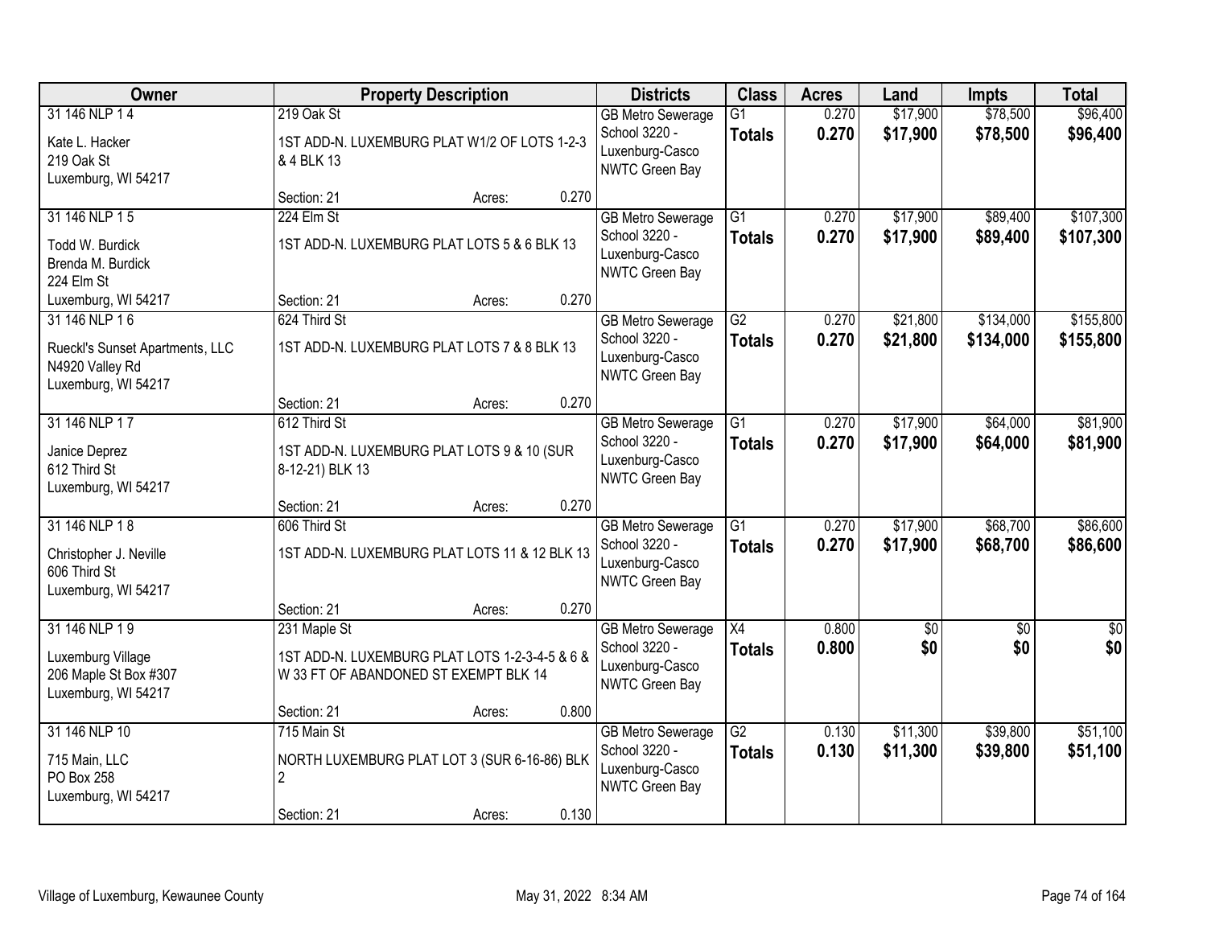| Owner | Property Description | Districts | Class | Acres | Land | Impts | Total |
|---|---|---|---|---|---|---|---|
| 31 146 NLP 1 4<br>Kate L. Hacker<br>219 Oak St<br>Luxemburg, WI 54217 | 219 Oak St<br>1ST ADD-N. LUXEMBURG PLAT W1/2 OF LOTS 1-2-3 & 4 BLK 13<br>Section: 21 Acres: 0.270 | GB Metro Sewerage<br>School 3220 - Luxenburg-Casco<br>NWTC Green Bay | G1<br>**Totals** | 0.270<br>**0.270** | $17,900<br>**$17,900** | $78,500<br>**$78,500** | $96,400<br>**$96,400** |
| 31 146 NLP 1 5<br>Todd W. Burdick<br>Brenda M. Burdick<br>224 Elm St<br>Luxemburg, WI 54217 | 224 Elm St<br>1ST ADD-N. LUXEMBURG PLAT LOTS 5 & 6 BLK 13<br>Section: 21 Acres: 0.270 | GB Metro Sewerage<br>School 3220 - Luxenburg-Casco<br>NWTC Green Bay | G1<br>**Totals** | 0.270<br>**0.270** | $17,900<br>**$17,900** | $89,400<br>**$89,400** | $107,300<br>**$107,300** |
| 31 146 NLP 1 6<br>Rueckl's Sunset Apartments, LLC<br>N4920 Valley Rd<br>Luxemburg, WI 54217 | 624 Third St<br>1ST ADD-N. LUXEMBURG PLAT LOTS 7 & 8 BLK 13<br>Section: 21 Acres: 0.270 | GB Metro Sewerage<br>School 3220 - Luxenburg-Casco<br>NWTC Green Bay | G2<br>**Totals** | 0.270<br>**0.270** | $21,800<br>**$21,800** | $134,000<br>**$134,000** | $155,800<br>**$155,800** |
| 31 146 NLP 1 7<br>Janice Deprez<br>612 Third St<br>Luxemburg, WI 54217 | 612 Third St<br>1ST ADD-N. LUXEMBURG PLAT LOTS 9 & 10 (SUR 8-12-21) BLK 13<br>Section: 21 Acres: 0.270 | GB Metro Sewerage<br>School 3220 - Luxenburg-Casco<br>NWTC Green Bay | G1<br>**Totals** | 0.270<br>**0.270** | $17,900<br>**$17,900** | $64,000<br>**$64,000** | $81,900<br>**$81,900** |
| 31 146 NLP 1 8<br>Christopher J. Neville<br>606 Third St<br>Luxemburg, WI 54217 | 606 Third St<br>1ST ADD-N. LUXEMBURG PLAT LOTS 11 & 12 BLK 13<br>Section: 21 Acres: 0.270 | GB Metro Sewerage<br>School 3220 - Luxenburg-Casco<br>NWTC Green Bay | G1<br>**Totals** | 0.270<br>**0.270** | $17,900<br>**$17,900** | $68,700<br>**$68,700** | $86,600<br>**$86,600** |
| 31 146 NLP 1 9<br>Luxemburg Village<br>206 Maple St Box #307<br>Luxemburg, WI 54217 | 231 Maple St<br>1ST ADD-N. LUXEMBURG PLAT LOTS 1-2-3-4-5 & 6 & W 33 FT OF ABANDONED ST EXEMPT BLK 14<br>Section: 21 Acres: 0.800 | GB Metro Sewerage<br>School 3220 - Luxenburg-Casco<br>NWTC Green Bay | X4<br>**Totals** | 0.800<br>**0.800** | $0<br>**$0** | $0<br>**$0** | $0<br>**$0** |
| 31 146 NLP 10<br>715 Main, LLC<br>PO Box 258<br>Luxemburg, WI 54217 | 715 Main St<br>NORTH LUXEMBURG PLAT LOT 3 (SUR 6-16-86) BLK 2<br>Section: 21 Acres: 0.130 | GB Metro Sewerage<br>School 3220 - Luxenburg-Casco<br>NWTC Green Bay | G2<br>**Totals** | 0.130<br>**0.130** | $11,300<br>**$11,300** | $39,800<br>**$39,800** | $51,100<br>**$51,100** |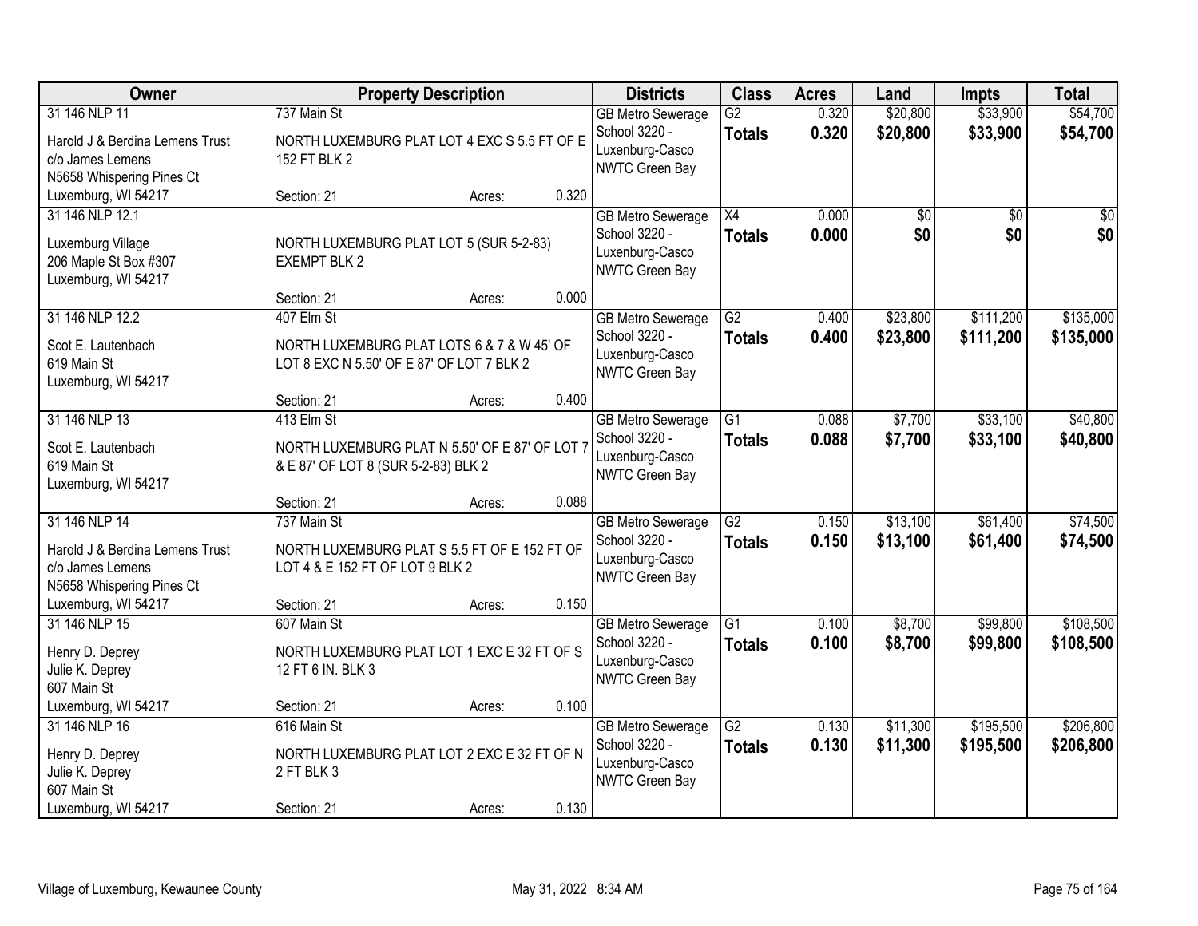| Owner | Property Description | Districts | Class | Acres | Land | Impts | Total |
|---|---|---|---|---|---|---|---|
| 31 146 NLP 11<br>Harold J & Berdina Lemens Trust<br>c/o James Lemens<br>N5658 Whispering Pines Ct<br>Luxemburg, WI 54217 | 737 Main St<br>NORTH LUXEMBURG PLAT LOT 4 EXC S 5.5 FT OF E 152 FT BLK 2<br>Section: 21 Acres: 0.320 | GB Metro Sewerage<br>School 3220 - Luxenburg-Casco<br>NWTC Green Bay | G2<br>**Totals** | 0.320<br>**0.320** | $20,800<br>**$20,800** | $33,900<br>**$33,900** | $54,700<br>**$54,700** |
| 31 146 NLP 12.1<br>Luxemburg Village<br>206 Maple St Box #307<br>Luxemburg, WI 54217 | NORTH LUXEMBURG PLAT LOT 5 (SUR 5-2-83) EXEMPT BLK 2<br>Section: 21 Acres: 0.000 | GB Metro Sewerage<br>School 3220 - Luxenburg-Casco<br>NWTC Green Bay | X4<br>**Totals** | 0.000<br>**0.000** | $0<br>**$0** | $0<br>**$0** | $0<br>**$0** |
| 31 146 NLP 12.2<br>Scot E. Lautenbach<br>619 Main St<br>Luxemburg, WI 54217 | 407 Elm St<br>NORTH LUXEMBURG PLAT LOTS 6 & 7 & W 45' OF LOT 8 EXC N 5.50' OF E 87' OF LOT 7 BLK 2<br>Section: 21 Acres: 0.400 | GB Metro Sewerage<br>School 3220 - Luxenburg-Casco<br>NWTC Green Bay | G2<br>**Totals** | 0.400<br>**0.400** | $23,800<br>**$23,800** | $111,200<br>**$111,200** | $135,000<br>**$135,000** |
| 31 146 NLP 13<br>Scot E. Lautenbach<br>619 Main St<br>Luxemburg, WI 54217 | 413 Elm St<br>NORTH LUXEMBURG PLAT N 5.50' OF E 87' OF LOT 7 & E 87' OF LOT 8 (SUR 5-2-83) BLK 2<br>Section: 21 Acres: 0.088 | GB Metro Sewerage<br>School 3220 - Luxenburg-Casco<br>NWTC Green Bay | G1<br>**Totals** | 0.088<br>**0.088** | $7,700<br>**$7,700** | $33,100<br>**$33,100** | $40,800<br>**$40,800** |
| 31 146 NLP 14<br>Harold J & Berdina Lemens Trust<br>c/o James Lemens<br>N5658 Whispering Pines Ct<br>Luxemburg, WI 54217 | 737 Main St<br>NORTH LUXEMBURG PLAT S 5.5 FT OF E 152 FT OF LOT 4 & E 152 FT OF LOT 9 BLK 2<br>Section: 21 Acres: 0.150 | GB Metro Sewerage<br>School 3220 - Luxenburg-Casco<br>NWTC Green Bay | G2<br>**Totals** | 0.150<br>**0.150** | $13,100<br>**$13,100** | $61,400<br>**$61,400** | $74,500<br>**$74,500** |
| 31 146 NLP 15<br>Henry D. Deprey<br>Julie K. Deprey<br>607 Main St<br>Luxemburg, WI 54217 | 607 Main St<br>NORTH LUXEMBURG PLAT LOT 1 EXC E 32 FT OF S 12 FT 6 IN. BLK 3<br>Section: 21 Acres: 0.100 | GB Metro Sewerage<br>School 3220 - Luxenburg-Casco<br>NWTC Green Bay | G1<br>**Totals** | 0.100<br>**0.100** | $8,700<br>**$8,700** | $99,800<br>**$99,800** | $108,500<br>**$108,500** |
| 31 146 NLP 16<br>Henry D. Deprey<br>Julie K. Deprey<br>607 Main St<br>Luxemburg, WI 54217 | 616 Main St<br>NORTH LUXEMBURG PLAT LOT 2 EXC E 32 FT OF N 2 FT BLK 3<br>Section: 21 Acres: 0.130 | GB Metro Sewerage<br>School 3220 - Luxenburg-Casco<br>NWTC Green Bay | G2<br>**Totals** | 0.130<br>**0.130** | $11,300<br>**$11,300** | $195,500<br>**$195,500** | $206,800<br>**$206,800** |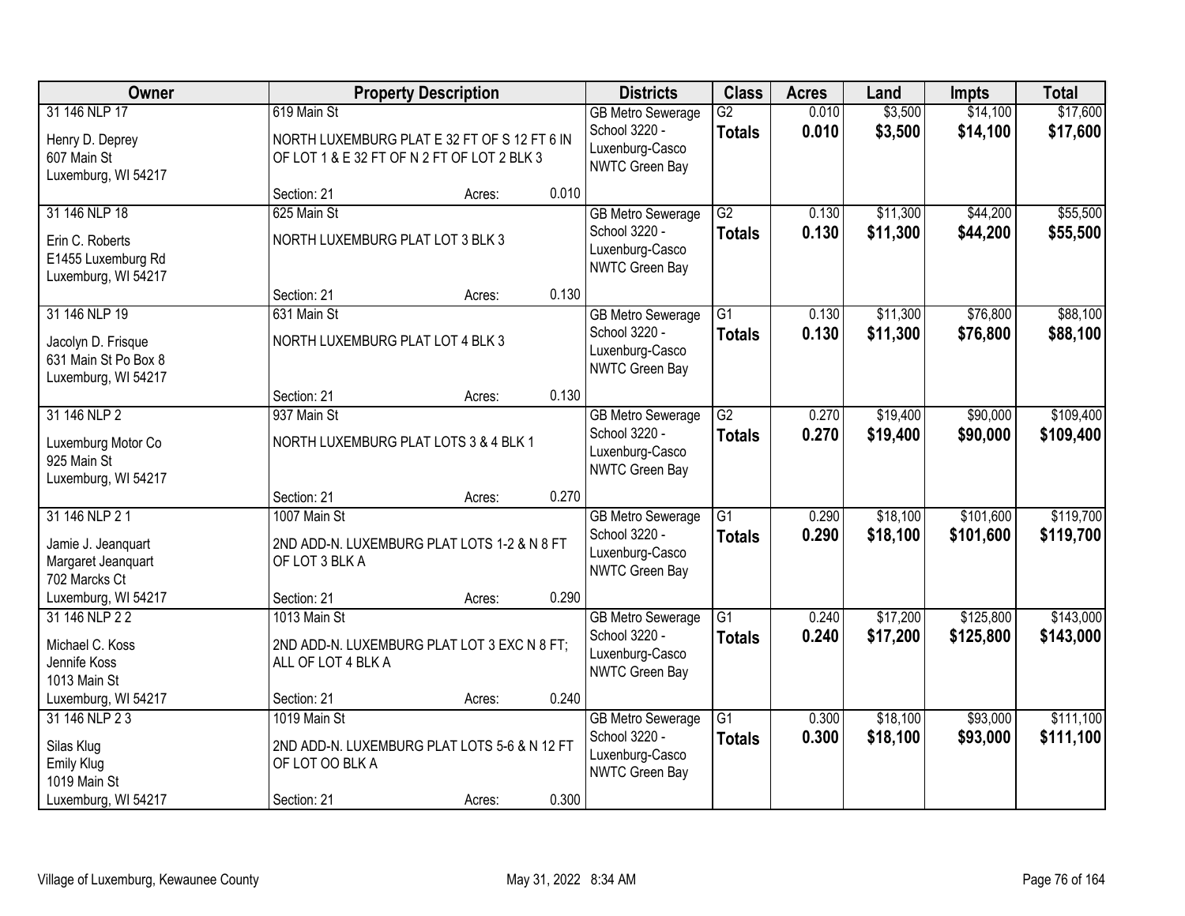| Owner | Property Description | | | Districts | Class | Acres | Land | Impts | Total |
|---|---|---|---|---|---|---|---|---|---|
| 31 146 NLP 17<br>Henry D. Deprey<br>607 Main St<br>Luxemburg, WI 54217 | 619 Main St<br>NORTH LUXEMBURG PLAT E 32 FT OF S 12 FT 6 IN OF LOT 1 & E 32 FT OF N 2 FT OF LOT 2 BLK 3<br>Section: 21 | Acres: | 0.010 | GB Metro Sewerage<br>School 3220 - Luxenburg-Casco<br>NWTC Green Bay | G2<br>**Totals** | 0.010<br>**0.010** | $3,500<br>**$3,500** | $14,100<br>**$14,100** | $17,600<br>**$17,600** |
| 31 146 NLP 18<br>Erin C. Roberts<br>E1455 Luxemburg Rd<br>Luxemburg, WI 54217 | 625 Main St<br>NORTH LUXEMBURG PLAT LOT 3 BLK 3<br>Section: 21 | Acres: | 0.130 | GB Metro Sewerage<br>School 3220 - Luxenburg-Casco<br>NWTC Green Bay | G2<br>**Totals** | 0.130<br>**0.130** | $11,300<br>**$11,300** | $44,200<br>**$44,200** | $55,500<br>**$55,500** |
| 31 146 NLP 19<br>Jacolyn D. Frisque<br>631 Main St Po Box 8<br>Luxemburg, WI 54217 | 631 Main St<br>NORTH LUXEMBURG PLAT LOT 4 BLK 3<br>Section: 21 | Acres: | 0.130 | GB Metro Sewerage<br>School 3220 - Luxenburg-Casco<br>NWTC Green Bay | G1<br>**Totals** | 0.130<br>**0.130** | $11,300<br>**$11,300** | $76,800<br>**$76,800** | $88,100<br>**$88,100** |
| 31 146 NLP 2<br>Luxemburg Motor Co<br>925 Main St<br>Luxemburg, WI 54217 | 937 Main St<br>NORTH LUXEMBURG PLAT LOTS 3 & 4 BLK 1<br>Section: 21 | Acres: | 0.270 | GB Metro Sewerage<br>School 3220 - Luxenburg-Casco<br>NWTC Green Bay | G2<br>**Totals** | 0.270<br>**0.270** | $19,400<br>**$19,400** | $90,000<br>**$90,000** | $109,400<br>**$109,400** |
| 31 146 NLP 2 1<br>Jamie J. Jeanquart<br>Margaret Jeanquart<br>702 Marcks Ct<br>Luxemburg, WI 54217 | 1007 Main St<br>2ND ADD-N. LUXEMBURG PLAT LOTS 1-2 & N 8 FT OF LOT 3 BLK A<br>Section: 21 | Acres: | 0.290 | GB Metro Sewerage<br>School 3220 - Luxenburg-Casco<br>NWTC Green Bay | G1<br>**Totals** | 0.290<br>**0.290** | $18,100<br>**$18,100** | $101,600<br>**$101,600** | $119,700<br>**$119,700** |
| 31 146 NLP 2 2<br>Michael C. Koss<br>Jennife Koss<br>1013 Main St<br>Luxemburg, WI 54217 | 1013 Main St<br>2ND ADD-N. LUXEMBURG PLAT LOT 3 EXC N 8 FT; ALL OF LOT 4 BLK A<br>Section: 21 | Acres: | 0.240 | GB Metro Sewerage<br>School 3220 - Luxenburg-Casco<br>NWTC Green Bay | G1<br>**Totals** | 0.240<br>**0.240** | $17,200<br>**$17,200** | $125,800<br>**$125,800** | $143,000<br>**$143,000** |
| 31 146 NLP 2 3<br>Silas Klug<br>Emily Klug<br>1019 Main St<br>Luxemburg, WI 54217 | 1019 Main St<br>2ND ADD-N. LUXEMBURG PLAT LOTS 5-6 & N 12 FT OF LOT OO BLK A<br>Section: 21 | Acres: | 0.300 | GB Metro Sewerage<br>School 3220 - Luxenburg-Casco<br>NWTC Green Bay | G1<br>**Totals** | 0.300<br>**0.300** | $18,100<br>**$18,100** | $93,000<br>**$93,000** | $111,100<br>**$111,100** |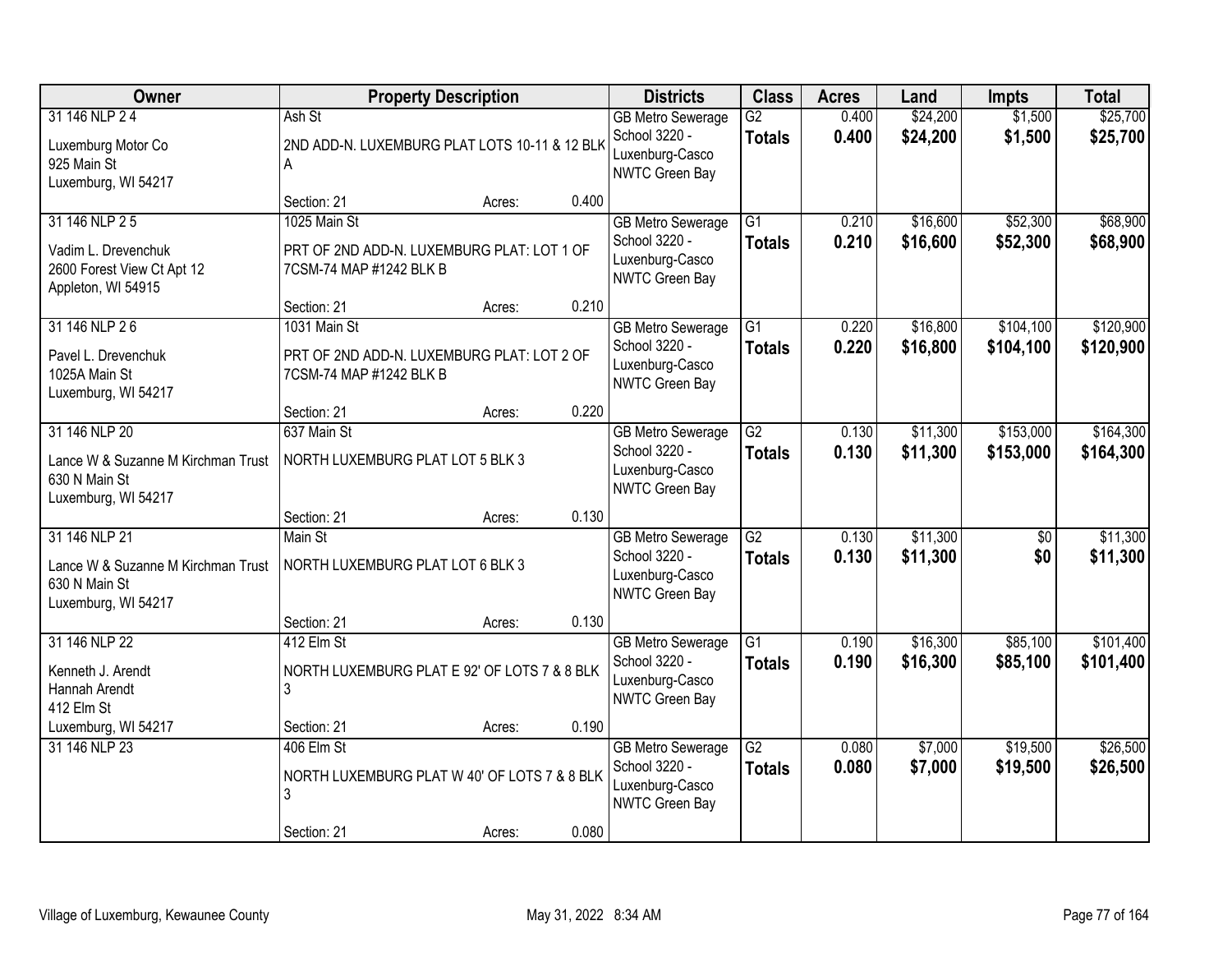| Owner | Property Description | | | Districts | Class | Acres | Land | Impts | Total |
|---|---|---|---|---|---|---|---|---|---|
| 31 146 NLP 2 4<br>Luxemburg Motor Co<br>925 Main St<br>Luxemburg, WI 54217 | Ash St<br>2ND ADD-N. LUXEMBURG PLAT LOTS 10-11 & 12 BLK A<br>Section: 21 | Acres: | 0.400 | GB Metro Sewerage<br>School 3220 - Luxenburg-Casco<br>NWTC Green Bay | G2<br>**Totals** | 0.400<br>**0.400** | $24,200<br>**$24,200** | $1,500<br>**$1,500** | $25,700<br>**$25,700** |
| 31 146 NLP 2 5<br>Vadim L. Drevenchuk<br>2600 Forest View Ct Apt 12<br>Appleton, WI 54915 | 1025 Main St<br>PRT OF 2ND ADD-N. LUXEMBURG PLAT: LOT 1 OF 7CSM-74 MAP #1242 BLK B<br>Section: 21 | Acres: | 0.210 | GB Metro Sewerage<br>School 3220 - Luxenburg-Casco<br>NWTC Green Bay | G1<br>**Totals** | 0.210<br>**0.210** | $16,600<br>**$16,600** | $52,300<br>**$52,300** | $68,900<br>**$68,900** |
| 31 146 NLP 2 6<br>Pavel L. Drevenchuk<br>1025A Main St<br>Luxemburg, WI 54217 | 1031 Main St<br>PRT OF 2ND ADD-N. LUXEMBURG PLAT: LOT 2 OF 7CSM-74 MAP #1242 BLK B<br>Section: 21 | Acres: | 0.220 | GB Metro Sewerage<br>School 3220 - Luxenburg-Casco<br>NWTC Green Bay | G1<br>**Totals** | 0.220<br>**0.220** | $16,800<br>**$16,800** | $104,100<br>**$104,100** | $120,900<br>**$120,900** |
| 31 146 NLP 20<br>Lance W & Suzanne M Kirchman Trust<br>630 N Main St<br>Luxemburg, WI 54217 | 637 Main St<br>NORTH LUXEMBURG PLAT LOT 5 BLK 3<br>Section: 21 | Acres: | 0.130 | GB Metro Sewerage<br>School 3220 - Luxenburg-Casco<br>NWTC Green Bay | G2<br>**Totals** | 0.130<br>**0.130** | $11,300<br>**$11,300** | $153,000<br>**$153,000** | $164,300<br>**$164,300** |
| 31 146 NLP 21<br>Lance W & Suzanne M Kirchman Trust<br>630 N Main St<br>Luxemburg, WI 54217 | Main St<br>NORTH LUXEMBURG PLAT LOT 6 BLK 3<br>Section: 21 | Acres: | 0.130 | GB Metro Sewerage<br>School 3220 - Luxenburg-Casco<br>NWTC Green Bay | G2<br>**Totals** | 0.130<br>**0.130** | $11,300<br>**$11,300** | $0<br>**$0** | $11,300<br>**$11,300** |
| 31 146 NLP 22<br>Kenneth J. Arendt<br>Hannah Arendt<br>412 Elm St<br>Luxemburg, WI 54217 | 412 Elm St<br>NORTH LUXEMBURG PLAT E 92' OF LOTS 7 & 8 BLK 3<br>Section: 21 | Acres: | 0.190 | GB Metro Sewerage<br>School 3220 - Luxenburg-Casco<br>NWTC Green Bay | G1<br>**Totals** | 0.190<br>**0.190** | $16,300<br>**$16,300** | $85,100<br>**$85,100** | $101,400<br>**$101,400** |
| 31 146 NLP 23 | 406 Elm St<br>NORTH LUXEMBURG PLAT W 40' OF LOTS 7 & 8 BLK 3<br>Section: 21 | Acres: | 0.080 | GB Metro Sewerage<br>School 3220 - Luxenburg-Casco<br>NWTC Green Bay | G2<br>**Totals** | 0.080<br>**0.080** | $7,000<br>**$7,000** | $19,500<br>**$19,500** | $26,500<br>**$26,500** |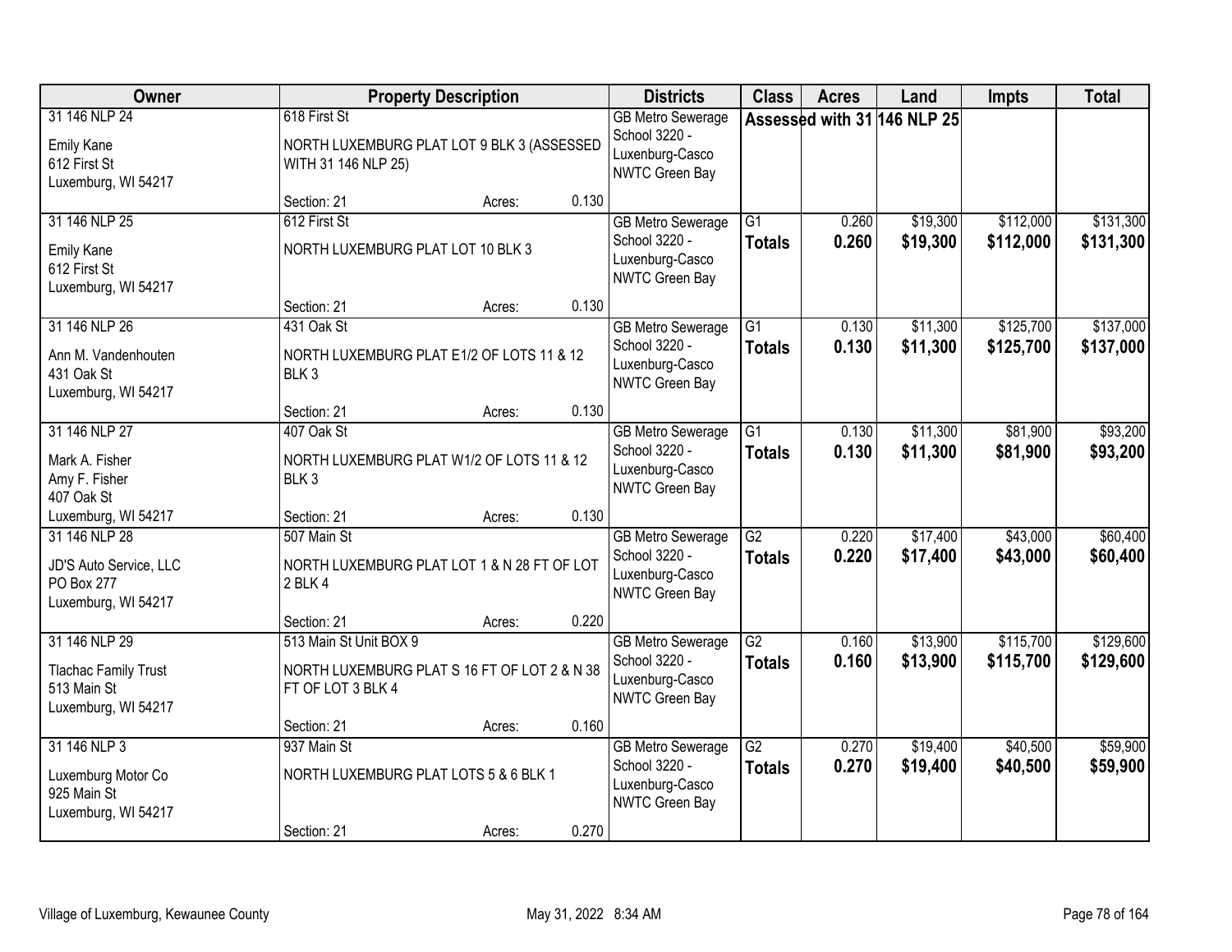| Owner | Property Description | Districts | Class | Acres | Land | Impts | Total |
|---|---|---|---|---|---|---|---|
| 31 146 NLP 24<br>Emily Kane<br>612 First St<br>Luxemburg, WI 54217 | 618 First St<br>NORTH LUXEMBURG PLAT LOT 9 BLK 3 (ASSESSED WITH 31 146 NLP 25)<br>Section: 21 Acres: 0.130 | GB Metro Sewerage<br>School 3220 - Luxenburg-Casco<br>NWTC Green Bay | **Assessed with 31 146 NLP 25** | | | | |
| 31 146 NLP 25<br>Emily Kane<br>612 First St<br>Luxemburg, WI 54217 | 612 First St<br>NORTH LUXEMBURG PLAT LOT 10 BLK 3<br>Section: 21 Acres: 0.130 | GB Metro Sewerage<br>School 3220 - Luxenburg-Casco<br>NWTC Green Bay | G1<br>**Totals** | 0.260<br>**0.260** | $19,300<br>**$19,300** | $112,000<br>**$112,000** | $131,300<br>**$131,300** |
| 31 146 NLP 26<br>Ann M. Vandenhouten<br>431 Oak St<br>Luxemburg, WI 54217 | 431 Oak St<br>NORTH LUXEMBURG PLAT E1/2 OF LOTS 11 & 12 BLK 3<br>Section: 21 Acres: 0.130 | GB Metro Sewerage<br>School 3220 - Luxenburg-Casco<br>NWTC Green Bay | G1<br>**Totals** | 0.130<br>**0.130** | $11,300<br>**$11,300** | $125,700<br>**$125,700** | $137,000<br>**$137,000** |
| 31 146 NLP 27<br>Mark A. Fisher<br>Amy F. Fisher<br>407 Oak St<br>Luxemburg, WI 54217 | 407 Oak St<br>NORTH LUXEMBURG PLAT W1/2 OF LOTS 11 & 12 BLK 3<br>Section: 21 Acres: 0.130 | GB Metro Sewerage<br>School 3220 - Luxenburg-Casco<br>NWTC Green Bay | G1<br>**Totals** | 0.130<br>**0.130** | $11,300<br>**$11,300** | $81,900<br>**$81,900** | $93,200<br>**$93,200** |
| 31 146 NLP 28<br>JD'S Auto Service, LLC<br>PO Box 277<br>Luxemburg, WI 54217 | 507 Main St<br>NORTH LUXEMBURG PLAT LOT 1 & N 28 FT OF LOT 2 BLK 4<br>Section: 21 Acres: 0.220 | GB Metro Sewerage<br>School 3220 - Luxenburg-Casco<br>NWTC Green Bay | G2<br>**Totals** | 0.220<br>**0.220** | $17,400<br>**$17,400** | $43,000<br>**$43,000** | $60,400<br>**$60,400** |
| 31 146 NLP 29<br>Tlachac Family Trust<br>513 Main St<br>Luxemburg, WI 54217 | 513 Main St Unit BOX 9<br>NORTH LUXEMBURG PLAT S 16 FT OF LOT 2 & N 38 FT OF LOT 3 BLK 4<br>Section: 21 Acres: 0.160 | GB Metro Sewerage<br>School 3220 - Luxenburg-Casco<br>NWTC Green Bay | G2<br>**Totals** | 0.160<br>**0.160** | $13,900<br>**$13,900** | $115,700<br>**$115,700** | $129,600<br>**$129,600** |
| 31 146 NLP 3<br>Luxemburg Motor Co<br>925 Main St<br>Luxemburg, WI 54217 | 937 Main St<br>NORTH LUXEMBURG PLAT LOTS 5 & 6 BLK 1<br>Section: 21 Acres: 0.270 | GB Metro Sewerage<br>School 3220 - Luxenburg-Casco<br>NWTC Green Bay | G2<br>**Totals** | 0.270<br>**0.270** | $19,400<br>**$19,400** | $40,500<br>**$40,500** | $59,900<br>**$59,900** |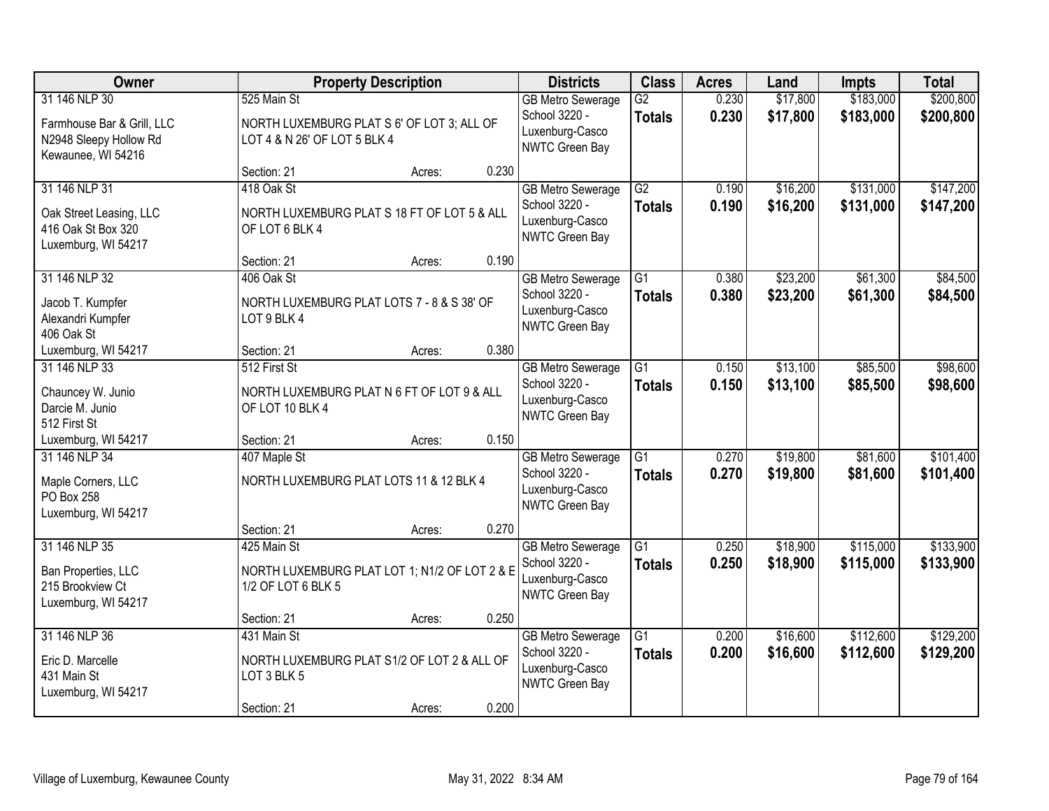| Owner | Property Description | | | Districts | Class | Acres | Land | Impts | Total |
|---|---|---|---|---|---|---|---|---|---|
| 31 146 NLP 30<br>Farmhouse Bar & Grill, LLC<br>N2948 Sleepy Hollow Rd<br>Kewaunee, WI 54216 | 525 Main St<br>NORTH LUXEMBURG PLAT S 6' OF LOT 3; ALL OF LOT 4 & N 26' OF LOT 5 BLK 4<br>Section: 21 | Acres: | 0.230 | GB Metro Sewerage<br>School 3220 - Luxenburg-Casco<br>NWTC Green Bay | G2<br>**Totals** | 0.230<br>**0.230** | $17,800<br>**$17,800** | $183,000<br>**$183,000** | $200,800<br>**$200,800** |
| 31 146 NLP 31<br>Oak Street Leasing, LLC<br>416 Oak St Box 320<br>Luxemburg, WI 54217 | 418 Oak St<br>NORTH LUXEMBURG PLAT S 18 FT OF LOT 5 & ALL OF LOT 6 BLK 4<br>Section: 21 | Acres: | 0.190 | GB Metro Sewerage<br>School 3220 - Luxenburg-Casco<br>NWTC Green Bay | G2<br>**Totals** | 0.190<br>**0.190** | $16,200<br>**$16,200** | $131,000<br>**$131,000** | $147,200<br>**$147,200** |
| 31 146 NLP 32<br>Jacob T. Kumpfer<br>Alexandri Kumpfer<br>406 Oak St<br>Luxemburg, WI 54217 | 406 Oak St<br>NORTH LUXEMBURG PLAT LOTS 7 - 8 & S 38' OF LOT 9 BLK 4<br>Section: 21 | Acres: | 0.380 | GB Metro Sewerage<br>School 3220 - Luxenburg-Casco<br>NWTC Green Bay | G1<br>**Totals** | 0.380<br>**0.380** | $23,200<br>**$23,200** | $61,300<br>**$61,300** | $84,500<br>**$84,500** |
| 31 146 NLP 33<br>Chauncey W. Junio<br>Darcie M. Junio<br>512 First St<br>Luxemburg, WI 54217 | 512 First St<br>NORTH LUXEMBURG PLAT N 6 FT OF LOT 9 & ALL OF LOT 10 BLK 4<br>Section: 21 | Acres: | 0.150 | GB Metro Sewerage<br>School 3220 - Luxenburg-Casco<br>NWTC Green Bay | G1<br>**Totals** | 0.150<br>**0.150** | $13,100<br>**$13,100** | $85,500<br>**$85,500** | $98,600<br>**$98,600** |
| 31 146 NLP 34<br>Maple Corners, LLC<br>PO Box 258<br>Luxemburg, WI 54217 | 407 Maple St<br>NORTH LUXEMBURG PLAT LOTS 11 & 12 BLK 4<br>Section: 21 | Acres: | 0.270 | GB Metro Sewerage<br>School 3220 - Luxenburg-Casco<br>NWTC Green Bay | G1<br>**Totals** | 0.270<br>**0.270** | $19,800<br>**$19,800** | $81,600<br>**$81,600** | $101,400<br>**$101,400** |
| 31 146 NLP 35<br>Ban Properties, LLC<br>215 Brookview Ct<br>Luxemburg, WI 54217 | 425 Main St<br>NORTH LUXEMBURG PLAT LOT 1; N1/2 OF LOT 2 & E 1/2 OF LOT 6 BLK 5<br>Section: 21 | Acres: | 0.250 | GB Metro Sewerage<br>School 3220 - Luxenburg-Casco<br>NWTC Green Bay | G1<br>**Totals** | 0.250<br>**0.250** | $18,900<br>**$18,900** | $115,000<br>**$115,000** | $133,900<br>**$133,900** |
| 31 146 NLP 36<br>Eric D. Marcelle<br>431 Main St<br>Luxemburg, WI 54217 | 431 Main St<br>NORTH LUXEMBURG PLAT S1/2 OF LOT 2 & ALL OF LOT 3 BLK 5<br>Section: 21 | Acres: | 0.200 | GB Metro Sewerage<br>School 3220 - Luxenburg-Casco<br>NWTC Green Bay | G1<br>**Totals** | 0.200<br>**0.200** | $16,600<br>**$16,600** | $112,600<br>**$112,600** | $129,200<br>**$129,200** |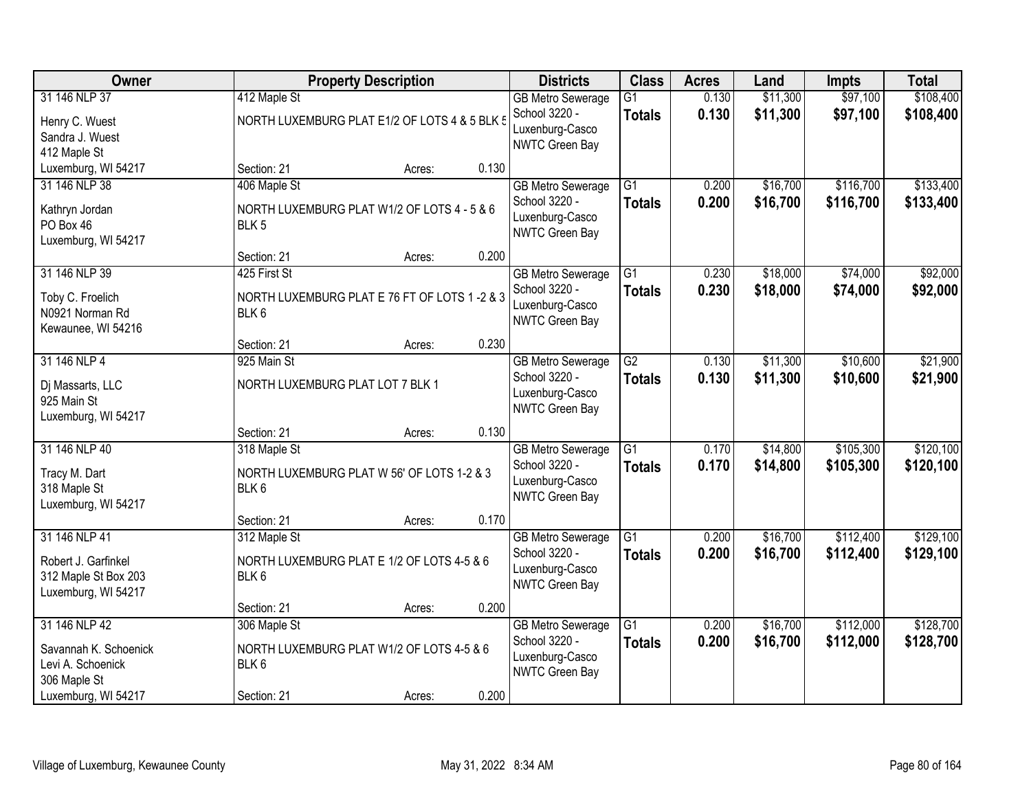| Owner | Property Description | Districts | Class | Acres | Land | Impts | Total |
|---|---|---|---|---|---|---|---|
| 31 146 NLP 37<br>Henry C. Wuest<br>Sandra J. Wuest<br>412 Maple St<br>Luxemburg, WI 54217 | 412 Maple St<br>NORTH LUXEMBURG PLAT E1/2 OF LOTS 4 & 5 BLK 5<br>Section: 21 Acres: 0.130 | GB Metro Sewerage<br>School 3220 - Luxenburg-Casco<br>NWTC Green Bay | G1<br>**Totals** | 0.130<br>**0.130** | $11,300<br>**$11,300** | $97,100<br>**$97,100** | $108,400<br>**$108,400** |
| 31 146 NLP 38<br>Kathryn Jordan<br>PO Box 46<br>Luxemburg, WI 54217 | 406 Maple St<br>NORTH LUXEMBURG PLAT W1/2 OF LOTS 4 - 5 & 6 BLK 5<br>Section: 21 Acres: 0.200 | GB Metro Sewerage<br>School 3220 - Luxenburg-Casco<br>NWTC Green Bay | G1<br>**Totals** | 0.200<br>**0.200** | $16,700<br>**$16,700** | $116,700<br>**$116,700** | $133,400<br>**$133,400** |
| 31 146 NLP 39<br>Toby C. Froelich<br>N0921 Norman Rd<br>Kewaunee, WI 54216 | 425 First St<br>NORTH LUXEMBURG PLAT E 76 FT OF LOTS 1 -2 & 3 BLK 6<br>Section: 21 Acres: 0.230 | GB Metro Sewerage<br>School 3220 - Luxenburg-Casco<br>NWTC Green Bay | G1<br>**Totals** | 0.230<br>**0.230** | $18,000<br>**$18,000** | $74,000<br>**$74,000** | $92,000<br>**$92,000** |
| 31 146 NLP 4<br>Dj Massarts, LLC<br>925 Main St<br>Luxemburg, WI 54217 | 925 Main St<br>NORTH LUXEMBURG PLAT LOT 7 BLK 1<br>Section: 21 Acres: 0.130 | GB Metro Sewerage<br>School 3220 - Luxenburg-Casco<br>NWTC Green Bay | G2<br>**Totals** | 0.130<br>**0.130** | $11,300<br>**$11,300** | $10,600<br>**$10,600** | $21,900<br>**$21,900** |
| 31 146 NLP 40<br>Tracy M. Dart<br>318 Maple St<br>Luxemburg, WI 54217 | 318 Maple St<br>NORTH LUXEMBURG PLAT W 56' OF LOTS 1-2 & 3 BLK 6<br>Section: 21 Acres: 0.170 | GB Metro Sewerage<br>School 3220 - Luxenburg-Casco<br>NWTC Green Bay | G1<br>**Totals** | 0.170<br>**0.170** | $14,800<br>**$14,800** | $105,300<br>**$105,300** | $120,100<br>**$120,100** |
| 31 146 NLP 41<br>Robert J. Garfinkel<br>312 Maple St Box 203<br>Luxemburg, WI 54217 | 312 Maple St<br>NORTH LUXEMBURG PLAT E 1/2 OF LOTS 4-5 & 6 BLK 6<br>Section: 21 Acres: 0.200 | GB Metro Sewerage<br>School 3220 - Luxenburg-Casco<br>NWTC Green Bay | G1<br>**Totals** | 0.200<br>**0.200** | $16,700<br>**$16,700** | $112,400<br>**$112,400** | $129,100<br>**$129,100** |
| 31 146 NLP 42<br>Savannah K. Schoenick<br>Levi A. Schoenick<br>306 Maple St<br>Luxemburg, WI 54217 | 306 Maple St<br>NORTH LUXEMBURG PLAT W1/2 OF LOTS 4-5 & 6 BLK 6<br>Section: 21 Acres: 0.200 | GB Metro Sewerage<br>School 3220 - Luxenburg-Casco<br>NWTC Green Bay | G1<br>**Totals** | 0.200<br>**0.200** | $16,700<br>**$16,700** | $112,000<br>**$112,000** | $128,700<br>**$128,700** |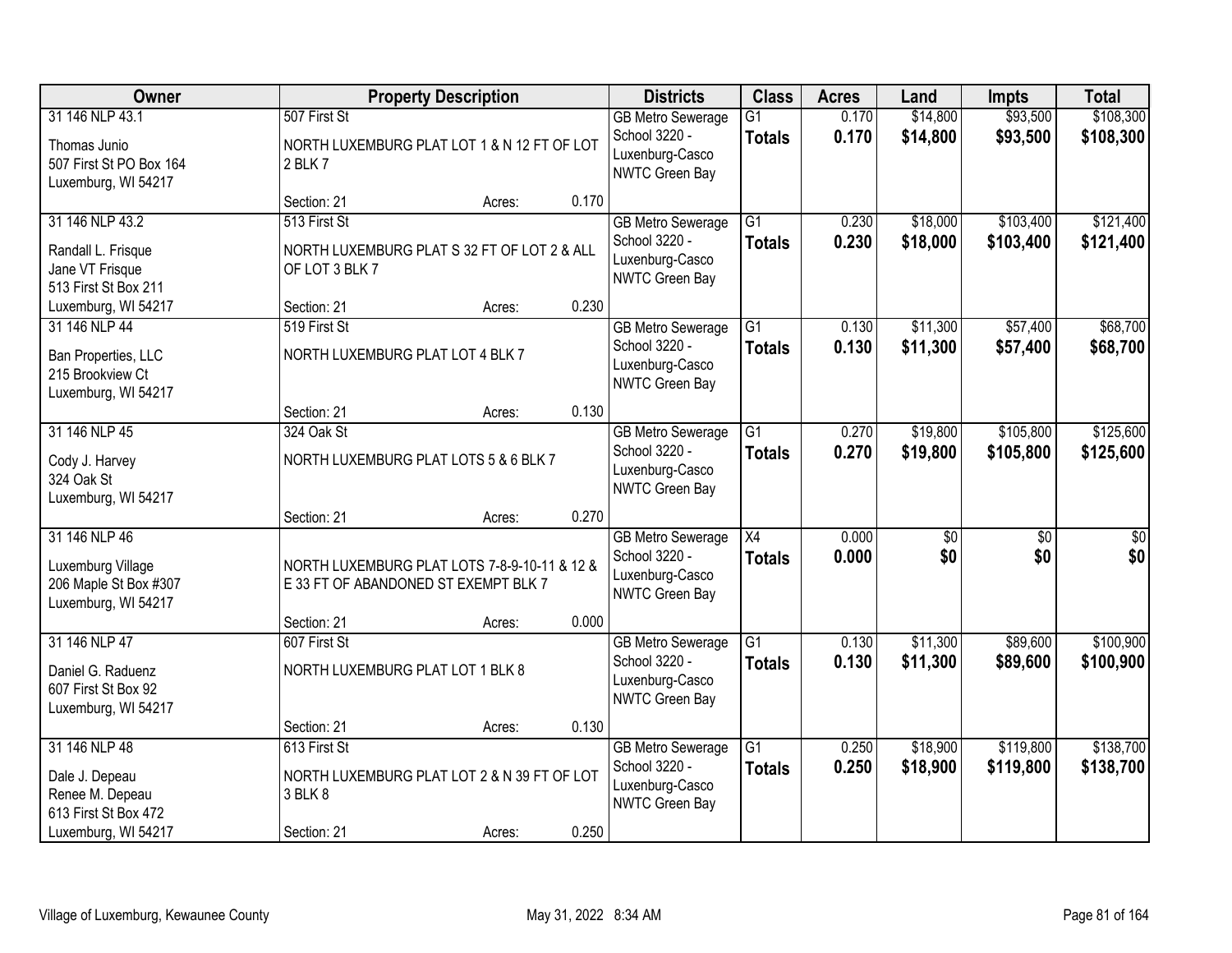| Owner | Property Description | | | Districts | Class | Acres | Land | Impts | Total |
|---|---|---|---|---|---|---|---|---|---|
| 31 146 NLP 43.1<br>Thomas Junio<br>507 First St PO Box 164<br>Luxemburg, WI 54217 | 507 First St<br>NORTH LUXEMBURG PLAT LOT 1 & N 12 FT OF LOT 2 BLK 7<br>Section: 21 | Acres: | 0.170 | GB Metro Sewerage<br>School 3220 - Luxenburg-Casco<br>NWTC Green Bay | G1<br>**Totals** | 0.170<br>**0.170** | $14,800<br>**$14,800** | $93,500<br>**$93,500** | $108,300<br>**$108,300** |
| 31 146 NLP 43.2<br>Randall L. Frisque<br>Jane VT Frisque<br>513 First St Box 211<br>Luxemburg, WI 54217 | 513 First St<br>NORTH LUXEMBURG PLAT S 32 FT OF LOT 2 & ALL OF LOT 3 BLK 7<br>Section: 21 | Acres: | 0.230 | GB Metro Sewerage<br>School 3220 - Luxenburg-Casco<br>NWTC Green Bay | G1<br>**Totals** | 0.230<br>**0.230** | $18,000<br>**$18,000** | $103,400<br>**$103,400** | $121,400<br>**$121,400** |
| 31 146 NLP 44<br>Ban Properties, LLC<br>215 Brookview Ct<br>Luxemburg, WI 54217 | 519 First St<br>NORTH LUXEMBURG PLAT LOT 4 BLK 7<br>Section: 21 | Acres: | 0.130 | GB Metro Sewerage<br>School 3220 - Luxenburg-Casco<br>NWTC Green Bay | G1<br>**Totals** | 0.130<br>**0.130** | $11,300<br>**$11,300** | $57,400<br>**$57,400** | $68,700<br>**$68,700** |
| 31 146 NLP 45<br>Cody J. Harvey<br>324 Oak St<br>Luxemburg, WI 54217 | 324 Oak St<br>NORTH LUXEMBURG PLAT LOTS 5 & 6 BLK 7<br>Section: 21 | Acres: | 0.270 | GB Metro Sewerage<br>School 3220 - Luxenburg-Casco<br>NWTC Green Bay | G1<br>**Totals** | 0.270<br>**0.270** | $19,800<br>**$19,800** | $105,800<br>**$105,800** | $125,600<br>**$125,600** |
| 31 146 NLP 46<br>Luxemburg Village<br>206 Maple St Box #307<br>Luxemburg, WI 54217 | NORTH LUXEMBURG PLAT LOTS 7-8-9-10-11 & 12 & E 33 FT OF ABANDONED ST EXEMPT BLK 7<br>Section: 21 | Acres: | 0.000 | GB Metro Sewerage<br>School 3220 - Luxenburg-Casco<br>NWTC Green Bay | X4<br>**Totals** | 0.000<br>**0.000** | $0<br>**$0** | $0<br>**$0** | $0<br>**$0** |
| 31 146 NLP 47<br>Daniel G. Raduenz<br>607 First St Box 92<br>Luxemburg, WI 54217 | 607 First St<br>NORTH LUXEMBURG PLAT LOT 1 BLK 8<br>Section: 21 | Acres: | 0.130 | GB Metro Sewerage<br>School 3220 - Luxenburg-Casco<br>NWTC Green Bay | G1<br>**Totals** | 0.130<br>**0.130** | $11,300<br>**$11,300** | $89,600<br>**$89,600** | $100,900<br>**$100,900** |
| 31 146 NLP 48<br>Dale J. Depeau<br>Renee M. Depeau<br>613 First St Box 472<br>Luxemburg, WI 54217 | 613 First St<br>NORTH LUXEMBURG PLAT LOT 2 & N 39 FT OF LOT 3 BLK 8<br>Section: 21 | Acres: | 0.250 | GB Metro Sewerage<br>School 3220 - Luxenburg-Casco<br>NWTC Green Bay | G1<br>**Totals** | 0.250<br>**0.250** | $18,900<br>**$18,900** | $119,800<br>**$119,800** | $138,700<br>**$138,700** |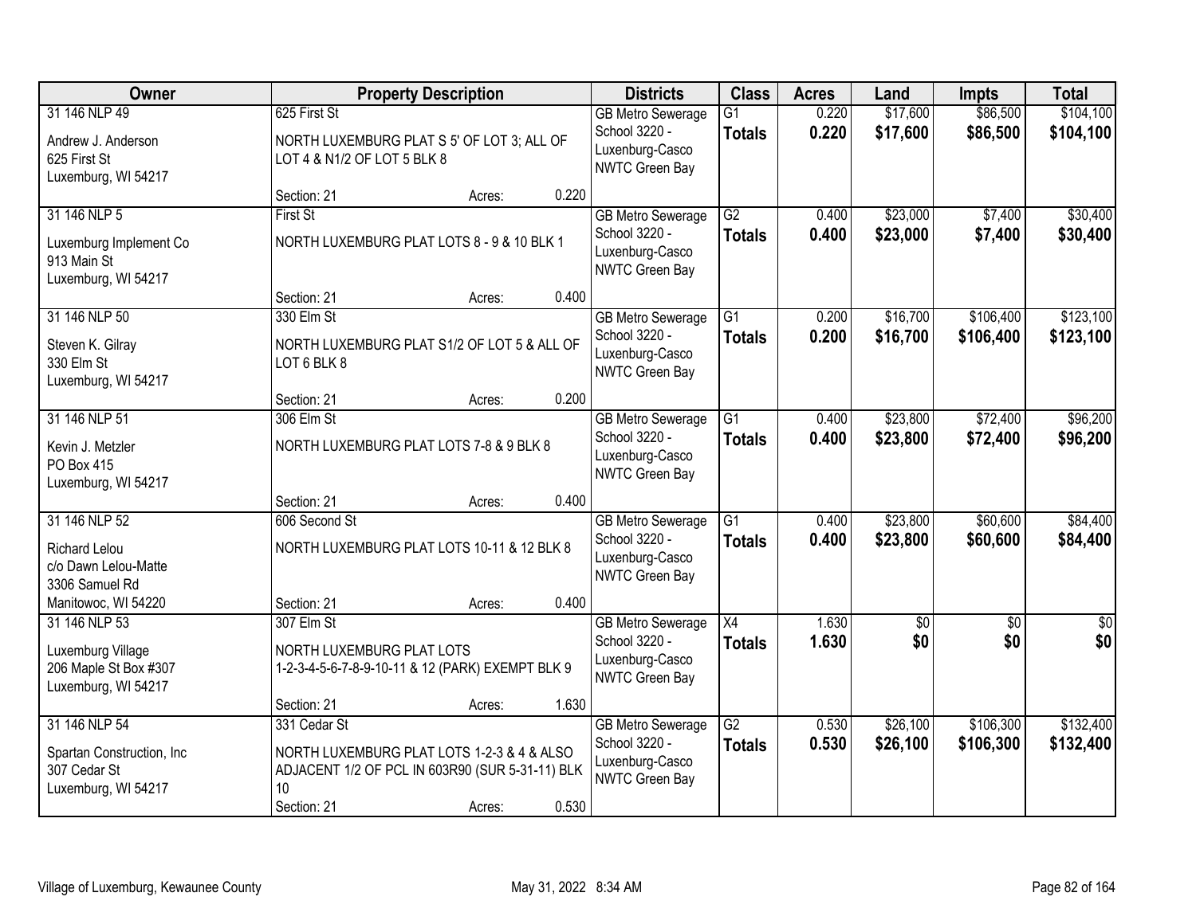| Owner | Property Description | Districts | Class | Acres | Land | Impts | Total |
|---|---|---|---|---|---|---|---|
| 31 146 NLP 49<br>Andrew J. Anderson<br>625 First St<br>Luxemburg, WI 54217 | 625 First St<br>NORTH LUXEMBURG PLAT S 5' OF LOT 3; ALL OF LOT 4 & N1/2 OF LOT 5 BLK 8<br>Section: 21 Acres: 0.220 | GB Metro Sewerage<br>School 3220 - Luxenburg-Casco<br>NWTC Green Bay | G1<br>**Totals** | 0.220<br>**0.220** | $17,600<br>**$17,600** | $86,500<br>**$86,500** | $104,100<br>**$104,100** |
| 31 146 NLP 5<br>Luxemburg Implement Co<br>913 Main St<br>Luxemburg, WI 54217 | First St<br>NORTH LUXEMBURG PLAT LOTS 8 - 9 & 10 BLK 1<br>Section: 21 Acres: 0.400 | GB Metro Sewerage<br>School 3220 - Luxenburg-Casco<br>NWTC Green Bay | G2<br>**Totals** | 0.400<br>**0.400** | $23,000<br>**$23,000** | $7,400<br>**$7,400** | $30,400<br>**$30,400** |
| 31 146 NLP 50<br>Steven K. Gilray<br>330 Elm St<br>Luxemburg, WI 54217 | 330 Elm St<br>NORTH LUXEMBURG PLAT S1/2 OF LOT 5 & ALL OF LOT 6 BLK 8<br>Section: 21 Acres: 0.200 | GB Metro Sewerage<br>School 3220 - Luxenburg-Casco<br>NWTC Green Bay | G1<br>**Totals** | 0.200<br>**0.200** | $16,700<br>**$16,700** | $106,400<br>**$106,400** | $123,100<br>**$123,100** |
| 31 146 NLP 51<br>Kevin J. Metzler<br>PO Box 415<br>Luxemburg, WI 54217 | 306 Elm St<br>NORTH LUXEMBURG PLAT LOTS 7-8 & 9 BLK 8<br>Section: 21 Acres: 0.400 | GB Metro Sewerage<br>School 3220 - Luxenburg-Casco<br>NWTC Green Bay | G1<br>**Totals** | 0.400<br>**0.400** | $23,800<br>**$23,800** | $72,400<br>**$72,400** | $96,200<br>**$96,200** |
| 31 146 NLP 52<br>Richard Lelou<br>c/o Dawn Lelou-Matte<br>3306 Samuel Rd<br>Manitowoc, WI 54220 | 606 Second St<br>NORTH LUXEMBURG PLAT LOTS 10-11 & 12 BLK 8<br>Section: 21 Acres: 0.400 | GB Metro Sewerage<br>School 3220 - Luxenburg-Casco<br>NWTC Green Bay | G1<br>**Totals** | 0.400<br>**0.400** | $23,800<br>**$23,800** | $60,600<br>**$60,600** | $84,400<br>**$84,400** |
| 31 146 NLP 53<br>Luxemburg Village<br>206 Maple St Box #307<br>Luxemburg, WI 54217 | 307 Elm St<br>NORTH LUXEMBURG PLAT LOTS 1-2-3-4-5-6-7-8-9-10-11 & 12 (PARK) EXEMPT BLK 9<br>Section: 21 Acres: 1.630 | GB Metro Sewerage<br>School 3220 - Luxenburg-Casco<br>NWTC Green Bay | X4<br>**Totals** | 1.630<br>**1.630** | $0<br>**$0** | $0<br>**$0** | $0<br>**$0** |
| 31 146 NLP 54<br>Spartan Construction, Inc<br>307 Cedar St<br>Luxemburg, WI 54217 | 331 Cedar St<br>NORTH LUXEMBURG PLAT LOTS 1-2-3 & 4 & ALSO ADJACENT 1/2 OF PCL IN 603R90 (SUR 5-31-11) BLK 10<br>Section: 21 Acres: 0.530 | GB Metro Sewerage<br>School 3220 - Luxenburg-Casco<br>NWTC Green Bay | G2<br>**Totals** | 0.530<br>**0.530** | $26,100<br>**$26,100** | $106,300<br>**$106,300** | $132,400<br>**$132,400** |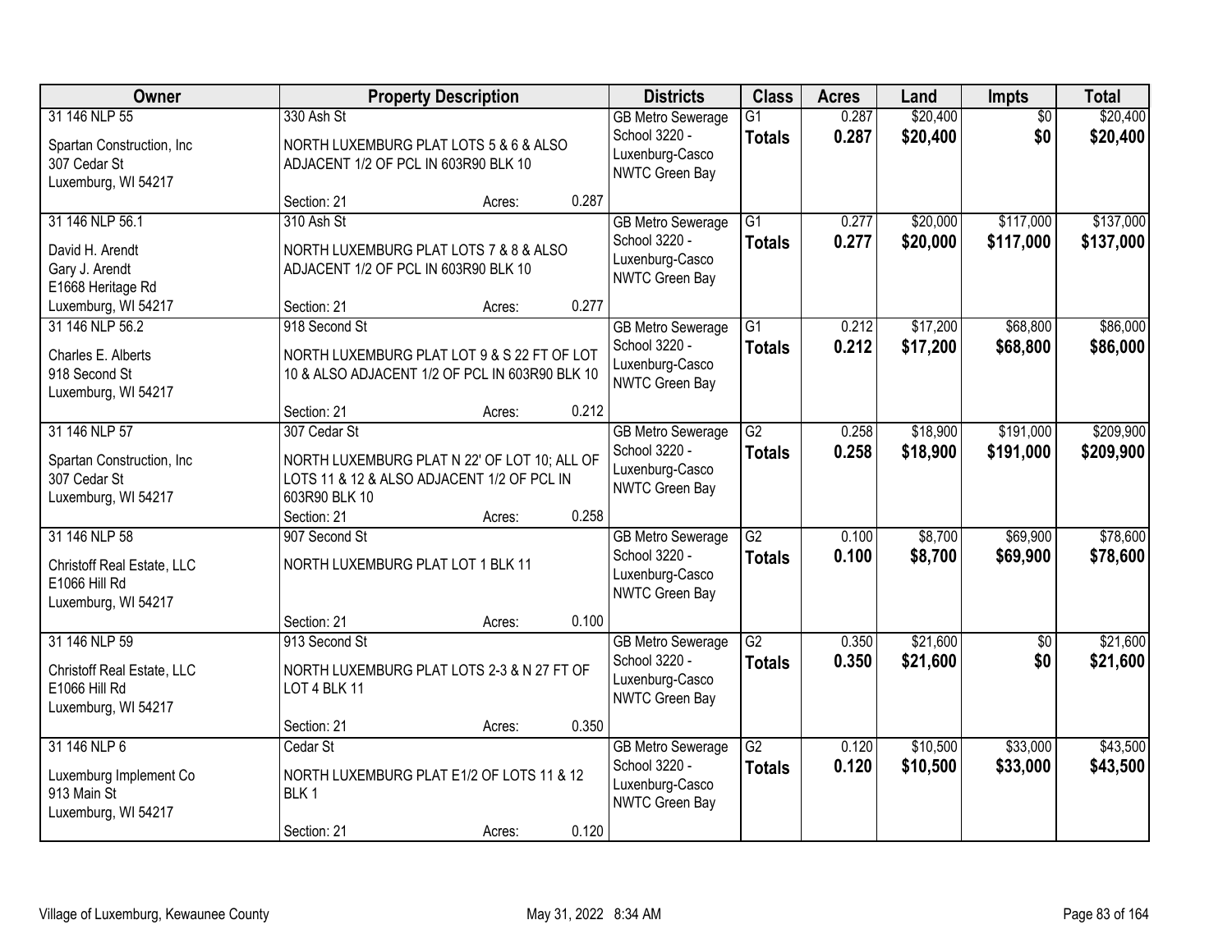| Owner | Property Description | Districts | Class | Acres | Land | Impts | Total |
|---|---|---|---|---|---|---|---|
| 31 146 NLP 55<br>Spartan Construction, Inc<br>307 Cedar St<br>Luxemburg, WI 54217 | 330 Ash St<br>NORTH LUXEMBURG PLAT LOTS 5 & 6 & ALSO ADJACENT 1/2 OF PCL IN 603R90 BLK 10<br>Section: 21 Acres: 0.287 | GB Metro Sewerage<br>School 3220 - Luxenburg-Casco<br>NWTC Green Bay | G1<br>**Totals** | 0.287<br>**0.287** | $20,400<br>**$20,400** | $0<br>**$0** | $20,400<br>**$20,400** |
| 31 146 NLP 56.1<br>David H. Arendt<br>Gary J. Arendt<br>E1668 Heritage Rd<br>Luxemburg, WI 54217 | 310 Ash St<br>NORTH LUXEMBURG PLAT LOTS 7 & 8 & ALSO ADJACENT 1/2 OF PCL IN 603R90 BLK 10<br>Section: 21 Acres: 0.277 | GB Metro Sewerage<br>School 3220 - Luxenburg-Casco<br>NWTC Green Bay | G1<br>**Totals** | 0.277<br>**0.277** | $20,000<br>**$20,000** | $117,000<br>**$117,000** | $137,000<br>**$137,000** |
| 31 146 NLP 56.2<br>Charles E. Alberts<br>918 Second St<br>Luxemburg, WI 54217 | 918 Second St<br>NORTH LUXEMBURG PLAT LOT 9 & S 22 FT OF LOT 10 & ALSO ADJACENT 1/2 OF PCL IN 603R90 BLK 10<br>Section: 21 Acres: 0.212 | GB Metro Sewerage<br>School 3220 - Luxenburg-Casco<br>NWTC Green Bay | G1<br>**Totals** | 0.212<br>**0.212** | $17,200<br>**$17,200** | $68,800<br>**$68,800** | $86,000<br>**$86,000** |
| 31 146 NLP 57<br>Spartan Construction, Inc<br>307 Cedar St<br>Luxemburg, WI 54217 | 307 Cedar St<br>NORTH LUXEMBURG PLAT N 22' OF LOT 10; ALL OF LOTS 11 & 12 & ALSO ADJACENT 1/2 OF PCL IN 603R90 BLK 10<br>Section: 21 Acres: 0.258 | GB Metro Sewerage<br>School 3220 - Luxenburg-Casco<br>NWTC Green Bay | G2<br>**Totals** | 0.258<br>**0.258** | $18,900<br>**$18,900** | $191,000<br>**$191,000** | $209,900<br>**$209,900** |
| 31 146 NLP 58<br>Christoff Real Estate, LLC<br>E1066 Hill Rd<br>Luxemburg, WI 54217 | 907 Second St<br>NORTH LUXEMBURG PLAT LOT 1 BLK 11<br>Section: 21 Acres: 0.100 | GB Metro Sewerage<br>School 3220 - Luxenburg-Casco<br>NWTC Green Bay | G2<br>**Totals** | 0.100<br>**0.100** | $8,700<br>**$8,700** | $69,900<br>**$69,900** | $78,600<br>**$78,600** |
| 31 146 NLP 59<br>Christoff Real Estate, LLC<br>E1066 Hill Rd<br>Luxemburg, WI 54217 | 913 Second St<br>NORTH LUXEMBURG PLAT LOTS 2-3 & N 27 FT OF LOT 4 BLK 11<br>Section: 21 Acres: 0.350 | GB Metro Sewerage<br>School 3220 - Luxenburg-Casco<br>NWTC Green Bay | G2<br>**Totals** | 0.350<br>**0.350** | $21,600<br>**$21,600** | $0<br>**$0** | $21,600<br>**$21,600** |
| 31 146 NLP 6<br>Luxemburg Implement Co<br>913 Main St<br>Luxemburg, WI 54217 | Cedar St<br>NORTH LUXEMBURG PLAT E1/2 OF LOTS 11 & 12 BLK 1<br>Section: 21 Acres: 0.120 | GB Metro Sewerage<br>School 3220 - Luxenburg-Casco<br>NWTC Green Bay | G2<br>**Totals** | 0.120<br>**0.120** | $10,500<br>**$10,500** | $33,000<br>**$33,000** | $43,500<br>**$43,500** |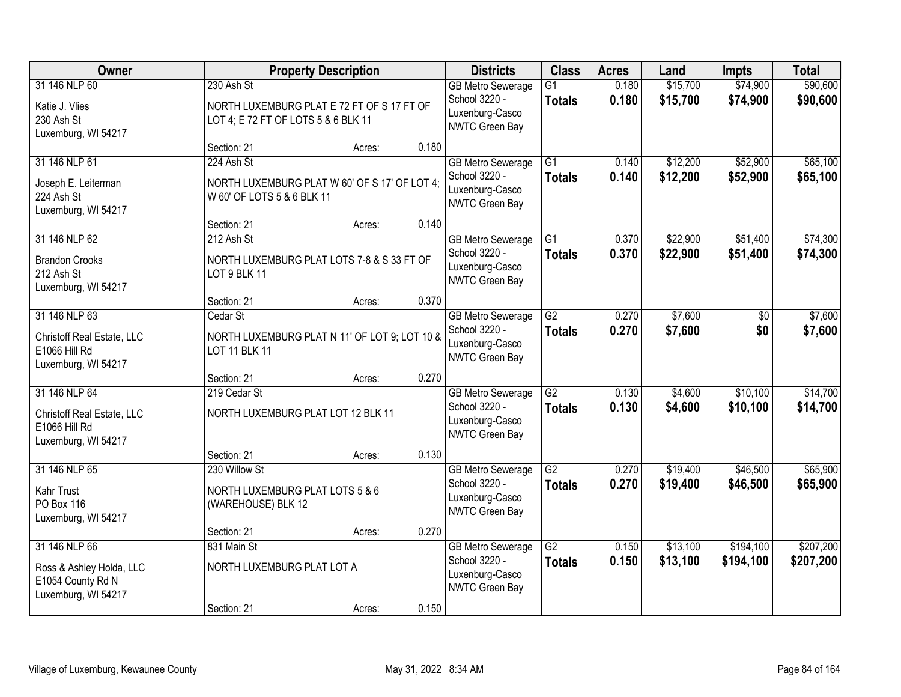| Owner | Property Description | Districts | Class | Acres | Land | Impts | Total |
|---|---|---|---|---|---|---|---|
| 31 146 NLP 60<br>Katie J. Vlies<br>230 Ash St<br>Luxemburg, WI 54217 | 230 Ash St<br>NORTH LUXEMBURG PLAT E 72 FT OF S 17 FT OF LOT 4; E 72 FT OF LOTS 5 & 6 BLK 11<br>Section: 21 Acres: 0.180 | GB Metro Sewerage<br>School 3220 - Luxenburg-Casco<br>NWTC Green Bay | G1<br>**Totals** | 0.180<br>**0.180** | $15,700<br>**$15,700** | $74,900<br>**$74,900** | $90,600<br>**$90,600** |
| 31 146 NLP 61<br>Joseph E. Leiterman<br>224 Ash St<br>Luxemburg, WI 54217 | 224 Ash St<br>NORTH LUXEMBURG PLAT W 60' OF S 17' OF LOT 4; W 60' OF LOTS 5 & 6 BLK 11<br>Section: 21 Acres: 0.140 | GB Metro Sewerage<br>School 3220 - Luxenburg-Casco<br>NWTC Green Bay | G1<br>**Totals** | 0.140<br>**0.140** | $12,200<br>**$12,200** | $52,900<br>**$52,900** | $65,100<br>**$65,100** |
| 31 146 NLP 62<br>Brandon Crooks<br>212 Ash St<br>Luxemburg, WI 54217 | 212 Ash St<br>NORTH LUXEMBURG PLAT LOTS 7-8 & S 33 FT OF LOT 9 BLK 11<br>Section: 21 Acres: 0.370 | GB Metro Sewerage<br>School 3220 - Luxenburg-Casco<br>NWTC Green Bay | G1<br>**Totals** | 0.370<br>**0.370** | $22,900<br>**$22,900** | $51,400<br>**$51,400** | $74,300<br>**$74,300** |
| 31 146 NLP 63<br>Christoff Real Estate, LLC<br>E1066 Hill Rd<br>Luxemburg, WI 54217 | Cedar St<br>NORTH LUXEMBURG PLAT N 11' OF LOT 9; LOT 10 & LOT 11 BLK 11<br>Section: 21 Acres: 0.270 | GB Metro Sewerage<br>School 3220 - Luxenburg-Casco<br>NWTC Green Bay | G2<br>**Totals** | 0.270<br>**0.270** | $7,600<br>**$7,600** | $0<br>**$0** | $7,600<br>**$7,600** |
| 31 146 NLP 64<br>Christoff Real Estate, LLC<br>E1066 Hill Rd<br>Luxemburg, WI 54217 | 219 Cedar St<br>NORTH LUXEMBURG PLAT LOT 12 BLK 11<br>Section: 21 Acres: 0.130 | GB Metro Sewerage<br>School 3220 - Luxenburg-Casco<br>NWTC Green Bay | G2<br>**Totals** | 0.130<br>**0.130** | $4,600<br>**$4,600** | $10,100<br>**$10,100** | $14,700<br>**$14,700** |
| 31 146 NLP 65<br>Kahr Trust<br>PO Box 116<br>Luxemburg, WI 54217 | 230 Willow St<br>NORTH LUXEMBURG PLAT LOTS 5 & 6 (WAREHOUSE) BLK 12<br>Section: 21 Acres: 0.270 | GB Metro Sewerage<br>School 3220 - Luxenburg-Casco<br>NWTC Green Bay | G2<br>**Totals** | 0.270<br>**0.270** | $19,400<br>**$19,400** | $46,500<br>**$46,500** | $65,900<br>**$65,900** |
| 31 146 NLP 66<br>Ross & Ashley Holda, LLC<br>E1054 County Rd N<br>Luxemburg, WI 54217 | 831 Main St<br>NORTH LUXEMBURG PLAT LOT A<br>Section: 21 Acres: 0.150 | GB Metro Sewerage<br>School 3220 - Luxenburg-Casco<br>NWTC Green Bay | G2<br>**Totals** | 0.150<br>**0.150** | $13,100<br>**$13,100** | $194,100<br>**$194,100** | $207,200<br>**$207,200** |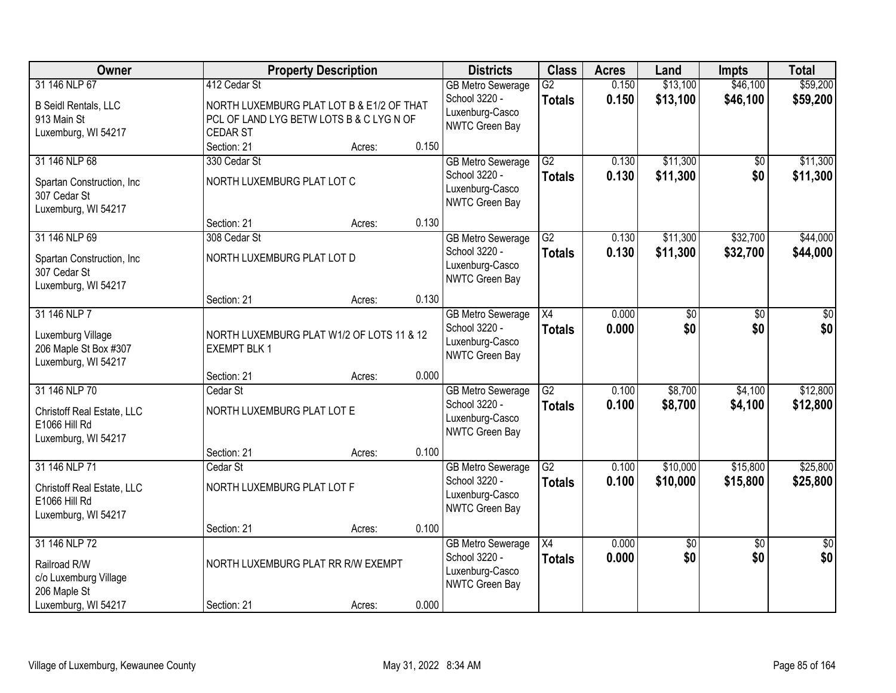| Owner | Property Description | | | Districts | Class | Acres | Land | Impts | Total |
|---|---|---|---|---|---|---|---|---|---|
| 31 146 NLP 67<br>B Seidl Rentals, LLC<br>913 Main St<br>Luxemburg, WI 54217 | 412 Cedar St<br>NORTH LUXEMBURG PLAT LOT B & E1/2 OF THAT PCL OF LAND LYG BETW LOTS B & C LYG N OF CEDAR ST<br>Section: 21 | Acres: | 0.150 | GB Metro Sewerage<br>School 3220 - Luxenburg-Casco<br>NWTC Green Bay | G2<br>**Totals** | 0.150<br>**0.150** | $13,100<br>**$13,100** | $46,100<br>**$46,100** | $59,200<br>**$59,200** |
| 31 146 NLP 68<br>Spartan Construction, Inc<br>307 Cedar St<br>Luxemburg, WI 54217 | 330 Cedar St<br>NORTH LUXEMBURG PLAT LOT C<br>Section: 21 | Acres: | 0.130 | GB Metro Sewerage<br>School 3220 - Luxenburg-Casco<br>NWTC Green Bay | G2<br>**Totals** | 0.130<br>**0.130** | $11,300<br>**$11,300** | $0<br>**$0** | $11,300<br>**$11,300** |
| 31 146 NLP 69<br>Spartan Construction, Inc<br>307 Cedar St<br>Luxemburg, WI 54217 | 308 Cedar St<br>NORTH LUXEMBURG PLAT LOT D<br>Section: 21 | Acres: | 0.130 | GB Metro Sewerage<br>School 3220 - Luxenburg-Casco<br>NWTC Green Bay | G2<br>**Totals** | 0.130<br>**0.130** | $11,300<br>**$11,300** | $32,700<br>**$32,700** | $44,000<br>**$44,000** |
| 31 146 NLP 7<br>Luxemburg Village<br>206 Maple St Box #307<br>Luxemburg, WI 54217 | NORTH LUXEMBURG PLAT W1/2 OF LOTS 11 & 12 EXEMPT BLK 1<br>Section: 21 | Acres: | 0.000 | GB Metro Sewerage<br>School 3220 - Luxenburg-Casco<br>NWTC Green Bay | X4<br>**Totals** | 0.000<br>**0.000** | $0<br>**$0** | $0<br>**$0** | $0<br>**$0** |
| 31 146 NLP 70<br>Christoff Real Estate, LLC<br>E1066 Hill Rd<br>Luxemburg, WI 54217 | Cedar St<br>NORTH LUXEMBURG PLAT LOT E<br>Section: 21 | Acres: | 0.100 | GB Metro Sewerage<br>School 3220 - Luxenburg-Casco<br>NWTC Green Bay | G2<br>**Totals** | 0.100<br>**0.100** | $8,700<br>**$8,700** | $4,100<br>**$4,100** | $12,800<br>**$12,800** |
| 31 146 NLP 71<br>Christoff Real Estate, LLC<br>E1066 Hill Rd<br>Luxemburg, WI 54217 | Cedar St<br>NORTH LUXEMBURG PLAT LOT F<br>Section: 21 | Acres: | 0.100 | GB Metro Sewerage<br>School 3220 - Luxenburg-Casco<br>NWTC Green Bay | G2<br>**Totals** | 0.100<br>**0.100** | $10,000<br>**$10,000** | $15,800<br>**$15,800** | $25,800<br>**$25,800** |
| 31 146 NLP 72<br>Railroad R/W<br>c/o Luxemburg Village<br>206 Maple St<br>Luxemburg, WI 54217 | NORTH LUXEMBURG PLAT RR R/W EXEMPT<br>Section: 21 | Acres: | 0.000 | GB Metro Sewerage<br>School 3220 - Luxenburg-Casco<br>NWTC Green Bay | X4<br>**Totals** | 0.000<br>**0.000** | $0<br>**$0** | $0<br>**$0** | $0<br>**$0** |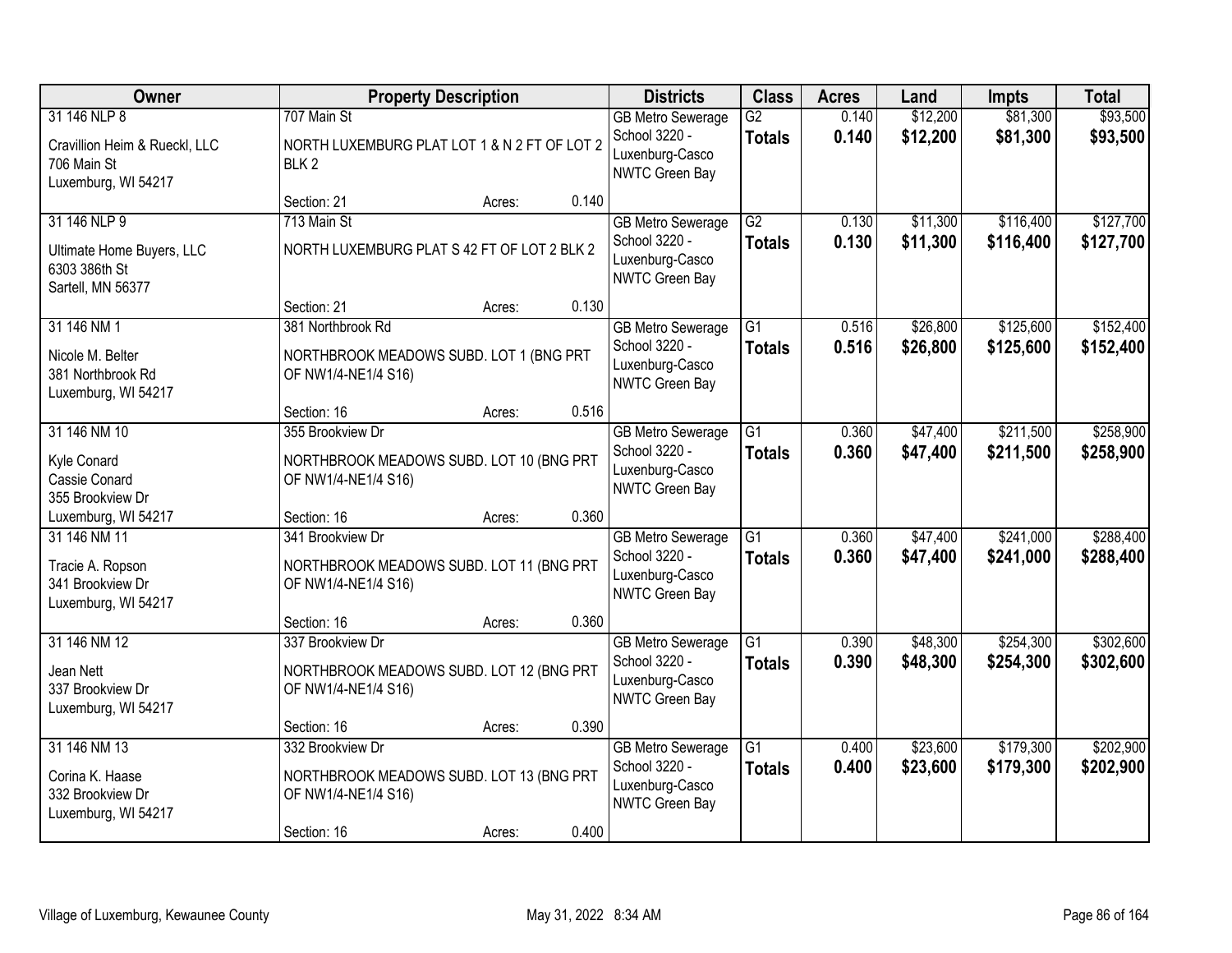| Owner | Property Description | Districts | Class | Acres | Land | Impts | Total |
|---|---|---|---|---|---|---|---|
| 31 146 NLP 8<br>Cravillion Heim & Rueckl, LLC<br>706 Main St<br>Luxemburg, WI 54217 | 707 Main St<br>NORTH LUXEMBURG PLAT LOT 1 & N 2 FT OF LOT 2 BLK 2<br>Section: 21 Acres: 0.140 | GB Metro Sewerage<br>School 3220 - Luxenburg-Casco<br>NWTC Green Bay | G2<br>**Totals** | 0.140<br>**0.140** | $12,200<br>**$12,200** | $81,300<br>**$81,300** | $93,500<br>**$93,500** |
| 31 146 NLP 9<br>Ultimate Home Buyers, LLC<br>6303 386th St<br>Sartell, MN 56377 | 713 Main St<br>NORTH LUXEMBURG PLAT S 42 FT OF LOT 2 BLK 2<br>Section: 21 Acres: 0.130 | GB Metro Sewerage<br>School 3220 - Luxenburg-Casco<br>NWTC Green Bay | G2<br>**Totals** | 0.130<br>**0.130** | $11,300<br>**$11,300** | $116,400<br>**$116,400** | $127,700<br>**$127,700** |
| 31 146 NM 1<br>Nicole M. Belter<br>381 Northbrook Rd<br>Luxemburg, WI 54217 | 381 Northbrook Rd<br>NORTHBROOK MEADOWS SUBD. LOT 1 (BNG PRT OF NW1/4-NE1/4 S16)<br>Section: 16 Acres: 0.516 | GB Metro Sewerage<br>School 3220 - Luxenburg-Casco<br>NWTC Green Bay | G1<br>**Totals** | 0.516<br>**0.516** | $26,800<br>**$26,800** | $125,600<br>**$125,600** | $152,400<br>**$152,400** |
| 31 146 NM 10<br>Kyle Conard<br>Cassie Conard<br>355 Brookview Dr<br>Luxemburg, WI 54217 | 355 Brookview Dr<br>NORTHBROOK MEADOWS SUBD. LOT 10 (BNG PRT OF NW1/4-NE1/4 S16)<br>Section: 16 Acres: 0.360 | GB Metro Sewerage<br>School 3220 - Luxenburg-Casco<br>NWTC Green Bay | G1<br>**Totals** | 0.360<br>**0.360** | $47,400<br>**$47,400** | $211,500<br>**$211,500** | $258,900<br>**$258,900** |
| 31 146 NM 11<br>Tracie A. Ropson<br>341 Brookview Dr<br>Luxemburg, WI 54217 | 341 Brookview Dr<br>NORTHBROOK MEADOWS SUBD. LOT 11 (BNG PRT OF NW1/4-NE1/4 S16)<br>Section: 16 Acres: 0.360 | GB Metro Sewerage<br>School 3220 - Luxenburg-Casco<br>NWTC Green Bay | G1<br>**Totals** | 0.360<br>**0.360** | $47,400<br>**$47,400** | $241,000<br>**$241,000** | $288,400<br>**$288,400** |
| 31 146 NM 12<br>Jean Nett<br>337 Brookview Dr<br>Luxemburg, WI 54217 | 337 Brookview Dr<br>NORTHBROOK MEADOWS SUBD. LOT 12 (BNG PRT OF NW1/4-NE1/4 S16)<br>Section: 16 Acres: 0.390 | GB Metro Sewerage<br>School 3220 - Luxenburg-Casco<br>NWTC Green Bay | G1<br>**Totals** | 0.390<br>**0.390** | $48,300<br>**$48,300** | $254,300<br>**$254,300** | $302,600<br>**$302,600** |
| 31 146 NM 13<br>Corina K. Haase<br>332 Brookview Dr<br>Luxemburg, WI 54217 | 332 Brookview Dr<br>NORTHBROOK MEADOWS SUBD. LOT 13 (BNG PRT OF NW1/4-NE1/4 S16)<br>Section: 16 Acres: 0.400 | GB Metro Sewerage<br>School 3220 - Luxenburg-Casco<br>NWTC Green Bay | G1<br>**Totals** | 0.400<br>**0.400** | $23,600<br>**$23,600** | $179,300<br>**$179,300** | $202,900<br>**$202,900** |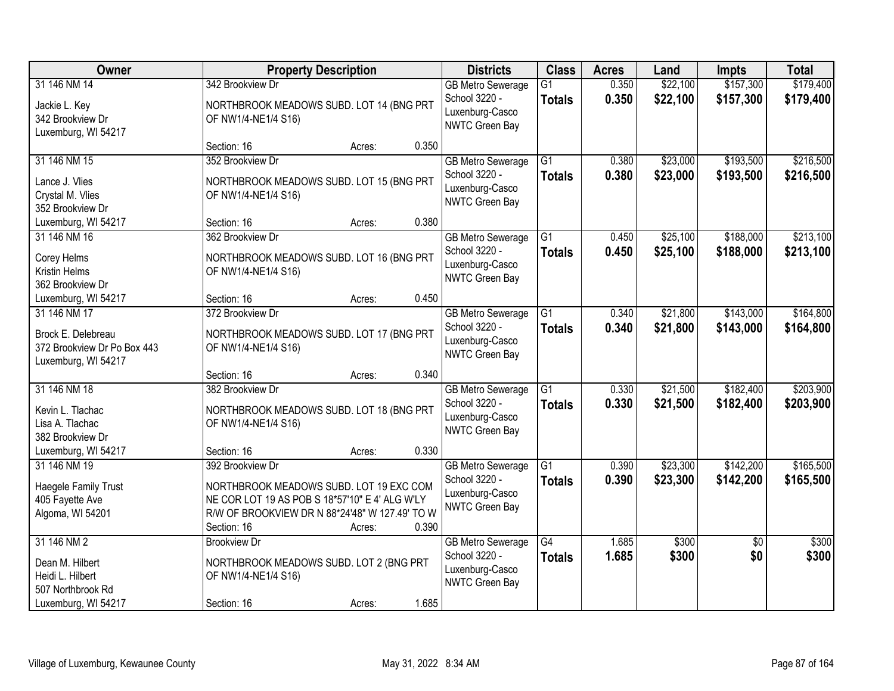| Owner | Property Description | Districts | Class | Acres | Land | Impts | Total |
|---|---|---|---|---|---|---|---|
| 31 146 NM 14<br><br>Jackie L. Key<br>342 Brookview Dr<br>Luxemburg, WI 54217 | 342 Brookview Dr<br><br>NORTHBROOK MEADOWS SUBD. LOT 14 (BNG PRT OF NW1/4-NE1/4 S16)<br><br>Section: 16 Acres: 0.350 | GB Metro Sewerage<br>School 3220 - Luxenburg-Casco<br>NWTC Green Bay | G1<br>**Totals** | 0.350<br>**0.350** | \$22,100<br>**\$22,100** | \$157,300<br>**\$157,300** | \$179,400<br>**\$179,400** |
| 31 146 NM 15<br><br>Lance J. Vlies<br>Crystal M. Vlies<br>352 Brookview Dr<br>Luxemburg, WI 54217 | 352 Brookview Dr<br><br>NORTHBROOK MEADOWS SUBD. LOT 15 (BNG PRT OF NW1/4-NE1/4 S16)<br><br>Section: 16 Acres: 0.380 | GB Metro Sewerage<br>School 3220 - Luxenburg-Casco<br>NWTC Green Bay | G1<br>**Totals** | 0.380<br>**0.380** | \$23,000<br>**\$23,000** | \$193,500<br>**\$193,500** | \$216,500<br>**\$216,500** |
| 31 146 NM 16<br><br>Corey Helms<br>Kristin Helms<br>362 Brookview Dr<br>Luxemburg, WI 54217 | 362 Brookview Dr<br><br>NORTHBROOK MEADOWS SUBD. LOT 16 (BNG PRT OF NW1/4-NE1/4 S16)<br><br>Section: 16 Acres: 0.450 | GB Metro Sewerage<br>School 3220 - Luxenburg-Casco<br>NWTC Green Bay | G1<br>**Totals** | 0.450<br>**0.450** | \$25,100<br>**\$25,100** | \$188,000<br>**\$188,000** | \$213,100<br>**\$213,100** |
| 31 146 NM 17<br><br>Brock E. Delebreau<br>372 Brookview Dr Po Box 443<br>Luxemburg, WI 54217 | 372 Brookview Dr<br><br>NORTHBROOK MEADOWS SUBD. LOT 17 (BNG PRT OF NW1/4-NE1/4 S16)<br><br>Section: 16 Acres: 0.340 | GB Metro Sewerage<br>School 3220 - Luxenburg-Casco<br>NWTC Green Bay | G1<br>**Totals** | 0.340<br>**0.340** | \$21,800<br>**\$21,800** | \$143,000<br>**\$143,000** | \$164,800<br>**\$164,800** |
| 31 146 NM 18<br><br>Kevin L. Tlachac<br>Lisa A. Tlachac<br>382 Brookview Dr<br>Luxemburg, WI 54217 | 382 Brookview Dr<br><br>NORTHBROOK MEADOWS SUBD. LOT 18 (BNG PRT OF NW1/4-NE1/4 S16)<br><br>Section: 16 Acres: 0.330 | GB Metro Sewerage<br>School 3220 - Luxenburg-Casco<br>NWTC Green Bay | G1<br>**Totals** | 0.330<br>**0.330** | \$21,500<br>**\$21,500** | \$182,400<br>**\$182,400** | \$203,900<br>**\$203,900** |
| 31 146 NM 19<br><br>Haegele Family Trust<br>405 Fayette Ave<br>Algoma, WI 54201 | 392 Brookview Dr<br><br>NORTHBROOK MEADOWS SUBD. LOT 19 EXC COM NE COR LOT 19 AS POB S 18*57'10" E 4' ALG W'LY R/W OF BROOKVIEW DR N 88*24'48" W 127.49' TO W<br>Section: 16 Acres: 0.390 | GB Metro Sewerage<br>School 3220 - Luxenburg-Casco<br>NWTC Green Bay | G1<br>**Totals** | 0.390<br>**0.390** | \$23,300<br>**\$23,300** | \$142,200<br>**\$142,200** | \$165,500<br>**\$165,500** |
| 31 146 NM 2<br><br>Dean M. Hilbert<br>Heidi L. Hilbert<br>507 Northbrook Rd<br>Luxemburg, WI 54217 | Brookview Dr<br><br>NORTHBROOK MEADOWS SUBD. LOT 2 (BNG PRT OF NW1/4-NE1/4 S16)<br><br>Section: 16 Acres: 1.685 | GB Metro Sewerage<br>School 3220 - Luxenburg-Casco<br>NWTC Green Bay | G4<br>**Totals** | 1.685<br>**1.685** | \$300<br>**\$300** | \$0<br>**\$0** | \$300<br>**\$300** |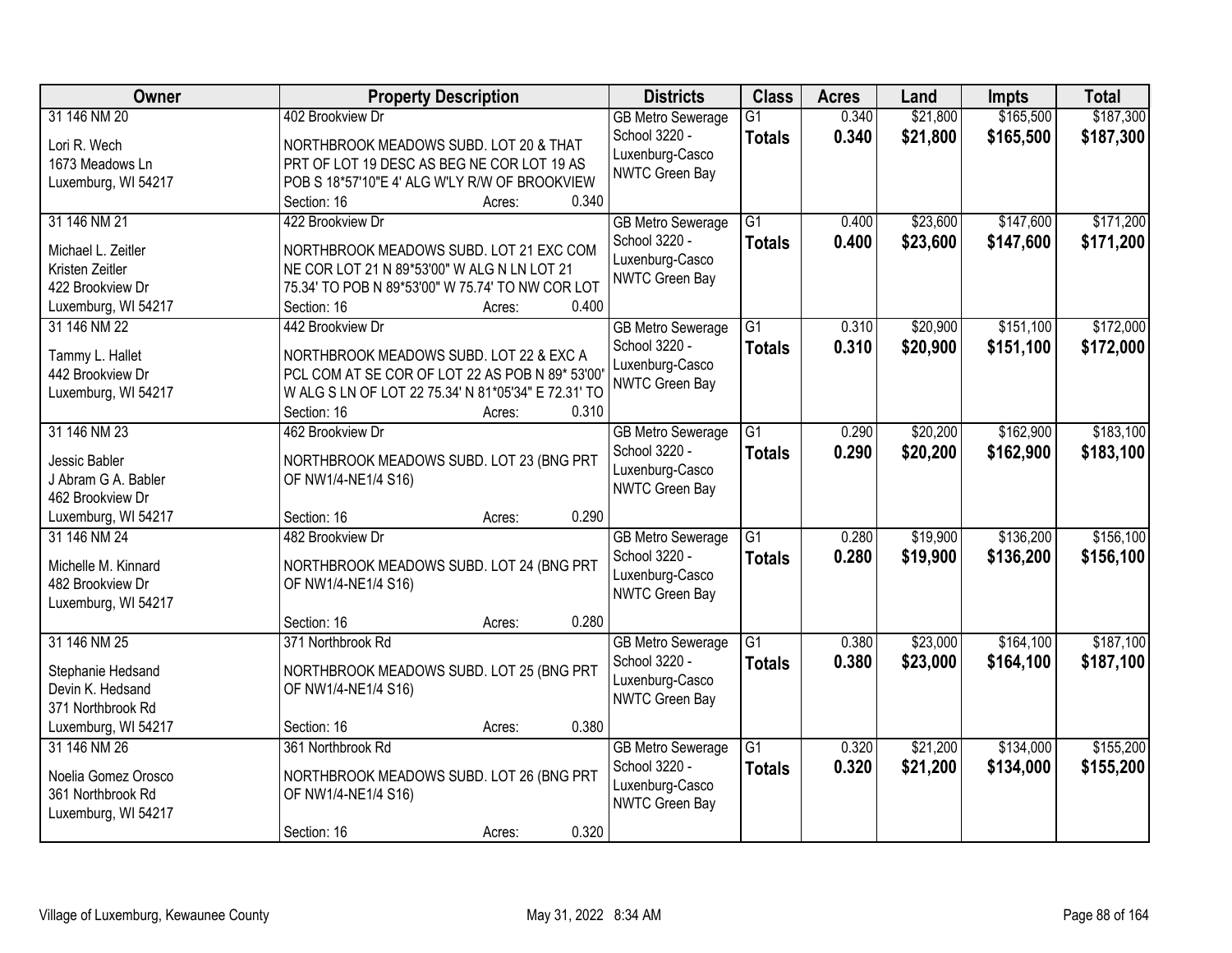| Owner | Property Description | Districts | Class | Acres | Land | Impts | Total |
|---|---|---|---|---|---|---|---|
| 31 146 NM 20<br><br>Lori R. Wech<br>1673 Meadows Ln<br>Luxemburg, WI 54217 | 402 Brookview Dr<br><br>NORTHBROOK MEADOWS SUBD. LOT 20 & THAT PRT OF LOT 19 DESC AS BEG NE COR LOT 19 AS POB S 18*57'10"E 4' ALG W'LY R/W OF BROOKVIEW<br>Section: 16 Acres: 0.340 | GB Metro Sewerage<br>School 3220 - Luxenburg-Casco<br>NWTC Green Bay | G1<br>**Totals** | 0.340<br>**0.340** | $21,800<br>**$21,800** | $165,500<br>**$165,500** | $187,300<br>**$187,300** |
| 31 146 NM 21<br><br>Michael L. Zeitler<br>Kristen Zeitler<br>422 Brookview Dr<br>Luxemburg, WI 54217 | 422 Brookview Dr<br><br>NORTHBROOK MEADOWS SUBD. LOT 21 EXC COM NE COR LOT 21 N 89*53'00" W ALG N LN LOT 21 75.34' TO POB N 89*53'00" W 75.74' TO NW COR LOT<br>Section: 16 Acres: 0.400 | GB Metro Sewerage<br>School 3220 - Luxenburg-Casco<br>NWTC Green Bay | G1<br>**Totals** | 0.400<br>**0.400** | $23,600<br>**$23,600** | $147,600<br>**$147,600** | $171,200<br>**$171,200** |
| 31 146 NM 22<br><br>Tammy L. Hallet<br>442 Brookview Dr<br>Luxemburg, WI 54217 | 442 Brookview Dr<br><br>NORTHBROOK MEADOWS SUBD. LOT 22 & EXC A PCL COM AT SE COR OF LOT 22 AS POB N 89* 53'00" W ALG S LN OF LOT 22 75.34' N 81*05'34" E 72.31' TO<br>Section: 16 Acres: 0.310 | GB Metro Sewerage<br>School 3220 - Luxenburg-Casco<br>NWTC Green Bay | G1<br>**Totals** | 0.310<br>**0.310** | $20,900<br>**$20,900** | $151,100<br>**$151,100** | $172,000<br>**$172,000** |
| 31 146 NM 23<br><br>Jessic Babler<br>J Abram G A. Babler<br>462 Brookview Dr<br>Luxemburg, WI 54217 | 462 Brookview Dr<br><br>NORTHBROOK MEADOWS SUBD. LOT 23 (BNG PRT OF NW1/4-NE1/4 S16)<br>Section: 16 Acres: 0.290 | GB Metro Sewerage<br>School 3220 - Luxenburg-Casco<br>NWTC Green Bay | G1<br>**Totals** | 0.290<br>**0.290** | $20,200<br>**$20,200** | $162,900<br>**$162,900** | $183,100<br>**$183,100** |
| 31 146 NM 24<br><br>Michelle M. Kinnard<br>482 Brookview Dr<br>Luxemburg, WI 54217 | 482 Brookview Dr<br><br>NORTHBROOK MEADOWS SUBD. LOT 24 (BNG PRT OF NW1/4-NE1/4 S16)<br>Section: 16 Acres: 0.280 | GB Metro Sewerage<br>School 3220 - Luxenburg-Casco<br>NWTC Green Bay | G1<br>**Totals** | 0.280<br>**0.280** | $19,900<br>**$19,900** | $136,200<br>**$136,200** | $156,100<br>**$156,100** |
| 31 146 NM 25<br><br>Stephanie Hedsand<br>Devin K. Hedsand<br>371 Northbrook Rd<br>Luxemburg, WI 54217 | 371 Northbrook Rd<br><br>NORTHBROOK MEADOWS SUBD. LOT 25 (BNG PRT OF NW1/4-NE1/4 S16)<br>Section: 16 Acres: 0.380 | GB Metro Sewerage<br>School 3220 - Luxenburg-Casco<br>NWTC Green Bay | G1<br>**Totals** | 0.380<br>**0.380** | $23,000<br>**$23,000** | $164,100<br>**$164,100** | $187,100<br>**$187,100** |
| 31 146 NM 26<br><br>Noelia Gomez Orosco<br>361 Northbrook Rd<br>Luxemburg, WI 54217 | 361 Northbrook Rd<br><br>NORTHBROOK MEADOWS SUBD. LOT 26 (BNG PRT OF NW1/4-NE1/4 S16)<br>Section: 16 Acres: 0.320 | GB Metro Sewerage<br>School 3220 - Luxenburg-Casco<br>NWTC Green Bay | G1<br>**Totals** | 0.320<br>**0.320** | $21,200<br>**$21,200** | $134,000<br>**$134,000** | $155,200<br>**$155,200** |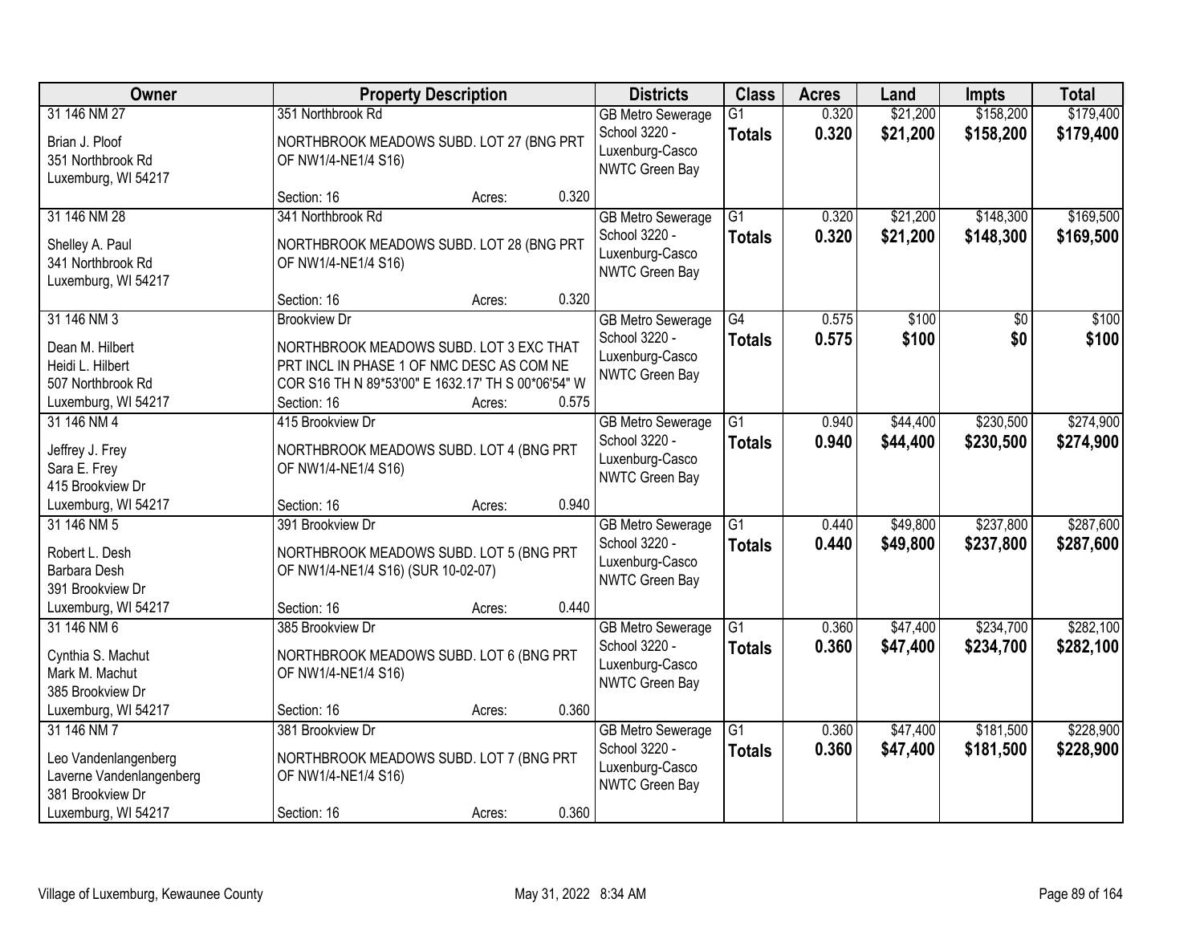| Owner | Property Description | Districts | Class | Acres | Land | Impts | Total |
|---|---|---|---|---|---|---|---|
| 31 146 NM 27<br><br>Brian J. Ploof<br>351 Northbrook Rd<br>Luxemburg, WI 54217 | 351 Northbrook Rd<br><br>NORTHBROOK MEADOWS SUBD. LOT 27 (BNG PRT OF NW1/4-NE1/4 S16)<br><br>Section: 16 Acres: 0.320 | GB Metro Sewerage<br>School 3220 - Luxenburg-Casco<br>NWTC Green Bay | G1<br>**Totals** | 0.320<br>**0.320** | $21,200<br>**$21,200** | $158,200<br>**$158,200** | $179,400<br>**$179,400** |
| 31 146 NM 28<br><br>Shelley A. Paul<br>341 Northbrook Rd<br>Luxemburg, WI 54217 | 341 Northbrook Rd<br><br>NORTHBROOK MEADOWS SUBD. LOT 28 (BNG PRT OF NW1/4-NE1/4 S16)<br><br>Section: 16 Acres: 0.320 | GB Metro Sewerage<br>School 3220 - Luxenburg-Casco<br>NWTC Green Bay | G1<br>**Totals** | 0.320<br>**0.320** | $21,200<br>**$21,200** | $148,300<br>**$148,300** | $169,500<br>**$169,500** |
| 31 146 NM 3<br><br>Dean M. Hilbert<br>Heidi L. Hilbert<br>507 Northbrook Rd<br>Luxemburg, WI 54217 | Brookview Dr<br><br>NORTHBROOK MEADOWS SUBD. LOT 3 EXC THAT PRT INCL IN PHASE 1 OF NMC DESC AS COM NE COR S16 TH N 89*53'00" E 1632.17' TH S 00*06'54" W<br>Section: 16 Acres: 0.575 | GB Metro Sewerage<br>School 3220 - Luxenburg-Casco<br>NWTC Green Bay | G4<br>**Totals** | 0.575<br>**0.575** | $100<br>**$100** | $0<br>**$0** | $100<br>**$100** |
| 31 146 NM 4<br><br>Jeffrey J. Frey<br>Sara E. Frey<br>415 Brookview Dr<br>Luxemburg, WI 54217 | 415 Brookview Dr<br><br>NORTHBROOK MEADOWS SUBD. LOT 4 (BNG PRT OF NW1/4-NE1/4 S16)<br><br>Section: 16 Acres: 0.940 | GB Metro Sewerage<br>School 3220 - Luxenburg-Casco<br>NWTC Green Bay | G1<br>**Totals** | 0.940<br>**0.940** | $44,400<br>**$44,400** | $230,500<br>**$230,500** | $274,900<br>**$274,900** |
| 31 146 NM 5<br><br>Robert L. Desh<br>Barbara Desh<br>391 Brookview Dr<br>Luxemburg, WI 54217 | 391 Brookview Dr<br><br>NORTHBROOK MEADOWS SUBD. LOT 5 (BNG PRT OF NW1/4-NE1/4 S16) (SUR 10-02-07)<br><br>Section: 16 Acres: 0.440 | GB Metro Sewerage<br>School 3220 - Luxenburg-Casco<br>NWTC Green Bay | G1<br>**Totals** | 0.440<br>**0.440** | $49,800<br>**$49,800** | $237,800<br>**$237,800** | $287,600<br>**$287,600** |
| 31 146 NM 6<br><br>Cynthia S. Machut<br>Mark M. Machut<br>385 Brookview Dr<br>Luxemburg, WI 54217 | 385 Brookview Dr<br><br>NORTHBROOK MEADOWS SUBD. LOT 6 (BNG PRT OF NW1/4-NE1/4 S16)<br><br>Section: 16 Acres: 0.360 | GB Metro Sewerage<br>School 3220 - Luxenburg-Casco<br>NWTC Green Bay | G1<br>**Totals** | 0.360<br>**0.360** | $47,400<br>**$47,400** | $234,700<br>**$234,700** | $282,100<br>**$282,100** |
| 31 146 NM 7<br><br>Leo Vandenlangenberg<br>Laverne Vandenlangenberg<br>381 Brookview Dr<br>Luxemburg, WI 54217 | 381 Brookview Dr<br><br>NORTHBROOK MEADOWS SUBD. LOT 7 (BNG PRT OF NW1/4-NE1/4 S16)<br><br>Section: 16 Acres: 0.360 | GB Metro Sewerage<br>School 3220 - Luxenburg-Casco<br>NWTC Green Bay | G1<br>**Totals** | 0.360<br>**0.360** | $47,400<br>**$47,400** | $181,500<br>**$181,500** | $228,900<br>**$228,900** |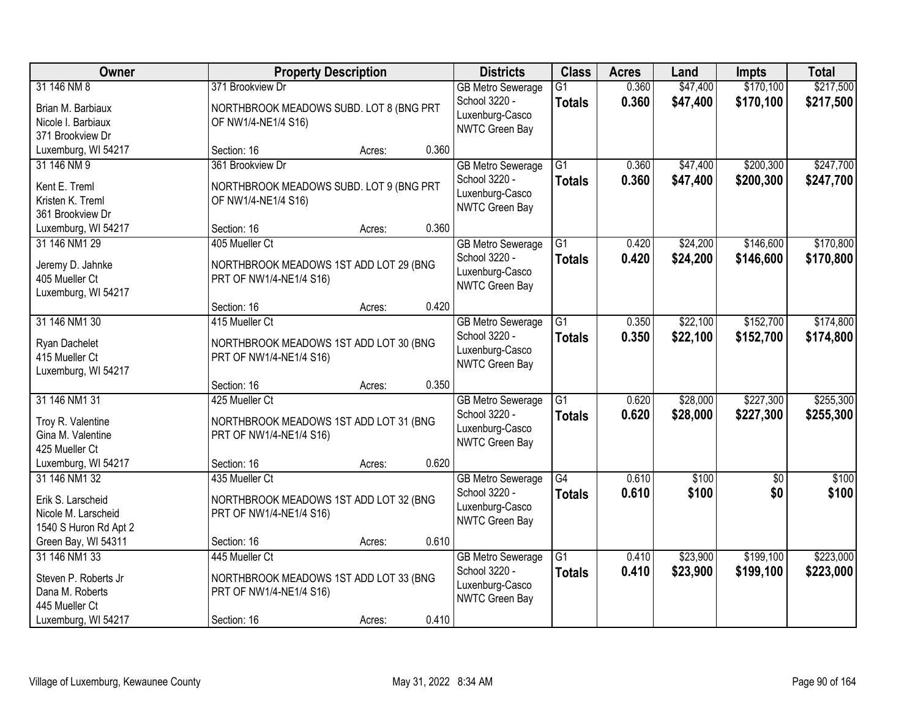| Owner | Property Description | Districts | Class | Acres | Land | Impts | Total |
|---|---|---|---|---|---|---|---|
| 31 146 NM 8<br>Brian M. Barbiaux<br>Nicole I. Barbiaux<br>371 Brookview Dr<br>Luxemburg, WI 54217 | 371 Brookview Dr<br>NORTHBROOK MEADOWS SUBD. LOT 8 (BNG PRT OF NW1/4-NE1/4 S16)<br>Section: 16 Acres: 0.360 | GB Metro Sewerage<br>School 3220 - Luxenburg-Casco<br>NWTC Green Bay | G1<br>**Totals** | 0.360<br>**0.360** | $47,400<br>**$47,400** | $170,100<br>**$170,100** | $217,500<br>**$217,500** |
| 31 146 NM 9<br>Kent E. Treml<br>Kristen K. Treml<br>361 Brookview Dr<br>Luxemburg, WI 54217 | 361 Brookview Dr<br>NORTHBROOK MEADOWS SUBD. LOT 9 (BNG PRT OF NW1/4-NE1/4 S16)<br>Section: 16 Acres: 0.360 | GB Metro Sewerage<br>School 3220 - Luxenburg-Casco<br>NWTC Green Bay | G1<br>**Totals** | 0.360<br>**0.360** | $47,400<br>**$47,400** | $200,300<br>**$200,300** | $247,700<br>**$247,700** |
| 31 146 NM1 29<br>Jeremy D. Jahnke<br>405 Mueller Ct<br>Luxemburg, WI 54217 | 405 Mueller Ct<br>NORTHBROOK MEADOWS 1ST ADD LOT 29 (BNG PRT OF NW1/4-NE1/4 S16)<br>Section: 16 Acres: 0.420 | GB Metro Sewerage<br>School 3220 - Luxenburg-Casco<br>NWTC Green Bay | G1<br>**Totals** | 0.420<br>**0.420** | $24,200<br>**$24,200** | $146,600<br>**$146,600** | $170,800<br>**$170,800** |
| 31 146 NM1 30<br>Ryan Dachelet<br>415 Mueller Ct<br>Luxemburg, WI 54217 | 415 Mueller Ct<br>NORTHBROOK MEADOWS 1ST ADD LOT 30 (BNG PRT OF NW1/4-NE1/4 S16)<br>Section: 16 Acres: 0.350 | GB Metro Sewerage<br>School 3220 - Luxenburg-Casco<br>NWTC Green Bay | G1<br>**Totals** | 0.350<br>**0.350** | $22,100<br>**$22,100** | $152,700<br>**$152,700** | $174,800<br>**$174,800** |
| 31 146 NM1 31<br>Troy R. Valentine<br>Gina M. Valentine<br>425 Mueller Ct<br>Luxemburg, WI 54217 | 425 Mueller Ct<br>NORTHBROOK MEADOWS 1ST ADD LOT 31 (BNG PRT OF NW1/4-NE1/4 S16)<br>Section: 16 Acres: 0.620 | GB Metro Sewerage<br>School 3220 - Luxenburg-Casco<br>NWTC Green Bay | G1<br>**Totals** | 0.620<br>**0.620** | $28,000<br>**$28,000** | $227,300<br>**$227,300** | $255,300<br>**$255,300** |
| 31 146 NM1 32<br>Erik S. Larscheid<br>Nicole M. Larscheid<br>1540 S Huron Rd Apt 2<br>Green Bay, WI 54311 | 435 Mueller Ct<br>NORTHBROOK MEADOWS 1ST ADD LOT 32 (BNG PRT OF NW1/4-NE1/4 S16)<br>Section: 16 Acres: 0.610 | GB Metro Sewerage<br>School 3220 - Luxenburg-Casco<br>NWTC Green Bay | G4<br>**Totals** | 0.610<br>**0.610** | $100<br>**$100** | $0<br>**$0** | $100<br>**$100** |
| 31 146 NM1 33<br>Steven P. Roberts Jr<br>Dana M. Roberts<br>445 Mueller Ct<br>Luxemburg, WI 54217 | 445 Mueller Ct<br>NORTHBROOK MEADOWS 1ST ADD LOT 33 (BNG PRT OF NW1/4-NE1/4 S16)<br>Section: 16 Acres: 0.410 | GB Metro Sewerage<br>School 3220 - Luxenburg-Casco<br>NWTC Green Bay | G1<br>**Totals** | 0.410<br>**0.410** | $23,900<br>**$23,900** | $199,100<br>**$199,100** | $223,000<br>**$223,000** |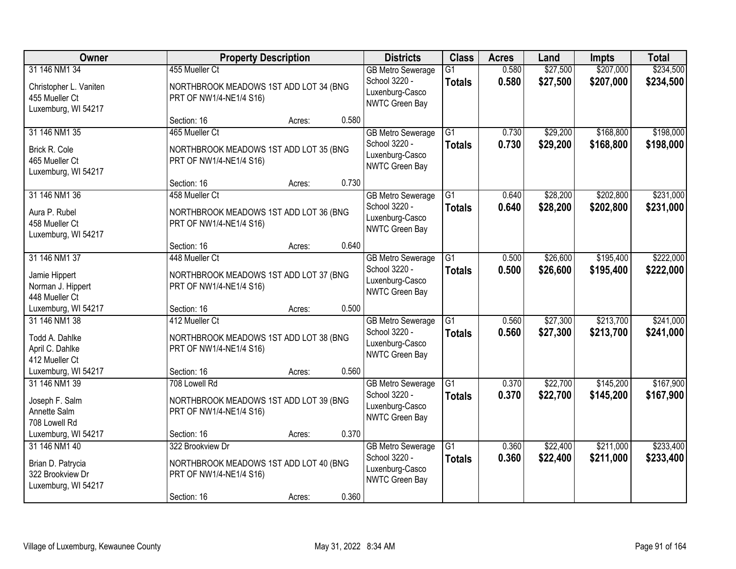| Owner | Property Description | Districts | Class | Acres | Land | Impts | Total |
|---|---|---|---|---|---|---|---|
| 31 146 NM1 34<br>Christopher L. Vaniten<br>455 Mueller Ct<br>Luxemburg, WI 54217 | 455 Mueller Ct<br>NORTHBROOK MEADOWS 1ST ADD LOT 34 (BNG PRT OF NW1/4-NE1/4 S16)<br>Section: 16 Acres: 0.580 | GB Metro Sewerage<br>School 3220 - Luxenburg-Casco<br>NWTC Green Bay | G1<br>**Totals** | 0.580<br>**0.580** | $27,500<br>**$27,500** | $207,000<br>**$207,000** | $234,500<br>**$234,500** |
| 31 146 NM1 35<br>Brick R. Cole<br>465 Mueller Ct<br>Luxemburg, WI 54217 | 465 Mueller Ct<br>NORTHBROOK MEADOWS 1ST ADD LOT 35 (BNG PRT OF NW1/4-NE1/4 S16)<br>Section: 16 Acres: 0.730 | GB Metro Sewerage<br>School 3220 - Luxenburg-Casco<br>NWTC Green Bay | G1<br>**Totals** | 0.730<br>**0.730** | $29,200<br>**$29,200** | $168,800<br>**$168,800** | $198,000<br>**$198,000** |
| 31 146 NM1 36<br>Aura P. Rubel<br>458 Mueller Ct<br>Luxemburg, WI 54217 | 458 Mueller Ct<br>NORTHBROOK MEADOWS 1ST ADD LOT 36 (BNG PRT OF NW1/4-NE1/4 S16)<br>Section: 16 Acres: 0.640 | GB Metro Sewerage<br>School 3220 - Luxenburg-Casco<br>NWTC Green Bay | G1<br>**Totals** | 0.640<br>**0.640** | $28,200<br>**$28,200** | $202,800<br>**$202,800** | $231,000<br>**$231,000** |
| 31 146 NM1 37<br>Jamie Hippert<br>Norman J. Hippert<br>448 Mueller Ct<br>Luxemburg, WI 54217 | 448 Mueller Ct<br>NORTHBROOK MEADOWS 1ST ADD LOT 37 (BNG PRT OF NW1/4-NE1/4 S16)<br>Section: 16 Acres: 0.500 | GB Metro Sewerage<br>School 3220 - Luxenburg-Casco<br>NWTC Green Bay | G1<br>**Totals** | 0.500<br>**0.500** | $26,600<br>**$26,600** | $195,400<br>**$195,400** | $222,000<br>**$222,000** |
| 31 146 NM1 38<br>Todd A. Dahlke<br>April C. Dahlke<br>412 Mueller Ct<br>Luxemburg, WI 54217 | 412 Mueller Ct<br>NORTHBROOK MEADOWS 1ST ADD LOT 38 (BNG PRT OF NW1/4-NE1/4 S16)<br>Section: 16 Acres: 0.560 | GB Metro Sewerage<br>School 3220 - Luxenburg-Casco<br>NWTC Green Bay | G1<br>**Totals** | 0.560<br>**0.560** | $27,300<br>**$27,300** | $213,700<br>**$213,700** | $241,000<br>**$241,000** |
| 31 146 NM1 39<br>Joseph F. Salm<br>Annette Salm<br>708 Lowell Rd<br>Luxemburg, WI 54217 | 708 Lowell Rd<br>NORTHBROOK MEADOWS 1ST ADD LOT 39 (BNG PRT OF NW1/4-NE1/4 S16)<br>Section: 16 Acres: 0.370 | GB Metro Sewerage<br>School 3220 - Luxenburg-Casco<br>NWTC Green Bay | G1<br>**Totals** | 0.370<br>**0.370** | $22,700<br>**$22,700** | $145,200<br>**$145,200** | $167,900<br>**$167,900** |
| 31 146 NM1 40<br>Brian D. Patrycia<br>322 Brookview Dr<br>Luxemburg, WI 54217 | 322 Brookview Dr<br>NORTHBROOK MEADOWS 1ST ADD LOT 40 (BNG PRT OF NW1/4-NE1/4 S16)<br>Section: 16 Acres: 0.360 | GB Metro Sewerage<br>School 3220 - Luxenburg-Casco<br>NWTC Green Bay | G1<br>**Totals** | 0.360<br>**0.360** | $22,400<br>**$22,400** | $211,000<br>**$211,000** | $233,400<br>**$233,400** |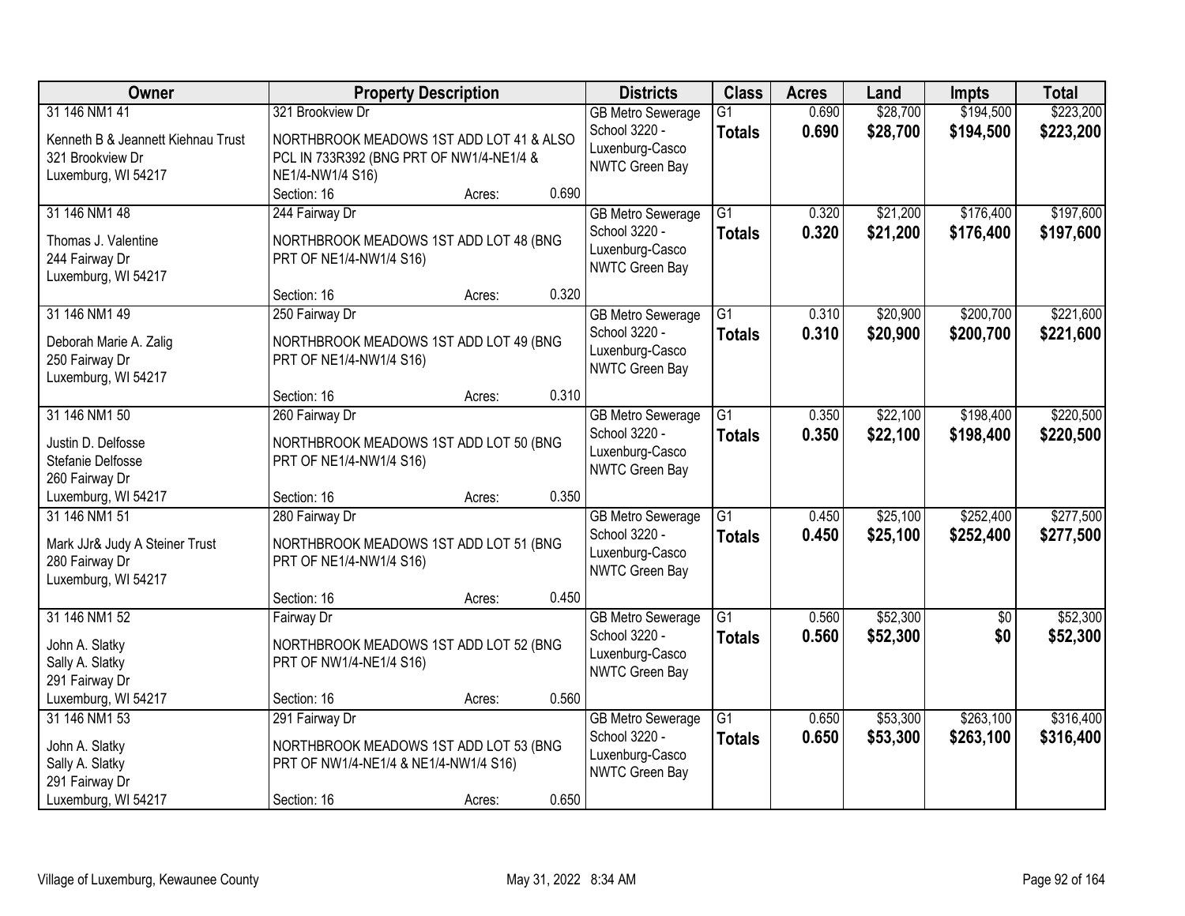| Owner | Property Description | Districts | Class | Acres | Land | Impts | Total |
|---|---|---|---|---|---|---|---|
| 31 146 NM1 41<br>Kenneth B & Jeannett Kiehnau Trust<br>321 Brookview Dr<br>Luxemburg, WI 54217 | 321 Brookview Dr<br>NORTHBROOK MEADOWS 1ST ADD LOT 41 & ALSO PCL IN 733R392 (BNG PRT OF NW1/4-NE1/4 & NE1/4-NW1/4 S16)<br>Section: 16 Acres: 0.690 | GB Metro Sewerage<br>School 3220 - Luxenburg-Casco<br>NWTC Green Bay | G1<br>**Totals** | 0.690<br>**0.690** | $28,700<br>**$28,700** | $194,500<br>**$194,500** | $223,200<br>**$223,200** |
| 31 146 NM1 48<br>Thomas J. Valentine<br>244 Fairway Dr<br>Luxemburg, WI 54217 | 244 Fairway Dr<br>NORTHBROOK MEADOWS 1ST ADD LOT 48 (BNG PRT OF NE1/4-NW1/4 S16)<br>Section: 16 Acres: 0.320 | GB Metro Sewerage<br>School 3220 - Luxenburg-Casco<br>NWTC Green Bay | G1<br>**Totals** | 0.320<br>**0.320** | $21,200<br>**$21,200** | $176,400<br>**$176,400** | $197,600<br>**$197,600** |
| 31 146 NM1 49<br>Deborah Marie A. Zalig<br>250 Fairway Dr<br>Luxemburg, WI 54217 | 250 Fairway Dr<br>NORTHBROOK MEADOWS 1ST ADD LOT 49 (BNG PRT OF NE1/4-NW1/4 S16)<br>Section: 16 Acres: 0.310 | GB Metro Sewerage<br>School 3220 - Luxenburg-Casco<br>NWTC Green Bay | G1<br>**Totals** | 0.310<br>**0.310** | $20,900<br>**$20,900** | $200,700<br>**$200,700** | $221,600<br>**$221,600** |
| 31 146 NM1 50<br>Justin D. Delfosse<br>Stefanie Delfosse<br>260 Fairway Dr<br>Luxemburg, WI 54217 | 260 Fairway Dr<br>NORTHBROOK MEADOWS 1ST ADD LOT 50 (BNG PRT OF NE1/4-NW1/4 S16)<br>Section: 16 Acres: 0.350 | GB Metro Sewerage<br>School 3220 - Luxenburg-Casco<br>NWTC Green Bay | G1<br>**Totals** | 0.350<br>**0.350** | $22,100<br>**$22,100** | $198,400<br>**$198,400** | $220,500<br>**$220,500** |
| 31 146 NM1 51<br>Mark JJr& Judy A Steiner Trust<br>280 Fairway Dr<br>Luxemburg, WI 54217 | 280 Fairway Dr<br>NORTHBROOK MEADOWS 1ST ADD LOT 51 (BNG PRT OF NE1/4-NW1/4 S16)<br>Section: 16 Acres: 0.450 | GB Metro Sewerage<br>School 3220 - Luxenburg-Casco<br>NWTC Green Bay | G1<br>**Totals** | 0.450<br>**0.450** | $25,100<br>**$25,100** | $252,400<br>**$252,400** | $277,500<br>**$277,500** |
| 31 146 NM1 52<br>John A. Slatky<br>Sally A. Slatky<br>291 Fairway Dr<br>Luxemburg, WI 54217 | Fairway Dr<br>NORTHBROOK MEADOWS 1ST ADD LOT 52 (BNG PRT OF NW1/4-NE1/4 S16)<br>Section: 16 Acres: 0.560 | GB Metro Sewerage<br>School 3220 - Luxenburg-Casco<br>NWTC Green Bay | G1<br>**Totals** | 0.560<br>**0.560** | $52,300<br>**$52,300** | $0<br>**$0** | $52,300<br>**$52,300** |
| 31 146 NM1 53<br>John A. Slatky<br>Sally A. Slatky<br>291 Fairway Dr<br>Luxemburg, WI 54217 | 291 Fairway Dr<br>NORTHBROOK MEADOWS 1ST ADD LOT 53 (BNG PRT OF NW1/4-NE1/4 & NE1/4-NW1/4 S16)<br>Section: 16 Acres: 0.650 | GB Metro Sewerage<br>School 3220 - Luxenburg-Casco<br>NWTC Green Bay | G1<br>**Totals** | 0.650<br>**0.650** | $53,300<br>**$53,300** | $263,100<br>**$263,100** | $316,400<br>**$316,400** |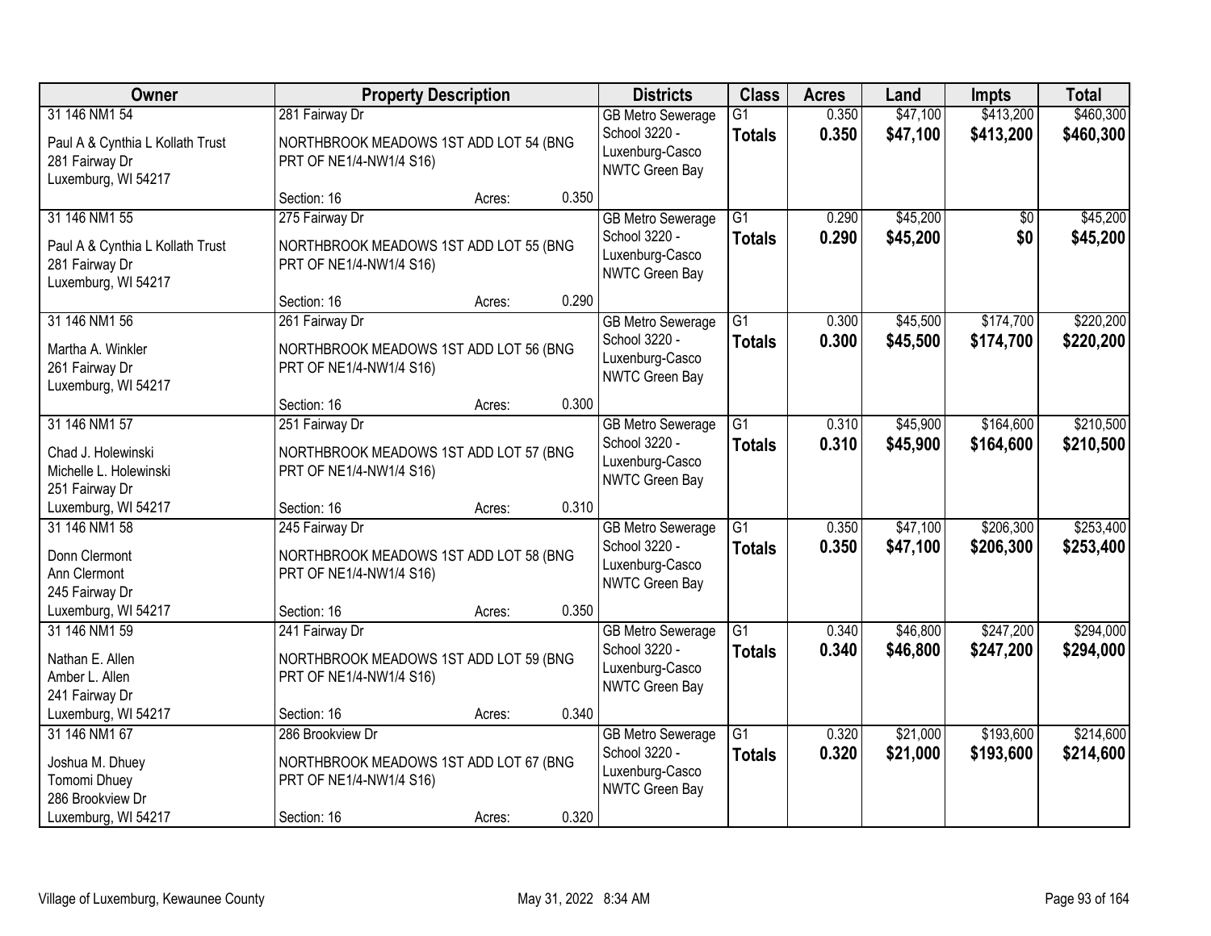| Owner | Property Description | Districts | Class | Acres | Land | Impts | Total |
|---|---|---|---|---|---|---|---|
| 31 146 NM1 54<br>Paul A & Cynthia L Kollath Trust<br>281 Fairway Dr<br>Luxemburg, WI 54217 | 281 Fairway Dr<br>NORTHBROOK MEADOWS 1ST ADD LOT 54 (BNG PRT OF NE1/4-NW1/4 S16)<br>Section: 16 Acres: 0.350 | GB Metro Sewerage<br>School 3220 - Luxenburg-Casco<br>NWTC Green Bay | G1<br>**Totals** | 0.350<br>**0.350** | $47,100<br>**$47,100** | $413,200<br>**$413,200** | $460,300<br>**$460,300** |
| 31 146 NM1 55<br>Paul A & Cynthia L Kollath Trust<br>281 Fairway Dr<br>Luxemburg, WI 54217 | 275 Fairway Dr<br>NORTHBROOK MEADOWS 1ST ADD LOT 55 (BNG PRT OF NE1/4-NW1/4 S16)<br>Section: 16 Acres: 0.290 | GB Metro Sewerage<br>School 3220 - Luxenburg-Casco<br>NWTC Green Bay | G1<br>**Totals** | 0.290<br>**0.290** | $45,200<br>**$45,200** | $0<br>**$0** | $45,200<br>**$45,200** |
| 31 146 NM1 56<br>Martha A. Winkler<br>261 Fairway Dr<br>Luxemburg, WI 54217 | 261 Fairway Dr<br>NORTHBROOK MEADOWS 1ST ADD LOT 56 (BNG PRT OF NE1/4-NW1/4 S16)<br>Section: 16 Acres: 0.300 | GB Metro Sewerage<br>School 3220 - Luxenburg-Casco<br>NWTC Green Bay | G1<br>**Totals** | 0.300<br>**0.300** | $45,500<br>**$45,500** | $174,700<br>**$174,700** | $220,200<br>**$220,200** |
| 31 146 NM1 57<br>Chad J. Holewinski<br>Michelle L. Holewinski<br>251 Fairway Dr<br>Luxemburg, WI 54217 | 251 Fairway Dr<br>NORTHBROOK MEADOWS 1ST ADD LOT 57 (BNG PRT OF NE1/4-NW1/4 S16)<br>Section: 16 Acres: 0.310 | GB Metro Sewerage<br>School 3220 - Luxenburg-Casco<br>NWTC Green Bay | G1<br>**Totals** | 0.310<br>**0.310** | $45,900<br>**$45,900** | $164,600<br>**$164,600** | $210,500<br>**$210,500** |
| 31 146 NM1 58<br>Donn Clermont<br>Ann Clermont<br>245 Fairway Dr<br>Luxemburg, WI 54217 | 245 Fairway Dr<br>NORTHBROOK MEADOWS 1ST ADD LOT 58 (BNG PRT OF NE1/4-NW1/4 S16)<br>Section: 16 Acres: 0.350 | GB Metro Sewerage<br>School 3220 - Luxenburg-Casco<br>NWTC Green Bay | G1<br>**Totals** | 0.350<br>**0.350** | $47,100<br>**$47,100** | $206,300<br>**$206,300** | $253,400<br>**$253,400** |
| 31 146 NM1 59<br>Nathan E. Allen<br>Amber L. Allen<br>241 Fairway Dr<br>Luxemburg, WI 54217 | 241 Fairway Dr<br>NORTHBROOK MEADOWS 1ST ADD LOT 59 (BNG PRT OF NE1/4-NW1/4 S16)<br>Section: 16 Acres: 0.340 | GB Metro Sewerage<br>School 3220 - Luxenburg-Casco<br>NWTC Green Bay | G1<br>**Totals** | 0.340<br>**0.340** | $46,800<br>**$46,800** | $247,200<br>**$247,200** | $294,000<br>**$294,000** |
| 31 146 NM1 67<br>Joshua M. Dhuey<br>Tomomi Dhuey<br>286 Brookview Dr<br>Luxemburg, WI 54217 | 286 Brookview Dr<br>NORTHBROOK MEADOWS 1ST ADD LOT 67 (BNG PRT OF NE1/4-NW1/4 S16)<br>Section: 16 Acres: 0.320 | GB Metro Sewerage<br>School 3220 - Luxenburg-Casco<br>NWTC Green Bay | G1<br>**Totals** | 0.320<br>**0.320** | $21,000<br>**$21,000** | $193,600<br>**$193,600** | $214,600<br>**$214,600** |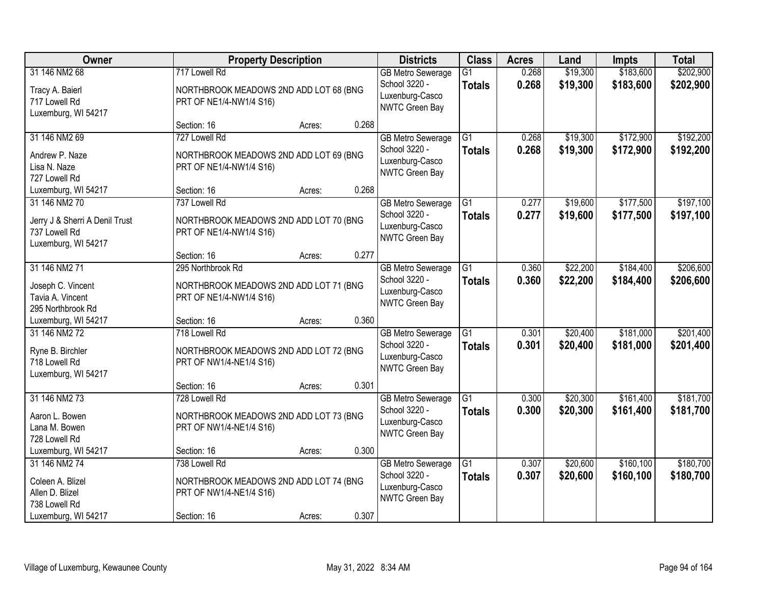| Owner | Property Description | Districts | Class | Acres | Land | Impts | Total |
|---|---|---|---|---|---|---|---|
| 31 146 NM2 68<br><br>Tracy A. Baierl<br>717 Lowell Rd<br>Luxemburg, WI 54217 | 717 Lowell Rd<br><br>NORTHBROOK MEADOWS 2ND ADD LOT 68 (BNG PRT OF NE1/4-NW1/4 S16)<br><br>Section: 16 Acres: 0.268 | GB Metro Sewerage<br>School 3220 - Luxenburg-Casco<br>NWTC Green Bay | G1<br>**Totals** | 0.268<br>**0.268** | $19,300<br>**$19,300** | $183,600<br>**$183,600** | $202,900<br>**$202,900** |
| 31 146 NM2 69<br><br>Andrew P. Naze<br>Lisa N. Naze<br>727 Lowell Rd<br>Luxemburg, WI 54217 | 727 Lowell Rd<br><br>NORTHBROOK MEADOWS 2ND ADD LOT 69 (BNG PRT OF NE1/4-NW1/4 S16)<br><br>Section: 16 Acres: 0.268 | GB Metro Sewerage<br>School 3220 - Luxenburg-Casco<br>NWTC Green Bay | G1<br>**Totals** | 0.268<br>**0.268** | $19,300<br>**$19,300** | $172,900<br>**$172,900** | $192,200<br>**$192,200** |
| 31 146 NM2 70<br><br>Jerry J & Sherri A Denil Trust<br>737 Lowell Rd<br>Luxemburg, WI 54217 | 737 Lowell Rd<br><br>NORTHBROOK MEADOWS 2ND ADD LOT 70 (BNG PRT OF NE1/4-NW1/4 S16)<br><br>Section: 16 Acres: 0.277 | GB Metro Sewerage<br>School 3220 - Luxenburg-Casco<br>NWTC Green Bay | G1<br>**Totals** | 0.277<br>**0.277** | $19,600<br>**$19,600** | $177,500<br>**$177,500** | $197,100<br>**$197,100** |
| 31 146 NM2 71<br><br>Joseph C. Vincent<br>Tavia A. Vincent<br>295 Northbrook Rd<br>Luxemburg, WI 54217 | 295 Northbrook Rd<br><br>NORTHBROOK MEADOWS 2ND ADD LOT 71 (BNG PRT OF NE1/4-NW1/4 S16)<br><br>Section: 16 Acres: 0.360 | GB Metro Sewerage<br>School 3220 - Luxenburg-Casco<br>NWTC Green Bay | G1<br>**Totals** | 0.360<br>**0.360** | $22,200<br>**$22,200** | $184,400<br>**$184,400** | $206,600<br>**$206,600** |
| 31 146 NM2 72<br><br>Ryne B. Birchler<br>718 Lowell Rd<br>Luxemburg, WI 54217 | 718 Lowell Rd<br><br>NORTHBROOK MEADOWS 2ND ADD LOT 72 (BNG PRT OF NW1/4-NE1/4 S16)<br><br>Section: 16 Acres: 0.301 | GB Metro Sewerage<br>School 3220 - Luxenburg-Casco<br>NWTC Green Bay | G1<br>**Totals** | 0.301<br>**0.301** | $20,400<br>**$20,400** | $181,000<br>**$181,000** | $201,400<br>**$201,400** |
| 31 146 NM2 73<br><br>Aaron L. Bowen<br>Lana M. Bowen<br>728 Lowell Rd<br>Luxemburg, WI 54217 | 728 Lowell Rd<br><br>NORTHBROOK MEADOWS 2ND ADD LOT 73 (BNG PRT OF NW1/4-NE1/4 S16)<br><br>Section: 16 Acres: 0.300 | GB Metro Sewerage<br>School 3220 - Luxenburg-Casco<br>NWTC Green Bay | G1<br>**Totals** | 0.300<br>**0.300** | $20,300<br>**$20,300** | $161,400<br>**$161,400** | $181,700<br>**$181,700** |
| 31 146 NM2 74<br><br>Coleen A. Blizel<br>Allen D. Blizel<br>738 Lowell Rd<br>Luxemburg, WI 54217 | 738 Lowell Rd<br><br>NORTHBROOK MEADOWS 2ND ADD LOT 74 (BNG PRT OF NW1/4-NE1/4 S16)<br><br>Section: 16 Acres: 0.307 | GB Metro Sewerage<br>School 3220 - Luxenburg-Casco<br>NWTC Green Bay | G1<br>**Totals** | 0.307<br>**0.307** | $20,600<br>**$20,600** | $160,100<br>**$160,100** | $180,700<br>**$180,700** |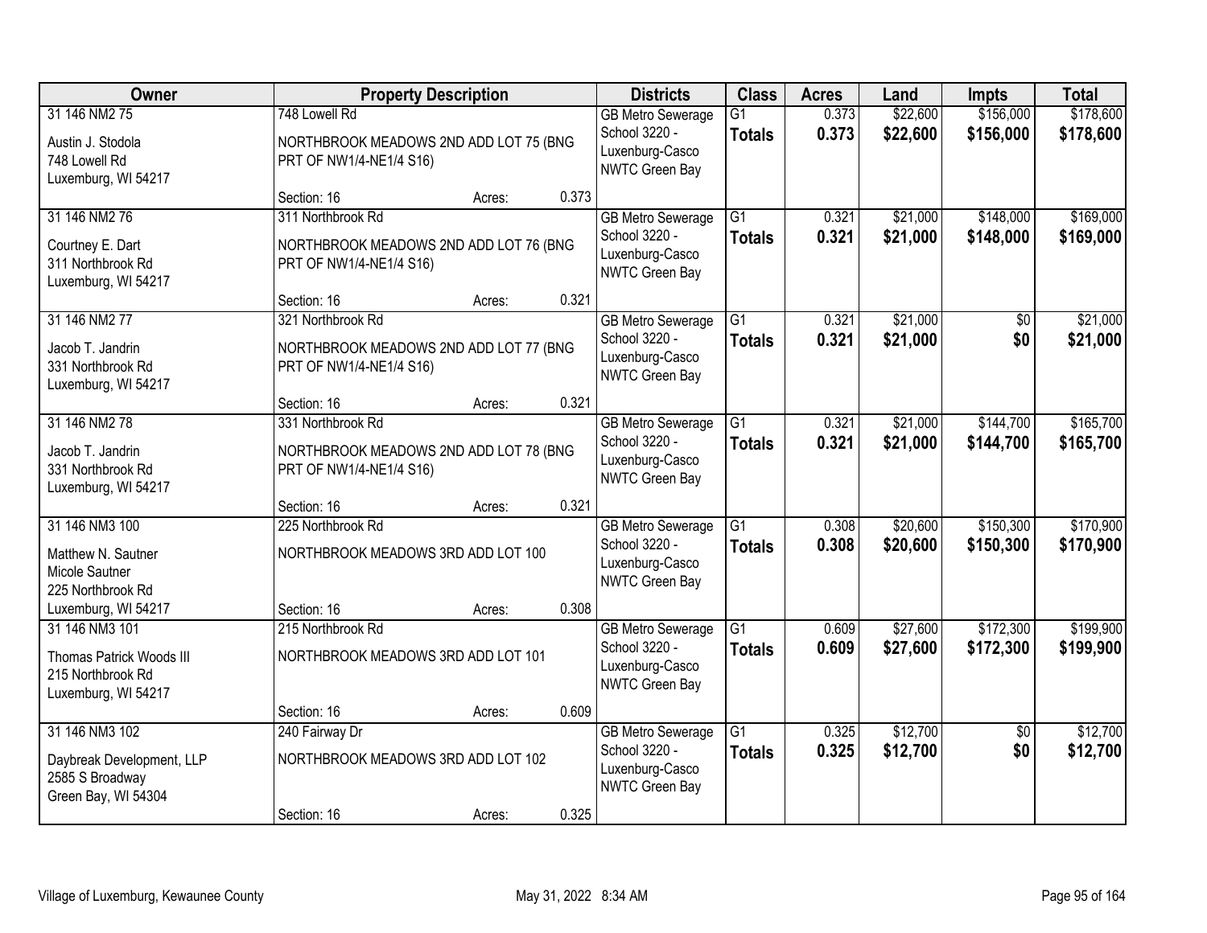| Owner | Property Description | | | Districts | Class | Acres | Land | Impts | Total |
|---|---|---|---|---|---|---|---|---|---|
| 31 146 NM2 75<br><br>Austin J. Stodola<br>748 Lowell Rd<br>Luxemburg, WI 54217 | 748 Lowell Rd<br><br>NORTHBROOK MEADOWS 2ND ADD LOT 75 (BNG PRT OF NW1/4-NE1/4 S16)<br><br>Section: 16 | Acres: | 0.373 | GB Metro Sewerage<br>School 3220 - Luxenburg-Casco<br>NWTC Green Bay | G1<br>**Totals** | 0.373<br>**0.373** | $22,600<br>**$22,600** | $156,000<br>**$156,000** | $178,600<br>**$178,600** |
| 31 146 NM2 76<br><br>Courtney E. Dart<br>311 Northbrook Rd<br>Luxemburg, WI 54217 | 311 Northbrook Rd<br><br>NORTHBROOK MEADOWS 2ND ADD LOT 76 (BNG PRT OF NW1/4-NE1/4 S16)<br><br>Section: 16 | Acres: | 0.321 | GB Metro Sewerage<br>School 3220 - Luxenburg-Casco<br>NWTC Green Bay | G1<br>**Totals** | 0.321<br>**0.321** | $21,000<br>**$21,000** | $148,000<br>**$148,000** | $169,000<br>**$169,000** |
| 31 146 NM2 77<br><br>Jacob T. Jandrin<br>331 Northbrook Rd<br>Luxemburg, WI 54217 | 321 Northbrook Rd<br><br>NORTHBROOK MEADOWS 2ND ADD LOT 77 (BNG PRT OF NW1/4-NE1/4 S16)<br><br>Section: 16 | Acres: | 0.321 | GB Metro Sewerage<br>School 3220 - Luxenburg-Casco<br>NWTC Green Bay | G1<br>**Totals** | 0.321<br>**0.321** | $21,000<br>**$21,000** | $0<br>**$0** | $21,000<br>**$21,000** |
| 31 146 NM2 78<br><br>Jacob T. Jandrin<br>331 Northbrook Rd<br>Luxemburg, WI 54217 | 331 Northbrook Rd<br><br>NORTHBROOK MEADOWS 2ND ADD LOT 78 (BNG PRT OF NW1/4-NE1/4 S16)<br><br>Section: 16 | Acres: | 0.321 | GB Metro Sewerage<br>School 3220 - Luxenburg-Casco<br>NWTC Green Bay | G1<br>**Totals** | 0.321<br>**0.321** | $21,000<br>**$21,000** | $144,700<br>**$144,700** | $165,700<br>**$165,700** |
| 31 146 NM3 100<br><br>Matthew N. Sautner<br>Micole Sautner<br>225 Northbrook Rd<br>Luxemburg, WI 54217 | 225 Northbrook Rd<br><br>NORTHBROOK MEADOWS 3RD ADD LOT 100<br><br>Section: 16 | Acres: | 0.308 | GB Metro Sewerage<br>School 3220 - Luxenburg-Casco<br>NWTC Green Bay | G1<br>**Totals** | 0.308<br>**0.308** | $20,600<br>**$20,600** | $150,300<br>**$150,300** | $170,900<br>**$170,900** |
| 31 146 NM3 101<br><br>Thomas Patrick Woods III<br>215 Northbrook Rd<br>Luxemburg, WI 54217 | 215 Northbrook Rd<br><br>NORTHBROOK MEADOWS 3RD ADD LOT 101<br><br>Section: 16 | Acres: | 0.609 | GB Metro Sewerage<br>School 3220 - Luxenburg-Casco<br>NWTC Green Bay | G1<br>**Totals** | 0.609<br>**0.609** | $27,600<br>**$27,600** | $172,300<br>**$172,300** | $199,900<br>**$199,900** |
| 31 146 NM3 102<br><br>Daybreak Development, LLP<br>2585 S Broadway<br>Green Bay, WI 54304 | 240 Fairway Dr<br><br>NORTHBROOK MEADOWS 3RD ADD LOT 102<br><br>Section: 16 | Acres: | 0.325 | GB Metro Sewerage<br>School 3220 - Luxenburg-Casco<br>NWTC Green Bay | G1<br>**Totals** | 0.325<br>**0.325** | $12,700<br>**$12,700** | $0<br>**$0** | $12,700<br>**$12,700** |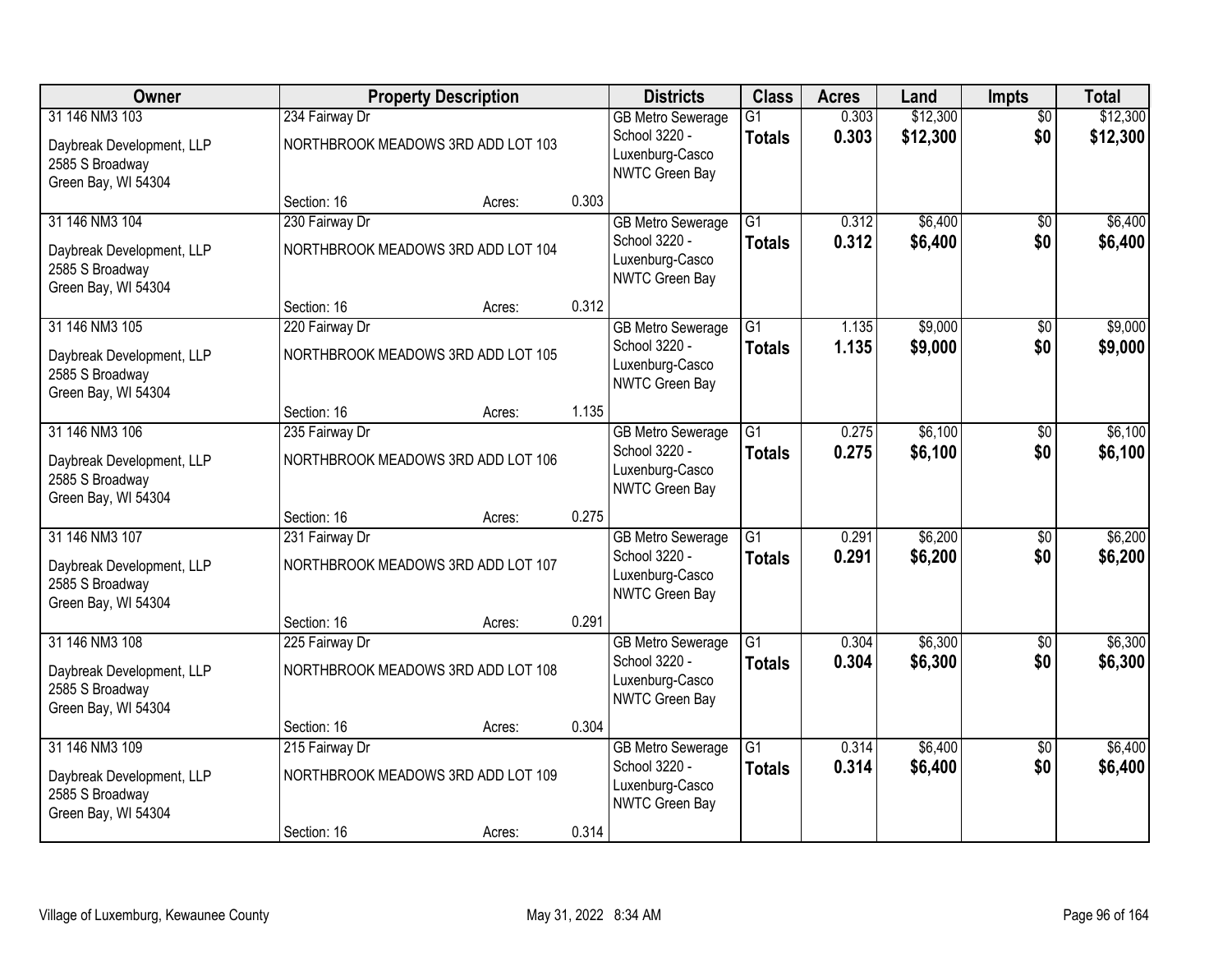| Owner | Property Description | | | Districts | Class | Acres | Land | Impts | Total |
|---|---|---|---|---|---|---|---|---|---|
| 31 146 NM3 103<br><br>Daybreak Development, LLP<br>2585 S Broadway<br>Green Bay, WI 54304 | 234 Fairway Dr<br><br>NORTHBROOK MEADOWS 3RD ADD LOT 103<br><br>Section: 16 | Acres: | 0.303 | GB Metro Sewerage<br>School 3220 - Luxenburg-Casco<br>NWTC Green Bay | G1<br>**Totals** | 0.303<br>**0.303** | $12,300<br>**$12,300** | $0<br>**$0** | $12,300<br>**$12,300** |
| 31 146 NM3 104<br><br>Daybreak Development, LLP<br>2585 S Broadway<br>Green Bay, WI 54304 | 230 Fairway Dr<br><br>NORTHBROOK MEADOWS 3RD ADD LOT 104<br><br>Section: 16 | Acres: | 0.312 | GB Metro Sewerage<br>School 3220 - Luxenburg-Casco<br>NWTC Green Bay | G1<br>**Totals** | 0.312<br>**0.312** | $6,400<br>**$6,400** | $0<br>**$0** | $6,400<br>**$6,400** |
| 31 146 NM3 105<br><br>Daybreak Development, LLP<br>2585 S Broadway<br>Green Bay, WI 54304 | 220 Fairway Dr<br><br>NORTHBROOK MEADOWS 3RD ADD LOT 105<br><br>Section: 16 | Acres: | 1.135 | GB Metro Sewerage<br>School 3220 - Luxenburg-Casco<br>NWTC Green Bay | G1<br>**Totals** | 1.135<br>**1.135** | $9,000<br>**$9,000** | $0<br>**$0** | $9,000<br>**$9,000** |
| 31 146 NM3 106<br><br>Daybreak Development, LLP<br>2585 S Broadway<br>Green Bay, WI 54304 | 235 Fairway Dr<br><br>NORTHBROOK MEADOWS 3RD ADD LOT 106<br><br>Section: 16 | Acres: | 0.275 | GB Metro Sewerage<br>School 3220 - Luxenburg-Casco<br>NWTC Green Bay | G1<br>**Totals** | 0.275<br>**0.275** | $6,100<br>**$6,100** | $0<br>**$0** | $6,100<br>**$6,100** |
| 31 146 NM3 107<br><br>Daybreak Development, LLP<br>2585 S Broadway<br>Green Bay, WI 54304 | 231 Fairway Dr<br><br>NORTHBROOK MEADOWS 3RD ADD LOT 107<br><br>Section: 16 | Acres: | 0.291 | GB Metro Sewerage<br>School 3220 - Luxenburg-Casco<br>NWTC Green Bay | G1<br>**Totals** | 0.291<br>**0.291** | $6,200<br>**$6,200** | $0<br>**$0** | $6,200<br>**$6,200** |
| 31 146 NM3 108<br><br>Daybreak Development, LLP<br>2585 S Broadway<br>Green Bay, WI 54304 | 225 Fairway Dr<br><br>NORTHBROOK MEADOWS 3RD ADD LOT 108<br><br>Section: 16 | Acres: | 0.304 | GB Metro Sewerage<br>School 3220 - Luxenburg-Casco<br>NWTC Green Bay | G1<br>**Totals** | 0.304<br>**0.304** | $6,300<br>**$6,300** | $0<br>**$0** | $6,300<br>**$6,300** |
| 31 146 NM3 109<br><br>Daybreak Development, LLP<br>2585 S Broadway<br>Green Bay, WI 54304 | 215 Fairway Dr<br><br>NORTHBROOK MEADOWS 3RD ADD LOT 109<br><br>Section: 16 | Acres: | 0.314 | GB Metro Sewerage<br>School 3220 - Luxenburg-Casco<br>NWTC Green Bay | G1<br>**Totals** | 0.314<br>**0.314** | $6,400<br>**$6,400** | $0<br>**$0** | $6,400<br>**$6,400** |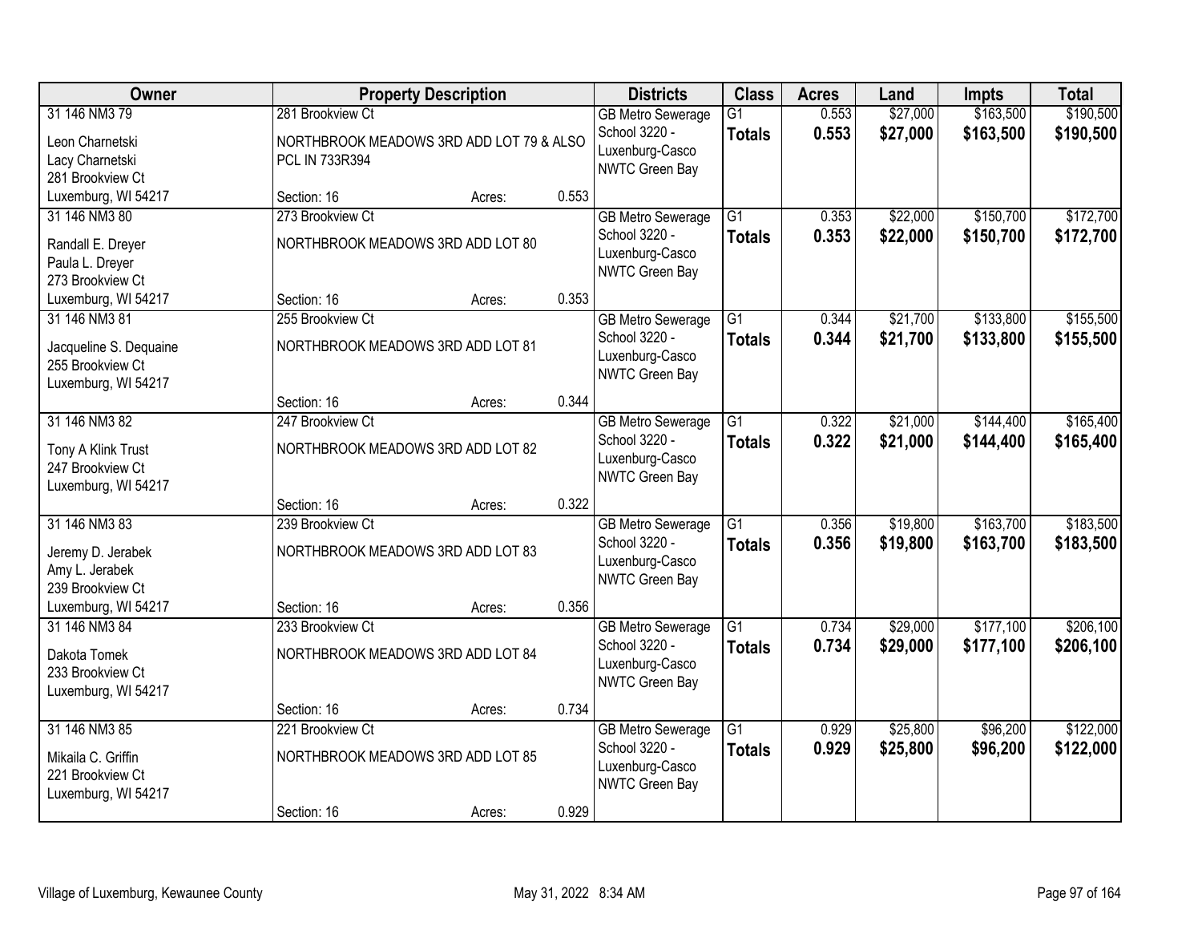| Owner | Property Description | | | Districts | Class | Acres | Land | Impts | Total |
|---|---|---|---|---|---|---|---|---|---|
| 31 146 NM3 79<br>Leon Charnetski<br>Lacy Charnetski<br>281 Brookview Ct<br>Luxemburg, WI 54217 | 281 Brookview Ct<br>NORTHBROOK MEADOWS 3RD ADD LOT 79 & ALSO PCL IN 733R394<br>Section: 16 | Acres: | 0.553 | GB Metro Sewerage<br>School 3220 - Luxenburg-Casco<br>NWTC Green Bay | G1<br>**Totals** | 0.553<br>**0.553** | $27,000<br>**$27,000** | $163,500<br>**$163,500** | $190,500<br>**$190,500** |
| 31 146 NM3 80<br>Randall E. Dreyer<br>Paula L. Dreyer<br>273 Brookview Ct<br>Luxemburg, WI 54217 | 273 Brookview Ct<br>NORTHBROOK MEADOWS 3RD ADD LOT 80<br>Section: 16 | Acres: | 0.353 | GB Metro Sewerage<br>School 3220 - Luxenburg-Casco<br>NWTC Green Bay | G1<br>**Totals** | 0.353<br>**0.353** | $22,000<br>**$22,000** | $150,700<br>**$150,700** | $172,700<br>**$172,700** |
| 31 146 NM3 81<br>Jacqueline S. Dequaine<br>255 Brookview Ct<br>Luxemburg, WI 54217 | 255 Brookview Ct<br>NORTHBROOK MEADOWS 3RD ADD LOT 81<br>Section: 16 | Acres: | 0.344 | GB Metro Sewerage<br>School 3220 - Luxenburg-Casco<br>NWTC Green Bay | G1<br>**Totals** | 0.344<br>**0.344** | $21,700<br>**$21,700** | $133,800<br>**$133,800** | $155,500<br>**$155,500** |
| 31 146 NM3 82<br>Tony A Klink Trust<br>247 Brookview Ct<br>Luxemburg, WI 54217 | 247 Brookview Ct<br>NORTHBROOK MEADOWS 3RD ADD LOT 82<br>Section: 16 | Acres: | 0.322 | GB Metro Sewerage<br>School 3220 - Luxenburg-Casco<br>NWTC Green Bay | G1<br>**Totals** | 0.322<br>**0.322** | $21,000<br>**$21,000** | $144,400<br>**$144,400** | $165,400<br>**$165,400** |
| 31 146 NM3 83<br>Jeremy D. Jerabek<br>Amy L. Jerabek<br>239 Brookview Ct<br>Luxemburg, WI 54217 | 239 Brookview Ct<br>NORTHBROOK MEADOWS 3RD ADD LOT 83<br>Section: 16 | Acres: | 0.356 | GB Metro Sewerage<br>School 3220 - Luxenburg-Casco<br>NWTC Green Bay | G1<br>**Totals** | 0.356<br>**0.356** | $19,800<br>**$19,800** | $163,700<br>**$163,700** | $183,500<br>**$183,500** |
| 31 146 NM3 84<br>Dakota Tomek<br>233 Brookview Ct<br>Luxemburg, WI 54217 | 233 Brookview Ct<br>NORTHBROOK MEADOWS 3RD ADD LOT 84<br>Section: 16 | Acres: | 0.734 | GB Metro Sewerage<br>School 3220 - Luxenburg-Casco<br>NWTC Green Bay | G1<br>**Totals** | 0.734<br>**0.734** | $29,000<br>**$29,000** | $177,100<br>**$177,100** | $206,100<br>**$206,100** |
| 31 146 NM3 85<br>Mikaila C. Griffin<br>221 Brookview Ct<br>Luxemburg, WI 54217 | 221 Brookview Ct<br>NORTHBROOK MEADOWS 3RD ADD LOT 85<br>Section: 16 | Acres: | 0.929 | GB Metro Sewerage<br>School 3220 - Luxenburg-Casco<br>NWTC Green Bay | G1<br>**Totals** | 0.929<br>**0.929** | $25,800<br>**$25,800** | $96,200<br>**$96,200** | $122,000<br>**$122,000** |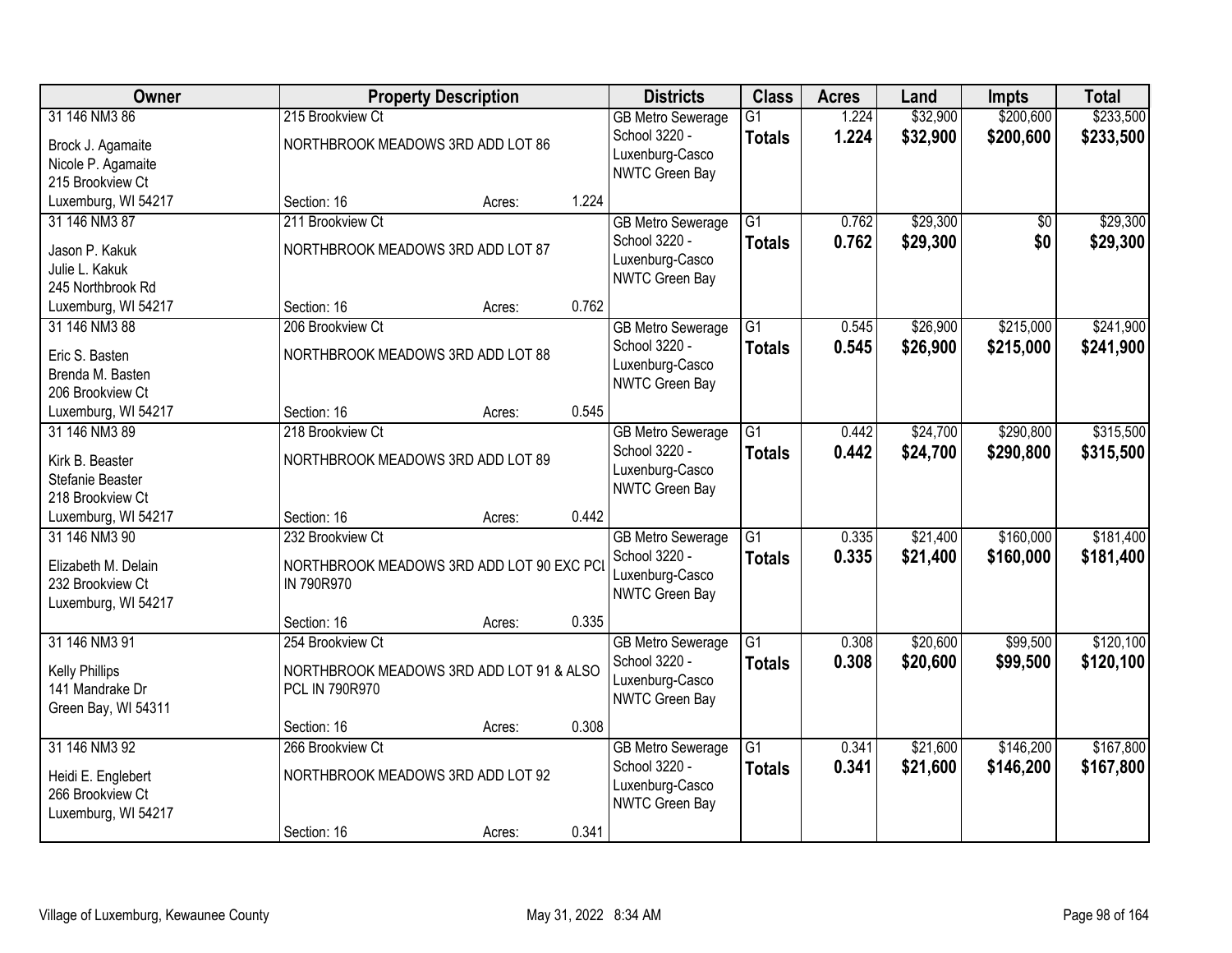| Owner | Property Description | | | Districts | Class | Acres | Land | Impts | Total |
|---|---|---|---|---|---|---|---|---|---|
| 31 146 NM3 86<br>Brock J. Agamaite<br>Nicole P. Agamaite<br>215 Brookview Ct<br>Luxemburg, WI 54217 | 215 Brookview Ct<br>NORTHBROOK MEADOWS 3RD ADD LOT 86<br>Section: 16 | Acres: | 1.224 | GB Metro Sewerage<br>School 3220 - Luxenburg-Casco<br>NWTC Green Bay | G1<br>**Totals** | 1.224<br>**1.224** | $32,900<br>**$32,900** | $200,600<br>**$200,600** | $233,500<br>**$233,500** |
| 31 146 NM3 87<br>Jason P. Kakuk<br>Julie L. Kakuk<br>245 Northbrook Rd<br>Luxemburg, WI 54217 | 211 Brookview Ct<br>NORTHBROOK MEADOWS 3RD ADD LOT 87<br>Section: 16 | Acres: | 0.762 | GB Metro Sewerage<br>School 3220 - Luxenburg-Casco<br>NWTC Green Bay | G1<br>**Totals** | 0.762<br>**0.762** | $29,300<br>**$29,300** | $0<br>**$0** | $29,300<br>**$29,300** |
| 31 146 NM3 88<br>Eric S. Basten<br>Brenda M. Basten<br>206 Brookview Ct<br>Luxemburg, WI 54217 | 206 Brookview Ct<br>NORTHBROOK MEADOWS 3RD ADD LOT 88<br>Section: 16 | Acres: | 0.545 | GB Metro Sewerage<br>School 3220 - Luxenburg-Casco<br>NWTC Green Bay | G1<br>**Totals** | 0.545<br>**0.545** | $26,900<br>**$26,900** | $215,000<br>**$215,000** | $241,900<br>**$241,900** |
| 31 146 NM3 89<br>Kirk B. Beaster<br>Stefanie Beaster<br>218 Brookview Ct<br>Luxemburg, WI 54217 | 218 Brookview Ct<br>NORTHBROOK MEADOWS 3RD ADD LOT 89<br>Section: 16 | Acres: | 0.442 | GB Metro Sewerage<br>School 3220 - Luxenburg-Casco<br>NWTC Green Bay | G1<br>**Totals** | 0.442<br>**0.442** | $24,700<br>**$24,700** | $290,800<br>**$290,800** | $315,500<br>**$315,500** |
| 31 146 NM3 90<br>Elizabeth M. Delain<br>232 Brookview Ct<br>Luxemburg, WI 54217 | 232 Brookview Ct<br>NORTHBROOK MEADOWS 3RD ADD LOT 90 EXC PCL IN 790R970<br>Section: 16 | Acres: | 0.335 | GB Metro Sewerage<br>School 3220 - Luxenburg-Casco<br>NWTC Green Bay | G1<br>**Totals** | 0.335<br>**0.335** | $21,400<br>**$21,400** | $160,000<br>**$160,000** | $181,400<br>**$181,400** |
| 31 146 NM3 91<br>Kelly Phillips<br>141 Mandrake Dr<br>Green Bay, WI 54311 | 254 Brookview Ct<br>NORTHBROOK MEADOWS 3RD ADD LOT 91 & ALSO PCL IN 790R970<br>Section: 16 | Acres: | 0.308 | GB Metro Sewerage<br>School 3220 - Luxenburg-Casco<br>NWTC Green Bay | G1<br>**Totals** | 0.308<br>**0.308** | $20,600<br>**$20,600** | $99,500<br>**$99,500** | $120,100<br>**$120,100** |
| 31 146 NM3 92<br>Heidi E. Englebert<br>266 Brookview Ct<br>Luxemburg, WI 54217 | 266 Brookview Ct<br>NORTHBROOK MEADOWS 3RD ADD LOT 92<br>Section: 16 | Acres: | 0.341 | GB Metro Sewerage<br>School 3220 - Luxenburg-Casco<br>NWTC Green Bay | G1<br>**Totals** | 0.341<br>**0.341** | $21,600<br>**$21,600** | $146,200<br>**$146,200** | $167,800<br>**$167,800** |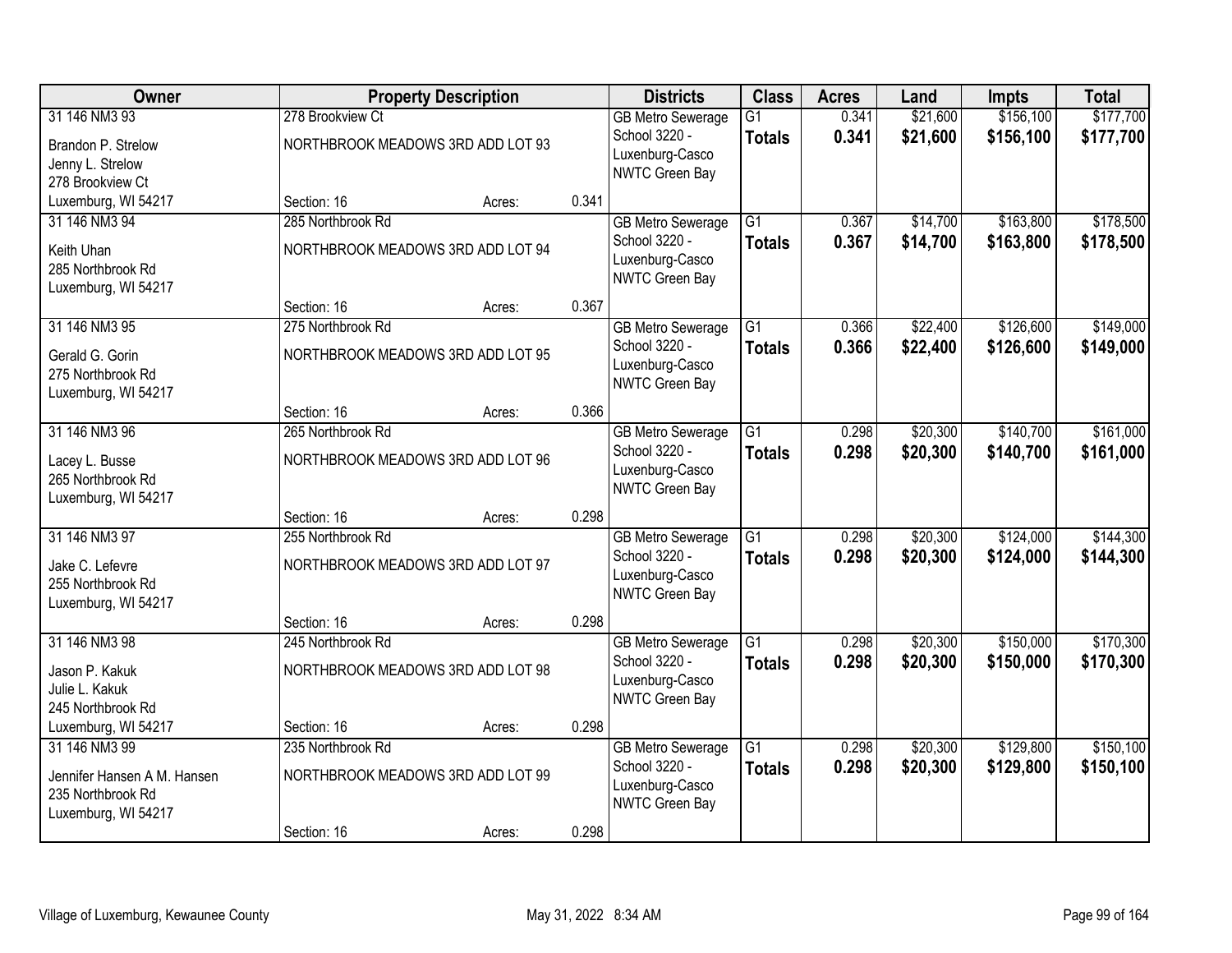| Owner | Property Description | | | Districts | Class | Acres | Land | Impts | Total |
|---|---|---|---|---|---|---|---|---|---|
| 31 146 NM3 93 | 278 Brookview Ct | | | GB Metro Sewerage | G1 | 0.341 | $21,600 | $156,100 | $177,700 |
| Brandon P. Strelow<br>Jenny L. Strelow<br>278 Brookview Ct<br>Luxemburg, WI 54217 | NORTHBROOK MEADOWS 3RD ADD LOT 93 | | | School 3220 - Luxenburg-Casco<br>NWTC Green Bay | **Totals** | **0.341** | **$21,600** | **$156,100** | **$177,700** |
| | Section: 16 | Acres: | 0.341 | | | | | | |
| 31 146 NM3 94 | 285 Northbrook Rd | | | GB Metro Sewerage | G1 | 0.367 | $14,700 | $163,800 | $178,500 |
| Keith Uhan<br>285 Northbrook Rd<br>Luxemburg, WI 54217 | NORTHBROOK MEADOWS 3RD ADD LOT 94 | | | School 3220 - Luxenburg-Casco<br>NWTC Green Bay | **Totals** | **0.367** | **$14,700** | **$163,800** | **$178,500** |
| | Section: 16 | Acres: | 0.367 | | | | | | |
| 31 146 NM3 95 | 275 Northbrook Rd | | | GB Metro Sewerage | G1 | 0.366 | $22,400 | $126,600 | $149,000 |
| Gerald G. Gorin<br>275 Northbrook Rd<br>Luxemburg, WI 54217 | NORTHBROOK MEADOWS 3RD ADD LOT 95 | | | School 3220 - Luxenburg-Casco<br>NWTC Green Bay | **Totals** | **0.366** | **$22,400** | **$126,600** | **$149,000** |
| | Section: 16 | Acres: | 0.366 | | | | | | |
| 31 146 NM3 96 | 265 Northbrook Rd | | | GB Metro Sewerage | G1 | 0.298 | $20,300 | $140,700 | $161,000 |
| Lacey L. Busse<br>265 Northbrook Rd<br>Luxemburg, WI 54217 | NORTHBROOK MEADOWS 3RD ADD LOT 96 | | | School 3220 - Luxenburg-Casco<br>NWTC Green Bay | **Totals** | **0.298** | **$20,300** | **$140,700** | **$161,000** |
| | Section: 16 | Acres: | 0.298 | | | | | | |
| 31 146 NM3 97 | 255 Northbrook Rd | | | GB Metro Sewerage | G1 | 0.298 | $20,300 | $124,000 | $144,300 |
| Jake C. Lefevre<br>255 Northbrook Rd<br>Luxemburg, WI 54217 | NORTHBROOK MEADOWS 3RD ADD LOT 97 | | | School 3220 - Luxenburg-Casco<br>NWTC Green Bay | **Totals** | **0.298** | **$20,300** | **$124,000** | **$144,300** |
| | Section: 16 | Acres: | 0.298 | | | | | | |
| 31 146 NM3 98 | 245 Northbrook Rd | | | GB Metro Sewerage | G1 | 0.298 | $20,300 | $150,000 | $170,300 |
| Jason P. Kakuk<br>Julie L. Kakuk<br>245 Northbrook Rd<br>Luxemburg, WI 54217 | NORTHBROOK MEADOWS 3RD ADD LOT 98 | | | School 3220 - Luxenburg-Casco<br>NWTC Green Bay | **Totals** | **0.298** | **$20,300** | **$150,000** | **$170,300** |
| | Section: 16 | Acres: | 0.298 | | | | | | |
| 31 146 NM3 99 | 235 Northbrook Rd | | | GB Metro Sewerage | G1 | 0.298 | $20,300 | $129,800 | $150,100 |
| Jennifer Hansen A M. Hansen<br>235 Northbrook Rd<br>Luxemburg, WI 54217 | NORTHBROOK MEADOWS 3RD ADD LOT 99 | | | School 3220 - Luxenburg-Casco<br>NWTC Green Bay | **Totals** | **0.298** | **$20,300** | **$129,800** | **$150,100** |
| | Section: 16 | Acres: | 0.298 | | | | | | |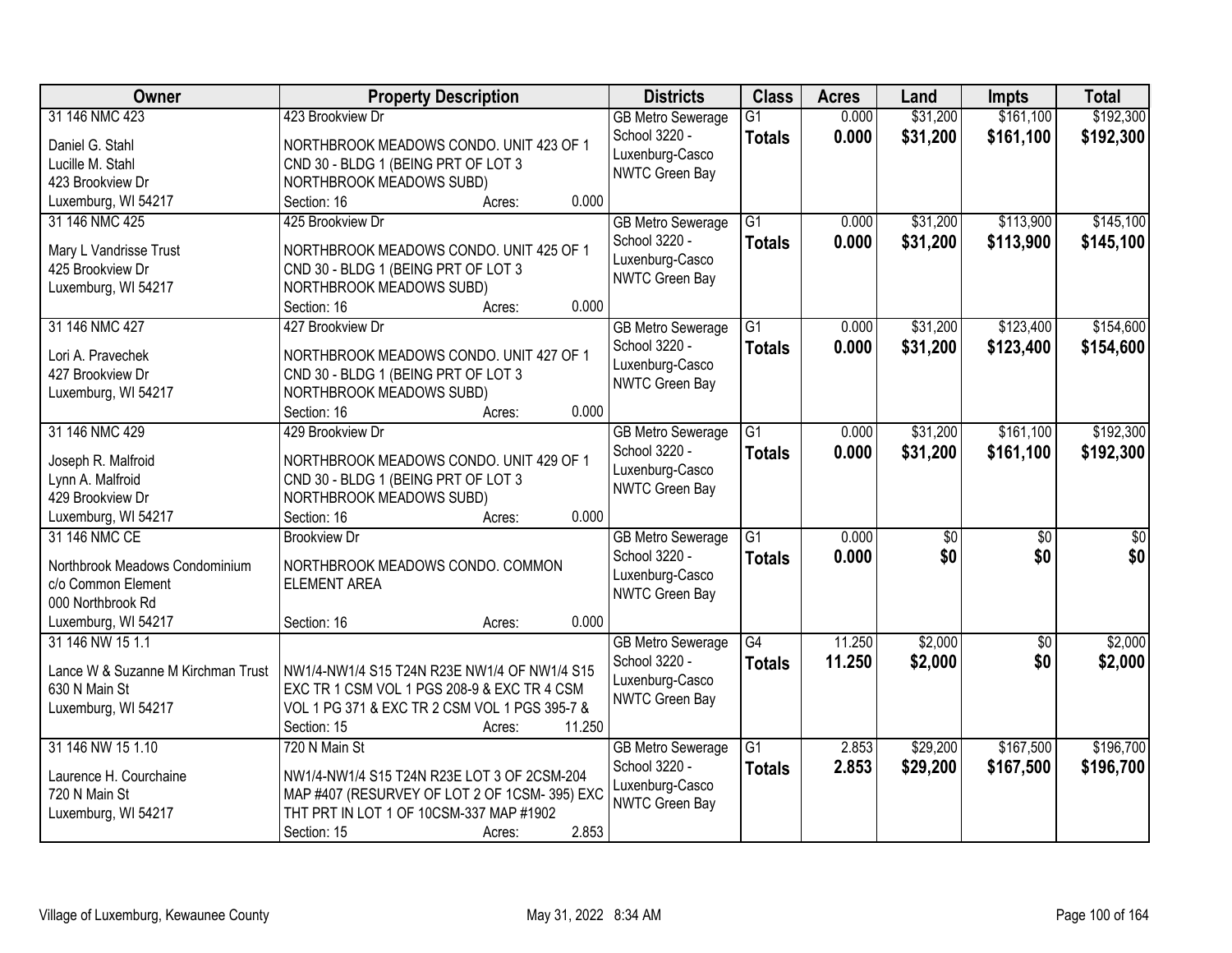| Owner | Property Description | Districts | Class | Acres | Land | Impts | Total |
|---|---|---|---|---|---|---|---|
| 31 146 NMC 423<br><br>Daniel G. Stahl<br>Lucille M. Stahl<br>423 Brookview Dr<br>Luxemburg, WI 54217 | 423 Brookview Dr<br><br>NORTHBROOK MEADOWS CONDO. UNIT 423 OF 1 CND 30 - BLDG 1 (BEING PRT OF LOT 3 NORTHBROOK MEADOWS SUBD)<br>Section: 16 Acres: 0.000 | GB Metro Sewerage<br>School 3220 - Luxenburg-Casco<br>NWTC Green Bay | G1<br>**Totals** | 0.000<br>**0.000** | $31,200<br>**$31,200** | $161,100<br>**$161,100** | $192,300<br>**$192,300** |
| 31 146 NMC 425<br><br>Mary L Vandrisse Trust<br>425 Brookview Dr<br>Luxemburg, WI 54217 | 425 Brookview Dr<br><br>NORTHBROOK MEADOWS CONDO. UNIT 425 OF 1 CND 30 - BLDG 1 (BEING PRT OF LOT 3 NORTHBROOK MEADOWS SUBD)<br>Section: 16 Acres: 0.000 | GB Metro Sewerage<br>School 3220 - Luxenburg-Casco<br>NWTC Green Bay | G1<br>**Totals** | 0.000<br>**0.000** | $31,200<br>**$31,200** | $113,900<br>**$113,900** | $145,100<br>**$145,100** |
| 31 146 NMC 427<br><br>Lori A. Pravechek<br>427 Brookview Dr<br>Luxemburg, WI 54217 | 427 Brookview Dr<br><br>NORTHBROOK MEADOWS CONDO. UNIT 427 OF 1 CND 30 - BLDG 1 (BEING PRT OF LOT 3 NORTHBROOK MEADOWS SUBD)<br>Section: 16 Acres: 0.000 | GB Metro Sewerage<br>School 3220 - Luxenburg-Casco<br>NWTC Green Bay | G1<br>**Totals** | 0.000<br>**0.000** | $31,200<br>**$31,200** | $123,400<br>**$123,400** | $154,600<br>**$154,600** |
| 31 146 NMC 429<br><br>Joseph R. Malfroid<br>Lynn A. Malfroid<br>429 Brookview Dr<br>Luxemburg, WI 54217 | 429 Brookview Dr<br><br>NORTHBROOK MEADOWS CONDO. UNIT 429 OF 1 CND 30 - BLDG 1 (BEING PRT OF LOT 3 NORTHBROOK MEADOWS SUBD)<br>Section: 16 Acres: 0.000 | GB Metro Sewerage<br>School 3220 - Luxenburg-Casco<br>NWTC Green Bay | G1<br>**Totals** | 0.000<br>**0.000** | $31,200<br>**$31,200** | $161,100<br>**$161,100** | $192,300<br>**$192,300** |
| 31 146 NMC CE<br><br>Northbrook Meadows Condominium<br>c/o Common Element<br>000 Northbrook Rd<br>Luxemburg, WI 54217 | Brookview Dr<br><br>NORTHBROOK MEADOWS CONDO. COMMON ELEMENT AREA<br><br>Section: 16 Acres: 0.000 | GB Metro Sewerage<br>School 3220 - Luxenburg-Casco<br>NWTC Green Bay | G1<br>**Totals** | 0.000<br>**0.000** | $0<br>**$0** | $0<br>**$0** | $0<br>**$0** |
| 31 146 NW 15 1.1<br><br>Lance W & Suzanne M Kirchman Trust<br>630 N Main St<br>Luxemburg, WI 54217 | <br><br>NW1/4-NW1/4 S15 T24N R23E NW1/4 OF NW1/4 S15 EXC TR 1 CSM VOL 1 PGS 208-9 & EXC TR 4 CSM VOL 1 PG 371 & EXC TR 2 CSM VOL 1 PGS 395-7 &<br>Section: 15 Acres: 11.250 | GB Metro Sewerage<br>School 3220 - Luxenburg-Casco<br>NWTC Green Bay | G4<br>**Totals** | 11.250<br>**11.250** | $2,000<br>**$2,000** | $0<br>**$0** | $2,000<br>**$2,000** |
| 31 146 NW 15 1.10<br><br>Laurence H. Courchaine<br>720 N Main St<br>Luxemburg, WI 54217 | 720 N Main St<br><br>NW1/4-NW1/4 S15 T24N R23E LOT 3 OF 2CSM-204 MAP #407 (RESURVEY OF LOT 2 OF 1CSM- 395) EXC THT PRT IN LOT 1 OF 10CSM-337 MAP #1902<br>Section: 15 Acres: 2.853 | GB Metro Sewerage<br>School 3220 - Luxenburg-Casco<br>NWTC Green Bay | G1<br>**Totals** | 2.853<br>**2.853** | $29,200<br>**$29,200** | $167,500<br>**$167,500** | $196,700<br>**$196,700** |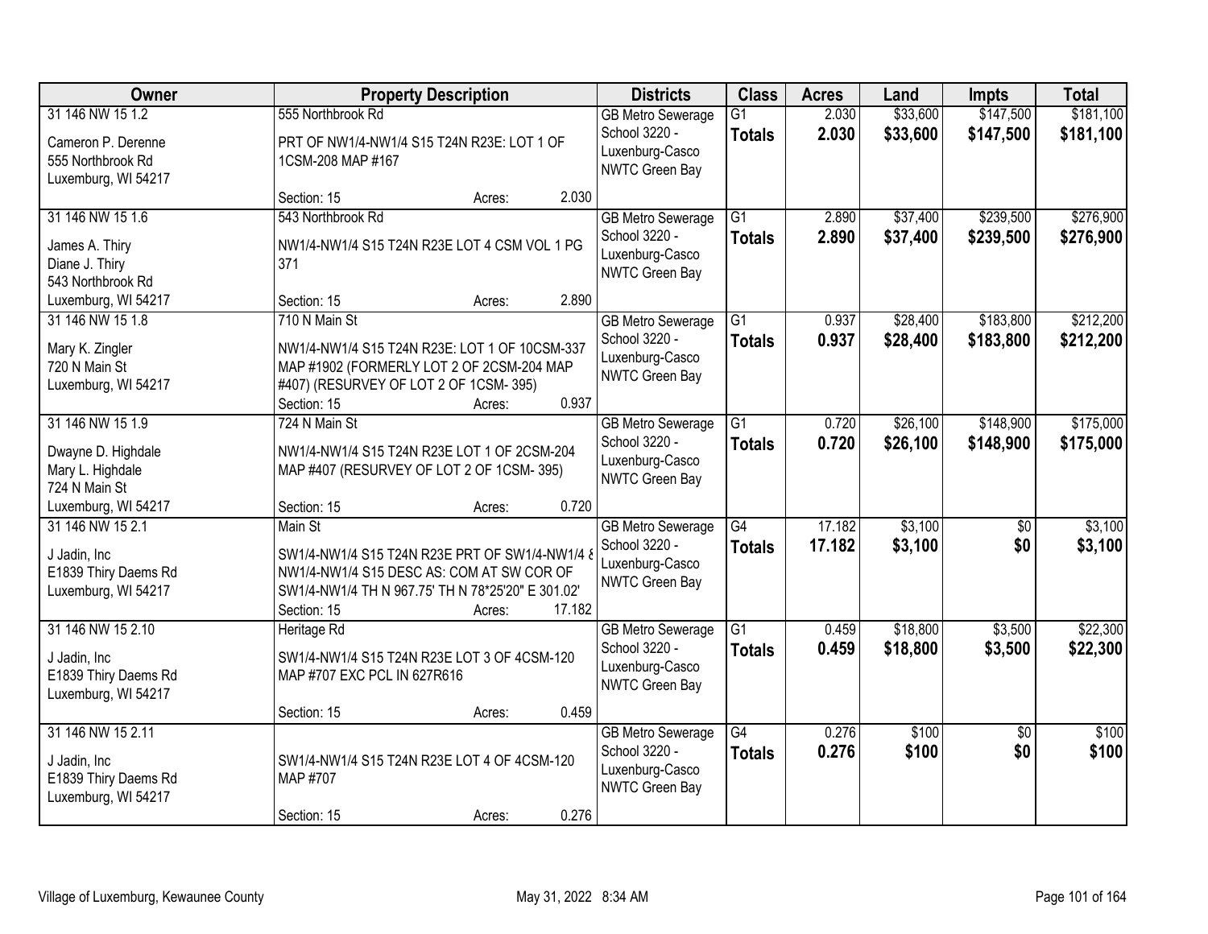| Owner | Property Description | Districts | Class | Acres | Land | Impts | Total |
|---|---|---|---|---|---|---|---|
| 31 146 NW 15 1.2<br><br>Cameron P. Derenne<br>555 Northbrook Rd<br>Luxemburg, WI 54217 | 555 Northbrook Rd<br><br>PRT OF NW1/4-NW1/4 S15 T24N R23E: LOT 1 OF 1CSM-208 MAP #167<br><br>Section: 15 Acres: 2.030 | GB Metro Sewerage<br>School 3220 - Luxenburg-Casco<br>NWTC Green Bay | G1<br>**Totals** | 2.030<br>**2.030** | $33,600<br>**$33,600** | $147,500<br>**$147,500** | $181,100<br>**$181,100** |
| 31 146 NW 15 1.6<br><br>James A. Thiry<br>Diane J. Thiry<br>543 Northbrook Rd<br>Luxemburg, WI 54217 | 543 Northbrook Rd<br><br>NW1/4-NW1/4 S15 T24N R23E LOT 4 CSM VOL 1 PG 371<br><br>Section: 15 Acres: 2.890 | GB Metro Sewerage<br>School 3220 - Luxenburg-Casco<br>NWTC Green Bay | G1<br>**Totals** | 2.890<br>**2.890** | $37,400<br>**$37,400** | $239,500<br>**$239,500** | $276,900<br>**$276,900** |
| 31 146 NW 15 1.8<br><br>Mary K. Zingler<br>720 N Main St<br>Luxemburg, WI 54217 | 710 N Main St<br><br>NW1/4-NW1/4 S15 T24N R23E: LOT 1 OF 10CSM-337 MAP #1902 (FORMERLY LOT 2 OF 2CSM-204 MAP #407) (RESURVEY OF LOT 2 OF 1CSM- 395)<br>Section: 15 Acres: 0.937 | GB Metro Sewerage<br>School 3220 - Luxenburg-Casco<br>NWTC Green Bay | G1<br>**Totals** | 0.937<br>**0.937** | $28,400<br>**$28,400** | $183,800<br>**$183,800** | $212,200<br>**$212,200** |
| 31 146 NW 15 1.9<br><br>Dwayne D. Highdale<br>Mary L. Highdale<br>724 N Main St<br>Luxemburg, WI 54217 | 724 N Main St<br><br>NW1/4-NW1/4 S15 T24N R23E LOT 1 OF 2CSM-204 MAP #407 (RESURVEY OF LOT 2 OF 1CSM- 395)<br><br>Section: 15 Acres: 0.720 | GB Metro Sewerage<br>School 3220 - Luxenburg-Casco<br>NWTC Green Bay | G1<br>**Totals** | 0.720<br>**0.720** | $26,100<br>**$26,100** | $148,900<br>**$148,900** | $175,000<br>**$175,000** |
| 31 146 NW 15 2.1<br><br>J Jadin, Inc<br>E1839 Thiry Daems Rd<br>Luxemburg, WI 54217 | Main St<br><br>SW1/4-NW1/4 S15 T24N R23E PRT OF SW1/4-NW1/4 & NW1/4-NW1/4 S15 DESC AS: COM AT SW COR OF SW1/4-NW1/4 TH N 967.75' TH N 78*25'20" E 301.02'<br>Section: 15 Acres: 17.182 | GB Metro Sewerage<br>School 3220 - Luxenburg-Casco<br>NWTC Green Bay | G4<br>**Totals** | 17.182<br>**17.182** | $3,100<br>**$3,100** | $0<br>**$0** | $3,100<br>**$3,100** |
| 31 146 NW 15 2.10<br><br>J Jadin, Inc<br>E1839 Thiry Daems Rd<br>Luxemburg, WI 54217 | Heritage Rd<br><br>SW1/4-NW1/4 S15 T24N R23E LOT 3 OF 4CSM-120 MAP #707 EXC PCL IN 627R616<br><br>Section: 15 Acres: 0.459 | GB Metro Sewerage<br>School 3220 - Luxenburg-Casco<br>NWTC Green Bay | G1<br>**Totals** | 0.459<br>**0.459** | $18,800<br>**$18,800** | $3,500<br>**$3,500** | $22,300<br>**$22,300** |
| 31 146 NW 15 2.11<br><br>J Jadin, Inc<br>E1839 Thiry Daems Rd<br>Luxemburg, WI 54217 | SW1/4-NW1/4 S15 T24N R23E LOT 4 OF 4CSM-120 MAP #707<br><br>Section: 15 Acres: 0.276 | GB Metro Sewerage<br>School 3220 - Luxenburg-Casco<br>NWTC Green Bay | G4<br>**Totals** | 0.276<br>**0.276** | $100<br>**$100** | $0<br>**$0** | $100<br>**$100** |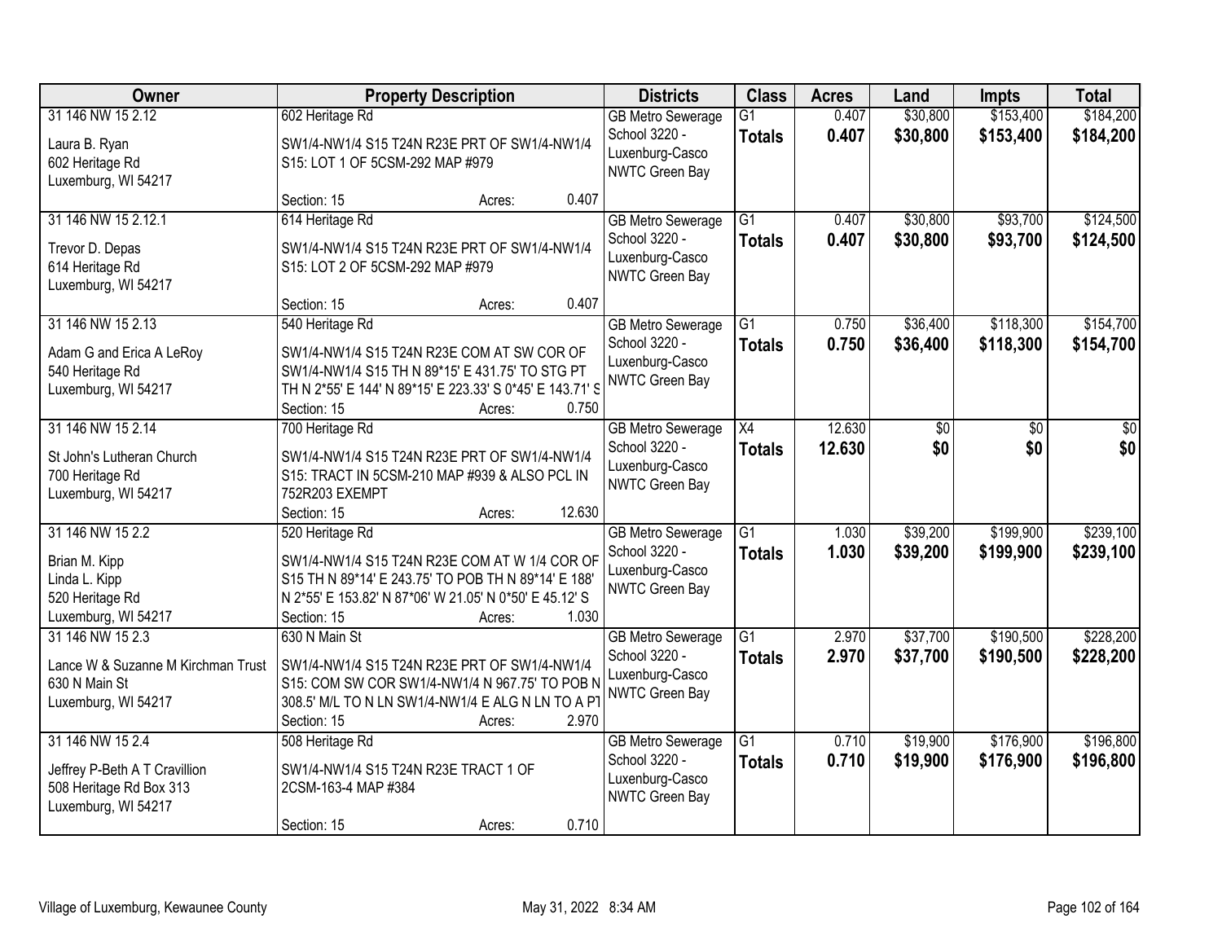| Owner | Property Description | Districts | Class | Acres | Land | Impts | Total |
|---|---|---|---|---|---|---|---|
| 31 146 NW 15 2.12<br>Laura B. Ryan<br>602 Heritage Rd<br>Luxemburg, WI 54217 | 602 Heritage Rd<br>SW1/4-NW1/4 S15 T24N R23E PRT OF SW1/4-NW1/4 S15: LOT 1 OF 5CSM-292 MAP #979<br>Section: 15 Acres: 0.407 | GB Metro Sewerage<br>School 3220 - Luxenburg-Casco<br>NWTC Green Bay | G1<br>**Totals** | 0.407<br>**0.407** | $30,800<br>**$30,800** | $153,400<br>**$153,400** | $184,200<br>**$184,200** |
| 31 146 NW 15 2.12.1<br>Trevor D. Depas<br>614 Heritage Rd<br>Luxemburg, WI 54217 | 614 Heritage Rd<br>SW1/4-NW1/4 S15 T24N R23E PRT OF SW1/4-NW1/4 S15: LOT 2 OF 5CSM-292 MAP #979<br>Section: 15 Acres: 0.407 | GB Metro Sewerage<br>School 3220 - Luxenburg-Casco<br>NWTC Green Bay | G1<br>**Totals** | 0.407<br>**0.407** | $30,800<br>**$30,800** | $93,700<br>**$93,700** | $124,500<br>**$124,500** |
| 31 146 NW 15 2.13<br>Adam G and Erica A LeRoy<br>540 Heritage Rd<br>Luxemburg, WI 54217 | 540 Heritage Rd<br>SW1/4-NW1/4 S15 T24N R23E COM AT SW COR OF SW1/4-NW1/4 S15 TH N 89*15' E 431.75' TO STG PT TH N 2*55' E 144' N 89*15' E 223.33' S 0*45' E 143.71' S<br>Section: 15 Acres: 0.750 | GB Metro Sewerage<br>School 3220 - Luxenburg-Casco<br>NWTC Green Bay | G1<br>**Totals** | 0.750<br>**0.750** | $36,400<br>**$36,400** | $118,300<br>**$118,300** | $154,700<br>**$154,700** |
| 31 146 NW 15 2.14<br>St John's Lutheran Church<br>700 Heritage Rd<br>Luxemburg, WI 54217 | 700 Heritage Rd<br>SW1/4-NW1/4 S15 T24N R23E PRT OF SW1/4-NW1/4 S15: TRACT IN 5CSM-210 MAP #939 & ALSO PCL IN 752R203 EXEMPT<br>Section: 15 Acres: 12.630 | GB Metro Sewerage<br>School 3220 - Luxenburg-Casco<br>NWTC Green Bay | X4<br>**Totals** | 12.630<br>**12.630** | $0<br>**$0** | $0<br>**$0** | $0<br>**$0** |
| 31 146 NW 15 2.2<br>Brian M. Kipp<br>Linda L. Kipp<br>520 Heritage Rd<br>Luxemburg, WI 54217 | 520 Heritage Rd<br>SW1/4-NW1/4 S15 T24N R23E COM AT W 1/4 COR OF S15 TH N 89*14' E 243.75' TO POB TH N 89*14' E 188' N 2*55' E 153.82' N 87*06' W 21.05' N 0*50' E 45.12' S<br>Section: 15 Acres: 1.030 | GB Metro Sewerage<br>School 3220 - Luxenburg-Casco<br>NWTC Green Bay | G1<br>**Totals** | 1.030<br>**1.030** | $39,200<br>**$39,200** | $199,900<br>**$199,900** | $239,100<br>**$239,100** |
| 31 146 NW 15 2.3<br>Lance W & Suzanne M Kirchman Trust<br>630 N Main St<br>Luxemburg, WI 54217 | 630 N Main St<br>SW1/4-NW1/4 S15 T24N R23E PRT OF SW1/4-NW1/4 S15: COM SW COR SW1/4-NW1/4 N 967.75' TO POB N 308.5' M/L TO N LN SW1/4-NW1/4 E ALG N LN TO A PT<br>Section: 15 Acres: 2.970 | GB Metro Sewerage<br>School 3220 - Luxenburg-Casco<br>NWTC Green Bay | G1<br>**Totals** | 2.970<br>**2.970** | $37,700<br>**$37,700** | $190,500<br>**$190,500** | $228,200<br>**$228,200** |
| 31 146 NW 15 2.4<br>Jeffrey P-Beth A T Cravillion<br>508 Heritage Rd Box 313<br>Luxemburg, WI 54217 | 508 Heritage Rd<br>SW1/4-NW1/4 S15 T24N R23E TRACT 1 OF 2CSM-163-4 MAP #384<br>Section: 15 Acres: 0.710 | GB Metro Sewerage<br>School 3220 - Luxenburg-Casco<br>NWTC Green Bay | G1<br>**Totals** | 0.710<br>**0.710** | $19,900<br>**$19,900** | $176,900<br>**$176,900** | $196,800<br>**$196,800** |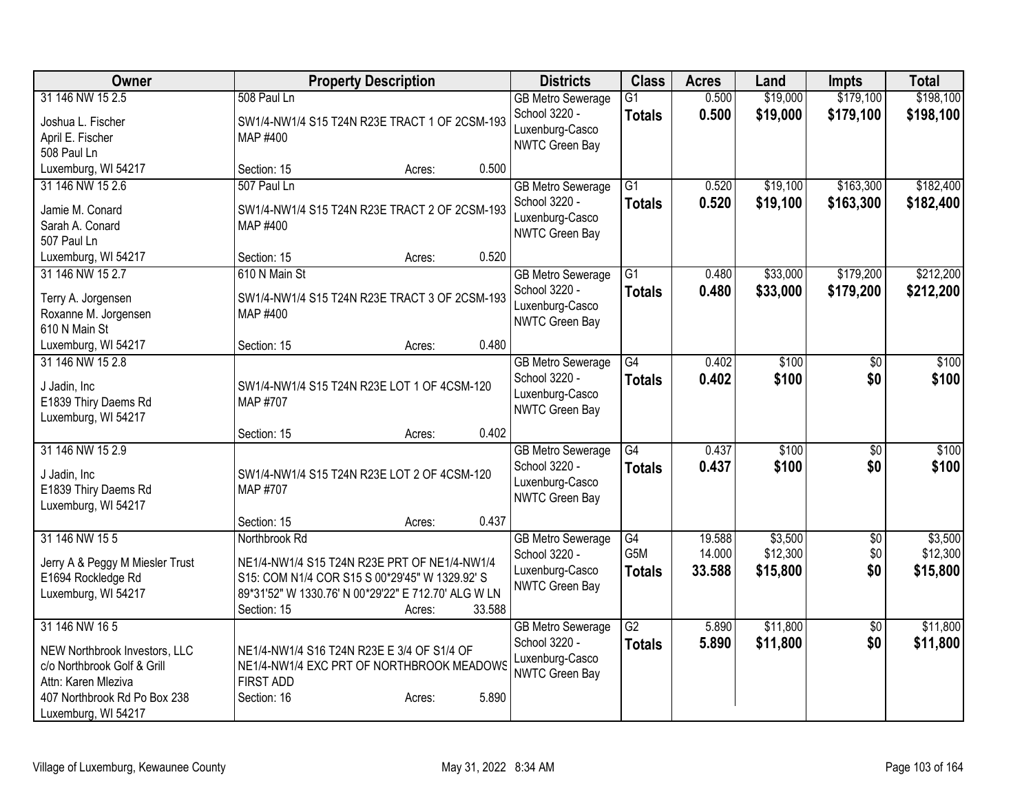| Owner | Property Description | Districts | Class | Acres | Land | Impts | Total |
|---|---|---|---|---|---|---|---|
| 31 146 NW 15 2.5<br>Joshua L. Fischer<br>April E. Fischer<br>508 Paul Ln<br>Luxemburg, WI 54217 | 508 Paul Ln<br>SW1/4-NW1/4 S15 T24N R23E TRACT 1 OF 2CSM-193 MAP #400<br>Section: 15 Acres: 0.500 | GB Metro Sewerage<br>School 3220 - Luxenburg-Casco<br>NWTC Green Bay | G1<br>**Totals** | 0.500<br>**0.500** | $19,000<br>**$19,000** | $179,100<br>**$179,100** | $198,100<br>**$198,100** |
| 31 146 NW 15 2.6<br>Jamie M. Conard<br>Sarah A. Conard<br>507 Paul Ln<br>Luxemburg, WI 54217 | 507 Paul Ln<br>SW1/4-NW1/4 S15 T24N R23E TRACT 2 OF 2CSM-193 MAP #400<br>Section: 15 Acres: 0.520 | GB Metro Sewerage<br>School 3220 - Luxenburg-Casco<br>NWTC Green Bay | G1<br>**Totals** | 0.520<br>**0.520** | $19,100<br>**$19,100** | $163,300<br>**$163,300** | $182,400<br>**$182,400** |
| 31 146 NW 15 2.7<br>Terry A. Jorgensen<br>Roxanne M. Jorgensen<br>610 N Main St<br>Luxemburg, WI 54217 | 610 N Main St<br>SW1/4-NW1/4 S15 T24N R23E TRACT 3 OF 2CSM-193 MAP #400<br>Section: 15 Acres: 0.480 | GB Metro Sewerage<br>School 3220 - Luxenburg-Casco<br>NWTC Green Bay | G1<br>**Totals** | 0.480<br>**0.480** | $33,000<br>**$33,000** | $179,200<br>**$179,200** | $212,200<br>**$212,200** |
| 31 146 NW 15 2.8<br>J Jadin, Inc<br>E1839 Thiry Daems Rd<br>Luxemburg, WI 54217 | SW1/4-NW1/4 S15 T24N R23E LOT 1 OF 4CSM-120 MAP #707<br>Section: 15 Acres: 0.402 | GB Metro Sewerage<br>School 3220 - Luxenburg-Casco<br>NWTC Green Bay | G4<br>**Totals** | 0.402<br>**0.402** | $100<br>**$100** | $0<br>**$0** | $100<br>**$100** |
| 31 146 NW 15 2.9<br>J Jadin, Inc<br>E1839 Thiry Daems Rd<br>Luxemburg, WI 54217 | SW1/4-NW1/4 S15 T24N R23E LOT 2 OF 4CSM-120 MAP #707<br>Section: 15 Acres: 0.437 | GB Metro Sewerage<br>School 3220 - Luxenburg-Casco<br>NWTC Green Bay | G4<br>**Totals** | 0.437<br>**0.437** | $100<br>**$100** | $0<br>**$0** | $100<br>**$100** |
| 31 146 NW 15 5<br>Jerry A & Peggy M Miesler Trust<br>E1694 Rockledge Rd<br>Luxemburg, WI 54217 | Northbrook Rd<br>NE1/4-NW1/4 S15 T24N R23E PRT OF NE1/4-NW1/4 S15: COM N1/4 COR S15 S 00*29'45" W 1329.92' S 89*31'52" W 1330.76' N 00*29'22" E 712.70' ALG W LN<br>Section: 15 Acres: 33.588 | GB Metro Sewerage<br>School 3220 - Luxenburg-Casco<br>NWTC Green Bay | G4<br>G5M<br>**Totals** | 19.588<br>14.000<br>**33.588** | $3,500<br>$12,300<br>**$15,800** | $0<br>$0<br>**$0** | $3,500<br>$12,300<br>**$15,800** |
| 31 146 NW 16 5<br>NEW Northbrook Investors, LLC<br>c/o Northbrook Golf & Grill<br>Attn: Karen Mleziva<br>407 Northbrook Rd Po Box 238<br>Luxemburg, WI 54217 | NE1/4-NW1/4 S16 T24N R23E E 3/4 OF S1/4 OF NE1/4-NW1/4 EXC PRT OF NORTHBROOK MEADOWS FIRST ADD<br>Section: 16 Acres: 5.890 | GB Metro Sewerage<br>School 3220 - Luxenburg-Casco<br>NWTC Green Bay | G2<br>**Totals** | 5.890<br>**5.890** | $11,800<br>**$11,800** | $0<br>**$0** | $11,800<br>**$11,800** |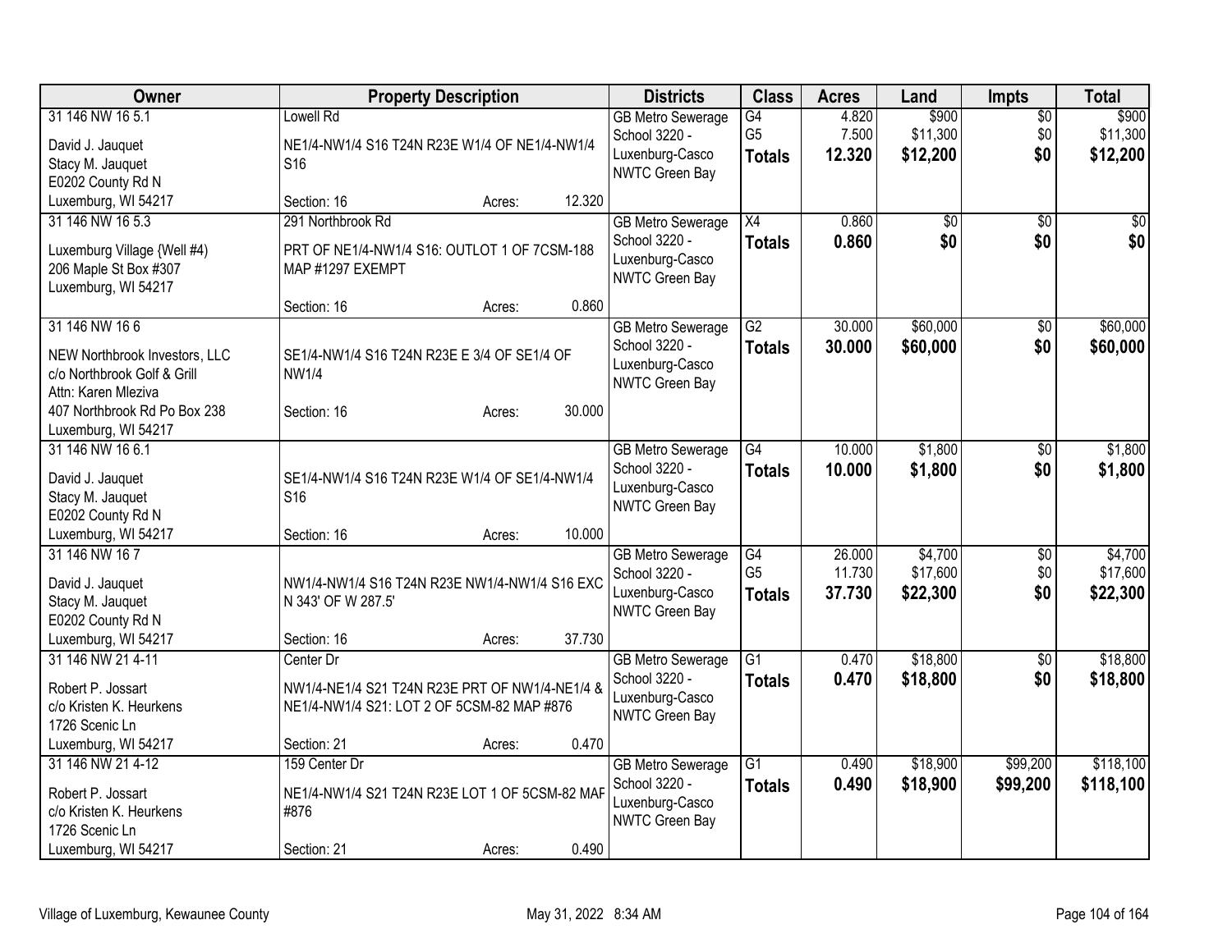| Owner | Property Description | Districts | Class | Acres | Land | Impts | Total |
|---|---|---|---|---|---|---|---|
| 31 146 NW 16 5.1<br>David J. Jauquet<br>Stacy M. Jauquet<br>E0202 County Rd N<br>Luxemburg, WI 54217 | Lowell Rd<br>NE1/4-NW1/4 S16 T24N R23E W1/4 OF NE1/4-NW1/4 S16<br>Section: 16 Acres: 12.320 | GB Metro Sewerage<br>School 3220 - Luxenburg-Casco<br>NWTC Green Bay | G4<br>G5<br>**Totals** | 4.820<br>7.500<br>**12.320** | $900<br>$11,300<br>**$12,200** | $0<br>$0<br>**$0** | $900<br>$11,300<br>**$12,200** |
| 31 146 NW 16 5.3<br>Luxemburg Village {Well #4}<br>206 Maple St Box #307<br>Luxemburg, WI 54217 | 291 Northbrook Rd<br>PRT OF NE1/4-NW1/4 S16: OUTLOT 1 OF 7CSM-188 MAP #1297 EXEMPT<br>Section: 16 Acres: 0.860 | GB Metro Sewerage<br>School 3220 - Luxenburg-Casco<br>NWTC Green Bay | X4<br>**Totals** | 0.860<br>**0.860** | $0<br>**$0** | $0<br>**$0** | $0<br>**$0** |
| 31 146 NW 16 6<br>NEW Northbrook Investors, LLC<br>c/o Northbrook Golf & Grill<br>Attn: Karen Mleziva<br>407 Northbrook Rd Po Box 238<br>Luxemburg, WI 54217 | SE1/4-NW1/4 S16 T24N R23E E 3/4 OF SE1/4 OF NW1/4<br>Section: 16 Acres: 30.000 | GB Metro Sewerage<br>School 3220 - Luxenburg-Casco<br>NWTC Green Bay | G2<br>**Totals** | 30.000<br>**30.000** | $60,000<br>**$60,000** | $0<br>**$0** | $60,000<br>**$60,000** |
| 31 146 NW 16 6.1<br>David J. Jauquet<br>Stacy M. Jauquet<br>E0202 County Rd N<br>Luxemburg, WI 54217 | SE1/4-NW1/4 S16 T24N R23E W1/4 OF SE1/4-NW1/4 S16<br>Section: 16 Acres: 10.000 | GB Metro Sewerage<br>School 3220 - Luxenburg-Casco<br>NWTC Green Bay | G4<br>**Totals** | 10.000<br>**10.000** | $1,800<br>**$1,800** | $0<br>**$0** | $1,800<br>**$1,800** |
| 31 146 NW 16 7<br>David J. Jauquet<br>Stacy M. Jauquet<br>E0202 County Rd N<br>Luxemburg, WI 54217 | NW1/4-NW1/4 S16 T24N R23E NW1/4-NW1/4 S16 EXC N 343' OF W 287.5'<br>Section: 16 Acres: 37.730 | GB Metro Sewerage<br>School 3220 - Luxenburg-Casco<br>NWTC Green Bay | G4<br>G5<br>**Totals** | 26.000<br>11.730<br>**37.730** | $4,700<br>$17,600<br>**$22,300** | $0<br>$0<br>**$0** | $4,700<br>$17,600<br>**$22,300** |
| 31 146 NW 21 4-11<br>Robert P. Jossart<br>c/o Kristen K. Heurkens<br>1726 Scenic Ln<br>Luxemburg, WI 54217 | Center Dr<br>NW1/4-NE1/4 S21 T24N R23E PRT OF NW1/4-NE1/4 & NE1/4-NW1/4 S21: LOT 2 OF 5CSM-82 MAP #876<br>Section: 21 Acres: 0.470 | GB Metro Sewerage<br>School 3220 - Luxenburg-Casco<br>NWTC Green Bay | G1<br>**Totals** | 0.470<br>**0.470** | $18,800<br>**$18,800** | $0<br>**$0** | $18,800<br>**$18,800** |
| 31 146 NW 21 4-12<br>Robert P. Jossart<br>c/o Kristen K. Heurkens<br>1726 Scenic Ln<br>Luxemburg, WI 54217 | 159 Center Dr<br>NE1/4-NW1/4 S21 T24N R23E LOT 1 OF 5CSM-82 MAF #876<br>Section: 21 Acres: 0.490 | GB Metro Sewerage<br>School 3220 - Luxenburg-Casco<br>NWTC Green Bay | G1<br>**Totals** | 0.490<br>**0.490** | $18,900<br>**$18,900** | $99,200<br>**$99,200** | $118,100<br>**$118,100** |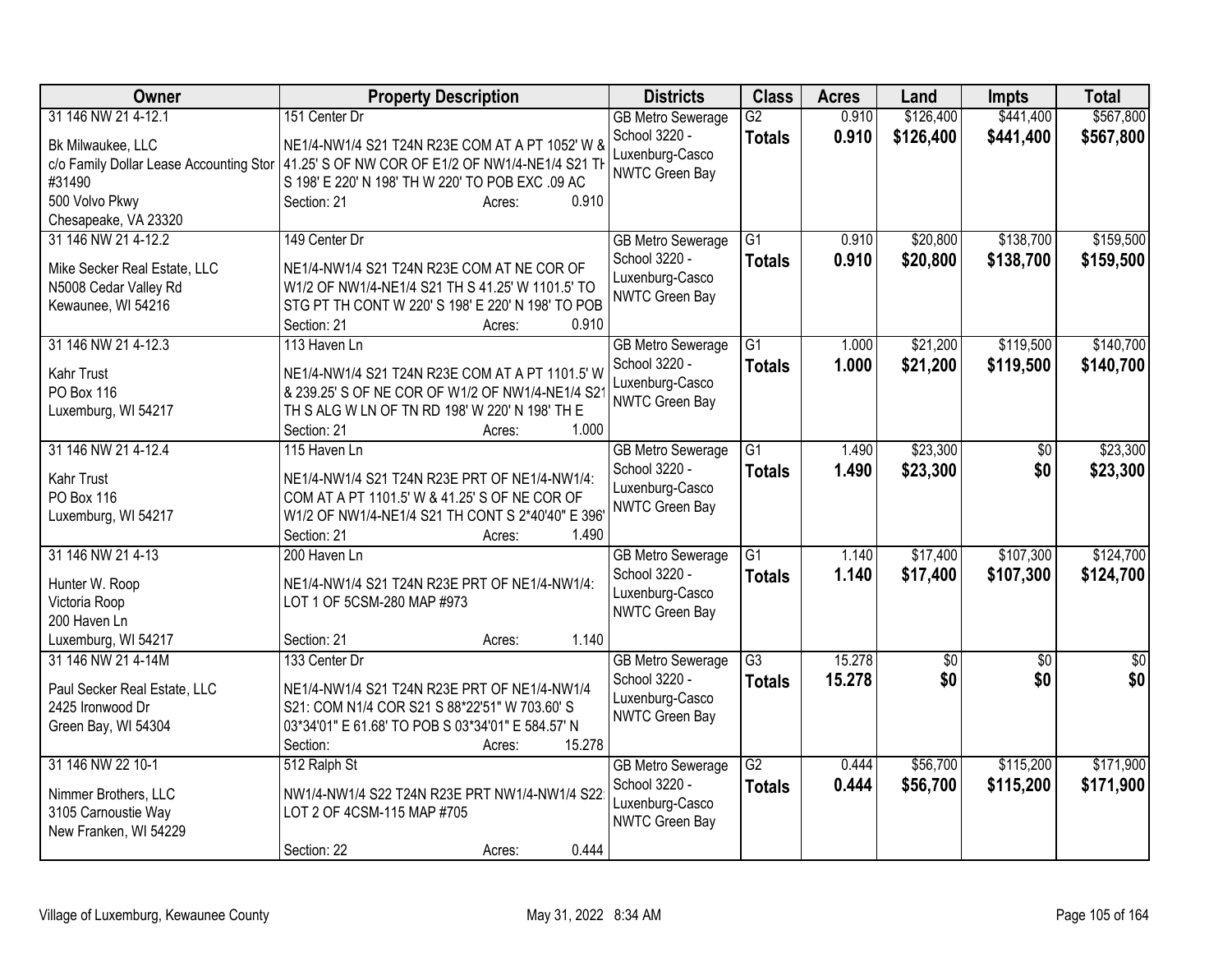| Owner | Property Description | Districts | Class | Acres | Land | Impts | Total |
|---|---|---|---|---|---|---|---|
| 31 146 NW 21 4-12.1<br>Bk Milwaukee, LLC<br>c/o Family Dollar Lease Accounting Stor<br>#31490<br>500 Volvo Pkwy<br>Chesapeake, VA 23320 | 151 Center Dr<br>NE1/4-NW1/4 S21 T24N R23E COM AT A PT 1052' W & 41.25' S OF NW COR OF E1/2 OF NW1/4-NE1/4 S21 TH S 198' E 220' N 198' TH W 220' TO POB EXC .09 AC<br>Section: 21 Acres: 0.910 | GB Metro Sewerage<br>School 3220 - Luxenburg-Casco<br>NWTC Green Bay | G2<br>**Totals** | 0.910<br>**0.910** | \$126,400<br>**\$126,400** | \$441,400<br>**\$441,400** | \$567,800<br>**\$567,800** |
| 31 146 NW 21 4-12.2<br>Mike Secker Real Estate, LLC<br>N5008 Cedar Valley Rd<br>Kewaunee, WI 54216 | 149 Center Dr<br>NE1/4-NW1/4 S21 T24N R23E COM AT NE COR OF W1/2 OF NW1/4-NE1/4 S21 TH S 41.25' W 1101.5' TO STG PT TH CONT W 220' S 198' E 220' N 198' TO POB<br>Section: 21 Acres: 0.910 | GB Metro Sewerage<br>School 3220 - Luxenburg-Casco<br>NWTC Green Bay | G1<br>**Totals** | 0.910<br>**0.910** | \$20,800<br>**\$20,800** | \$138,700<br>**\$138,700** | \$159,500<br>**\$159,500** |
| 31 146 NW 21 4-12.3<br>Kahr Trust<br>PO Box 116<br>Luxemburg, WI 54217 | 113 Haven Ln<br>NE1/4-NW1/4 S21 T24N R23E COM AT A PT 1101.5' W & 239.25' S OF NE COR OF W1/2 OF NW1/4-NE1/4 S21 TH S ALG W LN OF TN RD 198' W 220' N 198' TH E<br>Section: 21 Acres: 1.000 | GB Metro Sewerage<br>School 3220 - Luxenburg-Casco<br>NWTC Green Bay | G1<br>**Totals** | 1.000<br>**1.000** | \$21,200<br>**\$21,200** | \$119,500<br>**\$119,500** | \$140,700<br>**\$140,700** |
| 31 146 NW 21 4-12.4<br>Kahr Trust<br>PO Box 116<br>Luxemburg, WI 54217 | 115 Haven Ln<br>NE1/4-NW1/4 S21 T24N R23E PRT OF NE1/4-NW1/4: COM AT A PT 1101.5' W & 41.25' S OF NE COR OF W1/2 OF NW1/4-NE1/4 S21 TH CONT S 2*40'40" E 396'<br>Section: 21 Acres: 1.490 | GB Metro Sewerage<br>School 3220 - Luxenburg-Casco<br>NWTC Green Bay | G1<br>**Totals** | 1.490<br>**1.490** | \$23,300<br>**\$23,300** | \$0<br>**\$0** | \$23,300<br>**\$23,300** |
| 31 146 NW 21 4-13<br>Hunter W. Roop<br>Victoria Roop<br>200 Haven Ln<br>Luxemburg, WI 54217 | 200 Haven Ln<br>NE1/4-NW1/4 S21 T24N R23E PRT OF NE1/4-NW1/4: LOT 1 OF 5CSM-280 MAP #973<br>Section: 21 Acres: 1.140 | GB Metro Sewerage<br>School 3220 - Luxenburg-Casco<br>NWTC Green Bay | G1<br>**Totals** | 1.140<br>**1.140** | \$17,400<br>**\$17,400** | \$107,300<br>**\$107,300** | \$124,700<br>**\$124,700** |
| 31 146 NW 21 4-14M<br>Paul Secker Real Estate, LLC<br>2425 Ironwood Dr<br>Green Bay, WI 54304 | 133 Center Dr<br>NE1/4-NW1/4 S21 T24N R23E PRT OF NE1/4-NW1/4 S21: COM N1/4 COR S21 S 88*22'51" W 703.60' S 03*34'01" E 61.68' TO POB S 03*34'01" E 584.57' N<br>Section: Acres: 15.278 | GB Metro Sewerage<br>School 3220 - Luxenburg-Casco<br>NWTC Green Bay | G3<br>**Totals** | 15.278<br>**15.278** | \$0<br>**\$0** | \$0<br>**\$0** | \$0<br>**\$0** |
| 31 146 NW 22 10-1<br>Nimmer Brothers, LLC<br>3105 Carnoustie Way<br>New Franken, WI 54229 | 512 Ralph St<br>NW1/4-NW1/4 S22 T24N R23E PRT NW1/4-NW1/4 S22: LOT 2 OF 4CSM-115 MAP #705<br>Section: 22 Acres: 0.444 | GB Metro Sewerage<br>School 3220 - Luxenburg-Casco<br>NWTC Green Bay | G2<br>**Totals** | 0.444<br>**0.444** | \$56,700<br>**\$56,700** | \$115,200<br>**\$115,200** | \$171,900<br>**\$171,900** |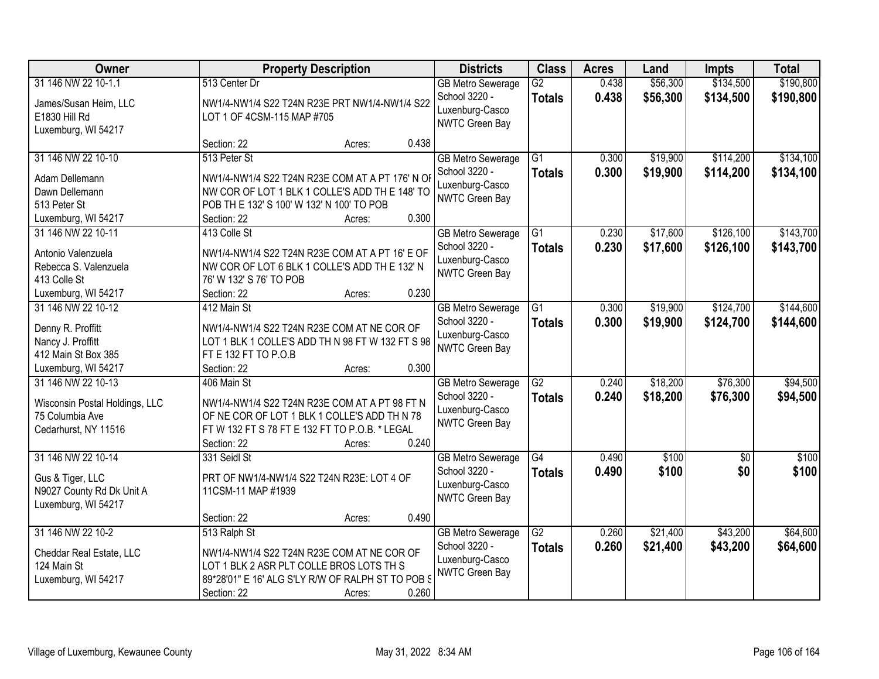| Owner | Property Description | Districts | Class | Acres | Land | Impts | Total |
|---|---|---|---|---|---|---|---|
| 31 146 NW 22 10-1.1<br>James/Susan Heim, LLC<br>E1830 Hill Rd<br>Luxemburg, WI 54217 | 513 Center Dr<br>NW1/4-NW1/4 S22 T24N R23E PRT NW1/4-NW1/4 S22 LOT 1 OF 4CSM-115 MAP #705<br>Section: 22 Acres: 0.438 | GB Metro Sewerage<br>School 3220 - Luxenburg-Casco<br>NWTC Green Bay | G2<br>**Totals** | 0.438<br>**0.438** | $56,300<br>**$56,300** | $134,500<br>**$134,500** | $190,800<br>**$190,800** |
| 31 146 NW 22 10-10<br>Adam Dellemann<br>Dawn Dellemann<br>513 Peter St<br>Luxemburg, WI 54217 | 513 Peter St<br>NW1/4-NW1/4 S22 T24N R23E COM AT A PT 176' N OF NW COR OF LOT 1 BLK 1 COLLE'S ADD TH E 148' TO POB TH E 132' S 100' W 132' N 100' TO POB<br>Section: 22 Acres: 0.300 | GB Metro Sewerage<br>School 3220 - Luxenburg-Casco<br>NWTC Green Bay | G1<br>**Totals** | 0.300<br>**0.300** | $19,900<br>**$19,900** | $114,200<br>**$114,200** | $134,100<br>**$134,100** |
| 31 146 NW 22 10-11<br>Antonio Valenzuela<br>Rebecca S. Valenzuela<br>413 Colle St<br>Luxemburg, WI 54217 | 413 Colle St<br>NW1/4-NW1/4 S22 T24N R23E COM AT A PT 16' E OF NW COR OF LOT 6 BLK 1 COLLE'S ADD TH E 132' N 76' W 132' S 76' TO POB<br>Section: 22 Acres: 0.230 | GB Metro Sewerage<br>School 3220 - Luxenburg-Casco<br>NWTC Green Bay | G1<br>**Totals** | 0.230<br>**0.230** | $17,600<br>**$17,600** | $126,100<br>**$126,100** | $143,700<br>**$143,700** |
| 31 146 NW 22 10-12<br>Denny R. Proffitt<br>Nancy J. Proffitt<br>412 Main St Box 385<br>Luxemburg, WI 54217 | 412 Main St<br>NW1/4-NW1/4 S22 T24N R23E COM AT NE COR OF LOT 1 BLK 1 COLLE'S ADD TH N 98 FT W 132 FT S 98 FT E 132 FT TO P.O.B<br>Section: 22 Acres: 0.300 | GB Metro Sewerage<br>School 3220 - Luxenburg-Casco<br>NWTC Green Bay | G1<br>**Totals** | 0.300<br>**0.300** | $19,900<br>**$19,900** | $124,700<br>**$124,700** | $144,600<br>**$144,600** |
| 31 146 NW 22 10-13<br>Wisconsin Postal Holdings, LLC<br>75 Columbia Ave<br>Cedarhurst, NY 11516 | 406 Main St<br>NW1/4-NW1/4 S22 T24N R23E COM AT A PT 98 FT N OF NE COR OF LOT 1 BLK 1 COLLE'S ADD TH N 78 FT W 132 FT S 78 FT E 132 FT TO P.O.B. * LEGAL<br>Section: 22 Acres: 0.240 | GB Metro Sewerage<br>School 3220 - Luxenburg-Casco<br>NWTC Green Bay | G2<br>**Totals** | 0.240<br>**0.240** | $18,200<br>**$18,200** | $76,300<br>**$76,300** | $94,500<br>**$94,500** |
| 31 146 NW 22 10-14<br>Gus & Tiger, LLC<br>N9027 County Rd Dk Unit A<br>Luxemburg, WI 54217 | 331 Seidl St<br>PRT OF NW1/4-NW1/4 S22 T24N R23E: LOT 4 OF 11CSM-11 MAP #1939<br>Section: 22 Acres: 0.490 | GB Metro Sewerage<br>School 3220 - Luxenburg-Casco<br>NWTC Green Bay | G4<br>**Totals** | 0.490<br>**0.490** | $100<br>**$100** | $0<br>**$0** | $100<br>**$100** |
| 31 146 NW 22 10-2<br>Cheddar Real Estate, LLC<br>124 Main St<br>Luxemburg, WI 54217 | 513 Ralph St<br>NW1/4-NW1/4 S22 T24N R23E COM AT NE COR OF LOT 1 BLK 2 ASR PLT COLLE BROS LOTS TH S 89*28'01" E 16' ALG S'LY R/W OF RALPH ST TO POB S<br>Section: 22 Acres: 0.260 | GB Metro Sewerage<br>School 3220 - Luxenburg-Casco<br>NWTC Green Bay | G2<br>**Totals** | 0.260<br>**0.260** | $21,400<br>**$21,400** | $43,200<br>**$43,200** | $64,600<br>**$64,600** |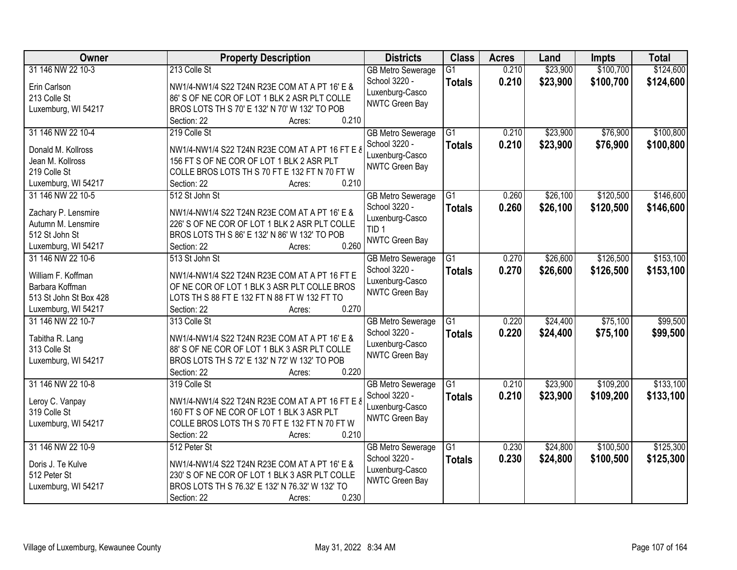| Owner | Property Description | Districts | Class | Acres | Land | Impts | Total |
|---|---|---|---|---|---|---|---|
| 31 146 NW 22 10-3<br><br>Erin Carlson<br>213 Colle St<br>Luxemburg, WI 54217 | 213 Colle St<br><br>NW1/4-NW1/4 S22 T24N R23E COM AT A PT 16' E & 86' S OF NE COR OF LOT 1 BLK 2 ASR PLT COLLE BROS LOTS TH S 70' E 132' N 70' W 132' TO POB<br>Section: 22 Acres: 0.210 | GB Metro Sewerage<br>School 3220 - Luxenburg-Casco<br>NWTC Green Bay | G1<br>**Totals** | 0.210<br>**0.210** | $23,900<br>**$23,900** | $100,700<br>**$100,700** | $124,600<br>**$124,600** |
| 31 146 NW 22 10-4<br><br>Donald M. Kollross<br>Jean M. Kollross<br>219 Colle St<br>Luxemburg, WI 54217 | 219 Colle St<br><br>NW1/4-NW1/4 S22 T24N R23E COM AT A PT 16 FT E & 156 FT S OF NE COR OF LOT 1 BLK 2 ASR PLT COLLE BROS LOTS TH S 70 FT E 132 FT N 70 FT W<br>Section: 22 Acres: 0.210 | GB Metro Sewerage<br>School 3220 - Luxenburg-Casco<br>NWTC Green Bay | G1<br>**Totals** | 0.210<br>**0.210** | $23,900<br>**$23,900** | $76,900<br>**$76,900** | $100,800<br>**$100,800** |
| 31 146 NW 22 10-5<br><br>Zachary P. Lensmire<br>Autumn M. Lensmire<br>512 St John St<br>Luxemburg, WI 54217 | 512 St John St<br><br>NW1/4-NW1/4 S22 T24N R23E COM AT A PT 16' E & 226' S OF NE COR OF LOT 1 BLK 2 ASR PLT COLLE BROS LOTS TH S 86' E 132' N 86' W 132' TO POB<br>Section: 22 Acres: 0.260 | GB Metro Sewerage<br>School 3220 - Luxenburg-Casco<br>TID 1<br>NWTC Green Bay | G1<br>**Totals** | 0.260<br>**0.260** | $26,100<br>**$26,100** | $120,500<br>**$120,500** | $146,600<br>**$146,600** |
| 31 146 NW 22 10-6<br><br>William F. Koffman<br>Barbara Koffman<br>513 St John St Box 428<br>Luxemburg, WI 54217 | 513 St John St<br><br>NW1/4-NW1/4 S22 T24N R23E COM AT A PT 16 FT E OF NE COR OF LOT 1 BLK 3 ASR PLT COLLE BROS LOTS TH S 88 FT E 132 FT N 88 FT W 132 FT TO<br>Section: 22 Acres: 0.270 | GB Metro Sewerage<br>School 3220 - Luxenburg-Casco<br>NWTC Green Bay | G1<br>**Totals** | 0.270<br>**0.270** | $26,600<br>**$26,600** | $126,500<br>**$126,500** | $153,100<br>**$153,100** |
| 31 146 NW 22 10-7<br><br>Tabitha R. Lang<br>313 Colle St<br>Luxemburg, WI 54217 | 313 Colle St<br><br>NW1/4-NW1/4 S22 T24N R23E COM AT A PT 16' E & 88' S OF NE COR OF LOT 1 BLK 3 ASR PLT COLLE BROS LOTS TH S 72' E 132' N 72' W 132' TO POB<br>Section: 22 Acres: 0.220 | GB Metro Sewerage<br>School 3220 - Luxenburg-Casco<br>NWTC Green Bay | G1<br>**Totals** | 0.220<br>**0.220** | $24,400<br>**$24,400** | $75,100<br>**$75,100** | $99,500<br>**$99,500** |
| 31 146 NW 22 10-8<br><br>Leroy C. Vanpay<br>319 Colle St<br>Luxemburg, WI 54217 | 319 Colle St<br><br>NW1/4-NW1/4 S22 T24N R23E COM AT A PT 16 FT E & 160 FT S OF NE COR OF LOT 1 BLK 3 ASR PLT COLLE BROS LOTS TH S 70 FT E 132 FT N 70 FT W<br>Section: 22 Acres: 0.210 | GB Metro Sewerage<br>School 3220 - Luxenburg-Casco<br>NWTC Green Bay | G1<br>**Totals** | 0.210<br>**0.210** | $23,900<br>**$23,900** | $109,200<br>**$109,200** | $133,100<br>**$133,100** |
| 31 146 NW 22 10-9<br><br>Doris J. Te Kulve<br>512 Peter St<br>Luxemburg, WI 54217 | 512 Peter St<br><br>NW1/4-NW1/4 S22 T24N R23E COM AT A PT 16' E & 230' S OF NE COR OF LOT 1 BLK 3 ASR PLT COLLE BROS LOTS TH S 76.32' E 132' N 76.32' W 132' TO<br>Section: 22 Acres: 0.230 | GB Metro Sewerage<br>School 3220 - Luxenburg-Casco<br>NWTC Green Bay | G1<br>**Totals** | 0.230<br>**0.230** | $24,800<br>**$24,800** | $100,500<br>**$100,500** | $125,300<br>**$125,300** |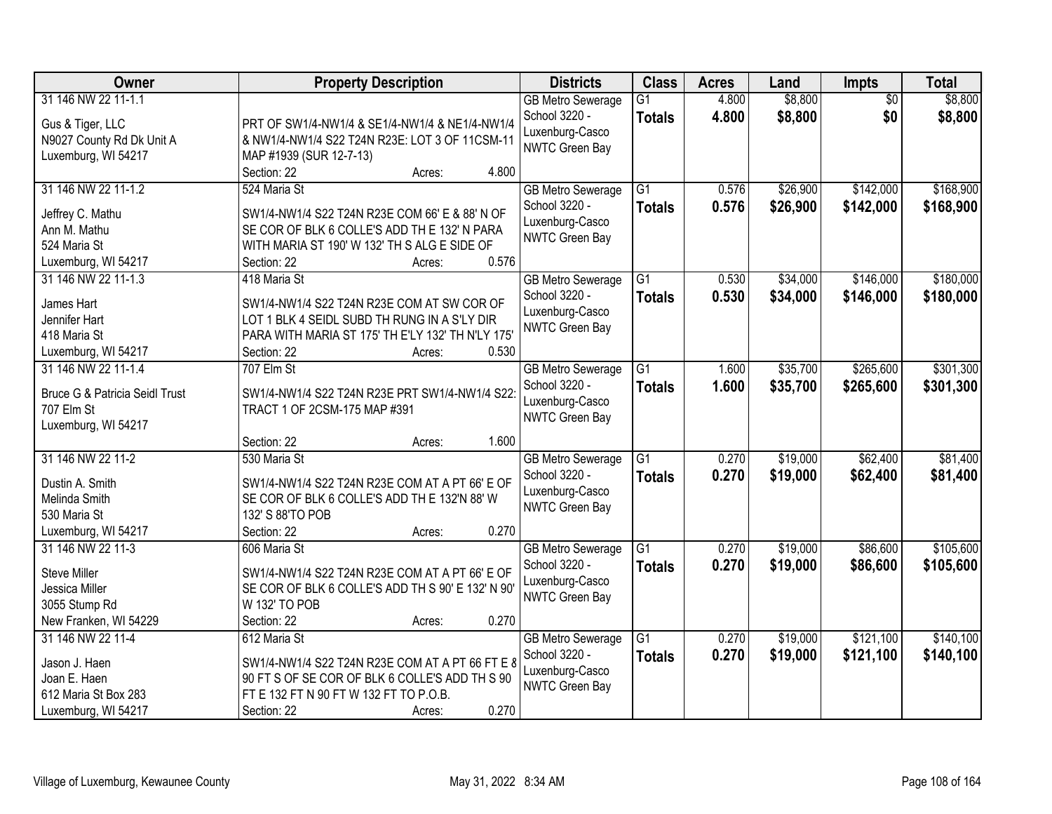| Owner | Property Description | Districts | Class | Acres | Land | Impts | Total |
|---|---|---|---|---|---|---|---|
| 31 146 NW 22 11-1.1<br><br>Gus & Tiger, LLC<br>N9027 County Rd Dk Unit A<br>Luxemburg, WI 54217 | PRT OF SW1/4-NW1/4 & SE1/4-NW1/4 & NE1/4-NW1/4 & NW1/4-NW1/4 S22 T24N R23E: LOT 3 OF 11CSM-11 MAP #1939 (SUR 12-7-13)<br>Section: 22 Acres: 4.800 | GB Metro Sewerage<br>School 3220 - Luxenburg-Casco<br>NWTC Green Bay | G1<br>**Totals** | 4.800<br>**4.800** | $8,800<br>**$8,800** | $0<br>**$0** | $8,800<br>**$8,800** |
| 31 146 NW 22 11-1.2<br><br>Jeffrey C. Mathu<br>Ann M. Mathu<br>524 Maria St<br>Luxemburg, WI 54217 | 524 Maria St<br>SW1/4-NW1/4 S22 T24N R23E COM 66' E & 88' N OF SE COR OF BLK 6 COLLE'S ADD TH E 132' N PARA WITH MARIA ST 190' W 132' TH S ALG E SIDE OF<br>Section: 22 Acres: 0.576 | GB Metro Sewerage<br>School 3220 - Luxenburg-Casco<br>NWTC Green Bay | G1<br>**Totals** | 0.576<br>**0.576** | $26,900<br>**$26,900** | $142,000<br>**$142,000** | $168,900<br>**$168,900** |
| 31 146 NW 22 11-1.3<br><br>James Hart<br>Jennifer Hart<br>418 Maria St<br>Luxemburg, WI 54217 | 418 Maria St<br>SW1/4-NW1/4 S22 T24N R23E COM AT SW COR OF LOT 1 BLK 4 SEIDL SUBD TH RUNG IN A S'LY DIR PARA WITH MARIA ST 175' TH E'LY 132' TH N'LY 175'<br>Section: 22 Acres: 0.530 | GB Metro Sewerage<br>School 3220 - Luxenburg-Casco<br>NWTC Green Bay | G1<br>**Totals** | 0.530<br>**0.530** | $34,000<br>**$34,000** | $146,000<br>**$146,000** | $180,000<br>**$180,000** |
| 31 146 NW 22 11-1.4<br><br>Bruce G & Patricia Seidl Trust<br>707 Elm St<br>Luxemburg, WI 54217 | 707 Elm St<br>SW1/4-NW1/4 S22 T24N R23E PRT SW1/4-NW1/4 S22: TRACT 1 OF 2CSM-175 MAP #391<br>Section: 22 Acres: 1.600 | GB Metro Sewerage<br>School 3220 - Luxenburg-Casco<br>NWTC Green Bay | G1<br>**Totals** | 1.600<br>**1.600** | $35,700<br>**$35,700** | $265,600<br>**$265,600** | $301,300<br>**$301,300** |
| 31 146 NW 22 11-2<br><br>Dustin A. Smith<br>Melinda Smith<br>530 Maria St<br>Luxemburg, WI 54217 | 530 Maria St<br>SW1/4-NW1/4 S22 T24N R23E COM AT A PT 66' E OF SE COR OF BLK 6 COLLE'S ADD TH E 132'N 88' W 132' S 88'TO POB<br>Section: 22 Acres: 0.270 | GB Metro Sewerage<br>School 3220 - Luxenburg-Casco<br>NWTC Green Bay | G1<br>**Totals** | 0.270<br>**0.270** | $19,000<br>**$19,000** | $62,400<br>**$62,400** | $81,400<br>**$81,400** |
| 31 146 NW 22 11-3<br><br>Steve Miller<br>Jessica Miller<br>3055 Stump Rd<br>New Franken, WI 54229 | 606 Maria St<br>SW1/4-NW1/4 S22 T24N R23E COM AT A PT 66' E OF SE COR OF BLK 6 COLLE'S ADD TH S 90' E 132' N 90' W 132' TO POB<br>Section: 22 Acres: 0.270 | GB Metro Sewerage<br>School 3220 - Luxenburg-Casco<br>NWTC Green Bay | G1<br>**Totals** | 0.270<br>**0.270** | $19,000<br>**$19,000** | $86,600<br>**$86,600** | $105,600<br>**$105,600** |
| 31 146 NW 22 11-4<br><br>Jason J. Haen<br>Joan E. Haen<br>612 Maria St Box 283<br>Luxemburg, WI 54217 | 612 Maria St<br>SW1/4-NW1/4 S22 T24N R23E COM AT A PT 66 FT E & 90 FT S OF SE COR OF BLK 6 COLLE'S ADD TH S 90 FT E 132 FT N 90 FT W 132 FT TO P.O.B.<br>Section: 22 Acres: 0.270 | GB Metro Sewerage<br>School 3220 - Luxenburg-Casco<br>NWTC Green Bay | G1<br>**Totals** | 0.270<br>**0.270** | $19,000<br>**$19,000** | $121,100<br>**$121,100** | $140,100<br>**$140,100** |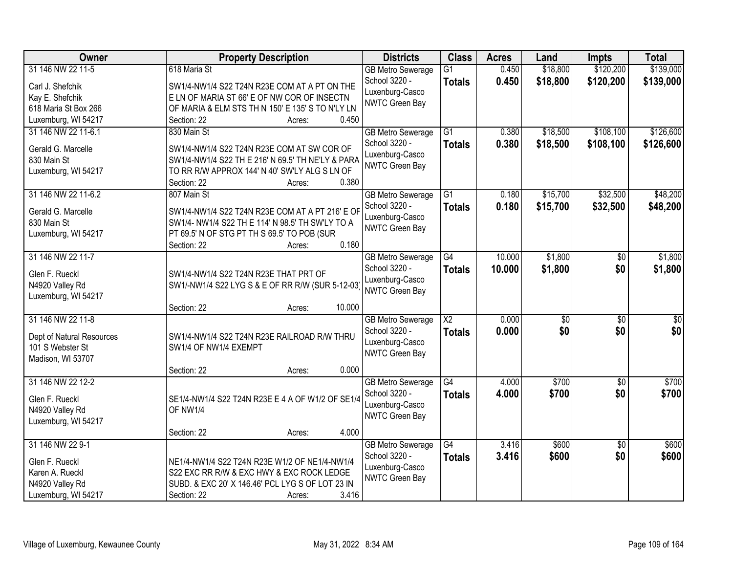| Owner | Property Description | Districts | Class | Acres | Land | Impts | Total |
|---|---|---|---|---|---|---|---|
| 31 146 NW 22 11-5<br><br>Carl J. Shefchik<br>Kay E. Shefchik<br>618 Maria St Box 266<br>Luxemburg, WI 54217 | 618 Maria St<br><br>SW1/4-NW1/4 S22 T24N R23E COM AT A PT ON THE E LN OF MARIA ST 66' E OF NW COR OF INSECTN OF MARIA & ELM STS TH N 150' E 135' S TO N'LY LN<br>Section: 22 Acres: 0.450 | GB Metro Sewerage<br>School 3220 - Luxenburg-Casco<br>NWTC Green Bay | G1<br>**Totals** | 0.450<br>**0.450** | $18,800<br>**$18,800** | $120,200<br>**$120,200** | $139,000<br>**$139,000** |
| 31 146 NW 22 11-6.1<br><br>Gerald G. Marcelle<br>830 Main St<br>Luxemburg, WI 54217 | 830 Main St<br><br>SW1/4-NW1/4 S22 T24N R23E COM AT SW COR OF SW1/4-NW1/4 S22 TH E 216' N 69.5' TH NE'LY & PARA TO RR R/W APPROX 144' N 40' SW'LY ALG S LN OF<br>Section: 22 Acres: 0.380 | GB Metro Sewerage<br>School 3220 - Luxenburg-Casco<br>NWTC Green Bay | G1<br>**Totals** | 0.380<br>**0.380** | $18,500<br>**$18,500** | $108,100<br>**$108,100** | $126,600<br>**$126,600** |
| 31 146 NW 22 11-6.2<br><br>Gerald G. Marcelle<br>830 Main St<br>Luxemburg, WI 54217 | 807 Main St<br><br>SW1/4-NW1/4 S22 T24N R23E COM AT A PT 216' E OF SW1/4- NW1/4 S22 TH E 114' N 98.5' TH SW'LY TO A PT 69.5' N OF STG PT TH S 69.5' TO POB (SUR<br>Section: 22 Acres: 0.180 | GB Metro Sewerage<br>School 3220 - Luxenburg-Casco<br>NWTC Green Bay | G1<br>**Totals** | 0.180<br>**0.180** | $15,700<br>**$15,700** | $32,500<br>**$32,500** | $48,200<br>**$48,200** |
| 31 146 NW 22 11-7<br><br>Glen F. Rueckl<br>N4920 Valley Rd<br>Luxemburg, WI 54217 | SW1/4-NW1/4 S22 T24N R23E THAT PRT OF SW1/-NW1/4 S22 LYG S & E OF RR R/W (SUR 5-12-03)<br>Section: 22 Acres: 10.000 | GB Metro Sewerage<br>School 3220 - Luxenburg-Casco<br>NWTC Green Bay | G4<br>**Totals** | 10.000<br>**10.000** | $1,800<br>**$1,800** | $0<br>**$0** | $1,800<br>**$1,800** |
| 31 146 NW 22 11-8<br><br>Dept of Natural Resources<br>101 S Webster St<br>Madison, WI 53707 | SW1/4-NW1/4 S22 T24N R23E RAILROAD R/W THRU SW1/4 OF NW1/4 EXEMPT<br>Section: 22 Acres: 0.000 | GB Metro Sewerage<br>School 3220 - Luxenburg-Casco<br>NWTC Green Bay | X2<br>**Totals** | 0.000<br>**0.000** | $0<br>**$0** | $0<br>**$0** | $0<br>**$0** |
| 31 146 NW 22 12-2<br><br>Glen F. Rueckl<br>N4920 Valley Rd<br>Luxemburg, WI 54217 | SE1/4-NW1/4 S22 T24N R23E E 4 A OF W1/2 OF SE1/4 OF NW1/4<br>Section: 22 Acres: 4.000 | GB Metro Sewerage<br>School 3220 - Luxenburg-Casco<br>NWTC Green Bay | G4<br>**Totals** | 4.000<br>**4.000** | $700<br>**$700** | $0<br>**$0** | $700<br>**$700** |
| 31 146 NW 22 9-1<br><br>Glen F. Rueckl<br>Karen A. Rueckl<br>N4920 Valley Rd<br>Luxemburg, WI 54217 | NE1/4-NW1/4 S22 T24N R23E W1/2 OF NE1/4-NW1/4 S22 EXC RR R/W & EXC HWY & EXC ROCK LEDGE SUBD. & EXC 20' X 146.46' PCL LYG S OF LOT 23 IN<br>Section: 22 Acres: 3.416 | GB Metro Sewerage<br>School 3220 - Luxenburg-Casco<br>NWTC Green Bay | G4<br>**Totals** | 3.416<br>**3.416** | $600<br>**$600** | $0<br>**$0** | $600<br>**$600** |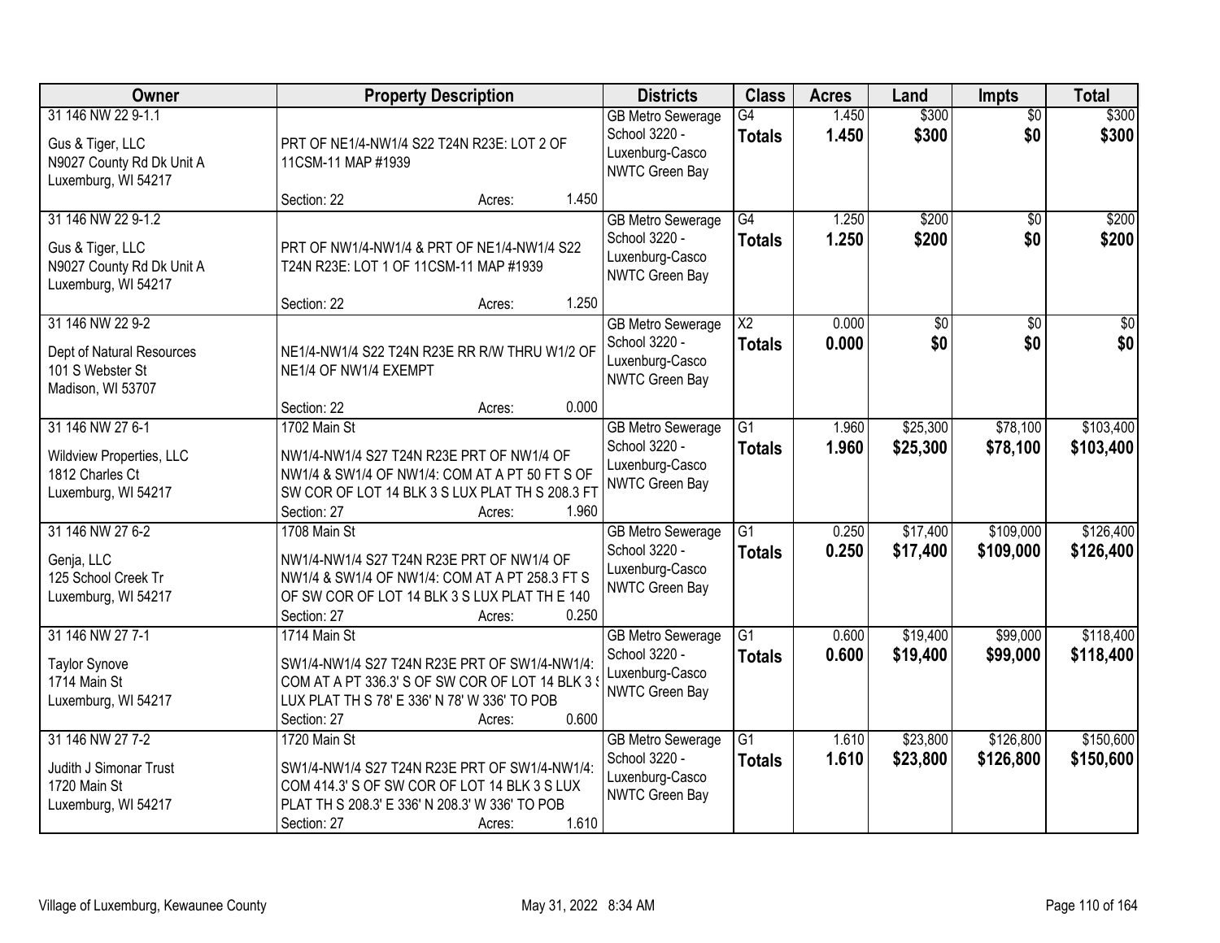| Owner | Property Description | Districts | Class | Acres | Land | Impts | Total |
|---|---|---|---|---|---|---|---|
| 31 146 NW 22 9-1.1<br><br>Gus & Tiger, LLC<br>N9027 County Rd Dk Unit A<br>Luxemburg, WI 54217 | PRT OF NE1/4-NW1/4 S22 T24N R23E: LOT 2 OF 11CSM-11 MAP #1939<br><br>Section: 22 Acres: 1.450 | GB Metro Sewerage<br>School 3220 - Luxenburg-Casco<br>NWTC Green Bay | G4<br>**Totals** | 1.450<br>**1.450** | \$300<br>**\$300** | \$0<br>**\$0** | \$300<br>**\$300** |
| 31 146 NW 22 9-1.2<br><br>Gus & Tiger, LLC<br>N9027 County Rd Dk Unit A<br>Luxemburg, WI 54217 | PRT OF NW1/4-NW1/4 & PRT OF NE1/4-NW1/4 S22 T24N R23E: LOT 1 OF 11CSM-11 MAP #1939<br><br>Section: 22 Acres: 1.250 | GB Metro Sewerage<br>School 3220 - Luxenburg-Casco<br>NWTC Green Bay | G4<br>**Totals** | 1.250<br>**1.250** | \$200<br>**\$200** | \$0<br>**\$0** | \$200<br>**\$200** |
| 31 146 NW 22 9-2<br><br>Dept of Natural Resources<br>101 S Webster St<br>Madison, WI 53707 | NE1/4-NW1/4 S22 T24N R23E RR R/W THRU W1/2 OF NE1/4 OF NW1/4 EXEMPT<br><br>Section: 22 Acres: 0.000 | GB Metro Sewerage<br>School 3220 - Luxenburg-Casco<br>NWTC Green Bay | X2<br>**Totals** | 0.000<br>**0.000** | \$0<br>**\$0** | \$0<br>**\$0** | \$0<br>**\$0** |
| 31 146 NW 27 6-1<br><br>Wildview Properties, LLC<br>1812 Charles Ct<br>Luxemburg, WI 54217 | 1702 Main St<br><br>NW1/4-NW1/4 S27 T24N R23E PRT OF NW1/4 OF NW1/4 & SW1/4 OF NW1/4: COM AT A PT 50 FT S OF SW COR OF LOT 14 BLK 3 S LUX PLAT TH S 208.3 FT<br>Section: 27 Acres: 1.960 | GB Metro Sewerage<br>School 3220 - Luxenburg-Casco<br>NWTC Green Bay | G1<br>**Totals** | 1.960<br>**1.960** | \$25,300<br>**\$25,300** | \$78,100<br>**\$78,100** | \$103,400<br>**\$103,400** |
| 31 146 NW 27 6-2<br><br>Genja, LLC<br>125 School Creek Tr<br>Luxemburg, WI 54217 | 1708 Main St<br><br>NW1/4-NW1/4 S27 T24N R23E PRT OF NW1/4 OF NW1/4 & SW1/4 OF NW1/4: COM AT A PT 258.3 FT S OF SW COR OF LOT 14 BLK 3 S LUX PLAT TH E 140<br>Section: 27 Acres: 0.250 | GB Metro Sewerage<br>School 3220 - Luxenburg-Casco<br>NWTC Green Bay | G1<br>**Totals** | 0.250<br>**0.250** | \$17,400<br>**\$17,400** | \$109,000<br>**\$109,000** | \$126,400<br>**\$126,400** |
| 31 146 NW 27 7-1<br><br>Taylor Synove<br>1714 Main St<br>Luxemburg, WI 54217 | 1714 Main St<br><br>SW1/4-NW1/4 S27 T24N R23E PRT OF SW1/4-NW1/4: COM AT A PT 336.3' S OF SW COR OF LOT 14 BLK 3 S LUX PLAT TH S 78' E 336' N 78' W 336' TO POB<br>Section: 27 Acres: 0.600 | GB Metro Sewerage<br>School 3220 - Luxenburg-Casco<br>NWTC Green Bay | G1<br>**Totals** | 0.600<br>**0.600** | \$19,400<br>**\$19,400** | \$99,000<br>**\$99,000** | \$118,400<br>**\$118,400** |
| 31 146 NW 27 7-2<br><br>Judith J Simonar Trust<br>1720 Main St<br>Luxemburg, WI 54217 | 1720 Main St<br><br>SW1/4-NW1/4 S27 T24N R23E PRT OF SW1/4-NW1/4: COM 414.3' S OF SW COR OF LOT 14 BLK 3 S LUX PLAT TH S 208.3' E 336' N 208.3' W 336' TO POB<br>Section: 27 Acres: 1.610 | GB Metro Sewerage<br>School 3220 - Luxenburg-Casco<br>NWTC Green Bay | G1<br>**Totals** | 1.610<br>**1.610** | \$23,800<br>**\$23,800** | \$126,800<br>**\$126,800** | \$150,600<br>**\$150,600** |

Village of Luxemburg, Kewaunee County May 31, 2022 8:34 AM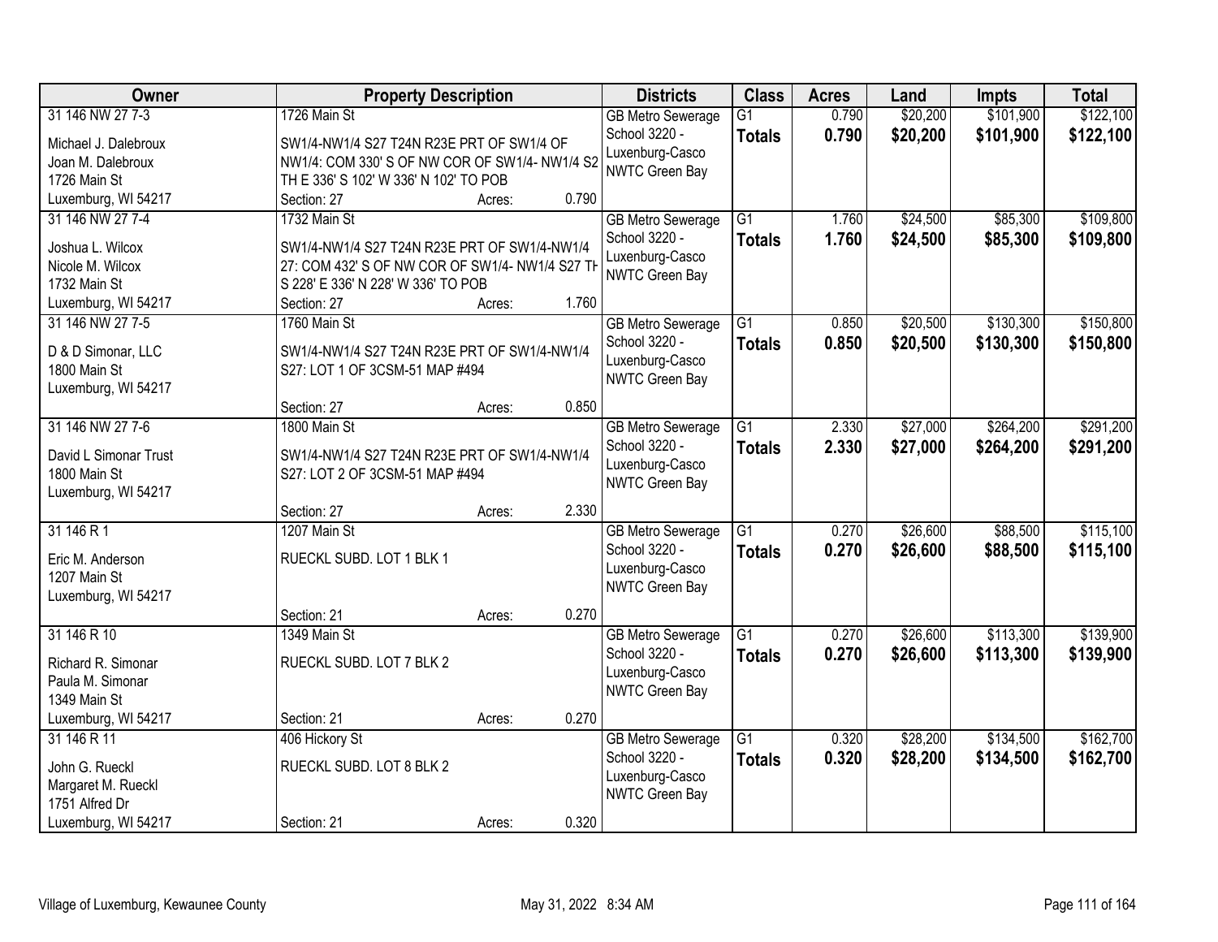| Owner | Property Description | Districts | Class | Acres | Land | Impts | Total |
|---|---|---|---|---|---|---|---|
| 31 146 NW 27 7-3<br>Michael J. Dalebroux<br>Joan M. Dalebroux<br>1726 Main St<br>Luxemburg, WI 54217 | 1726 Main St<br>SW1/4-NW1/4 S27 T24N R23E PRT OF SW1/4 OF NW1/4: COM 330' S OF NW COR OF SW1/4- NW1/4 S2 TH E 336' S 102' W 336' N 102' TO POB<br>Section: 27 Acres: 0.790 | GB Metro Sewerage<br>School 3220 - Luxenburg-Casco<br>NWTC Green Bay | G1<br>**Totals** | 0.790<br>**0.790** | $20,200<br>**$20,200** | $101,900<br>**$101,900** | $122,100<br>**$122,100** |
| 31 146 NW 27 7-4<br>Joshua L. Wilcox<br>Nicole M. Wilcox<br>1732 Main St<br>Luxemburg, WI 54217 | 1732 Main St<br>SW1/4-NW1/4 S27 T24N R23E PRT OF SW1/4-NW1/4 27: COM 432' S OF NW COR OF SW1/4- NW1/4 S27 TH S 228' E 336' N 228' W 336' TO POB<br>Section: 27 Acres: 1.760 | GB Metro Sewerage<br>School 3220 - Luxenburg-Casco<br>NWTC Green Bay | G1<br>**Totals** | 1.760<br>**1.760** | $24,500<br>**$24,500** | $85,300<br>**$85,300** | $109,800<br>**$109,800** |
| 31 146 NW 27 7-5<br>D & D Simonar, LLC<br>1800 Main St<br>Luxemburg, WI 54217 | 1760 Main St<br>SW1/4-NW1/4 S27 T24N R23E PRT OF SW1/4-NW1/4 S27: LOT 1 OF 3CSM-51 MAP #494<br>Section: 27 Acres: 0.850 | GB Metro Sewerage<br>School 3220 - Luxenburg-Casco<br>NWTC Green Bay | G1<br>**Totals** | 0.850<br>**0.850** | $20,500<br>**$20,500** | $130,300<br>**$130,300** | $150,800<br>**$150,800** |
| 31 146 NW 27 7-6<br>David L Simonar Trust<br>1800 Main St<br>Luxemburg, WI 54217 | 1800 Main St<br>SW1/4-NW1/4 S27 T24N R23E PRT OF SW1/4-NW1/4 S27: LOT 2 OF 3CSM-51 MAP #494<br>Section: 27 Acres: 2.330 | GB Metro Sewerage<br>School 3220 - Luxenburg-Casco<br>NWTC Green Bay | G1<br>**Totals** | 2.330<br>**2.330** | $27,000<br>**$27,000** | $264,200<br>**$264,200** | $291,200<br>**$291,200** |
| 31 146 R 1<br>Eric M. Anderson<br>1207 Main St<br>Luxemburg, WI 54217 | 1207 Main St<br>RUECKL SUBD. LOT 1 BLK 1<br>Section: 21 Acres: 0.270 | GB Metro Sewerage<br>School 3220 - Luxenburg-Casco<br>NWTC Green Bay | G1<br>**Totals** | 0.270<br>**0.270** | $26,600<br>**$26,600** | $88,500<br>**$88,500** | $115,100<br>**$115,100** |
| 31 146 R 10<br>Richard R. Simonar<br>Paula M. Simonar<br>1349 Main St<br>Luxemburg, WI 54217 | 1349 Main St<br>RUECKL SUBD. LOT 7 BLK 2<br>Section: 21 Acres: 0.270 | GB Metro Sewerage<br>School 3220 - Luxenburg-Casco<br>NWTC Green Bay | G1<br>**Totals** | 0.270<br>**0.270** | $26,600<br>**$26,600** | $113,300<br>**$113,300** | $139,900<br>**$139,900** |
| 31 146 R 11<br>John G. Rueckl<br>Margaret M. Rueckl<br>1751 Alfred Dr<br>Luxemburg, WI 54217 | 406 Hickory St<br>RUECKL SUBD. LOT 8 BLK 2<br>Section: 21 Acres: 0.320 | GB Metro Sewerage<br>School 3220 - Luxenburg-Casco<br>NWTC Green Bay | G1<br>**Totals** | 0.320<br>**0.320** | $28,200<br>**$28,200** | $134,500<br>**$134,500** | $162,700<br>**$162,700** |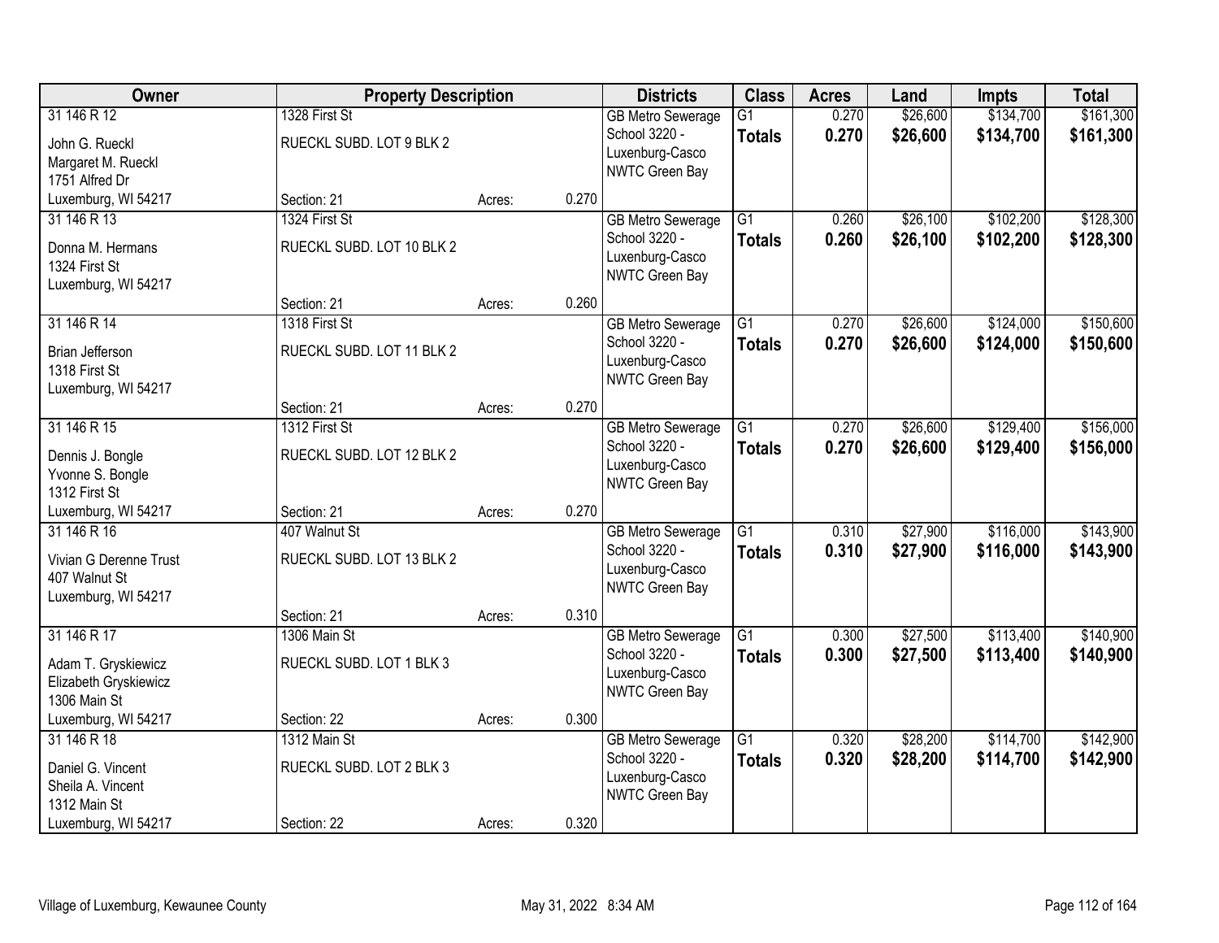| Owner | Property Description | | | Districts | Class | Acres | Land | Impts | Total |
|---|---|---|---|---|---|---|---|---|---|
| 31 146 R 12<br>John G. Rueckl<br>Margaret M. Rueckl<br>1751 Alfred Dr<br>Luxemburg, WI 54217 | 1328 First St<br>RUECKL SUBD. LOT 9 BLK 2<br>Section: 21 | Acres: | 0.270 | GB Metro Sewerage<br>School 3220 - Luxenburg-Casco<br>NWTC Green Bay | G1<br>**Totals** | 0.270<br>**0.270** | $26,600<br>**$26,600** | $134,700<br>**$134,700** | $161,300<br>**$161,300** |
| 31 146 R 13<br>Donna M. Hermans<br>1324 First St<br>Luxemburg, WI 54217 | 1324 First St<br>RUECKL SUBD. LOT 10 BLK 2<br>Section: 21 | Acres: | 0.260 | GB Metro Sewerage<br>School 3220 - Luxenburg-Casco<br>NWTC Green Bay | G1<br>**Totals** | 0.260<br>**0.260** | $26,100<br>**$26,100** | $102,200<br>**$102,200** | $128,300<br>**$128,300** |
| 31 146 R 14<br>Brian Jefferson<br>1318 First St<br>Luxemburg, WI 54217 | 1318 First St<br>RUECKL SUBD. LOT 11 BLK 2<br>Section: 21 | Acres: | 0.270 | GB Metro Sewerage<br>School 3220 - Luxenburg-Casco<br>NWTC Green Bay | G1<br>**Totals** | 0.270<br>**0.270** | $26,600<br>**$26,600** | $124,000<br>**$124,000** | $150,600<br>**$150,600** |
| 31 146 R 15<br>Dennis J. Bongle<br>Yvonne S. Bongle<br>1312 First St<br>Luxemburg, WI 54217 | 1312 First St<br>RUECKL SUBD. LOT 12 BLK 2<br>Section: 21 | Acres: | 0.270 | GB Metro Sewerage<br>School 3220 - Luxenburg-Casco<br>NWTC Green Bay | G1<br>**Totals** | 0.270<br>**0.270** | $26,600<br>**$26,600** | $129,400<br>**$129,400** | $156,000<br>**$156,000** |
| 31 146 R 16<br>Vivian G Derenne Trust<br>407 Walnut St<br>Luxemburg, WI 54217 | 407 Walnut St<br>RUECKL SUBD. LOT 13 BLK 2<br>Section: 21 | Acres: | 0.310 | GB Metro Sewerage<br>School 3220 - Luxenburg-Casco<br>NWTC Green Bay | G1<br>**Totals** | 0.310<br>**0.310** | $27,900<br>**$27,900** | $116,000<br>**$116,000** | $143,900<br>**$143,900** |
| 31 146 R 17<br>Adam T. Gryskiewicz<br>Elizabeth Gryskiewicz<br>1306 Main St<br>Luxemburg, WI 54217 | 1306 Main St<br>RUECKL SUBD. LOT 1 BLK 3<br>Section: 22 | Acres: | 0.300 | GB Metro Sewerage<br>School 3220 - Luxenburg-Casco<br>NWTC Green Bay | G1<br>**Totals** | 0.300<br>**0.300** | $27,500<br>**$27,500** | $113,400<br>**$113,400** | $140,900<br>**$140,900** |
| 31 146 R 18<br>Daniel G. Vincent<br>Sheila A. Vincent<br>1312 Main St<br>Luxemburg, WI 54217 | 1312 Main St<br>RUECKL SUBD. LOT 2 BLK 3<br>Section: 22 | Acres: | 0.320 | GB Metro Sewerage<br>School 3220 - Luxenburg-Casco<br>NWTC Green Bay | G1<br>**Totals** | 0.320<br>**0.320** | $28,200<br>**$28,200** | $114,700<br>**$114,700** | $142,900<br>**$142,900** |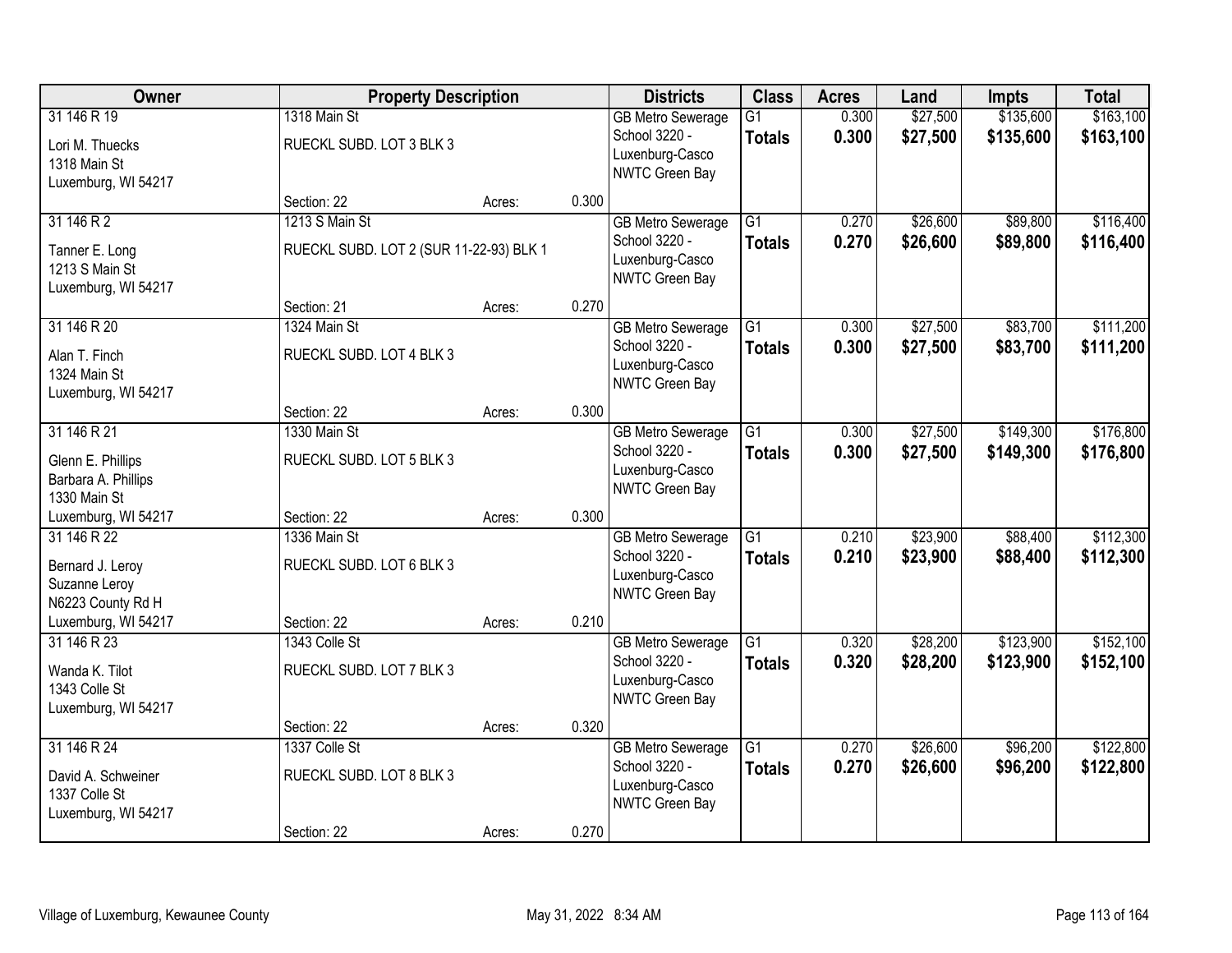| Owner | Property Description | | | Districts | Class | Acres | Land | Impts | Total |
|---|---|---|---|---|---|---|---|---|---|
| 31 146 R 19<br>Lori M. Thuecks<br>1318 Main St<br>Luxemburg, WI 54217 | 1318 Main St<br>RUECKL SUBD. LOT 3 BLK 3<br>Section: 22 | Acres: | 0.300 | GB Metro Sewerage<br>School 3220 - Luxenburg-Casco<br>NWTC Green Bay | G1<br>**Totals** | 0.300<br>**0.300** | $27,500<br>**$27,500** | $135,600<br>**$135,600** | $163,100<br>**$163,100** |
| 31 146 R 2<br>Tanner E. Long<br>1213 S Main St<br>Luxemburg, WI 54217 | 1213 S Main St<br>RUECKL SUBD. LOT 2 (SUR 11-22-93) BLK 1<br>Section: 21 | Acres: | 0.270 | GB Metro Sewerage<br>School 3220 - Luxenburg-Casco<br>NWTC Green Bay | G1<br>**Totals** | 0.270<br>**0.270** | $26,600<br>**$26,600** | $89,800<br>**$89,800** | $116,400<br>**$116,400** |
| 31 146 R 20<br>Alan T. Finch<br>1324 Main St<br>Luxemburg, WI 54217 | 1324 Main St<br>RUECKL SUBD. LOT 4 BLK 3<br>Section: 22 | Acres: | 0.300 | GB Metro Sewerage<br>School 3220 - Luxenburg-Casco<br>NWTC Green Bay | G1<br>**Totals** | 0.300<br>**0.300** | $27,500<br>**$27,500** | $83,700<br>**$83,700** | $111,200<br>**$111,200** |
| 31 146 R 21<br>Glenn E. Phillips<br>Barbara A. Phillips<br>1330 Main St<br>Luxemburg, WI 54217 | 1330 Main St<br>RUECKL SUBD. LOT 5 BLK 3<br>Section: 22 | Acres: | 0.300 | GB Metro Sewerage<br>School 3220 - Luxenburg-Casco<br>NWTC Green Bay | G1<br>**Totals** | 0.300<br>**0.300** | $27,500<br>**$27,500** | $149,300<br>**$149,300** | $176,800<br>**$176,800** |
| 31 146 R 22<br>Bernard J. Leroy<br>Suzanne Leroy<br>N6223 County Rd H<br>Luxemburg, WI 54217 | 1336 Main St<br>RUECKL SUBD. LOT 6 BLK 3<br>Section: 22 | Acres: | 0.210 | GB Metro Sewerage<br>School 3220 - Luxenburg-Casco<br>NWTC Green Bay | G1<br>**Totals** | 0.210<br>**0.210** | $23,900<br>**$23,900** | $88,400<br>**$88,400** | $112,300<br>**$112,300** |
| 31 146 R 23<br>Wanda K. Tilot<br>1343 Colle St<br>Luxemburg, WI 54217 | 1343 Colle St<br>RUECKL SUBD. LOT 7 BLK 3<br>Section: 22 | Acres: | 0.320 | GB Metro Sewerage<br>School 3220 - Luxenburg-Casco<br>NWTC Green Bay | G1<br>**Totals** | 0.320<br>**0.320** | $28,200<br>**$28,200** | $123,900<br>**$123,900** | $152,100<br>**$152,100** |
| 31 146 R 24<br>David A. Schweiner<br>1337 Colle St<br>Luxemburg, WI 54217 | 1337 Colle St<br>RUECKL SUBD. LOT 8 BLK 3<br>Section: 22 | Acres: | 0.270 | GB Metro Sewerage<br>School 3220 - Luxenburg-Casco<br>NWTC Green Bay | G1<br>**Totals** | 0.270<br>**0.270** | $26,600<br>**$26,600** | $96,200<br>**$96,200** | $122,800<br>**$122,800** |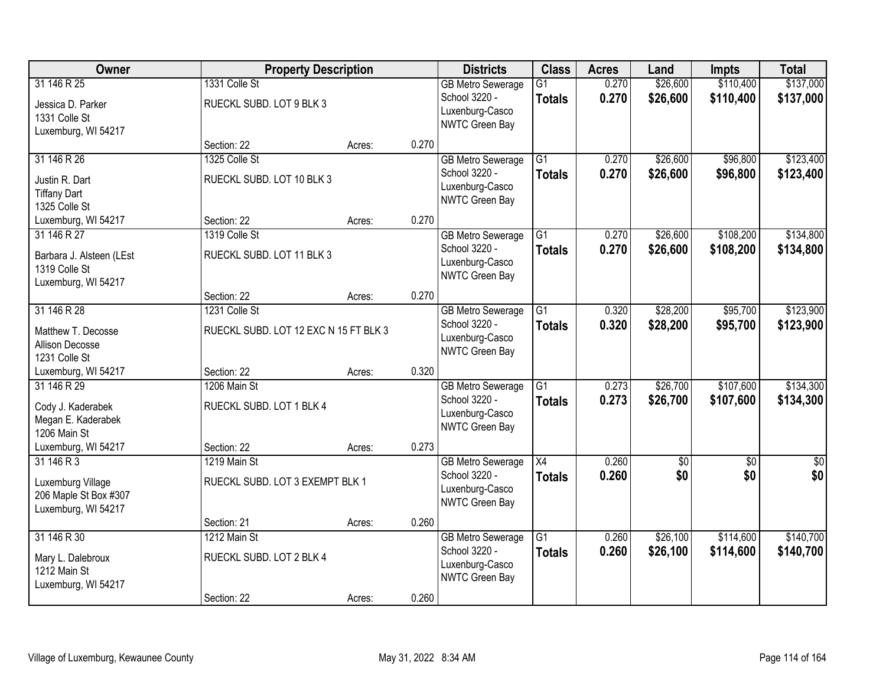| Owner | Property Description | | | Districts | Class | Acres | Land | Impts | Total |
|---|---|---|---|---|---|---|---|---|---|
| 31 146 R 25 | 1331 Colle St | | | GB Metro Sewerage | G1 | 0.270 | $26,600 | $110,400 | $137,000 |
| Jessica D. Parker<br>1331 Colle St<br>Luxemburg, WI 54217 | RUECKL SUBD. LOT 9 BLK 3 | | | School 3220 - Luxenburg-Casco<br>NWTC Green Bay | **Totals** | **0.270** | **$26,600** | **$110,400** | **$137,000** |
| | Section: 22 | Acres: | 0.270 | | | | | | |
| 31 146 R 26 | 1325 Colle St | | | GB Metro Sewerage | G1 | 0.270 | $26,600 | $96,800 | $123,400 |
| Justin R. Dart<br>Tiffany Dart<br>1325 Colle St<br>Luxemburg, WI 54217 | RUECKL SUBD. LOT 10 BLK 3 | | | School 3220 - Luxenburg-Casco<br>NWTC Green Bay | **Totals** | **0.270** | **$26,600** | **$96,800** | **$123,400** |
| | Section: 22 | Acres: | 0.270 | | | | | | |
| 31 146 R 27 | 1319 Colle St | | | GB Metro Sewerage | G1 | 0.270 | $26,600 | $108,200 | $134,800 |
| Barbara J. Alsteen (LEst<br>1319 Colle St<br>Luxemburg, WI 54217 | RUECKL SUBD. LOT 11 BLK 3 | | | School 3220 - Luxenburg-Casco<br>NWTC Green Bay | **Totals** | **0.270** | **$26,600** | **$108,200** | **$134,800** |
| | Section: 22 | Acres: | 0.270 | | | | | | |
| 31 146 R 28 | 1231 Colle St | | | GB Metro Sewerage | G1 | 0.320 | $28,200 | $95,700 | $123,900 |
| Matthew T. Decosse<br>Allison Decosse<br>1231 Colle St<br>Luxemburg, WI 54217 | RUECKL SUBD. LOT 12 EXC N 15 FT BLK 3 | | | School 3220 - Luxenburg-Casco<br>NWTC Green Bay | **Totals** | **0.320** | **$28,200** | **$95,700** | **$123,900** |
| | Section: 22 | Acres: | 0.320 | | | | | | |
| 31 146 R 29 | 1206 Main St | | | GB Metro Sewerage | G1 | 0.273 | $26,700 | $107,600 | $134,300 |
| Cody J. Kaderabek<br>Megan E. Kaderabek<br>1206 Main St<br>Luxemburg, WI 54217 | RUECKL SUBD. LOT 1 BLK 4 | | | School 3220 - Luxenburg-Casco<br>NWTC Green Bay | **Totals** | **0.273** | **$26,700** | **$107,600** | **$134,300** |
| | Section: 22 | Acres: | 0.273 | | | | | | |
| 31 146 R 3 | 1219 Main St | | | GB Metro Sewerage | X4 | 0.260 | $0 | $0 | $0 |
| Luxemburg Village<br>206 Maple St Box #307<br>Luxemburg, WI 54217 | RUECKL SUBD. LOT 3 EXEMPT BLK 1 | | | School 3220 - Luxenburg-Casco<br>NWTC Green Bay | **Totals** | **0.260** | **$0** | **$0** | **$0** |
| | Section: 21 | Acres: | 0.260 | | | | | | |
| 31 146 R 30 | 1212 Main St | | | GB Metro Sewerage | G1 | 0.260 | $26,100 | $114,600 | $140,700 |
| Mary L. Dalebroux<br>1212 Main St<br>Luxemburg, WI 54217 | RUECKL SUBD. LOT 2 BLK 4 | | | School 3220 - Luxenburg-Casco<br>NWTC Green Bay | **Totals** | **0.260** | **$26,100** | **$114,600** | **$140,700** |
| | Section: 22 | Acres: | 0.260 | | | | | | |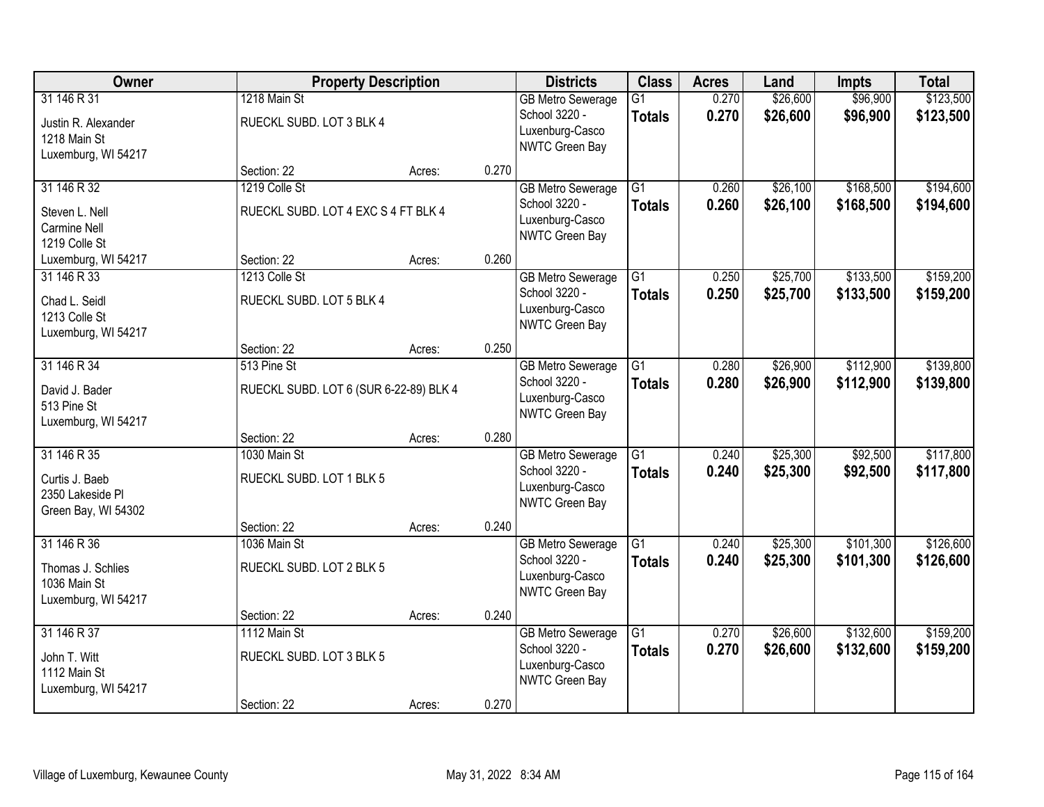| Owner | Property Description | | | Districts | Class | Acres | Land | Impts | Total |
|---|---|---|---|---|---|---|---|---|---|
| 31 146 R 31 | 1218 Main St | | | GB Metro Sewerage | G1 | 0.270 | $26,600 | $96,900 | $123,500 |
| Justin R. Alexander<br>1218 Main St<br>Luxemburg, WI 54217 | RUECKL SUBD. LOT 3 BLK 4 | | | School 3220 - Luxenburg-Casco<br>NWTC Green Bay | **Totals** | **0.270** | **$26,600** | **$96,900** | **$123,500** |
| | Section: 22 | Acres: | 0.270 | | | | | | |
| 31 146 R 32 | 1219 Colle St | | | GB Metro Sewerage | G1 | 0.260 | $26,100 | $168,500 | $194,600 |
| Steven L. Nell<br>Carmine Nell<br>1219 Colle St<br>Luxemburg, WI 54217 | RUECKL SUBD. LOT 4 EXC S 4 FT BLK 4 | | | School 3220 - Luxenburg-Casco<br>NWTC Green Bay | **Totals** | **0.260** | **$26,100** | **$168,500** | **$194,600** |
| | Section: 22 | Acres: | 0.260 | | | | | | |
| 31 146 R 33 | 1213 Colle St | | | GB Metro Sewerage | G1 | 0.250 | $25,700 | $133,500 | $159,200 |
| Chad L. Seidl<br>1213 Colle St<br>Luxemburg, WI 54217 | RUECKL SUBD. LOT 5 BLK 4 | | | School 3220 - Luxenburg-Casco<br>NWTC Green Bay | **Totals** | **0.250** | **$25,700** | **$133,500** | **$159,200** |
| | Section: 22 | Acres: | 0.250 | | | | | | |
| 31 146 R 34 | 513 Pine St | | | GB Metro Sewerage | G1 | 0.280 | $26,900 | $112,900 | $139,800 |
| David J. Bader<br>513 Pine St<br>Luxemburg, WI 54217 | RUECKL SUBD. LOT 6 (SUR 6-22-89) BLK 4 | | | School 3220 - Luxenburg-Casco<br>NWTC Green Bay | **Totals** | **0.280** | **$26,900** | **$112,900** | **$139,800** |
| | Section: 22 | Acres: | 0.280 | | | | | | |
| 31 146 R 35 | 1030 Main St | | | GB Metro Sewerage | G1 | 0.240 | $25,300 | $92,500 | $117,800 |
| Curtis J. Baeb<br>2350 Lakeside Pl<br>Green Bay, WI 54302 | RUECKL SUBD. LOT 1 BLK 5 | | | School 3220 - Luxenburg-Casco<br>NWTC Green Bay | **Totals** | **0.240** | **$25,300** | **$92,500** | **$117,800** |
| | Section: 22 | Acres: | 0.240 | | | | | | |
| 31 146 R 36 | 1036 Main St | | | GB Metro Sewerage | G1 | 0.240 | $25,300 | $101,300 | $126,600 |
| Thomas J. Schlies<br>1036 Main St<br>Luxemburg, WI 54217 | RUECKL SUBD. LOT 2 BLK 5 | | | School 3220 - Luxenburg-Casco<br>NWTC Green Bay | **Totals** | **0.240** | **$25,300** | **$101,300** | **$126,600** |
| | Section: 22 | Acres: | 0.240 | | | | | | |
| 31 146 R 37 | 1112 Main St | | | GB Metro Sewerage | G1 | 0.270 | $26,600 | $132,600 | $159,200 |
| John T. Witt<br>1112 Main St<br>Luxemburg, WI 54217 | RUECKL SUBD. LOT 3 BLK 5 | | | School 3220 - Luxenburg-Casco<br>NWTC Green Bay | **Totals** | **0.270** | **$26,600** | **$132,600** | **$159,200** |
| | Section: 22 | Acres: | 0.270 | | | | | | |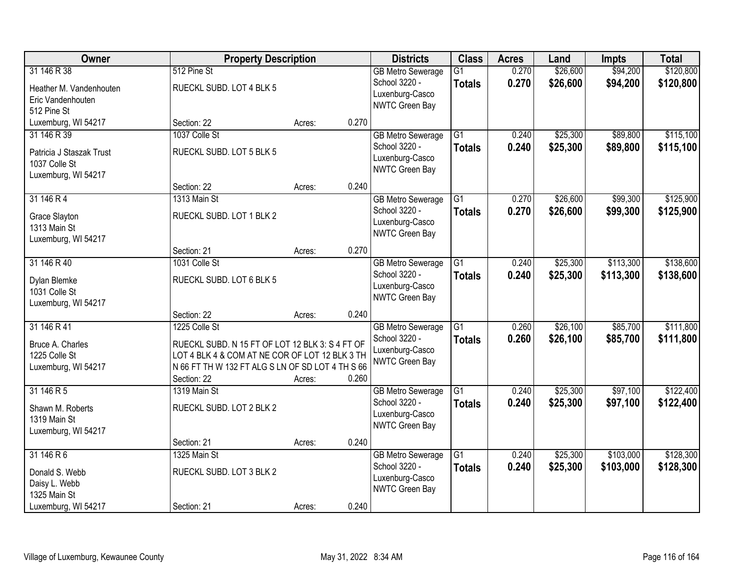| Owner | Property Description | | | Districts | Class | Acres | Land | Impts | Total |
|---|---|---|---|---|---|---|---|---|---|
| 31 146 R 38 | 512 Pine St | | | GB Metro Sewerage | G1 | 0.270 | $26,600 | $94,200 | $120,800 |
| Heather M. Vandenhouten<br>Eric Vandenhouten<br>512 Pine St<br>Luxemburg, WI 54217 | RUECKL SUBD. LOT 4 BLK 5 | | | School 3220 - Luxenburg-Casco<br>NWTC Green Bay | **Totals** | **0.270** | **$26,600** | **$94,200** | **$120,800** |
| | Section: 22 | Acres: | 0.270 | | | | | | |
| 31 146 R 39 | 1037 Colle St | | | GB Metro Sewerage | G1 | 0.240 | $25,300 | $89,800 | $115,100 |
| Patricia J Staszak Trust<br>1037 Colle St<br>Luxemburg, WI 54217 | RUECKL SUBD. LOT 5 BLK 5 | | | School 3220 - Luxenburg-Casco<br>NWTC Green Bay | **Totals** | **0.240** | **$25,300** | **$89,800** | **$115,100** |
| | Section: 22 | Acres: | 0.240 | | | | | | |
| 31 146 R 4 | 1313 Main St | | | GB Metro Sewerage | G1 | 0.270 | $26,600 | $99,300 | $125,900 |
| Grace Slayton<br>1313 Main St<br>Luxemburg, WI 54217 | RUECKL SUBD. LOT 1 BLK 2 | | | School 3220 - Luxenburg-Casco<br>NWTC Green Bay | **Totals** | **0.270** | **$26,600** | **$99,300** | **$125,900** |
| | Section: 21 | Acres: | 0.270 | | | | | | |
| 31 146 R 40 | 1031 Colle St | | | GB Metro Sewerage | G1 | 0.240 | $25,300 | $113,300 | $138,600 |
| Dylan Blemke<br>1031 Colle St<br>Luxemburg, WI 54217 | RUECKL SUBD. LOT 6 BLK 5 | | | School 3220 - Luxenburg-Casco<br>NWTC Green Bay | **Totals** | **0.240** | **$25,300** | **$113,300** | **$138,600** |
| | Section: 22 | Acres: | 0.240 | | | | | | |
| 31 146 R 41 | 1225 Colle St | | | GB Metro Sewerage | G1 | 0.260 | $26,100 | $85,700 | $111,800 |
| Bruce A. Charles<br>1225 Colle St<br>Luxemburg, WI 54217 | RUECKL SUBD. N 15 FT OF LOT 12 BLK 3: S 4 FT OF LOT 4 BLK 4 & COM AT NE COR OF LOT 12 BLK 3 TH N 66 FT TH W 132 FT ALG S LN OF SD LOT 4 TH S 66 | | | School 3220 - Luxenburg-Casco<br>NWTC Green Bay | **Totals** | **0.260** | **$26,100** | **$85,700** | **$111,800** |
| | Section: 22 | Acres: | 0.260 | | | | | | |
| 31 146 R 5 | 1319 Main St | | | GB Metro Sewerage | G1 | 0.240 | $25,300 | $97,100 | $122,400 |
| Shawn M. Roberts<br>1319 Main St<br>Luxemburg, WI 54217 | RUECKL SUBD. LOT 2 BLK 2 | | | School 3220 - Luxenburg-Casco<br>NWTC Green Bay | **Totals** | **0.240** | **$25,300** | **$97,100** | **$122,400** |
| | Section: 21 | Acres: | 0.240 | | | | | | |
| 31 146 R 6 | 1325 Main St | | | GB Metro Sewerage | G1 | 0.240 | $25,300 | $103,000 | $128,300 |
| Donald S. Webb<br>Daisy L. Webb<br>1325 Main St<br>Luxemburg, WI 54217 | RUECKL SUBD. LOT 3 BLK 2 | | | School 3220 - Luxenburg-Casco<br>NWTC Green Bay | **Totals** | **0.240** | **$25,300** | **$103,000** | **$128,300** |
| | Section: 21 | Acres: | 0.240 | | | | | | |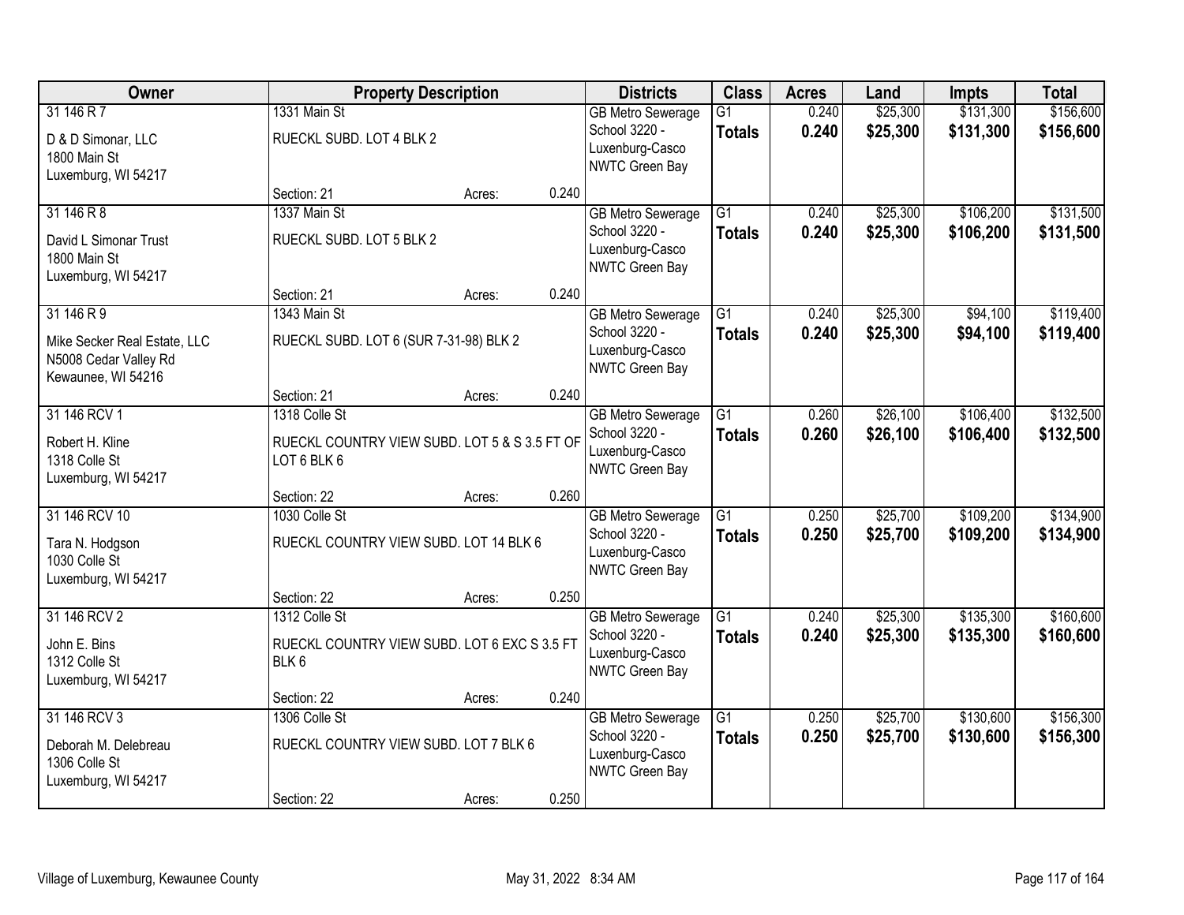| Owner | Property Description | | | Districts | Class | Acres | Land | Impts | Total |
|---|---|---|---|---|---|---|---|---|---|
| 31 146 R 7<br>D & D Simonar, LLC<br>1800 Main St<br>Luxemburg, WI 54217 | 1331 Main St<br>RUECKL SUBD. LOT 4 BLK 2<br>Section: 21 | Acres: | 0.240 | GB Metro Sewerage<br>School 3220 - Luxenburg-Casco<br>NWTC Green Bay | G1<br>**Totals** | 0.240<br>**0.240** | $25,300<br>**$25,300** | $131,300<br>**$131,300** | $156,600<br>**$156,600** |
| 31 146 R 8<br>David L Simonar Trust<br>1800 Main St<br>Luxemburg, WI 54217 | 1337 Main St<br>RUECKL SUBD. LOT 5 BLK 2<br>Section: 21 | Acres: | 0.240 | GB Metro Sewerage<br>School 3220 - Luxenburg-Casco<br>NWTC Green Bay | G1<br>**Totals** | 0.240<br>**0.240** | $25,300<br>**$25,300** | $106,200<br>**$106,200** | $131,500<br>**$131,500** |
| 31 146 R 9<br>Mike Secker Real Estate, LLC<br>N5008 Cedar Valley Rd<br>Kewaunee, WI 54216 | 1343 Main St<br>RUECKL SUBD. LOT 6 (SUR 7-31-98) BLK 2<br>Section: 21 | Acres: | 0.240 | GB Metro Sewerage<br>School 3220 - Luxenburg-Casco<br>NWTC Green Bay | G1<br>**Totals** | 0.240<br>**0.240** | $25,300<br>**$25,300** | $94,100<br>**$94,100** | $119,400<br>**$119,400** |
| 31 146 RCV 1<br>Robert H. Kline<br>1318 Colle St<br>Luxemburg, WI 54217 | 1318 Colle St<br>RUECKL COUNTRY VIEW SUBD. LOT 5 & S 3.5 FT OF LOT 6 BLK 6<br>Section: 22 | Acres: | 0.260 | GB Metro Sewerage<br>School 3220 - Luxenburg-Casco<br>NWTC Green Bay | G1<br>**Totals** | 0.260<br>**0.260** | $26,100<br>**$26,100** | $106,400<br>**$106,400** | $132,500<br>**$132,500** |
| 31 146 RCV 10<br>Tara N. Hodgson<br>1030 Colle St<br>Luxemburg, WI 54217 | 1030 Colle St<br>RUECKL COUNTRY VIEW SUBD. LOT 14 BLK 6<br>Section: 22 | Acres: | 0.250 | GB Metro Sewerage<br>School 3220 - Luxenburg-Casco<br>NWTC Green Bay | G1<br>**Totals** | 0.250<br>**0.250** | $25,700<br>**$25,700** | $109,200<br>**$109,200** | $134,900<br>**$134,900** |
| 31 146 RCV 2<br>John E. Bins<br>1312 Colle St<br>Luxemburg, WI 54217 | 1312 Colle St<br>RUECKL COUNTRY VIEW SUBD. LOT 6 EXC S 3.5 FT BLK 6<br>Section: 22 | Acres: | 0.240 | GB Metro Sewerage<br>School 3220 - Luxenburg-Casco<br>NWTC Green Bay | G1<br>**Totals** | 0.240<br>**0.240** | $25,300<br>**$25,300** | $135,300<br>**$135,300** | $160,600<br>**$160,600** |
| 31 146 RCV 3<br>Deborah M. Delebreau<br>1306 Colle St<br>Luxemburg, WI 54217 | 1306 Colle St<br>RUECKL COUNTRY VIEW SUBD. LOT 7 BLK 6<br>Section: 22 | Acres: | 0.250 | GB Metro Sewerage<br>School 3220 - Luxenburg-Casco<br>NWTC Green Bay | G1<br>**Totals** | 0.250<br>**0.250** | $25,700<br>**$25,700** | $130,600<br>**$130,600** | $156,300<br>**$156,300** |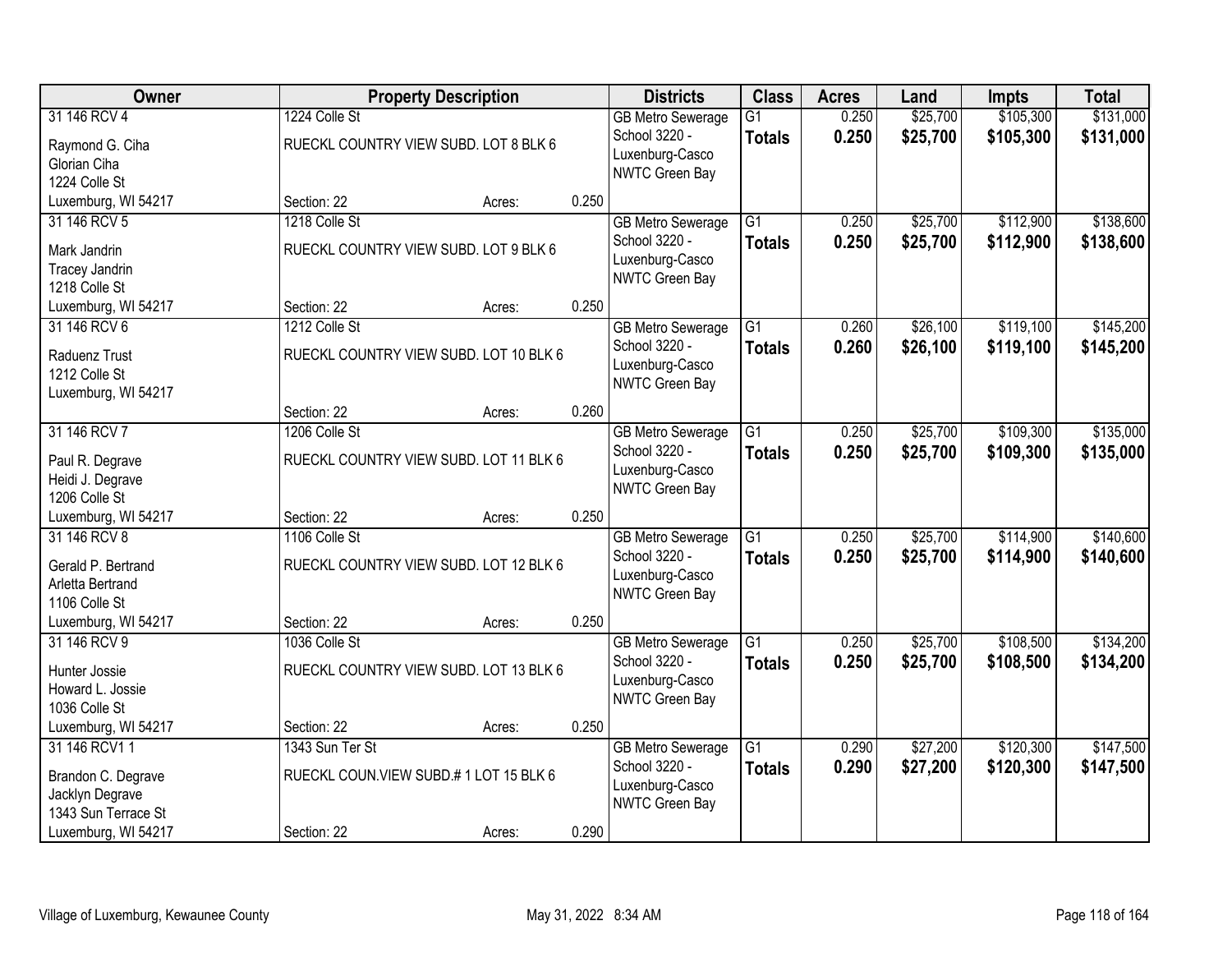| Owner | Property Description | | | Districts | Class | Acres | Land | Impts | Total |
|---|---|---|---|---|---|---|---|---|---|
| 31 146 RCV 4 | 1224 Colle St | | | GB Metro Sewerage | G1 | 0.250 | $25,700 | $105,300 | $131,000 |
| Raymond G. Ciha<br>Glorian Ciha<br>1224 Colle St<br>Luxemburg, WI 54217 | RUECKL COUNTRY VIEW SUBD. LOT 8 BLK 6 | | | School 3220 - Luxenburg-Casco<br>NWTC Green Bay | **Totals** | **0.250** | **$25,700** | **$105,300** | **$131,000** |
| | Section: 22 | Acres: | 0.250 | | | | | | |
| 31 146 RCV 5 | 1218 Colle St | | | GB Metro Sewerage | G1 | 0.250 | $25,700 | $112,900 | $138,600 |
| Mark Jandrin<br>Tracey Jandrin<br>1218 Colle St<br>Luxemburg, WI 54217 | RUECKL COUNTRY VIEW SUBD. LOT 9 BLK 6 | | | School 3220 - Luxenburg-Casco<br>NWTC Green Bay | **Totals** | **0.250** | **$25,700** | **$112,900** | **$138,600** |
| | Section: 22 | Acres: | 0.250 | | | | | | |
| 31 146 RCV 6 | 1212 Colle St | | | GB Metro Sewerage | G1 | 0.260 | $26,100 | $119,100 | $145,200 |
| Raduenz Trust<br>1212 Colle St<br>Luxemburg, WI 54217 | RUECKL COUNTRY VIEW SUBD. LOT 10 BLK 6 | | | School 3220 - Luxenburg-Casco<br>NWTC Green Bay | **Totals** | **0.260** | **$26,100** | **$119,100** | **$145,200** |
| | Section: 22 | Acres: | 0.260 | | | | | | |
| 31 146 RCV 7 | 1206 Colle St | | | GB Metro Sewerage | G1 | 0.250 | $25,700 | $109,300 | $135,000 |
| Paul R. Degrave<br>Heidi J. Degrave<br>1206 Colle St<br>Luxemburg, WI 54217 | RUECKL COUNTRY VIEW SUBD. LOT 11 BLK 6 | | | School 3220 - Luxenburg-Casco<br>NWTC Green Bay | **Totals** | **0.250** | **$25,700** | **$109,300** | **$135,000** |
| | Section: 22 | Acres: | 0.250 | | | | | | |
| 31 146 RCV 8 | 1106 Colle St | | | GB Metro Sewerage | G1 | 0.250 | $25,700 | $114,900 | $140,600 |
| Gerald P. Bertrand<br>Arletta Bertrand<br>1106 Colle St<br>Luxemburg, WI 54217 | RUECKL COUNTRY VIEW SUBD. LOT 12 BLK 6 | | | School 3220 - Luxenburg-Casco<br>NWTC Green Bay | **Totals** | **0.250** | **$25,700** | **$114,900** | **$140,600** |
| | Section: 22 | Acres: | 0.250 | | | | | | |
| 31 146 RCV 9 | 1036 Colle St | | | GB Metro Sewerage | G1 | 0.250 | $25,700 | $108,500 | $134,200 |
| Hunter Jossie<br>Howard L. Jossie<br>1036 Colle St<br>Luxemburg, WI 54217 | RUECKL COUNTRY VIEW SUBD. LOT 13 BLK 6 | | | School 3220 - Luxenburg-Casco<br>NWTC Green Bay | **Totals** | **0.250** | **$25,700** | **$108,500** | **$134,200** |
| | Section: 22 | Acres: | 0.250 | | | | | | |
| 31 146 RCV1 1 | 1343 Sun Ter St | | | GB Metro Sewerage | G1 | 0.290 | $27,200 | $120,300 | $147,500 |
| Brandon C. Degrave<br>Jacklyn Degrave<br>1343 Sun Terrace St<br>Luxemburg, WI 54217 | RUECKL COUN.VIEW SUBD.# 1 LOT 15 BLK 6 | | | School 3220 - Luxenburg-Casco<br>NWTC Green Bay | **Totals** | **0.290** | **$27,200** | **$120,300** | **$147,500** |
| | Section: 22 | Acres: | 0.290 | | | | | | |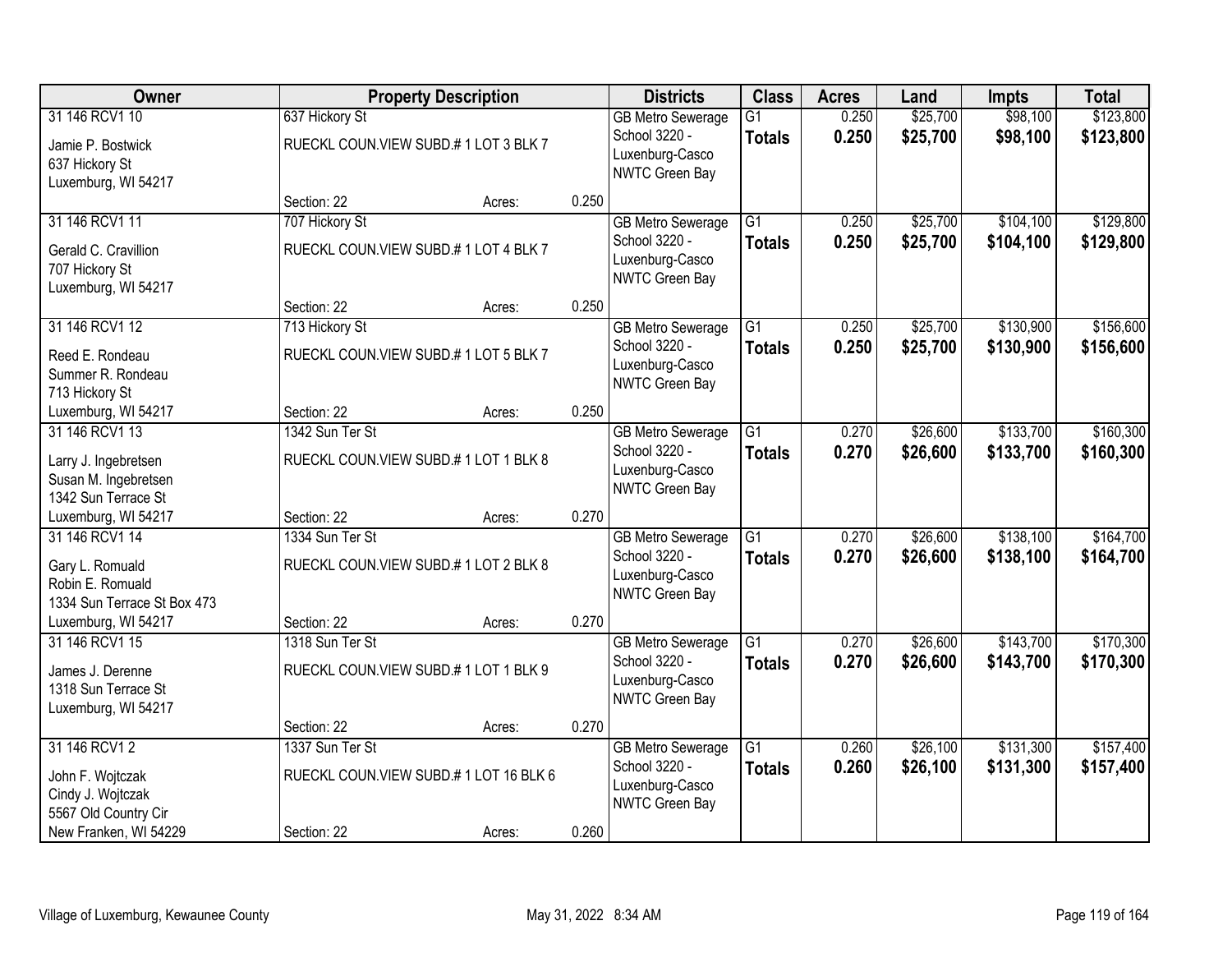| Owner | Property Description | | | Districts | Class | Acres | Land | Impts | Total |
|---|---|---|---|---|---|---|---|---|---|
| 31 146 RCV1 10<br>Jamie P. Bostwick<br>637 Hickory St<br>Luxemburg, WI 54217 | 637 Hickory St<br>RUECKL COUN.VIEW SUBD.# 1 LOT 3 BLK 7<br>Section: 22 | Acres: | 0.250 | GB Metro Sewerage<br>School 3220 - Luxenburg-Casco<br>NWTC Green Bay | G1<br>**Totals** | 0.250<br>**0.250** | $25,700<br>**$25,700** | $98,100<br>**$98,100** | $123,800<br>**$123,800** |
| 31 146 RCV1 11<br>Gerald C. Cravillion<br>707 Hickory St<br>Luxemburg, WI 54217 | 707 Hickory St<br>RUECKL COUN.VIEW SUBD.# 1 LOT 4 BLK 7<br>Section: 22 | Acres: | 0.250 | GB Metro Sewerage<br>School 3220 - Luxenburg-Casco<br>NWTC Green Bay | G1<br>**Totals** | 0.250<br>**0.250** | $25,700<br>**$25,700** | $104,100<br>**$104,100** | $129,800<br>**$129,800** |
| 31 146 RCV1 12<br>Reed E. Rondeau<br>Summer R. Rondeau<br>713 Hickory St<br>Luxemburg, WI 54217 | 713 Hickory St<br>RUECKL COUN.VIEW SUBD.# 1 LOT 5 BLK 7<br>Section: 22 | Acres: | 0.250 | GB Metro Sewerage<br>School 3220 - Luxenburg-Casco<br>NWTC Green Bay | G1<br>**Totals** | 0.250<br>**0.250** | $25,700<br>**$25,700** | $130,900<br>**$130,900** | $156,600<br>**$156,600** |
| 31 146 RCV1 13<br>Larry J. Ingebretsen<br>Susan M. Ingebretsen<br>1342 Sun Terrace St<br>Luxemburg, WI 54217 | 1342 Sun Ter St<br>RUECKL COUN.VIEW SUBD.# 1 LOT 1 BLK 8<br>Section: 22 | Acres: | 0.270 | GB Metro Sewerage<br>School 3220 - Luxenburg-Casco<br>NWTC Green Bay | G1<br>**Totals** | 0.270<br>**0.270** | $26,600<br>**$26,600** | $133,700<br>**$133,700** | $160,300<br>**$160,300** |
| 31 146 RCV1 14<br>Gary L. Romuald<br>Robin E. Romuald<br>1334 Sun Terrace St Box 473<br>Luxemburg, WI 54217 | 1334 Sun Ter St<br>RUECKL COUN.VIEW SUBD.# 1 LOT 2 BLK 8<br>Section: 22 | Acres: | 0.270 | GB Metro Sewerage<br>School 3220 - Luxenburg-Casco<br>NWTC Green Bay | G1<br>**Totals** | 0.270<br>**0.270** | $26,600<br>**$26,600** | $138,100<br>**$138,100** | $164,700<br>**$164,700** |
| 31 146 RCV1 15<br>James J. Derenne<br>1318 Sun Terrace St<br>Luxemburg, WI 54217 | 1318 Sun Ter St<br>RUECKL COUN.VIEW SUBD.# 1 LOT 1 BLK 9<br>Section: 22 | Acres: | 0.270 | GB Metro Sewerage<br>School 3220 - Luxenburg-Casco<br>NWTC Green Bay | G1<br>**Totals** | 0.270<br>**0.270** | $26,600<br>**$26,600** | $143,700<br>**$143,700** | $170,300<br>**$170,300** |
| 31 146 RCV1 2<br>John F. Wojtczak<br>Cindy J. Wojtczak<br>5567 Old Country Cir<br>New Franken, WI 54229 | 1337 Sun Ter St<br>RUECKL COUN.VIEW SUBD.# 1 LOT 16 BLK 6<br>Section: 22 | Acres: | 0.260 | GB Metro Sewerage<br>School 3220 - Luxenburg-Casco<br>NWTC Green Bay | G1<br>**Totals** | 0.260<br>**0.260** | $26,100<br>**$26,100** | $131,300<br>**$131,300** | $157,400<br>**$157,400** |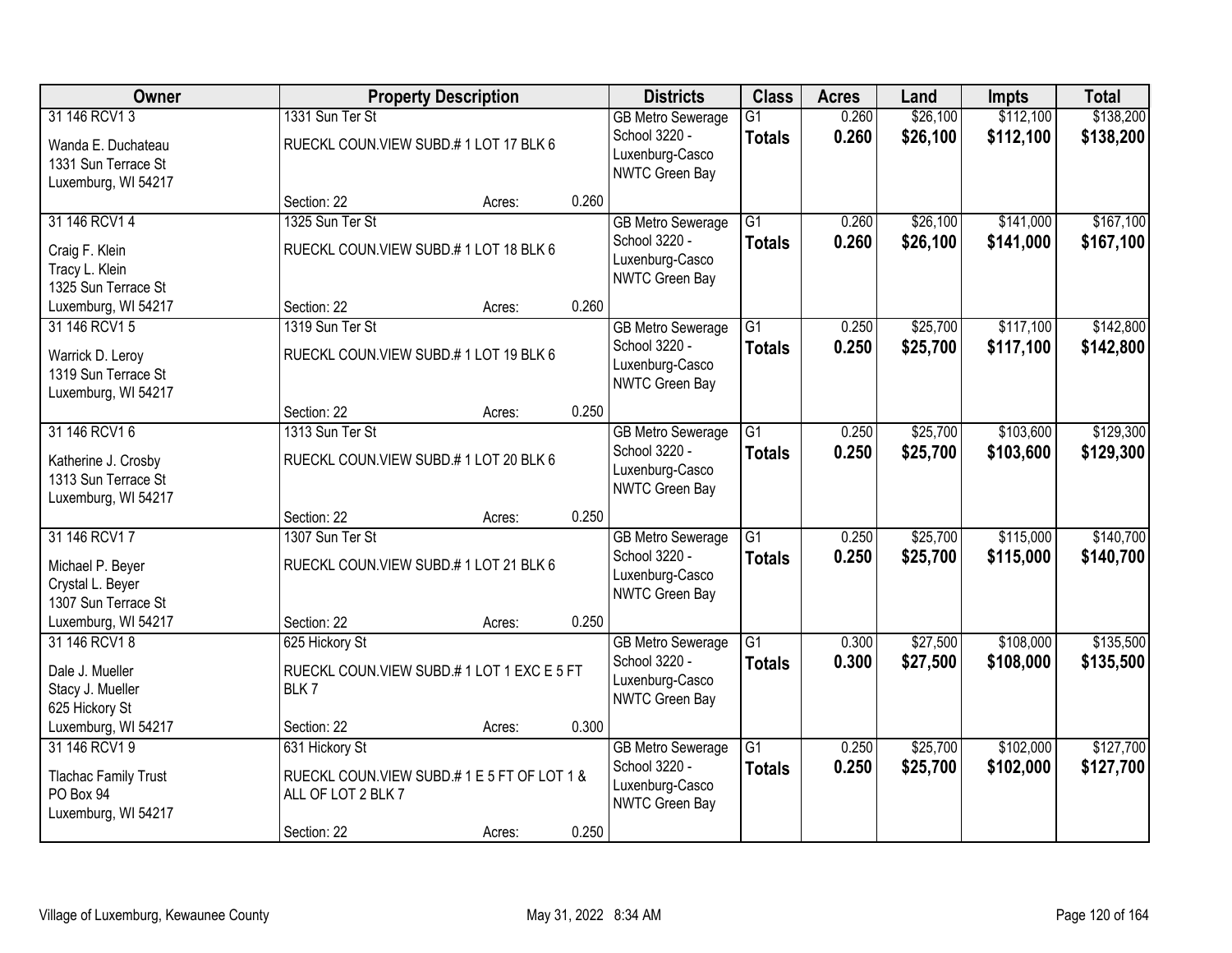| Owner | Property Description | | | Districts | Class | Acres | Land | Impts | Total |
|---|---|---|---|---|---|---|---|---|---|
| 31 146 RCV1 3 | 1331 Sun Ter St | | | GB Metro Sewerage | G1 | 0.260 | $26,100 | $112,100 | $138,200 |
| Wanda E. Duchateau<br>1331 Sun Terrace St<br>Luxemburg, WI 54217 | RUECKL COUN.VIEW SUBD.# 1 LOT 17 BLK 6 | | | School 3220 - Luxenburg-Casco<br>NWTC Green Bay | **Totals** | **0.260** | **$26,100** | **$112,100** | **$138,200** |
| | Section: 22 | Acres: | 0.260 | | | | | | |
| 31 146 RCV1 4 | 1325 Sun Ter St | | | GB Metro Sewerage | G1 | 0.260 | $26,100 | $141,000 | $167,100 |
| Craig F. Klein<br>Tracy L. Klein<br>1325 Sun Terrace St<br>Luxemburg, WI 54217 | RUECKL COUN.VIEW SUBD.# 1 LOT 18 BLK 6 | | | School 3220 - Luxenburg-Casco<br>NWTC Green Bay | **Totals** | **0.260** | **$26,100** | **$141,000** | **$167,100** |
| | Section: 22 | Acres: | 0.260 | | | | | | |
| 31 146 RCV1 5 | 1319 Sun Ter St | | | GB Metro Sewerage | G1 | 0.250 | $25,700 | $117,100 | $142,800 |
| Warrick D. Leroy<br>1319 Sun Terrace St<br>Luxemburg, WI 54217 | RUECKL COUN.VIEW SUBD.# 1 LOT 19 BLK 6 | | | School 3220 - Luxenburg-Casco<br>NWTC Green Bay | **Totals** | **0.250** | **$25,700** | **$117,100** | **$142,800** |
| | Section: 22 | Acres: | 0.250 | | | | | | |
| 31 146 RCV1 6 | 1313 Sun Ter St | | | GB Metro Sewerage | G1 | 0.250 | $25,700 | $103,600 | $129,300 |
| Katherine J. Crosby<br>1313 Sun Terrace St<br>Luxemburg, WI 54217 | RUECKL COUN.VIEW SUBD.# 1 LOT 20 BLK 6 | | | School 3220 - Luxenburg-Casco<br>NWTC Green Bay | **Totals** | **0.250** | **$25,700** | **$103,600** | **$129,300** |
| | Section: 22 | Acres: | 0.250 | | | | | | |
| 31 146 RCV1 7 | 1307 Sun Ter St | | | GB Metro Sewerage | G1 | 0.250 | $25,700 | $115,000 | $140,700 |
| Michael P. Beyer<br>Crystal L. Beyer<br>1307 Sun Terrace St<br>Luxemburg, WI 54217 | RUECKL COUN.VIEW SUBD.# 1 LOT 21 BLK 6 | | | School 3220 - Luxenburg-Casco<br>NWTC Green Bay | **Totals** | **0.250** | **$25,700** | **$115,000** | **$140,700** |
| | Section: 22 | Acres: | 0.250 | | | | | | |
| 31 146 RCV1 8 | 625 Hickory St | | | GB Metro Sewerage | G1 | 0.300 | $27,500 | $108,000 | $135,500 |
| Dale J. Mueller<br>Stacy J. Mueller<br>625 Hickory St<br>Luxemburg, WI 54217 | RUECKL COUN.VIEW SUBD.# 1 LOT 1 EXC E 5 FT BLK 7 | | | School 3220 - Luxenburg-Casco<br>NWTC Green Bay | **Totals** | **0.300** | **$27,500** | **$108,000** | **$135,500** |
| | Section: 22 | Acres: | 0.300 | | | | | | |
| 31 146 RCV1 9 | 631 Hickory St | | | GB Metro Sewerage | G1 | 0.250 | $25,700 | $102,000 | $127,700 |
| Tlachac Family Trust<br>PO Box 94<br>Luxemburg, WI 54217 | RUECKL COUN.VIEW SUBD.# 1 E 5 FT OF LOT 1 & ALL OF LOT 2 BLK 7 | | | School 3220 - Luxenburg-Casco<br>NWTC Green Bay | **Totals** | **0.250** | **$25,700** | **$102,000** | **$127,700** |
| | Section: 22 | Acres: | 0.250 | | | | | | |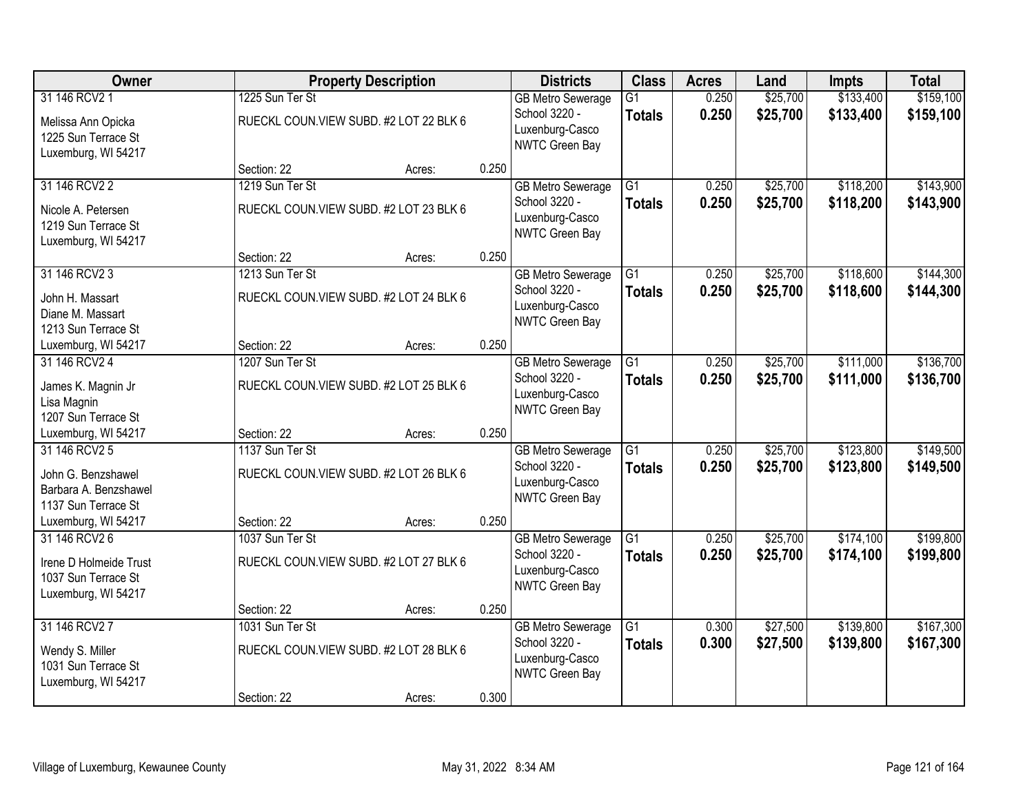| Owner | Property Description | | | Districts | Class | Acres | Land | Impts | Total |
|---|---|---|---|---|---|---|---|---|---|
| 31 146 RCV2 1<br>Melissa Ann Opicka<br>1225 Sun Terrace St<br>Luxemburg, WI 54217 | 1225 Sun Ter St<br>RUECKL COUN.VIEW SUBD. #2 LOT 22 BLK 6<br>Section: 22 | Acres: | 0.250 | GB Metro Sewerage<br>School 3220 - Luxenburg-Casco<br>NWTC Green Bay | G1<br>**Totals** | 0.250<br>**0.250** | $25,700<br>**$25,700** | $133,400<br>**$133,400** | $159,100<br>**$159,100** |
| 31 146 RCV2 2<br>Nicole A. Petersen<br>1219 Sun Terrace St<br>Luxemburg, WI 54217 | 1219 Sun Ter St<br>RUECKL COUN.VIEW SUBD. #2 LOT 23 BLK 6<br>Section: 22 | Acres: | 0.250 | GB Metro Sewerage<br>School 3220 - Luxenburg-Casco<br>NWTC Green Bay | G1<br>**Totals** | 0.250<br>**0.250** | $25,700<br>**$25,700** | $118,200<br>**$118,200** | $143,900<br>**$143,900** |
| 31 146 RCV2 3<br>John H. Massart<br>Diane M. Massart<br>1213 Sun Terrace St<br>Luxemburg, WI 54217 | 1213 Sun Ter St<br>RUECKL COUN.VIEW SUBD. #2 LOT 24 BLK 6<br>Section: 22 | Acres: | 0.250 | GB Metro Sewerage<br>School 3220 - Luxenburg-Casco<br>NWTC Green Bay | G1<br>**Totals** | 0.250<br>**0.250** | $25,700<br>**$25,700** | $118,600<br>**$118,600** | $144,300<br>**$144,300** |
| 31 146 RCV2 4<br>James K. Magnin Jr<br>Lisa Magnin<br>1207 Sun Terrace St<br>Luxemburg, WI 54217 | 1207 Sun Ter St<br>RUECKL COUN.VIEW SUBD. #2 LOT 25 BLK 6<br>Section: 22 | Acres: | 0.250 | GB Metro Sewerage<br>School 3220 - Luxenburg-Casco<br>NWTC Green Bay | G1<br>**Totals** | 0.250<br>**0.250** | $25,700<br>**$25,700** | $111,000<br>**$111,000** | $136,700<br>**$136,700** |
| 31 146 RCV2 5<br>John G. Benzshawel<br>Barbara A. Benzshawel<br>1137 Sun Terrace St<br>Luxemburg, WI 54217 | 1137 Sun Ter St<br>RUECKL COUN.VIEW SUBD. #2 LOT 26 BLK 6<br>Section: 22 | Acres: | 0.250 | GB Metro Sewerage<br>School 3220 - Luxenburg-Casco<br>NWTC Green Bay | G1<br>**Totals** | 0.250<br>**0.250** | $25,700<br>**$25,700** | $123,800<br>**$123,800** | $149,500<br>**$149,500** |
| 31 146 RCV2 6<br>Irene D Holmeide Trust<br>1037 Sun Terrace St<br>Luxemburg, WI 54217 | 1037 Sun Ter St<br>RUECKL COUN.VIEW SUBD. #2 LOT 27 BLK 6<br>Section: 22 | Acres: | 0.250 | GB Metro Sewerage<br>School 3220 - Luxenburg-Casco<br>NWTC Green Bay | G1<br>**Totals** | 0.250<br>**0.250** | $25,700<br>**$25,700** | $174,100<br>**$174,100** | $199,800<br>**$199,800** |
| 31 146 RCV2 7<br>Wendy S. Miller<br>1031 Sun Terrace St<br>Luxemburg, WI 54217 | 1031 Sun Ter St<br>RUECKL COUN.VIEW SUBD. #2 LOT 28 BLK 6<br>Section: 22 | Acres: | 0.300 | GB Metro Sewerage<br>School 3220 - Luxenburg-Casco<br>NWTC Green Bay | G1<br>**Totals** | 0.300<br>**0.300** | $27,500<br>**$27,500** | $139,800<br>**$139,800** | $167,300<br>**$167,300** |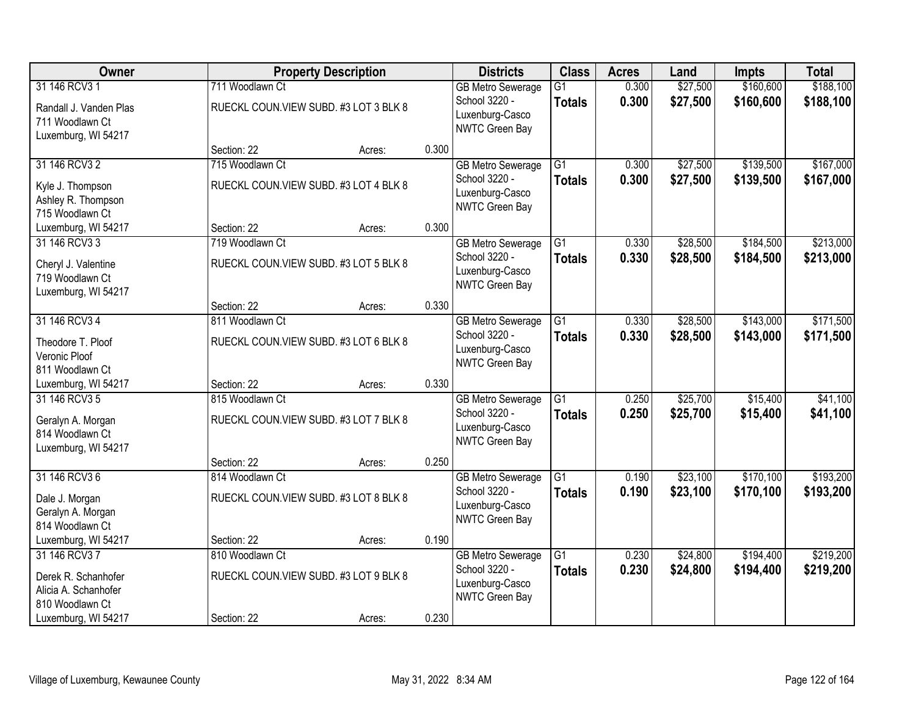| Owner | Property Description | | | Districts | Class | Acres | Land | Impts | Total |
|---|---|---|---|---|---|---|---|---|---|
| 31 146 RCV3 1<br><br>Randall J. Vanden Plas<br>711 Woodlawn Ct<br>Luxemburg, WI 54217 | 711 Woodlawn Ct<br><br>RUECKL COUN.VIEW SUBD. #3 LOT 3 BLK 8<br><br>Section: 22 | Acres: | 0.300 | GB Metro Sewerage<br>School 3220 - Luxenburg-Casco<br>NWTC Green Bay | G1<br>**Totals** | 0.300<br>**0.300** | $27,500<br>**$27,500** | $160,600<br>**$160,600** | $188,100<br>**$188,100** |
| 31 146 RCV3 2<br><br>Kyle J. Thompson<br>Ashley R. Thompson<br>715 Woodlawn Ct<br>Luxemburg, WI 54217 | 715 Woodlawn Ct<br><br>RUECKL COUN.VIEW SUBD. #3 LOT 4 BLK 8<br><br>Section: 22 | Acres: | 0.300 | GB Metro Sewerage<br>School 3220 - Luxenburg-Casco<br>NWTC Green Bay | G1<br>**Totals** | 0.300<br>**0.300** | $27,500<br>**$27,500** | $139,500<br>**$139,500** | $167,000<br>**$167,000** |
| 31 146 RCV3 3<br><br>Cheryl J. Valentine<br>719 Woodlawn Ct<br>Luxemburg, WI 54217 | 719 Woodlawn Ct<br><br>RUECKL COUN.VIEW SUBD. #3 LOT 5 BLK 8<br><br>Section: 22 | Acres: | 0.330 | GB Metro Sewerage<br>School 3220 - Luxenburg-Casco<br>NWTC Green Bay | G1<br>**Totals** | 0.330<br>**0.330** | $28,500<br>**$28,500** | $184,500<br>**$184,500** | $213,000<br>**$213,000** |
| 31 146 RCV3 4<br><br>Theodore T. Ploof<br>Veronic Ploof<br>811 Woodlawn Ct<br>Luxemburg, WI 54217 | 811 Woodlawn Ct<br><br>RUECKL COUN.VIEW SUBD. #3 LOT 6 BLK 8<br><br>Section: 22 | Acres: | 0.330 | GB Metro Sewerage<br>School 3220 - Luxenburg-Casco<br>NWTC Green Bay | G1<br>**Totals** | 0.330<br>**0.330** | $28,500<br>**$28,500** | $143,000<br>**$143,000** | $171,500<br>**$171,500** |
| 31 146 RCV3 5<br><br>Geralyn A. Morgan<br>814 Woodlawn Ct<br>Luxemburg, WI 54217 | 815 Woodlawn Ct<br><br>RUECKL COUN.VIEW SUBD. #3 LOT 7 BLK 8<br><br>Section: 22 | Acres: | 0.250 | GB Metro Sewerage<br>School 3220 - Luxenburg-Casco<br>NWTC Green Bay | G1<br>**Totals** | 0.250<br>**0.250** | $25,700<br>**$25,700** | $15,400<br>**$15,400** | $41,100<br>**$41,100** |
| 31 146 RCV3 6<br><br>Dale J. Morgan<br>Geralyn A. Morgan<br>814 Woodlawn Ct<br>Luxemburg, WI 54217 | 814 Woodlawn Ct<br><br>RUECKL COUN.VIEW SUBD. #3 LOT 8 BLK 8<br><br>Section: 22 | Acres: | 0.190 | GB Metro Sewerage<br>School 3220 - Luxenburg-Casco<br>NWTC Green Bay | G1<br>**Totals** | 0.190<br>**0.190** | $23,100<br>**$23,100** | $170,100<br>**$170,100** | $193,200<br>**$193,200** |
| 31 146 RCV3 7<br><br>Derek R. Schanhofer<br>Alicia A. Schanhofer<br>810 Woodlawn Ct<br>Luxemburg, WI 54217 | 810 Woodlawn Ct<br><br>RUECKL COUN.VIEW SUBD. #3 LOT 9 BLK 8<br><br>Section: 22 | Acres: | 0.230 | GB Metro Sewerage<br>School 3220 - Luxenburg-Casco<br>NWTC Green Bay | G1<br>**Totals** | 0.230<br>**0.230** | $24,800<br>**$24,800** | $194,400<br>**$194,400** | $219,200<br>**$219,200** |

Village of Luxemburg, Kewaunee County May 31, 2022 8:34 AM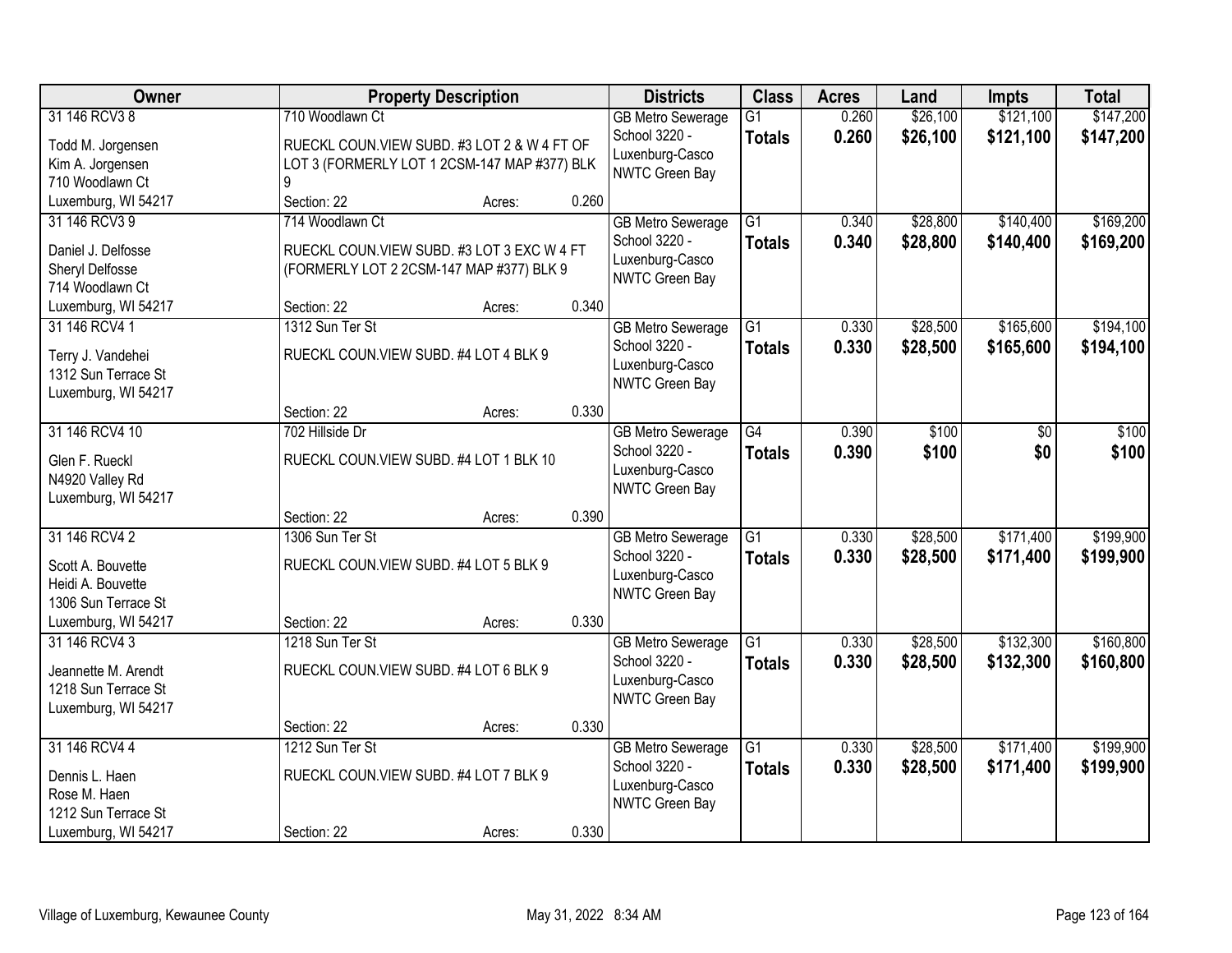| Owner | Property Description | Districts | Class | Acres | Land | Impts | Total |
|---|---|---|---|---|---|---|---|
| 31 146 RCV3 8<br>Todd M. Jorgensen<br>Kim A. Jorgensen<br>710 Woodlawn Ct<br>Luxemburg, WI 54217 | 710 Woodlawn Ct<br>RUECKL COUN.VIEW SUBD. #3 LOT 2 & W 4 FT OF LOT 3 (FORMERLY LOT 1 2CSM-147 MAP #377) BLK 9<br>Section: 22 Acres: 0.260 | GB Metro Sewerage<br>School 3220 - Luxenburg-Casco<br>NWTC Green Bay | G1<br>**Totals** | 0.260<br>**0.260** | $26,100<br>**$26,100** | $121,100<br>**$121,100** | $147,200<br>**$147,200** |
| 31 146 RCV3 9<br>Daniel J. Delfosse<br>Sheryl Delfosse<br>714 Woodlawn Ct<br>Luxemburg, WI 54217 | 714 Woodlawn Ct<br>RUECKL COUN.VIEW SUBD. #3 LOT 3 EXC W 4 FT (FORMERLY LOT 2 2CSM-147 MAP #377) BLK 9<br>Section: 22 Acres: 0.340 | GB Metro Sewerage<br>School 3220 - Luxenburg-Casco<br>NWTC Green Bay | G1<br>**Totals** | 0.340<br>**0.340** | $28,800<br>**$28,800** | $140,400<br>**$140,400** | $169,200<br>**$169,200** |
| 31 146 RCV4 1<br>Terry J. Vandehei<br>1312 Sun Terrace St<br>Luxemburg, WI 54217 | 1312 Sun Ter St<br>RUECKL COUN.VIEW SUBD. #4 LOT 4 BLK 9<br>Section: 22 Acres: 0.330 | GB Metro Sewerage<br>School 3220 - Luxenburg-Casco<br>NWTC Green Bay | G1<br>**Totals** | 0.330<br>**0.330** | $28,500<br>**$28,500** | $165,600<br>**$165,600** | $194,100<br>**$194,100** |
| 31 146 RCV4 10<br>Glen F. Rueckl<br>N4920 Valley Rd<br>Luxemburg, WI 54217 | 702 Hillside Dr<br>RUECKL COUN.VIEW SUBD. #4 LOT 1 BLK 10<br>Section: 22 Acres: 0.390 | GB Metro Sewerage<br>School 3220 - Luxenburg-Casco<br>NWTC Green Bay | G4<br>**Totals** | 0.390<br>**0.390** | $100<br>**$100** | $0<br>**$0** | $100<br>**$100** |
| 31 146 RCV4 2<br>Scott A. Bouvette<br>Heidi A. Bouvette<br>1306 Sun Terrace St<br>Luxemburg, WI 54217 | 1306 Sun Ter St<br>RUECKL COUN.VIEW SUBD. #4 LOT 5 BLK 9<br>Section: 22 Acres: 0.330 | GB Metro Sewerage<br>School 3220 - Luxenburg-Casco<br>NWTC Green Bay | G1<br>**Totals** | 0.330<br>**0.330** | $28,500<br>**$28,500** | $171,400<br>**$171,400** | $199,900<br>**$199,900** |
| 31 146 RCV4 3<br>Jeannette M. Arendt<br>1218 Sun Terrace St<br>Luxemburg, WI 54217 | 1218 Sun Ter St<br>RUECKL COUN.VIEW SUBD. #4 LOT 6 BLK 9<br>Section: 22 Acres: 0.330 | GB Metro Sewerage<br>School 3220 - Luxenburg-Casco<br>NWTC Green Bay | G1<br>**Totals** | 0.330<br>**0.330** | $28,500<br>**$28,500** | $132,300<br>**$132,300** | $160,800<br>**$160,800** |
| 31 146 RCV4 4<br>Dennis L. Haen<br>Rose M. Haen<br>1212 Sun Terrace St<br>Luxemburg, WI 54217 | 1212 Sun Ter St<br>RUECKL COUN.VIEW SUBD. #4 LOT 7 BLK 9<br>Section: 22 Acres: 0.330 | GB Metro Sewerage<br>School 3220 - Luxenburg-Casco<br>NWTC Green Bay | G1<br>**Totals** | 0.330<br>**0.330** | $28,500<br>**$28,500** | $171,400<br>**$171,400** | $199,900<br>**$199,900** |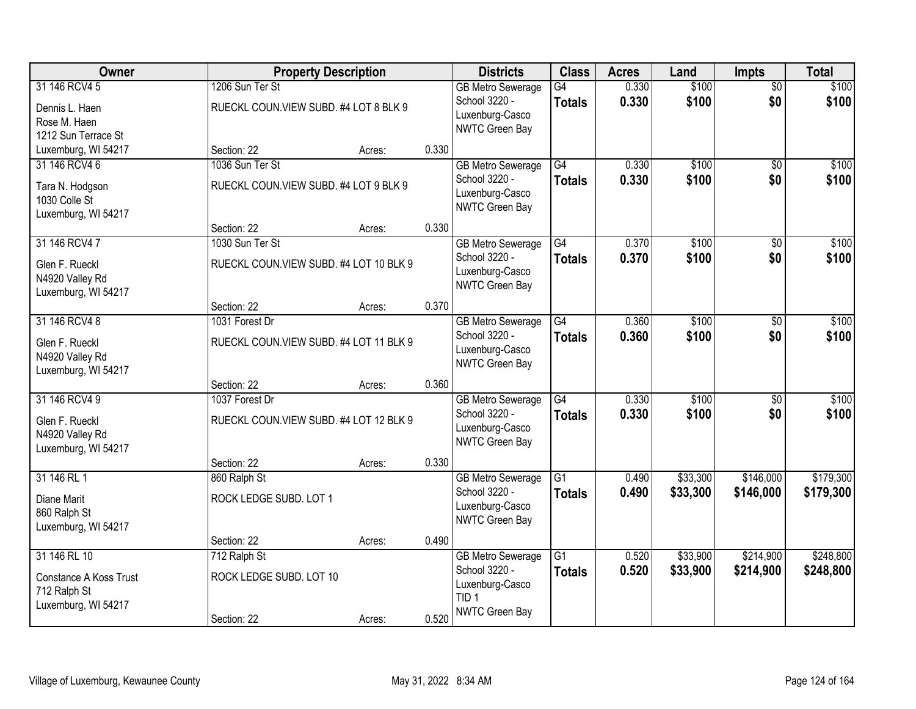| Owner | Property Description | | | Districts | Class | Acres | Land | Impts | Total |
|---|---|---|---|---|---|---|---|---|---|
| 31 146 RCV4 5<br>Dennis L. Haen<br>Rose M. Haen<br>1212 Sun Terrace St<br>Luxemburg, WI 54217 | 1206 Sun Ter St<br>RUECKL COUN.VIEW SUBD. #4 LOT 8 BLK 9<br>Section: 22 | Acres: | 0.330 | GB Metro Sewerage<br>School 3220 - Luxenburg-Casco<br>NWTC Green Bay | G4<br>**Totals** | 0.330<br>**0.330** | $100<br>**$100** | $0<br>**$0** | $100<br>**$100** |
| 31 146 RCV4 6<br>Tara N. Hodgson<br>1030 Colle St<br>Luxemburg, WI 54217 | 1036 Sun Ter St<br>RUECKL COUN.VIEW SUBD. #4 LOT 9 BLK 9<br>Section: 22 | Acres: | 0.330 | GB Metro Sewerage<br>School 3220 - Luxenburg-Casco<br>NWTC Green Bay | G4<br>**Totals** | 0.330<br>**0.330** | $100<br>**$100** | $0<br>**$0** | $100<br>**$100** |
| 31 146 RCV4 7<br>Glen F. Rueckl<br>N4920 Valley Rd<br>Luxemburg, WI 54217 | 1030 Sun Ter St<br>RUECKL COUN.VIEW SUBD. #4 LOT 10 BLK 9<br>Section: 22 | Acres: | 0.370 | GB Metro Sewerage<br>School 3220 - Luxenburg-Casco<br>NWTC Green Bay | G4<br>**Totals** | 0.370<br>**0.370** | $100<br>**$100** | $0<br>**$0** | $100<br>**$100** |
| 31 146 RCV4 8<br>Glen F. Rueckl<br>N4920 Valley Rd<br>Luxemburg, WI 54217 | 1031 Forest Dr<br>RUECKL COUN.VIEW SUBD. #4 LOT 11 BLK 9<br>Section: 22 | Acres: | 0.360 | GB Metro Sewerage<br>School 3220 - Luxenburg-Casco<br>NWTC Green Bay | G4<br>**Totals** | 0.360<br>**0.360** | $100<br>**$100** | $0<br>**$0** | $100<br>**$100** |
| 31 146 RCV4 9<br>Glen F. Rueckl<br>N4920 Valley Rd<br>Luxemburg, WI 54217 | 1037 Forest Dr<br>RUECKL COUN.VIEW SUBD. #4 LOT 12 BLK 9<br>Section: 22 | Acres: | 0.330 | GB Metro Sewerage<br>School 3220 - Luxenburg-Casco<br>NWTC Green Bay | G4<br>**Totals** | 0.330<br>**0.330** | $100<br>**$100** | $0<br>**$0** | $100<br>**$100** |
| 31 146 RL 1<br>Diane Marit<br>860 Ralph St<br>Luxemburg, WI 54217 | 860 Ralph St<br>ROCK LEDGE SUBD. LOT 1<br>Section: 22 | Acres: | 0.490 | GB Metro Sewerage<br>School 3220 - Luxenburg-Casco<br>NWTC Green Bay | G1<br>**Totals** | 0.490<br>**0.490** | $33,300<br>**$33,300** | $146,000<br>**$146,000** | $179,300<br>**$179,300** |
| 31 146 RL 10<br>Constance A Koss Trust<br>712 Ralph St<br>Luxemburg, WI 54217 | 712 Ralph St<br>ROCK LEDGE SUBD. LOT 10<br>Section: 22 | Acres: | 0.520 | GB Metro Sewerage<br>School 3220 - Luxenburg-Casco<br>TID 1<br>NWTC Green Bay | G1<br>**Totals** | 0.520<br>**0.520** | $33,900<br>**$33,900** | $214,900<br>**$214,900** | $248,800<br>**$248,800** |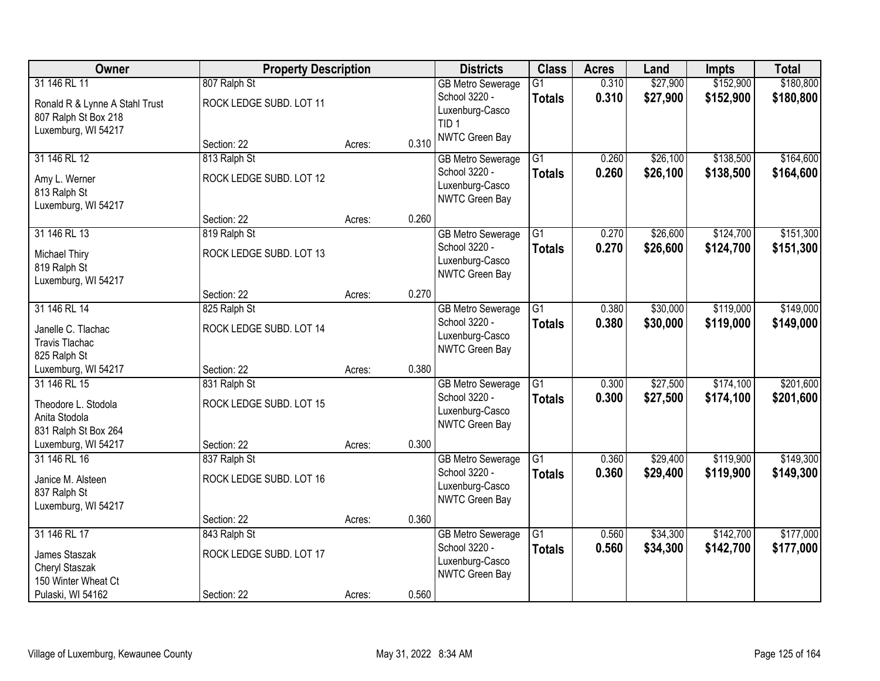| Owner | Property Description | | | Districts | Class | Acres | Land | Impts | Total |
|---|---|---|---|---|---|---|---|---|---|
| 31 146 RL 11<br>Ronald R & Lynne A Stahl Trust<br>807 Ralph St Box 218<br>Luxemburg, WI 54217 | 807 Ralph St<br>ROCK LEDGE SUBD. LOT 11<br>Section: 22 | Acres: | 0.310 | GB Metro Sewerage<br>School 3220 - Luxenburg-Casco<br>TID 1<br>NWTC Green Bay | G1<br>**Totals** | 0.310<br>**0.310** | $27,900<br>**$27,900** | $152,900<br>**$152,900** | $180,800<br>**$180,800** |
| 31 146 RL 12<br>Amy L. Werner<br>813 Ralph St<br>Luxemburg, WI 54217 | 813 Ralph St<br>ROCK LEDGE SUBD. LOT 12<br>Section: 22 | Acres: | 0.260 | GB Metro Sewerage<br>School 3220 - Luxenburg-Casco<br>NWTC Green Bay | G1<br>**Totals** | 0.260<br>**0.260** | $26,100<br>**$26,100** | $138,500<br>**$138,500** | $164,600<br>**$164,600** |
| 31 146 RL 13<br>Michael Thiry<br>819 Ralph St<br>Luxemburg, WI 54217 | 819 Ralph St<br>ROCK LEDGE SUBD. LOT 13<br>Section: 22 | Acres: | 0.270 | GB Metro Sewerage<br>School 3220 - Luxenburg-Casco<br>NWTC Green Bay | G1<br>**Totals** | 0.270<br>**0.270** | $26,600<br>**$26,600** | $124,700<br>**$124,700** | $151,300<br>**$151,300** |
| 31 146 RL 14<br>Janelle C. Tlachac<br>Travis Tlachac<br>825 Ralph St<br>Luxemburg, WI 54217 | 825 Ralph St<br>ROCK LEDGE SUBD. LOT 14<br>Section: 22 | Acres: | 0.380 | GB Metro Sewerage<br>School 3220 - Luxenburg-Casco<br>NWTC Green Bay | G1<br>**Totals** | 0.380<br>**0.380** | $30,000<br>**$30,000** | $119,000<br>**$119,000** | $149,000<br>**$149,000** |
| 31 146 RL 15<br>Theodore L. Stodola<br>Anita Stodola<br>831 Ralph St Box 264<br>Luxemburg, WI 54217 | 831 Ralph St<br>ROCK LEDGE SUBD. LOT 15<br>Section: 22 | Acres: | 0.300 | GB Metro Sewerage<br>School 3220 - Luxenburg-Casco<br>NWTC Green Bay | G1<br>**Totals** | 0.300<br>**0.300** | $27,500<br>**$27,500** | $174,100<br>**$174,100** | $201,600<br>**$201,600** |
| 31 146 RL 16<br>Janice M. Alsteen<br>837 Ralph St<br>Luxemburg, WI 54217 | 837 Ralph St<br>ROCK LEDGE SUBD. LOT 16<br>Section: 22 | Acres: | 0.360 | GB Metro Sewerage<br>School 3220 - Luxenburg-Casco<br>NWTC Green Bay | G1<br>**Totals** | 0.360<br>**0.360** | $29,400<br>**$29,400** | $119,900<br>**$119,900** | $149,300<br>**$149,300** |
| 31 146 RL 17<br>James Staszak<br>Cheryl Staszak<br>150 Winter Wheat Ct<br>Pulaski, WI 54162 | 843 Ralph St<br>ROCK LEDGE SUBD. LOT 17<br>Section: 22 | Acres: | 0.560 | GB Metro Sewerage<br>School 3220 - Luxenburg-Casco<br>NWTC Green Bay | G1<br>**Totals** | 0.560<br>**0.560** | $34,300<br>**$34,300** | $142,700<br>**$142,700** | $177,000<br>**$177,000** |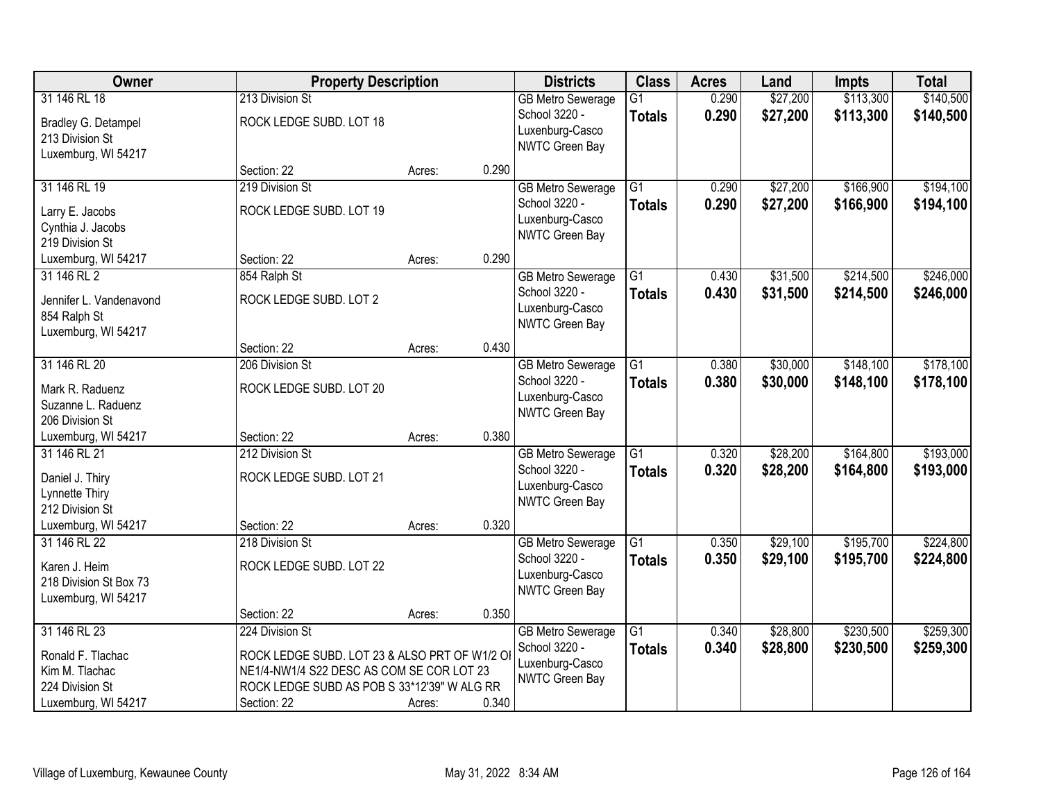| Owner | Property Description | | | Districts | Class | Acres | Land | Impts | Total |
|---|---|---|---|---|---|---|---|---|---|
| 31 146 RL 18<br>Bradley G. Detampel<br>213 Division St<br>Luxemburg, WI 54217 | 213 Division St<br>ROCK LEDGE SUBD. LOT 18<br>Section: 22 | Acres: | 0.290 | GB Metro Sewerage<br>School 3220 - Luxenburg-Casco<br>NWTC Green Bay | G1<br>**Totals** | 0.290<br>**0.290** | $27,200<br>**$27,200** | $113,300<br>**$113,300** | $140,500<br>**$140,500** |
| 31 146 RL 19<br>Larry E. Jacobs<br>Cynthia J. Jacobs<br>219 Division St<br>Luxemburg, WI 54217 | 219 Division St<br>ROCK LEDGE SUBD. LOT 19<br>Section: 22 | Acres: | 0.290 | GB Metro Sewerage<br>School 3220 - Luxenburg-Casco<br>NWTC Green Bay | G1<br>**Totals** | 0.290<br>**0.290** | $27,200<br>**$27,200** | $166,900<br>**$166,900** | $194,100<br>**$194,100** |
| 31 146 RL 2<br>Jennifer L. Vandenavond<br>854 Ralph St<br>Luxemburg, WI 54217 | 854 Ralph St<br>ROCK LEDGE SUBD. LOT 2<br>Section: 22 | Acres: | 0.430 | GB Metro Sewerage<br>School 3220 - Luxenburg-Casco<br>NWTC Green Bay | G1<br>**Totals** | 0.430<br>**0.430** | $31,500<br>**$31,500** | $214,500<br>**$214,500** | $246,000<br>**$246,000** |
| 31 146 RL 20<br>Mark R. Raduenz<br>Suzanne L. Raduenz<br>206 Division St<br>Luxemburg, WI 54217 | 206 Division St<br>ROCK LEDGE SUBD. LOT 20<br>Section: 22 | Acres: | 0.380 | GB Metro Sewerage<br>School 3220 - Luxenburg-Casco<br>NWTC Green Bay | G1<br>**Totals** | 0.380<br>**0.380** | $30,000<br>**$30,000** | $148,100<br>**$148,100** | $178,100<br>**$178,100** |
| 31 146 RL 21<br>Daniel J. Thiry<br>Lynnette Thiry<br>212 Division St<br>Luxemburg, WI 54217 | 212 Division St<br>ROCK LEDGE SUBD. LOT 21<br>Section: 22 | Acres: | 0.320 | GB Metro Sewerage<br>School 3220 - Luxenburg-Casco<br>NWTC Green Bay | G1<br>**Totals** | 0.320<br>**0.320** | $28,200<br>**$28,200** | $164,800<br>**$164,800** | $193,000<br>**$193,000** |
| 31 146 RL 22<br>Karen J. Heim<br>218 Division St Box 73<br>Luxemburg, WI 54217 | 218 Division St<br>ROCK LEDGE SUBD. LOT 22<br>Section: 22 | Acres: | 0.350 | GB Metro Sewerage<br>School 3220 - Luxenburg-Casco<br>NWTC Green Bay | G1<br>**Totals** | 0.350<br>**0.350** | $29,100<br>**$29,100** | $195,700<br>**$195,700** | $224,800<br>**$224,800** |
| 31 146 RL 23<br>Ronald F. Tlachac<br>Kim M. Tlachac<br>224 Division St<br>Luxemburg, WI 54217 | 224 Division St<br>ROCK LEDGE SUBD. LOT 23 & ALSO PRT OF W1/2 OI NE1/4-NW1/4 S22 DESC AS COM SE COR LOT 23 ROCK LEDGE SUBD AS POB S 33*12'39" W ALG RR<br>Section: 22 | Acres: | 0.340 | GB Metro Sewerage<br>School 3220 - Luxenburg-Casco<br>NWTC Green Bay | G1<br>**Totals** | 0.340<br>**0.340** | $28,800<br>**$28,800** | $230,500<br>**$230,500** | $259,300<br>**$259,300** |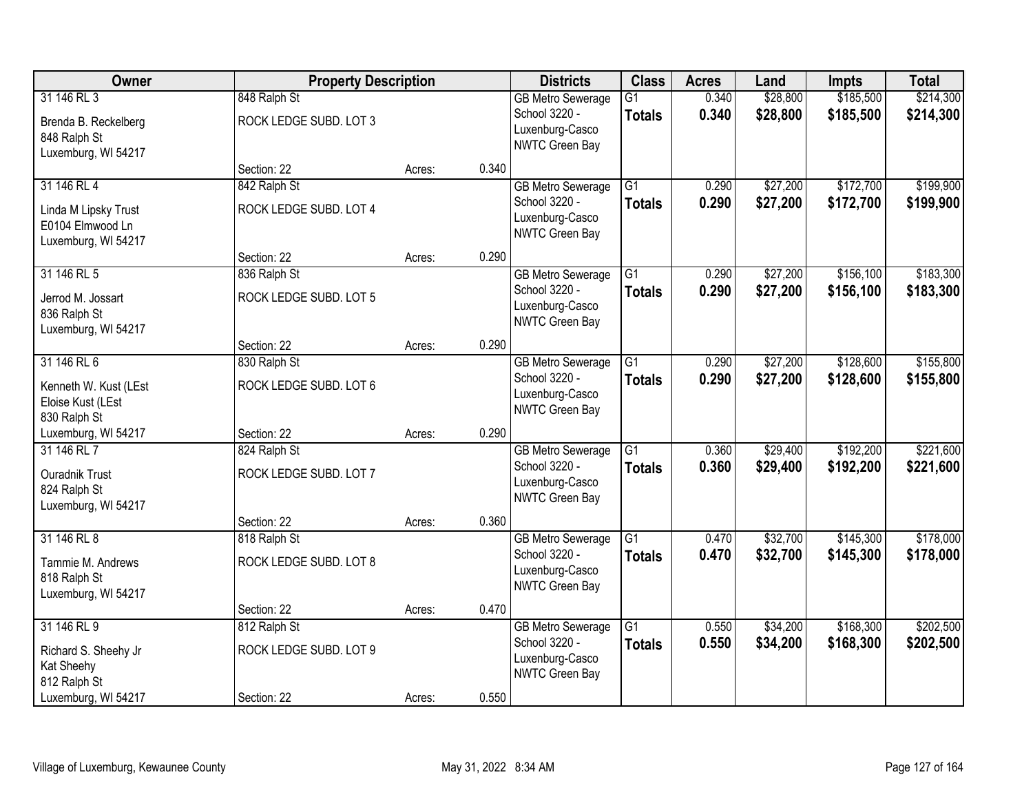| Owner | Property Description | | | Districts | Class | Acres | Land | Impts | Total |
|---|---|---|---|---|---|---|---|---|---|
| 31 146 RL 3<br>Brenda B. Reckelberg<br>848 Ralph St<br>Luxemburg, WI 54217 | 848 Ralph St<br>ROCK LEDGE SUBD. LOT 3<br>Section: 22 | Acres: | 0.340 | GB Metro Sewerage<br>School 3220 - Luxenburg-Casco<br>NWTC Green Bay | G1<br>**Totals** | 0.340<br>**0.340** | $28,800<br>**$28,800** | $185,500<br>**$185,500** | $214,300<br>**$214,300** |
| 31 146 RL 4<br>Linda M Lipsky Trust<br>E0104 Elmwood Ln<br>Luxemburg, WI 54217 | 842 Ralph St<br>ROCK LEDGE SUBD. LOT 4<br>Section: 22 | Acres: | 0.290 | GB Metro Sewerage<br>School 3220 - Luxenburg-Casco<br>NWTC Green Bay | G1<br>**Totals** | 0.290<br>**0.290** | $27,200<br>**$27,200** | $172,700<br>**$172,700** | $199,900<br>**$199,900** |
| 31 146 RL 5<br>Jerrod M. Jossart<br>836 Ralph St<br>Luxemburg, WI 54217 | 836 Ralph St<br>ROCK LEDGE SUBD. LOT 5<br>Section: 22 | Acres: | 0.290 | GB Metro Sewerage<br>School 3220 - Luxenburg-Casco<br>NWTC Green Bay | G1<br>**Totals** | 0.290<br>**0.290** | $27,200<br>**$27,200** | $156,100<br>**$156,100** | $183,300<br>**$183,300** |
| 31 146 RL 6<br>Kenneth W. Kust (LEst<br>Eloise Kust (LEst<br>830 Ralph St<br>Luxemburg, WI 54217 | 830 Ralph St<br>ROCK LEDGE SUBD. LOT 6<br>Section: 22 | Acres: | 0.290 | GB Metro Sewerage<br>School 3220 - Luxenburg-Casco<br>NWTC Green Bay | G1<br>**Totals** | 0.290<br>**0.290** | $27,200<br>**$27,200** | $128,600<br>**$128,600** | $155,800<br>**$155,800** |
| 31 146 RL 7<br>Ouradnik Trust<br>824 Ralph St<br>Luxemburg, WI 54217 | 824 Ralph St<br>ROCK LEDGE SUBD. LOT 7<br>Section: 22 | Acres: | 0.360 | GB Metro Sewerage<br>School 3220 - Luxenburg-Casco<br>NWTC Green Bay | G1<br>**Totals** | 0.360<br>**0.360** | $29,400<br>**$29,400** | $192,200<br>**$192,200** | $221,600<br>**$221,600** |
| 31 146 RL 8<br>Tammie M. Andrews<br>818 Ralph St<br>Luxemburg, WI 54217 | 818 Ralph St<br>ROCK LEDGE SUBD. LOT 8<br>Section: 22 | Acres: | 0.470 | GB Metro Sewerage<br>School 3220 - Luxenburg-Casco<br>NWTC Green Bay | G1<br>**Totals** | 0.470<br>**0.470** | $32,700<br>**$32,700** | $145,300<br>**$145,300** | $178,000<br>**$178,000** |
| 31 146 RL 9<br>Richard S. Sheehy Jr<br>Kat Sheehy<br>812 Ralph St<br>Luxemburg, WI 54217 | 812 Ralph St<br>ROCK LEDGE SUBD. LOT 9<br>Section: 22 | Acres: | 0.550 | GB Metro Sewerage<br>School 3220 - Luxenburg-Casco<br>NWTC Green Bay | G1<br>**Totals** | 0.550<br>**0.550** | $34,200<br>**$34,200** | $168,300<br>**$168,300** | $202,500<br>**$202,500** |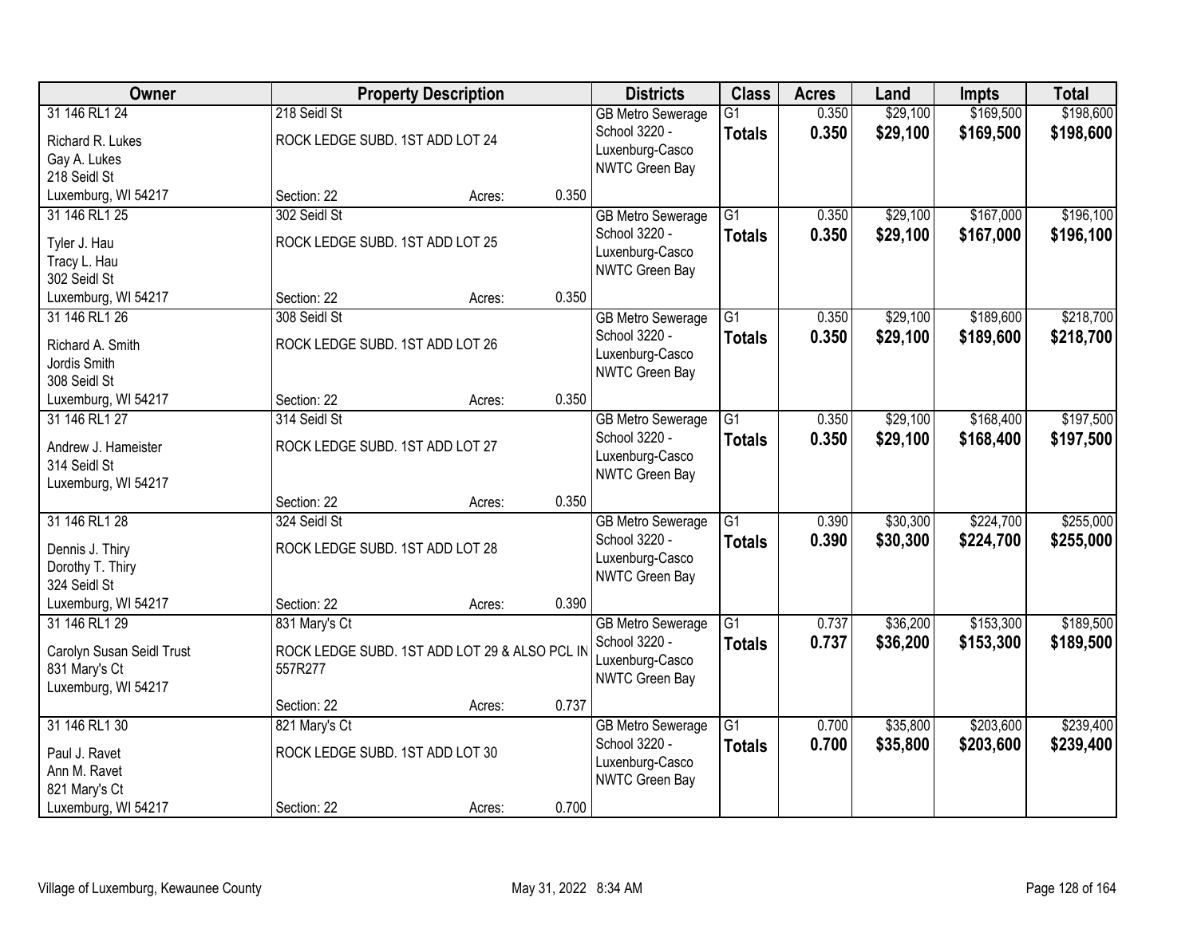| Owner | Property Description | | | Districts | Class | Acres | Land | Impts | Total |
|---|---|---|---|---|---|---|---|---|---|
| 31 146 RL1 24 | 218 Seidl St | | | GB Metro Sewerage | G1 | 0.350 | $29,100 | $169,500 | $198,600 |
| Richard R. Lukes<br>Gay A. Lukes<br>218 Seidl St<br>Luxemburg, WI 54217 | ROCK LEDGE SUBD. 1ST ADD LOT 24 | | | School 3220 - Luxenburg-Casco<br>NWTC Green Bay | **Totals** | **0.350** | **$29,100** | **$169,500** | **$198,600** |
| | Section: 22 | Acres: | 0.350 | | | | | | |
| 31 146 RL1 25 | 302 Seidl St | | | GB Metro Sewerage | G1 | 0.350 | $29,100 | $167,000 | $196,100 |
| Tyler J. Hau<br>Tracy L. Hau<br>302 Seidl St<br>Luxemburg, WI 54217 | ROCK LEDGE SUBD. 1ST ADD LOT 25 | | | School 3220 - Luxenburg-Casco<br>NWTC Green Bay | **Totals** | **0.350** | **$29,100** | **$167,000** | **$196,100** |
| | Section: 22 | Acres: | 0.350 | | | | | | |
| 31 146 RL1 26 | 308 Seidl St | | | GB Metro Sewerage | G1 | 0.350 | $29,100 | $189,600 | $218,700 |
| Richard A. Smith<br>Jordis Smith<br>308 Seidl St<br>Luxemburg, WI 54217 | ROCK LEDGE SUBD. 1ST ADD LOT 26 | | | School 3220 - Luxenburg-Casco<br>NWTC Green Bay | **Totals** | **0.350** | **$29,100** | **$189,600** | **$218,700** |
| | Section: 22 | Acres: | 0.350 | | | | | | |
| 31 146 RL1 27 | 314 Seidl St | | | GB Metro Sewerage | G1 | 0.350 | $29,100 | $168,400 | $197,500 |
| Andrew J. Hameister<br>314 Seidl St<br>Luxemburg, WI 54217 | ROCK LEDGE SUBD. 1ST ADD LOT 27 | | | School 3220 - Luxenburg-Casco<br>NWTC Green Bay | **Totals** | **0.350** | **$29,100** | **$168,400** | **$197,500** |
| | Section: 22 | Acres: | 0.350 | | | | | | |
| 31 146 RL1 28 | 324 Seidl St | | | GB Metro Sewerage | G1 | 0.390 | $30,300 | $224,700 | $255,000 |
| Dennis J. Thiry<br>Dorothy T. Thiry<br>324 Seidl St<br>Luxemburg, WI 54217 | ROCK LEDGE SUBD. 1ST ADD LOT 28 | | | School 3220 - Luxenburg-Casco<br>NWTC Green Bay | **Totals** | **0.390** | **$30,300** | **$224,700** | **$255,000** |
| | Section: 22 | Acres: | 0.390 | | | | | | |
| 31 146 RL1 29 | 831 Mary's Ct | | | GB Metro Sewerage | G1 | 0.737 | $36,200 | $153,300 | $189,500 |
| Carolyn Susan Seidl Trust<br>831 Mary's Ct<br>Luxemburg, WI 54217 | ROCK LEDGE SUBD. 1ST ADD LOT 29 & ALSO PCL IN 557R277 | | | School 3220 - Luxenburg-Casco<br>NWTC Green Bay | **Totals** | **0.737** | **$36,200** | **$153,300** | **$189,500** |
| | Section: 22 | Acres: | 0.737 | | | | | | |
| 31 146 RL1 30 | 821 Mary's Ct | | | GB Metro Sewerage | G1 | 0.700 | $35,800 | $203,600 | $239,400 |
| Paul J. Ravet<br>Ann M. Ravet<br>821 Mary's Ct<br>Luxemburg, WI 54217 | ROCK LEDGE SUBD. 1ST ADD LOT 30 | | | School 3220 - Luxenburg-Casco<br>NWTC Green Bay | **Totals** | **0.700** | **$35,800** | **$203,600** | **$239,400** |
| | Section: 22 | Acres: | 0.700 | | | | | | |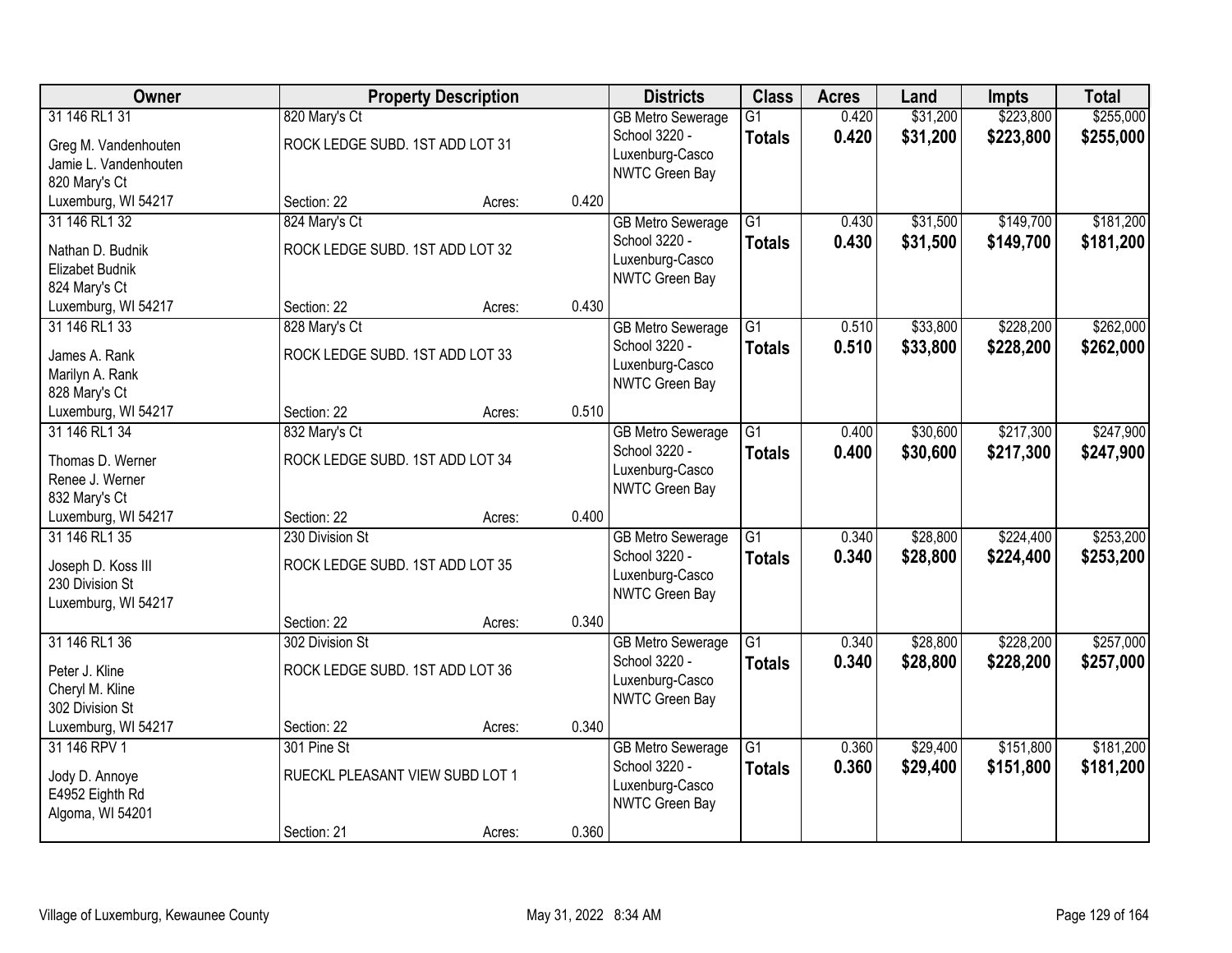| Owner | Property Description | | | Districts | Class | Acres | Land | Impts | Total |
|---|---|---|---|---|---|---|---|---|---|
| 31 146 RL1 31<br>Greg M. Vandenhouten<br>Jamie L. Vandenhouten<br>820 Mary's Ct<br>Luxemburg, WI 54217 | 820 Mary's Ct<br>ROCK LEDGE SUBD. 1ST ADD LOT 31<br>Section: 22 | Acres: | 0.420 | GB Metro Sewerage<br>School 3220 - Luxenburg-Casco<br>NWTC Green Bay | G1<br>**Totals** | 0.420<br>**0.420** | $31,200<br>**$31,200** | $223,800<br>**$223,800** | $255,000<br>**$255,000** |
| 31 146 RL1 32<br>Nathan D. Budnik<br>Elizabet Budnik<br>824 Mary's Ct<br>Luxemburg, WI 54217 | 824 Mary's Ct<br>ROCK LEDGE SUBD. 1ST ADD LOT 32<br>Section: 22 | Acres: | 0.430 | GB Metro Sewerage<br>School 3220 - Luxenburg-Casco<br>NWTC Green Bay | G1<br>**Totals** | 0.430<br>**0.430** | $31,500<br>**$31,500** | $149,700<br>**$149,700** | $181,200<br>**$181,200** |
| 31 146 RL1 33<br>James A. Rank<br>Marilyn A. Rank<br>828 Mary's Ct<br>Luxemburg, WI 54217 | 828 Mary's Ct<br>ROCK LEDGE SUBD. 1ST ADD LOT 33<br>Section: 22 | Acres: | 0.510 | GB Metro Sewerage<br>School 3220 - Luxenburg-Casco<br>NWTC Green Bay | G1<br>**Totals** | 0.510<br>**0.510** | $33,800<br>**$33,800** | $228,200<br>**$228,200** | $262,000<br>**$262,000** |
| 31 146 RL1 34<br>Thomas D. Werner<br>Renee J. Werner<br>832 Mary's Ct<br>Luxemburg, WI 54217 | 832 Mary's Ct<br>ROCK LEDGE SUBD. 1ST ADD LOT 34<br>Section: 22 | Acres: | 0.400 | GB Metro Sewerage<br>School 3220 - Luxenburg-Casco<br>NWTC Green Bay | G1<br>**Totals** | 0.400<br>**0.400** | $30,600<br>**$30,600** | $217,300<br>**$217,300** | $247,900<br>**$247,900** |
| 31 146 RL1 35<br>Joseph D. Koss III<br>230 Division St<br>Luxemburg, WI 54217 | 230 Division St<br>ROCK LEDGE SUBD. 1ST ADD LOT 35<br>Section: 22 | Acres: | 0.340 | GB Metro Sewerage<br>School 3220 - Luxenburg-Casco<br>NWTC Green Bay | G1<br>**Totals** | 0.340<br>**0.340** | $28,800<br>**$28,800** | $224,400<br>**$224,400** | $253,200<br>**$253,200** |
| 31 146 RL1 36<br>Peter J. Kline<br>Cheryl M. Kline<br>302 Division St<br>Luxemburg, WI 54217 | 302 Division St<br>ROCK LEDGE SUBD. 1ST ADD LOT 36<br>Section: 22 | Acres: | 0.340 | GB Metro Sewerage<br>School 3220 - Luxenburg-Casco<br>NWTC Green Bay | G1<br>**Totals** | 0.340<br>**0.340** | $28,800<br>**$28,800** | $228,200<br>**$228,200** | $257,000<br>**$257,000** |
| 31 146 RPV 1<br>Jody D. Annoye<br>E4952 Eighth Rd<br>Algoma, WI 54201 | 301 Pine St<br>RUECKL PLEASANT VIEW SUBD LOT 1<br>Section: 21 | Acres: | 0.360 | GB Metro Sewerage<br>School 3220 - Luxenburg-Casco<br>NWTC Green Bay | G1<br>**Totals** | 0.360<br>**0.360** | $29,400<br>**$29,400** | $151,800<br>**$151,800** | $181,200<br>**$181,200** |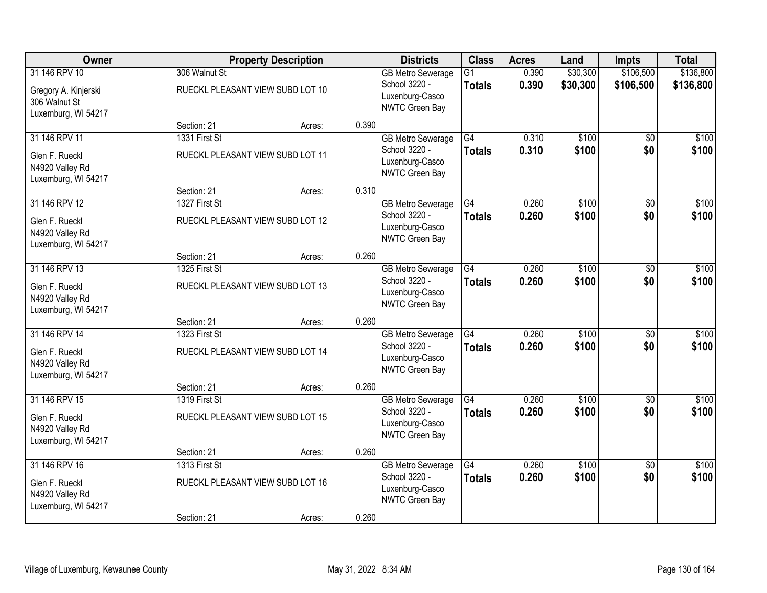| Owner | Property Description | | | Districts | Class | Acres | Land | Impts | Total |
|---|---|---|---|---|---|---|---|---|---|
| 31 146 RPV 10 | 306 Walnut St | | | GB Metro Sewerage | G1 | 0.390 | $30,300 | $106,500 | $136,800 |
| Gregory A. Kinjerski<br>306 Walnut St<br>Luxemburg, WI 54217 | RUECKL PLEASANT VIEW SUBD LOT 10 | | | School 3220 - Luxenburg-Casco<br>NWTC Green Bay | **Totals** | **0.390** | **$30,300** | **$106,500** | **$136,800** |
| | Section: 21 | Acres: | 0.390 | | | | | | |
| 31 146 RPV 11 | 1331 First St | | | GB Metro Sewerage | G4 | 0.310 | $100 | $0 | $100 |
| Glen F. Rueckl<br>N4920 Valley Rd<br>Luxemburg, WI 54217 | RUECKL PLEASANT VIEW SUBD LOT 11 | | | School 3220 - Luxenburg-Casco<br>NWTC Green Bay | **Totals** | **0.310** | **$100** | **$0** | **$100** |
| | Section: 21 | Acres: | 0.310 | | | | | | |
| 31 146 RPV 12 | 1327 First St | | | GB Metro Sewerage | G4 | 0.260 | $100 | $0 | $100 |
| Glen F. Rueckl<br>N4920 Valley Rd<br>Luxemburg, WI 54217 | RUECKL PLEASANT VIEW SUBD LOT 12 | | | School 3220 - Luxenburg-Casco<br>NWTC Green Bay | **Totals** | **0.260** | **$100** | **$0** | **$100** |
| | Section: 21 | Acres: | 0.260 | | | | | | |
| 31 146 RPV 13 | 1325 First St | | | GB Metro Sewerage | G4 | 0.260 | $100 | $0 | $100 |
| Glen F. Rueckl<br>N4920 Valley Rd<br>Luxemburg, WI 54217 | RUECKL PLEASANT VIEW SUBD LOT 13 | | | School 3220 - Luxenburg-Casco<br>NWTC Green Bay | **Totals** | **0.260** | **$100** | **$0** | **$100** |
| | Section: 21 | Acres: | 0.260 | | | | | | |
| 31 146 RPV 14 | 1323 First St | | | GB Metro Sewerage | G4 | 0.260 | $100 | $0 | $100 |
| Glen F. Rueckl<br>N4920 Valley Rd<br>Luxemburg, WI 54217 | RUECKL PLEASANT VIEW SUBD LOT 14 | | | School 3220 - Luxenburg-Casco<br>NWTC Green Bay | **Totals** | **0.260** | **$100** | **$0** | **$100** |
| | Section: 21 | Acres: | 0.260 | | | | | | |
| 31 146 RPV 15 | 1319 First St | | | GB Metro Sewerage | G4 | 0.260 | $100 | $0 | $100 |
| Glen F. Rueckl<br>N4920 Valley Rd<br>Luxemburg, WI 54217 | RUECKL PLEASANT VIEW SUBD LOT 15 | | | School 3220 - Luxenburg-Casco<br>NWTC Green Bay | **Totals** | **0.260** | **$100** | **$0** | **$100** |
| | Section: 21 | Acres: | 0.260 | | | | | | |
| 31 146 RPV 16 | 1313 First St | | | GB Metro Sewerage | G4 | 0.260 | $100 | $0 | $100 |
| Glen F. Rueckl<br>N4920 Valley Rd<br>Luxemburg, WI 54217 | RUECKL PLEASANT VIEW SUBD LOT 16 | | | School 3220 - Luxenburg-Casco<br>NWTC Green Bay | **Totals** | **0.260** | **$100** | **$0** | **$100** |
| | Section: 21 | Acres: | 0.260 | | | | | | |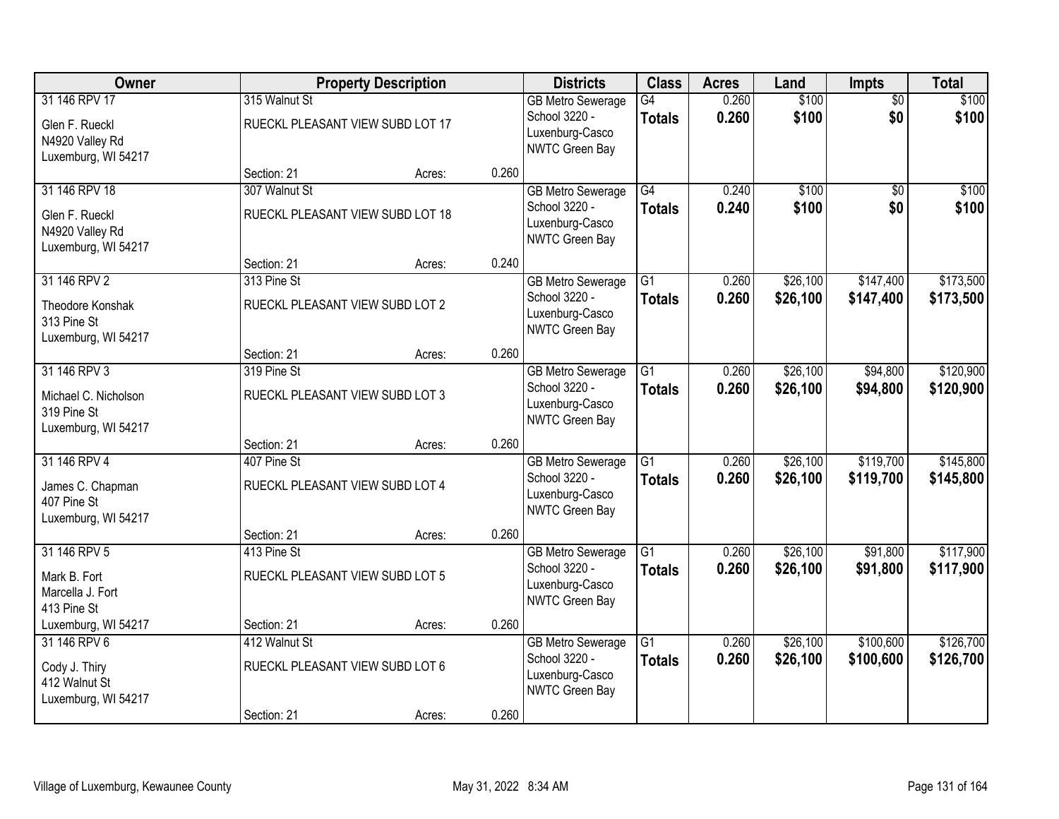| Owner | Property Description | | | Districts | Class | Acres | Land | Impts | Total |
|---|---|---|---|---|---|---|---|---|---|
| 31 146 RPV 17 | 315 Walnut St | | | GB Metro Sewerage | G4 | 0.260 | $100 | $0 | $100 |
| Glen F. Rueckl<br>N4920 Valley Rd<br>Luxemburg, WI 54217 | RUECKL PLEASANT VIEW SUBD LOT 17 | | | School 3220 - Luxenburg-Casco<br>NWTC Green Bay | **Totals** | **0.260** | **$100** | **$0** | **$100** |
| | Section: 21 | Acres: | 0.260 | | | | | | |
| 31 146 RPV 18 | 307 Walnut St | | | GB Metro Sewerage | G4 | 0.240 | $100 | $0 | $100 |
| Glen F. Rueckl<br>N4920 Valley Rd<br>Luxemburg, WI 54217 | RUECKL PLEASANT VIEW SUBD LOT 18 | | | School 3220 - Luxenburg-Casco<br>NWTC Green Bay | **Totals** | **0.240** | **$100** | **$0** | **$100** |
| | Section: 21 | Acres: | 0.240 | | | | | | |
| 31 146 RPV 2 | 313 Pine St | | | GB Metro Sewerage | G1 | 0.260 | $26,100 | $147,400 | $173,500 |
| Theodore Konshak<br>313 Pine St<br>Luxemburg, WI 54217 | RUECKL PLEASANT VIEW SUBD LOT 2 | | | School 3220 - Luxenburg-Casco<br>NWTC Green Bay | **Totals** | **0.260** | **$26,100** | **$147,400** | **$173,500** |
| | Section: 21 | Acres: | 0.260 | | | | | | |
| 31 146 RPV 3 | 319 Pine St | | | GB Metro Sewerage | G1 | 0.260 | $26,100 | $94,800 | $120,900 |
| Michael C. Nicholson<br>319 Pine St<br>Luxemburg, WI 54217 | RUECKL PLEASANT VIEW SUBD LOT 3 | | | School 3220 - Luxenburg-Casco<br>NWTC Green Bay | **Totals** | **0.260** | **$26,100** | **$94,800** | **$120,900** |
| | Section: 21 | Acres: | 0.260 | | | | | | |
| 31 146 RPV 4 | 407 Pine St | | | GB Metro Sewerage | G1 | 0.260 | $26,100 | $119,700 | $145,800 |
| James C. Chapman<br>407 Pine St<br>Luxemburg, WI 54217 | RUECKL PLEASANT VIEW SUBD LOT 4 | | | School 3220 - Luxenburg-Casco<br>NWTC Green Bay | **Totals** | **0.260** | **$26,100** | **$119,700** | **$145,800** |
| | Section: 21 | Acres: | 0.260 | | | | | | |
| 31 146 RPV 5 | 413 Pine St | | | GB Metro Sewerage | G1 | 0.260 | $26,100 | $91,800 | $117,900 |
| Mark B. Fort<br>Marcella J. Fort<br>413 Pine St<br>Luxemburg, WI 54217 | RUECKL PLEASANT VIEW SUBD LOT 5 | | | School 3220 - Luxenburg-Casco<br>NWTC Green Bay | **Totals** | **0.260** | **$26,100** | **$91,800** | **$117,900** |
| | Section: 21 | Acres: | 0.260 | | | | | | |
| 31 146 RPV 6 | 412 Walnut St | | | GB Metro Sewerage | G1 | 0.260 | $26,100 | $100,600 | $126,700 |
| Cody J. Thiry<br>412 Walnut St<br>Luxemburg, WI 54217 | RUECKL PLEASANT VIEW SUBD LOT 6 | | | School 3220 - Luxenburg-Casco<br>NWTC Green Bay | **Totals** | **0.260** | **$26,100** | **$100,600** | **$126,700** |
| | Section: 21 | Acres: | 0.260 | | | | | | |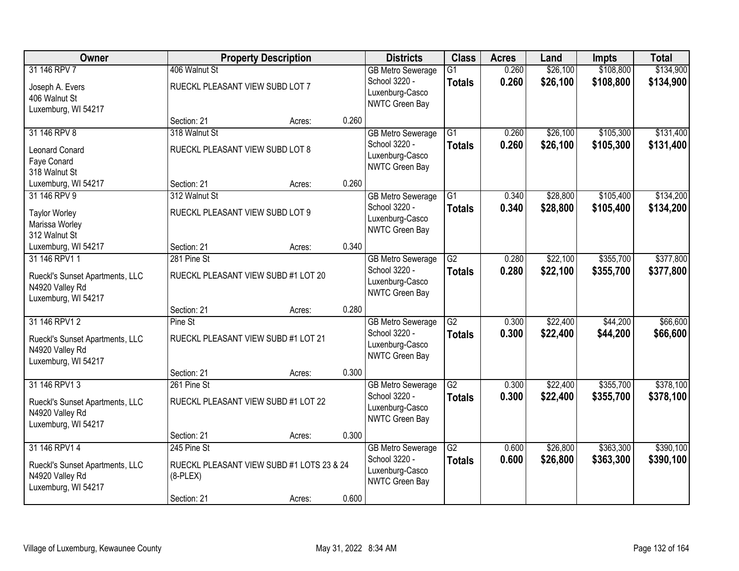| Owner | Property Description | | | Districts | Class | Acres | Land | Impts | Total |
|---|---|---|---|---|---|---|---|---|---|
| 31 146 RPV 7<br>Joseph A. Evers<br>406 Walnut St<br>Luxemburg, WI 54217 | 406 Walnut St<br>RUECKL PLEASANT VIEW SUBD LOT 7 | | | GB Metro Sewerage<br>School 3220 - Luxenburg-Casco<br>NWTC Green Bay | G1<br>**Totals** | 0.260<br>**0.260** | $26,100<br>**$26,100** | $108,800<br>**$108,800** | $134,900<br>**$134,900** |
| | Section: 21 | Acres: | 0.260 | | | | | | |
| 31 146 RPV 8<br>Leonard Conard<br>Faye Conard<br>318 Walnut St<br>Luxemburg, WI 54217 | 318 Walnut St<br>RUECKL PLEASANT VIEW SUBD LOT 8 | | | GB Metro Sewerage<br>School 3220 - Luxenburg-Casco<br>NWTC Green Bay | G1<br>**Totals** | 0.260<br>**0.260** | $26,100<br>**$26,100** | $105,300<br>**$105,300** | $131,400<br>**$131,400** |
| | Section: 21 | Acres: | 0.260 | | | | | | |
| 31 146 RPV 9<br>Taylor Worley<br>Marissa Worley<br>312 Walnut St<br>Luxemburg, WI 54217 | 312 Walnut St<br>RUECKL PLEASANT VIEW SUBD LOT 9 | | | GB Metro Sewerage<br>School 3220 - Luxenburg-Casco<br>NWTC Green Bay | G1<br>**Totals** | 0.340<br>**0.340** | $28,800<br>**$28,800** | $105,400<br>**$105,400** | $134,200<br>**$134,200** |
| | Section: 21 | Acres: | 0.340 | | | | | | |
| 31 146 RPV1 1<br>Rueckl's Sunset Apartments, LLC<br>N4920 Valley Rd<br>Luxemburg, WI 54217 | 281 Pine St<br>RUECKL PLEASANT VIEW SUBD #1 LOT 20 | | | GB Metro Sewerage<br>School 3220 - Luxenburg-Casco<br>NWTC Green Bay | G2<br>**Totals** | 0.280<br>**0.280** | $22,100<br>**$22,100** | $355,700<br>**$355,700** | $377,800<br>**$377,800** |
| | Section: 21 | Acres: | 0.280 | | | | | | |
| 31 146 RPV1 2<br>Rueckl's Sunset Apartments, LLC<br>N4920 Valley Rd<br>Luxemburg, WI 54217 | Pine St<br>RUECKL PLEASANT VIEW SUBD #1 LOT 21 | | | GB Metro Sewerage<br>School 3220 - Luxenburg-Casco<br>NWTC Green Bay | G2<br>**Totals** | 0.300<br>**0.300** | $22,400<br>**$22,400** | $44,200<br>**$44,200** | $66,600<br>**$66,600** |
| | Section: 21 | Acres: | 0.300 | | | | | | |
| 31 146 RPV1 3<br>Rueckl's Sunset Apartments, LLC<br>N4920 Valley Rd<br>Luxemburg, WI 54217 | 261 Pine St<br>RUECKL PLEASANT VIEW SUBD #1 LOT 22 | | | GB Metro Sewerage<br>School 3220 - Luxenburg-Casco<br>NWTC Green Bay | G2<br>**Totals** | 0.300<br>**0.300** | $22,400<br>**$22,400** | $355,700<br>**$355,700** | $378,100<br>**$378,100** |
| | Section: 21 | Acres: | 0.300 | | | | | | |
| 31 146 RPV1 4<br>Rueckl's Sunset Apartments, LLC<br>N4920 Valley Rd<br>Luxemburg, WI 54217 | 245 Pine St<br>RUECKL PLEASANT VIEW SUBD #1 LOTS 23 & 24 (8-PLEX) | | | GB Metro Sewerage<br>School 3220 - Luxenburg-Casco<br>NWTC Green Bay | G2<br>**Totals** | 0.600<br>**0.600** | $26,800<br>**$26,800** | $363,300<br>**$363,300** | $390,100<br>**$390,100** |
| | Section: 21 | Acres: | 0.600 | | | | | | |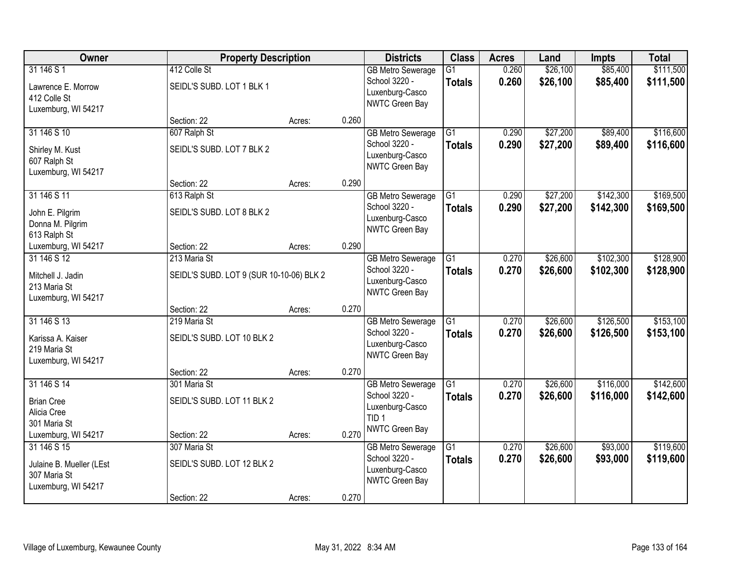| Owner | Property Description | | | Districts | Class | Acres | Land | Impts | Total |
|---|---|---|---|---|---|---|---|---|---|
| 31 146 S 1<br>Lawrence E. Morrow<br>412 Colle St<br>Luxemburg, WI 54217 | 412 Colle St<br>SEIDL'S SUBD. LOT 1 BLK 1<br>Section: 22 | Acres: | 0.260 | GB Metro Sewerage<br>School 3220 - Luxenburg-Casco<br>NWTC Green Bay | G1<br>**Totals** | 0.260<br>**0.260** | $26,100<br>**$26,100** | $85,400<br>**$85,400** | $111,500<br>**$111,500** |
| 31 146 S 10<br>Shirley M. Kust<br>607 Ralph St<br>Luxemburg, WI 54217 | 607 Ralph St<br>SEIDL'S SUBD. LOT 7 BLK 2<br>Section: 22 | Acres: | 0.290 | GB Metro Sewerage<br>School 3220 - Luxenburg-Casco<br>NWTC Green Bay | G1<br>**Totals** | 0.290<br>**0.290** | $27,200<br>**$27,200** | $89,400<br>**$89,400** | $116,600<br>**$116,600** |
| 31 146 S 11<br>John E. Pilgrim<br>Donna M. Pilgrim<br>613 Ralph St<br>Luxemburg, WI 54217 | 613 Ralph St<br>SEIDL'S SUBD. LOT 8 BLK 2<br>Section: 22 | Acres: | 0.290 | GB Metro Sewerage<br>School 3220 - Luxenburg-Casco<br>NWTC Green Bay | G1<br>**Totals** | 0.290<br>**0.290** | $27,200<br>**$27,200** | $142,300<br>**$142,300** | $169,500<br>**$169,500** |
| 31 146 S 12<br>Mitchell J. Jadin<br>213 Maria St<br>Luxemburg, WI 54217 | 213 Maria St<br>SEIDL'S SUBD. LOT 9 (SUR 10-10-06) BLK 2<br>Section: 22 | Acres: | 0.270 | GB Metro Sewerage<br>School 3220 - Luxenburg-Casco<br>NWTC Green Bay | G1<br>**Totals** | 0.270<br>**0.270** | $26,600<br>**$26,600** | $102,300<br>**$102,300** | $128,900<br>**$128,900** |
| 31 146 S 13<br>Karissa A. Kaiser<br>219 Maria St<br>Luxemburg, WI 54217 | 219 Maria St<br>SEIDL'S SUBD. LOT 10 BLK 2<br>Section: 22 | Acres: | 0.270 | GB Metro Sewerage<br>School 3220 - Luxenburg-Casco<br>NWTC Green Bay | G1<br>**Totals** | 0.270<br>**0.270** | $26,600<br>**$26,600** | $126,500<br>**$126,500** | $153,100<br>**$153,100** |
| 31 146 S 14<br>Brian Cree<br>Alicia Cree<br>301 Maria St<br>Luxemburg, WI 54217 | 301 Maria St<br>SEIDL'S SUBD. LOT 11 BLK 2<br>Section: 22 | Acres: | 0.270 | GB Metro Sewerage<br>School 3220 - Luxenburg-Casco<br>TID 1<br>NWTC Green Bay | G1<br>**Totals** | 0.270<br>**0.270** | $26,600<br>**$26,600** | $116,000<br>**$116,000** | $142,600<br>**$142,600** |
| 31 146 S 15<br>Julaine B. Mueller (LEst<br>307 Maria St<br>Luxemburg, WI 54217 | 307 Maria St<br>SEIDL'S SUBD. LOT 12 BLK 2<br>Section: 22 | Acres: | 0.270 | GB Metro Sewerage<br>School 3220 - Luxenburg-Casco<br>NWTC Green Bay | G1<br>**Totals** | 0.270<br>**0.270** | $26,600<br>**$26,600** | $93,000<br>**$93,000** | $119,600<br>**$119,600** |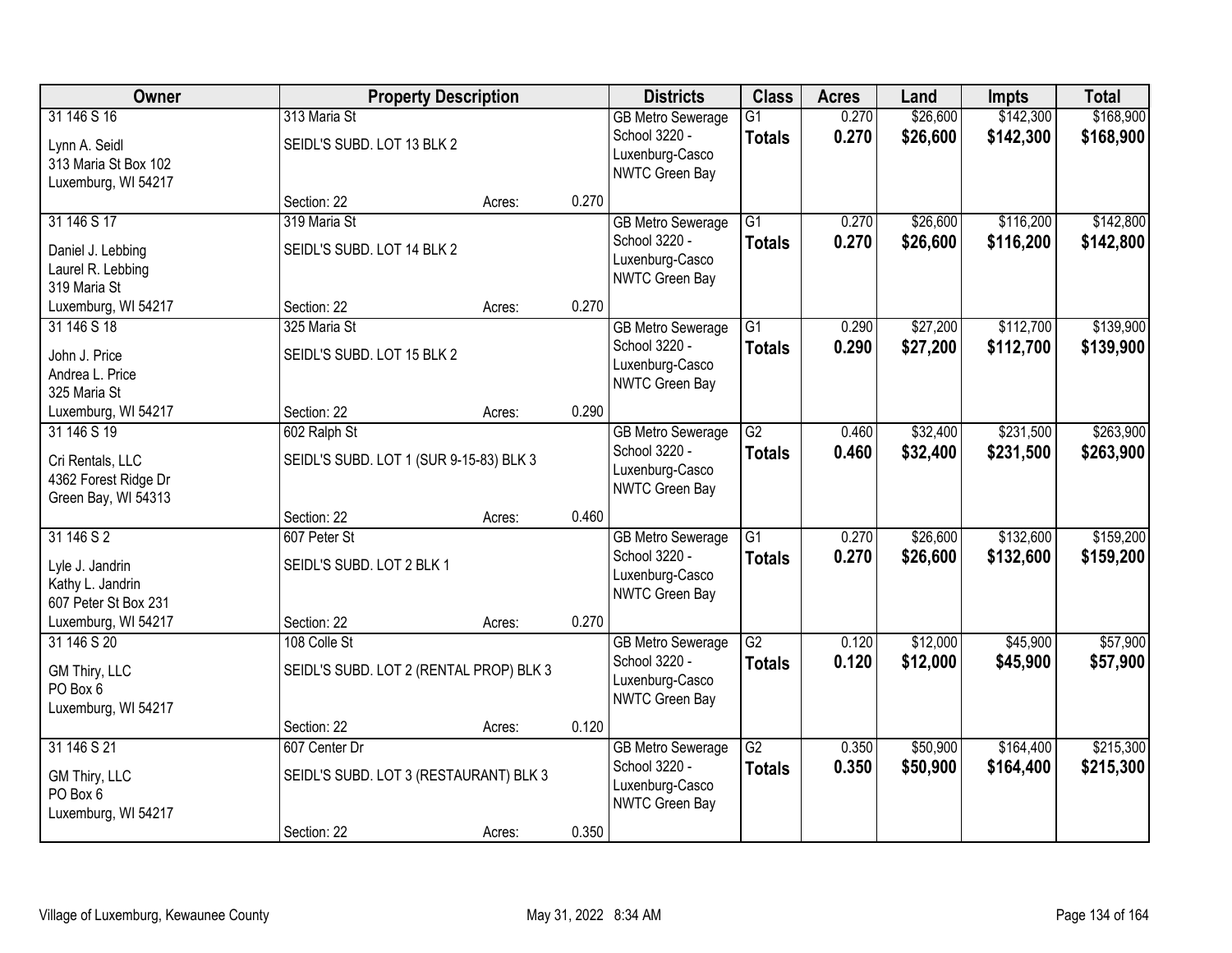| Owner | Property Description | | | Districts | Class | Acres | Land | Impts | Total |
|---|---|---|---|---|---|---|---|---|---|
| 31 146 S 16<br>Lynn A. Seidl<br>313 Maria St Box 102<br>Luxemburg, WI 54217 | 313 Maria St<br>SEIDL'S SUBD. LOT 13 BLK 2<br>Section: 22 | Acres: | 0.270 | GB Metro Sewerage<br>School 3220 - Luxenburg-Casco<br>NWTC Green Bay | G1<br>**Totals** | 0.270<br>**0.270** | $26,600<br>**$26,600** | $142,300<br>**$142,300** | $168,900<br>**$168,900** |
| 31 146 S 17<br>Daniel J. Lebbing<br>Laurel R. Lebbing<br>319 Maria St<br>Luxemburg, WI 54217 | 319 Maria St<br>SEIDL'S SUBD. LOT 14 BLK 2<br>Section: 22 | Acres: | 0.270 | GB Metro Sewerage<br>School 3220 - Luxenburg-Casco<br>NWTC Green Bay | G1<br>**Totals** | 0.270<br>**0.270** | $26,600<br>**$26,600** | $116,200<br>**$116,200** | $142,800<br>**$142,800** |
| 31 146 S 18<br>John J. Price<br>Andrea L. Price<br>325 Maria St<br>Luxemburg, WI 54217 | 325 Maria St<br>SEIDL'S SUBD. LOT 15 BLK 2<br>Section: 22 | Acres: | 0.290 | GB Metro Sewerage<br>School 3220 - Luxenburg-Casco<br>NWTC Green Bay | G1<br>**Totals** | 0.290<br>**0.290** | $27,200<br>**$27,200** | $112,700<br>**$112,700** | $139,900<br>**$139,900** |
| 31 146 S 19<br>Cri Rentals, LLC<br>4362 Forest Ridge Dr<br>Green Bay, WI 54313 | 602 Ralph St<br>SEIDL'S SUBD. LOT 1 (SUR 9-15-83) BLK 3<br>Section: 22 | Acres: | 0.460 | GB Metro Sewerage<br>School 3220 - Luxenburg-Casco<br>NWTC Green Bay | G2<br>**Totals** | 0.460<br>**0.460** | $32,400<br>**$32,400** | $231,500<br>**$231,500** | $263,900<br>**$263,900** |
| 31 146 S 2<br>Lyle J. Jandrin<br>Kathy L. Jandrin<br>607 Peter St Box 231<br>Luxemburg, WI 54217 | 607 Peter St<br>SEIDL'S SUBD. LOT 2 BLK 1<br>Section: 22 | Acres: | 0.270 | GB Metro Sewerage<br>School 3220 - Luxenburg-Casco<br>NWTC Green Bay | G1<br>**Totals** | 0.270<br>**0.270** | $26,600<br>**$26,600** | $132,600<br>**$132,600** | $159,200<br>**$159,200** |
| 31 146 S 20<br>GM Thiry, LLC<br>PO Box 6<br>Luxemburg, WI 54217 | 108 Colle St<br>SEIDL'S SUBD. LOT 2 (RENTAL PROP) BLK 3<br>Section: 22 | Acres: | 0.120 | GB Metro Sewerage<br>School 3220 - Luxenburg-Casco<br>NWTC Green Bay | G2<br>**Totals** | 0.120<br>**0.120** | $12,000<br>**$12,000** | $45,900<br>**$45,900** | $57,900<br>**$57,900** |
| 31 146 S 21<br>GM Thiry, LLC<br>PO Box 6<br>Luxemburg, WI 54217 | 607 Center Dr<br>SEIDL'S SUBD. LOT 3 (RESTAURANT) BLK 3<br>Section: 22 | Acres: | 0.350 | GB Metro Sewerage<br>School 3220 - Luxenburg-Casco<br>NWTC Green Bay | G2<br>**Totals** | 0.350<br>**0.350** | $50,900<br>**$50,900** | $164,400<br>**$164,400** | $215,300<br>**$215,300** |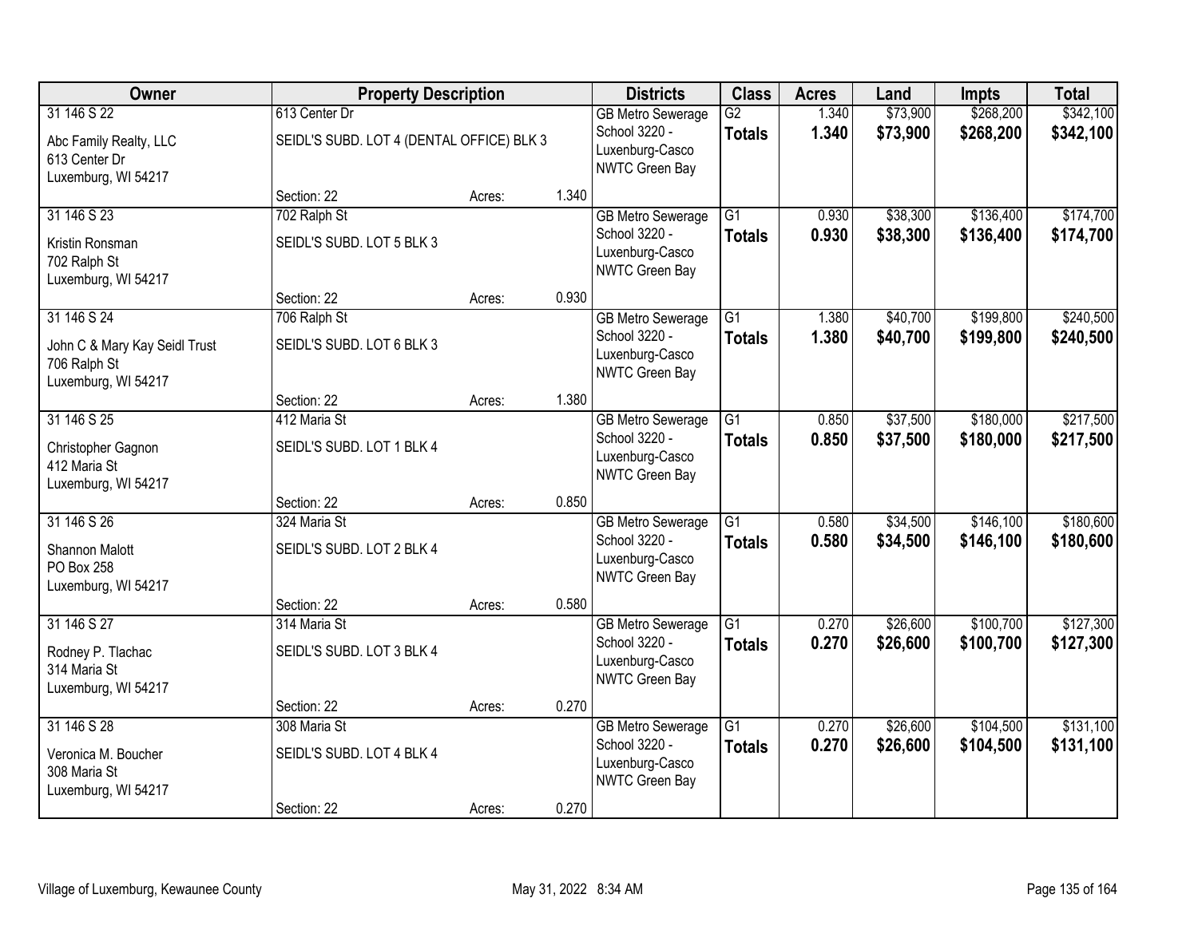| Owner | Property Description | | | Districts | Class | Acres | Land | Impts | Total |
|---|---|---|---|---|---|---|---|---|---|
| 31 146 S 22<br>Abc Family Realty, LLC<br>613 Center Dr<br>Luxemburg, WI 54217 | 613 Center Dr<br>SEIDL'S SUBD. LOT 4 (DENTAL OFFICE) BLK 3<br>Section: 22 | Acres: | 1.340 | GB Metro Sewerage<br>School 3220 - Luxenburg-Casco<br>NWTC Green Bay | G2<br>**Totals** | 1.340<br>**1.340** | $73,900<br>**$73,900** | $268,200<br>**$268,200** | $342,100<br>**$342,100** |
| 31 146 S 23<br>Kristin Ronsman<br>702 Ralph St<br>Luxemburg, WI 54217 | 702 Ralph St<br>SEIDL'S SUBD. LOT 5 BLK 3<br>Section: 22 | Acres: | 0.930 | GB Metro Sewerage<br>School 3220 - Luxenburg-Casco<br>NWTC Green Bay | G1<br>**Totals** | 0.930<br>**0.930** | $38,300<br>**$38,300** | $136,400<br>**$136,400** | $174,700<br>**$174,700** |
| 31 146 S 24<br>John C & Mary Kay Seidl Trust<br>706 Ralph St<br>Luxemburg, WI 54217 | 706 Ralph St<br>SEIDL'S SUBD. LOT 6 BLK 3<br>Section: 22 | Acres: | 1.380 | GB Metro Sewerage<br>School 3220 - Luxenburg-Casco<br>NWTC Green Bay | G1<br>**Totals** | 1.380<br>**1.380** | $40,700<br>**$40,700** | $199,800<br>**$199,800** | $240,500<br>**$240,500** |
| 31 146 S 25<br>Christopher Gagnon<br>412 Maria St<br>Luxemburg, WI 54217 | 412 Maria St<br>SEIDL'S SUBD. LOT 1 BLK 4<br>Section: 22 | Acres: | 0.850 | GB Metro Sewerage<br>School 3220 - Luxenburg-Casco<br>NWTC Green Bay | G1<br>**Totals** | 0.850<br>**0.850** | $37,500<br>**$37,500** | $180,000<br>**$180,000** | $217,500<br>**$217,500** |
| 31 146 S 26<br>Shannon Malott<br>PO Box 258<br>Luxemburg, WI 54217 | 324 Maria St<br>SEIDL'S SUBD. LOT 2 BLK 4<br>Section: 22 | Acres: | 0.580 | GB Metro Sewerage<br>School 3220 - Luxenburg-Casco<br>NWTC Green Bay | G1<br>**Totals** | 0.580<br>**0.580** | $34,500<br>**$34,500** | $146,100<br>**$146,100** | $180,600<br>**$180,600** |
| 31 146 S 27<br>Rodney P. Tlachac<br>314 Maria St<br>Luxemburg, WI 54217 | 314 Maria St<br>SEIDL'S SUBD. LOT 3 BLK 4<br>Section: 22 | Acres: | 0.270 | GB Metro Sewerage<br>School 3220 - Luxenburg-Casco<br>NWTC Green Bay | G1<br>**Totals** | 0.270<br>**0.270** | $26,600<br>**$26,600** | $100,700<br>**$100,700** | $127,300<br>**$127,300** |
| 31 146 S 28<br>Veronica M. Boucher<br>308 Maria St<br>Luxemburg, WI 54217 | 308 Maria St<br>SEIDL'S SUBD. LOT 4 BLK 4<br>Section: 22 | Acres: | 0.270 | GB Metro Sewerage<br>School 3220 - Luxenburg-Casco<br>NWTC Green Bay | G1<br>**Totals** | 0.270<br>**0.270** | $26,600<br>**$26,600** | $104,500<br>**$104,500** | $131,100<br>**$131,100** |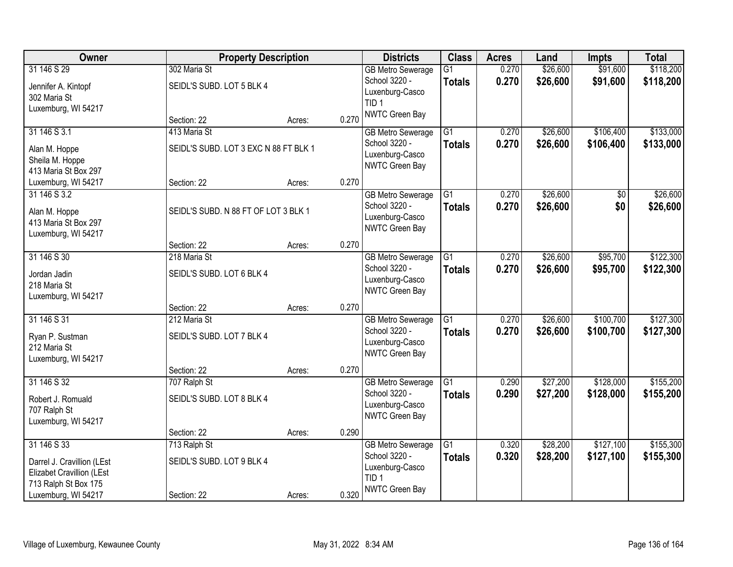| Owner | Property Description | | | Districts | Class | Acres | Land | Impts | Total |
|---|---|---|---|---|---|---|---|---|---|
| 31 146 S 29<br>Jennifer A. Kintopf<br>302 Maria St<br>Luxemburg, WI 54217 | 302 Maria St<br>SEIDL'S SUBD. LOT 5 BLK 4<br>Section: 22 | Acres: | 0.270 | GB Metro Sewerage<br>School 3220 - Luxenburg-Casco<br>TID 1<br>NWTC Green Bay | G1<br>**Totals** | 0.270<br>**0.270** | $26,600<br>**$26,600** | $91,600<br>**$91,600** | $118,200<br>**$118,200** |
| 31 146 S 3.1<br>Alan M. Hoppe<br>Sheila M. Hoppe<br>413 Maria St Box 297<br>Luxemburg, WI 54217 | 413 Maria St<br>SEIDL'S SUBD. LOT 3 EXC N 88 FT BLK 1<br>Section: 22 | Acres: | 0.270 | GB Metro Sewerage<br>School 3220 - Luxenburg-Casco<br>NWTC Green Bay | G1<br>**Totals** | 0.270<br>**0.270** | $26,600<br>**$26,600** | $106,400<br>**$106,400** | $133,000<br>**$133,000** |
| 31 146 S 3.2<br>Alan M. Hoppe<br>413 Maria St Box 297<br>Luxemburg, WI 54217 | SEIDL'S SUBD. N 88 FT OF LOT 3 BLK 1<br>Section: 22 | Acres: | 0.270 | GB Metro Sewerage<br>School 3220 - Luxenburg-Casco<br>NWTC Green Bay | G1<br>**Totals** | 0.270<br>**0.270** | $26,600<br>**$26,600** | $0<br>**$0** | $26,600<br>**$26,600** |
| 31 146 S 30<br>Jordan Jadin<br>218 Maria St<br>Luxemburg, WI 54217 | 218 Maria St<br>SEIDL'S SUBD. LOT 6 BLK 4<br>Section: 22 | Acres: | 0.270 | GB Metro Sewerage<br>School 3220 - Luxenburg-Casco<br>NWTC Green Bay | G1<br>**Totals** | 0.270<br>**0.270** | $26,600<br>**$26,600** | $95,700<br>**$95,700** | $122,300<br>**$122,300** |
| 31 146 S 31<br>Ryan P. Sustman<br>212 Maria St<br>Luxemburg, WI 54217 | 212 Maria St<br>SEIDL'S SUBD. LOT 7 BLK 4<br>Section: 22 | Acres: | 0.270 | GB Metro Sewerage<br>School 3220 - Luxenburg-Casco<br>NWTC Green Bay | G1<br>**Totals** | 0.270<br>**0.270** | $26,600<br>**$26,600** | $100,700<br>**$100,700** | $127,300<br>**$127,300** |
| 31 146 S 32<br>Robert J. Romuald<br>707 Ralph St<br>Luxemburg, WI 54217 | 707 Ralph St<br>SEIDL'S SUBD. LOT 8 BLK 4<br>Section: 22 | Acres: | 0.290 | GB Metro Sewerage<br>School 3220 - Luxenburg-Casco<br>NWTC Green Bay | G1<br>**Totals** | 0.290<br>**0.290** | $27,200<br>**$27,200** | $128,000<br>**$128,000** | $155,200<br>**$155,200** |
| 31 146 S 33<br>Darrel J. Cravillion (LEst<br>Elizabet Cravillion (LEst<br>713 Ralph St Box 175<br>Luxemburg, WI 54217 | 713 Ralph St<br>SEIDL'S SUBD. LOT 9 BLK 4<br>Section: 22 | Acres: | 0.320 | GB Metro Sewerage<br>School 3220 - Luxenburg-Casco<br>TID 1<br>NWTC Green Bay | G1<br>**Totals** | 0.320<br>**0.320** | $28,200<br>**$28,200** | $127,100<br>**$127,100** | $155,300<br>**$155,300** |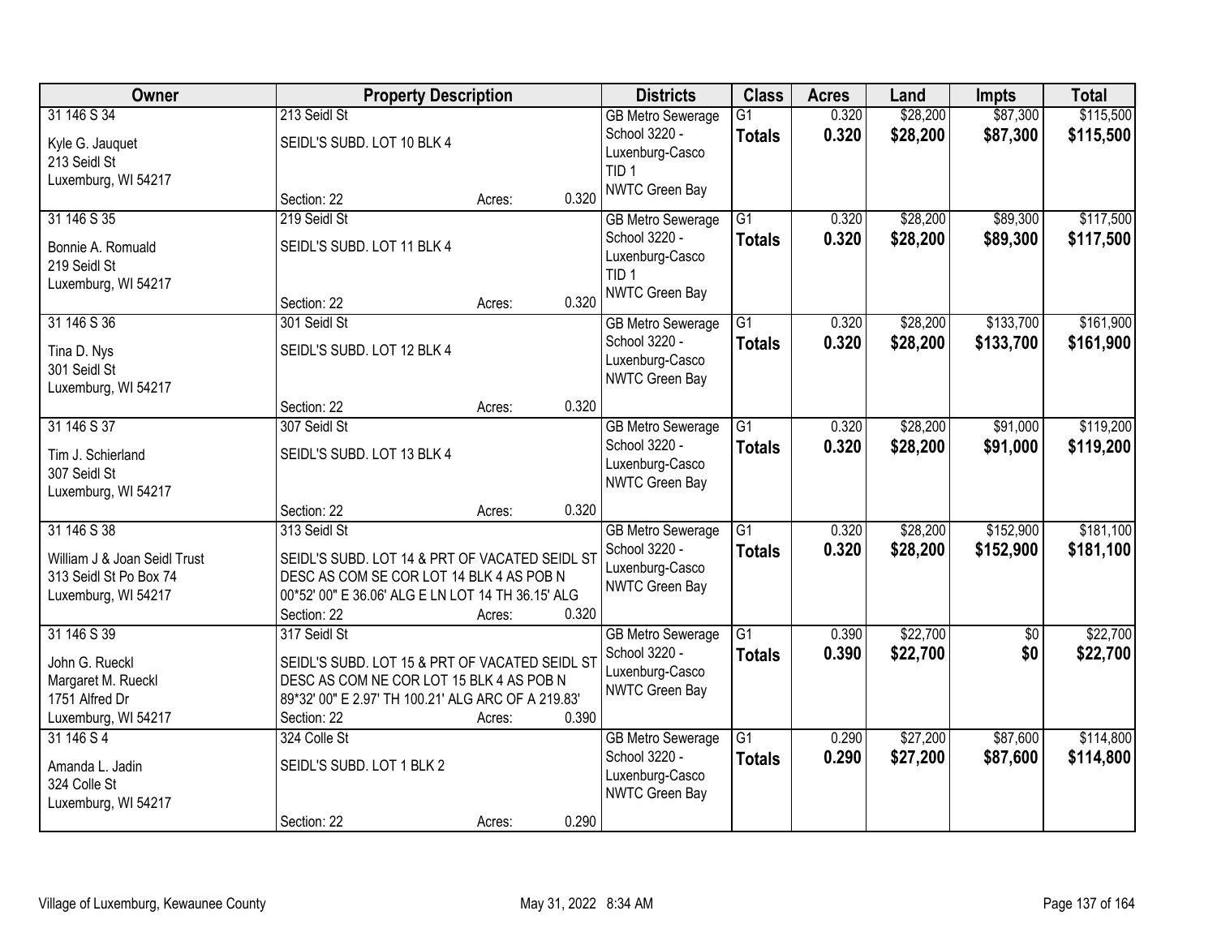| Owner | Property Description | | | Districts | Class | Acres | Land | Impts | Total |
|---|---|---|---|---|---|---|---|---|---|
| 31 146 S 34<br>Kyle G. Jauquet<br>213 Seidl St<br>Luxemburg, WI 54217 | 213 Seidl St<br>SEIDL'S SUBD. LOT 10 BLK 4<br>Section: 22 | Acres: | 0.320 | GB Metro Sewerage<br>School 3220 - Luxenburg-Casco<br>TID 1<br>NWTC Green Bay | G1<br>**Totals** | 0.320<br>**0.320** | $28,200<br>**$28,200** | $87,300<br>**$87,300** | $115,500<br>**$115,500** |
| 31 146 S 35<br>Bonnie A. Romuald<br>219 Seidl St<br>Luxemburg, WI 54217 | 219 Seidl St<br>SEIDL'S SUBD. LOT 11 BLK 4<br>Section: 22 | Acres: | 0.320 | GB Metro Sewerage<br>School 3220 - Luxenburg-Casco<br>TID 1<br>NWTC Green Bay | G1<br>**Totals** | 0.320<br>**0.320** | $28,200<br>**$28,200** | $89,300<br>**$89,300** | $117,500<br>**$117,500** |
| 31 146 S 36<br>Tina D. Nys<br>301 Seidl St<br>Luxemburg, WI 54217 | 301 Seidl St<br>SEIDL'S SUBD. LOT 12 BLK 4<br>Section: 22 | Acres: | 0.320 | GB Metro Sewerage<br>School 3220 - Luxenburg-Casco<br>NWTC Green Bay | G1<br>**Totals** | 0.320<br>**0.320** | $28,200<br>**$28,200** | $133,700<br>**$133,700** | $161,900<br>**$161,900** |
| 31 146 S 37<br>Tim J. Schierland<br>307 Seidl St<br>Luxemburg, WI 54217 | 307 Seidl St<br>SEIDL'S SUBD. LOT 13 BLK 4<br>Section: 22 | Acres: | 0.320 | GB Metro Sewerage<br>School 3220 - Luxenburg-Casco<br>NWTC Green Bay | G1<br>**Totals** | 0.320<br>**0.320** | $28,200<br>**$28,200** | $91,000<br>**$91,000** | $119,200<br>**$119,200** |
| 31 146 S 38<br>William J & Joan Seidl Trust<br>313 Seidl St Po Box 74<br>Luxemburg, WI 54217 | 313 Seidl St<br>SEIDL'S SUBD. LOT 14 & PRT OF VACATED SEIDL ST DESC AS COM SE COR LOT 14 BLK 4 AS POB N 00*52' 00" E 36.06' ALG E LN LOT 14 TH 36.15' ALG<br>Section: 22 | Acres: | 0.320 | GB Metro Sewerage<br>School 3220 - Luxenburg-Casco<br>NWTC Green Bay | G1<br>**Totals** | 0.320<br>**0.320** | $28,200<br>**$28,200** | $152,900<br>**$152,900** | $181,100<br>**$181,100** |
| 31 146 S 39<br>John G. Rueckl<br>Margaret M. Rueckl<br>1751 Alfred Dr<br>Luxemburg, WI 54217 | 317 Seidl St<br>SEIDL'S SUBD. LOT 15 & PRT OF VACATED SEIDL ST DESC AS COM NE COR LOT 15 BLK 4 AS POB N 89*32' 00" E 2.97' TH 100.21' ALG ARC OF A 219.83'<br>Section: 22 | Acres: | 0.390 | GB Metro Sewerage<br>School 3220 - Luxenburg-Casco<br>NWTC Green Bay | G1<br>**Totals** | 0.390<br>**0.390** | $22,700<br>**$22,700** | $0<br>**$0** | $22,700<br>**$22,700** |
| 31 146 S 4<br>Amanda L. Jadin<br>324 Colle St<br>Luxemburg, WI 54217 | 324 Colle St<br>SEIDL'S SUBD. LOT 1 BLK 2<br>Section: 22 | Acres: | 0.290 | GB Metro Sewerage<br>School 3220 - Luxenburg-Casco<br>NWTC Green Bay | G1<br>**Totals** | 0.290<br>**0.290** | $27,200<br>**$27,200** | $87,600<br>**$87,600** | $114,800<br>**$114,800** |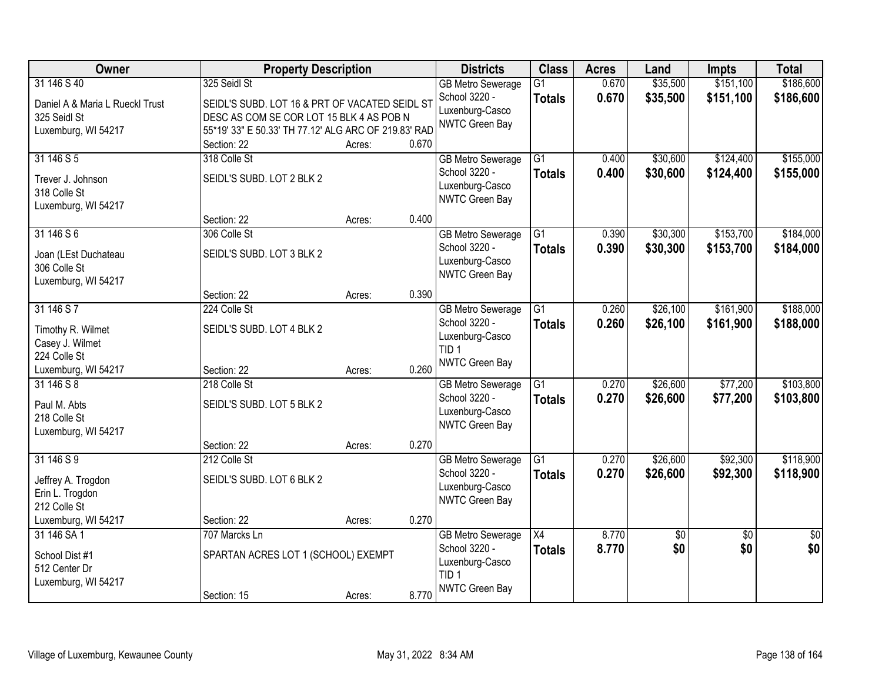| Owner | Property Description | Districts | Class | Acres | Land | Impts | Total |
|---|---|---|---|---|---|---|---|
| 31 146 S 40<br>Daniel A & Maria L Rueckl Trust<br>325 Seidl St<br>Luxemburg, WI 54217 | 325 Seidl St<br>SEIDL'S SUBD. LOT 16 & PRT OF VACATED SEIDL ST DESC AS COM SE COR LOT 15 BLK 4 AS POB N 55*19' 33" E 50.33' TH 77.12' ALG ARC OF 219.83' RAD<br>Section: 22 Acres: 0.670 | GB Metro Sewerage<br>School 3220 - Luxenburg-Casco<br>NWTC Green Bay | G1<br>**Totals** | 0.670<br>**0.670** | $35,500<br>**$35,500** | $151,100<br>**$151,100** | $186,600<br>**$186,600** |
| 31 146 S 5<br>Trever J. Johnson<br>318 Colle St<br>Luxemburg, WI 54217 | 318 Colle St<br>SEIDL'S SUBD. LOT 2 BLK 2<br>Section: 22 Acres: 0.400 | GB Metro Sewerage<br>School 3220 - Luxenburg-Casco<br>NWTC Green Bay | G1<br>**Totals** | 0.400<br>**0.400** | $30,600<br>**$30,600** | $124,400<br>**$124,400** | $155,000<br>**$155,000** |
| 31 146 S 6<br>Joan (LEst Duchateau<br>306 Colle St<br>Luxemburg, WI 54217 | 306 Colle St<br>SEIDL'S SUBD. LOT 3 BLK 2<br>Section: 22 Acres: 0.390 | GB Metro Sewerage<br>School 3220 - Luxenburg-Casco<br>NWTC Green Bay | G1<br>**Totals** | 0.390<br>**0.390** | $30,300<br>**$30,300** | $153,700<br>**$153,700** | $184,000<br>**$184,000** |
| 31 146 S 7<br>Timothy R. Wilmet<br>Casey J. Wilmet<br>224 Colle St<br>Luxemburg, WI 54217 | 224 Colle St<br>SEIDL'S SUBD. LOT 4 BLK 2<br>Section: 22 Acres: 0.260 | GB Metro Sewerage<br>School 3220 - Luxenburg-Casco<br>TID 1<br>NWTC Green Bay | G1<br>**Totals** | 0.260<br>**0.260** | $26,100<br>**$26,100** | $161,900<br>**$161,900** | $188,000<br>**$188,000** |
| 31 146 S 8<br>Paul M. Abts<br>218 Colle St<br>Luxemburg, WI 54217 | 218 Colle St<br>SEIDL'S SUBD. LOT 5 BLK 2<br>Section: 22 Acres: 0.270 | GB Metro Sewerage<br>School 3220 - Luxenburg-Casco<br>NWTC Green Bay | G1<br>**Totals** | 0.270<br>**0.270** | $26,600<br>**$26,600** | $77,200<br>**$77,200** | $103,800<br>**$103,800** |
| 31 146 S 9<br>Jeffrey A. Trogdon<br>Erin L. Trogdon<br>212 Colle St<br>Luxemburg, WI 54217 | 212 Colle St<br>SEIDL'S SUBD. LOT 6 BLK 2<br>Section: 22 Acres: 0.270 | GB Metro Sewerage<br>School 3220 - Luxenburg-Casco<br>NWTC Green Bay | G1<br>**Totals** | 0.270<br>**0.270** | $26,600<br>**$26,600** | $92,300<br>**$92,300** | $118,900<br>**$118,900** |
| 31 146 SA 1<br>School Dist #1<br>512 Center Dr<br>Luxemburg, WI 54217 | 707 Marcks Ln<br>SPARTAN ACRES LOT 1 (SCHOOL) EXEMPT<br>Section: 15 Acres: 8.770 | GB Metro Sewerage<br>School 3220 - Luxenburg-Casco<br>TID 1<br>NWTC Green Bay | X4<br>**Totals** | 8.770<br>**8.770** | $0<br>**$0** | $0<br>**$0** | $0<br>**$0** |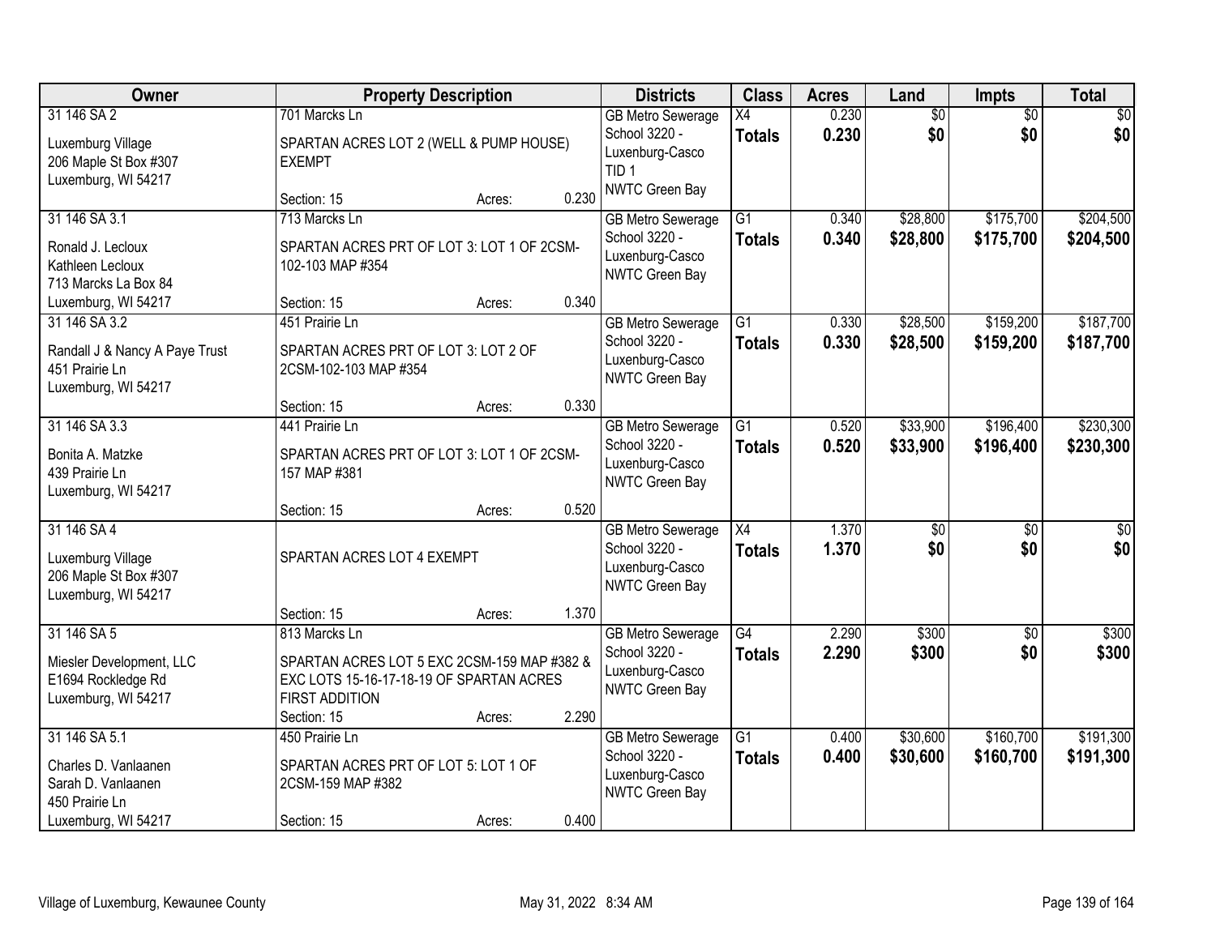| Owner | Property Description | | | Districts | Class | Acres | Land | Impts | Total |
|---|---|---|---|---|---|---|---|---|---|
| 31 146 SA 2<br>Luxemburg Village<br>206 Maple St Box #307<br>Luxemburg, WI 54217 | 701 Marcks Ln<br>SPARTAN ACRES LOT 2 (WELL & PUMP HOUSE) EXEMPT<br>Section: 15 | Acres: | 0.230 | GB Metro Sewerage<br>School 3220 - Luxenburg-Casco<br>TID 1<br>NWTC Green Bay | X4<br>**Totals** | 0.230<br>**0.230** | $0<br>**$0** | $0<br>**$0** | $0<br>**$0** |
| 31 146 SA 3.1<br>Ronald J. Lecloux<br>Kathleen Lecloux<br>713 Marcks La Box 84<br>Luxemburg, WI 54217 | 713 Marcks Ln<br>SPARTAN ACRES PRT OF LOT 3: LOT 1 OF 2CSM-102-103 MAP #354<br>Section: 15 | Acres: | 0.340 | GB Metro Sewerage<br>School 3220 - Luxenburg-Casco<br>NWTC Green Bay | G1<br>**Totals** | 0.340<br>**0.340** | $28,800<br>**$28,800** | $175,700<br>**$175,700** | $204,500<br>**$204,500** |
| 31 146 SA 3.2<br>Randall J & Nancy A Paye Trust<br>451 Prairie Ln<br>Luxemburg, WI 54217 | 451 Prairie Ln<br>SPARTAN ACRES PRT OF LOT 3: LOT 2 OF 2CSM-102-103 MAP #354<br>Section: 15 | Acres: | 0.330 | GB Metro Sewerage<br>School 3220 - Luxenburg-Casco<br>NWTC Green Bay | G1<br>**Totals** | 0.330<br>**0.330** | $28,500<br>**$28,500** | $159,200<br>**$159,200** | $187,700<br>**$187,700** |
| 31 146 SA 3.3<br>Bonita A. Matzke<br>439 Prairie Ln<br>Luxemburg, WI 54217 | 441 Prairie Ln<br>SPARTAN ACRES PRT OF LOT 3: LOT 1 OF 2CSM-157 MAP #381<br>Section: 15 | Acres: | 0.520 | GB Metro Sewerage<br>School 3220 - Luxenburg-Casco<br>NWTC Green Bay | G1<br>**Totals** | 0.520<br>**0.520** | $33,900<br>**$33,900** | $196,400<br>**$196,400** | $230,300<br>**$230,300** |
| 31 146 SA 4<br>Luxemburg Village<br>206 Maple St Box #307<br>Luxemburg, WI 54217 | SPARTAN ACRES LOT 4 EXEMPT<br>Section: 15 | Acres: | 1.370 | GB Metro Sewerage<br>School 3220 - Luxenburg-Casco<br>NWTC Green Bay | X4<br>**Totals** | 1.370<br>**1.370** | $0<br>**$0** | $0<br>**$0** | $0<br>**$0** |
| 31 146 SA 5<br>Miesler Development, LLC<br>E1694 Rockledge Rd<br>Luxemburg, WI 54217 | 813 Marcks Ln<br>SPARTAN ACRES LOT 5 EXC 2CSM-159 MAP #382 & EXC LOTS 15-16-17-18-19 OF SPARTAN ACRES FIRST ADDITION<br>Section: 15 | Acres: | 2.290 | GB Metro Sewerage<br>School 3220 - Luxenburg-Casco<br>NWTC Green Bay | G4<br>**Totals** | 2.290<br>**2.290** | $300<br>**$300** | $0<br>**$0** | $300<br>**$300** |
| 31 146 SA 5.1<br>Charles D. Vanlaanen<br>Sarah D. Vanlaanen<br>450 Prairie Ln<br>Luxemburg, WI 54217 | 450 Prairie Ln<br>SPARTAN ACRES PRT OF LOT 5: LOT 1 OF 2CSM-159 MAP #382<br>Section: 15 | Acres: | 0.400 | GB Metro Sewerage<br>School 3220 - Luxenburg-Casco<br>NWTC Green Bay | G1<br>**Totals** | 0.400<br>**0.400** | $30,600<br>**$30,600** | $160,700<br>**$160,700** | $191,300<br>**$191,300** |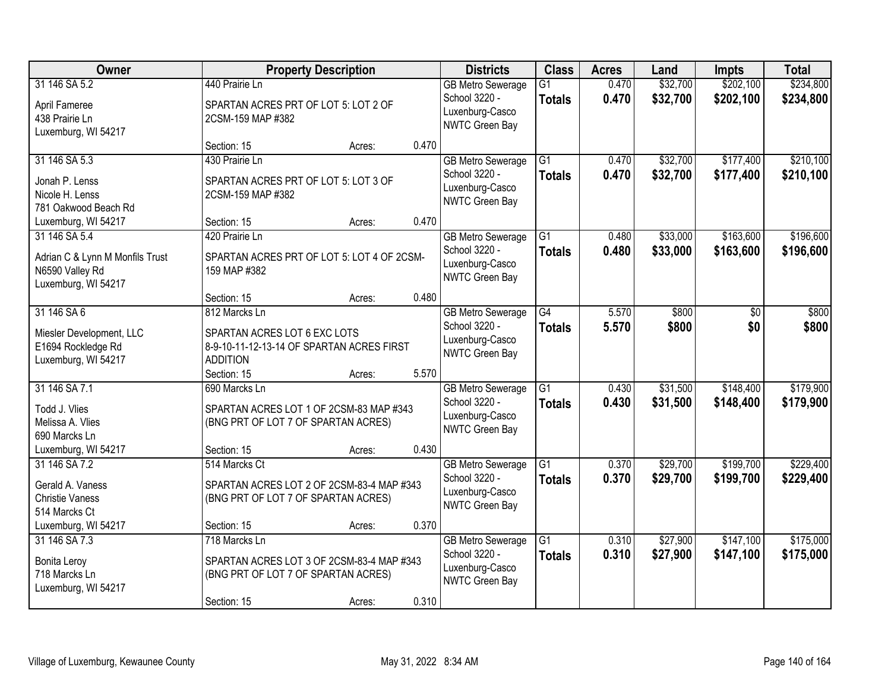| Owner | Property Description | Districts | Class | Acres | Land | Impts | Total |
|---|---|---|---|---|---|---|---|
| 31 146 SA 5.2<br><br>April Fameree<br>438 Prairie Ln<br>Luxemburg, WI 54217 | 440 Prairie Ln<br><br>SPARTAN ACRES PRT OF LOT 5: LOT 2 OF 2CSM-159 MAP #382<br><br>Section: 15 Acres: 0.470 | GB Metro Sewerage<br>School 3220 - Luxenburg-Casco<br>NWTC Green Bay | G1<br>**Totals** | 0.470<br>**0.470** | $32,700<br>**$32,700** | $202,100<br>**$202,100** | $234,800<br>**$234,800** |
| 31 146 SA 5.3<br><br>Jonah P. Lenss<br>Nicole H. Lenss<br>781 Oakwood Beach Rd<br>Luxemburg, WI 54217 | 430 Prairie Ln<br><br>SPARTAN ACRES PRT OF LOT 5: LOT 3 OF 2CSM-159 MAP #382<br><br>Section: 15 Acres: 0.470 | GB Metro Sewerage<br>School 3220 - Luxenburg-Casco<br>NWTC Green Bay | G1<br>**Totals** | 0.470<br>**0.470** | $32,700<br>**$32,700** | $177,400<br>**$177,400** | $210,100<br>**$210,100** |
| 31 146 SA 5.4<br><br>Adrian C & Lynn M Monfils Trust<br>N6590 Valley Rd<br>Luxemburg, WI 54217 | 420 Prairie Ln<br><br>SPARTAN ACRES PRT OF LOT 5: LOT 4 OF 2CSM-159 MAP #382<br><br>Section: 15 Acres: 0.480 | GB Metro Sewerage<br>School 3220 - Luxenburg-Casco<br>NWTC Green Bay | G1<br>**Totals** | 0.480<br>**0.480** | $33,000<br>**$33,000** | $163,600<br>**$163,600** | $196,600<br>**$196,600** |
| 31 146 SA 6<br><br>Miesler Development, LLC<br>E1694 Rockledge Rd<br>Luxemburg, WI 54217 | 812 Marcks Ln<br><br>SPARTAN ACRES LOT 6 EXC LOTS 8-9-10-11-12-13-14 OF SPARTAN ACRES FIRST ADDITION<br><br>Section: 15 Acres: 5.570 | GB Metro Sewerage<br>School 3220 - Luxenburg-Casco<br>NWTC Green Bay | G4<br>**Totals** | 5.570<br>**5.570** | $800<br>**$800** | $0<br>**$0** | $800<br>**$800** |
| 31 146 SA 7.1<br><br>Todd J. Vlies<br>Melissa A. Vlies<br>690 Marcks Ln<br>Luxemburg, WI 54217 | 690 Marcks Ln<br><br>SPARTAN ACRES LOT 1 OF 2CSM-83 MAP #343 (BNG PRT OF LOT 7 OF SPARTAN ACRES)<br><br>Section: 15 Acres: 0.430 | GB Metro Sewerage<br>School 3220 - Luxenburg-Casco<br>NWTC Green Bay | G1<br>**Totals** | 0.430<br>**0.430** | $31,500<br>**$31,500** | $148,400<br>**$148,400** | $179,900<br>**$179,900** |
| 31 146 SA 7.2<br><br>Gerald A. Vaness<br>Christie Vaness<br>514 Marcks Ct<br>Luxemburg, WI 54217 | 514 Marcks Ct<br><br>SPARTAN ACRES LOT 2 OF 2CSM-83-4 MAP #343 (BNG PRT OF LOT 7 OF SPARTAN ACRES)<br><br>Section: 15 Acres: 0.370 | GB Metro Sewerage<br>School 3220 - Luxenburg-Casco<br>NWTC Green Bay | G1<br>**Totals** | 0.370<br>**0.370** | $29,700<br>**$29,700** | $199,700<br>**$199,700** | $229,400<br>**$229,400** |
| 31 146 SA 7.3<br><br>Bonita Leroy<br>718 Marcks Ln<br>Luxemburg, WI 54217 | 718 Marcks Ln<br><br>SPARTAN ACRES LOT 3 OF 2CSM-83-4 MAP #343 (BNG PRT OF LOT 7 OF SPARTAN ACRES)<br><br>Section: 15 Acres: 0.310 | GB Metro Sewerage<br>School 3220 - Luxenburg-Casco<br>NWTC Green Bay | G1<br>**Totals** | 0.310<br>**0.310** | $27,900<br>**$27,900** | $147,100<br>**$147,100** | $175,000<br>**$175,000** |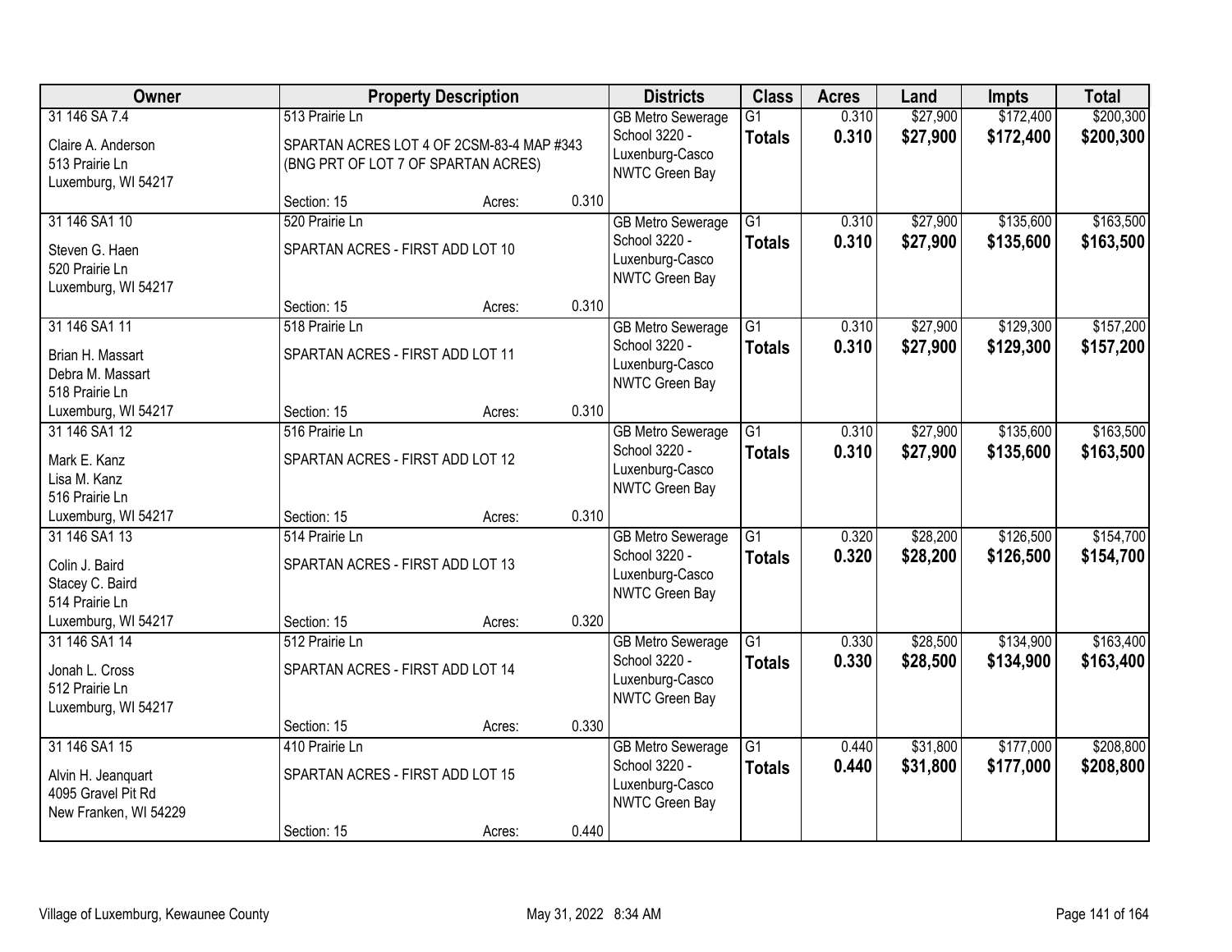| Owner | Property Description | Districts | Class | Acres | Land | Impts | Total |
|---|---|---|---|---|---|---|---|
| 31 146 SA 7.4<br>Claire A. Anderson<br>513 Prairie Ln<br>Luxemburg, WI 54217 | 513 Prairie Ln<br>SPARTAN ACRES LOT 4 OF 2CSM-83-4 MAP #343 (BNG PRT OF LOT 7 OF SPARTAN ACRES)<br>Section: 15 Acres: 0.310 | GB Metro Sewerage<br>School 3220 - Luxenburg-Casco<br>NWTC Green Bay | G1<br>**Totals** | 0.310<br>**0.310** | $27,900<br>**$27,900** | $172,400<br>**$172,400** | $200,300<br>**$200,300** |
| 31 146 SA1 10<br>Steven G. Haen<br>520 Prairie Ln<br>Luxemburg, WI 54217 | 520 Prairie Ln<br>SPARTAN ACRES - FIRST ADD LOT 10<br>Section: 15 Acres: 0.310 | GB Metro Sewerage<br>School 3220 - Luxenburg-Casco<br>NWTC Green Bay | G1<br>**Totals** | 0.310<br>**0.310** | $27,900<br>**$27,900** | $135,600<br>**$135,600** | $163,500<br>**$163,500** |
| 31 146 SA1 11<br>Brian H. Massart<br>Debra M. Massart<br>518 Prairie Ln<br>Luxemburg, WI 54217 | 518 Prairie Ln<br>SPARTAN ACRES - FIRST ADD LOT 11<br>Section: 15 Acres: 0.310 | GB Metro Sewerage<br>School 3220 - Luxenburg-Casco<br>NWTC Green Bay | G1<br>**Totals** | 0.310<br>**0.310** | $27,900<br>**$27,900** | $129,300<br>**$129,300** | $157,200<br>**$157,200** |
| 31 146 SA1 12<br>Mark E. Kanz<br>Lisa M. Kanz<br>516 Prairie Ln<br>Luxemburg, WI 54217 | 516 Prairie Ln<br>SPARTAN ACRES - FIRST ADD LOT 12<br>Section: 15 Acres: 0.310 | GB Metro Sewerage<br>School 3220 - Luxenburg-Casco<br>NWTC Green Bay | G1<br>**Totals** | 0.310<br>**0.310** | $27,900<br>**$27,900** | $135,600<br>**$135,600** | $163,500<br>**$163,500** |
| 31 146 SA1 13<br>Colin J. Baird<br>Stacey C. Baird<br>514 Prairie Ln<br>Luxemburg, WI 54217 | 514 Prairie Ln<br>SPARTAN ACRES - FIRST ADD LOT 13<br>Section: 15 Acres: 0.320 | GB Metro Sewerage<br>School 3220 - Luxenburg-Casco<br>NWTC Green Bay | G1<br>**Totals** | 0.320<br>**0.320** | $28,200<br>**$28,200** | $126,500<br>**$126,500** | $154,700<br>**$154,700** |
| 31 146 SA1 14<br>Jonah L. Cross<br>512 Prairie Ln<br>Luxemburg, WI 54217 | 512 Prairie Ln<br>SPARTAN ACRES - FIRST ADD LOT 14<br>Section: 15 Acres: 0.330 | GB Metro Sewerage<br>School 3220 - Luxenburg-Casco<br>NWTC Green Bay | G1<br>**Totals** | 0.330<br>**0.330** | $28,500<br>**$28,500** | $134,900<br>**$134,900** | $163,400<br>**$163,400** |
| 31 146 SA1 15<br>Alvin H. Jeanquart<br>4095 Gravel Pit Rd<br>New Franken, WI 54229 | 410 Prairie Ln<br>SPARTAN ACRES - FIRST ADD LOT 15<br>Section: 15 Acres: 0.440 | GB Metro Sewerage<br>School 3220 - Luxenburg-Casco<br>NWTC Green Bay | G1<br>**Totals** | 0.440<br>**0.440** | $31,800<br>**$31,800** | $177,000<br>**$177,000** | $208,800<br>**$208,800** |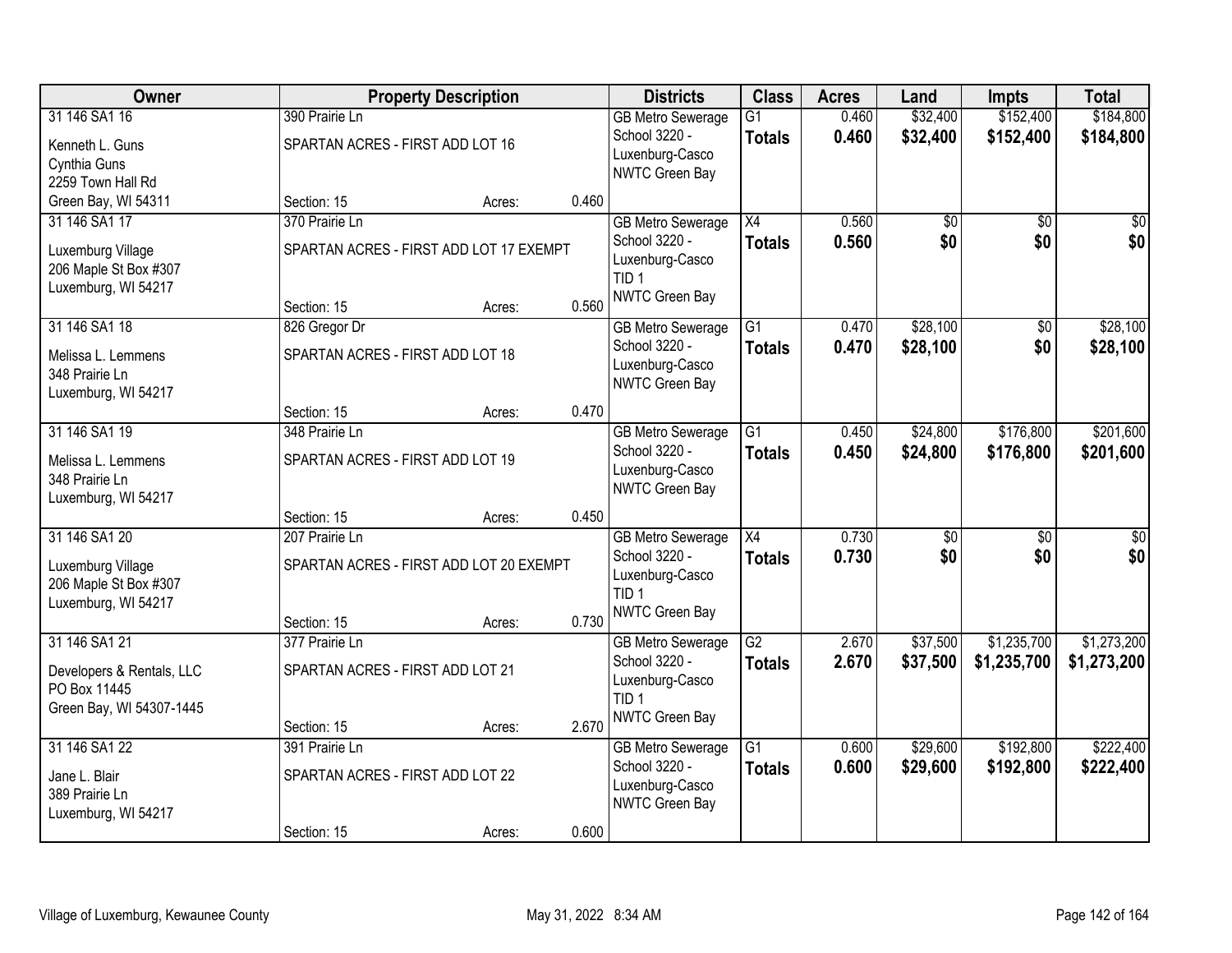| Owner | Property Description | | | Districts | Class | Acres | Land | Impts | Total |
|---|---|---|---|---|---|---|---|---|---|
| 31 146 SA1 16<br>Kenneth L. Guns<br>Cynthia Guns<br>2259 Town Hall Rd<br>Green Bay, WI 54311 | 390 Prairie Ln<br>SPARTAN ACRES - FIRST ADD LOT 16<br>Section: 15 | Acres: | 0.460 | GB Metro Sewerage<br>School 3220 - Luxenburg-Casco<br>NWTC Green Bay | G1<br>**Totals** | 0.460<br>**0.460** | $32,400<br>**$32,400** | $152,400<br>**$152,400** | $184,800<br>**$184,800** |
| 31 146 SA1 17<br>Luxemburg Village<br>206 Maple St Box #307<br>Luxemburg, WI 54217 | 370 Prairie Ln<br>SPARTAN ACRES - FIRST ADD LOT 17 EXEMPT<br>Section: 15 | Acres: | 0.560 | GB Metro Sewerage<br>School 3220 - Luxenburg-Casco<br>TID 1<br>NWTC Green Bay | X4<br>**Totals** | 0.560<br>**0.560** | $0<br>**$0** | $0<br>**$0** | $0<br>**$0** |
| 31 146 SA1 18<br>Melissa L. Lemmens<br>348 Prairie Ln<br>Luxemburg, WI 54217 | 826 Gregor Dr<br>SPARTAN ACRES - FIRST ADD LOT 18<br>Section: 15 | Acres: | 0.470 | GB Metro Sewerage<br>School 3220 - Luxenburg-Casco<br>NWTC Green Bay | G1<br>**Totals** | 0.470<br>**0.470** | $28,100<br>**$28,100** | $0<br>**$0** | $28,100<br>**$28,100** |
| 31 146 SA1 19<br>Melissa L. Lemmens<br>348 Prairie Ln<br>Luxemburg, WI 54217 | 348 Prairie Ln<br>SPARTAN ACRES - FIRST ADD LOT 19<br>Section: 15 | Acres: | 0.450 | GB Metro Sewerage<br>School 3220 - Luxenburg-Casco<br>NWTC Green Bay | G1<br>**Totals** | 0.450<br>**0.450** | $24,800<br>**$24,800** | $176,800<br>**$176,800** | $201,600<br>**$201,600** |
| 31 146 SA1 20<br>Luxemburg Village<br>206 Maple St Box #307<br>Luxemburg, WI 54217 | 207 Prairie Ln<br>SPARTAN ACRES - FIRST ADD LOT 20 EXEMPT<br>Section: 15 | Acres: | 0.730 | GB Metro Sewerage<br>School 3220 - Luxenburg-Casco<br>TID 1<br>NWTC Green Bay | X4<br>**Totals** | 0.730<br>**0.730** | $0<br>**$0** | $0<br>**$0** | $0<br>**$0** |
| 31 146 SA1 21<br>Developers & Rentals, LLC<br>PO Box 11445<br>Green Bay, WI 54307-1445 | 377 Prairie Ln<br>SPARTAN ACRES - FIRST ADD LOT 21<br>Section: 15 | Acres: | 2.670 | GB Metro Sewerage<br>School 3220 - Luxenburg-Casco<br>TID 1<br>NWTC Green Bay | G2<br>**Totals** | 2.670<br>**2.670** | $37,500<br>**$37,500** | $1,235,700<br>**$1,235,700** | $1,273,200<br>**$1,273,200** |
| 31 146 SA1 22<br>Jane L. Blair<br>389 Prairie Ln<br>Luxemburg, WI 54217 | 391 Prairie Ln<br>SPARTAN ACRES - FIRST ADD LOT 22<br>Section: 15 | Acres: | 0.600 | GB Metro Sewerage<br>School 3220 - Luxenburg-Casco<br>NWTC Green Bay | G1<br>**Totals** | 0.600<br>**0.600** | $29,600<br>**$29,600** | $192,800<br>**$192,800** | $222,400<br>**$222,400** |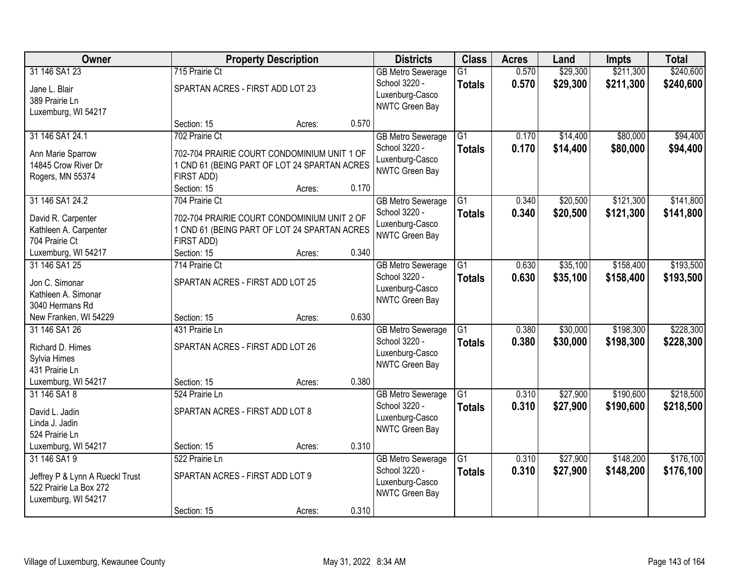| Owner | Property Description | Districts | Class | Acres | Land | Impts | Total |
|---|---|---|---|---|---|---|---|
| 31 146 SA1 23<br>Jane L. Blair<br>389 Prairie Ln<br>Luxemburg, WI 54217 | 715 Prairie Ct<br>SPARTAN ACRES - FIRST ADD LOT 23<br>Section: 15 Acres: 0.570 | GB Metro Sewerage<br>School 3220 - Luxenburg-Casco<br>NWTC Green Bay | G1<br>**Totals** | 0.570<br>**0.570** | $29,300<br>**$29,300** | $211,300<br>**$211,300** | $240,600<br>**$240,600** |
| 31 146 SA1 24.1<br>Ann Marie Sparrow<br>14845 Crow River Dr<br>Rogers, MN 55374 | 702 Prairie Ct<br>702-704 PRAIRIE COURT CONDOMINIUM UNIT 1 OF 1 CND 61 (BEING PART OF LOT 24 SPARTAN ACRES FIRST ADD)<br>Section: 15 Acres: 0.170 | GB Metro Sewerage<br>School 3220 - Luxenburg-Casco<br>NWTC Green Bay | G1<br>**Totals** | 0.170<br>**0.170** | $14,400<br>**$14,400** | $80,000<br>**$80,000** | $94,400<br>**$94,400** |
| 31 146 SA1 24.2<br>David R. Carpenter<br>Kathleen A. Carpenter<br>704 Prairie Ct<br>Luxemburg, WI 54217 | 704 Prairie Ct<br>702-704 PRAIRIE COURT CONDOMINIUM UNIT 2 OF 1 CND 61 (BEING PART OF LOT 24 SPARTAN ACRES FIRST ADD)<br>Section: 15 Acres: 0.340 | GB Metro Sewerage<br>School 3220 - Luxenburg-Casco<br>NWTC Green Bay | G1<br>**Totals** | 0.340<br>**0.340** | $20,500<br>**$20,500** | $121,300<br>**$121,300** | $141,800<br>**$141,800** |
| 31 146 SA1 25<br>Jon C. Simonar<br>Kathleen A. Simonar<br>3040 Hermans Rd<br>New Franken, WI 54229 | 714 Prairie Ct<br>SPARTAN ACRES - FIRST ADD LOT 25<br>Section: 15 Acres: 0.630 | GB Metro Sewerage<br>School 3220 - Luxenburg-Casco<br>NWTC Green Bay | G1<br>**Totals** | 0.630<br>**0.630** | $35,100<br>**$35,100** | $158,400<br>**$158,400** | $193,500<br>**$193,500** |
| 31 146 SA1 26<br>Richard D. Himes<br>Sylvia Himes<br>431 Prairie Ln<br>Luxemburg, WI 54217 | 431 Prairie Ln<br>SPARTAN ACRES - FIRST ADD LOT 26<br>Section: 15 Acres: 0.380 | GB Metro Sewerage<br>School 3220 - Luxenburg-Casco<br>NWTC Green Bay | G1<br>**Totals** | 0.380<br>**0.380** | $30,000<br>**$30,000** | $198,300<br>**$198,300** | $228,300<br>**$228,300** |
| 31 146 SA1 8<br>David L. Jadin<br>Linda J. Jadin<br>524 Prairie Ln<br>Luxemburg, WI 54217 | 524 Prairie Ln<br>SPARTAN ACRES - FIRST ADD LOT 8<br>Section: 15 Acres: 0.310 | GB Metro Sewerage<br>School 3220 - Luxenburg-Casco<br>NWTC Green Bay | G1<br>**Totals** | 0.310<br>**0.310** | $27,900<br>**$27,900** | $190,600<br>**$190,600** | $218,500<br>**$218,500** |
| 31 146 SA1 9<br>Jeffrey P & Lynn A Rueckl Trust<br>522 Prairie La Box 272<br>Luxemburg, WI 54217 | 522 Prairie Ln<br>SPARTAN ACRES - FIRST ADD LOT 9<br>Section: 15 Acres: 0.310 | GB Metro Sewerage<br>School 3220 - Luxenburg-Casco<br>NWTC Green Bay | G1<br>**Totals** | 0.310<br>**0.310** | $27,900<br>**$27,900** | $148,200<br>**$148,200** | $176,100<br>**$176,100** |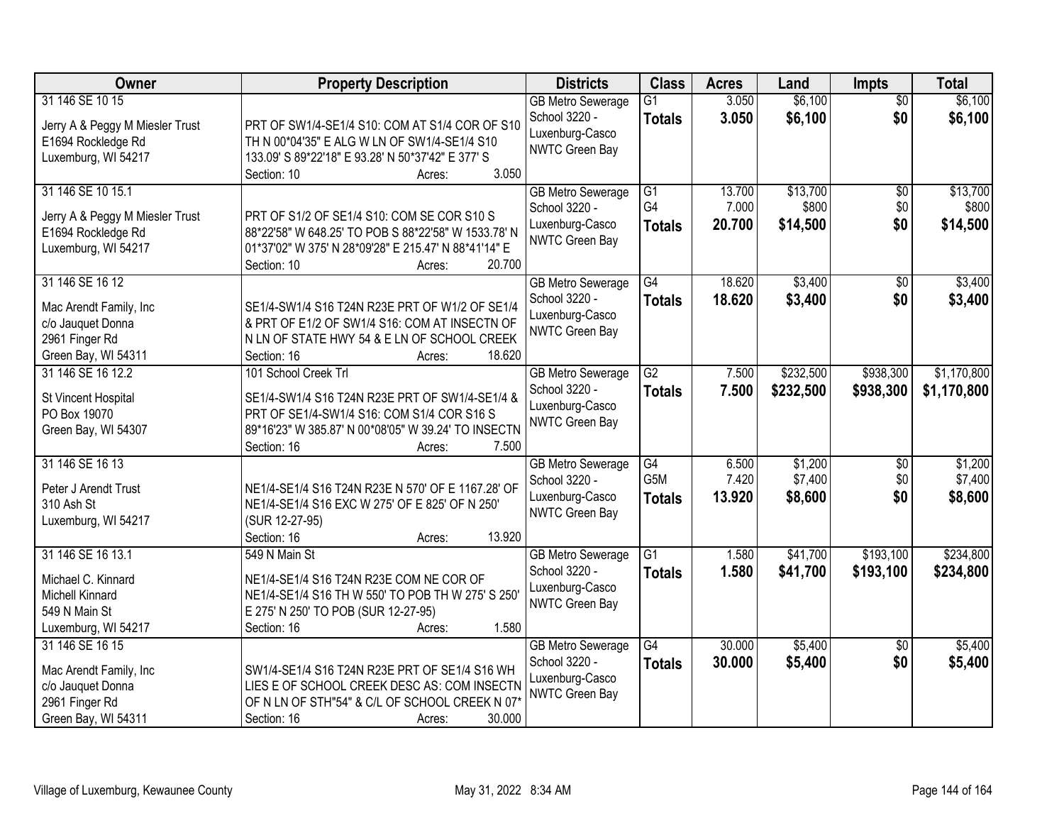| Owner | Property Description | Districts | Class | Acres | Land | Impts | Total |
|---|---|---|---|---|---|---|---|
| 31 146 SE 10 15<br><br>Jerry A & Peggy M Miesler Trust<br>E1694 Rockledge Rd<br>Luxemburg, WI 54217 | PRT OF SW1/4-SE1/4 S10: COM AT S1/4 COR OF S10 TH N 00*04'35" E ALG W LN OF SW1/4-SE1/4 S10 133.09' S 89*22'18" E 93.28' N 50*37'42" E 377' S<br>Section: 10 Acres: 3.050 | GB Metro Sewerage<br>School 3220 - Luxenburg-Casco<br>NWTC Green Bay | G1<br>**Totals** | 3.050<br>**3.050** | $6,100<br>**$6,100** | $0<br>**$0** | $6,100<br>**$6,100** |
| 31 146 SE 10 15.1<br><br>Jerry A & Peggy M Miesler Trust<br>E1694 Rockledge Rd<br>Luxemburg, WI 54217 | PRT OF S1/2 OF SE1/4 S10: COM SE COR S10 S 88*22'58" W 648.25' TO POB S 88*22'58" W 1533.78' N 01*37'02" W 375' N 28*09'28" E 215.47' N 88*41'14" E<br>Section: 10 Acres: 20.700 | GB Metro Sewerage<br>School 3220 - Luxenburg-Casco<br>NWTC Green Bay | G1<br>G4<br>**Totals** | 13.700<br>7.000<br>**20.700** | $13,700<br>$800<br>**$14,500** | $0<br>$0<br>**$0** | $13,700<br>$800<br>**$14,500** |
| 31 146 SE 16 12<br><br>Mac Arendt Family, Inc<br>c/o Jauquet Donna<br>2961 Finger Rd<br>Green Bay, WI 54311 | SE1/4-SW1/4 S16 T24N R23E PRT OF W1/2 OF SE1/4 & PRT OF E1/2 OF SW1/4 S16: COM AT INSECTN OF N LN OF STATE HWY 54 & E LN OF SCHOOL CREEK<br>Section: 16 Acres: 18.620 | GB Metro Sewerage<br>School 3220 - Luxenburg-Casco<br>NWTC Green Bay | G4<br>**Totals** | 18.620<br>**18.620** | $3,400<br>**$3,400** | $0<br>**$0** | $3,400<br>**$3,400** |
| 31 146 SE 16 12.2<br><br>St Vincent Hospital<br>PO Box 19070<br>Green Bay, WI 54307 | 101 School Creek Trl<br><br>SE1/4-SW1/4 S16 T24N R23E PRT OF SW1/4-SE1/4 & PRT OF SE1/4-SW1/4 S16: COM S1/4 COR S16 S 89*16'23" W 385.87' N 00*08'05" W 39.24' TO INSECTN<br>Section: 16 Acres: 7.500 | GB Metro Sewerage<br>School 3220 - Luxenburg-Casco<br>NWTC Green Bay | G2<br>**Totals** | 7.500<br>**7.500** | $232,500<br>**$232,500** | $938,300<br>**$938,300** | $1,170,800<br>**$1,170,800** |
| 31 146 SE 16 13<br><br>Peter J Arendt Trust<br>310 Ash St<br>Luxemburg, WI 54217 | NE1/4-SE1/4 S16 T24N R23E N 570' OF E 1167.28' OF NE1/4-SE1/4 S16 EXC W 275' OF E 825' OF N 250' (SUR 12-27-95)<br>Section: 16 Acres: 13.920 | GB Metro Sewerage<br>School 3220 - Luxenburg-Casco<br>NWTC Green Bay | G4<br>G5M<br>**Totals** | 6.500<br>7.420<br>**13.920** | $1,200<br>$7,400<br>**$8,600** | $0<br>$0<br>**$0** | $1,200<br>$7,400<br>**$8,600** |
| 31 146 SE 16 13.1<br><br>Michael C. Kinnard<br>Michell Kinnard<br>549 N Main St<br>Luxemburg, WI 54217 | 549 N Main St<br><br>NE1/4-SE1/4 S16 T24N R23E COM NE COR OF NE1/4-SE1/4 S16 TH W 550' TO POB TH W 275' S 250' E 275' N 250' TO POB (SUR 12-27-95)<br>Section: 16 Acres: 1.580 | GB Metro Sewerage<br>School 3220 - Luxenburg-Casco<br>NWTC Green Bay | G1<br>**Totals** | 1.580<br>**1.580** | $41,700<br>**$41,700** | $193,100<br>**$193,100** | $234,800<br>**$234,800** |
| 31 146 SE 16 15<br><br>Mac Arendt Family, Inc<br>c/o Jauquet Donna<br>2961 Finger Rd<br>Green Bay, WI 54311 | SW1/4-SE1/4 S16 T24N R23E PRT OF SE1/4 S16 WH LIES E OF SCHOOL CREEK DESC AS: COM INSECTN OF N LN OF STH"54" & C/L OF SCHOOL CREEK N 07*<br>Section: 16 Acres: 30.000 | GB Metro Sewerage<br>School 3220 - Luxenburg-Casco<br>NWTC Green Bay | G4<br>**Totals** | 30.000<br>**30.000** | $5,400<br>**$5,400** | $0<br>**$0** | $5,400<br>**$5,400** |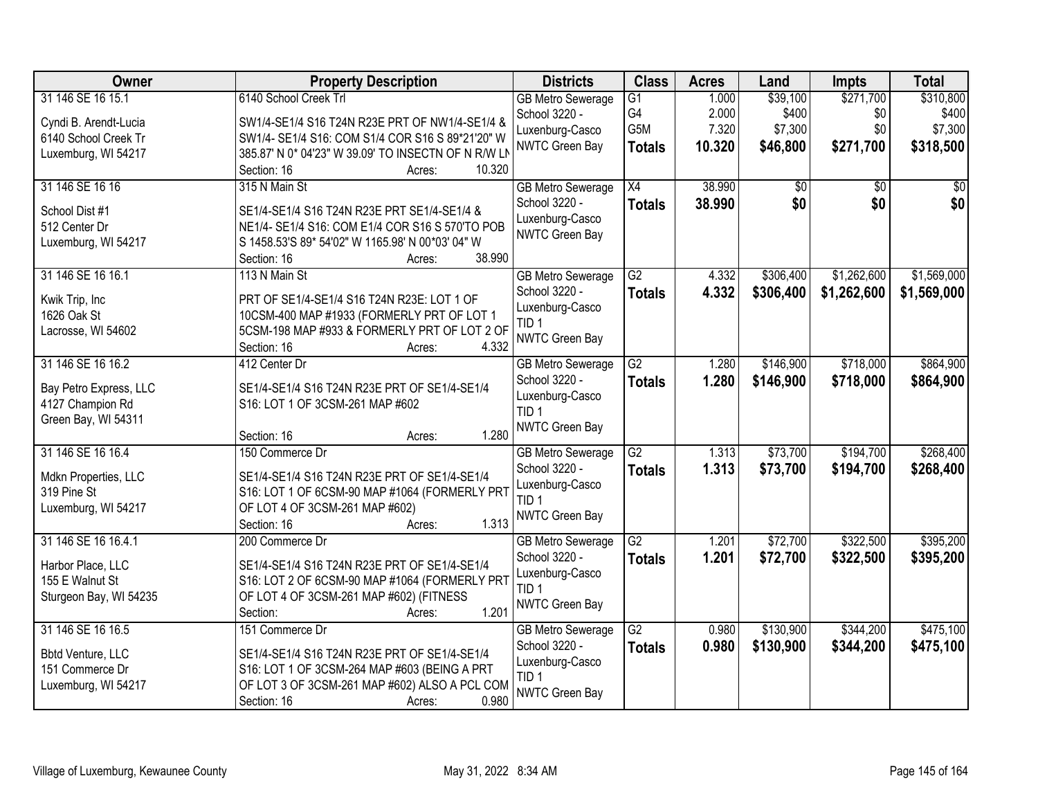| Owner | Property Description | Districts | Class | Acres | Land | Impts | Total |
|---|---|---|---|---|---|---|---|
| 31 146 SE 16 15.1<br><br>Cyndi B. Arendt-Lucia<br>6140 School Creek Tr<br>Luxemburg, WI 54217 | 6140 School Creek Trl<br><br>SW1/4-SE1/4 S16 T24N R23E PRT OF NW1/4-SE1/4 & SW1/4- SE1/4 S16: COM S1/4 COR S16 S 89*21'20" W 385.87' N 0* 04'23" W 39.09' TO INSECTN OF N R/W LN<br>Section: 16 Acres: 10.320 | GB Metro Sewerage<br>School 3220 - Luxenburg-Casco<br>NWTC Green Bay | G1<br>G4<br>G5M<br>**Totals** | 1.000<br>2.000<br>7.320<br>**10.320** | $39,100<br>$400<br>$7,300<br>**$46,800** | $271,700<br>$0<br>$0<br>**$271,700** | $310,800<br>$400<br>$7,300<br>**$318,500** |
| 31 146 SE 16 16<br><br>School Dist #1<br>512 Center Dr<br>Luxemburg, WI 54217 | 315 N Main St<br><br>SE1/4-SE1/4 S16 T24N R23E PRT SE1/4-SE1/4 & NE1/4- SE1/4 S16: COM E1/4 COR S16 S 570'TO POB S 1458.53'S 89* 54'02" W 1165.98' N 00*03' 04" W<br>Section: 16 Acres: 38.990 | GB Metro Sewerage<br>School 3220 - Luxenburg-Casco<br>NWTC Green Bay | X4<br>**Totals** | 38.990<br>**38.990** | $0<br>**$0** | $0<br>**$0** | $0<br>**$0** |
| 31 146 SE 16 16.1<br><br>Kwik Trip, Inc<br>1626 Oak St<br>Lacrosse, WI 54602 | 113 N Main St<br><br>PRT OF SE1/4-SE1/4 S16 T24N R23E: LOT 1 OF 10CSM-400 MAP #1933 (FORMERLY PRT OF LOT 1 5CSM-198 MAP #933 & FORMERLY PRT OF LOT 2 OF<br>Section: 16 Acres: 4.332 | GB Metro Sewerage<br>School 3220 - Luxenburg-Casco<br>TID 1<br>NWTC Green Bay | G2<br>**Totals** | 4.332<br>**4.332** | $306,400<br>**$306,400** | $1,262,600<br>**$1,262,600** | $1,569,000<br>**$1,569,000** |
| 31 146 SE 16 16.2<br><br>Bay Petro Express, LLC<br>4127 Champion Rd<br>Green Bay, WI 54311 | 412 Center Dr<br><br>SE1/4-SE1/4 S16 T24N R23E PRT OF SE1/4-SE1/4 S16: LOT 1 OF 3CSM-261 MAP #602<br><br>Section: 16 Acres: 1.280 | GB Metro Sewerage<br>School 3220 - Luxenburg-Casco<br>TID 1<br>NWTC Green Bay | G2<br>**Totals** | 1.280<br>**1.280** | $146,900<br>**$146,900** | $718,000<br>**$718,000** | $864,900<br>**$864,900** |
| 31 146 SE 16 16.4<br><br>Mdkn Properties, LLC<br>319 Pine St<br>Luxemburg, WI 54217 | 150 Commerce Dr<br><br>SE1/4-SE1/4 S16 T24N R23E PRT OF SE1/4-SE1/4 S16: LOT 1 OF 6CSM-90 MAP #1064 (FORMERLY PRT OF LOT 4 OF 3CSM-261 MAP #602)<br>Section: 16 Acres: 1.313 | GB Metro Sewerage<br>School 3220 - Luxenburg-Casco<br>TID 1<br>NWTC Green Bay | G2<br>**Totals** | 1.313<br>**1.313** | $73,700<br>**$73,700** | $194,700<br>**$194,700** | $268,400<br>**$268,400** |
| 31 146 SE 16 16.4.1<br><br>Harbor Place, LLC<br>155 E Walnut St<br>Sturgeon Bay, WI 54235 | 200 Commerce Dr<br><br>SE1/4-SE1/4 S16 T24N R23E PRT OF SE1/4-SE1/4 S16: LOT 2 OF 6CSM-90 MAP #1064 (FORMERLY PRT OF LOT 4 OF 3CSM-261 MAP #602) (FITNESS<br>Section: Acres: 1.201 | GB Metro Sewerage<br>School 3220 - Luxenburg-Casco<br>TID 1<br>NWTC Green Bay | G2<br>**Totals** | 1.201<br>**1.201** | $72,700<br>**$72,700** | $322,500<br>**$322,500** | $395,200<br>**$395,200** |
| 31 146 SE 16 16.5<br><br>Bbtd Venture, LLC<br>151 Commerce Dr<br>Luxemburg, WI 54217 | 151 Commerce Dr<br><br>SE1/4-SE1/4 S16 T24N R23E PRT OF SE1/4-SE1/4 S16: LOT 1 OF 3CSM-264 MAP #603 (BEING A PRT OF LOT 3 OF 3CSM-261 MAP #602) ALSO A PCL COM<br>Section: 16 Acres: 0.980 | GB Metro Sewerage<br>School 3220 - Luxenburg-Casco<br>TID 1<br>NWTC Green Bay | G2<br>**Totals** | 0.980<br>**0.980** | $130,900<br>**$130,900** | $344,200<br>**$344,200** | $475,100<br>**$475,100** |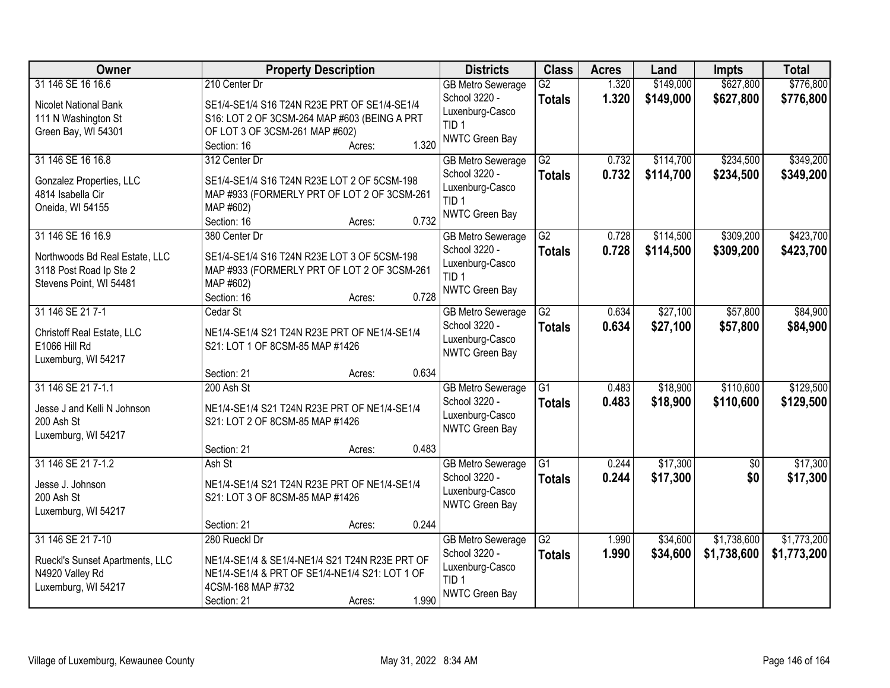| Owner | Property Description | Districts | Class | Acres | Land | Impts | Total |
|---|---|---|---|---|---|---|---|
| 31 146 SE 16 16.6<br><br>Nicolet National Bank<br>111 N Washington St<br>Green Bay, WI 54301 | 210 Center Dr<br><br>SE1/4-SE1/4 S16 T24N R23E PRT OF SE1/4-SE1/4 S16: LOT 2 OF 3CSM-264 MAP #603 (BEING A PRT OF LOT 3 OF 3CSM-261 MAP #602)<br>Section: 16 Acres: 1.320 | GB Metro Sewerage<br>School 3220 - Luxenburg-Casco<br>TID 1<br>NWTC Green Bay | G2<br>**Totals** | 1.320<br>**1.320** | $149,000<br>**$149,000** | $627,800<br>**$627,800** | $776,800<br>**$776,800** |
| 31 146 SE 16 16.8<br><br>Gonzalez Properties, LLC<br>4814 Isabella Cir<br>Oneida, WI 54155 | 312 Center Dr<br><br>SE1/4-SE1/4 S16 T24N R23E LOT 2 OF 5CSM-198 MAP #933 (FORMERLY PRT OF LOT 2 OF 3CSM-261 MAP #602)<br>Section: 16 Acres: 0.732 | GB Metro Sewerage<br>School 3220 - Luxenburg-Casco<br>TID 1<br>NWTC Green Bay | G2<br>**Totals** | 0.732<br>**0.732** | $114,700<br>**$114,700** | $234,500<br>**$234,500** | $349,200<br>**$349,200** |
| 31 146 SE 16 16.9<br><br>Northwoods Bd Real Estate, LLC<br>3118 Post Road Ip Ste 2<br>Stevens Point, WI 54481 | 380 Center Dr<br><br>SE1/4-SE1/4 S16 T24N R23E LOT 3 OF 5CSM-198 MAP #933 (FORMERLY PRT OF LOT 2 OF 3CSM-261 MAP #602)<br>Section: 16 Acres: 0.728 | GB Metro Sewerage<br>School 3220 - Luxenburg-Casco<br>TID 1<br>NWTC Green Bay | G2<br>**Totals** | 0.728<br>**0.728** | $114,500<br>**$114,500** | $309,200<br>**$309,200** | $423,700<br>**$423,700** |
| 31 146 SE 21 7-1<br><br>Christoff Real Estate, LLC<br>E1066 Hill Rd<br>Luxemburg, WI 54217 | Cedar St<br><br>NE1/4-SE1/4 S21 T24N R23E PRT OF NE1/4-SE1/4 S21: LOT 1 OF 8CSM-85 MAP #1426<br>Section: 21 Acres: 0.634 | GB Metro Sewerage<br>School 3220 - Luxenburg-Casco<br>NWTC Green Bay | G2<br>**Totals** | 0.634<br>**0.634** | $27,100<br>**$27,100** | $57,800<br>**$57,800** | $84,900<br>**$84,900** |
| 31 146 SE 21 7-1.1<br><br>Jesse J and Kelli N Johnson<br>200 Ash St<br>Luxemburg, WI 54217 | 200 Ash St<br><br>NE1/4-SE1/4 S21 T24N R23E PRT OF NE1/4-SE1/4 S21: LOT 2 OF 8CSM-85 MAP #1426<br>Section: 21 Acres: 0.483 | GB Metro Sewerage<br>School 3220 - Luxenburg-Casco<br>NWTC Green Bay | G1<br>**Totals** | 0.483<br>**0.483** | $18,900<br>**$18,900** | $110,600<br>**$110,600** | $129,500<br>**$129,500** |
| 31 146 SE 21 7-1.2<br><br>Jesse J. Johnson<br>200 Ash St<br>Luxemburg, WI 54217 | Ash St<br><br>NE1/4-SE1/4 S21 T24N R23E PRT OF NE1/4-SE1/4 S21: LOT 3 OF 8CSM-85 MAP #1426<br>Section: 21 Acres: 0.244 | GB Metro Sewerage<br>School 3220 - Luxenburg-Casco<br>NWTC Green Bay | G1<br>**Totals** | 0.244<br>**0.244** | $17,300<br>**$17,300** | $0<br>**$0** | $17,300<br>**$17,300** |
| 31 146 SE 21 7-10<br><br>Rueckl's Sunset Apartments, LLC<br>N4920 Valley Rd<br>Luxemburg, WI 54217 | 280 Rueckl Dr<br><br>NE1/4-SE1/4 & SE1/4-NE1/4 S21 T24N R23E PRT OF NE1/4-SE1/4 & PRT OF SE1/4-NE1/4 S21: LOT 1 OF 4CSM-168 MAP #732<br>Section: 21 Acres: 1.990 | GB Metro Sewerage<br>School 3220 - Luxenburg-Casco<br>TID 1<br>NWTC Green Bay | G2<br>**Totals** | 1.990<br>**1.990** | $34,600<br>**$34,600** | $1,738,600<br>**$1,738,600** | $1,773,200<br>**$1,773,200** |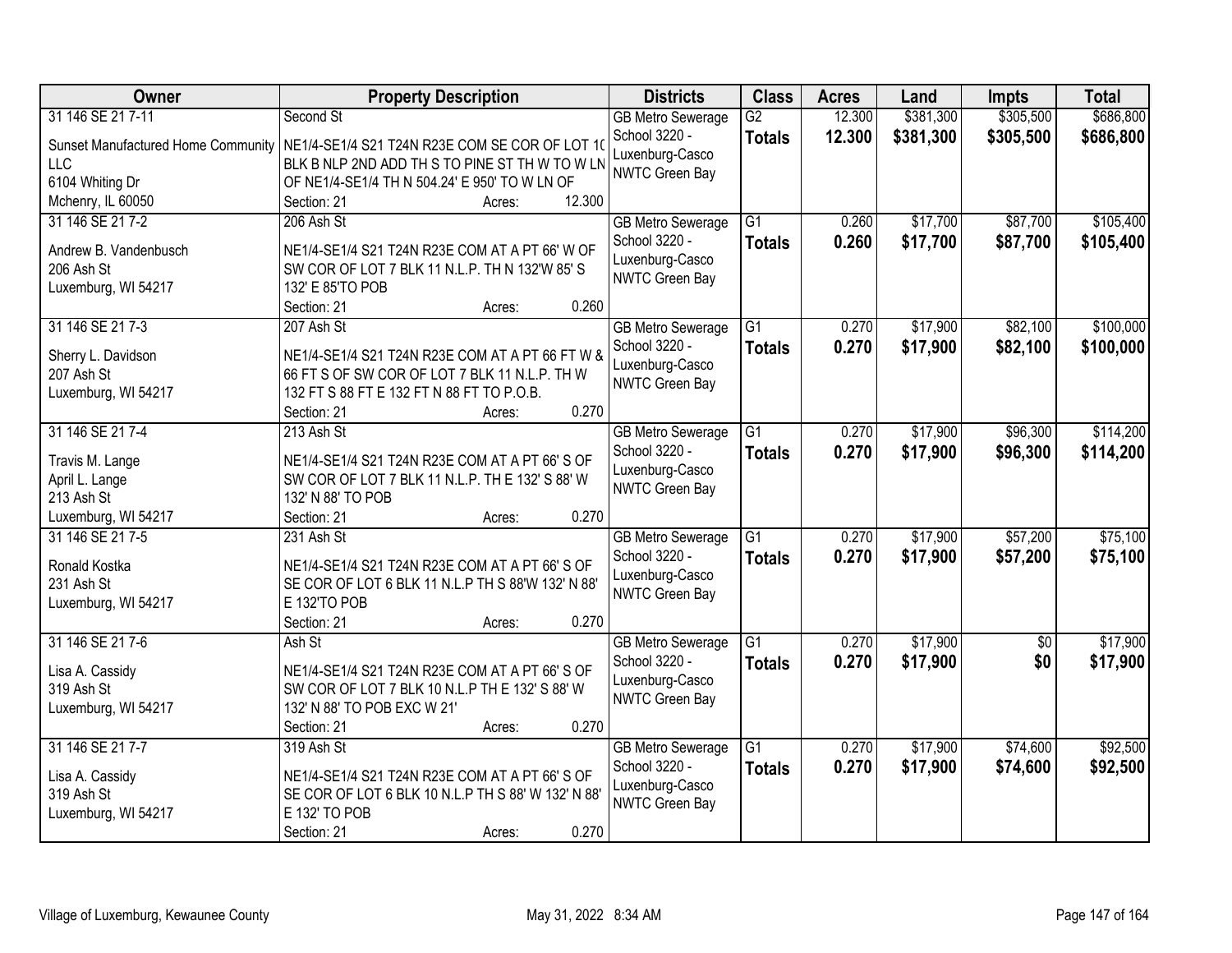| Owner | Property Description | Districts | Class | Acres | Land | Impts | Total |
|---|---|---|---|---|---|---|---|
| 31 146 SE 21 7-11<br>Sunset Manufactured Home Community LLC<br>6104 Whiting Dr<br>Mchenry, IL 60050 | Second St<br>NE1/4-SE1/4 S21 T24N R23E COM SE COR OF LOT 10 BLK B NLP 2ND ADD TH S TO PINE ST TH W TO W LN OF NE1/4-SE1/4 TH N 504.24' E 950' TO W LN OF<br>Section: 21 Acres: 12.300 | GB Metro Sewerage<br>School 3220 - Luxenburg-Casco<br>NWTC Green Bay | G2<br>**Totals** | 12.300<br>**12.300** | $381,300<br>**$381,300** | $305,500<br>**$305,500** | $686,800<br>**$686,800** |
| 31 146 SE 21 7-2<br>Andrew B. Vandenbusch<br>206 Ash St<br>Luxemburg, WI 54217 | 206 Ash St<br>NE1/4-SE1/4 S21 T24N R23E COM AT A PT 66' W OF SW COR OF LOT 7 BLK 11 N.L.P. TH N 132'W 85' S 132' E 85'TO POB<br>Section: 21 Acres: 0.260 | GB Metro Sewerage<br>School 3220 - Luxenburg-Casco<br>NWTC Green Bay | G1<br>**Totals** | 0.260<br>**0.260** | $17,700<br>**$17,700** | $87,700<br>**$87,700** | $105,400<br>**$105,400** |
| 31 146 SE 21 7-3<br>Sherry L. Davidson<br>207 Ash St<br>Luxemburg, WI 54217 | 207 Ash St<br>NE1/4-SE1/4 S21 T24N R23E COM AT A PT 66 FT W & 66 FT S OF SW COR OF LOT 7 BLK 11 N.L.P. TH W 132 FT S 88 FT E 132 FT N 88 FT TO P.O.B.<br>Section: 21 Acres: 0.270 | GB Metro Sewerage<br>School 3220 - Luxenburg-Casco<br>NWTC Green Bay | G1<br>**Totals** | 0.270<br>**0.270** | $17,900<br>**$17,900** | $82,100<br>**$82,100** | $100,000<br>**$100,000** |
| 31 146 SE 21 7-4<br>Travis M. Lange<br>April L. Lange<br>213 Ash St<br>Luxemburg, WI 54217 | 213 Ash St<br>NE1/4-SE1/4 S21 T24N R23E COM AT A PT 66' S OF SW COR OF LOT 7 BLK 11 N.L.P. TH E 132' S 88' W 132' N 88' TO POB<br>Section: 21 Acres: 0.270 | GB Metro Sewerage<br>School 3220 - Luxenburg-Casco<br>NWTC Green Bay | G1<br>**Totals** | 0.270<br>**0.270** | $17,900<br>**$17,900** | $96,300<br>**$96,300** | $114,200<br>**$114,200** |
| 31 146 SE 21 7-5<br>Ronald Kostka<br>231 Ash St<br>Luxemburg, WI 54217 | 231 Ash St<br>NE1/4-SE1/4 S21 T24N R23E COM AT A PT 66' S OF SE COR OF LOT 6 BLK 11 N.L.P TH S 88'W 132' N 88' E 132'TO POB<br>Section: 21 Acres: 0.270 | GB Metro Sewerage<br>School 3220 - Luxenburg-Casco<br>NWTC Green Bay | G1<br>**Totals** | 0.270<br>**0.270** | $17,900<br>**$17,900** | $57,200<br>**$57,200** | $75,100<br>**$75,100** |
| 31 146 SE 21 7-6<br>Lisa A. Cassidy<br>319 Ash St<br>Luxemburg, WI 54217 | Ash St<br>NE1/4-SE1/4 S21 T24N R23E COM AT A PT 66' S OF SW COR OF LOT 7 BLK 10 N.L.P TH E 132' S 88' W 132' N 88' TO POB EXC W 21'<br>Section: 21 Acres: 0.270 | GB Metro Sewerage<br>School 3220 - Luxenburg-Casco<br>NWTC Green Bay | G1<br>**Totals** | 0.270<br>**0.270** | $17,900<br>**$17,900** | $0<br>**$0** | $17,900<br>**$17,900** |
| 31 146 SE 21 7-7<br>Lisa A. Cassidy<br>319 Ash St<br>Luxemburg, WI 54217 | 319 Ash St<br>NE1/4-SE1/4 S21 T24N R23E COM AT A PT 66' S OF SE COR OF LOT 6 BLK 10 N.L.P TH S 88' W 132' N 88' E 132' TO POB<br>Section: 21 Acres: 0.270 | GB Metro Sewerage<br>School 3220 - Luxenburg-Casco<br>NWTC Green Bay | G1<br>**Totals** | 0.270<br>**0.270** | $17,900<br>**$17,900** | $74,600<br>**$74,600** | $92,500<br>**$92,500** |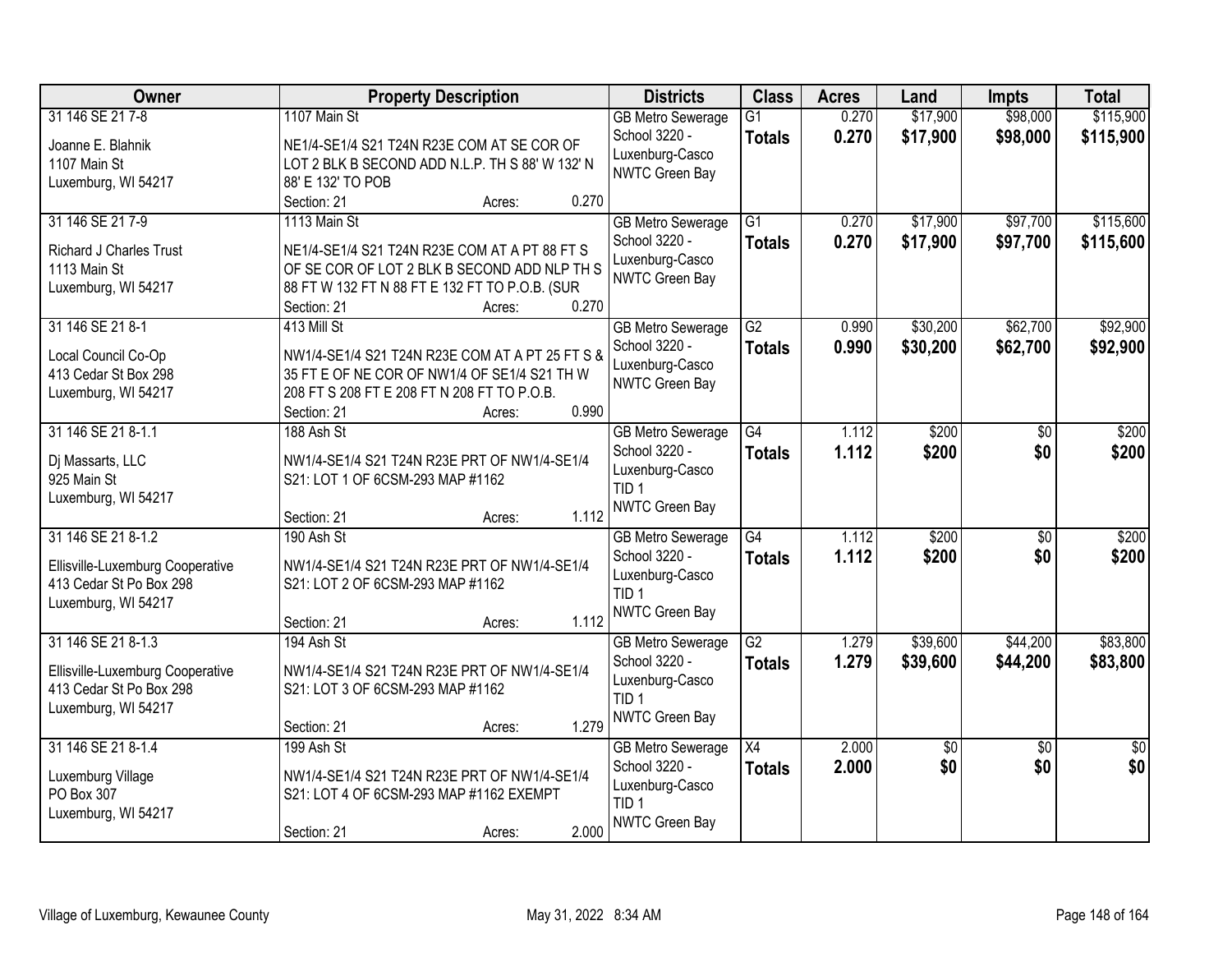| Owner | Property Description | Districts | Class | Acres | Land | Impts | Total |
|---|---|---|---|---|---|---|---|
| 31 146 SE 21 7-8<br>Joanne E. Blahnik<br>1107 Main St<br>Luxemburg, WI 54217 | 1107 Main St<br>NE1/4-SE1/4 S21 T24N R23E COM AT SE COR OF LOT 2 BLK B SECOND ADD N.L.P. TH S 88' W 132' N 88' E 132' TO POB<br>Section: 21 Acres: 0.270 | GB Metro Sewerage<br>School 3220 - Luxenburg-Casco<br>NWTC Green Bay | G1<br>**Totals** | 0.270<br>**0.270** | $17,900<br>**$17,900** | $98,000<br>**$98,000** | $115,900<br>**$115,900** |
| 31 146 SE 21 7-9<br>Richard J Charles Trust<br>1113 Main St<br>Luxemburg, WI 54217 | 1113 Main St<br>NE1/4-SE1/4 S21 T24N R23E COM AT A PT 88 FT S OF SE COR OF LOT 2 BLK B SECOND ADD NLP TH S 88 FT W 132 FT N 88 FT E 132 FT TO P.O.B. (SUR<br>Section: 21 Acres: 0.270 | GB Metro Sewerage<br>School 3220 - Luxenburg-Casco<br>NWTC Green Bay | G1<br>**Totals** | 0.270<br>**0.270** | $17,900<br>**$17,900** | $97,700<br>**$97,700** | $115,600<br>**$115,600** |
| 31 146 SE 21 8-1<br>Local Council Co-Op<br>413 Cedar St Box 298<br>Luxemburg, WI 54217 | 413 Mill St<br>NW1/4-SE1/4 S21 T24N R23E COM AT A PT 25 FT S & 35 FT E OF NE COR OF NW1/4 OF SE1/4 S21 TH W 208 FT S 208 FT E 208 FT N 208 FT TO P.O.B.<br>Section: 21 Acres: 0.990 | GB Metro Sewerage<br>School 3220 - Luxenburg-Casco<br>NWTC Green Bay | G2<br>**Totals** | 0.990<br>**0.990** | $30,200<br>**$30,200** | $62,700<br>**$62,700** | $92,900<br>**$92,900** |
| 31 146 SE 21 8-1.1<br>Dj Massarts, LLC<br>925 Main St<br>Luxemburg, WI 54217 | 188 Ash St<br>NW1/4-SE1/4 S21 T24N R23E PRT OF NW1/4-SE1/4 S21: LOT 1 OF 6CSM-293 MAP #1162<br>Section: 21 Acres: 1.112 | GB Metro Sewerage<br>School 3220 - Luxenburg-Casco<br>TID 1<br>NWTC Green Bay | G4<br>**Totals** | 1.112<br>**1.112** | $200<br>**$200** | $0<br>**$0** | $200<br>**$200** |
| 31 146 SE 21 8-1.2<br>Ellisville-Luxemburg Cooperative<br>413 Cedar St Po Box 298<br>Luxemburg, WI 54217 | 190 Ash St<br>NW1/4-SE1/4 S21 T24N R23E PRT OF NW1/4-SE1/4 S21: LOT 2 OF 6CSM-293 MAP #1162<br>Section: 21 Acres: 1.112 | GB Metro Sewerage<br>School 3220 - Luxenburg-Casco<br>TID 1<br>NWTC Green Bay | G4<br>**Totals** | 1.112<br>**1.112** | $200<br>**$200** | $0<br>**$0** | $200<br>**$200** |
| 31 146 SE 21 8-1.3<br>Ellisville-Luxemburg Cooperative<br>413 Cedar St Po Box 298<br>Luxemburg, WI 54217 | 194 Ash St<br>NW1/4-SE1/4 S21 T24N R23E PRT OF NW1/4-SE1/4 S21: LOT 3 OF 6CSM-293 MAP #1162<br>Section: 21 Acres: 1.279 | GB Metro Sewerage<br>School 3220 - Luxenburg-Casco<br>TID 1<br>NWTC Green Bay | G2<br>**Totals** | 1.279<br>**1.279** | $39,600<br>**$39,600** | $44,200<br>**$44,200** | $83,800<br>**$83,800** |
| 31 146 SE 21 8-1.4<br>Luxemburg Village<br>PO Box 307<br>Luxemburg, WI 54217 | 199 Ash St<br>NW1/4-SE1/4 S21 T24N R23E PRT OF NW1/4-SE1/4 S21: LOT 4 OF 6CSM-293 MAP #1162 EXEMPT<br>Section: 21 Acres: 2.000 | GB Metro Sewerage<br>School 3220 - Luxenburg-Casco<br>TID 1<br>NWTC Green Bay | X4<br>**Totals** | 2.000<br>**2.000** | $0<br>**$0** | $0<br>**$0** | $0<br>**$0** |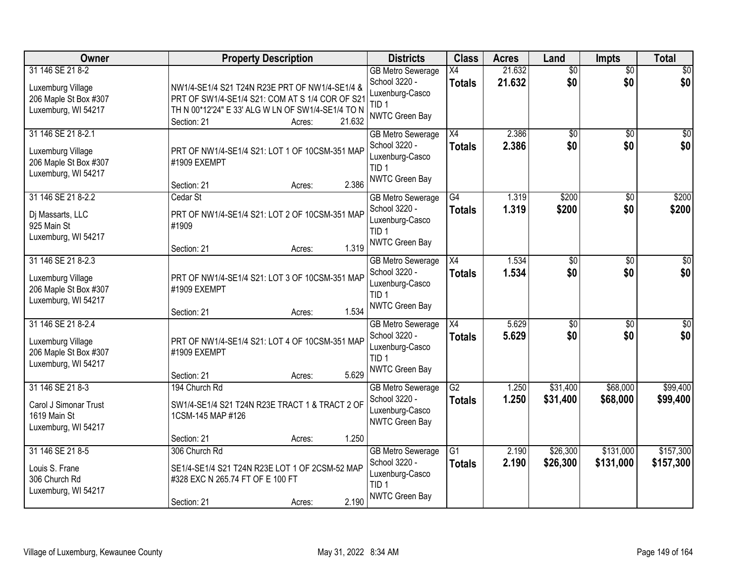| Owner | Property Description | Districts | Class | Acres | Land | Impts | Total |
|---|---|---|---|---|---|---|---|
| 31 146 SE 21 8-2<br>Luxemburg Village<br>206 Maple St Box #307<br>Luxemburg, WI 54217 | NW1/4-SE1/4 S21 T24N R23E PRT OF NW1/4-SE1/4 & PRT OF SW1/4-SE1/4 S21: COM AT S 1/4 COR OF S21 TH N 00*12'24" E 33' ALG W LN OF SW1/4-SE1/4 TO N<br>Section: 21 Acres: 21.632 | GB Metro Sewerage<br>School 3220 - Luxenburg-Casco<br>TID 1<br>NWTC Green Bay | X4<br>**Totals** | 21.632<br>**21.632** | $0<br>**$0** | $0<br>**$0** | $0<br>**$0** |
| 31 146 SE 21 8-2.1<br>Luxemburg Village<br>206 Maple St Box #307<br>Luxemburg, WI 54217 | PRT OF NW1/4-SE1/4 S21: LOT 1 OF 10CSM-351 MAP #1909 EXEMPT<br>Section: 21 Acres: 2.386 | GB Metro Sewerage<br>School 3220 - Luxenburg-Casco<br>TID 1<br>NWTC Green Bay | X4<br>**Totals** | 2.386<br>**2.386** | $0<br>**$0** | $0<br>**$0** | $0<br>**$0** |
| 31 146 SE 21 8-2.2<br>Dj Massarts, LLC<br>925 Main St<br>Luxemburg, WI 54217 | Cedar St<br>PRT OF NW1/4-SE1/4 S21: LOT 2 OF 10CSM-351 MAP #1909<br>Section: 21 Acres: 1.319 | GB Metro Sewerage<br>School 3220 - Luxenburg-Casco<br>TID 1<br>NWTC Green Bay | G4<br>**Totals** | 1.319<br>**1.319** | $200<br>**$200** | $0<br>**$0** | $200<br>**$200** |
| 31 146 SE 21 8-2.3<br>Luxemburg Village<br>206 Maple St Box #307<br>Luxemburg, WI 54217 | PRT OF NW1/4-SE1/4 S21: LOT 3 OF 10CSM-351 MAP #1909 EXEMPT<br>Section: 21 Acres: 1.534 | GB Metro Sewerage<br>School 3220 - Luxenburg-Casco<br>TID 1<br>NWTC Green Bay | X4<br>**Totals** | 1.534<br>**1.534** | $0<br>**$0** | $0<br>**$0** | $0<br>**$0** |
| 31 146 SE 21 8-2.4<br>Luxemburg Village<br>206 Maple St Box #307<br>Luxemburg, WI 54217 | PRT OF NW1/4-SE1/4 S21: LOT 4 OF 10CSM-351 MAP #1909 EXEMPT<br>Section: 21 Acres: 5.629 | GB Metro Sewerage<br>School 3220 - Luxenburg-Casco<br>TID 1<br>NWTC Green Bay | X4<br>**Totals** | 5.629<br>**5.629** | $0<br>**$0** | $0<br>**$0** | $0<br>**$0** |
| 31 146 SE 21 8-3<br>Carol J Simonar Trust<br>1619 Main St<br>Luxemburg, WI 54217 | 194 Church Rd<br>SW1/4-SE1/4 S21 T24N R23E TRACT 1 & TRACT 2 OF 1CSM-145 MAP #126<br>Section: 21 Acres: 1.250 | GB Metro Sewerage<br>School 3220 - Luxenburg-Casco<br>NWTC Green Bay | G2<br>**Totals** | 1.250<br>**1.250** | $31,400<br>**$31,400** | $68,000<br>**$68,000** | $99,400<br>**$99,400** |
| 31 146 SE 21 8-5<br>Louis S. Frane<br>306 Church Rd<br>Luxemburg, WI 54217 | 306 Church Rd<br>SE1/4-SE1/4 S21 T24N R23E LOT 1 OF 2CSM-52 MAP #328 EXC N 265.74 FT OF E 100 FT<br>Section: 21 Acres: 2.190 | GB Metro Sewerage<br>School 3220 - Luxenburg-Casco<br>TID 1<br>NWTC Green Bay | G1<br>**Totals** | 2.190<br>**2.190** | $26,300<br>**$26,300** | $131,000<br>**$131,000** | $157,300<br>**$157,300** |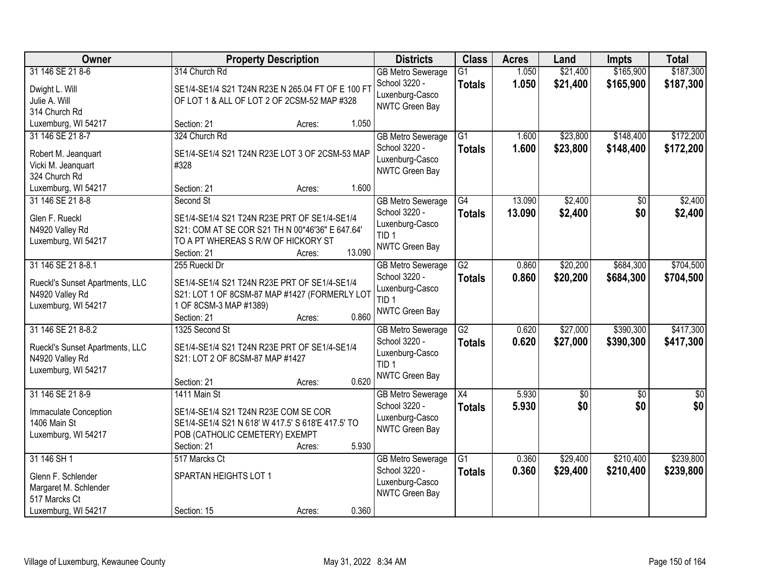| Owner | Property Description | Districts | Class | Acres | Land | Impts | Total |
|---|---|---|---|---|---|---|---|
| 31 146 SE 21 8-6<br><br>Dwight L. Will<br>Julie A. Will<br>314 Church Rd<br>Luxemburg, WI 54217 | 314 Church Rd<br><br>SE1/4-SE1/4 S21 T24N R23E N 265.04 FT OF E 100 FT OF LOT 1 & ALL OF LOT 2 OF 2CSM-52 MAP #328<br><br>Section: 21 Acres: 1.050 | GB Metro Sewerage<br>School 3220 - Luxenburg-Casco<br>NWTC Green Bay | G1<br>**Totals** | 1.050<br>**1.050** | $21,400<br>**$21,400** | $165,900<br>**$165,900** | $187,300<br>**$187,300** |
| 31 146 SE 21 8-7<br><br>Robert M. Jeanquart<br>Vicki M. Jeanquart<br>324 Church Rd<br>Luxemburg, WI 54217 | 324 Church Rd<br><br>SE1/4-SE1/4 S21 T24N R23E LOT 3 OF 2CSM-53 MAP #328<br><br>Section: 21 Acres: 1.600 | GB Metro Sewerage<br>School 3220 - Luxenburg-Casco<br>NWTC Green Bay | G1<br>**Totals** | 1.600<br>**1.600** | $23,800<br>**$23,800** | $148,400<br>**$148,400** | $172,200<br>**$172,200** |
| 31 146 SE 21 8-8<br><br>Glen F. Rueckl<br>N4920 Valley Rd<br>Luxemburg, WI 54217 | Second St<br><br>SE1/4-SE1/4 S21 T24N R23E PRT OF SE1/4-SE1/4 S21: COM AT SE COR S21 TH N 00*46'36" E 647.64' TO A PT WHEREAS S R/W OF HICKORY ST<br>Section: 21 Acres: 13.090 | GB Metro Sewerage<br>School 3220 - Luxenburg-Casco<br>TID 1<br>NWTC Green Bay | G4<br>**Totals** | 13.090<br>**13.090** | $2,400<br>**$2,400** | $0<br>**$0** | $2,400<br>**$2,400** |
| 31 146 SE 21 8-8.1<br><br>Rueckl's Sunset Apartments, LLC<br>N4920 Valley Rd<br>Luxemburg, WI 54217 | 255 Rueckl Dr<br><br>SE1/4-SE1/4 S21 T24N R23E PRT OF SE1/4-SE1/4 S21: LOT 1 OF 8CSM-87 MAP #1427 (FORMERLY LOT 1 OF 8CSM-3 MAP #1389)<br>Section: 21 Acres: 0.860 | GB Metro Sewerage<br>School 3220 - Luxenburg-Casco<br>TID 1<br>NWTC Green Bay | G2<br>**Totals** | 0.860<br>**0.860** | $20,200<br>**$20,200** | $684,300<br>**$684,300** | $704,500<br>**$704,500** |
| 31 146 SE 21 8-8.2<br><br>Rueckl's Sunset Apartments, LLC<br>N4920 Valley Rd<br>Luxemburg, WI 54217 | 1325 Second St<br><br>SE1/4-SE1/4 S21 T24N R23E PRT OF SE1/4-SE1/4 S21: LOT 2 OF 8CSM-87 MAP #1427<br><br>Section: 21 Acres: 0.620 | GB Metro Sewerage<br>School 3220 - Luxenburg-Casco<br>TID 1<br>NWTC Green Bay | G2<br>**Totals** | 0.620<br>**0.620** | $27,000<br>**$27,000** | $390,300<br>**$390,300** | $417,300<br>**$417,300** |
| 31 146 SE 21 8-9<br><br>Immaculate Conception<br>1406 Main St<br>Luxemburg, WI 54217 | 1411 Main St<br><br>SE1/4-SE1/4 S21 T24N R23E COM SE COR SE1/4-SE1/4 S21 N 618' W 417.5' S 618'E 417.5' TO POB (CATHOLIC CEMETERY) EXEMPT<br>Section: 21 Acres: 5.930 | GB Metro Sewerage<br>School 3220 - Luxenburg-Casco<br>NWTC Green Bay | X4<br>**Totals** | 5.930<br>**5.930** | $0<br>**$0** | $0<br>**$0** | $0<br>**$0** |
| 31 146 SH 1<br><br>Glenn F. Schlender<br>Margaret M. Schlender<br>517 Marcks Ct<br>Luxemburg, WI 54217 | 517 Marcks Ct<br><br>SPARTAN HEIGHTS LOT 1<br><br>Section: 15 Acres: 0.360 | GB Metro Sewerage<br>School 3220 - Luxenburg-Casco<br>NWTC Green Bay | G1<br>**Totals** | 0.360<br>**0.360** | $29,400<br>**$29,400** | $210,400<br>**$210,400** | $239,800<br>**$239,800** |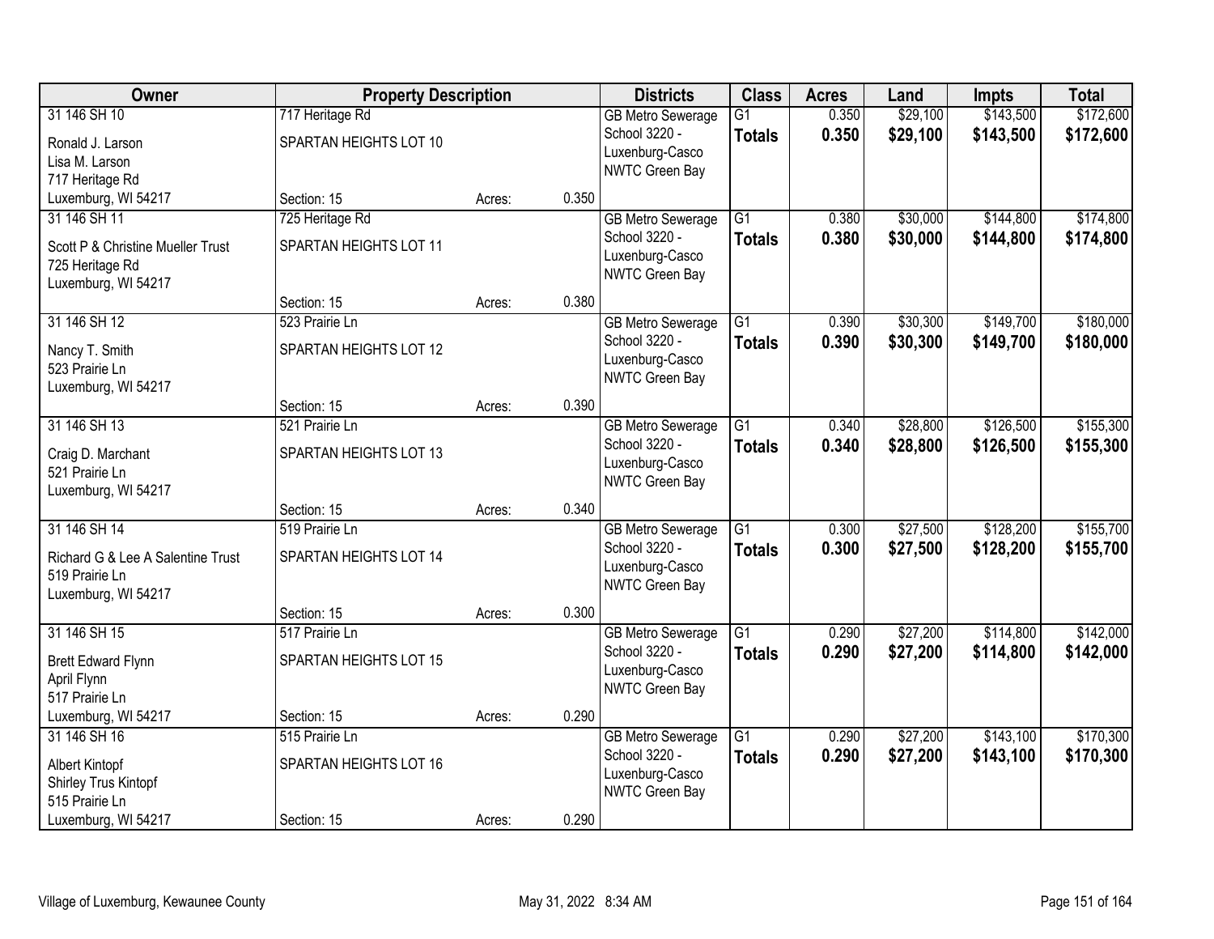| Owner | Property Description | | | Districts | Class | Acres | Land | Impts | Total |
|---|---|---|---|---|---|---|---|---|---|
| 31 146 SH 10<br>Ronald J. Larson<br>Lisa M. Larson<br>717 Heritage Rd<br>Luxemburg, WI 54217 | 717 Heritage Rd<br>SPARTAN HEIGHTS LOT 10<br>Section: 15 | Acres: | 0.350 | GB Metro Sewerage<br>School 3220 - Luxenburg-Casco<br>NWTC Green Bay | G1<br>**Totals** | 0.350<br>**0.350** | $29,100<br>**$29,100** | $143,500<br>**$143,500** | $172,600<br>**$172,600** |
| 31 146 SH 11<br>Scott P & Christine Mueller Trust<br>725 Heritage Rd<br>Luxemburg, WI 54217 | 725 Heritage Rd<br>SPARTAN HEIGHTS LOT 11<br>Section: 15 | Acres: | 0.380 | GB Metro Sewerage<br>School 3220 - Luxenburg-Casco<br>NWTC Green Bay | G1<br>**Totals** | 0.380<br>**0.380** | $30,000<br>**$30,000** | $144,800<br>**$144,800** | $174,800<br>**$174,800** |
| 31 146 SH 12<br>Nancy T. Smith<br>523 Prairie Ln<br>Luxemburg, WI 54217 | 523 Prairie Ln<br>SPARTAN HEIGHTS LOT 12<br>Section: 15 | Acres: | 0.390 | GB Metro Sewerage<br>School 3220 - Luxenburg-Casco<br>NWTC Green Bay | G1<br>**Totals** | 0.390<br>**0.390** | $30,300<br>**$30,300** | $149,700<br>**$149,700** | $180,000<br>**$180,000** |
| 31 146 SH 13<br>Craig D. Marchant<br>521 Prairie Ln<br>Luxemburg, WI 54217 | 521 Prairie Ln<br>SPARTAN HEIGHTS LOT 13<br>Section: 15 | Acres: | 0.340 | GB Metro Sewerage<br>School 3220 - Luxenburg-Casco<br>NWTC Green Bay | G1<br>**Totals** | 0.340<br>**0.340** | $28,800<br>**$28,800** | $126,500<br>**$126,500** | $155,300<br>**$155,300** |
| 31 146 SH 14<br>Richard G & Lee A Salentine Trust<br>519 Prairie Ln<br>Luxemburg, WI 54217 | 519 Prairie Ln<br>SPARTAN HEIGHTS LOT 14<br>Section: 15 | Acres: | 0.300 | GB Metro Sewerage<br>School 3220 - Luxenburg-Casco<br>NWTC Green Bay | G1<br>**Totals** | 0.300<br>**0.300** | $27,500<br>**$27,500** | $128,200<br>**$128,200** | $155,700<br>**$155,700** |
| 31 146 SH 15<br>Brett Edward Flynn<br>April Flynn<br>517 Prairie Ln<br>Luxemburg, WI 54217 | 517 Prairie Ln<br>SPARTAN HEIGHTS LOT 15<br>Section: 15 | Acres: | 0.290 | GB Metro Sewerage<br>School 3220 - Luxenburg-Casco<br>NWTC Green Bay | G1<br>**Totals** | 0.290<br>**0.290** | $27,200<br>**$27,200** | $114,800<br>**$114,800** | $142,000<br>**$142,000** |
| 31 146 SH 16<br>Albert Kintopf<br>Shirley Trus Kintopf<br>515 Prairie Ln<br>Luxemburg, WI 54217 | 515 Prairie Ln<br>SPARTAN HEIGHTS LOT 16<br>Section: 15 | Acres: | 0.290 | GB Metro Sewerage<br>School 3220 - Luxenburg-Casco<br>NWTC Green Bay | G1<br>**Totals** | 0.290<br>**0.290** | $27,200<br>**$27,200** | $143,100<br>**$143,100** | $170,300<br>**$170,300** |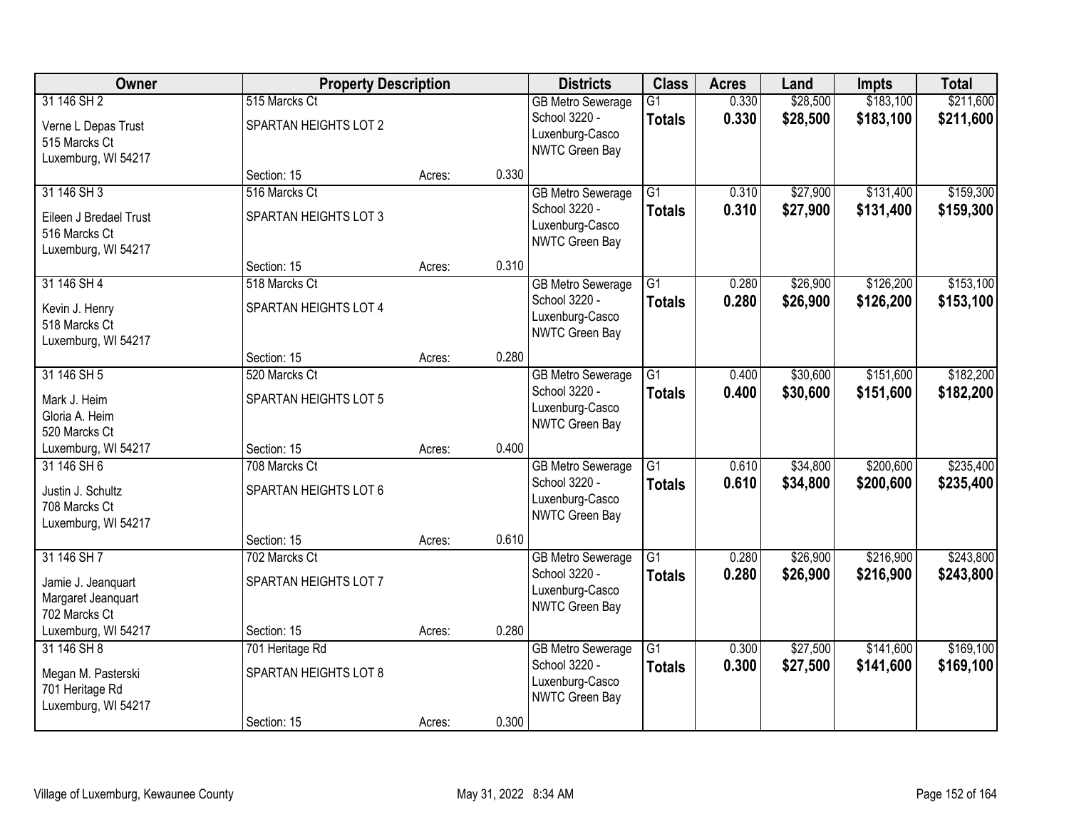| Owner | Property Description | | | Districts | Class | Acres | Land | Impts | Total |
|---|---|---|---|---|---|---|---|---|---|
| 31 146 SH 2 | 515 Marcks Ct | | | GB Metro Sewerage | G1 | 0.330 | $28,500 | $183,100 | $211,600 |
| Verne L Depas Trust<br>515 Marcks Ct<br>Luxemburg, WI 54217 | SPARTAN HEIGHTS LOT 2 | | | School 3220 - Luxenburg-Casco<br>NWTC Green Bay | **Totals** | **0.330** | **$28,500** | **$183,100** | **$211,600** |
| | Section: 15 | Acres: | 0.330 | | | | | | |
| 31 146 SH 3 | 516 Marcks Ct | | | GB Metro Sewerage | G1 | 0.310 | $27,900 | $131,400 | $159,300 |
| Eileen J Bredael Trust<br>516 Marcks Ct<br>Luxemburg, WI 54217 | SPARTAN HEIGHTS LOT 3 | | | School 3220 - Luxenburg-Casco<br>NWTC Green Bay | **Totals** | **0.310** | **$27,900** | **$131,400** | **$159,300** |
| | Section: 15 | Acres: | 0.310 | | | | | | |
| 31 146 SH 4 | 518 Marcks Ct | | | GB Metro Sewerage | G1 | 0.280 | $26,900 | $126,200 | $153,100 |
| Kevin J. Henry<br>518 Marcks Ct<br>Luxemburg, WI 54217 | SPARTAN HEIGHTS LOT 4 | | | School 3220 - Luxenburg-Casco<br>NWTC Green Bay | **Totals** | **0.280** | **$26,900** | **$126,200** | **$153,100** |
| | Section: 15 | Acres: | 0.280 | | | | | | |
| 31 146 SH 5 | 520 Marcks Ct | | | GB Metro Sewerage | G1 | 0.400 | $30,600 | $151,600 | $182,200 |
| Mark J. Heim<br>Gloria A. Heim<br>520 Marcks Ct<br>Luxemburg, WI 54217 | SPARTAN HEIGHTS LOT 5 | | | School 3220 - Luxenburg-Casco<br>NWTC Green Bay | **Totals** | **0.400** | **$30,600** | **$151,600** | **$182,200** |
| | Section: 15 | Acres: | 0.400 | | | | | | |
| 31 146 SH 6 | 708 Marcks Ct | | | GB Metro Sewerage | G1 | 0.610 | $34,800 | $200,600 | $235,400 |
| Justin J. Schultz<br>708 Marcks Ct<br>Luxemburg, WI 54217 | SPARTAN HEIGHTS LOT 6 | | | School 3220 - Luxenburg-Casco<br>NWTC Green Bay | **Totals** | **0.610** | **$34,800** | **$200,600** | **$235,400** |
| | Section: 15 | Acres: | 0.610 | | | | | | |
| 31 146 SH 7 | 702 Marcks Ct | | | GB Metro Sewerage | G1 | 0.280 | $26,900 | $216,900 | $243,800 |
| Jamie J. Jeanquart<br>Margaret Jeanquart<br>702 Marcks Ct<br>Luxemburg, WI 54217 | SPARTAN HEIGHTS LOT 7 | | | School 3220 - Luxenburg-Casco<br>NWTC Green Bay | **Totals** | **0.280** | **$26,900** | **$216,900** | **$243,800** |
| | Section: 15 | Acres: | 0.280 | | | | | | |
| 31 146 SH 8 | 701 Heritage Rd | | | GB Metro Sewerage | G1 | 0.300 | $27,500 | $141,600 | $169,100 |
| Megan M. Pasterski<br>701 Heritage Rd<br>Luxemburg, WI 54217 | SPARTAN HEIGHTS LOT 8 | | | School 3220 - Luxenburg-Casco<br>NWTC Green Bay | **Totals** | **0.300** | **$27,500** | **$141,600** | **$169,100** |
| | Section: 15 | Acres: | 0.300 | | | | | | |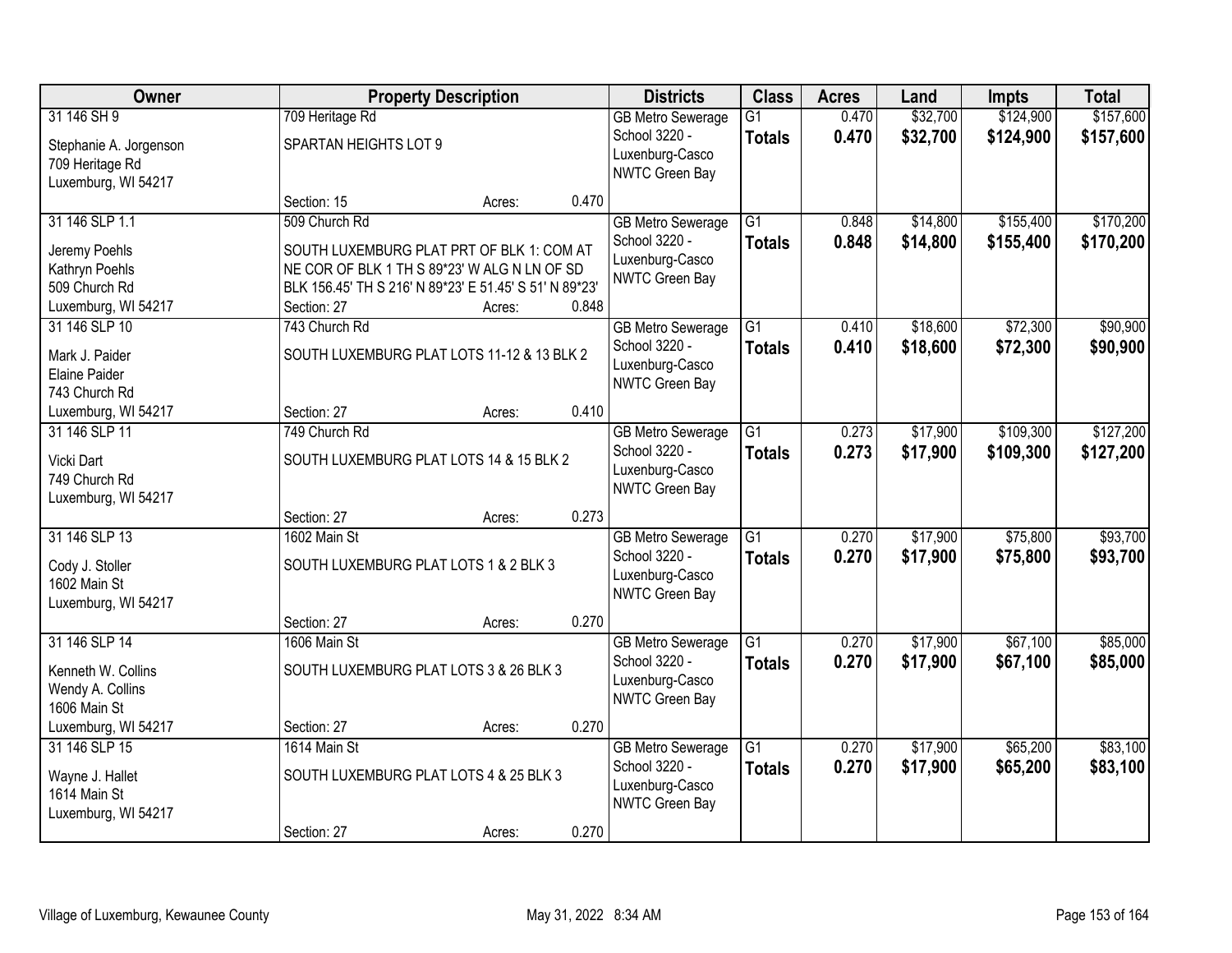| Owner | Property Description | Districts | Class | Acres | Land | Impts | Total |
|---|---|---|---|---|---|---|---|
| 31 146 SH 9<br><br>Stephanie A. Jorgenson<br>709 Heritage Rd<br>Luxemburg, WI 54217 | 709 Heritage Rd<br><br>SPARTAN HEIGHTS LOT 9<br><br>Section: 15 Acres: 0.470 | GB Metro Sewerage<br>School 3220 - Luxenburg-Casco<br>NWTC Green Bay | G1<br>**Totals** | 0.470<br>**0.470** | $32,700<br>**$32,700** | $124,900<br>**$124,900** | $157,600<br>**$157,600** |
| 31 146 SLP 1.1<br><br>Jeremy Poehls<br>Kathryn Poehls<br>509 Church Rd<br>Luxemburg, WI 54217 | 509 Church Rd<br><br>SOUTH LUXEMBURG PLAT PRT OF BLK 1: COM AT NE COR OF BLK 1 TH S 89*23' W ALG N LN OF SD BLK 156.45' TH S 216' N 89*23' E 51.45' S 51' N 89*23'<br>Section: 27 Acres: 0.848 | GB Metro Sewerage<br>School 3220 - Luxenburg-Casco<br>NWTC Green Bay | G1<br>**Totals** | 0.848<br>**0.848** | $14,800<br>**$14,800** | $155,400<br>**$155,400** | $170,200<br>**$170,200** |
| 31 146 SLP 10<br><br>Mark J. Paider<br>Elaine Paider<br>743 Church Rd<br>Luxemburg, WI 54217 | 743 Church Rd<br><br>SOUTH LUXEMBURG PLAT LOTS 11-12 & 13 BLK 2<br><br>Section: 27 Acres: 0.410 | GB Metro Sewerage<br>School 3220 - Luxenburg-Casco<br>NWTC Green Bay | G1<br>**Totals** | 0.410<br>**0.410** | $18,600<br>**$18,600** | $72,300<br>**$72,300** | $90,900<br>**$90,900** |
| 31 146 SLP 11<br><br>Vicki Dart<br>749 Church Rd<br>Luxemburg, WI 54217 | 749 Church Rd<br><br>SOUTH LUXEMBURG PLAT LOTS 14 & 15 BLK 2<br><br>Section: 27 Acres: 0.273 | GB Metro Sewerage<br>School 3220 - Luxenburg-Casco<br>NWTC Green Bay | G1<br>**Totals** | 0.273<br>**0.273** | $17,900<br>**$17,900** | $109,300<br>**$109,300** | $127,200<br>**$127,200** |
| 31 146 SLP 13<br><br>Cody J. Stoller<br>1602 Main St<br>Luxemburg, WI 54217 | 1602 Main St<br><br>SOUTH LUXEMBURG PLAT LOTS 1 & 2 BLK 3<br><br>Section: 27 Acres: 0.270 | GB Metro Sewerage<br>School 3220 - Luxenburg-Casco<br>NWTC Green Bay | G1<br>**Totals** | 0.270<br>**0.270** | $17,900<br>**$17,900** | $75,800<br>**$75,800** | $93,700<br>**$93,700** |
| 31 146 SLP 14<br><br>Kenneth W. Collins<br>Wendy A. Collins<br>1606 Main St<br>Luxemburg, WI 54217 | 1606 Main St<br><br>SOUTH LUXEMBURG PLAT LOTS 3 & 26 BLK 3<br><br>Section: 27 Acres: 0.270 | GB Metro Sewerage<br>School 3220 - Luxenburg-Casco<br>NWTC Green Bay | G1<br>**Totals** | 0.270<br>**0.270** | $17,900<br>**$17,900** | $67,100<br>**$67,100** | $85,000<br>**$85,000** |
| 31 146 SLP 15<br><br>Wayne J. Hallet<br>1614 Main St<br>Luxemburg, WI 54217 | 1614 Main St<br><br>SOUTH LUXEMBURG PLAT LOTS 4 & 25 BLK 3<br><br>Section: 27 Acres: 0.270 | GB Metro Sewerage<br>School 3220 - Luxenburg-Casco<br>NWTC Green Bay | G1<br>**Totals** | 0.270<br>**0.270** | $17,900<br>**$17,900** | $65,200<br>**$65,200** | $83,100<br>**$83,100** |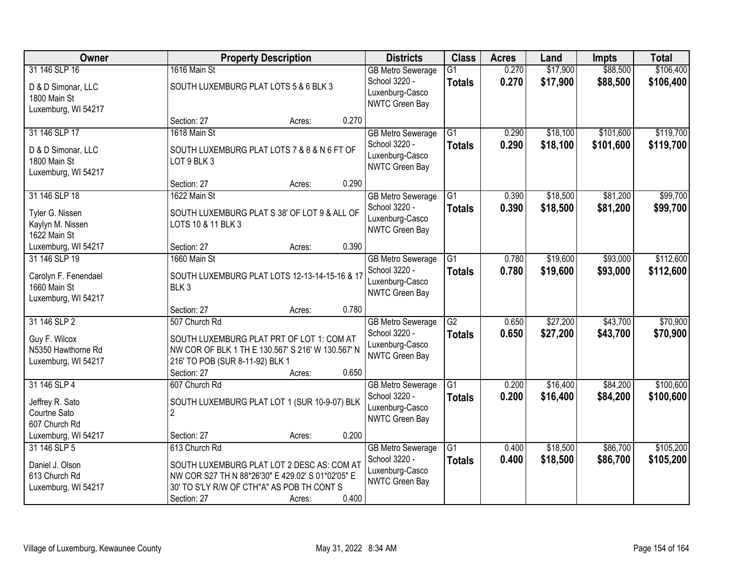| Owner | Property Description | Districts | Class | Acres | Land | Impts | Total |
|---|---|---|---|---|---|---|---|
| 31 146 SLP 16<br>D & D Simonar, LLC<br>1800 Main St<br>Luxemburg, WI 54217 | 1616 Main St<br>SOUTH LUXEMBURG PLAT LOTS 5 & 6 BLK 3<br>Section: 27 Acres: 0.270 | GB Metro Sewerage<br>School 3220 - Luxenburg-Casco<br>NWTC Green Bay | G1<br>**Totals** | 0.270<br>**0.270** | $17,900<br>**$17,900** | $88,500<br>**$88,500** | $106,400<br>**$106,400** |
| 31 146 SLP 17<br>D & D Simonar, LLC<br>1800 Main St<br>Luxemburg, WI 54217 | 1618 Main St<br>SOUTH LUXEMBURG PLAT LOTS 7 & 8 & N 6 FT OF LOT 9 BLK 3<br>Section: 27 Acres: 0.290 | GB Metro Sewerage<br>School 3220 - Luxenburg-Casco<br>NWTC Green Bay | G1<br>**Totals** | 0.290<br>**0.290** | $18,100<br>**$18,100** | $101,600<br>**$101,600** | $119,700<br>**$119,700** |
| 31 146 SLP 18<br>Tyler G. Nissen<br>Kaylyn M. Nissen<br>1622 Main St<br>Luxemburg, WI 54217 | 1622 Main St<br>SOUTH LUXEMBURG PLAT S 38' OF LOT 9 & ALL OF LOTS 10 & 11 BLK 3<br>Section: 27 Acres: 0.390 | GB Metro Sewerage<br>School 3220 - Luxenburg-Casco<br>NWTC Green Bay | G1<br>**Totals** | 0.390<br>**0.390** | $18,500<br>**$18,500** | $81,200<br>**$81,200** | $99,700<br>**$99,700** |
| 31 146 SLP 19<br>Carolyn F. Fenendael<br>1660 Main St<br>Luxemburg, WI 54217 | 1660 Main St<br>SOUTH LUXEMBURG PLAT LOTS 12-13-14-15-16 & 17 BLK 3<br>Section: 27 Acres: 0.780 | GB Metro Sewerage<br>School 3220 - Luxenburg-Casco<br>NWTC Green Bay | G1<br>**Totals** | 0.780<br>**0.780** | $19,600<br>**$19,600** | $93,000<br>**$93,000** | $112,600<br>**$112,600** |
| 31 146 SLP 2<br>Guy F. Wilcox<br>N5350 Hawthorne Rd<br>Luxemburg, WI 54217 | 507 Church Rd<br>SOUTH LUXEMBURG PLAT PRT OF LOT 1: COM AT NW COR OF BLK 1 TH E 130.567' S 216' W 130.567' N 216' TO POB (SUR 8-11-92) BLK 1<br>Section: 27 Acres: 0.650 | GB Metro Sewerage<br>School 3220 - Luxenburg-Casco<br>NWTC Green Bay | G2<br>**Totals** | 0.650<br>**0.650** | $27,200<br>**$27,200** | $43,700<br>**$43,700** | $70,900<br>**$70,900** |
| 31 146 SLP 4<br>Jeffrey R. Sato<br>Courtne Sato<br>607 Church Rd<br>Luxemburg, WI 54217 | 607 Church Rd<br>SOUTH LUXEMBURG PLAT LOT 1 (SUR 10-9-07) BLK 2<br>Section: 27 Acres: 0.200 | GB Metro Sewerage<br>School 3220 - Luxenburg-Casco<br>NWTC Green Bay | G1<br>**Totals** | 0.200<br>**0.200** | $16,400<br>**$16,400** | $84,200<br>**$84,200** | $100,600<br>**$100,600** |
| 31 146 SLP 5<br>Daniel J. Olson<br>613 Church Rd<br>Luxemburg, WI 54217 | 613 Church Rd<br>SOUTH LUXEMBURG PLAT LOT 2 DESC AS: COM AT NW COR S27 TH N 88*26'30" E 429.02' S 01*02'05" E 30' TO S'LY R/W OF CTH"A" AS POB TH CONT S<br>Section: 27 Acres: 0.400 | GB Metro Sewerage<br>School 3220 - Luxenburg-Casco<br>NWTC Green Bay | G1<br>**Totals** | 0.400<br>**0.400** | $18,500<br>**$18,500** | $86,700<br>**$86,700** | $105,200<br>**$105,200** |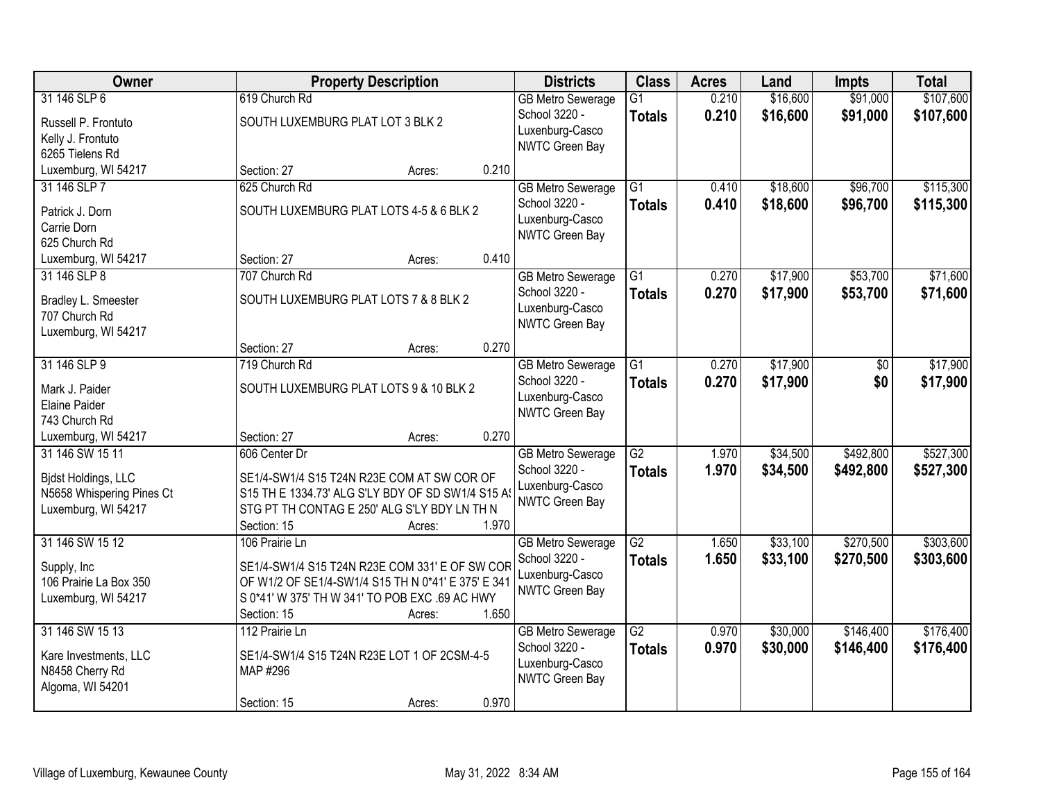| Owner | Property Description | Districts | Class | Acres | Land | Impts | Total |
|---|---|---|---|---|---|---|---|
| 31 146 SLP 6<br>Russell P. Frontuto<br>Kelly J. Frontuto<br>6265 Tielens Rd<br>Luxemburg, WI 54217 | 619 Church Rd<br>SOUTH LUXEMBURG PLAT LOT 3 BLK 2<br>Section: 27 Acres: 0.210 | GB Metro Sewerage<br>School 3220 - Luxenburg-Casco<br>NWTC Green Bay | G1<br>**Totals** | 0.210<br>**0.210** | $16,600<br>**$16,600** | $91,000<br>**$91,000** | $107,600<br>**$107,600** |
| 31 146 SLP 7<br>Patrick J. Dorn<br>Carrie Dorn<br>625 Church Rd<br>Luxemburg, WI 54217 | 625 Church Rd<br>SOUTH LUXEMBURG PLAT LOTS 4-5 & 6 BLK 2<br>Section: 27 Acres: 0.410 | GB Metro Sewerage<br>School 3220 - Luxenburg-Casco<br>NWTC Green Bay | G1<br>**Totals** | 0.410<br>**0.410** | $18,600<br>**$18,600** | $96,700<br>**$96,700** | $115,300<br>**$115,300** |
| 31 146 SLP 8<br>Bradley L. Smeester<br>707 Church Rd<br>Luxemburg, WI 54217 | 707 Church Rd<br>SOUTH LUXEMBURG PLAT LOTS 7 & 8 BLK 2<br>Section: 27 Acres: 0.270 | GB Metro Sewerage<br>School 3220 - Luxenburg-Casco<br>NWTC Green Bay | G1<br>**Totals** | 0.270<br>**0.270** | $17,900<br>**$17,900** | $53,700<br>**$53,700** | $71,600<br>**$71,600** |
| 31 146 SLP 9<br>Mark J. Paider<br>Elaine Paider<br>743 Church Rd<br>Luxemburg, WI 54217 | 719 Church Rd<br>SOUTH LUXEMBURG PLAT LOTS 9 & 10 BLK 2<br>Section: 27 Acres: 0.270 | GB Metro Sewerage<br>School 3220 - Luxenburg-Casco<br>NWTC Green Bay | G1<br>**Totals** | 0.270<br>**0.270** | $17,900<br>**$17,900** | $0<br>**$0** | $17,900<br>**$17,900** |
| 31 146 SW 15 11<br>Bjdst Holdings, LLC<br>N5658 Whispering Pines Ct<br>Luxemburg, WI 54217 | 606 Center Dr<br>SE1/4-SW1/4 S15 T24N R23E COM AT SW COR OF S15 TH E 1334.73' ALG S'LY BDY OF SD SW1/4 S15 AS STG PT TH CONTAG E 250' ALG S'LY BDY LN TH N<br>Section: 15 Acres: 1.970 | GB Metro Sewerage<br>School 3220 - Luxenburg-Casco<br>NWTC Green Bay | G2<br>**Totals** | 1.970<br>**1.970** | $34,500<br>**$34,500** | $492,800<br>**$492,800** | $527,300<br>**$527,300** |
| 31 146 SW 15 12<br>Supply, Inc<br>106 Prairie La Box 350<br>Luxemburg, WI 54217 | 106 Prairie Ln<br>SE1/4-SW1/4 S15 T24N R23E COM 331' E OF SW COR OF W1/2 OF SE1/4-SW1/4 S15 TH N 0*41' E 375' E 341 S 0*41' W 375' TH W 341' TO POB EXC .69 AC HWY<br>Section: 15 Acres: 1.650 | GB Metro Sewerage<br>School 3220 - Luxenburg-Casco<br>NWTC Green Bay | G2<br>**Totals** | 1.650<br>**1.650** | $33,100<br>**$33,100** | $270,500<br>**$270,500** | $303,600<br>**$303,600** |
| 31 146 SW 15 13<br>Kare Investments, LLC<br>N8458 Cherry Rd<br>Algoma, WI 54201 | 112 Prairie Ln<br>SE1/4-SW1/4 S15 T24N R23E LOT 1 OF 2CSM-4-5 MAP #296<br>Section: 15 Acres: 0.970 | GB Metro Sewerage<br>School 3220 - Luxenburg-Casco<br>NWTC Green Bay | G2<br>**Totals** | 0.970<br>**0.970** | $30,000<br>**$30,000** | $146,400<br>**$146,400** | $176,400<br>**$176,400** |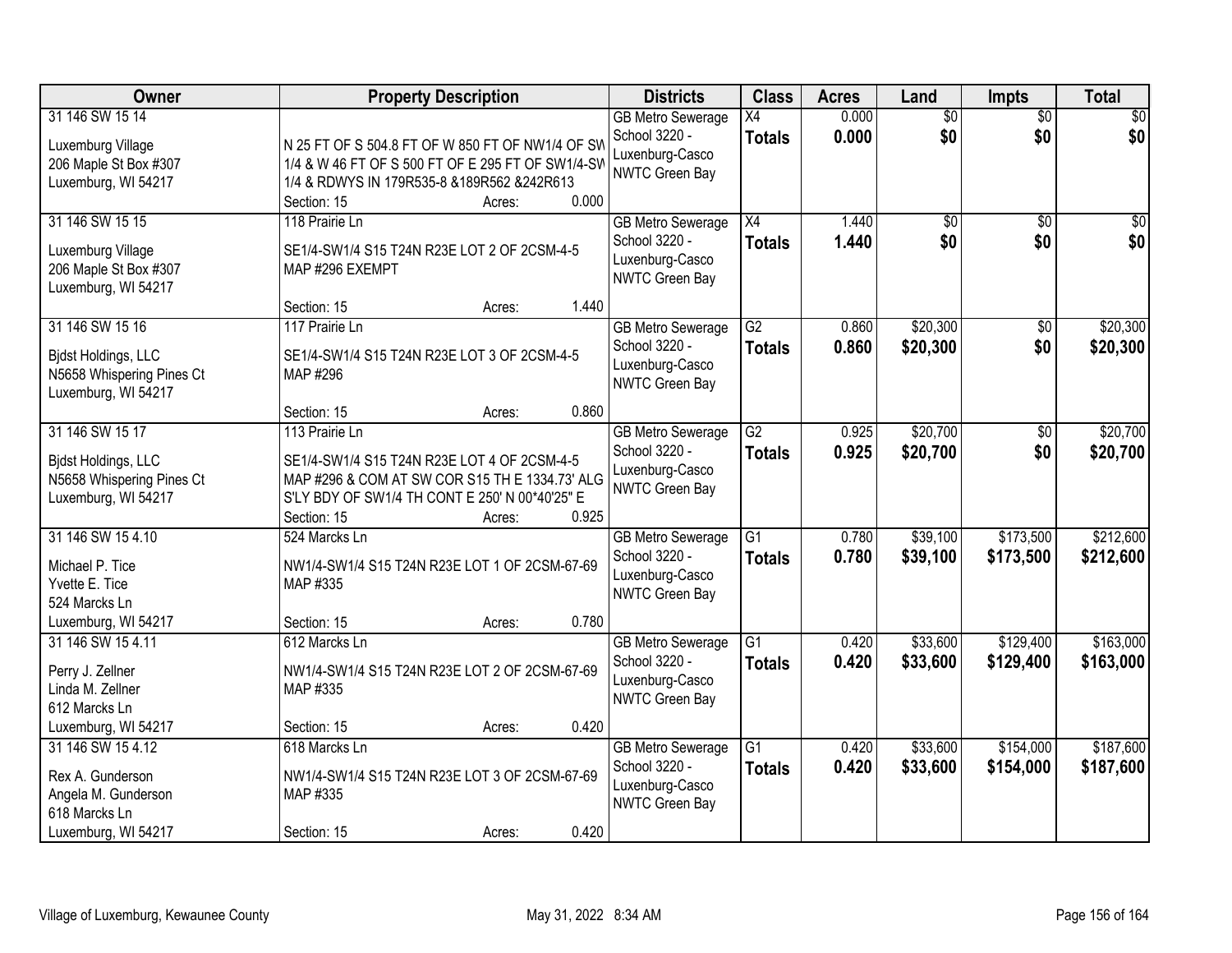| Owner | Property Description | Districts | Class | Acres | Land | Impts | Total |
|---|---|---|---|---|---|---|---|
| 31 146 SW 15 14<br><br>Luxemburg Village<br>206 Maple St Box #307<br>Luxemburg, WI 54217 | N 25 FT OF S 504.8 FT OF W 850 FT OF NW1/4 OF SW 1/4 & W 46 FT OF S 500 FT OF E 295 FT OF SW1/4-SW 1/4 & RDWYS IN 179R535-8 &189R562 &242R613<br>Section: 15 Acres: 0.000 | GB Metro Sewerage<br>School 3220 - Luxenburg-Casco<br>NWTC Green Bay | X4<br>**Totals** | 0.000<br>**0.000** | $0<br>**$0** | $0<br>**$0** | $0<br>**$0** |
| 31 146 SW 15 15<br><br>Luxemburg Village<br>206 Maple St Box #307<br>Luxemburg, WI 54217 | 118 Prairie Ln<br>SE1/4-SW1/4 S15 T24N R23E LOT 2 OF 2CSM-4-5 MAP #296 EXEMPT<br>Section: 15 Acres: 1.440 | GB Metro Sewerage<br>School 3220 - Luxenburg-Casco<br>NWTC Green Bay | X4<br>**Totals** | 1.440<br>**1.440** | $0<br>**$0** | $0<br>**$0** | $0<br>**$0** |
| 31 146 SW 15 16<br><br>Bjdst Holdings, LLC<br>N5658 Whispering Pines Ct<br>Luxemburg, WI 54217 | 117 Prairie Ln<br>SE1/4-SW1/4 S15 T24N R23E LOT 3 OF 2CSM-4-5 MAP #296<br>Section: 15 Acres: 0.860 | GB Metro Sewerage<br>School 3220 - Luxenburg-Casco<br>NWTC Green Bay | G2<br>**Totals** | 0.860<br>**0.860** | $20,300<br>**$20,300** | $0<br>**$0** | $20,300<br>**$20,300** |
| 31 146 SW 15 17<br><br>Bjdst Holdings, LLC<br>N5658 Whispering Pines Ct<br>Luxemburg, WI 54217 | 113 Prairie Ln<br>SE1/4-SW1/4 S15 T24N R23E LOT 4 OF 2CSM-4-5 MAP #296 & COM AT SW COR S15 TH E 1334.73' ALG S'LY BDY OF SW1/4 TH CONT E 250' N 00*40'25" E<br>Section: 15 Acres: 0.925 | GB Metro Sewerage<br>School 3220 - Luxenburg-Casco<br>NWTC Green Bay | G2<br>**Totals** | 0.925<br>**0.925** | $20,700<br>**$20,700** | $0<br>**$0** | $20,700<br>**$20,700** |
| 31 146 SW 15 4.10<br><br>Michael P. Tice<br>Yvette E. Tice<br>524 Marcks Ln<br>Luxemburg, WI 54217 | 524 Marcks Ln<br>NW1/4-SW1/4 S15 T24N R23E LOT 1 OF 2CSM-67-69 MAP #335<br>Section: 15 Acres: 0.780 | GB Metro Sewerage<br>School 3220 - Luxenburg-Casco<br>NWTC Green Bay | G1<br>**Totals** | 0.780<br>**0.780** | $39,100<br>**$39,100** | $173,500<br>**$173,500** | $212,600<br>**$212,600** |
| 31 146 SW 15 4.11<br><br>Perry J. Zellner<br>Linda M. Zellner<br>612 Marcks Ln<br>Luxemburg, WI 54217 | 612 Marcks Ln<br>NW1/4-SW1/4 S15 T24N R23E LOT 2 OF 2CSM-67-69 MAP #335<br>Section: 15 Acres: 0.420 | GB Metro Sewerage<br>School 3220 - Luxenburg-Casco<br>NWTC Green Bay | G1<br>**Totals** | 0.420<br>**0.420** | $33,600<br>**$33,600** | $129,400<br>**$129,400** | $163,000<br>**$163,000** |
| 31 146 SW 15 4.12<br><br>Rex A. Gunderson<br>Angela M. Gunderson<br>618 Marcks Ln<br>Luxemburg, WI 54217 | 618 Marcks Ln<br>NW1/4-SW1/4 S15 T24N R23E LOT 3 OF 2CSM-67-69 MAP #335<br>Section: 15 Acres: 0.420 | GB Metro Sewerage<br>School 3220 - Luxenburg-Casco<br>NWTC Green Bay | G1<br>**Totals** | 0.420<br>**0.420** | $33,600<br>**$33,600** | $154,000<br>**$154,000** | $187,600<br>**$187,600** |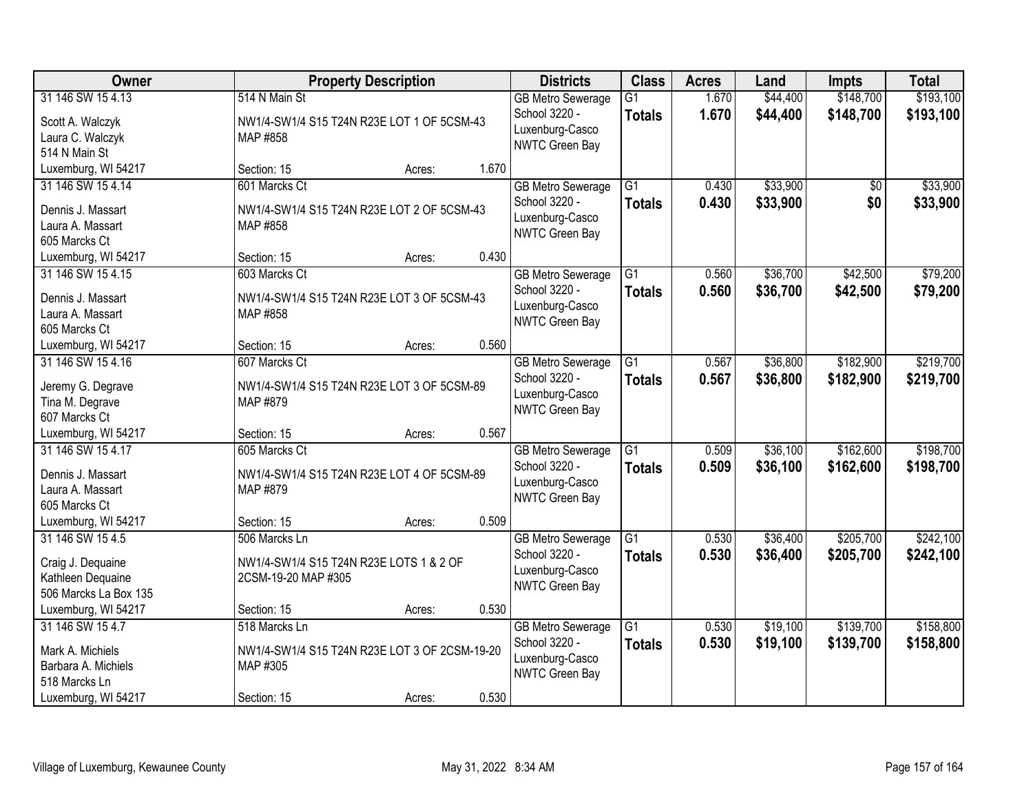| Owner | Property Description | Districts | Class | Acres | Land | Impts | Total |
|---|---|---|---|---|---|---|---|
| 31 146 SW 15 4.13<br>Scott A. Walczyk<br>Laura C. Walczyk<br>514 N Main St<br>Luxemburg, WI 54217 | 514 N Main St<br>NW1/4-SW1/4 S15 T24N R23E LOT 1 OF 5CSM-43 MAP #858<br>Section: 15 Acres: 1.670 | GB Metro Sewerage<br>School 3220 - Luxenburg-Casco<br>NWTC Green Bay | G1<br>**Totals** | 1.670<br>**1.670** | $44,400<br>**$44,400** | $148,700<br>**$148,700** | $193,100<br>**$193,100** |
| 31 146 SW 15 4.14<br>Dennis J. Massart<br>Laura A. Massart<br>605 Marcks Ct<br>Luxemburg, WI 54217 | 601 Marcks Ct<br>NW1/4-SW1/4 S15 T24N R23E LOT 2 OF 5CSM-43 MAP #858<br>Section: 15 Acres: 0.430 | GB Metro Sewerage<br>School 3220 - Luxenburg-Casco<br>NWTC Green Bay | G1<br>**Totals** | 0.430<br>**0.430** | $33,900<br>**$33,900** | $0<br>**$0** | $33,900<br>**$33,900** |
| 31 146 SW 15 4.15<br>Dennis J. Massart<br>Laura A. Massart<br>605 Marcks Ct<br>Luxemburg, WI 54217 | 603 Marcks Ct<br>NW1/4-SW1/4 S15 T24N R23E LOT 3 OF 5CSM-43 MAP #858<br>Section: 15 Acres: 0.560 | GB Metro Sewerage<br>School 3220 - Luxenburg-Casco<br>NWTC Green Bay | G1<br>**Totals** | 0.560<br>**0.560** | $36,700<br>**$36,700** | $42,500<br>**$42,500** | $79,200<br>**$79,200** |
| 31 146 SW 15 4.16<br>Jeremy G. Degrave<br>Tina M. Degrave<br>607 Marcks Ct<br>Luxemburg, WI 54217 | 607 Marcks Ct<br>NW1/4-SW1/4 S15 T24N R23E LOT 3 OF 5CSM-89 MAP #879<br>Section: 15 Acres: 0.567 | GB Metro Sewerage<br>School 3220 - Luxenburg-Casco<br>NWTC Green Bay | G1<br>**Totals** | 0.567<br>**0.567** | $36,800<br>**$36,800** | $182,900<br>**$182,900** | $219,700<br>**$219,700** |
| 31 146 SW 15 4.17<br>Dennis J. Massart<br>Laura A. Massart<br>605 Marcks Ct<br>Luxemburg, WI 54217 | 605 Marcks Ct<br>NW1/4-SW1/4 S15 T24N R23E LOT 4 OF 5CSM-89 MAP #879<br>Section: 15 Acres: 0.509 | GB Metro Sewerage<br>School 3220 - Luxenburg-Casco<br>NWTC Green Bay | G1<br>**Totals** | 0.509<br>**0.509** | $36,100<br>**$36,100** | $162,600<br>**$162,600** | $198,700<br>**$198,700** |
| 31 146 SW 15 4.5<br>Craig J. Dequaine<br>Kathleen Dequaine<br>506 Marcks La Box 135<br>Luxemburg, WI 54217 | 506 Marcks Ln<br>NW1/4-SW1/4 S15 T24N R23E LOTS 1 & 2 OF 2CSM-19-20 MAP #305<br>Section: 15 Acres: 0.530 | GB Metro Sewerage<br>School 3220 - Luxenburg-Casco<br>NWTC Green Bay | G1<br>**Totals** | 0.530<br>**0.530** | $36,400<br>**$36,400** | $205,700<br>**$205,700** | $242,100<br>**$242,100** |
| 31 146 SW 15 4.7<br>Mark A. Michiels<br>Barbara A. Michiels<br>518 Marcks Ln<br>Luxemburg, WI 54217 | 518 Marcks Ln<br>NW1/4-SW1/4 S15 T24N R23E LOT 3 OF 2CSM-19-20 MAP #305<br>Section: 15 Acres: 0.530 | GB Metro Sewerage<br>School 3220 - Luxenburg-Casco<br>NWTC Green Bay | G1<br>**Totals** | 0.530<br>**0.530** | $19,100<br>**$19,100** | $139,700<br>**$139,700** | $158,800<br>**$158,800** |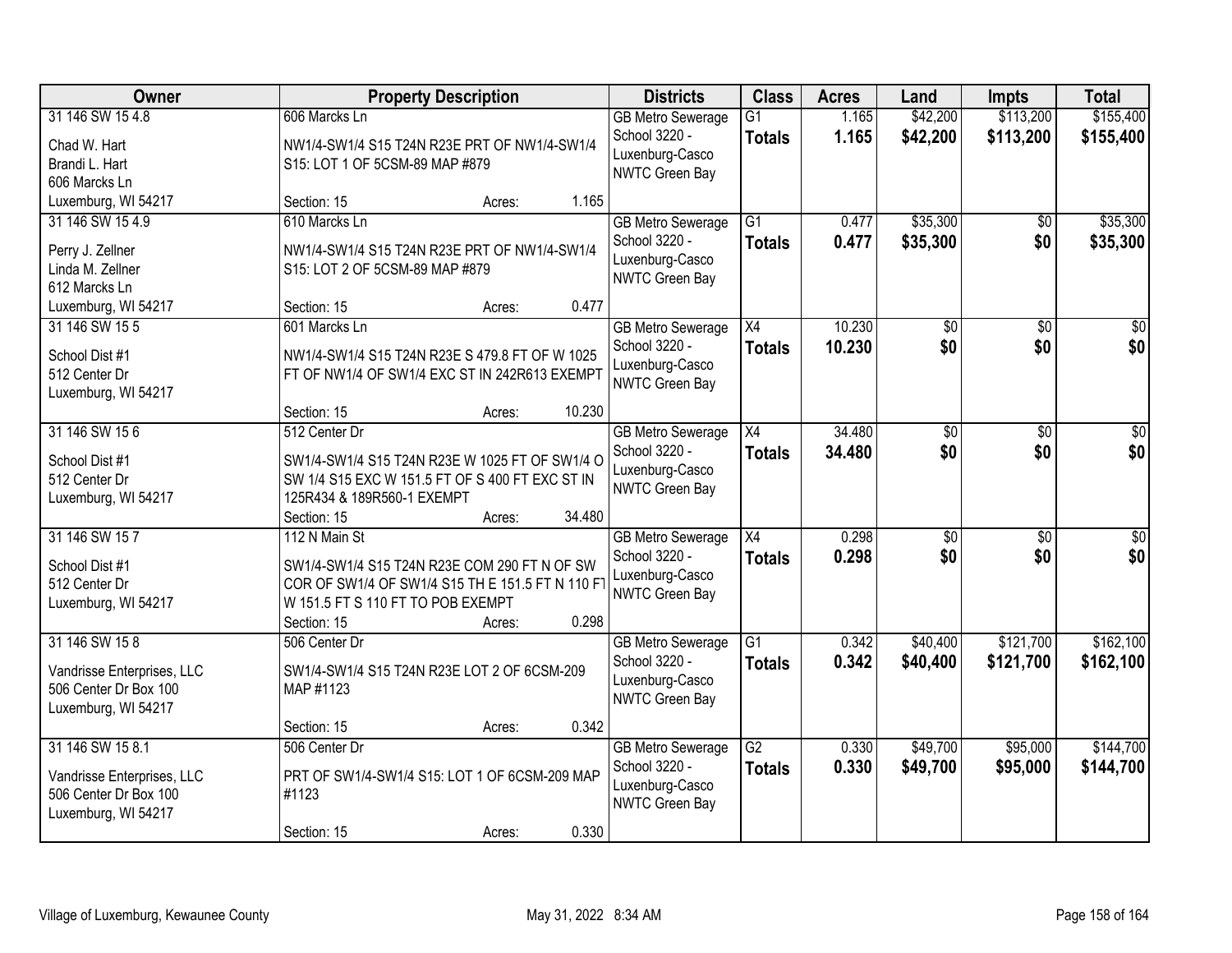| Owner | Property Description | Districts | Class | Acres | Land | Impts | Total |
|---|---|---|---|---|---|---|---|
| 31 146 SW 15 4.8<br>Chad W. Hart<br>Brandi L. Hart<br>606 Marcks Ln<br>Luxemburg, WI 54217 | 606 Marcks Ln<br>NW1/4-SW1/4 S15 T24N R23E PRT OF NW1/4-SW1/4 S15: LOT 1 OF 5CSM-89 MAP #879<br>Section: 15 Acres: 1.165 | GB Metro Sewerage<br>School 3220 - Luxenburg-Casco<br>NWTC Green Bay | G1<br>**Totals** | 1.165<br>**1.165** | $42,200<br>**$42,200** | $113,200<br>**$113,200** | $155,400<br>**$155,400** |
| 31 146 SW 15 4.9<br>Perry J. Zellner<br>Linda M. Zellner<br>612 Marcks Ln<br>Luxemburg, WI 54217 | 610 Marcks Ln<br>NW1/4-SW1/4 S15 T24N R23E PRT OF NW1/4-SW1/4 S15: LOT 2 OF 5CSM-89 MAP #879<br>Section: 15 Acres: 0.477 | GB Metro Sewerage<br>School 3220 - Luxenburg-Casco<br>NWTC Green Bay | G1<br>**Totals** | 0.477<br>**0.477** | $35,300<br>**$35,300** | $0<br>**$0** | $35,300<br>**$35,300** |
| 31 146 SW 15 5<br>School Dist #1<br>512 Center Dr<br>Luxemburg, WI 54217 | 601 Marcks Ln<br>NW1/4-SW1/4 S15 T24N R23E S 479.8 FT OF W 1025 FT OF NW1/4 OF SW1/4 EXC ST IN 242R613 EXEMPT<br>Section: 15 Acres: 10.230 | GB Metro Sewerage<br>School 3220 - Luxenburg-Casco<br>NWTC Green Bay | X4<br>**Totals** | 10.230<br>**10.230** | $0<br>**$0** | $0<br>**$0** | $0<br>**$0** |
| 31 146 SW 15 6<br>School Dist #1<br>512 Center Dr<br>Luxemburg, WI 54217 | 512 Center Dr<br>SW1/4-SW1/4 S15 T24N R23E W 1025 FT OF SW1/4 O SW 1/4 S15 EXC W 151.5 FT OF S 400 FT EXC ST IN 125R434 & 189R560-1 EXEMPT<br>Section: 15 Acres: 34.480 | GB Metro Sewerage<br>School 3220 - Luxenburg-Casco<br>NWTC Green Bay | X4<br>**Totals** | 34.480<br>**34.480** | $0<br>**$0** | $0<br>**$0** | $0<br>**$0** |
| 31 146 SW 15 7<br>School Dist #1<br>512 Center Dr<br>Luxemburg, WI 54217 | 112 N Main St<br>SW1/4-SW1/4 S15 T24N R23E COM 290 FT N OF SW COR OF SW1/4 OF SW1/4 S15 TH E 151.5 FT N 110 FT W 151.5 FT S 110 FT TO POB EXEMPT<br>Section: 15 Acres: 0.298 | GB Metro Sewerage<br>School 3220 - Luxenburg-Casco<br>NWTC Green Bay | X4<br>**Totals** | 0.298<br>**0.298** | $0<br>**$0** | $0<br>**$0** | $0<br>**$0** |
| 31 146 SW 15 8<br>Vandrisse Enterprises, LLC<br>506 Center Dr Box 100<br>Luxemburg, WI 54217 | 506 Center Dr<br>SW1/4-SW1/4 S15 T24N R23E LOT 2 OF 6CSM-209 MAP #1123<br>Section: 15 Acres: 0.342 | GB Metro Sewerage<br>School 3220 - Luxenburg-Casco<br>NWTC Green Bay | G1<br>**Totals** | 0.342<br>**0.342** | $40,400<br>**$40,400** | $121,700<br>**$121,700** | $162,100<br>**$162,100** |
| 31 146 SW 15 8.1<br>Vandrisse Enterprises, LLC<br>506 Center Dr Box 100<br>Luxemburg, WI 54217 | 506 Center Dr<br>PRT OF SW1/4-SW1/4 S15: LOT 1 OF 6CSM-209 MAP #1123<br>Section: 15 Acres: 0.330 | GB Metro Sewerage<br>School 3220 - Luxenburg-Casco<br>NWTC Green Bay | G2<br>**Totals** | 0.330<br>**0.330** | $49,700<br>**$49,700** | $95,000<br>**$95,000** | $144,700<br>**$144,700** |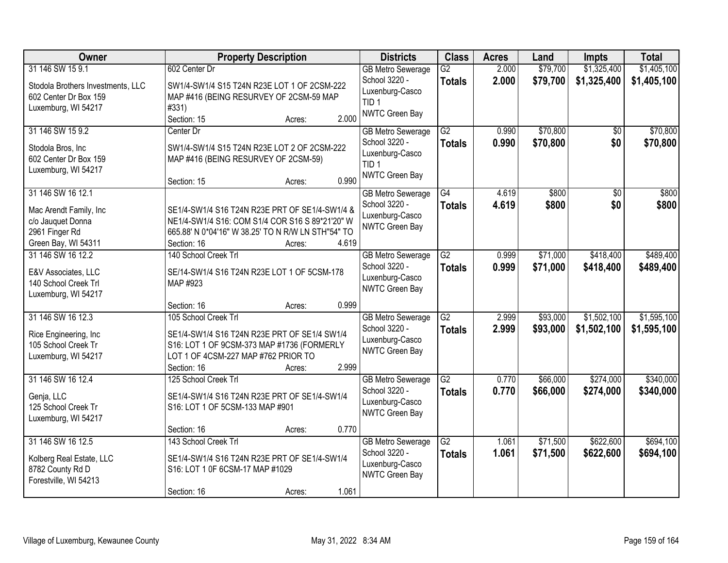| Owner | Property Description | Districts | Class | Acres | Land | Impts | Total |
|---|---|---|---|---|---|---|---|
| 31 146 SW 15 9.1<br>Stodola Brothers Investments, LLC<br>602 Center Dr Box 159<br>Luxemburg, WI 54217 | 602 Center Dr<br>SW1/4-SW1/4 S15 T24N R23E LOT 1 OF 2CSM-222 MAP #416 (BEING RESURVEY OF 2CSM-59 MAP #331)<br>Section: 15 Acres: 2.000 | GB Metro Sewerage<br>School 3220 - Luxenburg-Casco<br>TID 1<br>NWTC Green Bay | G2<br>**Totals** | 2.000<br>**2.000** | $79,700<br>**$79,700** | $1,325,400<br>**$1,325,400** | $1,405,100<br>**$1,405,100** |
| 31 146 SW 15 9.2<br>Stodola Bros, Inc<br>602 Center Dr Box 159<br>Luxemburg, WI 54217 | Center Dr<br>SW1/4-SW1/4 S15 T24N R23E LOT 2 OF 2CSM-222 MAP #416 (BEING RESURVEY OF 2CSM-59)<br>Section: 15 Acres: 0.990 | GB Metro Sewerage<br>School 3220 - Luxenburg-Casco<br>TID 1<br>NWTC Green Bay | G2<br>**Totals** | 0.990<br>**0.990** | $70,800<br>**$70,800** | $0<br>**$0** | $70,800<br>**$70,800** |
| 31 146 SW 16 12.1<br>Mac Arendt Family, Inc<br>c/o Jauquet Donna<br>2961 Finger Rd<br>Green Bay, WI 54311 | SE1/4-SW1/4 S16 T24N R23E PRT OF SE1/4-SW1/4 & NE1/4-SW1/4 S16: COM S1/4 COR S16 S 89*21'20" W 665.88' N 0*04'16" W 38.25' TO N R/W LN STH"54" TO<br>Section: 16 Acres: 4.619 | GB Metro Sewerage<br>School 3220 - Luxenburg-Casco<br>NWTC Green Bay | G4<br>**Totals** | 4.619<br>**4.619** | $800<br>**$800** | $0<br>**$0** | $800<br>**$800** |
| 31 146 SW 16 12.2<br>E&V Associates, LLC<br>140 School Creek Trl<br>Luxemburg, WI 54217 | 140 School Creek Trl<br>SE/14-SW1/4 S16 T24N R23E LOT 1 OF 5CSM-178 MAP #923<br>Section: 16 Acres: 0.999 | GB Metro Sewerage<br>School 3220 - Luxenburg-Casco<br>NWTC Green Bay | G2<br>**Totals** | 0.999<br>**0.999** | $71,000<br>**$71,000** | $418,400<br>**$418,400** | $489,400<br>**$489,400** |
| 31 146 SW 16 12.3<br>Rice Engineering, Inc<br>105 School Creek Tr<br>Luxemburg, WI 54217 | 105 School Creek Trl<br>SE1/4-SW1/4 S16 T24N R23E PRT OF SE1/4 SW1/4 S16: LOT 1 OF 9CSM-373 MAP #1736 (FORMERLY LOT 1 OF 4CSM-227 MAP #762 PRIOR TO<br>Section: 16 Acres: 2.999 | GB Metro Sewerage<br>School 3220 - Luxenburg-Casco<br>NWTC Green Bay | G2<br>**Totals** | 2.999<br>**2.999** | $93,000<br>**$93,000** | $1,502,100<br>**$1,502,100** | $1,595,100<br>**$1,595,100** |
| 31 146 SW 16 12.4<br>Genja, LLC<br>125 School Creek Tr<br>Luxemburg, WI 54217 | 125 School Creek Trl<br>SE1/4-SW1/4 S16 T24N R23E PRT OF SE1/4-SW1/4 S16: LOT 1 OF 5CSM-133 MAP #901<br>Section: 16 Acres: 0.770 | GB Metro Sewerage<br>School 3220 - Luxenburg-Casco<br>NWTC Green Bay | G2<br>**Totals** | 0.770<br>**0.770** | $66,000<br>**$66,000** | $274,000<br>**$274,000** | $340,000<br>**$340,000** |
| 31 146 SW 16 12.5<br>Kolberg Real Estate, LLC<br>8782 County Rd D<br>Forestville, WI 54213 | 143 School Creek Trl<br>SE1/4-SW1/4 S16 T24N R23E PRT OF SE1/4-SW1/4 S16: LOT 1 0F 6CSM-17 MAP #1029<br>Section: 16 Acres: 1.061 | GB Metro Sewerage<br>School 3220 - Luxenburg-Casco<br>NWTC Green Bay | G2<br>**Totals** | 1.061<br>**1.061** | $71,500<br>**$71,500** | $622,600<br>**$622,600** | $694,100<br>**$694,100** |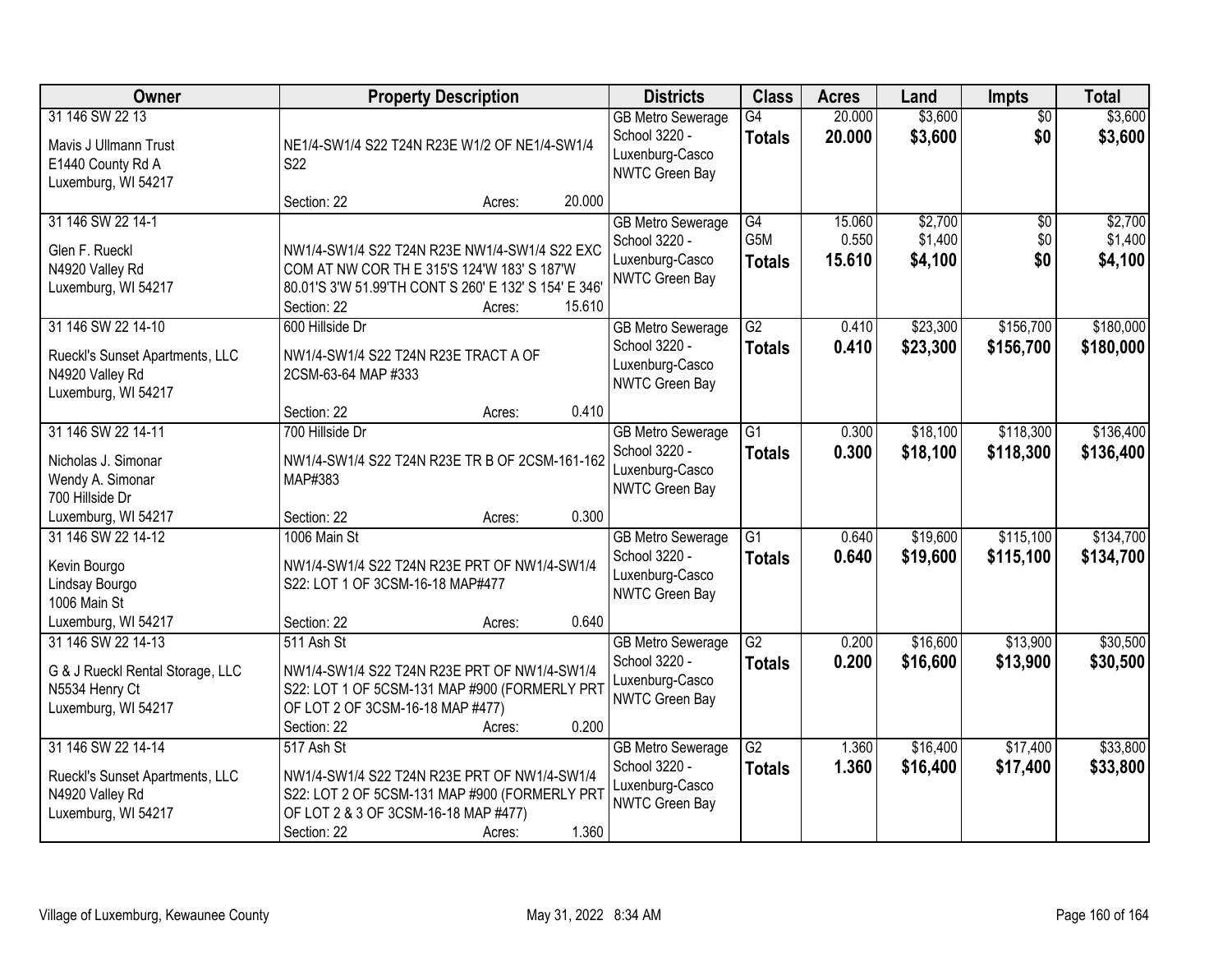| Owner | Property Description | Districts | Class | Acres | Land | Impts | Total |
|---|---|---|---|---|---|---|---|
| 31 146 SW 22 13<br><br>Mavis J Ullmann Trust<br>E1440 County Rd A<br>Luxemburg, WI 54217 | NE1/4-SW1/4 S22 T24N R23E W1/2 OF NE1/4-SW1/4 S22<br><br>Section: 22 Acres: 20.000 | GB Metro Sewerage<br>School 3220 - Luxenburg-Casco<br>NWTC Green Bay | G4<br>**Totals** | 20.000<br>**20.000** | $3,600<br>**$3,600** | $0<br>**$0** | $3,600<br>**$3,600** |
| 31 146 SW 22 14-1<br><br>Glen F. Rueckl<br>N4920 Valley Rd<br>Luxemburg, WI 54217 | NW1/4-SW1/4 S22 T24N R23E NW1/4-SW1/4 S22 EXC COM AT NW COR TH E 315'S 124'W 183' S 187'W 80.01'S 3'W 51.99'TH CONT S 260' E 132' S 154' E 346'<br><br>Section: 22 Acres: 15.610 | GB Metro Sewerage<br>School 3220 - Luxenburg-Casco<br>NWTC Green Bay | G4<br>G5M<br>**Totals** | 15.060<br>0.550<br>**15.610** | $2,700<br>$1,400<br>**$4,100** | $0<br>$0<br>**$0** | $2,700<br>$1,400<br>**$4,100** |
| 31 146 SW 22 14-10<br><br>Rueckl's Sunset Apartments, LLC<br>N4920 Valley Rd<br>Luxemburg, WI 54217 | 600 Hillside Dr<br><br>NW1/4-SW1/4 S22 T24N R23E TRACT A OF 2CSM-63-64 MAP #333<br><br>Section: 22 Acres: 0.410 | GB Metro Sewerage<br>School 3220 - Luxenburg-Casco<br>NWTC Green Bay | G2<br>**Totals** | 0.410<br>**0.410** | $23,300<br>**$23,300** | $156,700<br>**$156,700** | $180,000<br>**$180,000** |
| 31 146 SW 22 14-11<br><br>Nicholas J. Simonar<br>Wendy A. Simonar<br>700 Hillside Dr<br>Luxemburg, WI 54217 | 700 Hillside Dr<br><br>NW1/4-SW1/4 S22 T24N R23E TR B OF 2CSM-161-162 MAP#383<br><br>Section: 22 Acres: 0.300 | GB Metro Sewerage<br>School 3220 - Luxenburg-Casco<br>NWTC Green Bay | G1<br>**Totals** | 0.300<br>**0.300** | $18,100<br>**$18,100** | $118,300<br>**$118,300** | $136,400<br>**$136,400** |
| 31 146 SW 22 14-12<br><br>Kevin Bourgo<br>Lindsay Bourgo<br>1006 Main St<br>Luxemburg, WI 54217 | 1006 Main St<br><br>NW1/4-SW1/4 S22 T24N R23E PRT OF NW1/4-SW1/4 S22: LOT 1 OF 3CSM-16-18 MAP#477<br><br>Section: 22 Acres: 0.640 | GB Metro Sewerage<br>School 3220 - Luxenburg-Casco<br>NWTC Green Bay | G1<br>**Totals** | 0.640<br>**0.640** | $19,600<br>**$19,600** | $115,100<br>**$115,100** | $134,700<br>**$134,700** |
| 31 146 SW 22 14-13<br><br>G & J Rueckl Rental Storage, LLC<br>N5534 Henry Ct<br>Luxemburg, WI 54217 | 511 Ash St<br><br>NW1/4-SW1/4 S22 T24N R23E PRT OF NW1/4-SW1/4 S22: LOT 1 OF 5CSM-131 MAP #900 (FORMERLY PRT OF LOT 2 OF 3CSM-16-18 MAP #477)<br>Section: 22 Acres: 0.200 | GB Metro Sewerage<br>School 3220 - Luxenburg-Casco<br>NWTC Green Bay | G2<br>**Totals** | 0.200<br>**0.200** | $16,600<br>**$16,600** | $13,900<br>**$13,900** | $30,500<br>**$30,500** |
| 31 146 SW 22 14-14<br><br>Rueckl's Sunset Apartments, LLC<br>N4920 Valley Rd<br>Luxemburg, WI 54217 | 517 Ash St<br><br>NW1/4-SW1/4 S22 T24N R23E PRT OF NW1/4-SW1/4 S22: LOT 2 OF 5CSM-131 MAP #900 (FORMERLY PRT OF LOT 2 & 3 OF 3CSM-16-18 MAP #477)<br>Section: 22 Acres: 1.360 | GB Metro Sewerage<br>School 3220 - Luxenburg-Casco<br>NWTC Green Bay | G2<br>**Totals** | 1.360<br>**1.360** | $16,400<br>**$16,400** | $17,400<br>**$17,400** | $33,800<br>**$33,800** |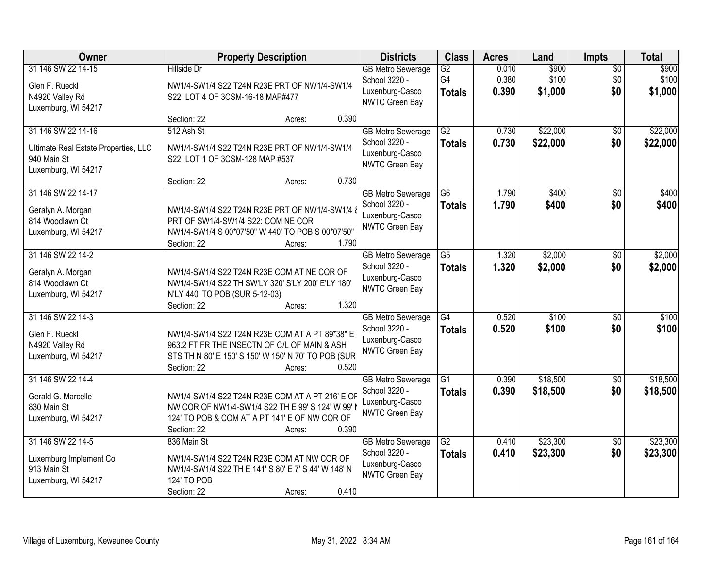| Owner | Property Description | Districts | Class | Acres | Land | Impts | Total |
|---|---|---|---|---|---|---|---|
| 31 146 SW 22 14-15<br><br>Glen F. Rueckl<br>N4920 Valley Rd<br>Luxemburg, WI 54217 | Hillside Dr<br><br>NW1/4-SW1/4 S22 T24N R23E PRT OF NW1/4-SW1/4 S22: LOT 4 OF 3CSM-16-18 MAP#477<br><br>Section: 22 Acres: 0.390 | GB Metro Sewerage<br>School 3220 - Luxenburg-Casco<br>NWTC Green Bay | G2<br>G4<br>**Totals** | 0.010<br>0.380<br>**0.390** | $900<br>$100<br>**$1,000** | $0<br>$0<br>**$0** | $900<br>$100<br>**$1,000** |
| 31 146 SW 22 14-16<br><br>Ultimate Real Estate Properties, LLC<br>940 Main St<br>Luxemburg, WI 54217 | 512 Ash St<br><br>NW1/4-SW1/4 S22 T24N R23E PRT OF NW1/4-SW1/4 S22: LOT 1 OF 3CSM-128 MAP #537<br><br>Section: 22 Acres: 0.730 | GB Metro Sewerage<br>School 3220 - Luxenburg-Casco<br>NWTC Green Bay | G2<br>**Totals** | 0.730<br>**0.730** | $22,000<br>**$22,000** | $0<br>**$0** | $22,000<br>**$22,000** |
| 31 146 SW 22 14-17<br><br>Geralyn A. Morgan<br>814 Woodlawn Ct<br>Luxemburg, WI 54217 | NW1/4-SW1/4 S22 T24N R23E PRT OF NW1/4-SW1/4 & PRT OF SW1/4-SW1/4 S22: COM NE COR NW1/4-SW1/4 S 00*07'50" W 440' TO POB S 00*07'50"<br>Section: 22 Acres: 1.790 | GB Metro Sewerage<br>School 3220 - Luxenburg-Casco<br>NWTC Green Bay | G6<br>**Totals** | 1.790<br>**1.790** | $400<br>**$400** | $0<br>**$0** | $400<br>**$400** |
| 31 146 SW 22 14-2<br><br>Geralyn A. Morgan<br>814 Woodlawn Ct<br>Luxemburg, WI 54217 | NW1/4-SW1/4 S22 T24N R23E COM AT NE COR OF NW1/4-SW1/4 S22 TH SW'LY 320' S'LY 200' E'LY 180' N'LY 440' TO POB (SUR 5-12-03)<br>Section: 22 Acres: 1.320 | GB Metro Sewerage<br>School 3220 - Luxenburg-Casco<br>NWTC Green Bay | G5<br>**Totals** | 1.320<br>**1.320** | $2,000<br>**$2,000** | $0<br>**$0** | $2,000<br>**$2,000** |
| 31 146 SW 22 14-3<br><br>Glen F. Rueckl<br>N4920 Valley Rd<br>Luxemburg, WI 54217 | NW1/4-SW1/4 S22 T24N R23E COM AT A PT 89*38" E 963.2 FT FR THE INSECTN OF C/L OF MAIN & ASH STS TH N 80' E 150' S 150' W 150' N 70' TO POB (SUR<br>Section: 22 Acres: 0.520 | GB Metro Sewerage<br>School 3220 - Luxenburg-Casco<br>NWTC Green Bay | G4<br>**Totals** | 0.520<br>**0.520** | $100<br>**$100** | $0<br>**$0** | $100<br>**$100** |
| 31 146 SW 22 14-4<br><br>Gerald G. Marcelle<br>830 Main St<br>Luxemburg, WI 54217 | NW1/4-SW1/4 S22 T24N R23E COM AT A PT 216' E OF NW COR OF NW1/4-SW1/4 S22 TH E 99' S 124' W 99' N 124' TO POB & COM AT A PT 141' E OF NW COR OF<br>Section: 22 Acres: 0.390 | GB Metro Sewerage<br>School 3220 - Luxenburg-Casco<br>NWTC Green Bay | G1<br>**Totals** | 0.390<br>**0.390** | $18,500<br>**$18,500** | $0<br>**$0** | $18,500<br>**$18,500** |
| 31 146 SW 22 14-5<br><br>Luxemburg Implement Co<br>913 Main St<br>Luxemburg, WI 54217 | 836 Main St<br><br>NW1/4-SW1/4 S22 T24N R23E COM AT NW COR OF NW1/4-SW1/4 S22 TH E 141' S 80' E 7' S 44' W 148' N 124' TO POB<br>Section: 22 Acres: 0.410 | GB Metro Sewerage<br>School 3220 - Luxenburg-Casco<br>NWTC Green Bay | G2<br>**Totals** | 0.410<br>**0.410** | $23,300<br>**$23,300** | $0<br>**$0** | $23,300<br>**$23,300** |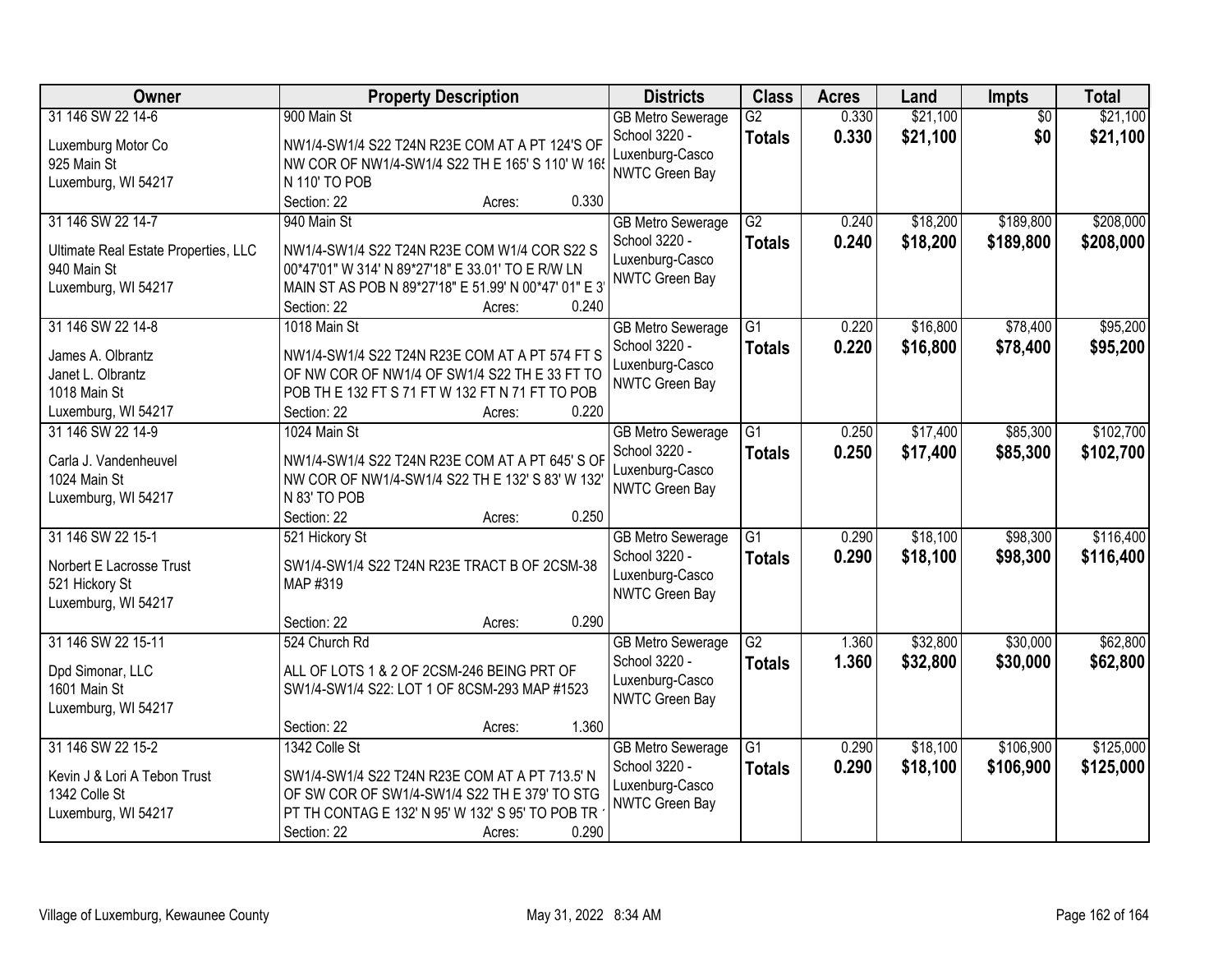| Owner | Property Description | Districts | Class | Acres | Land | Impts | Total |
|---|---|---|---|---|---|---|---|
| 31 146 SW 22 14-6<br><br>Luxemburg Motor Co<br>925 Main St<br>Luxemburg, WI 54217 | 900 Main St<br><br>NW1/4-SW1/4 S22 T24N R23E COM AT A PT 124'S OF NW COR OF NW1/4-SW1/4 S22 TH E 165' S 110' W 165 N 110' TO POB<br>Section: 22 Acres: 0.330 | GB Metro Sewerage<br>School 3220 - Luxenburg-Casco<br>NWTC Green Bay | G2<br>**Totals** | 0.330<br>**0.330** | $21,100<br>**$21,100** | $0<br>**$0** | $21,100<br>**$21,100** |
| 31 146 SW 22 14-7<br><br>Ultimate Real Estate Properties, LLC<br>940 Main St<br>Luxemburg, WI 54217 | 940 Main St<br><br>NW1/4-SW1/4 S22 T24N R23E COM W1/4 COR S22 S 00*47'01" W 314' N 89*27'18" E 33.01' TO E R/W LN MAIN ST AS POB N 89*27'18" E 51.99' N 00*47' 01" E 3<br>Section: 22 Acres: 0.240 | GB Metro Sewerage<br>School 3220 - Luxenburg-Casco<br>NWTC Green Bay | G2<br>**Totals** | 0.240<br>**0.240** | $18,200<br>**$18,200** | $189,800<br>**$189,800** | $208,000<br>**$208,000** |
| 31 146 SW 22 14-8<br><br>James A. Olbrantz<br>Janet L. Olbrantz<br>1018 Main St<br>Luxemburg, WI 54217 | 1018 Main St<br><br>NW1/4-SW1/4 S22 T24N R23E COM AT A PT 574 FT S OF NW COR OF NW1/4 OF SW1/4 S22 TH E 33 FT TO POB TH E 132 FT S 71 FT W 132 FT N 71 FT TO POB<br>Section: 22 Acres: 0.220 | GB Metro Sewerage<br>School 3220 - Luxenburg-Casco<br>NWTC Green Bay | G1<br>**Totals** | 0.220<br>**0.220** | $16,800<br>**$16,800** | $78,400<br>**$78,400** | $95,200<br>**$95,200** |
| 31 146 SW 22 14-9<br><br>Carla J. Vandenheuvel<br>1024 Main St<br>Luxemburg, WI 54217 | 1024 Main St<br><br>NW1/4-SW1/4 S22 T24N R23E COM AT A PT 645' S OF NW COR OF NW1/4-SW1/4 S22 TH E 132' S 83' W 132' N 83' TO POB<br>Section: 22 Acres: 0.250 | GB Metro Sewerage<br>School 3220 - Luxenburg-Casco<br>NWTC Green Bay | G1<br>**Totals** | 0.250<br>**0.250** | $17,400<br>**$17,400** | $85,300<br>**$85,300** | $102,700<br>**$102,700** |
| 31 146 SW 22 15-1<br><br>Norbert E Lacrosse Trust<br>521 Hickory St<br>Luxemburg, WI 54217 | 521 Hickory St<br><br>SW1/4-SW1/4 S22 T24N R23E TRACT B OF 2CSM-38 MAP #319<br>Section: 22 Acres: 0.290 | GB Metro Sewerage<br>School 3220 - Luxenburg-Casco<br>NWTC Green Bay | G1<br>**Totals** | 0.290<br>**0.290** | $18,100<br>**$18,100** | $98,300<br>**$98,300** | $116,400<br>**$116,400** |
| 31 146 SW 22 15-11<br><br>Dpd Simonar, LLC<br>1601 Main St<br>Luxemburg, WI 54217 | 524 Church Rd<br><br>ALL OF LOTS 1 & 2 OF 2CSM-246 BEING PRT OF SW1/4-SW1/4 S22: LOT 1 OF 8CSM-293 MAP #1523<br>Section: 22 Acres: 1.360 | GB Metro Sewerage<br>School 3220 - Luxenburg-Casco<br>NWTC Green Bay | G2<br>**Totals** | 1.360<br>**1.360** | $32,800<br>**$32,800** | $30,000<br>**$30,000** | $62,800<br>**$62,800** |
| 31 146 SW 22 15-2<br><br>Kevin J & Lori A Tebon Trust<br>1342 Colle St<br>Luxemburg, WI 54217 | 1342 Colle St<br><br>SW1/4-SW1/4 S22 T24N R23E COM AT A PT 713.5' N OF SW COR OF SW1/4-SW1/4 S22 TH E 379' TO STG PT TH CONTAG E 132' N 95' W 132' S 95' TO POB TR<br>Section: 22 Acres: 0.290 | GB Metro Sewerage<br>School 3220 - Luxenburg-Casco<br>NWTC Green Bay | G1<br>**Totals** | 0.290<br>**0.290** | $18,100<br>**$18,100** | $106,900<br>**$106,900** | $125,000<br>**$125,000** |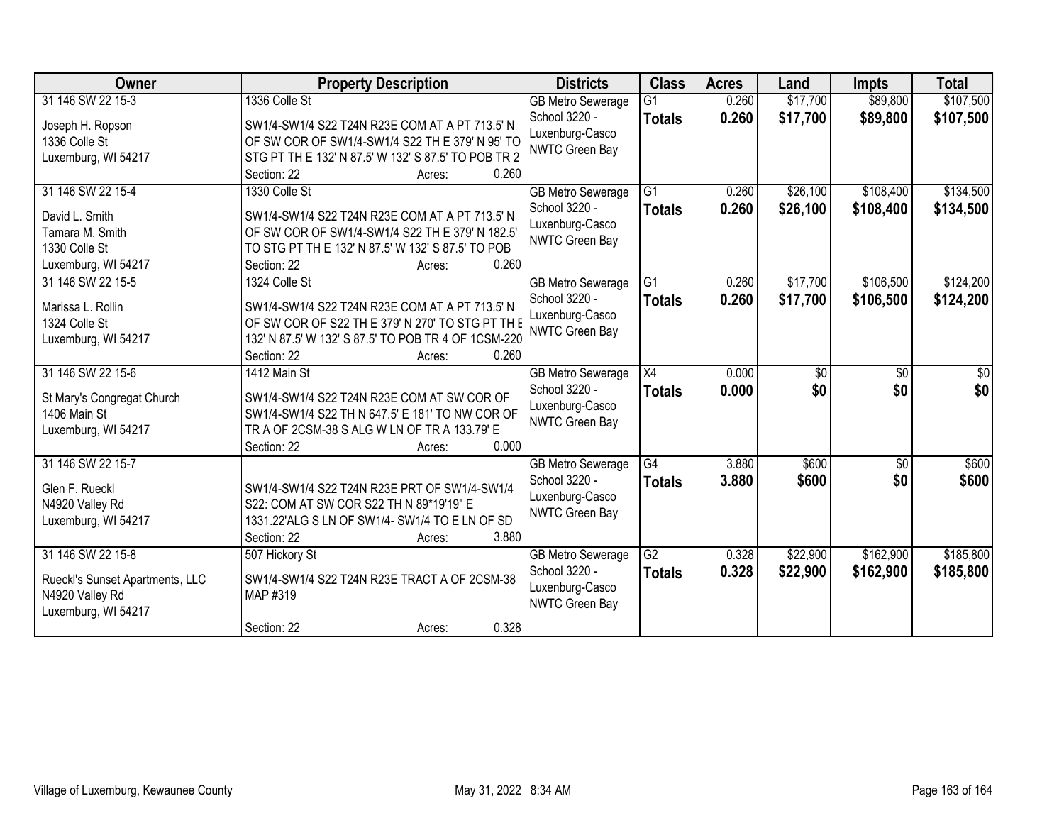| Owner | Property Description | Districts | Class | Acres | Land | Impts | Total |
|---|---|---|---|---|---|---|---|
| 31 146 SW 22 15-3<br><br>Joseph H. Ropson<br>1336 Colle St<br>Luxemburg, WI 54217 | 1336 Colle St<br><br>SW1/4-SW1/4 S22 T24N R23E COM AT A PT 713.5' N OF SW COR OF SW1/4-SW1/4 S22 TH E 379' N 95' TO STG PT TH E 132' N 87.5' W 132' S 87.5' TO POB TR 2<br>Section: 22 Acres: 0.260 | GB Metro Sewerage<br>School 3220 - Luxenburg-Casco<br>NWTC Green Bay | G1<br>**Totals** | 0.260<br>**0.260** | $17,700<br>**$17,700** | $89,800<br>**$89,800** | $107,500<br>**$107,500** |
| 31 146 SW 22 15-4<br><br>David L. Smith<br>Tamara M. Smith<br>1330 Colle St<br>Luxemburg, WI 54217 | 1330 Colle St<br><br>SW1/4-SW1/4 S22 T24N R23E COM AT A PT 713.5' N OF SW COR OF SW1/4-SW1/4 S22 TH E 379' N 182.5' TO STG PT TH E 132' N 87.5' W 132' S 87.5' TO POB<br>Section: 22 Acres: 0.260 | GB Metro Sewerage<br>School 3220 - Luxenburg-Casco<br>NWTC Green Bay | G1<br>**Totals** | 0.260<br>**0.260** | $26,100<br>**$26,100** | $108,400<br>**$108,400** | $134,500<br>**$134,500** |
| 31 146 SW 22 15-5<br><br>Marissa L. Rollin<br>1324 Colle St<br>Luxemburg, WI 54217 | 1324 Colle St<br><br>SW1/4-SW1/4 S22 T24N R23E COM AT A PT 713.5' N OF SW COR OF S22 TH E 379' N 270' TO STG PT TH E 132' N 87.5' W 132' S 87.5' TO POB TR 4 OF 1CSM-220<br>Section: 22 Acres: 0.260 | GB Metro Sewerage<br>School 3220 - Luxenburg-Casco<br>NWTC Green Bay | G1<br>**Totals** | 0.260<br>**0.260** | $17,700<br>**$17,700** | $106,500<br>**$106,500** | $124,200<br>**$124,200** |
| 31 146 SW 22 15-6<br><br>St Mary's Congregat Church<br>1406 Main St<br>Luxemburg, WI 54217 | 1412 Main St<br><br>SW1/4-SW1/4 S22 T24N R23E COM AT SW COR OF SW1/4-SW1/4 S22 TH N 647.5' E 181' TO NW COR OF TR A OF 2CSM-38 S ALG W LN OF TR A 133.79' E<br>Section: 22 Acres: 0.000 | GB Metro Sewerage<br>School 3220 - Luxenburg-Casco<br>NWTC Green Bay | X4<br>**Totals** | 0.000<br>**0.000** | $0<br>**$0** | $0<br>**$0** | $0<br>**$0** |
| 31 146 SW 22 15-7<br><br>Glen F. Rueckl<br>N4920 Valley Rd<br>Luxemburg, WI 54217 | <br><br>SW1/4-SW1/4 S22 T24N R23E PRT OF SW1/4-SW1/4 S22: COM AT SW COR S22 TH N 89*19'19" E 1331.22'ALG S LN OF SW1/4- SW1/4 TO E LN OF SD<br>Section: 22 Acres: 3.880 | GB Metro Sewerage<br>School 3220 - Luxenburg-Casco<br>NWTC Green Bay | G4<br>**Totals** | 3.880<br>**3.880** | $600<br>**$600** | $0<br>**$0** | $600<br>**$600** |
| 31 146 SW 22 15-8<br><br>Rueckl's Sunset Apartments, LLC<br>N4920 Valley Rd<br>Luxemburg, WI 54217 | 507 Hickory St<br><br>SW1/4-SW1/4 S22 T24N R23E TRACT A OF 2CSM-38 MAP #319<br>Section: 22 Acres: 0.328 | GB Metro Sewerage<br>School 3220 - Luxenburg-Casco<br>NWTC Green Bay | G2<br>**Totals** | 0.328<br>**0.328** | $22,900<br>**$22,900** | $162,900<br>**$162,900** | $185,800<br>**$185,800** |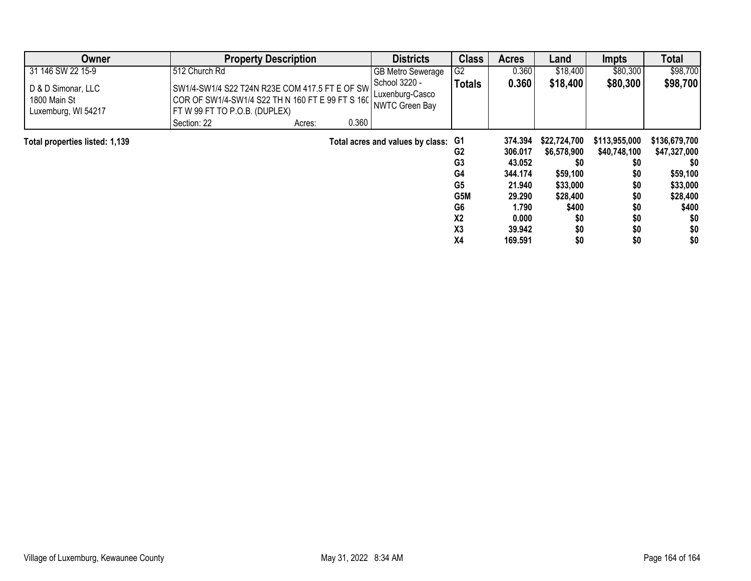| Owner | Property Description | Districts | Class | Acres | Land | Impts | Total |
|---|---|---|---|---|---|---|---|
| 31 146 SW 22 15-9 | 512 Church Rd | GB Metro Sewerage | G2 | 0.360 | $18,400 | $80,300 | $98,700 |
| D & D Simonar, LLC<br>1800 Main St<br>Luxemburg, WI 54217 | SW1/4-SW1/4 S22 T24N R23E COM 417.5 FT E OF SW COR OF SW1/4-SW1/4 S22 TH N 160 FT E 99 FT S 160 FT W 99 FT TO P.O.B. (DUPLEX) | School 3220 - Luxenburg-Casco<br>NWTC Green Bay | **Totals** | **0.360** | **$18,400** | **$80,300** | **$98,700** |
| | Section: 22 Acres: 0.360 | | | | | | |

**Total properties listed: 1,139**

| Total acres and values by class: | Acres | Land | Impts | Total |
|---|---|---|---|---|
| G1 | 374.394 | $22,724,700 | $113,955,000 | $136,679,700 |
| G2 | 306.017 | $6,578,900 | $40,748,100 | $47,327,000 |
| G3 | 43.052 | $0 | $0 | $0 |
| G4 | 344.174 | $59,100 | $0 | $59,100 |
| G5 | 21.940 | $33,000 | $0 | $33,000 |
| G5M | 29.290 | $28,400 | $0 | $28,400 |
| G6 | 1.790 | $400 | $0 | $400 |
| X2 | 0.000 | $0 | $0 | $0 |
| X3 | 39.942 | $0 | $0 | $0 |
| X4 | 169.591 | $0 | $0 | $0 |

Village of Luxemburg, Kewaunee County May 31, 2022 8:34 AM